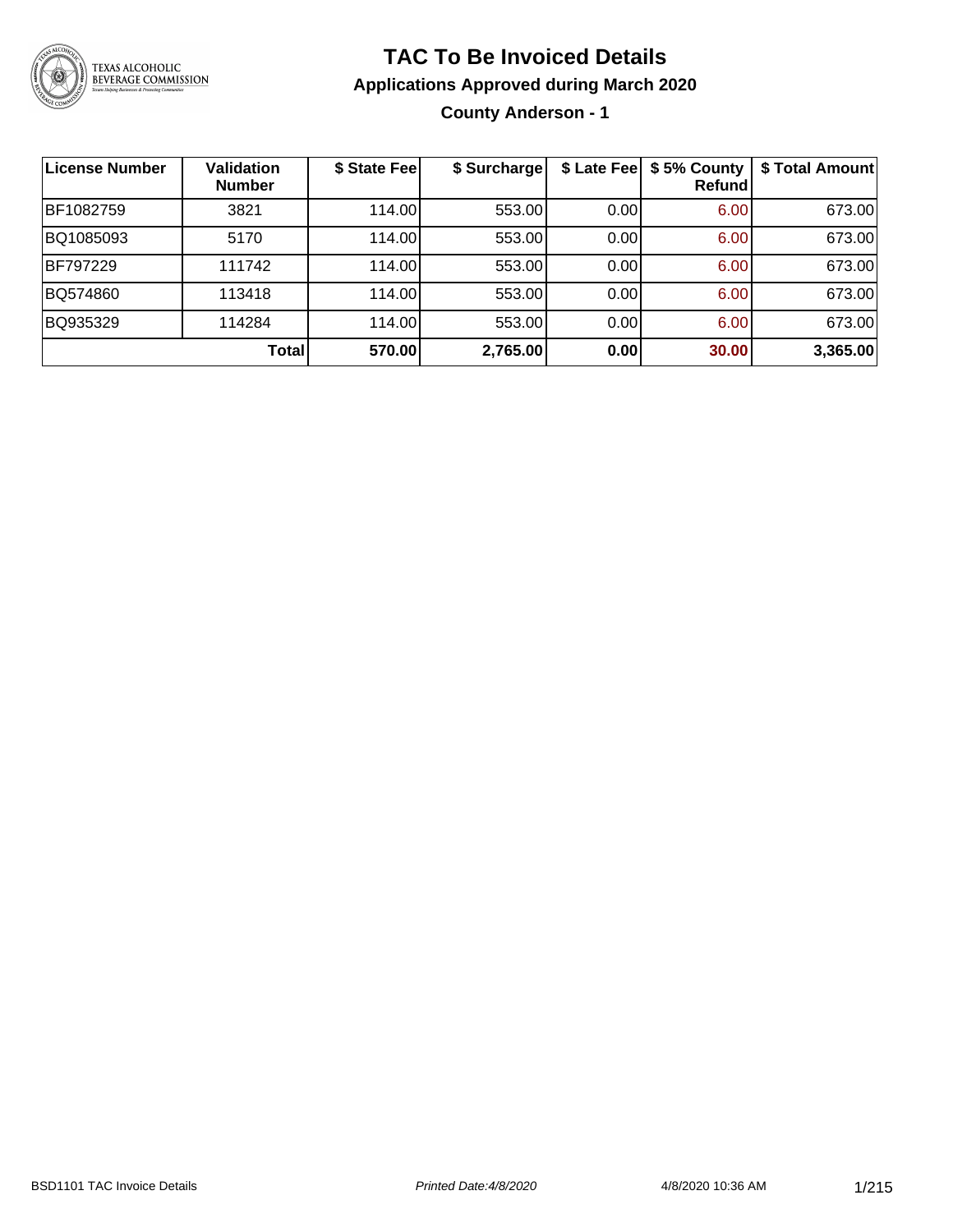# TAC To Be Invoiced Details

## Applications Approved during March 2020

### County Anderson - 1

| License Number | Validation Number | $ State Fee | $ Surcharge | $ Late Fee | $ 5% County Refund | $ Total Amount |
|---|---|---|---|---|---|---|
| BF1082759 | 3821 | 114.00 | 553.00 | 0.00 | 6.00 | 673.00 |
| BQ1085093 | 5170 | 114.00 | 553.00 | 0.00 | 6.00 | 673.00 |
| BF797229 | 111742 | 114.00 | 553.00 | 0.00 | 6.00 | 673.00 |
| BQ574860 | 113418 | 114.00 | 553.00 | 0.00 | 6.00 | 673.00 |
| BQ935329 | 114284 | 114.00 | 553.00 | 0.00 | 6.00 | 673.00 |
| | **Total** | **570.00** | **2,765.00** | **0.00** | **30.00** | **3,365.00** |

BSD1101 TAC Invoice Details *Printed Date:4/8/2020* 4/8/2020 10:36 AM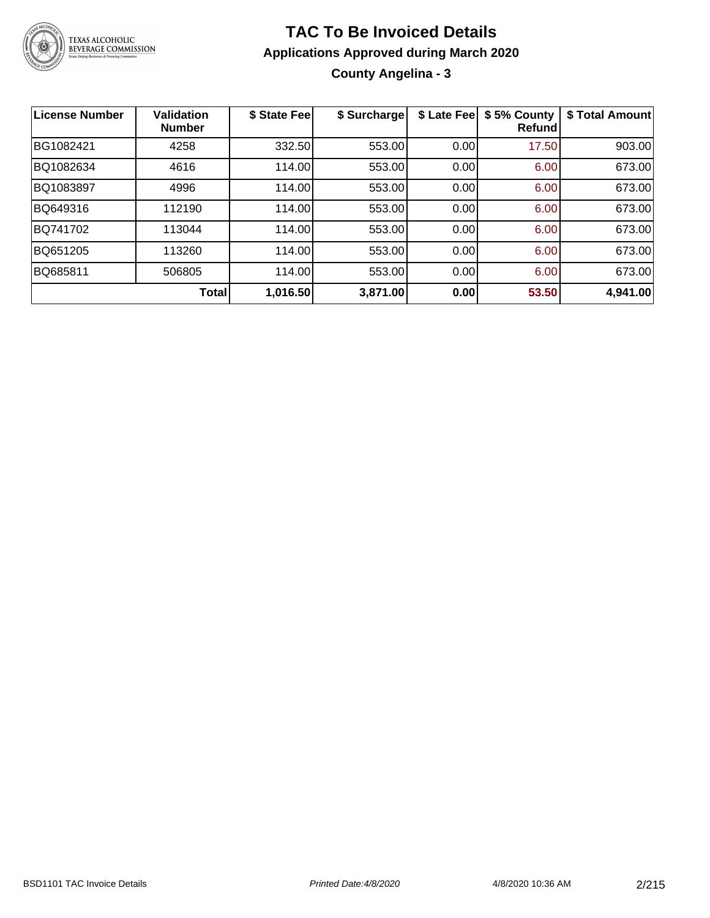# TAC To Be Invoiced Details

## Applications Approved during March 2020

### County Angelina - 3

| License Number | Validation Number | $ State Fee | $ Surcharge | $ Late Fee | $ 5% County Refund | $ Total Amount |
|---|---|---|---|---|---|---|
| BG1082421 | 4258 | 332.50 | 553.00 | 0.00 | 17.50 | 903.00 |
| BQ1082634 | 4616 | 114.00 | 553.00 | 0.00 | 6.00 | 673.00 |
| BQ1083897 | 4996 | 114.00 | 553.00 | 0.00 | 6.00 | 673.00 |
| BQ649316 | 112190 | 114.00 | 553.00 | 0.00 | 6.00 | 673.00 |
| BQ741702 | 113044 | 114.00 | 553.00 | 0.00 | 6.00 | 673.00 |
| BQ651205 | 113260 | 114.00 | 553.00 | 0.00 | 6.00 | 673.00 |
| BQ685811 | 506805 | 114.00 | 553.00 | 0.00 | 6.00 | 673.00 |
| | **Total** | **1,016.50** | **3,871.00** | **0.00** | **53.50** | **4,941.00** |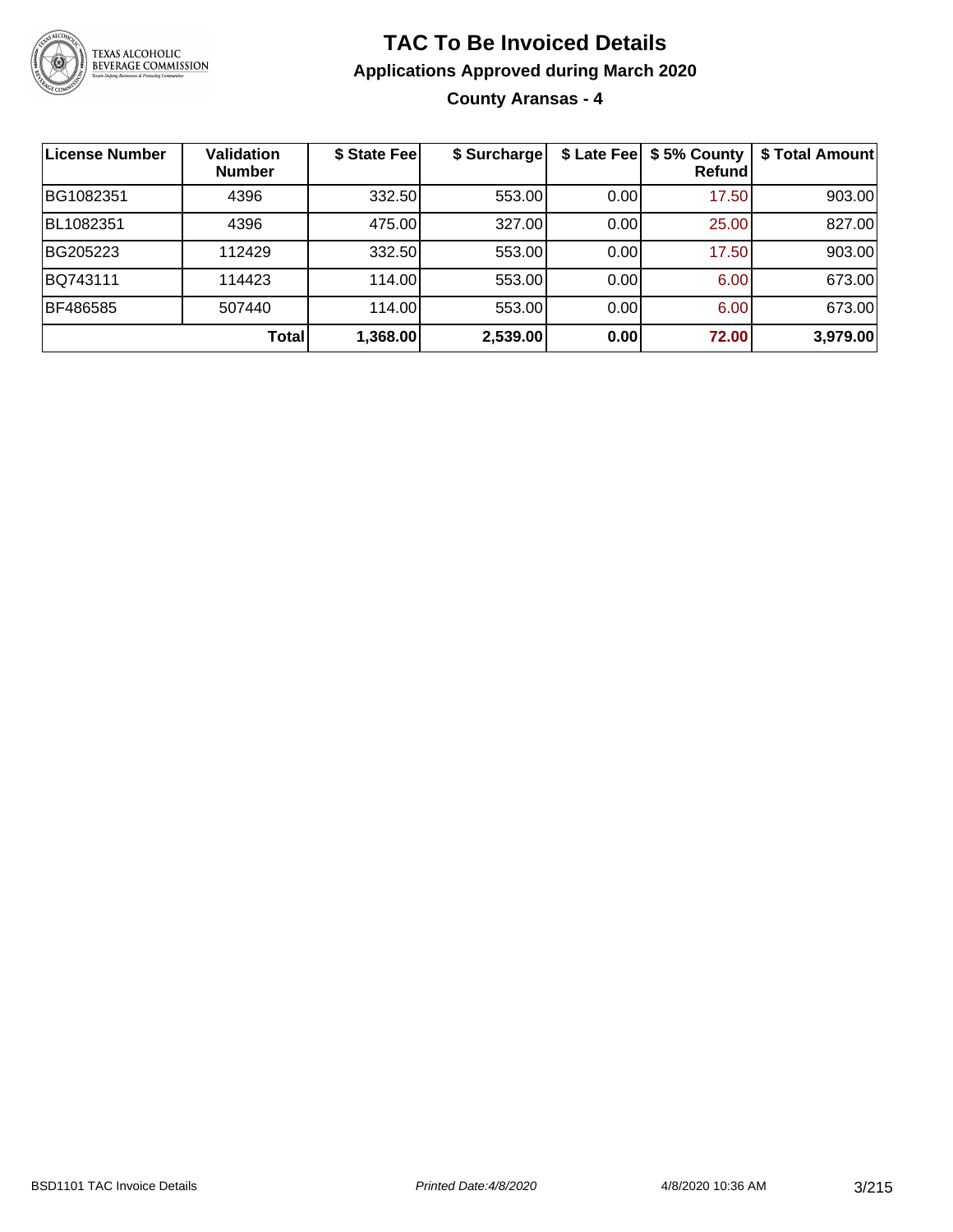# TAC To Be Invoiced Details

## Applications Approved during March 2020

### County Aransas - 4

| License Number | Validation Number | $ State Fee | $ Surcharge | $ Late Fee | $ 5% County Refund | $ Total Amount |
|---|---|---|---|---|---|---|
| BG1082351 | 4396 | 332.50 | 553.00 | 0.00 | 17.50 | 903.00 |
| BL1082351 | 4396 | 475.00 | 327.00 | 0.00 | 25.00 | 827.00 |
| BG205223 | 112429 | 332.50 | 553.00 | 0.00 | 17.50 | 903.00 |
| BQ743111 | 114423 | 114.00 | 553.00 | 0.00 | 6.00 | 673.00 |
| BF486585 | 507440 | 114.00 | 553.00 | 0.00 | 6.00 | 673.00 |
| | **Total** | **1,368.00** | **2,539.00** | **0.00** | **72.00** | **3,979.00** |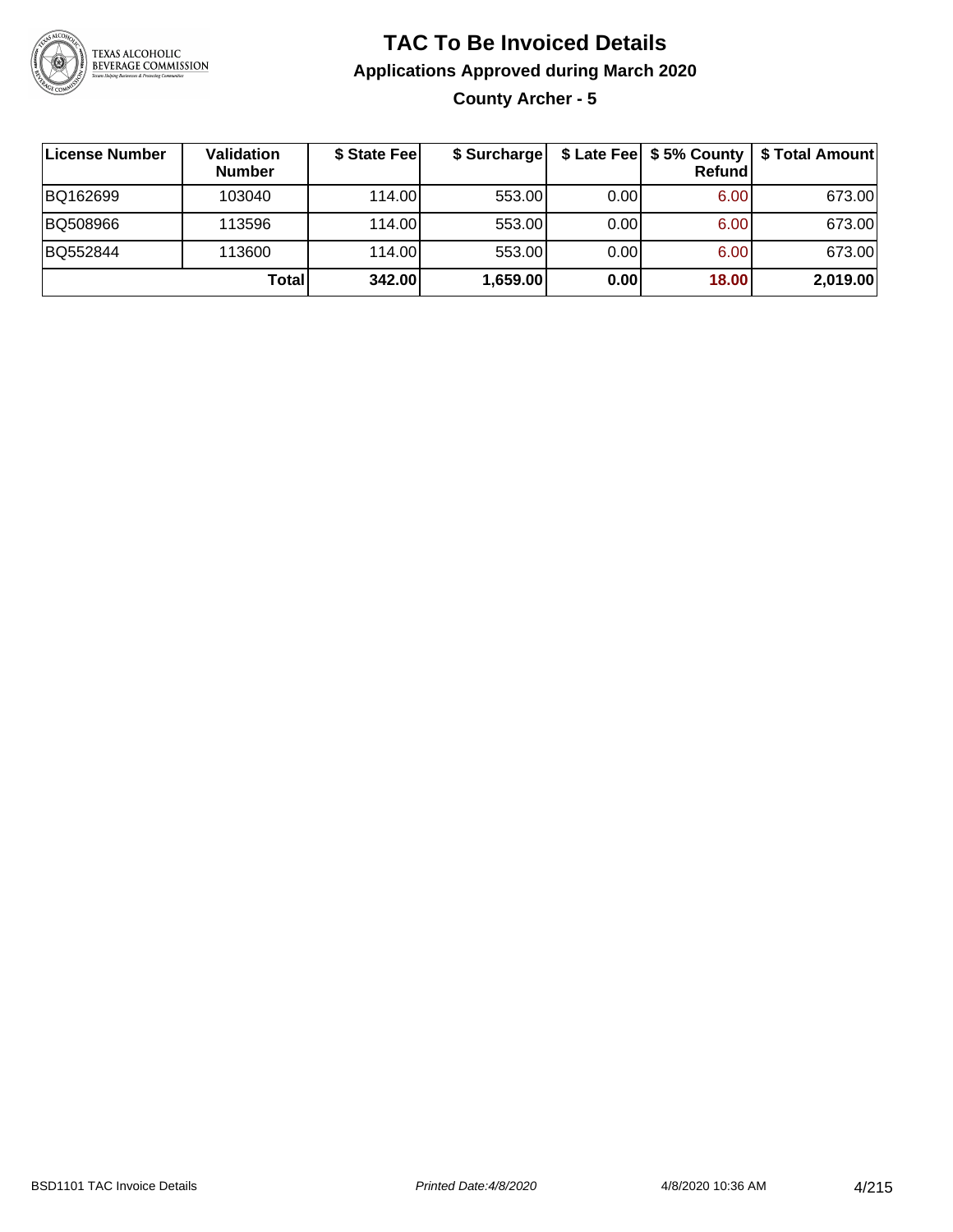# TAC To Be Invoiced Details

## Applications Approved during March 2020

### County Archer - 5

| License Number | Validation Number | $ State Fee | $ Surcharge | $ Late Fee | $ 5% County Refund | $ Total Amount |
|---|---|---|---|---|---|---|
| BQ162699 | 103040 | 114.00 | 553.00 | 0.00 | 6.00 | 673.00 |
| BQ508966 | 113596 | 114.00 | 553.00 | 0.00 | 6.00 | 673.00 |
| BQ552844 | 113600 | 114.00 | 553.00 | 0.00 | 6.00 | 673.00 |
| | **Total** | **342.00** | **1,659.00** | **0.00** | **18.00** | **2,019.00** |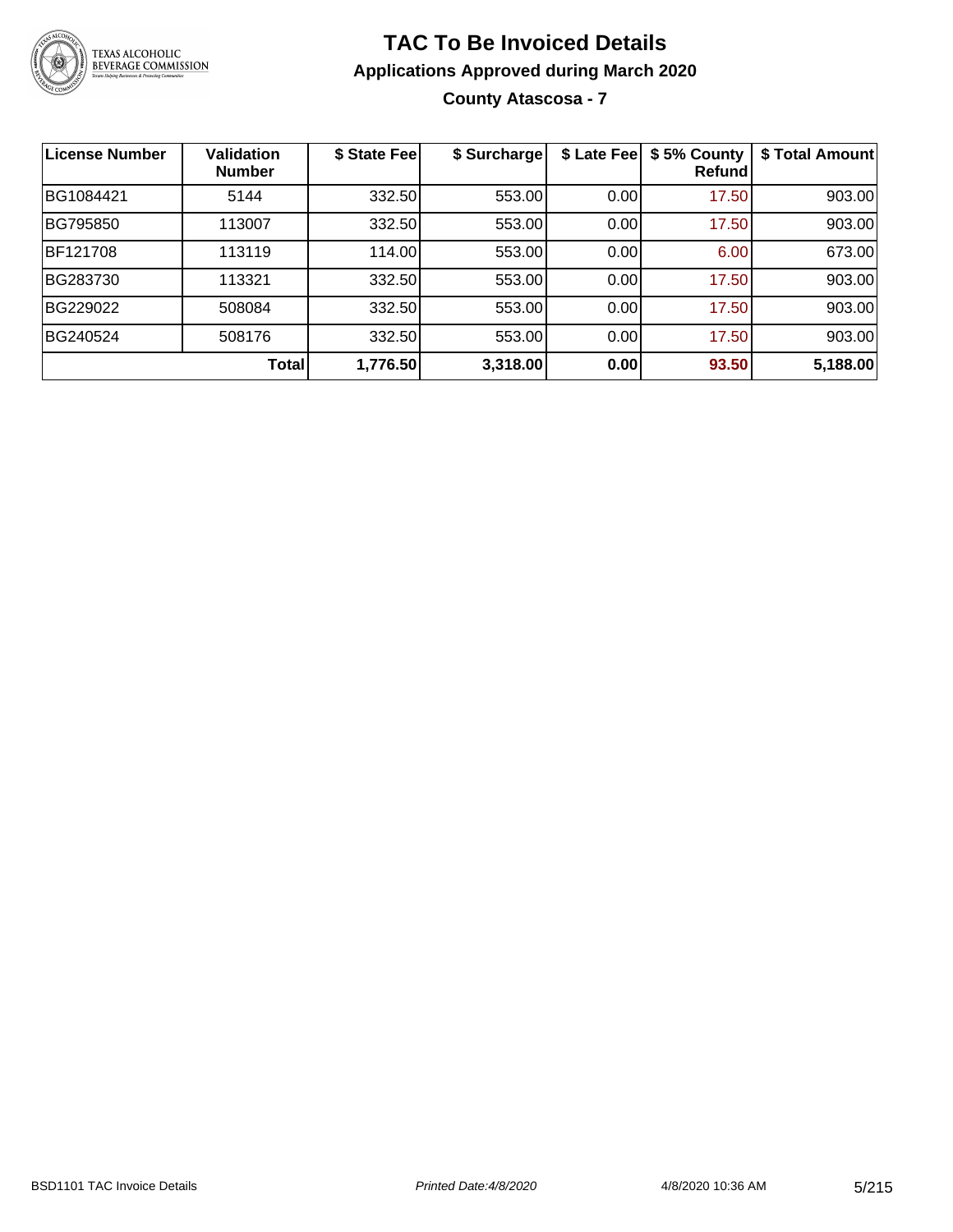# TAC To Be Invoiced Details

## Applications Approved during March 2020

### County Atascosa - 7

| License Number | Validation Number | $ State Fee | $ Surcharge | $ Late Fee | $ 5% County Refund | $ Total Amount |
|---|---|---|---|---|---|---|
| BG1084421 | 5144 | 332.50 | 553.00 | 0.00 | 17.50 | 903.00 |
| BG795850 | 113007 | 332.50 | 553.00 | 0.00 | 17.50 | 903.00 |
| BF121708 | 113119 | 114.00 | 553.00 | 0.00 | 6.00 | 673.00 |
| BG283730 | 113321 | 332.50 | 553.00 | 0.00 | 17.50 | 903.00 |
| BG229022 | 508084 | 332.50 | 553.00 | 0.00 | 17.50 | 903.00 |
| BG240524 | 508176 | 332.50 | 553.00 | 0.00 | 17.50 | 903.00 |
| | **Total** | **1,776.50** | **3,318.00** | **0.00** | **93.50** | **5,188.00** |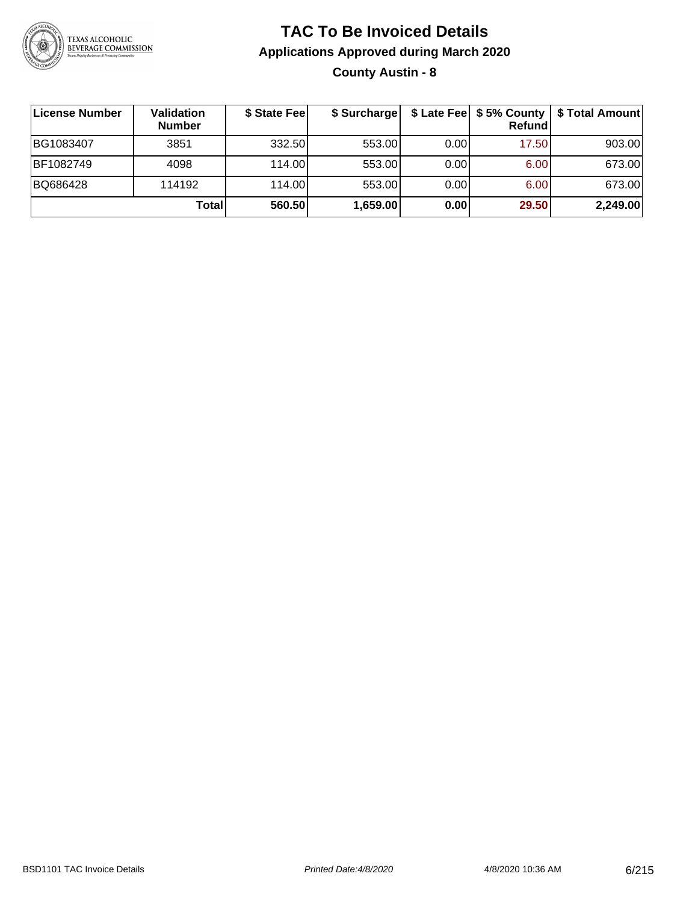# TAC To Be Invoiced Details

## Applications Approved during March 2020

### County Austin - 8

| License Number | Validation Number | $ State Fee | $ Surcharge | $ Late Fee | $ 5% County Refund | $ Total Amount |
|---|---|---|---|---|---|---|
| BG1083407 | 3851 | 332.50 | 553.00 | 0.00 | 17.50 | 903.00 |
| BF1082749 | 4098 | 114.00 | 553.00 | 0.00 | 6.00 | 673.00 |
| BQ686428 | 114192 | 114.00 | 553.00 | 0.00 | 6.00 | 673.00 |
| | **Total** | **560.50** | **1,659.00** | **0.00** | **29.50** | **2,249.00** |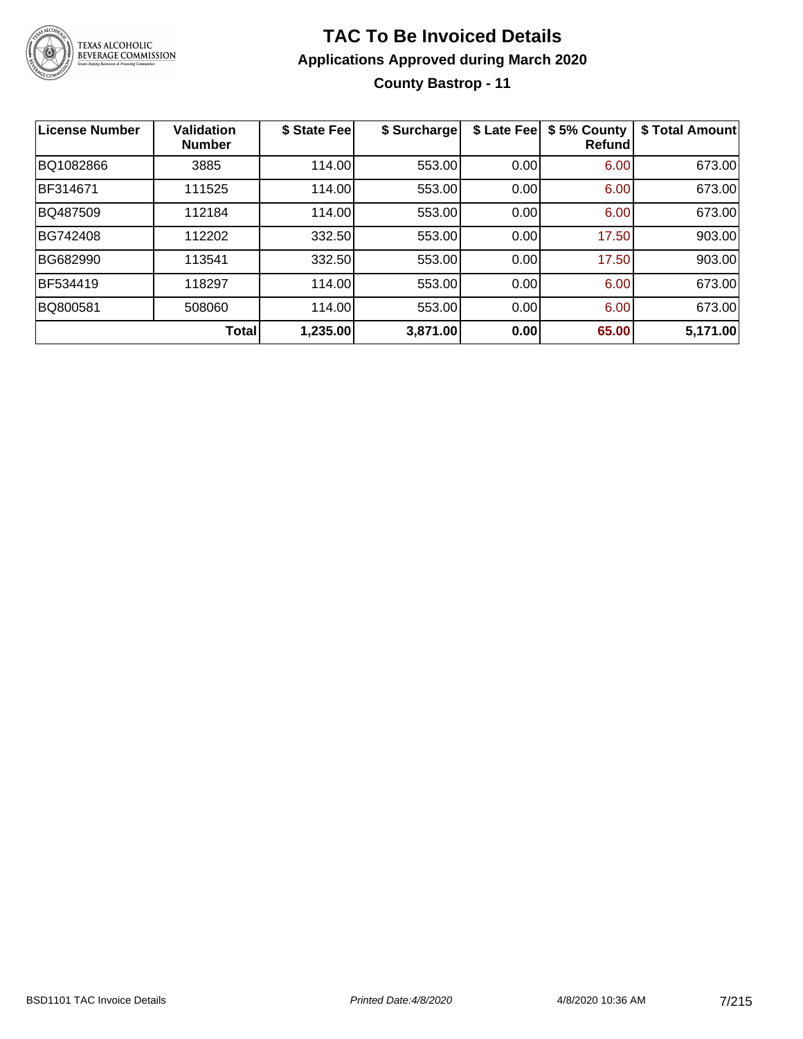# TAC To Be Invoiced Details

## Applications Approved during March 2020

### County Bastrop - 11

| License Number | Validation Number | $ State Fee | $ Surcharge | $ Late Fee | $ 5% County Refund | $ Total Amount |
|---|---|---|---|---|---|---|
| BQ1082866 | 3885 | 114.00 | 553.00 | 0.00 | 6.00 | 673.00 |
| BF314671 | 111525 | 114.00 | 553.00 | 0.00 | 6.00 | 673.00 |
| BQ487509 | 112184 | 114.00 | 553.00 | 0.00 | 6.00 | 673.00 |
| BG742408 | 112202 | 332.50 | 553.00 | 0.00 | 17.50 | 903.00 |
| BG682990 | 113541 | 332.50 | 553.00 | 0.00 | 17.50 | 903.00 |
| BF534419 | 118297 | 114.00 | 553.00 | 0.00 | 6.00 | 673.00 |
| BQ800581 | 508060 | 114.00 | 553.00 | 0.00 | 6.00 | 673.00 |
| | **Total** | **1,235.00** | **3,871.00** | **0.00** | **65.00** | **5,171.00** |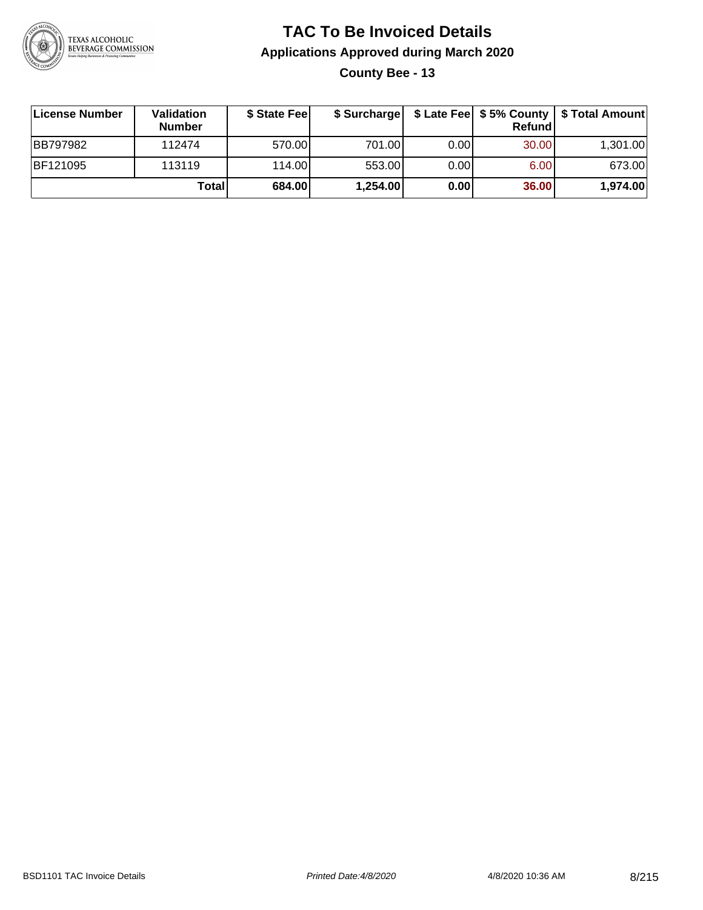# TAC To Be Invoiced Details

## Applications Approved during March 2020

### County Bee - 13

| License Number | Validation Number | $ State Fee | $ Surcharge | $ Late Fee | $ 5% County Refund | $ Total Amount |
|---|---|---|---|---|---|---|
| BB797982 | 112474 | 570.00 | 701.00 | 0.00 | 30.00 | 1,301.00 |
| BF121095 | 113119 | 114.00 | 553.00 | 0.00 | 6.00 | 673.00 |
| | **Total** | **684.00** | **1,254.00** | **0.00** | **36.00** | **1,974.00** |

BSD1101 TAC Invoice Details | *Printed Date:4/8/2020* | 4/8/2020 10:36 AM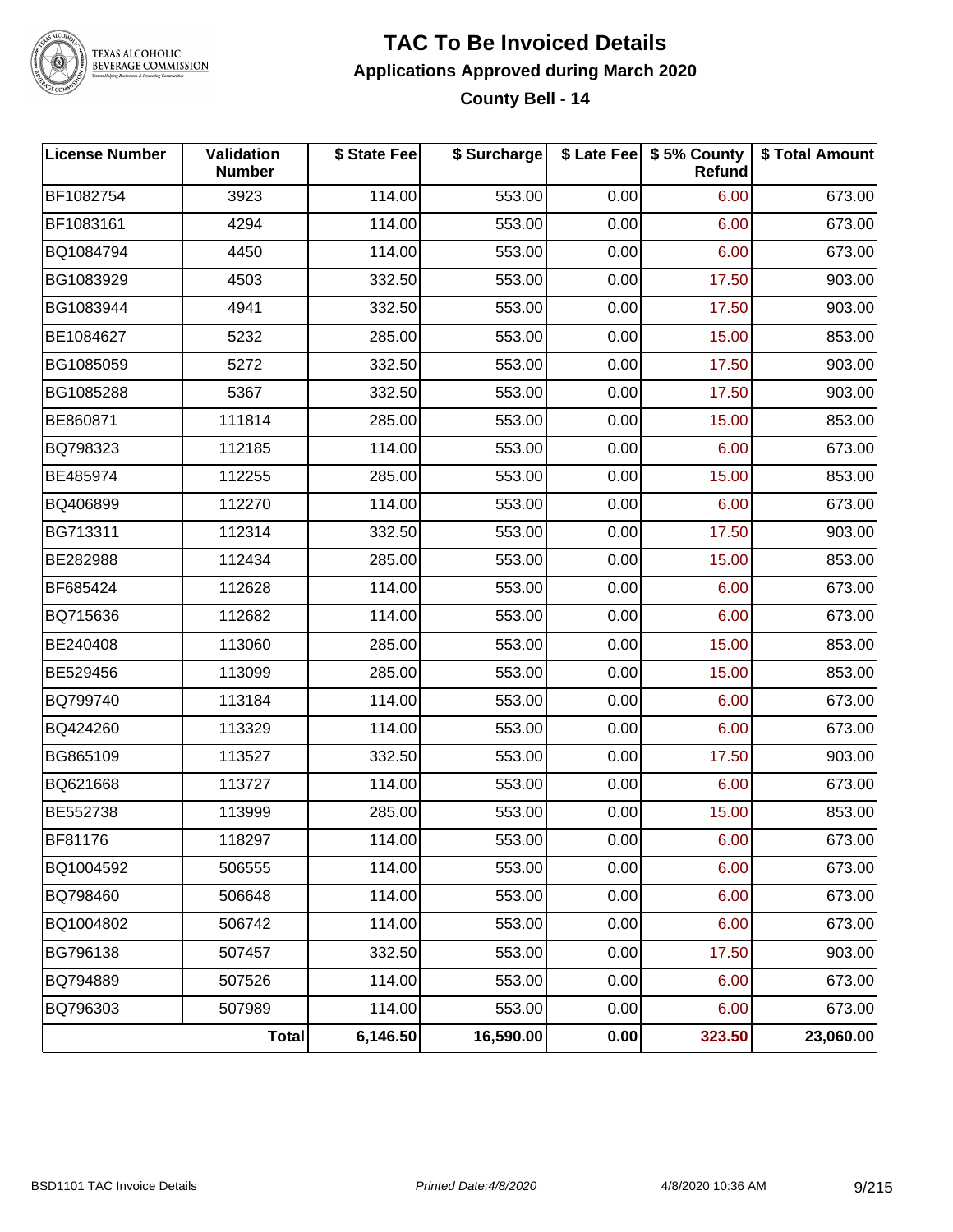# TAC To Be Invoiced Details

## Applications Approved during March 2020

### County Bell - 14

| License Number | Validation Number | $ State Fee | $ Surcharge | $ Late Fee | $ 5% County Refund | $ Total Amount |
|---|---|---|---|---|---|---|
| BF1082754 | 3923 | 114.00 | 553.00 | 0.00 | 6.00 | 673.00 |
| BF1083161 | 4294 | 114.00 | 553.00 | 0.00 | 6.00 | 673.00 |
| BQ1084794 | 4450 | 114.00 | 553.00 | 0.00 | 6.00 | 673.00 |
| BG1083929 | 4503 | 332.50 | 553.00 | 0.00 | 17.50 | 903.00 |
| BG1083944 | 4941 | 332.50 | 553.00 | 0.00 | 17.50 | 903.00 |
| BE1084627 | 5232 | 285.00 | 553.00 | 0.00 | 15.00 | 853.00 |
| BG1085059 | 5272 | 332.50 | 553.00 | 0.00 | 17.50 | 903.00 |
| BG1085288 | 5367 | 332.50 | 553.00 | 0.00 | 17.50 | 903.00 |
| BE860871 | 111814 | 285.00 | 553.00 | 0.00 | 15.00 | 853.00 |
| BQ798323 | 112185 | 114.00 | 553.00 | 0.00 | 6.00 | 673.00 |
| BE485974 | 112255 | 285.00 | 553.00 | 0.00 | 15.00 | 853.00 |
| BQ406899 | 112270 | 114.00 | 553.00 | 0.00 | 6.00 | 673.00 |
| BG713311 | 112314 | 332.50 | 553.00 | 0.00 | 17.50 | 903.00 |
| BE282988 | 112434 | 285.00 | 553.00 | 0.00 | 15.00 | 853.00 |
| BF685424 | 112628 | 114.00 | 553.00 | 0.00 | 6.00 | 673.00 |
| BQ715636 | 112682 | 114.00 | 553.00 | 0.00 | 6.00 | 673.00 |
| BE240408 | 113060 | 285.00 | 553.00 | 0.00 | 15.00 | 853.00 |
| BE529456 | 113099 | 285.00 | 553.00 | 0.00 | 15.00 | 853.00 |
| BQ799740 | 113184 | 114.00 | 553.00 | 0.00 | 6.00 | 673.00 |
| BQ424260 | 113329 | 114.00 | 553.00 | 0.00 | 6.00 | 673.00 |
| BG865109 | 113527 | 332.50 | 553.00 | 0.00 | 17.50 | 903.00 |
| BQ621668 | 113727 | 114.00 | 553.00 | 0.00 | 6.00 | 673.00 |
| BE552738 | 113999 | 285.00 | 553.00 | 0.00 | 15.00 | 853.00 |
| BF81176 | 118297 | 114.00 | 553.00 | 0.00 | 6.00 | 673.00 |
| BQ1004592 | 506555 | 114.00 | 553.00 | 0.00 | 6.00 | 673.00 |
| BQ798460 | 506648 | 114.00 | 553.00 | 0.00 | 6.00 | 673.00 |
| BQ1004802 | 506742 | 114.00 | 553.00 | 0.00 | 6.00 | 673.00 |
| BG796138 | 507457 | 332.50 | 553.00 | 0.00 | 17.50 | 903.00 |
| BQ794889 | 507526 | 114.00 | 553.00 | 0.00 | 6.00 | 673.00 |
| BQ796303 | 507989 | 114.00 | 553.00 | 0.00 | 6.00 | 673.00 |
| | **Total** | **6,146.50** | **16,590.00** | **0.00** | **323.50** | **23,060.00** |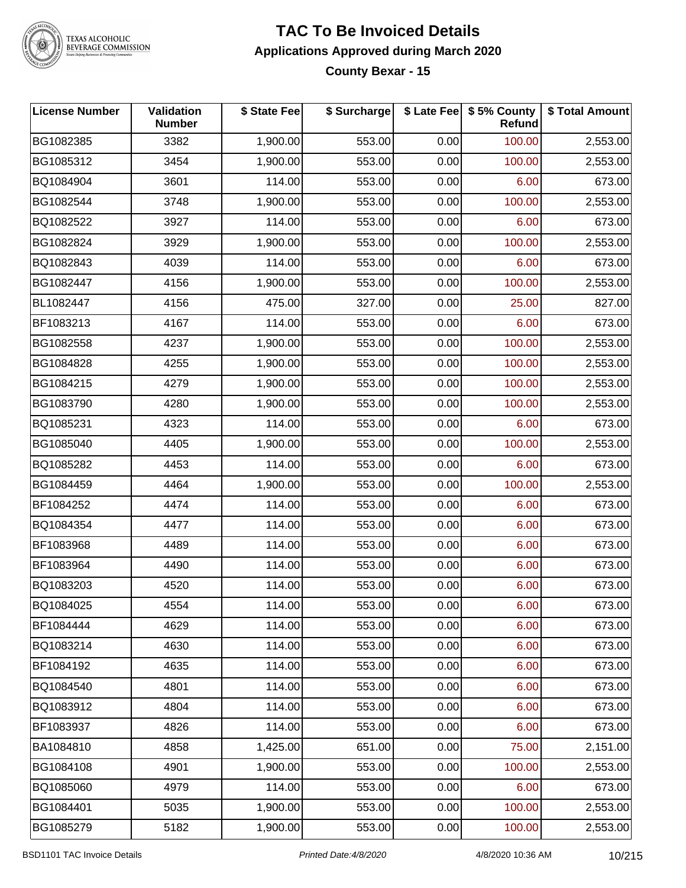# TAC To Be Invoiced Details

## Applications Approved during March 2020

### County Bexar - 15

| License Number | Validation Number | $ State Fee | $ Surcharge | $ Late Fee | $ 5% County Refund | $ Total Amount |
|---|---|---|---|---|---|---|
| BG1082385 | 3382 | 1,900.00 | 553.00 | 0.00 | 100.00 | 2,553.00 |
| BG1085312 | 3454 | 1,900.00 | 553.00 | 0.00 | 100.00 | 2,553.00 |
| BQ1084904 | 3601 | 114.00 | 553.00 | 0.00 | 6.00 | 673.00 |
| BG1082544 | 3748 | 1,900.00 | 553.00 | 0.00 | 100.00 | 2,553.00 |
| BQ1082522 | 3927 | 114.00 | 553.00 | 0.00 | 6.00 | 673.00 |
| BG1082824 | 3929 | 1,900.00 | 553.00 | 0.00 | 100.00 | 2,553.00 |
| BQ1082843 | 4039 | 114.00 | 553.00 | 0.00 | 6.00 | 673.00 |
| BG1082447 | 4156 | 1,900.00 | 553.00 | 0.00 | 100.00 | 2,553.00 |
| BL1082447 | 4156 | 475.00 | 327.00 | 0.00 | 25.00 | 827.00 |
| BF1083213 | 4167 | 114.00 | 553.00 | 0.00 | 6.00 | 673.00 |
| BG1082558 | 4237 | 1,900.00 | 553.00 | 0.00 | 100.00 | 2,553.00 |
| BG1084828 | 4255 | 1,900.00 | 553.00 | 0.00 | 100.00 | 2,553.00 |
| BG1084215 | 4279 | 1,900.00 | 553.00 | 0.00 | 100.00 | 2,553.00 |
| BG1083790 | 4280 | 1,900.00 | 553.00 | 0.00 | 100.00 | 2,553.00 |
| BQ1085231 | 4323 | 114.00 | 553.00 | 0.00 | 6.00 | 673.00 |
| BG1085040 | 4405 | 1,900.00 | 553.00 | 0.00 | 100.00 | 2,553.00 |
| BQ1085282 | 4453 | 114.00 | 553.00 | 0.00 | 6.00 | 673.00 |
| BG1084459 | 4464 | 1,900.00 | 553.00 | 0.00 | 100.00 | 2,553.00 |
| BF1084252 | 4474 | 114.00 | 553.00 | 0.00 | 6.00 | 673.00 |
| BQ1084354 | 4477 | 114.00 | 553.00 | 0.00 | 6.00 | 673.00 |
| BF1083968 | 4489 | 114.00 | 553.00 | 0.00 | 6.00 | 673.00 |
| BF1083964 | 4490 | 114.00 | 553.00 | 0.00 | 6.00 | 673.00 |
| BQ1083203 | 4520 | 114.00 | 553.00 | 0.00 | 6.00 | 673.00 |
| BQ1084025 | 4554 | 114.00 | 553.00 | 0.00 | 6.00 | 673.00 |
| BF1084444 | 4629 | 114.00 | 553.00 | 0.00 | 6.00 | 673.00 |
| BQ1083214 | 4630 | 114.00 | 553.00 | 0.00 | 6.00 | 673.00 |
| BF1084192 | 4635 | 114.00 | 553.00 | 0.00 | 6.00 | 673.00 |
| BQ1084540 | 4801 | 114.00 | 553.00 | 0.00 | 6.00 | 673.00 |
| BQ1083912 | 4804 | 114.00 | 553.00 | 0.00 | 6.00 | 673.00 |
| BF1083937 | 4826 | 114.00 | 553.00 | 0.00 | 6.00 | 673.00 |
| BA1084810 | 4858 | 1,425.00 | 651.00 | 0.00 | 75.00 | 2,151.00 |
| BG1084108 | 4901 | 1,900.00 | 553.00 | 0.00 | 100.00 | 2,553.00 |
| BQ1085060 | 4979 | 114.00 | 553.00 | 0.00 | 6.00 | 673.00 |
| BG1084401 | 5035 | 1,900.00 | 553.00 | 0.00 | 100.00 | 2,553.00 |
| BG1085279 | 5182 | 1,900.00 | 553.00 | 0.00 | 100.00 | 2,553.00 |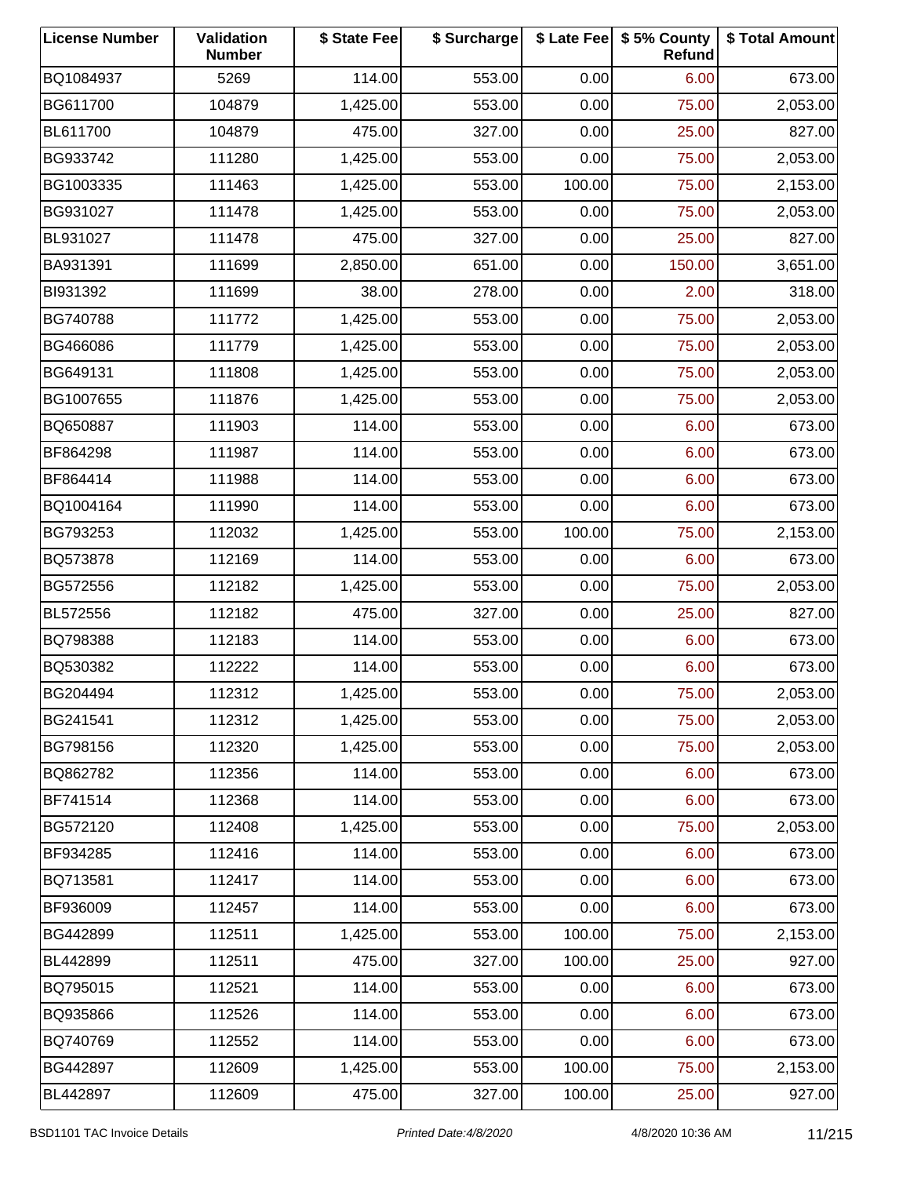| License Number | Validation Number | $ State Fee | $ Surcharge | $ Late Fee | $ 5% County Refund | $ Total Amount |
|---|---|---|---|---|---|---|
| BQ1084937 | 5269 | 114.00 | 553.00 | 0.00 | 6.00 | 673.00 |
| BG611700 | 104879 | 1,425.00 | 553.00 | 0.00 | 75.00 | 2,053.00 |
| BL611700 | 104879 | 475.00 | 327.00 | 0.00 | 25.00 | 827.00 |
| BG933742 | 111280 | 1,425.00 | 553.00 | 0.00 | 75.00 | 2,053.00 |
| BG1003335 | 111463 | 1,425.00 | 553.00 | 100.00 | 75.00 | 2,153.00 |
| BG931027 | 111478 | 1,425.00 | 553.00 | 0.00 | 75.00 | 2,053.00 |
| BL931027 | 111478 | 475.00 | 327.00 | 0.00 | 25.00 | 827.00 |
| BA931391 | 111699 | 2,850.00 | 651.00 | 0.00 | 150.00 | 3,651.00 |
| BI931392 | 111699 | 38.00 | 278.00 | 0.00 | 2.00 | 318.00 |
| BG740788 | 111772 | 1,425.00 | 553.00 | 0.00 | 75.00 | 2,053.00 |
| BG466086 | 111779 | 1,425.00 | 553.00 | 0.00 | 75.00 | 2,053.00 |
| BG649131 | 111808 | 1,425.00 | 553.00 | 0.00 | 75.00 | 2,053.00 |
| BG1007655 | 111876 | 1,425.00 | 553.00 | 0.00 | 75.00 | 2,053.00 |
| BQ650887 | 111903 | 114.00 | 553.00 | 0.00 | 6.00 | 673.00 |
| BF864298 | 111987 | 114.00 | 553.00 | 0.00 | 6.00 | 673.00 |
| BF864414 | 111988 | 114.00 | 553.00 | 0.00 | 6.00 | 673.00 |
| BQ1004164 | 111990 | 114.00 | 553.00 | 0.00 | 6.00 | 673.00 |
| BG793253 | 112032 | 1,425.00 | 553.00 | 100.00 | 75.00 | 2,153.00 |
| BQ573878 | 112169 | 114.00 | 553.00 | 0.00 | 6.00 | 673.00 |
| BG572556 | 112182 | 1,425.00 | 553.00 | 0.00 | 75.00 | 2,053.00 |
| BL572556 | 112182 | 475.00 | 327.00 | 0.00 | 25.00 | 827.00 |
| BQ798388 | 112183 | 114.00 | 553.00 | 0.00 | 6.00 | 673.00 |
| BQ530382 | 112222 | 114.00 | 553.00 | 0.00 | 6.00 | 673.00 |
| BG204494 | 112312 | 1,425.00 | 553.00 | 0.00 | 75.00 | 2,053.00 |
| BG241541 | 112312 | 1,425.00 | 553.00 | 0.00 | 75.00 | 2,053.00 |
| BG798156 | 112320 | 1,425.00 | 553.00 | 0.00 | 75.00 | 2,053.00 |
| BQ862782 | 112356 | 114.00 | 553.00 | 0.00 | 6.00 | 673.00 |
| BF741514 | 112368 | 114.00 | 553.00 | 0.00 | 6.00 | 673.00 |
| BG572120 | 112408 | 1,425.00 | 553.00 | 0.00 | 75.00 | 2,053.00 |
| BF934285 | 112416 | 114.00 | 553.00 | 0.00 | 6.00 | 673.00 |
| BQ713581 | 112417 | 114.00 | 553.00 | 0.00 | 6.00 | 673.00 |
| BF936009 | 112457 | 114.00 | 553.00 | 0.00 | 6.00 | 673.00 |
| BG442899 | 112511 | 1,425.00 | 553.00 | 100.00 | 75.00 | 2,153.00 |
| BL442899 | 112511 | 475.00 | 327.00 | 100.00 | 25.00 | 927.00 |
| BQ795015 | 112521 | 114.00 | 553.00 | 0.00 | 6.00 | 673.00 |
| BQ935866 | 112526 | 114.00 | 553.00 | 0.00 | 6.00 | 673.00 |
| BQ740769 | 112552 | 114.00 | 553.00 | 0.00 | 6.00 | 673.00 |
| BG442897 | 112609 | 1,425.00 | 553.00 | 100.00 | 75.00 | 2,153.00 |
| BL442897 | 112609 | 475.00 | 327.00 | 100.00 | 25.00 | 927.00 |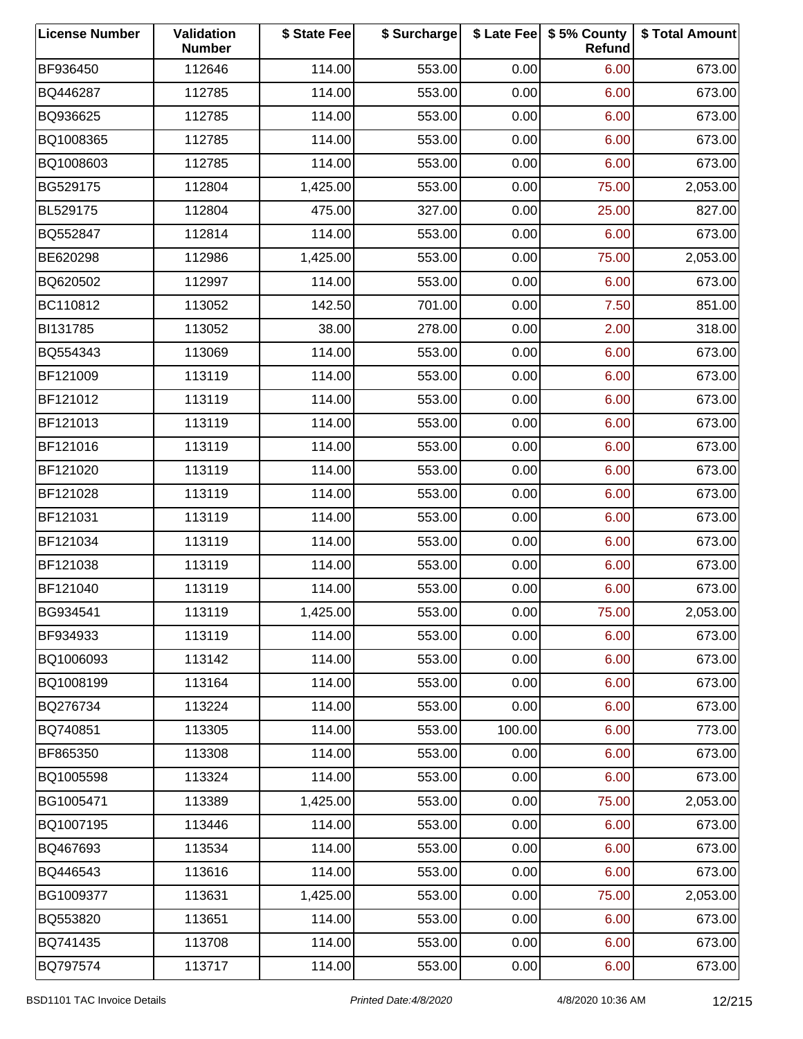| License Number | Validation Number | $ State Fee | $ Surcharge | $ Late Fee | $ 5% County Refund | $ Total Amount |
|---|---|---|---|---|---|---|
| BF936450 | 112646 | 114.00 | 553.00 | 0.00 | 6.00 | 673.00 |
| BQ446287 | 112785 | 114.00 | 553.00 | 0.00 | 6.00 | 673.00 |
| BQ936625 | 112785 | 114.00 | 553.00 | 0.00 | 6.00 | 673.00 |
| BQ1008365 | 112785 | 114.00 | 553.00 | 0.00 | 6.00 | 673.00 |
| BQ1008603 | 112785 | 114.00 | 553.00 | 0.00 | 6.00 | 673.00 |
| BG529175 | 112804 | 1,425.00 | 553.00 | 0.00 | 75.00 | 2,053.00 |
| BL529175 | 112804 | 475.00 | 327.00 | 0.00 | 25.00 | 827.00 |
| BQ552847 | 112814 | 114.00 | 553.00 | 0.00 | 6.00 | 673.00 |
| BE620298 | 112986 | 1,425.00 | 553.00 | 0.00 | 75.00 | 2,053.00 |
| BQ620502 | 112997 | 114.00 | 553.00 | 0.00 | 6.00 | 673.00 |
| BC110812 | 113052 | 142.50 | 701.00 | 0.00 | 7.50 | 851.00 |
| BI131785 | 113052 | 38.00 | 278.00 | 0.00 | 2.00 | 318.00 |
| BQ554343 | 113069 | 114.00 | 553.00 | 0.00 | 6.00 | 673.00 |
| BF121009 | 113119 | 114.00 | 553.00 | 0.00 | 6.00 | 673.00 |
| BF121012 | 113119 | 114.00 | 553.00 | 0.00 | 6.00 | 673.00 |
| BF121013 | 113119 | 114.00 | 553.00 | 0.00 | 6.00 | 673.00 |
| BF121016 | 113119 | 114.00 | 553.00 | 0.00 | 6.00 | 673.00 |
| BF121020 | 113119 | 114.00 | 553.00 | 0.00 | 6.00 | 673.00 |
| BF121028 | 113119 | 114.00 | 553.00 | 0.00 | 6.00 | 673.00 |
| BF121031 | 113119 | 114.00 | 553.00 | 0.00 | 6.00 | 673.00 |
| BF121034 | 113119 | 114.00 | 553.00 | 0.00 | 6.00 | 673.00 |
| BF121038 | 113119 | 114.00 | 553.00 | 0.00 | 6.00 | 673.00 |
| BF121040 | 113119 | 114.00 | 553.00 | 0.00 | 6.00 | 673.00 |
| BG934541 | 113119 | 1,425.00 | 553.00 | 0.00 | 75.00 | 2,053.00 |
| BF934933 | 113119 | 114.00 | 553.00 | 0.00 | 6.00 | 673.00 |
| BQ1006093 | 113142 | 114.00 | 553.00 | 0.00 | 6.00 | 673.00 |
| BQ1008199 | 113164 | 114.00 | 553.00 | 0.00 | 6.00 | 673.00 |
| BQ276734 | 113224 | 114.00 | 553.00 | 0.00 | 6.00 | 673.00 |
| BQ740851 | 113305 | 114.00 | 553.00 | 100.00 | 6.00 | 773.00 |
| BF865350 | 113308 | 114.00 | 553.00 | 0.00 | 6.00 | 673.00 |
| BQ1005598 | 113324 | 114.00 | 553.00 | 0.00 | 6.00 | 673.00 |
| BG1005471 | 113389 | 1,425.00 | 553.00 | 0.00 | 75.00 | 2,053.00 |
| BQ1007195 | 113446 | 114.00 | 553.00 | 0.00 | 6.00 | 673.00 |
| BQ467693 | 113534 | 114.00 | 553.00 | 0.00 | 6.00 | 673.00 |
| BQ446543 | 113616 | 114.00 | 553.00 | 0.00 | 6.00 | 673.00 |
| BG1009377 | 113631 | 1,425.00 | 553.00 | 0.00 | 75.00 | 2,053.00 |
| BQ553820 | 113651 | 114.00 | 553.00 | 0.00 | 6.00 | 673.00 |
| BQ741435 | 113708 | 114.00 | 553.00 | 0.00 | 6.00 | 673.00 |
| BQ797574 | 113717 | 114.00 | 553.00 | 0.00 | 6.00 | 673.00 |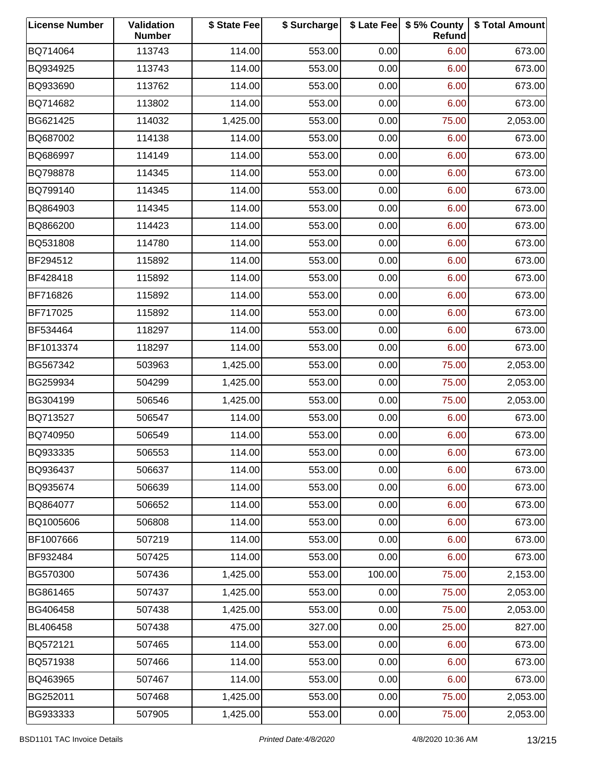| License Number | Validation Number | $ State Fee | $ Surcharge | $ Late Fee | $ 5% County Refund | $ Total Amount |
|---|---|---|---|---|---|---|
| BQ714064 | 113743 | 114.00 | 553.00 | 0.00 | 6.00 | 673.00 |
| BQ934925 | 113743 | 114.00 | 553.00 | 0.00 | 6.00 | 673.00 |
| BQ933690 | 113762 | 114.00 | 553.00 | 0.00 | 6.00 | 673.00 |
| BQ714682 | 113802 | 114.00 | 553.00 | 0.00 | 6.00 | 673.00 |
| BG621425 | 114032 | 1,425.00 | 553.00 | 0.00 | 75.00 | 2,053.00 |
| BQ687002 | 114138 | 114.00 | 553.00 | 0.00 | 6.00 | 673.00 |
| BQ686997 | 114149 | 114.00 | 553.00 | 0.00 | 6.00 | 673.00 |
| BQ798878 | 114345 | 114.00 | 553.00 | 0.00 | 6.00 | 673.00 |
| BQ799140 | 114345 | 114.00 | 553.00 | 0.00 | 6.00 | 673.00 |
| BQ864903 | 114345 | 114.00 | 553.00 | 0.00 | 6.00 | 673.00 |
| BQ866200 | 114423 | 114.00 | 553.00 | 0.00 | 6.00 | 673.00 |
| BQ531808 | 114780 | 114.00 | 553.00 | 0.00 | 6.00 | 673.00 |
| BF294512 | 115892 | 114.00 | 553.00 | 0.00 | 6.00 | 673.00 |
| BF428418 | 115892 | 114.00 | 553.00 | 0.00 | 6.00 | 673.00 |
| BF716826 | 115892 | 114.00 | 553.00 | 0.00 | 6.00 | 673.00 |
| BF717025 | 115892 | 114.00 | 553.00 | 0.00 | 6.00 | 673.00 |
| BF534464 | 118297 | 114.00 | 553.00 | 0.00 | 6.00 | 673.00 |
| BF1013374 | 118297 | 114.00 | 553.00 | 0.00 | 6.00 | 673.00 |
| BG567342 | 503963 | 1,425.00 | 553.00 | 0.00 | 75.00 | 2,053.00 |
| BG259934 | 504299 | 1,425.00 | 553.00 | 0.00 | 75.00 | 2,053.00 |
| BG304199 | 506546 | 1,425.00 | 553.00 | 0.00 | 75.00 | 2,053.00 |
| BQ713527 | 506547 | 114.00 | 553.00 | 0.00 | 6.00 | 673.00 |
| BQ740950 | 506549 | 114.00 | 553.00 | 0.00 | 6.00 | 673.00 |
| BQ933335 | 506553 | 114.00 | 553.00 | 0.00 | 6.00 | 673.00 |
| BQ936437 | 506637 | 114.00 | 553.00 | 0.00 | 6.00 | 673.00 |
| BQ935674 | 506639 | 114.00 | 553.00 | 0.00 | 6.00 | 673.00 |
| BQ864077 | 506652 | 114.00 | 553.00 | 0.00 | 6.00 | 673.00 |
| BQ1005606 | 506808 | 114.00 | 553.00 | 0.00 | 6.00 | 673.00 |
| BF1007666 | 507219 | 114.00 | 553.00 | 0.00 | 6.00 | 673.00 |
| BF932484 | 507425 | 114.00 | 553.00 | 0.00 | 6.00 | 673.00 |
| BG570300 | 507436 | 1,425.00 | 553.00 | 100.00 | 75.00 | 2,153.00 |
| BG861465 | 507437 | 1,425.00 | 553.00 | 0.00 | 75.00 | 2,053.00 |
| BG406458 | 507438 | 1,425.00 | 553.00 | 0.00 | 75.00 | 2,053.00 |
| BL406458 | 507438 | 475.00 | 327.00 | 0.00 | 25.00 | 827.00 |
| BQ572121 | 507465 | 114.00 | 553.00 | 0.00 | 6.00 | 673.00 |
| BQ571938 | 507466 | 114.00 | 553.00 | 0.00 | 6.00 | 673.00 |
| BQ463965 | 507467 | 114.00 | 553.00 | 0.00 | 6.00 | 673.00 |
| BG252011 | 507468 | 1,425.00 | 553.00 | 0.00 | 75.00 | 2,053.00 |
| BG933333 | 507905 | 1,425.00 | 553.00 | 0.00 | 75.00 | 2,053.00 |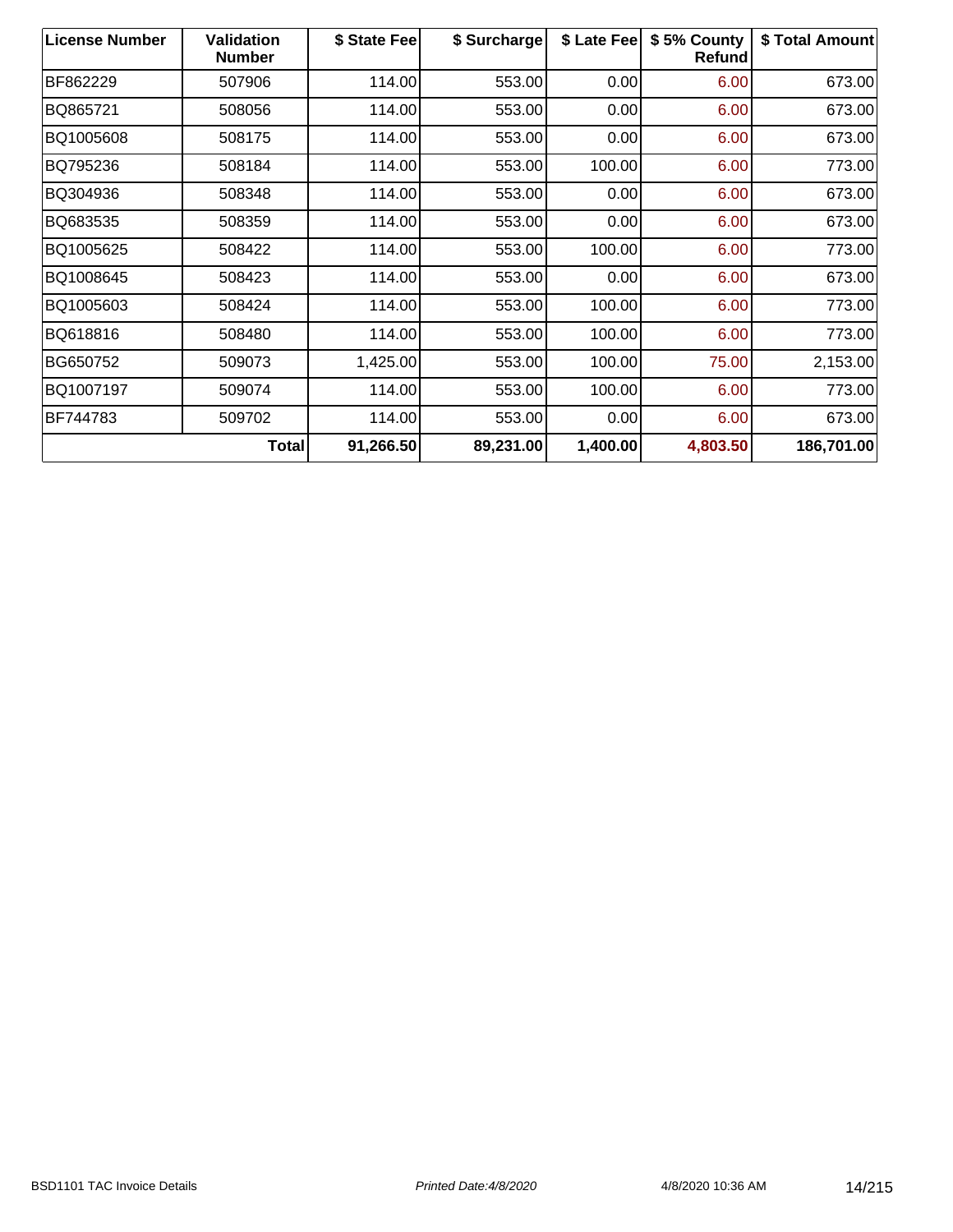| License Number | Validation Number | $ State Fee | $ Surcharge | $ Late Fee | $ 5% County Refund | $ Total Amount |
|---|---|---|---|---|---|---|
| BF862229 | 507906 | 114.00 | 553.00 | 0.00 | 6.00 | 673.00 |
| BQ865721 | 508056 | 114.00 | 553.00 | 0.00 | 6.00 | 673.00 |
| BQ1005608 | 508175 | 114.00 | 553.00 | 0.00 | 6.00 | 673.00 |
| BQ795236 | 508184 | 114.00 | 553.00 | 100.00 | 6.00 | 773.00 |
| BQ304936 | 508348 | 114.00 | 553.00 | 0.00 | 6.00 | 673.00 |
| BQ683535 | 508359 | 114.00 | 553.00 | 0.00 | 6.00 | 673.00 |
| BQ1005625 | 508422 | 114.00 | 553.00 | 100.00 | 6.00 | 773.00 |
| BQ1008645 | 508423 | 114.00 | 553.00 | 0.00 | 6.00 | 673.00 |
| BQ1005603 | 508424 | 114.00 | 553.00 | 100.00 | 6.00 | 773.00 |
| BQ618816 | 508480 | 114.00 | 553.00 | 100.00 | 6.00 | 773.00 |
| BG650752 | 509073 | 1,425.00 | 553.00 | 100.00 | 75.00 | 2,153.00 |
| BQ1007197 | 509074 | 114.00 | 553.00 | 100.00 | 6.00 | 773.00 |
| BF744783 | 509702 | 114.00 | 553.00 | 0.00 | 6.00 | 673.00 |
| | **Total** | **91,266.50** | **89,231.00** | **1,400.00** | **4,803.50** | **186,701.00** |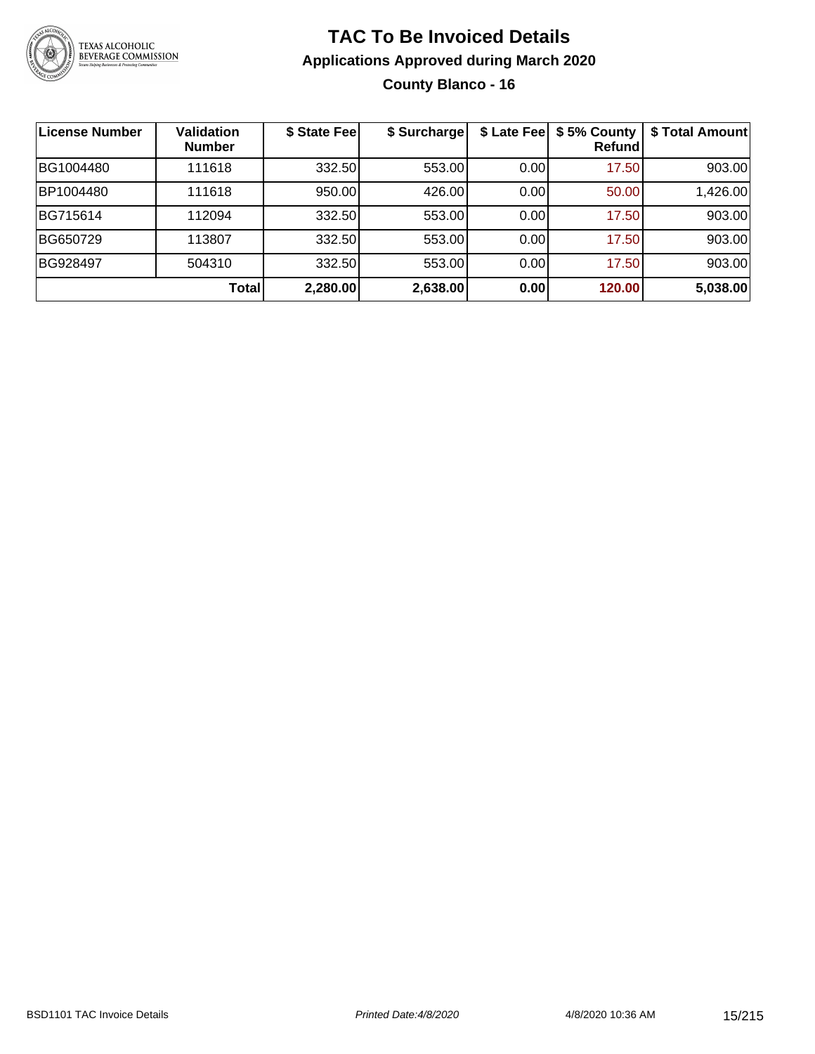# TAC To Be Invoiced Details

## Applications Approved during March 2020

### County Blanco - 16

| License Number | Validation Number | $ State Fee | $ Surcharge | $ Late Fee | $ 5% County Refund | $ Total Amount |
|---|---|---|---|---|---|---|
| BG1004480 | 111618 | 332.50 | 553.00 | 0.00 | 17.50 | 903.00 |
| BP1004480 | 111618 | 950.00 | 426.00 | 0.00 | 50.00 | 1,426.00 |
| BG715614 | 112094 | 332.50 | 553.00 | 0.00 | 17.50 | 903.00 |
| BG650729 | 113807 | 332.50 | 553.00 | 0.00 | 17.50 | 903.00 |
| BG928497 | 504310 | 332.50 | 553.00 | 0.00 | 17.50 | 903.00 |
| | **Total** | **2,280.00** | **2,638.00** | **0.00** | **120.00** | **5,038.00** |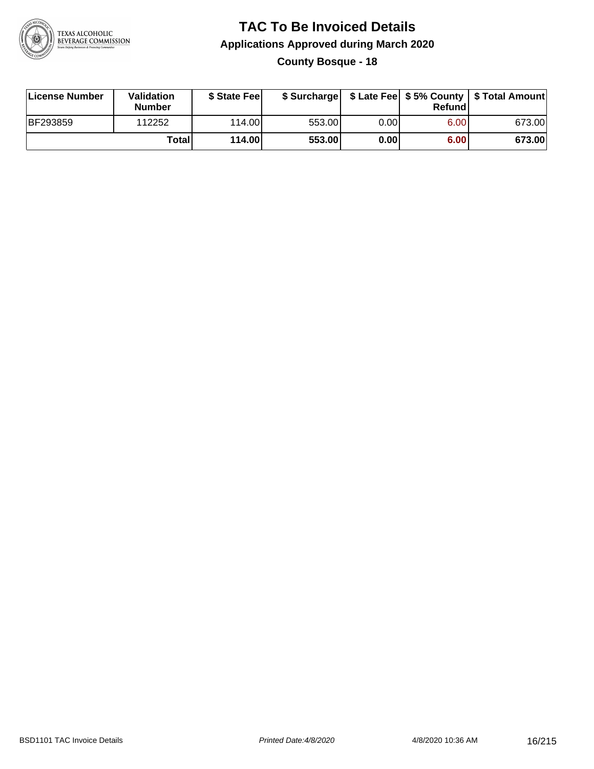# TAC To Be Invoiced Details

## Applications Approved during March 2020

### County Bosque - 18

| License Number | Validation Number | $ State Fee | $ Surcharge | $ Late Fee | $ 5% County Refund | $ Total Amount |
|---|---|---|---|---|---|---|
| BF293859 | 112252 | 114.00 | 553.00 | 0.00 | 6.00 | 673.00 |
| | **Total** | **114.00** | **553.00** | **0.00** | **6.00** | **673.00** |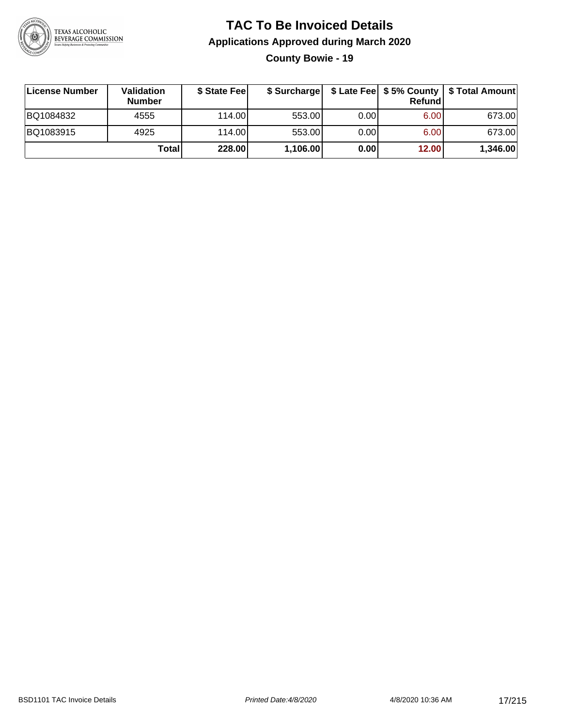# TAC To Be Invoiced Details

## Applications Approved during March 2020

### County Bowie - 19

| License Number | Validation Number | $ State Fee | $ Surcharge | $ Late Fee | $ 5% County Refund | $ Total Amount |
|---|---|---|---|---|---|---|
| BQ1084832 | 4555 | 114.00 | 553.00 | 0.00 | 6.00 | 673.00 |
| BQ1083915 | 4925 | 114.00 | 553.00 | 0.00 | 6.00 | 673.00 |
| | **Total** | **228.00** | **1,106.00** | **0.00** | **12.00** | **1,346.00** |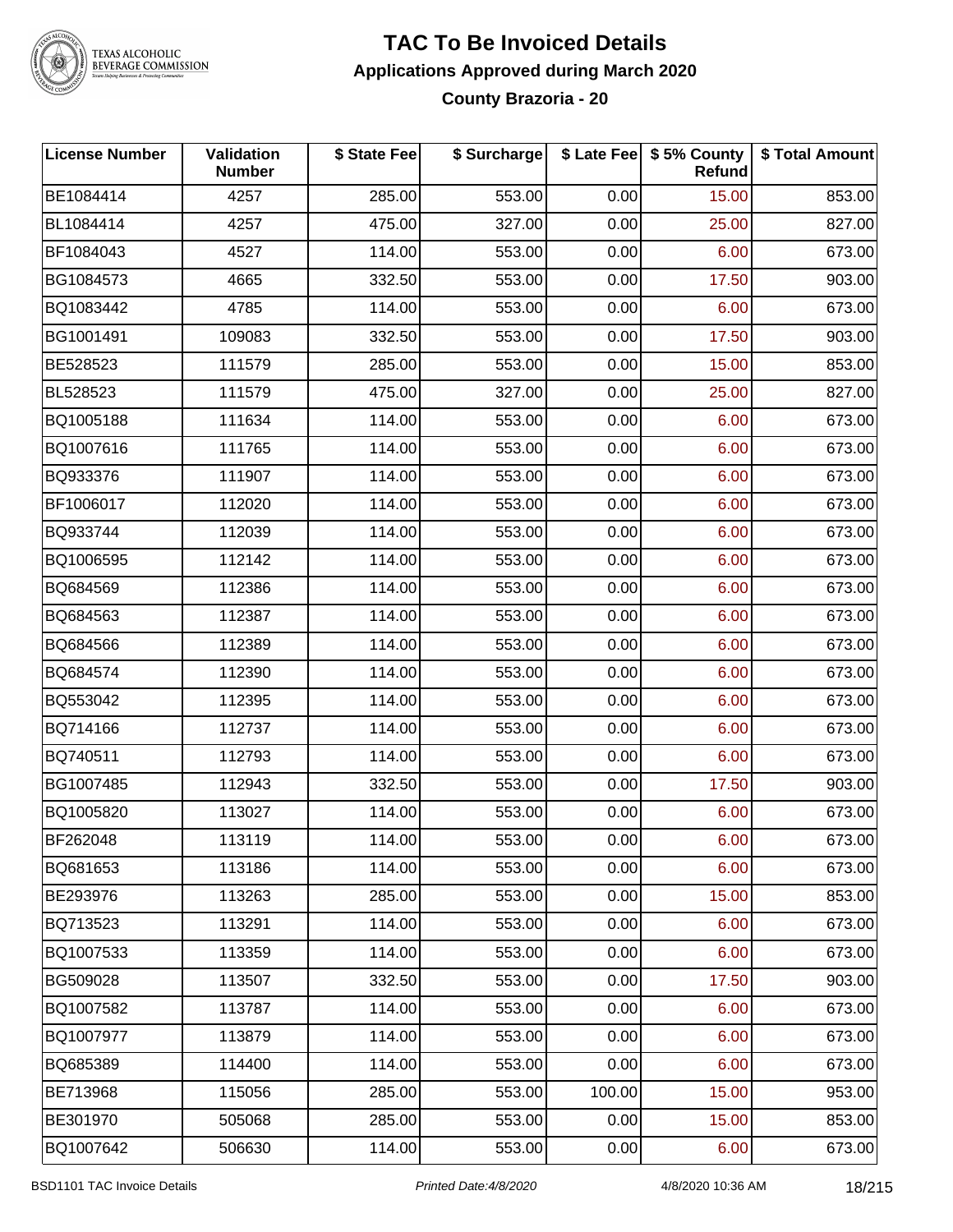# TAC To Be Invoiced Details

## Applications Approved during March 2020

### County Brazoria - 20

| License Number | Validation Number | $ State Fee | $ Surcharge | $ Late Fee | $ 5% County Refund | $ Total Amount |
|---|---|---|---|---|---|---|
| BE1084414 | 4257 | 285.00 | 553.00 | 0.00 | 15.00 | 853.00 |
| BL1084414 | 4257 | 475.00 | 327.00 | 0.00 | 25.00 | 827.00 |
| BF1084043 | 4527 | 114.00 | 553.00 | 0.00 | 6.00 | 673.00 |
| BG1084573 | 4665 | 332.50 | 553.00 | 0.00 | 17.50 | 903.00 |
| BQ1083442 | 4785 | 114.00 | 553.00 | 0.00 | 6.00 | 673.00 |
| BG1001491 | 109083 | 332.50 | 553.00 | 0.00 | 17.50 | 903.00 |
| BE528523 | 111579 | 285.00 | 553.00 | 0.00 | 15.00 | 853.00 |
| BL528523 | 111579 | 475.00 | 327.00 | 0.00 | 25.00 | 827.00 |
| BQ1005188 | 111634 | 114.00 | 553.00 | 0.00 | 6.00 | 673.00 |
| BQ1007616 | 111765 | 114.00 | 553.00 | 0.00 | 6.00 | 673.00 |
| BQ933376 | 111907 | 114.00 | 553.00 | 0.00 | 6.00 | 673.00 |
| BF1006017 | 112020 | 114.00 | 553.00 | 0.00 | 6.00 | 673.00 |
| BQ933744 | 112039 | 114.00 | 553.00 | 0.00 | 6.00 | 673.00 |
| BQ1006595 | 112142 | 114.00 | 553.00 | 0.00 | 6.00 | 673.00 |
| BQ684569 | 112386 | 114.00 | 553.00 | 0.00 | 6.00 | 673.00 |
| BQ684563 | 112387 | 114.00 | 553.00 | 0.00 | 6.00 | 673.00 |
| BQ684566 | 112389 | 114.00 | 553.00 | 0.00 | 6.00 | 673.00 |
| BQ684574 | 112390 | 114.00 | 553.00 | 0.00 | 6.00 | 673.00 |
| BQ553042 | 112395 | 114.00 | 553.00 | 0.00 | 6.00 | 673.00 |
| BQ714166 | 112737 | 114.00 | 553.00 | 0.00 | 6.00 | 673.00 |
| BQ740511 | 112793 | 114.00 | 553.00 | 0.00 | 6.00 | 673.00 |
| BG1007485 | 112943 | 332.50 | 553.00 | 0.00 | 17.50 | 903.00 |
| BQ1005820 | 113027 | 114.00 | 553.00 | 0.00 | 6.00 | 673.00 |
| BF262048 | 113119 | 114.00 | 553.00 | 0.00 | 6.00 | 673.00 |
| BQ681653 | 113186 | 114.00 | 553.00 | 0.00 | 6.00 | 673.00 |
| BE293976 | 113263 | 285.00 | 553.00 | 0.00 | 15.00 | 853.00 |
| BQ713523 | 113291 | 114.00 | 553.00 | 0.00 | 6.00 | 673.00 |
| BQ1007533 | 113359 | 114.00 | 553.00 | 0.00 | 6.00 | 673.00 |
| BG509028 | 113507 | 332.50 | 553.00 | 0.00 | 17.50 | 903.00 |
| BQ1007582 | 113787 | 114.00 | 553.00 | 0.00 | 6.00 | 673.00 |
| BQ1007977 | 113879 | 114.00 | 553.00 | 0.00 | 6.00 | 673.00 |
| BQ685389 | 114400 | 114.00 | 553.00 | 0.00 | 6.00 | 673.00 |
| BE713968 | 115056 | 285.00 | 553.00 | 100.00 | 15.00 | 953.00 |
| BE301970 | 505068 | 285.00 | 553.00 | 0.00 | 15.00 | 853.00 |
| BQ1007642 | 506630 | 114.00 | 553.00 | 0.00 | 6.00 | 673.00 |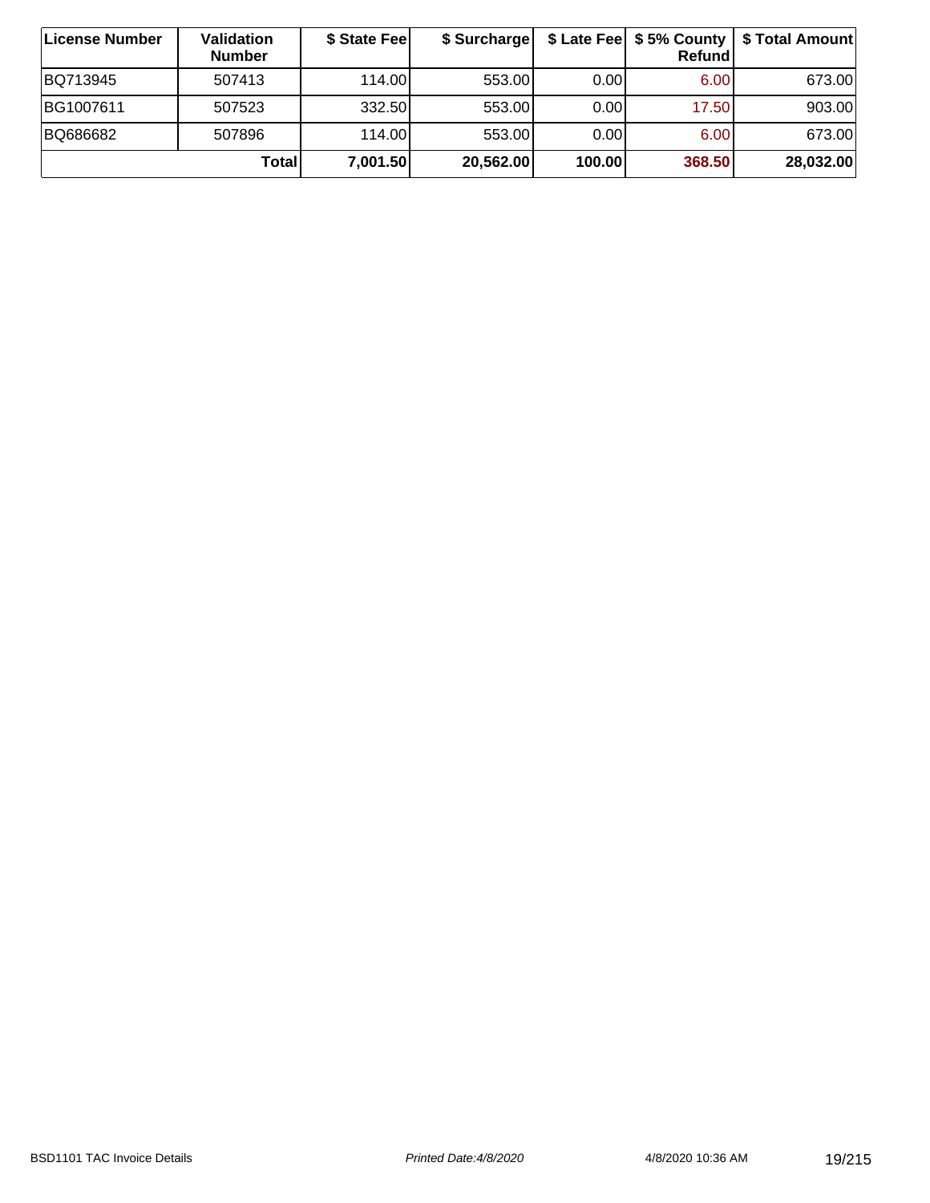| License Number | Validation Number | $ State Fee | $ Surcharge | $ Late Fee | $ 5% County Refund | $ Total Amount |
|---|---|---|---|---|---|---|
| BQ713945 | 507413 | 114.00 | 553.00 | 0.00 | 6.00 | 673.00 |
| BG1007611 | 507523 | 332.50 | 553.00 | 0.00 | 17.50 | 903.00 |
| BQ686682 | 507896 | 114.00 | 553.00 | 0.00 | 6.00 | 673.00 |
| | **Total** | **7,001.50** | **20,562.00** | **100.00** | **368.50** | **28,032.00** |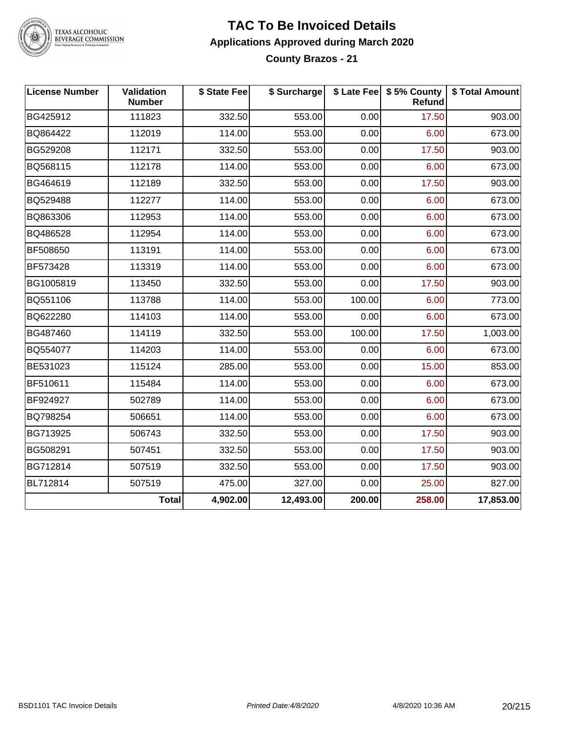# TAC To Be Invoiced Details

## Applications Approved during March 2020

### County Brazos - 21

| License Number | Validation Number | $ State Fee | $ Surcharge | $ Late Fee | $ 5% County Refund | $ Total Amount |
|---|---|---|---|---|---|---|
| BG425912 | 111823 | 332.50 | 553.00 | 0.00 | 17.50 | 903.00 |
| BQ864422 | 112019 | 114.00 | 553.00 | 0.00 | 6.00 | 673.00 |
| BG529208 | 112171 | 332.50 | 553.00 | 0.00 | 17.50 | 903.00 |
| BQ568115 | 112178 | 114.00 | 553.00 | 0.00 | 6.00 | 673.00 |
| BG464619 | 112189 | 332.50 | 553.00 | 0.00 | 17.50 | 903.00 |
| BQ529488 | 112277 | 114.00 | 553.00 | 0.00 | 6.00 | 673.00 |
| BQ863306 | 112953 | 114.00 | 553.00 | 0.00 | 6.00 | 673.00 |
| BQ486528 | 112954 | 114.00 | 553.00 | 0.00 | 6.00 | 673.00 |
| BF508650 | 113191 | 114.00 | 553.00 | 0.00 | 6.00 | 673.00 |
| BF573428 | 113319 | 114.00 | 553.00 | 0.00 | 6.00 | 673.00 |
| BG1005819 | 113450 | 332.50 | 553.00 | 0.00 | 17.50 | 903.00 |
| BQ551106 | 113788 | 114.00 | 553.00 | 100.00 | 6.00 | 773.00 |
| BQ622280 | 114103 | 114.00 | 553.00 | 0.00 | 6.00 | 673.00 |
| BG487460 | 114119 | 332.50 | 553.00 | 100.00 | 17.50 | 1,003.00 |
| BQ554077 | 114203 | 114.00 | 553.00 | 0.00 | 6.00 | 673.00 |
| BE531023 | 115124 | 285.00 | 553.00 | 0.00 | 15.00 | 853.00 |
| BF510611 | 115484 | 114.00 | 553.00 | 0.00 | 6.00 | 673.00 |
| BF924927 | 502789 | 114.00 | 553.00 | 0.00 | 6.00 | 673.00 |
| BQ798254 | 506651 | 114.00 | 553.00 | 0.00 | 6.00 | 673.00 |
| BG713925 | 506743 | 332.50 | 553.00 | 0.00 | 17.50 | 903.00 |
| BG508291 | 507451 | 332.50 | 553.00 | 0.00 | 17.50 | 903.00 |
| BG712814 | 507519 | 332.50 | 553.00 | 0.00 | 17.50 | 903.00 |
| BL712814 | 507519 | 475.00 | 327.00 | 0.00 | 25.00 | 827.00 |
| | **Total** | **4,902.00** | **12,493.00** | **200.00** | **258.00** | **17,853.00** |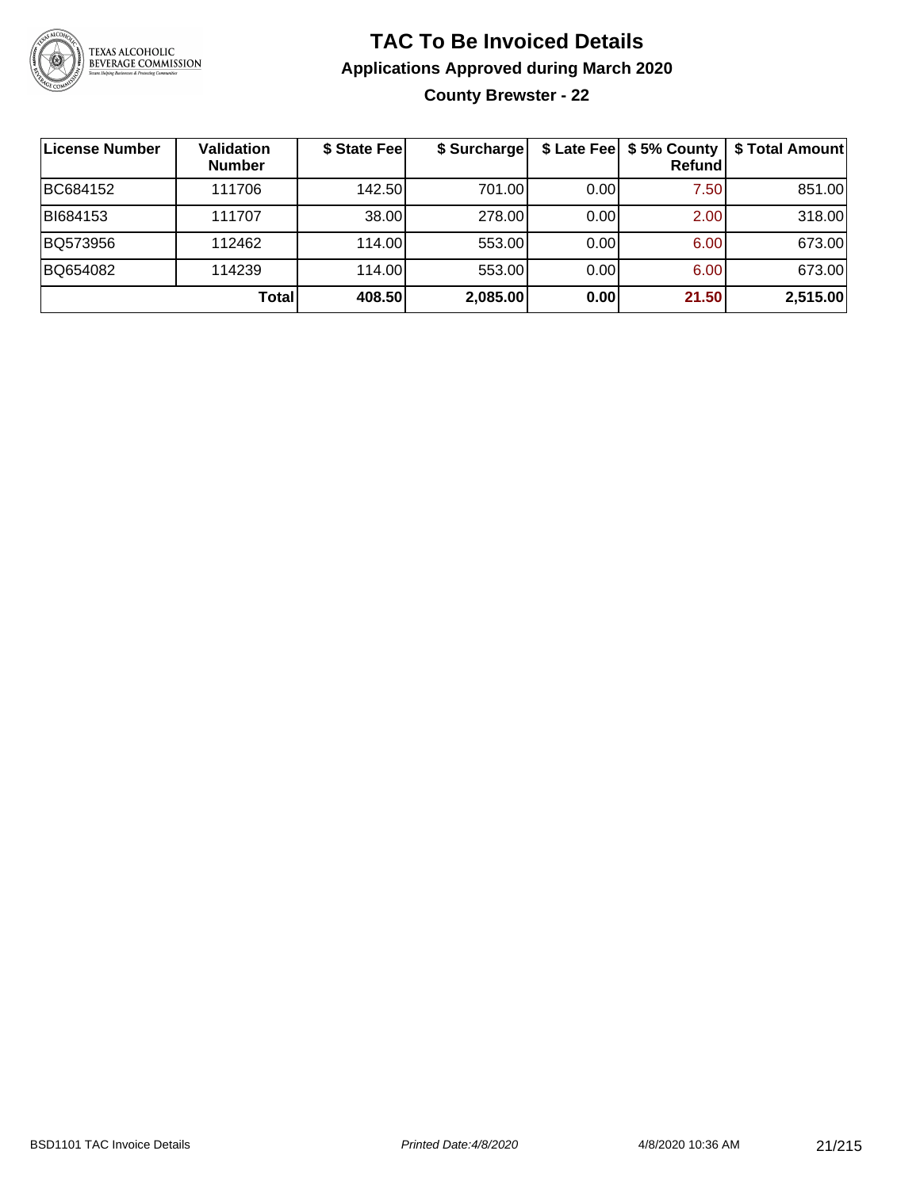# TAC To Be Invoiced Details

## Applications Approved during March 2020

### County Brewster - 22

| License Number | Validation Number | $ State Fee | $ Surcharge | $ Late Fee | $ 5% County Refund | $ Total Amount |
|---|---|---|---|---|---|---|
| BC684152 | 111706 | 142.50 | 701.00 | 0.00 | 7.50 | 851.00 |
| BI684153 | 111707 | 38.00 | 278.00 | 0.00 | 2.00 | 318.00 |
| BQ573956 | 112462 | 114.00 | 553.00 | 0.00 | 6.00 | 673.00 |
| BQ654082 | 114239 | 114.00 | 553.00 | 0.00 | 6.00 | 673.00 |
| | **Total** | **408.50** | **2,085.00** | **0.00** | **21.50** | **2,515.00** |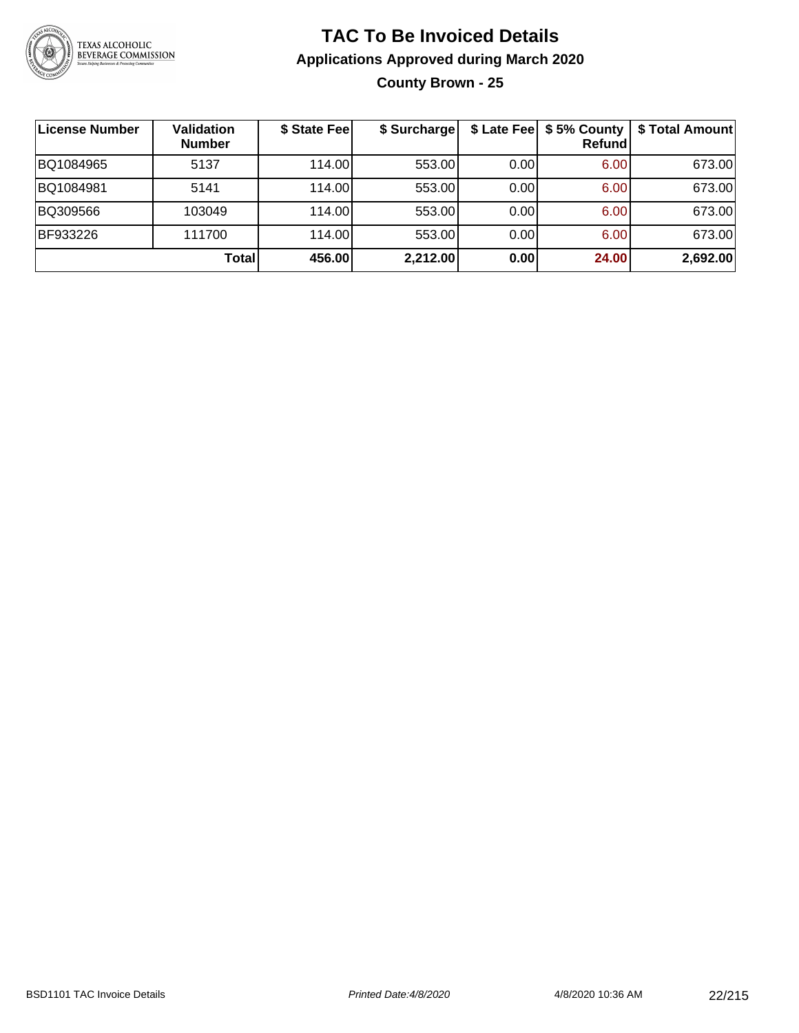# TAC To Be Invoiced Details

## Applications Approved during March 2020

### County Brown - 25

| License Number | Validation Number | $ State Fee | $ Surcharge | $ Late Fee | $ 5% County Refund | $ Total Amount |
|---|---|---|---|---|---|---|
| BQ1084965 | 5137 | 114.00 | 553.00 | 0.00 | 6.00 | 673.00 |
| BQ1084981 | 5141 | 114.00 | 553.00 | 0.00 | 6.00 | 673.00 |
| BQ309566 | 103049 | 114.00 | 553.00 | 0.00 | 6.00 | 673.00 |
| BF933226 | 111700 | 114.00 | 553.00 | 0.00 | 6.00 | 673.00 |
| | **Total** | **456.00** | **2,212.00** | **0.00** | **24.00** | **2,692.00** |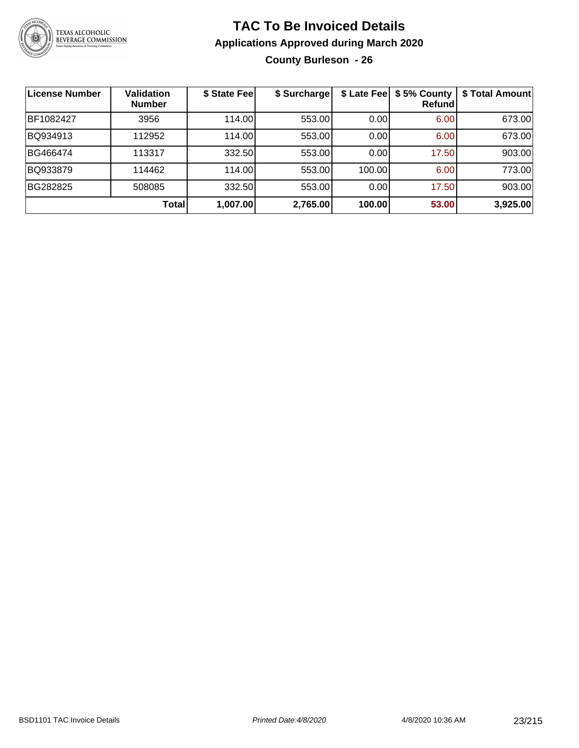# TAC To Be Invoiced Details

## Applications Approved during March 2020

### County Burleson - 26

| License Number | Validation Number | $ State Fee | $ Surcharge | $ Late Fee | $ 5% County Refund | $ Total Amount |
|---|---|---|---|---|---|---|
| BF1082427 | 3956 | 114.00 | 553.00 | 0.00 | 6.00 | 673.00 |
| BQ934913 | 112952 | 114.00 | 553.00 | 0.00 | 6.00 | 673.00 |
| BG466474 | 113317 | 332.50 | 553.00 | 0.00 | 17.50 | 903.00 |
| BQ933879 | 114462 | 114.00 | 553.00 | 100.00 | 6.00 | 773.00 |
| BG282825 | 508085 | 332.50 | 553.00 | 0.00 | 17.50 | 903.00 |
| | **Total** | **1,007.00** | **2,765.00** | **100.00** | **53.00** | **3,925.00** |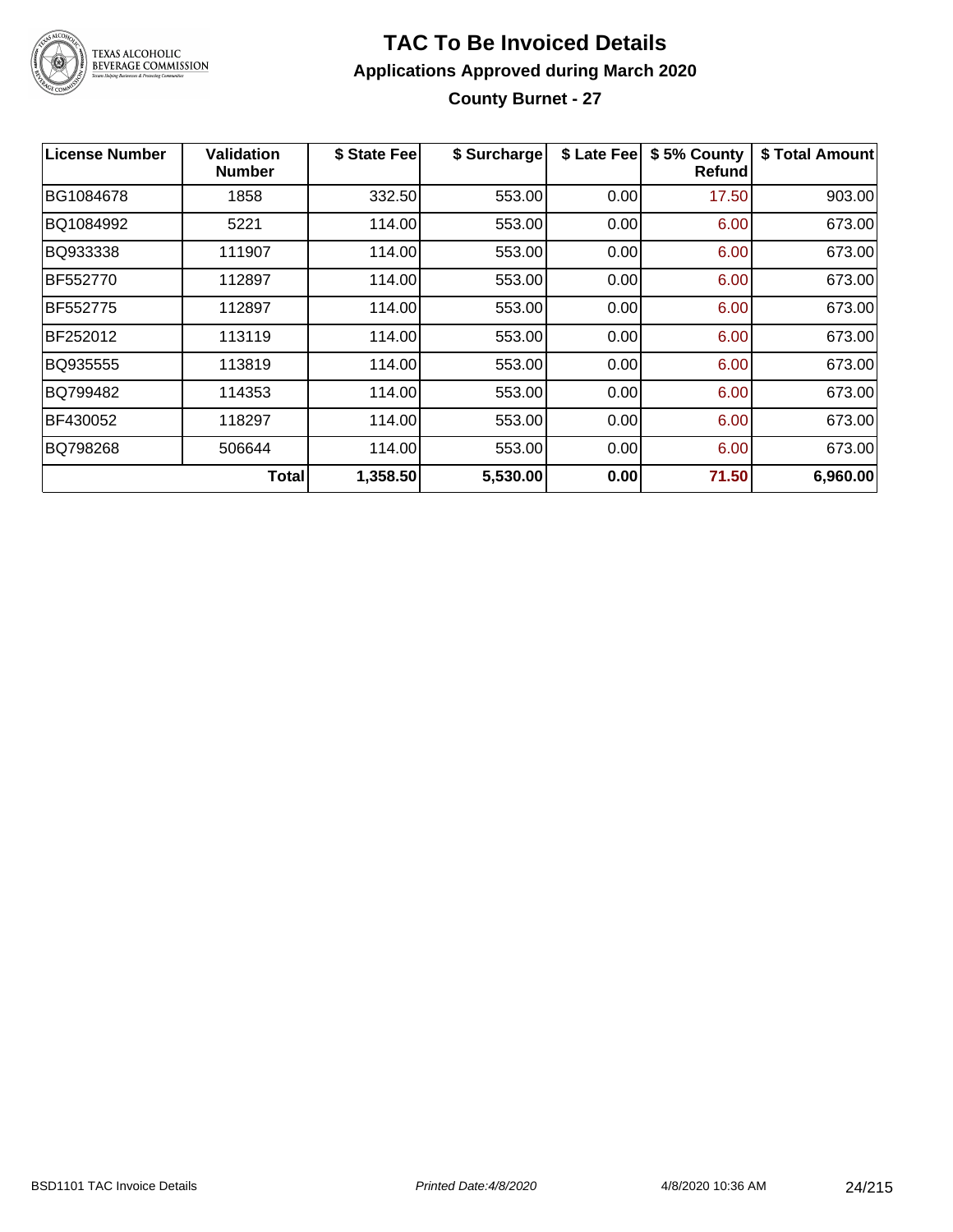# TAC To Be Invoiced Details

## Applications Approved during March 2020

### County Burnet - 27

| License Number | Validation Number | $ State Fee | $ Surcharge | $ Late Fee | $ 5% County Refund | $ Total Amount |
|---|---|---|---|---|---|---|
| BG1084678 | 1858 | 332.50 | 553.00 | 0.00 | 17.50 | 903.00 |
| BQ1084992 | 5221 | 114.00 | 553.00 | 0.00 | 6.00 | 673.00 |
| BQ933338 | 111907 | 114.00 | 553.00 | 0.00 | 6.00 | 673.00 |
| BF552770 | 112897 | 114.00 | 553.00 | 0.00 | 6.00 | 673.00 |
| BF552775 | 112897 | 114.00 | 553.00 | 0.00 | 6.00 | 673.00 |
| BF252012 | 113119 | 114.00 | 553.00 | 0.00 | 6.00 | 673.00 |
| BQ935555 | 113819 | 114.00 | 553.00 | 0.00 | 6.00 | 673.00 |
| BQ799482 | 114353 | 114.00 | 553.00 | 0.00 | 6.00 | 673.00 |
| BF430052 | 118297 | 114.00 | 553.00 | 0.00 | 6.00 | 673.00 |
| BQ798268 | 506644 | 114.00 | 553.00 | 0.00 | 6.00 | 673.00 |
| | **Total** | **1,358.50** | **5,530.00** | **0.00** | **71.50** | **6,960.00** |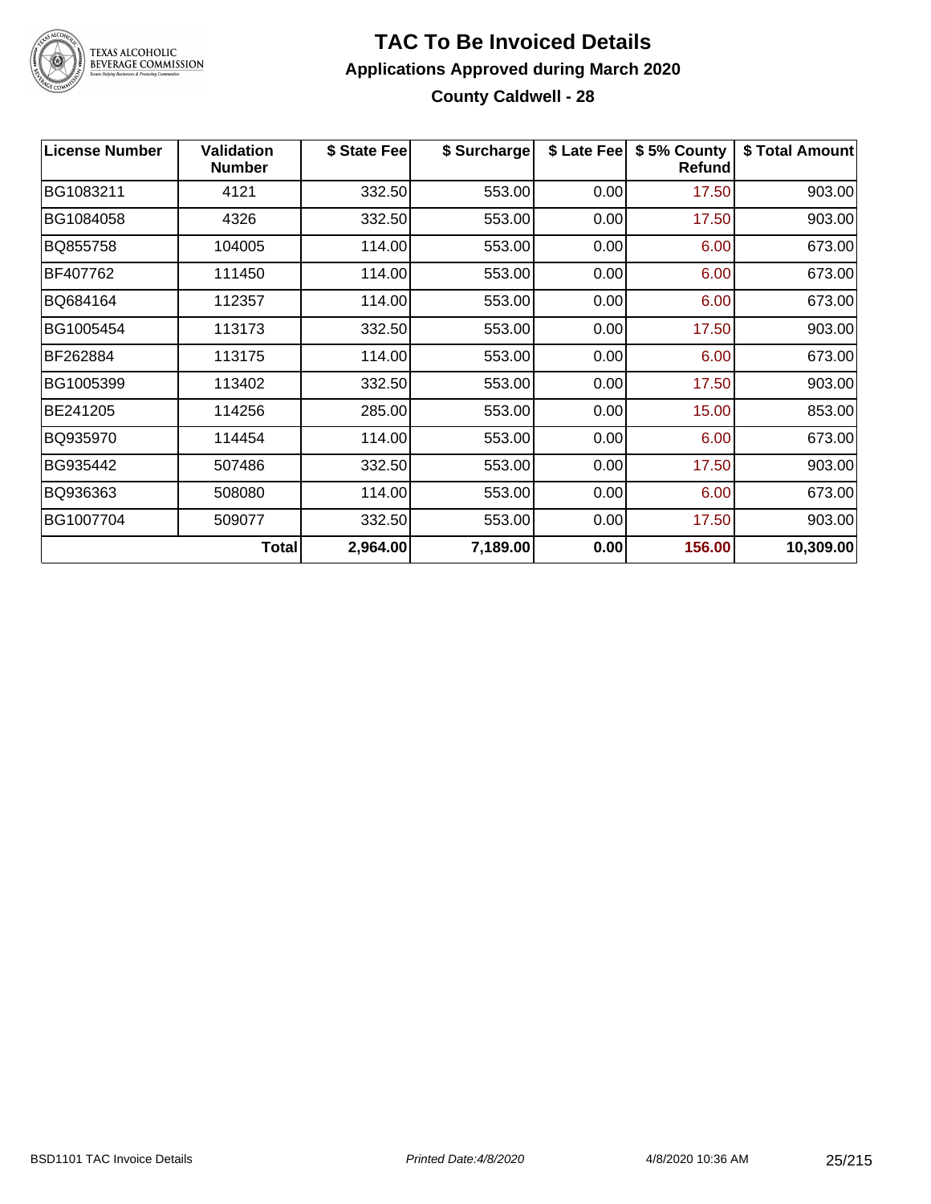# TAC To Be Invoiced Details

## Applications Approved during March 2020

### County Caldwell - 28

| License Number | Validation Number | $ State Fee | $ Surcharge | $ Late Fee | $ 5% County Refund | $ Total Amount |
|---|---|---|---|---|---|---|
| BG1083211 | 4121 | 332.50 | 553.00 | 0.00 | 17.50 | 903.00 |
| BG1084058 | 4326 | 332.50 | 553.00 | 0.00 | 17.50 | 903.00 |
| BQ855758 | 104005 | 114.00 | 553.00 | 0.00 | 6.00 | 673.00 |
| BF407762 | 111450 | 114.00 | 553.00 | 0.00 | 6.00 | 673.00 |
| BQ684164 | 112357 | 114.00 | 553.00 | 0.00 | 6.00 | 673.00 |
| BG1005454 | 113173 | 332.50 | 553.00 | 0.00 | 17.50 | 903.00 |
| BF262884 | 113175 | 114.00 | 553.00 | 0.00 | 6.00 | 673.00 |
| BG1005399 | 113402 | 332.50 | 553.00 | 0.00 | 17.50 | 903.00 |
| BE241205 | 114256 | 285.00 | 553.00 | 0.00 | 15.00 | 853.00 |
| BQ935970 | 114454 | 114.00 | 553.00 | 0.00 | 6.00 | 673.00 |
| BG935442 | 507486 | 332.50 | 553.00 | 0.00 | 17.50 | 903.00 |
| BQ936363 | 508080 | 114.00 | 553.00 | 0.00 | 6.00 | 673.00 |
| BG1007704 | 509077 | 332.50 | 553.00 | 0.00 | 17.50 | 903.00 |
| | **Total** | **2,964.00** | **7,189.00** | **0.00** | **156.00** | **10,309.00** |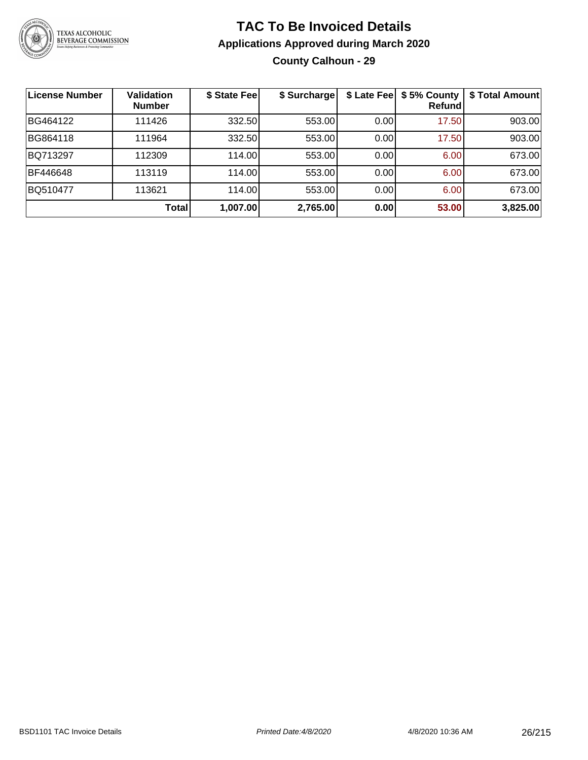# TAC To Be Invoiced Details

## Applications Approved during March 2020

### County Calhoun - 29

| License Number | Validation Number | $ State Fee | $ Surcharge | $ Late Fee | $ 5% County Refund | $ Total Amount |
|---|---|---|---|---|---|---|
| BG464122 | 111426 | 332.50 | 553.00 | 0.00 | 17.50 | 903.00 |
| BG864118 | 111964 | 332.50 | 553.00 | 0.00 | 17.50 | 903.00 |
| BQ713297 | 112309 | 114.00 | 553.00 | 0.00 | 6.00 | 673.00 |
| BF446648 | 113119 | 114.00 | 553.00 | 0.00 | 6.00 | 673.00 |
| BQ510477 | 113621 | 114.00 | 553.00 | 0.00 | 6.00 | 673.00 |
| | **Total** | **1,007.00** | **2,765.00** | **0.00** | **53.00** | **3,825.00** |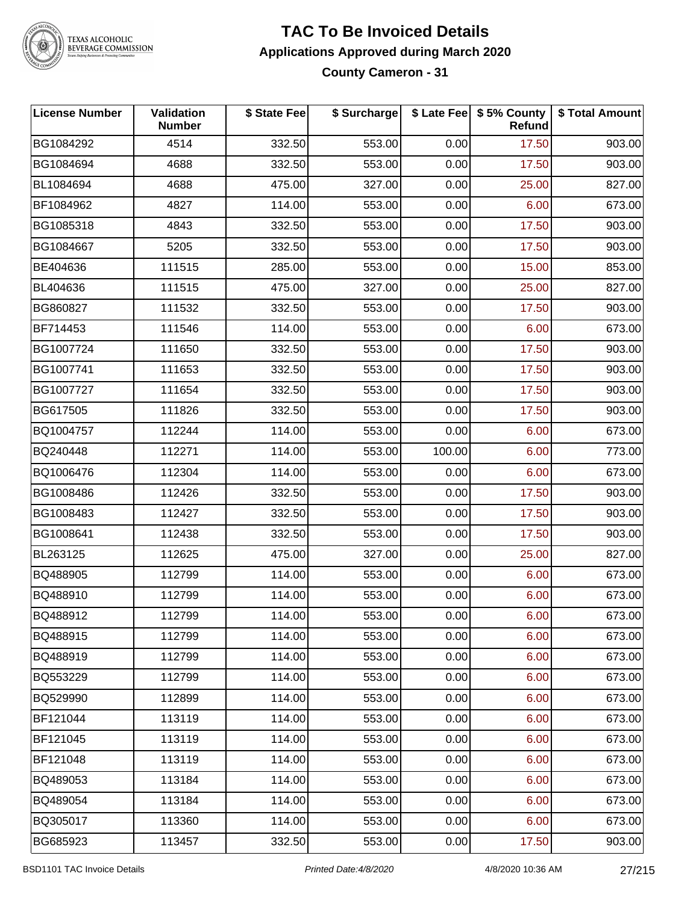# TAC To Be Invoiced Details

## Applications Approved during March 2020

### County Cameron - 31

| License Number | Validation Number | $ State Fee | $ Surcharge | $ Late Fee | $ 5% County Refund | $ Total Amount |
|---|---|---|---|---|---|---|
| BG1084292 | 4514 | 332.50 | 553.00 | 0.00 | 17.50 | 903.00 |
| BG1084694 | 4688 | 332.50 | 553.00 | 0.00 | 17.50 | 903.00 |
| BL1084694 | 4688 | 475.00 | 327.00 | 0.00 | 25.00 | 827.00 |
| BF1084962 | 4827 | 114.00 | 553.00 | 0.00 | 6.00 | 673.00 |
| BG1085318 | 4843 | 332.50 | 553.00 | 0.00 | 17.50 | 903.00 |
| BG1084667 | 5205 | 332.50 | 553.00 | 0.00 | 17.50 | 903.00 |
| BE404636 | 111515 | 285.00 | 553.00 | 0.00 | 15.00 | 853.00 |
| BL404636 | 111515 | 475.00 | 327.00 | 0.00 | 25.00 | 827.00 |
| BG860827 | 111532 | 332.50 | 553.00 | 0.00 | 17.50 | 903.00 |
| BF714453 | 111546 | 114.00 | 553.00 | 0.00 | 6.00 | 673.00 |
| BG1007724 | 111650 | 332.50 | 553.00 | 0.00 | 17.50 | 903.00 |
| BG1007741 | 111653 | 332.50 | 553.00 | 0.00 | 17.50 | 903.00 |
| BG1007727 | 111654 | 332.50 | 553.00 | 0.00 | 17.50 | 903.00 |
| BG617505 | 111826 | 332.50 | 553.00 | 0.00 | 17.50 | 903.00 |
| BQ1004757 | 112244 | 114.00 | 553.00 | 0.00 | 6.00 | 673.00 |
| BQ240448 | 112271 | 114.00 | 553.00 | 100.00 | 6.00 | 773.00 |
| BQ1006476 | 112304 | 114.00 | 553.00 | 0.00 | 6.00 | 673.00 |
| BG1008486 | 112426 | 332.50 | 553.00 | 0.00 | 17.50 | 903.00 |
| BG1008483 | 112427 | 332.50 | 553.00 | 0.00 | 17.50 | 903.00 |
| BG1008641 | 112438 | 332.50 | 553.00 | 0.00 | 17.50 | 903.00 |
| BL263125 | 112625 | 475.00 | 327.00 | 0.00 | 25.00 | 827.00 |
| BQ488905 | 112799 | 114.00 | 553.00 | 0.00 | 6.00 | 673.00 |
| BQ488910 | 112799 | 114.00 | 553.00 | 0.00 | 6.00 | 673.00 |
| BQ488912 | 112799 | 114.00 | 553.00 | 0.00 | 6.00 | 673.00 |
| BQ488915 | 112799 | 114.00 | 553.00 | 0.00 | 6.00 | 673.00 |
| BQ488919 | 112799 | 114.00 | 553.00 | 0.00 | 6.00 | 673.00 |
| BQ553229 | 112799 | 114.00 | 553.00 | 0.00 | 6.00 | 673.00 |
| BQ529990 | 112899 | 114.00 | 553.00 | 0.00 | 6.00 | 673.00 |
| BF121044 | 113119 | 114.00 | 553.00 | 0.00 | 6.00 | 673.00 |
| BF121045 | 113119 | 114.00 | 553.00 | 0.00 | 6.00 | 673.00 |
| BF121048 | 113119 | 114.00 | 553.00 | 0.00 | 6.00 | 673.00 |
| BQ489053 | 113184 | 114.00 | 553.00 | 0.00 | 6.00 | 673.00 |
| BQ489054 | 113184 | 114.00 | 553.00 | 0.00 | 6.00 | 673.00 |
| BQ305017 | 113360 | 114.00 | 553.00 | 0.00 | 6.00 | 673.00 |
| BG685923 | 113457 | 332.50 | 553.00 | 0.00 | 17.50 | 903.00 |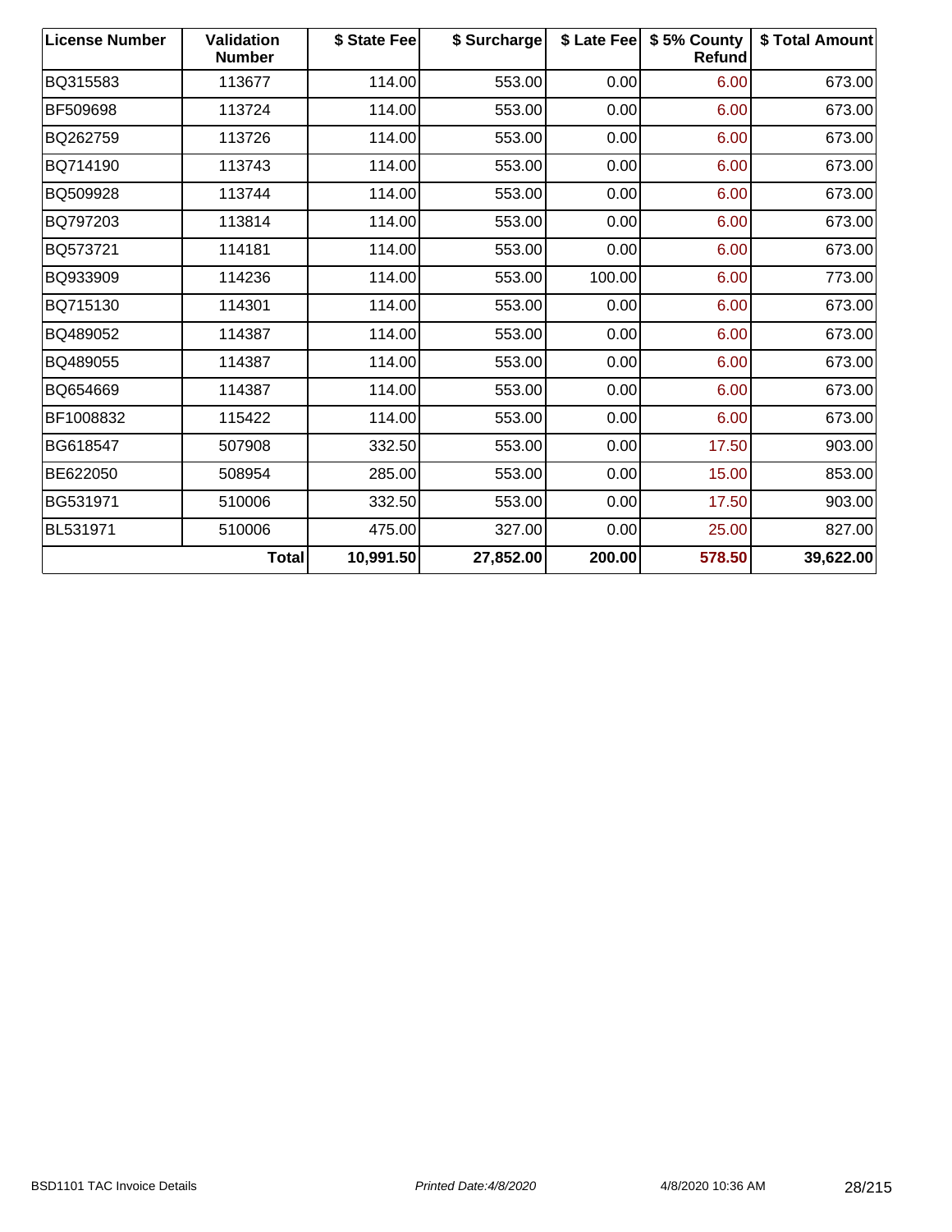| License Number | Validation Number | $ State Fee | $ Surcharge | $ Late Fee | $ 5% County Refund | $ Total Amount |
|---|---|---|---|---|---|---|
| BQ315583 | 113677 | 114.00 | 553.00 | 0.00 | 6.00 | 673.00 |
| BF509698 | 113724 | 114.00 | 553.00 | 0.00 | 6.00 | 673.00 |
| BQ262759 | 113726 | 114.00 | 553.00 | 0.00 | 6.00 | 673.00 |
| BQ714190 | 113743 | 114.00 | 553.00 | 0.00 | 6.00 | 673.00 |
| BQ509928 | 113744 | 114.00 | 553.00 | 0.00 | 6.00 | 673.00 |
| BQ797203 | 113814 | 114.00 | 553.00 | 0.00 | 6.00 | 673.00 |
| BQ573721 | 114181 | 114.00 | 553.00 | 0.00 | 6.00 | 673.00 |
| BQ933909 | 114236 | 114.00 | 553.00 | 100.00 | 6.00 | 773.00 |
| BQ715130 | 114301 | 114.00 | 553.00 | 0.00 | 6.00 | 673.00 |
| BQ489052 | 114387 | 114.00 | 553.00 | 0.00 | 6.00 | 673.00 |
| BQ489055 | 114387 | 114.00 | 553.00 | 0.00 | 6.00 | 673.00 |
| BQ654669 | 114387 | 114.00 | 553.00 | 0.00 | 6.00 | 673.00 |
| BF1008832 | 115422 | 114.00 | 553.00 | 0.00 | 6.00 | 673.00 |
| BG618547 | 507908 | 332.50 | 553.00 | 0.00 | 17.50 | 903.00 |
| BE622050 | 508954 | 285.00 | 553.00 | 0.00 | 15.00 | 853.00 |
| BG531971 | 510006 | 332.50 | 553.00 | 0.00 | 17.50 | 903.00 |
| BL531971 | 510006 | 475.00 | 327.00 | 0.00 | 25.00 | 827.00 |
| | **Total** | **10,991.50** | **27,852.00** | **200.00** | **578.50** | **39,622.00** |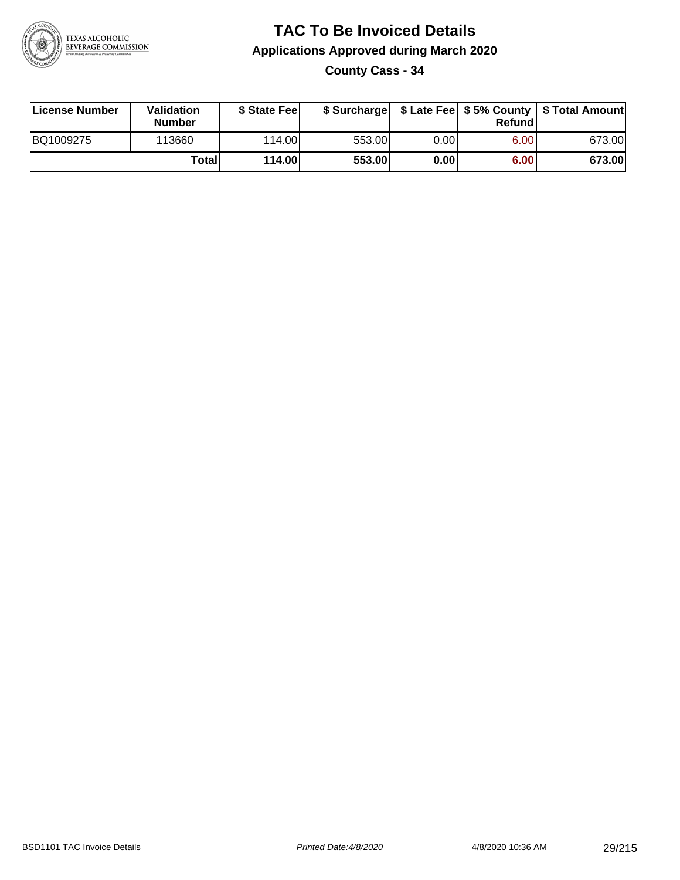# TAC To Be Invoiced Details

## Applications Approved during March 2020

### County Cass - 34

| License Number | Validation Number | $ State Fee | $ Surcharge | $ Late Fee | $ 5% County Refund | $ Total Amount |
|---|---|---|---|---|---|---|
| BQ1009275 | 113660 | 114.00 | 553.00 | 0.00 | 6.00 | 673.00 |
| | **Total** | **114.00** | **553.00** | **0.00** | **6.00** | **673.00** |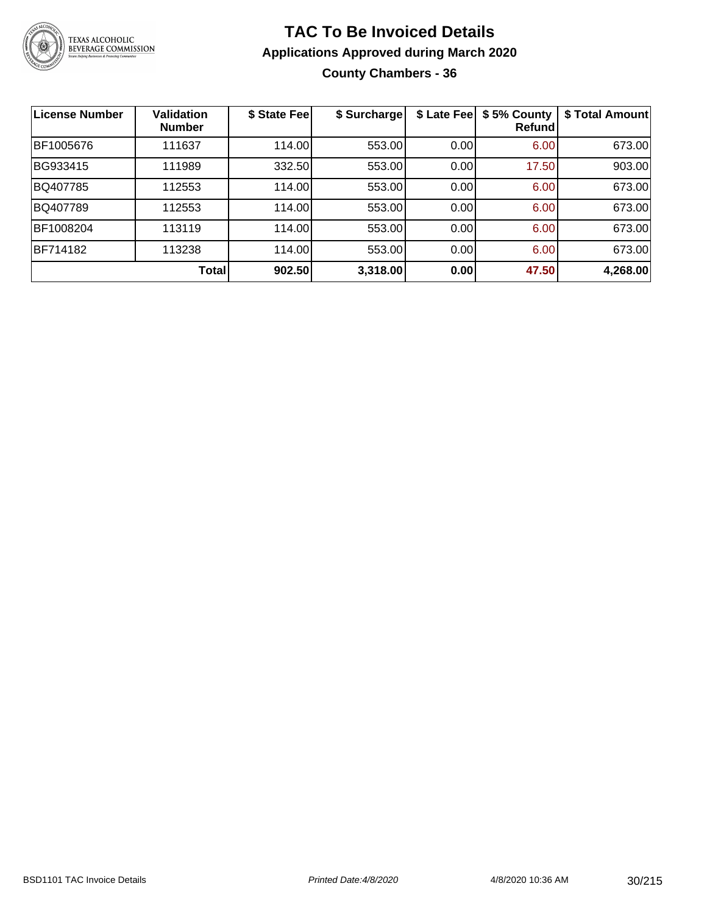# TAC To Be Invoiced Details

## Applications Approved during March 2020

### County Chambers - 36

| License Number | Validation Number | $ State Fee | $ Surcharge | $ Late Fee | $ 5% County Refund | $ Total Amount |
|---|---|---|---|---|---|---|
| BF1005676 | 111637 | 114.00 | 553.00 | 0.00 | 6.00 | 673.00 |
| BG933415 | 111989 | 332.50 | 553.00 | 0.00 | 17.50 | 903.00 |
| BQ407785 | 112553 | 114.00 | 553.00 | 0.00 | 6.00 | 673.00 |
| BQ407789 | 112553 | 114.00 | 553.00 | 0.00 | 6.00 | 673.00 |
| BF1008204 | 113119 | 114.00 | 553.00 | 0.00 | 6.00 | 673.00 |
| BF714182 | 113238 | 114.00 | 553.00 | 0.00 | 6.00 | 673.00 |
| | **Total** | **902.50** | **3,318.00** | **0.00** | **47.50** | **4,268.00** |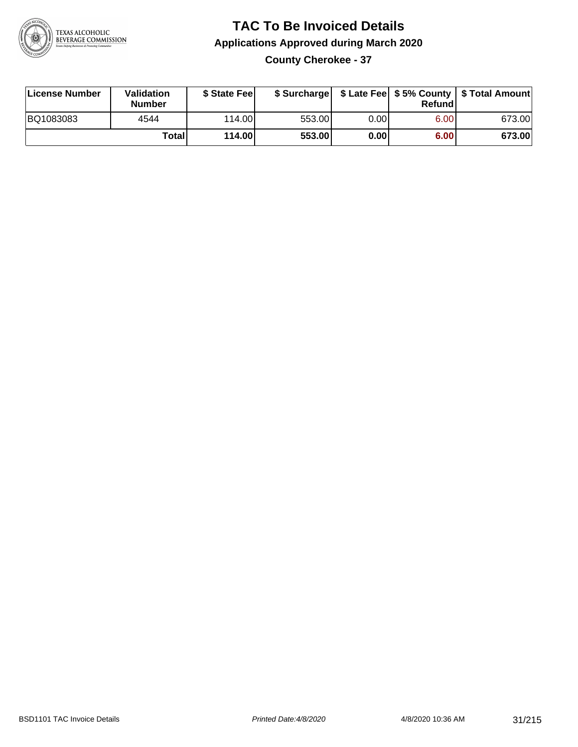# TAC To Be Invoiced Details

## Applications Approved during March 2020

### County Cherokee - 37

| License Number | Validation Number | $ State Fee | $ Surcharge | $ Late Fee | $ 5% County Refund | $ Total Amount |
|---|---|---|---|---|---|---|
| BQ1083083 | 4544 | 114.00 | 553.00 | 0.00 | 6.00 | 673.00 |
| | **Total** | **114.00** | **553.00** | **0.00** | **6.00** | **673.00** |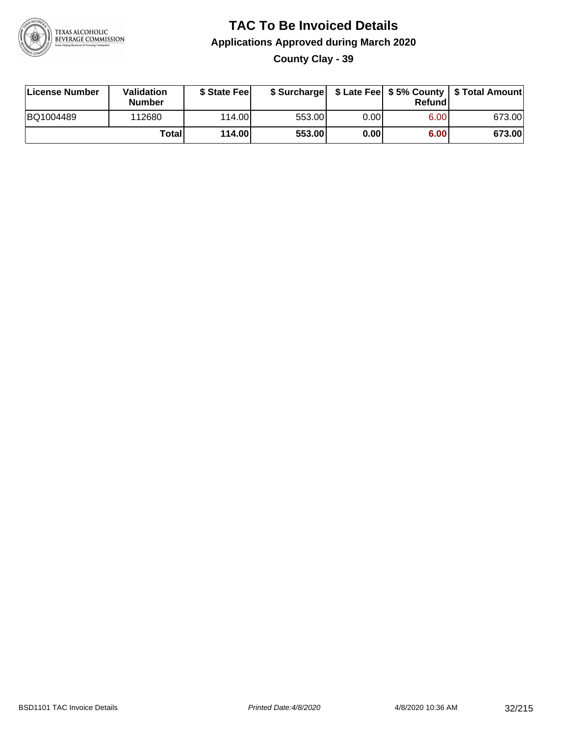# TAC To Be Invoiced Details

## Applications Approved during March 2020

### County Clay - 39

| License Number | Validation Number | $ State Fee | $ Surcharge | $ Late Fee | $ 5% County Refund | $ Total Amount |
|---|---|---|---|---|---|---|
| BQ1004489 | 112680 | 114.00 | 553.00 | 0.00 | 6.00 | 673.00 |
| | **Total** | **114.00** | **553.00** | **0.00** | **6.00** | **673.00** |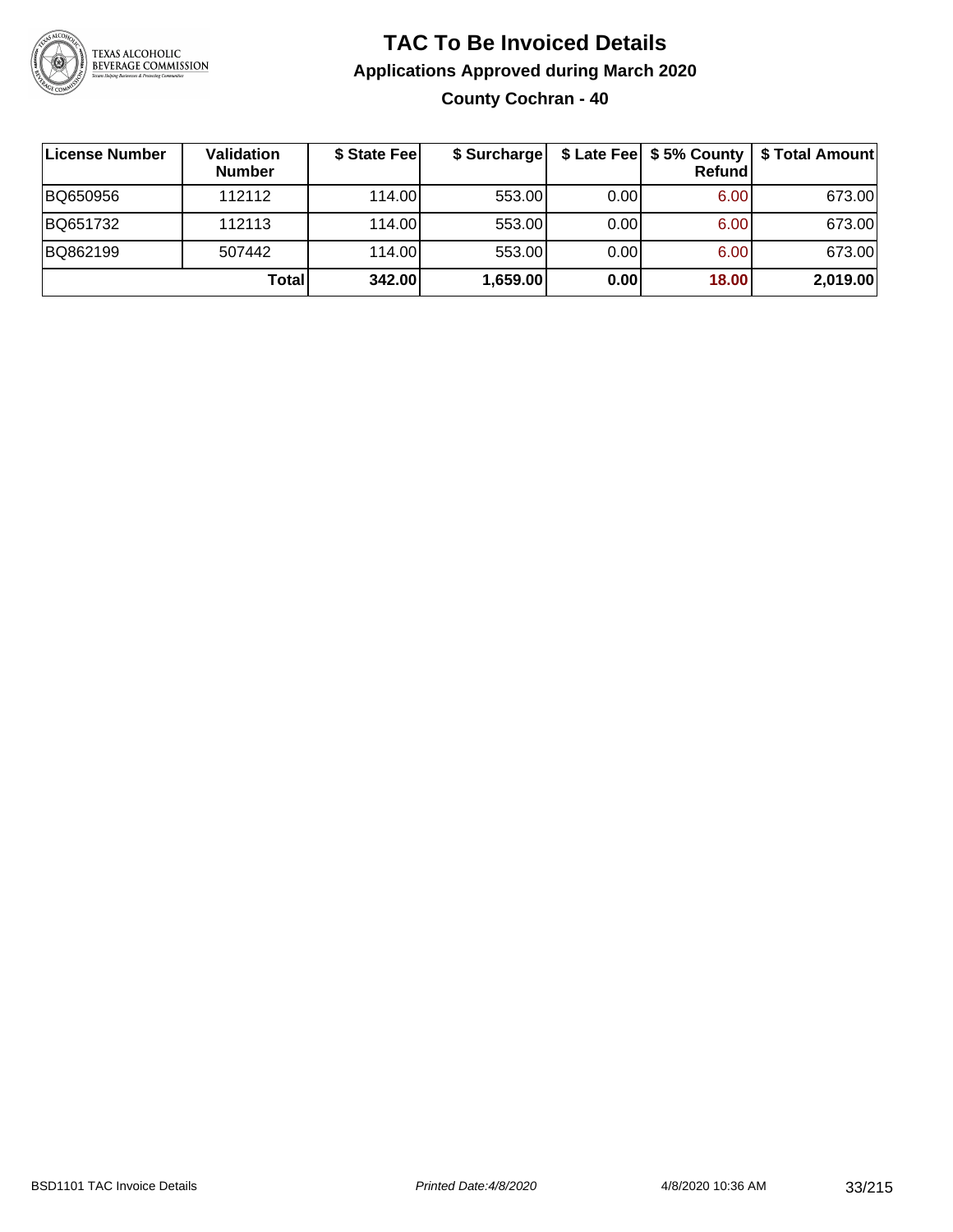# TAC To Be Invoiced Details

## Applications Approved during March 2020

### County Cochran - 40

| License Number | Validation Number | $ State Fee | $ Surcharge | $ Late Fee | $ 5% County Refund | $ Total Amount |
|---|---|---|---|---|---|---|
| BQ650956 | 112112 | 114.00 | 553.00 | 0.00 | 6.00 | 673.00 |
| BQ651732 | 112113 | 114.00 | 553.00 | 0.00 | 6.00 | 673.00 |
| BQ862199 | 507442 | 114.00 | 553.00 | 0.00 | 6.00 | 673.00 |
| | **Total** | **342.00** | **1,659.00** | **0.00** | **18.00** | **2,019.00** |

BSD1101 TAC Invoice Details *Printed Date:4/8/2020* 4/8/2020 10:36 AM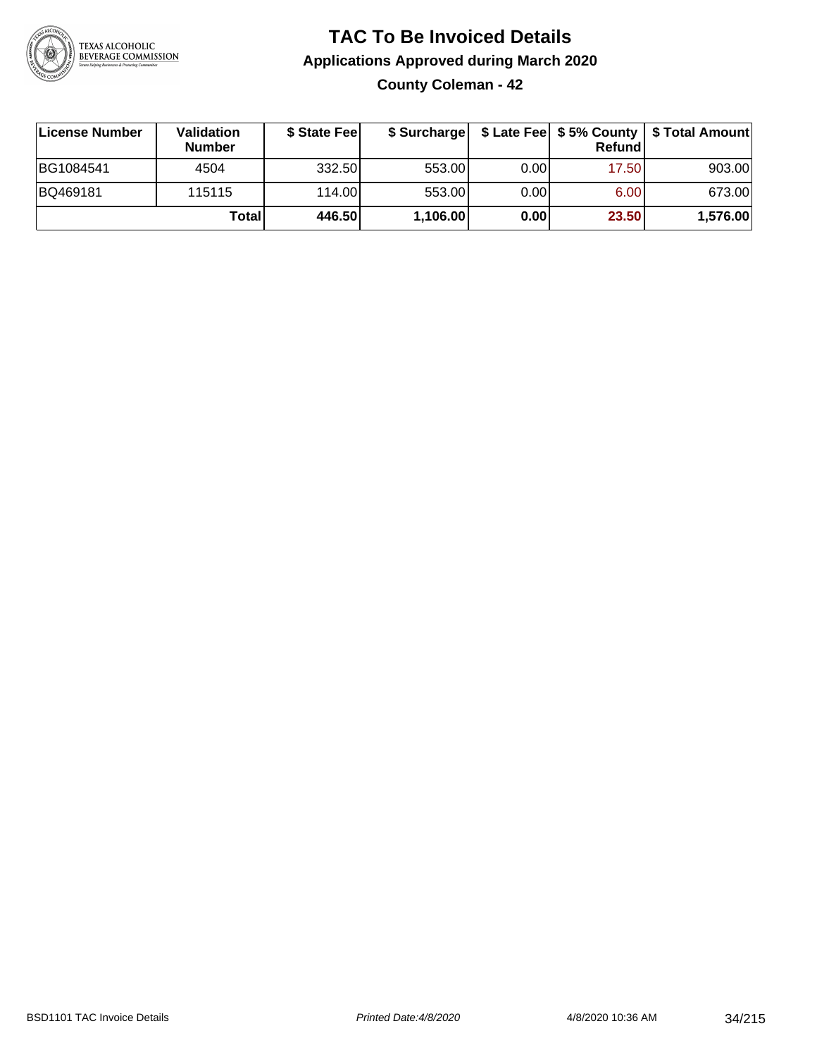# TAC To Be Invoiced Details

## Applications Approved during March 2020

### County Coleman - 42

| License Number | Validation Number | $ State Fee | $ Surcharge | $ Late Fee | $ 5% County Refund | $ Total Amount |
|---|---|---|---|---|---|---|
| BG1084541 | 4504 | 332.50 | 553.00 | 0.00 | 17.50 | 903.00 |
| BQ469181 | 115115 | 114.00 | 553.00 | 0.00 | 6.00 | 673.00 |
| | **Total** | **446.50** | **1,106.00** | **0.00** | **23.50** | **1,576.00** |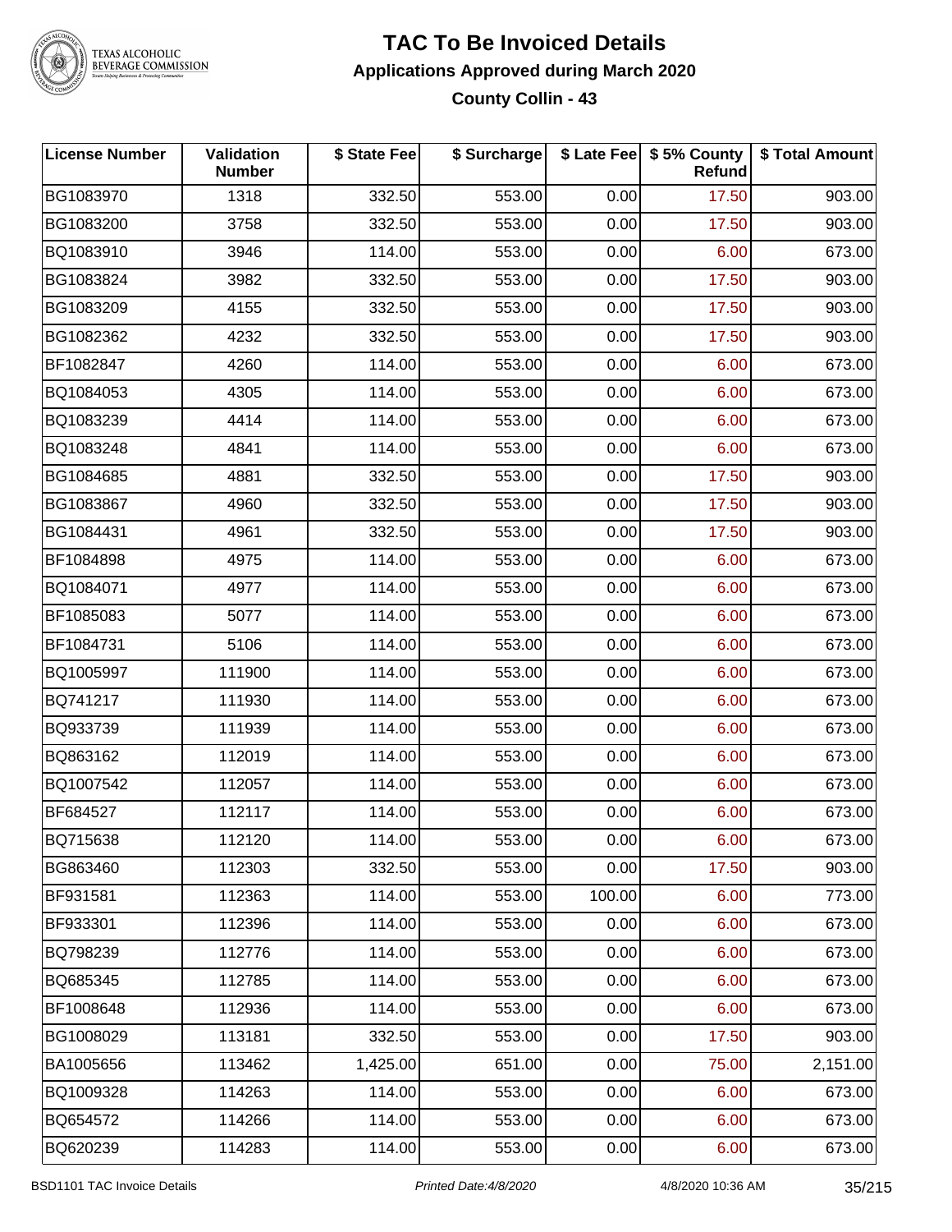# TAC To Be Invoiced Details

## Applications Approved during March 2020

### County Collin - 43

| License Number | Validation Number | $ State Fee | $ Surcharge | $ Late Fee | $ 5% County Refund | $ Total Amount |
|---|---|---|---|---|---|---|
| BG1083970 | 1318 | 332.50 | 553.00 | 0.00 | 17.50 | 903.00 |
| BG1083200 | 3758 | 332.50 | 553.00 | 0.00 | 17.50 | 903.00 |
| BQ1083910 | 3946 | 114.00 | 553.00 | 0.00 | 6.00 | 673.00 |
| BG1083824 | 3982 | 332.50 | 553.00 | 0.00 | 17.50 | 903.00 |
| BG1083209 | 4155 | 332.50 | 553.00 | 0.00 | 17.50 | 903.00 |
| BG1082362 | 4232 | 332.50 | 553.00 | 0.00 | 17.50 | 903.00 |
| BF1082847 | 4260 | 114.00 | 553.00 | 0.00 | 6.00 | 673.00 |
| BQ1084053 | 4305 | 114.00 | 553.00 | 0.00 | 6.00 | 673.00 |
| BQ1083239 | 4414 | 114.00 | 553.00 | 0.00 | 6.00 | 673.00 |
| BQ1083248 | 4841 | 114.00 | 553.00 | 0.00 | 6.00 | 673.00 |
| BG1084685 | 4881 | 332.50 | 553.00 | 0.00 | 17.50 | 903.00 |
| BG1083867 | 4960 | 332.50 | 553.00 | 0.00 | 17.50 | 903.00 |
| BG1084431 | 4961 | 332.50 | 553.00 | 0.00 | 17.50 | 903.00 |
| BF1084898 | 4975 | 114.00 | 553.00 | 0.00 | 6.00 | 673.00 |
| BQ1084071 | 4977 | 114.00 | 553.00 | 0.00 | 6.00 | 673.00 |
| BF1085083 | 5077 | 114.00 | 553.00 | 0.00 | 6.00 | 673.00 |
| BF1084731 | 5106 | 114.00 | 553.00 | 0.00 | 6.00 | 673.00 |
| BQ1005997 | 111900 | 114.00 | 553.00 | 0.00 | 6.00 | 673.00 |
| BQ741217 | 111930 | 114.00 | 553.00 | 0.00 | 6.00 | 673.00 |
| BQ933739 | 111939 | 114.00 | 553.00 | 0.00 | 6.00 | 673.00 |
| BQ863162 | 112019 | 114.00 | 553.00 | 0.00 | 6.00 | 673.00 |
| BQ1007542 | 112057 | 114.00 | 553.00 | 0.00 | 6.00 | 673.00 |
| BF684527 | 112117 | 114.00 | 553.00 | 0.00 | 6.00 | 673.00 |
| BQ715638 | 112120 | 114.00 | 553.00 | 0.00 | 6.00 | 673.00 |
| BG863460 | 112303 | 332.50 | 553.00 | 0.00 | 17.50 | 903.00 |
| BF931581 | 112363 | 114.00 | 553.00 | 100.00 | 6.00 | 773.00 |
| BF933301 | 112396 | 114.00 | 553.00 | 0.00 | 6.00 | 673.00 |
| BQ798239 | 112776 | 114.00 | 553.00 | 0.00 | 6.00 | 673.00 |
| BQ685345 | 112785 | 114.00 | 553.00 | 0.00 | 6.00 | 673.00 |
| BF1008648 | 112936 | 114.00 | 553.00 | 0.00 | 6.00 | 673.00 |
| BG1008029 | 113181 | 332.50 | 553.00 | 0.00 | 17.50 | 903.00 |
| BA1005656 | 113462 | 1,425.00 | 651.00 | 0.00 | 75.00 | 2,151.00 |
| BQ1009328 | 114263 | 114.00 | 553.00 | 0.00 | 6.00 | 673.00 |
| BQ654572 | 114266 | 114.00 | 553.00 | 0.00 | 6.00 | 673.00 |
| BQ620239 | 114283 | 114.00 | 553.00 | 0.00 | 6.00 | 673.00 |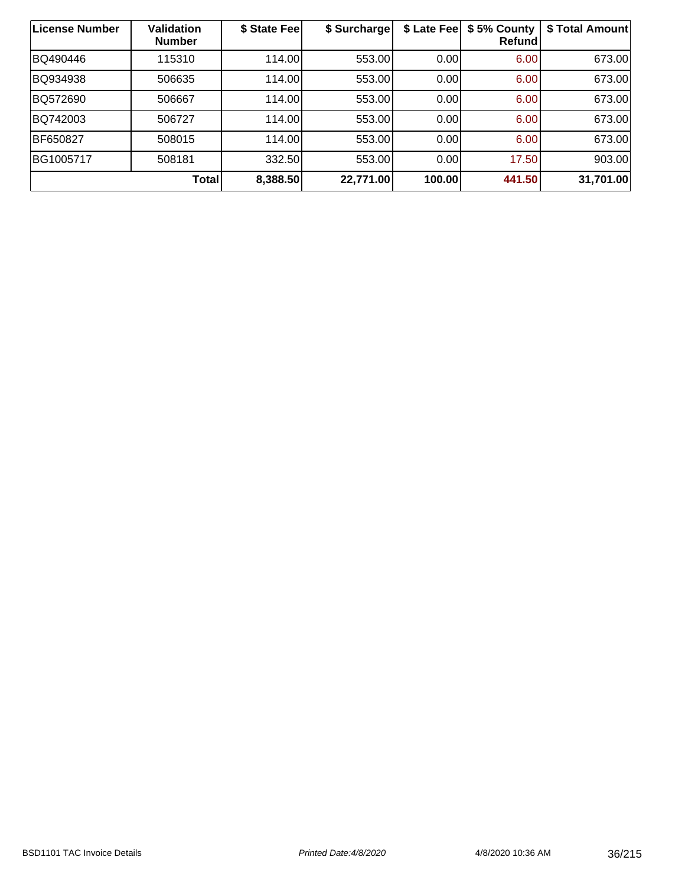| License Number | Validation Number | $ State Fee | $ Surcharge | $ Late Fee | $ 5% County Refund | $ Total Amount |
|---|---|---|---|---|---|---|
| BQ490446 | 115310 | 114.00 | 553.00 | 0.00 | 6.00 | 673.00 |
| BQ934938 | 506635 | 114.00 | 553.00 | 0.00 | 6.00 | 673.00 |
| BQ572690 | 506667 | 114.00 | 553.00 | 0.00 | 6.00 | 673.00 |
| BQ742003 | 506727 | 114.00 | 553.00 | 0.00 | 6.00 | 673.00 |
| BF650827 | 508015 | 114.00 | 553.00 | 0.00 | 6.00 | 673.00 |
| BG1005717 | 508181 | 332.50 | 553.00 | 0.00 | 17.50 | 903.00 |
| | **Total** | **8,388.50** | **22,771.00** | **100.00** | **441.50** | **31,701.00** |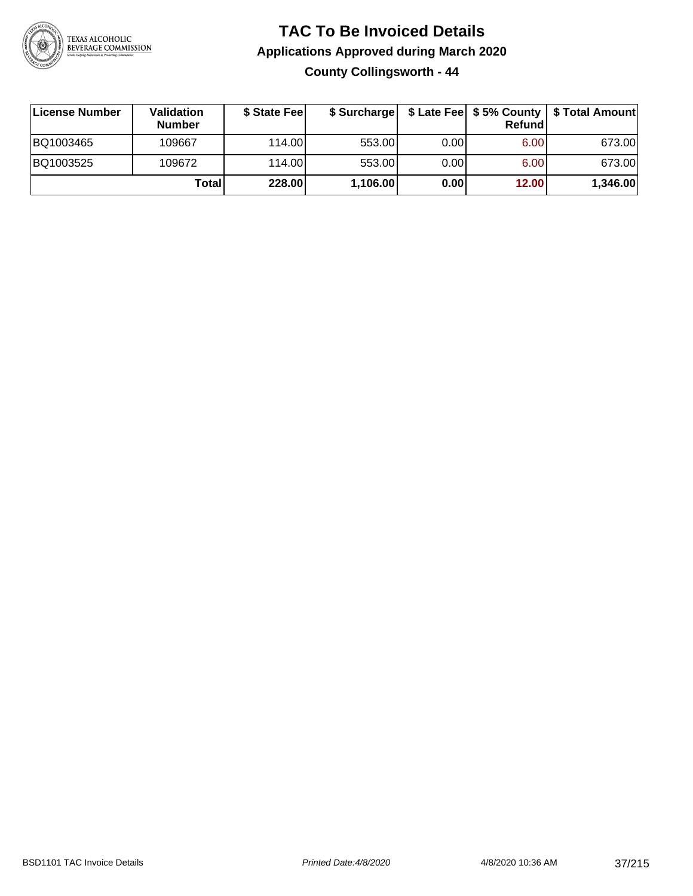# TAC To Be Invoiced Details

## Applications Approved during March 2020

### County Collingsworth - 44

| License Number | Validation Number | $ State Fee | $ Surcharge | $ Late Fee | $ 5% County Refund | $ Total Amount |
|---|---|---|---|---|---|---|
| BQ1003465 | 109667 | 114.00 | 553.00 | 0.00 | 6.00 | 673.00 |
| BQ1003525 | 109672 | 114.00 | 553.00 | 0.00 | 6.00 | 673.00 |
| | **Total** | **228.00** | **1,106.00** | **0.00** | **12.00** | **1,346.00** |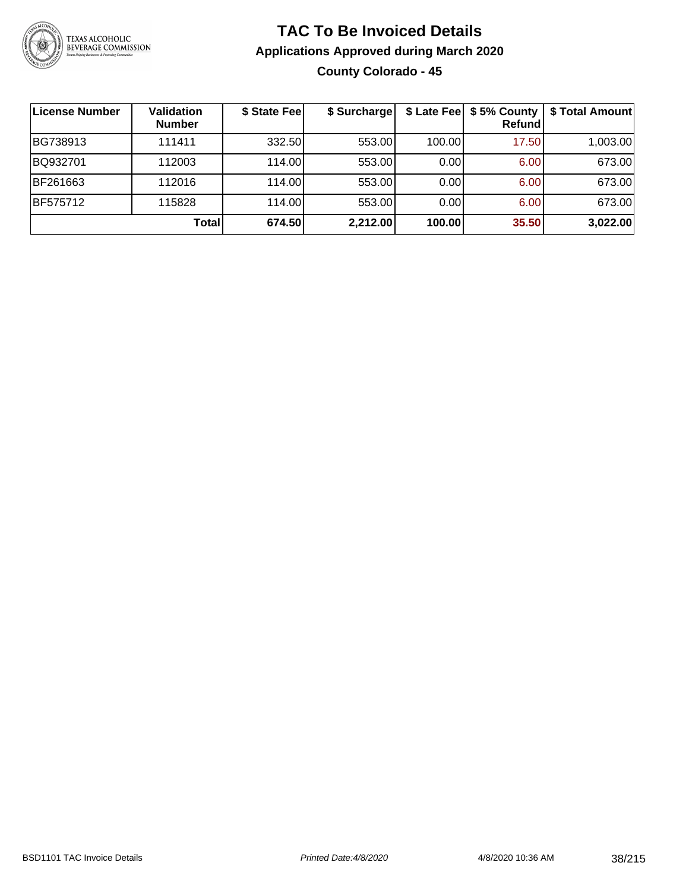# TAC To Be Invoiced Details

## Applications Approved during March 2020

### County Colorado - 45

| License Number | Validation Number | $ State Fee | $ Surcharge | $ Late Fee | $ 5% County Refund | $ Total Amount |
|---|---|---|---|---|---|---|
| BG738913 | 111411 | 332.50 | 553.00 | 100.00 | 17.50 | 1,003.00 |
| BQ932701 | 112003 | 114.00 | 553.00 | 0.00 | 6.00 | 673.00 |
| BF261663 | 112016 | 114.00 | 553.00 | 0.00 | 6.00 | 673.00 |
| BF575712 | 115828 | 114.00 | 553.00 | 0.00 | 6.00 | 673.00 |
| | **Total** | **674.50** | **2,212.00** | **100.00** | **35.50** | **3,022.00** |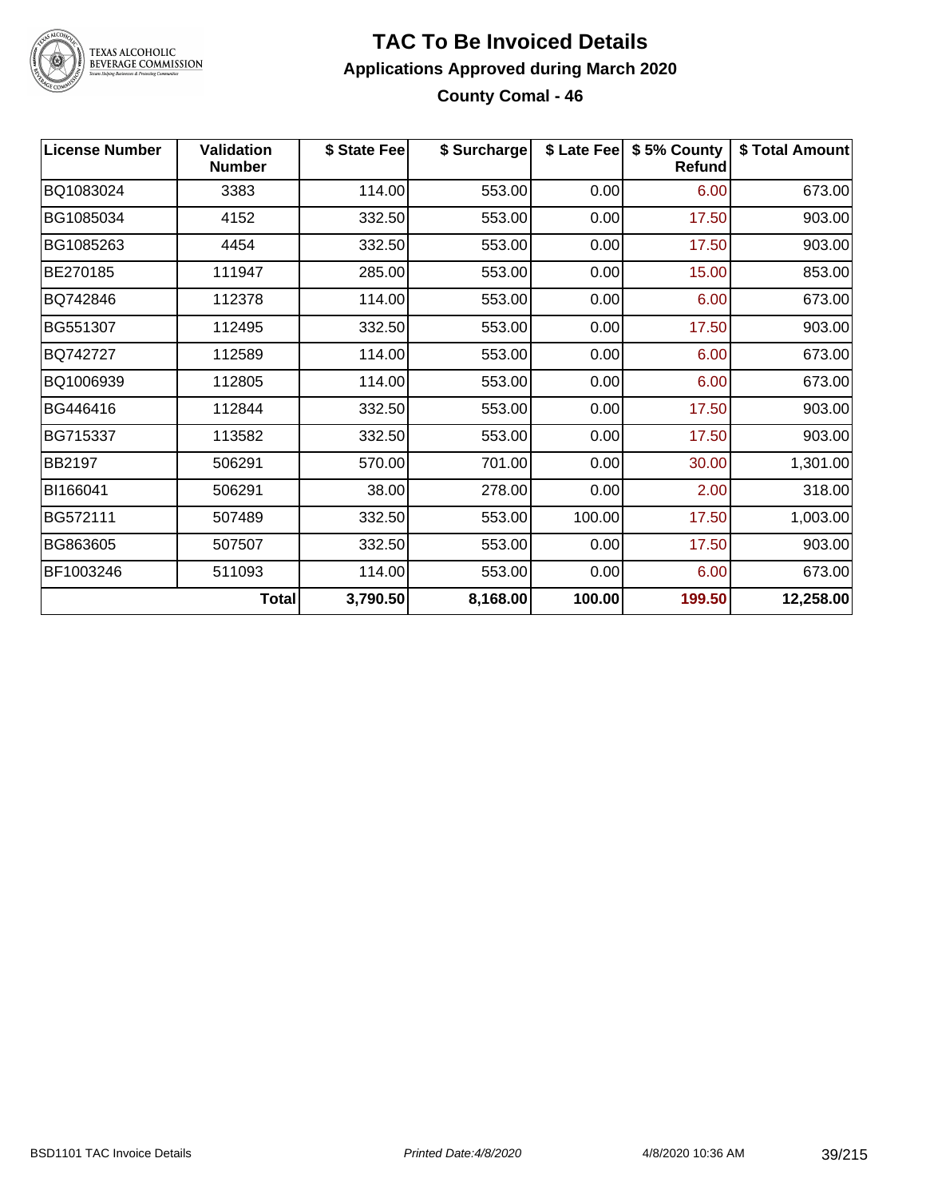# TAC To Be Invoiced Details

## Applications Approved during March 2020

### County Comal - 46

| License Number | Validation Number | $ State Fee | $ Surcharge | $ Late Fee | $ 5% County Refund | $ Total Amount |
|---|---|---|---|---|---|---|
| BQ1083024 | 3383 | 114.00 | 553.00 | 0.00 | 6.00 | 673.00 |
| BG1085034 | 4152 | 332.50 | 553.00 | 0.00 | 17.50 | 903.00 |
| BG1085263 | 4454 | 332.50 | 553.00 | 0.00 | 17.50 | 903.00 |
| BE270185 | 111947 | 285.00 | 553.00 | 0.00 | 15.00 | 853.00 |
| BQ742846 | 112378 | 114.00 | 553.00 | 0.00 | 6.00 | 673.00 |
| BG551307 | 112495 | 332.50 | 553.00 | 0.00 | 17.50 | 903.00 |
| BQ742727 | 112589 | 114.00 | 553.00 | 0.00 | 6.00 | 673.00 |
| BQ1006939 | 112805 | 114.00 | 553.00 | 0.00 | 6.00 | 673.00 |
| BG446416 | 112844 | 332.50 | 553.00 | 0.00 | 17.50 | 903.00 |
| BG715337 | 113582 | 332.50 | 553.00 | 0.00 | 17.50 | 903.00 |
| BB2197 | 506291 | 570.00 | 701.00 | 0.00 | 30.00 | 1,301.00 |
| BI166041 | 506291 | 38.00 | 278.00 | 0.00 | 2.00 | 318.00 |
| BG572111 | 507489 | 332.50 | 553.00 | 100.00 | 17.50 | 1,003.00 |
| BG863605 | 507507 | 332.50 | 553.00 | 0.00 | 17.50 | 903.00 |
| BF1003246 | 511093 | 114.00 | 553.00 | 0.00 | 6.00 | 673.00 |
| | **Total** | **3,790.50** | **8,168.00** | **100.00** | **199.50** | **12,258.00** |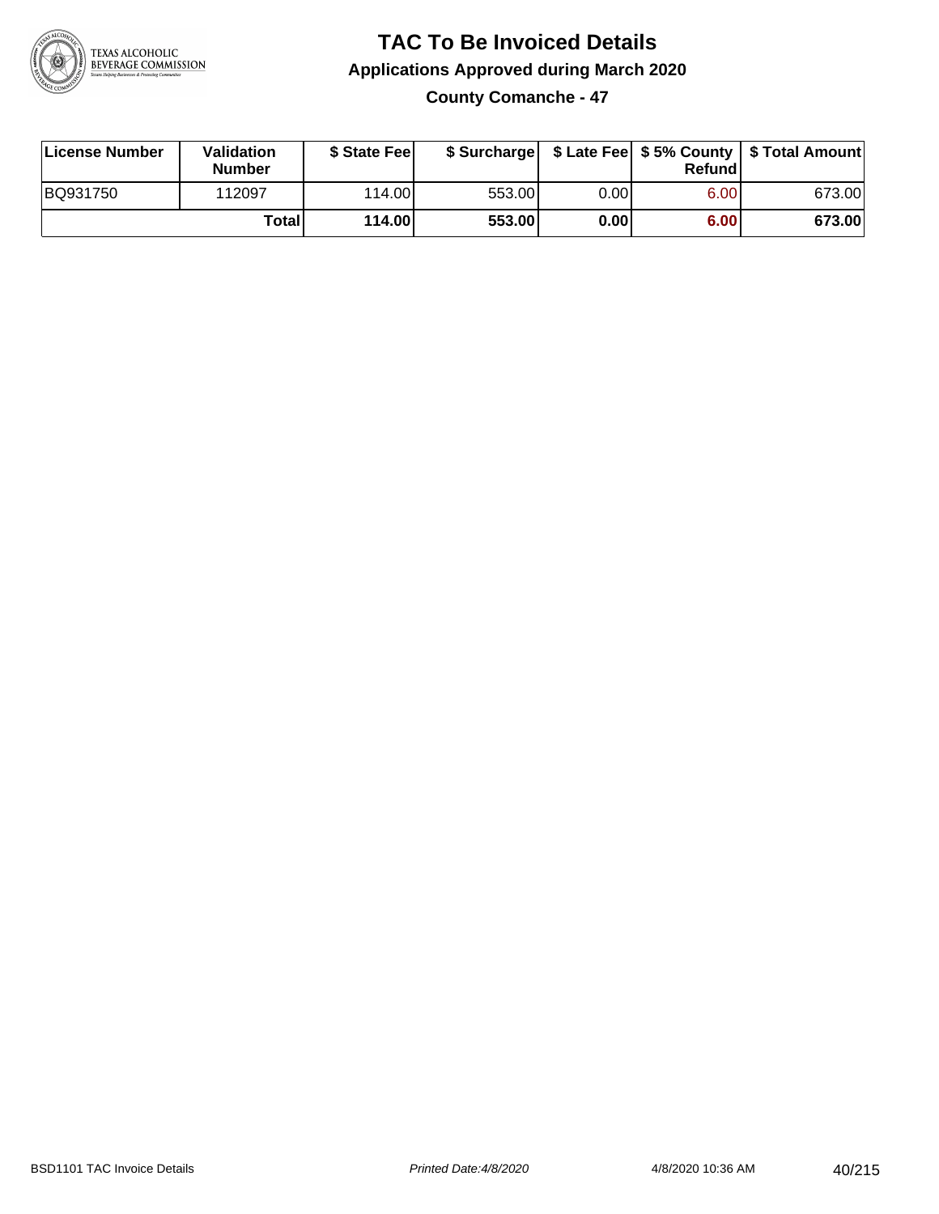# TAC To Be Invoiced Details

## Applications Approved during March 2020

### County Comanche - 47

| License Number | Validation Number | $ State Fee | $ Surcharge | $ Late Fee | $ 5% County Refund | $ Total Amount |
|---|---|---|---|---|---|---|
| BQ931750 | 112097 | 114.00 | 553.00 | 0.00 | 6.00 | 673.00 |
| | **Total** | **114.00** | **553.00** | **0.00** | **6.00** | **673.00** |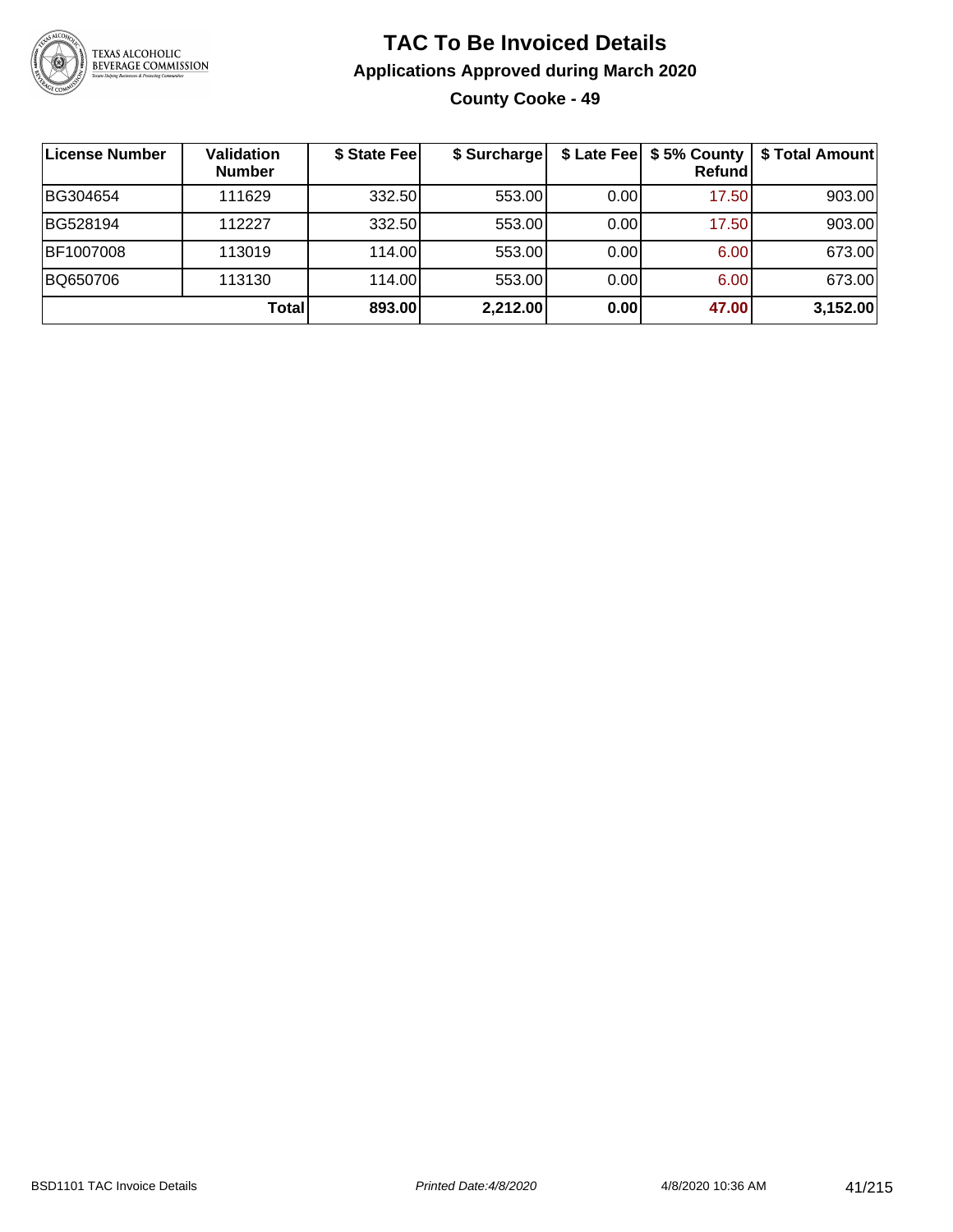# TAC To Be Invoiced Details

## Applications Approved during March 2020

### County Cooke - 49

| License Number | Validation Number | $ State Fee | $ Surcharge | $ Late Fee | $ 5% County Refund | $ Total Amount |
|---|---|---|---|---|---|---|
| BG304654 | 111629 | 332.50 | 553.00 | 0.00 | 17.50 | 903.00 |
| BG528194 | 112227 | 332.50 | 553.00 | 0.00 | 17.50 | 903.00 |
| BF1007008 | 113019 | 114.00 | 553.00 | 0.00 | 6.00 | 673.00 |
| BQ650706 | 113130 | 114.00 | 553.00 | 0.00 | 6.00 | 673.00 |
| | **Total** | **893.00** | **2,212.00** | **0.00** | **47.00** | **3,152.00** |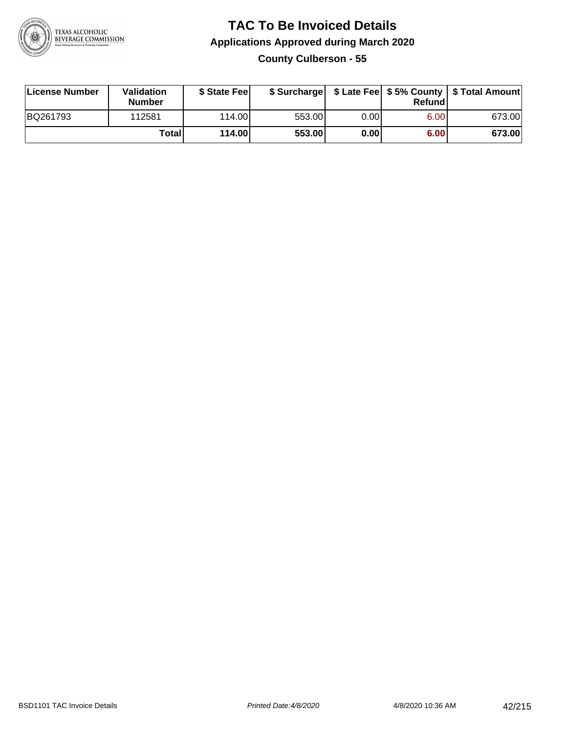# TAC To Be Invoiced Details

## Applications Approved during March 2020

### County Culberson - 55

| License Number | Validation Number | $ State Fee | $ Surcharge | $ Late Fee | $ 5% County Refund | $ Total Amount |
|---|---|---|---|---|---|---|
| BQ261793 | 112581 | 114.00 | 553.00 | 0.00 | 6.00 | 673.00 |
| | **Total** | **114.00** | **553.00** | **0.00** | **6.00** | **673.00** |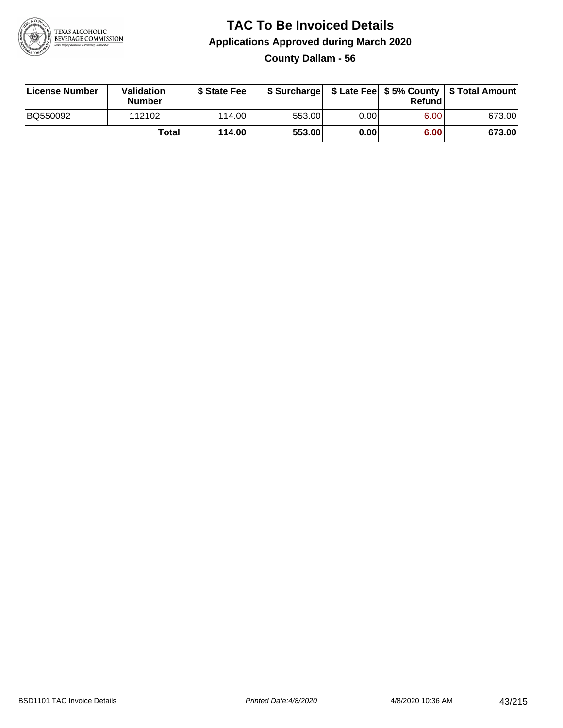# TAC To Be Invoiced Details

## Applications Approved during March 2020

### County Dallam - 56

| License Number | Validation Number | $ State Fee | $ Surcharge | $ Late Fee | $ 5% County Refund | $ Total Amount |
|---|---|---|---|---|---|---|
| BQ550092 | 112102 | 114.00 | 553.00 | 0.00 | 6.00 | 673.00 |
| | **Total** | **114.00** | **553.00** | **0.00** | **6.00** | **673.00** |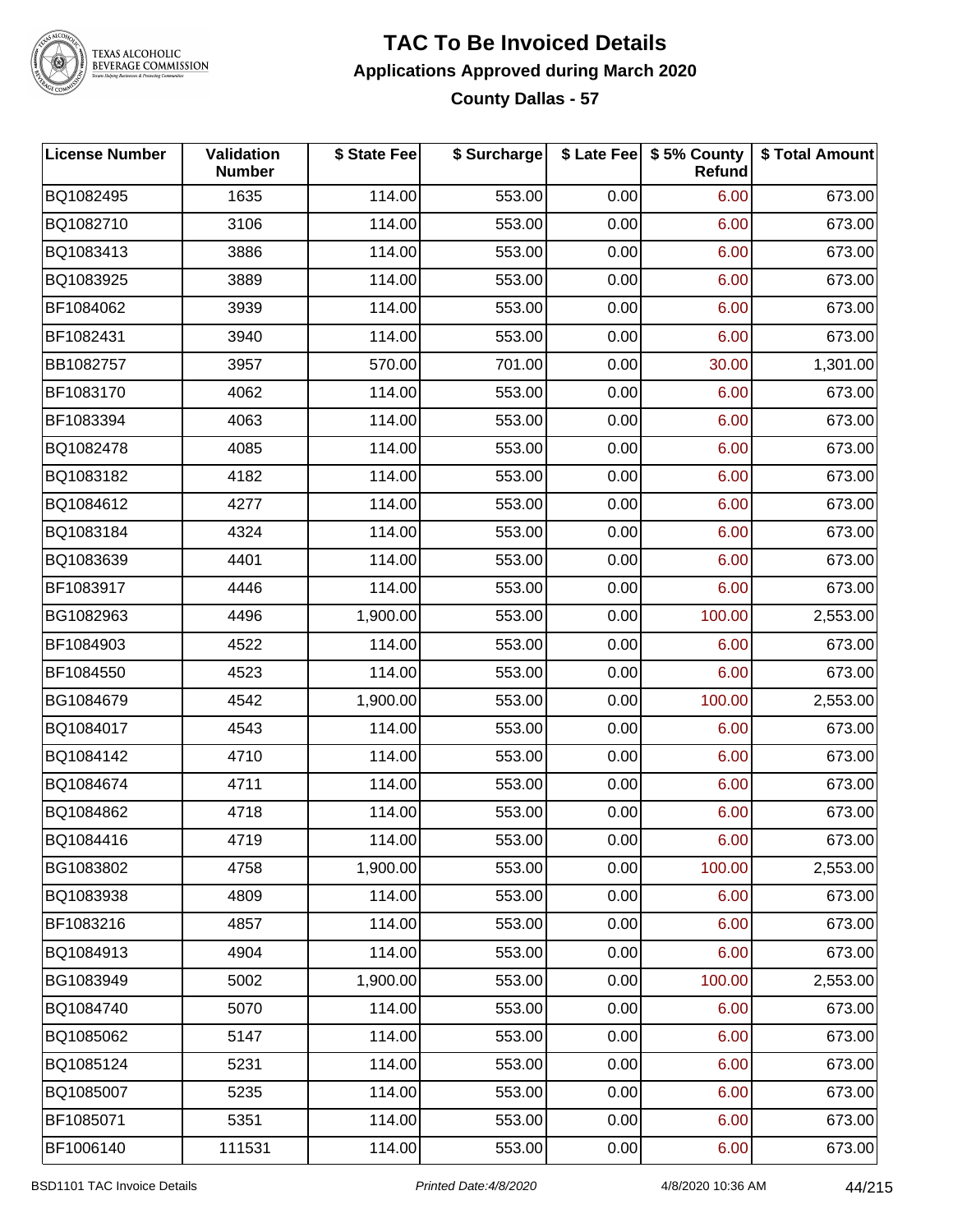# TAC To Be Invoiced Details

## Applications Approved during March 2020

### County Dallas - 57

| License Number | Validation Number | $ State Fee | $ Surcharge | $ Late Fee | $ 5% County Refund | $ Total Amount |
|---|---|---|---|---|---|---|
| BQ1082495 | 1635 | 114.00 | 553.00 | 0.00 | 6.00 | 673.00 |
| BQ1082710 | 3106 | 114.00 | 553.00 | 0.00 | 6.00 | 673.00 |
| BQ1083413 | 3886 | 114.00 | 553.00 | 0.00 | 6.00 | 673.00 |
| BQ1083925 | 3889 | 114.00 | 553.00 | 0.00 | 6.00 | 673.00 |
| BF1084062 | 3939 | 114.00 | 553.00 | 0.00 | 6.00 | 673.00 |
| BF1082431 | 3940 | 114.00 | 553.00 | 0.00 | 6.00 | 673.00 |
| BB1082757 | 3957 | 570.00 | 701.00 | 0.00 | 30.00 | 1,301.00 |
| BF1083170 | 4062 | 114.00 | 553.00 | 0.00 | 6.00 | 673.00 |
| BF1083394 | 4063 | 114.00 | 553.00 | 0.00 | 6.00 | 673.00 |
| BQ1082478 | 4085 | 114.00 | 553.00 | 0.00 | 6.00 | 673.00 |
| BQ1083182 | 4182 | 114.00 | 553.00 | 0.00 | 6.00 | 673.00 |
| BQ1084612 | 4277 | 114.00 | 553.00 | 0.00 | 6.00 | 673.00 |
| BQ1083184 | 4324 | 114.00 | 553.00 | 0.00 | 6.00 | 673.00 |
| BQ1083639 | 4401 | 114.00 | 553.00 | 0.00 | 6.00 | 673.00 |
| BF1083917 | 4446 | 114.00 | 553.00 | 0.00 | 6.00 | 673.00 |
| BG1082963 | 4496 | 1,900.00 | 553.00 | 0.00 | 100.00 | 2,553.00 |
| BF1084903 | 4522 | 114.00 | 553.00 | 0.00 | 6.00 | 673.00 |
| BF1084550 | 4523 | 114.00 | 553.00 | 0.00 | 6.00 | 673.00 |
| BG1084679 | 4542 | 1,900.00 | 553.00 | 0.00 | 100.00 | 2,553.00 |
| BQ1084017 | 4543 | 114.00 | 553.00 | 0.00 | 6.00 | 673.00 |
| BQ1084142 | 4710 | 114.00 | 553.00 | 0.00 | 6.00 | 673.00 |
| BQ1084674 | 4711 | 114.00 | 553.00 | 0.00 | 6.00 | 673.00 |
| BQ1084862 | 4718 | 114.00 | 553.00 | 0.00 | 6.00 | 673.00 |
| BQ1084416 | 4719 | 114.00 | 553.00 | 0.00 | 6.00 | 673.00 |
| BG1083802 | 4758 | 1,900.00 | 553.00 | 0.00 | 100.00 | 2,553.00 |
| BQ1083938 | 4809 | 114.00 | 553.00 | 0.00 | 6.00 | 673.00 |
| BF1083216 | 4857 | 114.00 | 553.00 | 0.00 | 6.00 | 673.00 |
| BQ1084913 | 4904 | 114.00 | 553.00 | 0.00 | 6.00 | 673.00 |
| BG1083949 | 5002 | 1,900.00 | 553.00 | 0.00 | 100.00 | 2,553.00 |
| BQ1084740 | 5070 | 114.00 | 553.00 | 0.00 | 6.00 | 673.00 |
| BQ1085062 | 5147 | 114.00 | 553.00 | 0.00 | 6.00 | 673.00 |
| BQ1085124 | 5231 | 114.00 | 553.00 | 0.00 | 6.00 | 673.00 |
| BQ1085007 | 5235 | 114.00 | 553.00 | 0.00 | 6.00 | 673.00 |
| BF1085071 | 5351 | 114.00 | 553.00 | 0.00 | 6.00 | 673.00 |
| BF1006140 | 111531 | 114.00 | 553.00 | 0.00 | 6.00 | 673.00 |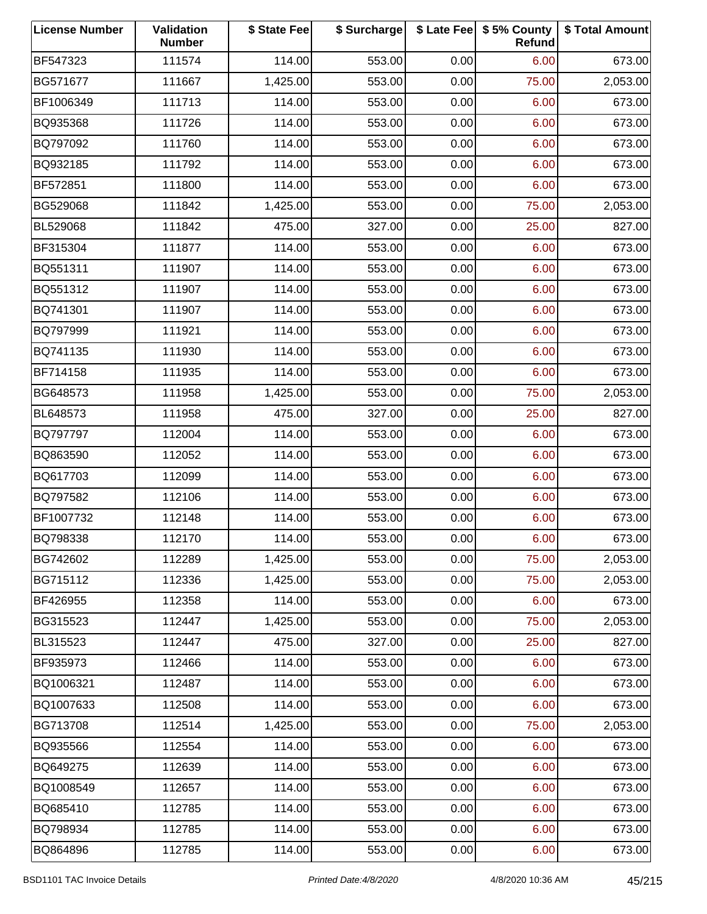| License Number | Validation Number | $ State Fee | $ Surcharge | $ Late Fee | $ 5% County Refund | $ Total Amount |
|---|---|---|---|---|---|---|
| BF547323 | 111574 | 114.00 | 553.00 | 0.00 | 6.00 | 673.00 |
| BG571677 | 111667 | 1,425.00 | 553.00 | 0.00 | 75.00 | 2,053.00 |
| BF1006349 | 111713 | 114.00 | 553.00 | 0.00 | 6.00 | 673.00 |
| BQ935368 | 111726 | 114.00 | 553.00 | 0.00 | 6.00 | 673.00 |
| BQ797092 | 111760 | 114.00 | 553.00 | 0.00 | 6.00 | 673.00 |
| BQ932185 | 111792 | 114.00 | 553.00 | 0.00 | 6.00 | 673.00 |
| BF572851 | 111800 | 114.00 | 553.00 | 0.00 | 6.00 | 673.00 |
| BG529068 | 111842 | 1,425.00 | 553.00 | 0.00 | 75.00 | 2,053.00 |
| BL529068 | 111842 | 475.00 | 327.00 | 0.00 | 25.00 | 827.00 |
| BF315304 | 111877 | 114.00 | 553.00 | 0.00 | 6.00 | 673.00 |
| BQ551311 | 111907 | 114.00 | 553.00 | 0.00 | 6.00 | 673.00 |
| BQ551312 | 111907 | 114.00 | 553.00 | 0.00 | 6.00 | 673.00 |
| BQ741301 | 111907 | 114.00 | 553.00 | 0.00 | 6.00 | 673.00 |
| BQ797999 | 111921 | 114.00 | 553.00 | 0.00 | 6.00 | 673.00 |
| BQ741135 | 111930 | 114.00 | 553.00 | 0.00 | 6.00 | 673.00 |
| BF714158 | 111935 | 114.00 | 553.00 | 0.00 | 6.00 | 673.00 |
| BG648573 | 111958 | 1,425.00 | 553.00 | 0.00 | 75.00 | 2,053.00 |
| BL648573 | 111958 | 475.00 | 327.00 | 0.00 | 25.00 | 827.00 |
| BQ797797 | 112004 | 114.00 | 553.00 | 0.00 | 6.00 | 673.00 |
| BQ863590 | 112052 | 114.00 | 553.00 | 0.00 | 6.00 | 673.00 |
| BQ617703 | 112099 | 114.00 | 553.00 | 0.00 | 6.00 | 673.00 |
| BQ797582 | 112106 | 114.00 | 553.00 | 0.00 | 6.00 | 673.00 |
| BF1007732 | 112148 | 114.00 | 553.00 | 0.00 | 6.00 | 673.00 |
| BQ798338 | 112170 | 114.00 | 553.00 | 0.00 | 6.00 | 673.00 |
| BG742602 | 112289 | 1,425.00 | 553.00 | 0.00 | 75.00 | 2,053.00 |
| BG715112 | 112336 | 1,425.00 | 553.00 | 0.00 | 75.00 | 2,053.00 |
| BF426955 | 112358 | 114.00 | 553.00 | 0.00 | 6.00 | 673.00 |
| BG315523 | 112447 | 1,425.00 | 553.00 | 0.00 | 75.00 | 2,053.00 |
| BL315523 | 112447 | 475.00 | 327.00 | 0.00 | 25.00 | 827.00 |
| BF935973 | 112466 | 114.00 | 553.00 | 0.00 | 6.00 | 673.00 |
| BQ1006321 | 112487 | 114.00 | 553.00 | 0.00 | 6.00 | 673.00 |
| BQ1007633 | 112508 | 114.00 | 553.00 | 0.00 | 6.00 | 673.00 |
| BG713708 | 112514 | 1,425.00 | 553.00 | 0.00 | 75.00 | 2,053.00 |
| BQ935566 | 112554 | 114.00 | 553.00 | 0.00 | 6.00 | 673.00 |
| BQ649275 | 112639 | 114.00 | 553.00 | 0.00 | 6.00 | 673.00 |
| BQ1008549 | 112657 | 114.00 | 553.00 | 0.00 | 6.00 | 673.00 |
| BQ685410 | 112785 | 114.00 | 553.00 | 0.00 | 6.00 | 673.00 |
| BQ798934 | 112785 | 114.00 | 553.00 | 0.00 | 6.00 | 673.00 |
| BQ864896 | 112785 | 114.00 | 553.00 | 0.00 | 6.00 | 673.00 |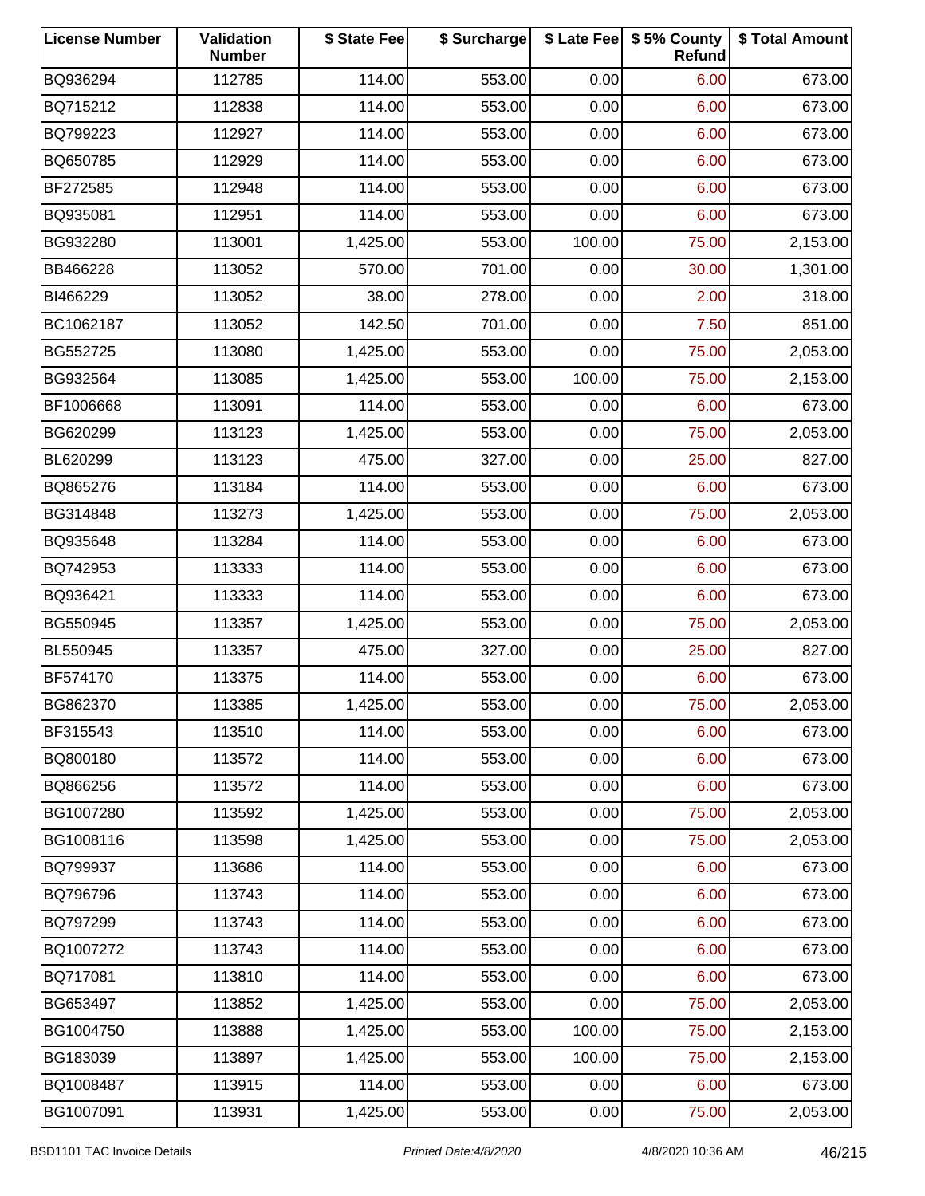| License Number | Validation Number | $ State Fee | $ Surcharge | $ Late Fee | $ 5% County Refund | $ Total Amount |
|---|---|---|---|---|---|---|
| BQ936294 | 112785 | 114.00 | 553.00 | 0.00 | 6.00 | 673.00 |
| BQ715212 | 112838 | 114.00 | 553.00 | 0.00 | 6.00 | 673.00 |
| BQ799223 | 112927 | 114.00 | 553.00 | 0.00 | 6.00 | 673.00 |
| BQ650785 | 112929 | 114.00 | 553.00 | 0.00 | 6.00 | 673.00 |
| BF272585 | 112948 | 114.00 | 553.00 | 0.00 | 6.00 | 673.00 |
| BQ935081 | 112951 | 114.00 | 553.00 | 0.00 | 6.00 | 673.00 |
| BG932280 | 113001 | 1,425.00 | 553.00 | 100.00 | 75.00 | 2,153.00 |
| BB466228 | 113052 | 570.00 | 701.00 | 0.00 | 30.00 | 1,301.00 |
| BI466229 | 113052 | 38.00 | 278.00 | 0.00 | 2.00 | 318.00 |
| BC1062187 | 113052 | 142.50 | 701.00 | 0.00 | 7.50 | 851.00 |
| BG552725 | 113080 | 1,425.00 | 553.00 | 0.00 | 75.00 | 2,053.00 |
| BG932564 | 113085 | 1,425.00 | 553.00 | 100.00 | 75.00 | 2,153.00 |
| BF1006668 | 113091 | 114.00 | 553.00 | 0.00 | 6.00 | 673.00 |
| BG620299 | 113123 | 1,425.00 | 553.00 | 0.00 | 75.00 | 2,053.00 |
| BL620299 | 113123 | 475.00 | 327.00 | 0.00 | 25.00 | 827.00 |
| BQ865276 | 113184 | 114.00 | 553.00 | 0.00 | 6.00 | 673.00 |
| BG314848 | 113273 | 1,425.00 | 553.00 | 0.00 | 75.00 | 2,053.00 |
| BQ935648 | 113284 | 114.00 | 553.00 | 0.00 | 6.00 | 673.00 |
| BQ742953 | 113333 | 114.00 | 553.00 | 0.00 | 6.00 | 673.00 |
| BQ936421 | 113333 | 114.00 | 553.00 | 0.00 | 6.00 | 673.00 |
| BG550945 | 113357 | 1,425.00 | 553.00 | 0.00 | 75.00 | 2,053.00 |
| BL550945 | 113357 | 475.00 | 327.00 | 0.00 | 25.00 | 827.00 |
| BF574170 | 113375 | 114.00 | 553.00 | 0.00 | 6.00 | 673.00 |
| BG862370 | 113385 | 1,425.00 | 553.00 | 0.00 | 75.00 | 2,053.00 |
| BF315543 | 113510 | 114.00 | 553.00 | 0.00 | 6.00 | 673.00 |
| BQ800180 | 113572 | 114.00 | 553.00 | 0.00 | 6.00 | 673.00 |
| BQ866256 | 113572 | 114.00 | 553.00 | 0.00 | 6.00 | 673.00 |
| BG1007280 | 113592 | 1,425.00 | 553.00 | 0.00 | 75.00 | 2,053.00 |
| BG1008116 | 113598 | 1,425.00 | 553.00 | 0.00 | 75.00 | 2,053.00 |
| BQ799937 | 113686 | 114.00 | 553.00 | 0.00 | 6.00 | 673.00 |
| BQ796796 | 113743 | 114.00 | 553.00 | 0.00 | 6.00 | 673.00 |
| BQ797299 | 113743 | 114.00 | 553.00 | 0.00 | 6.00 | 673.00 |
| BQ1007272 | 113743 | 114.00 | 553.00 | 0.00 | 6.00 | 673.00 |
| BQ717081 | 113810 | 114.00 | 553.00 | 0.00 | 6.00 | 673.00 |
| BG653497 | 113852 | 1,425.00 | 553.00 | 0.00 | 75.00 | 2,053.00 |
| BG1004750 | 113888 | 1,425.00 | 553.00 | 100.00 | 75.00 | 2,153.00 |
| BG183039 | 113897 | 1,425.00 | 553.00 | 100.00 | 75.00 | 2,153.00 |
| BQ1008487 | 113915 | 114.00 | 553.00 | 0.00 | 6.00 | 673.00 |
| BG1007091 | 113931 | 1,425.00 | 553.00 | 0.00 | 75.00 | 2,053.00 |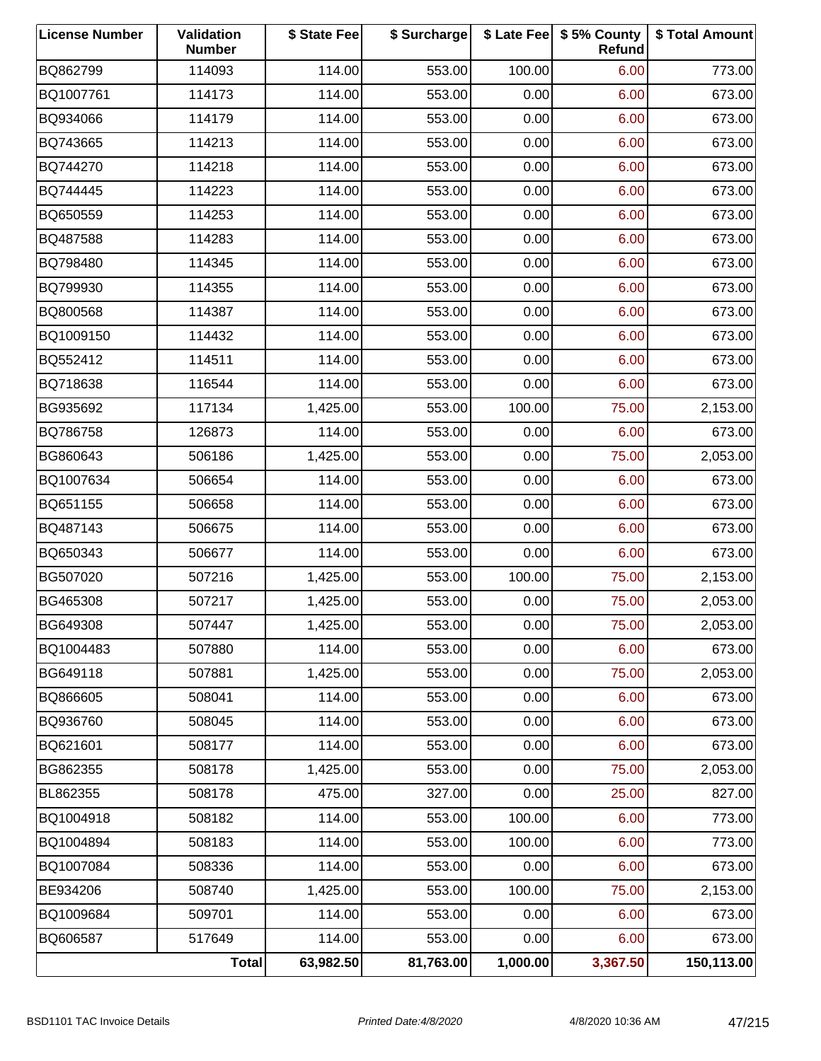| License Number | Validation Number | $ State Fee | $ Surcharge | $ Late Fee | $ 5% County Refund | $ Total Amount |
|---|---|---|---|---|---|---|
| BQ862799 | 114093 | 114.00 | 553.00 | 100.00 | 6.00 | 773.00 |
| BQ1007761 | 114173 | 114.00 | 553.00 | 0.00 | 6.00 | 673.00 |
| BQ934066 | 114179 | 114.00 | 553.00 | 0.00 | 6.00 | 673.00 |
| BQ743665 | 114213 | 114.00 | 553.00 | 0.00 | 6.00 | 673.00 |
| BQ744270 | 114218 | 114.00 | 553.00 | 0.00 | 6.00 | 673.00 |
| BQ744445 | 114223 | 114.00 | 553.00 | 0.00 | 6.00 | 673.00 |
| BQ650559 | 114253 | 114.00 | 553.00 | 0.00 | 6.00 | 673.00 |
| BQ487588 | 114283 | 114.00 | 553.00 | 0.00 | 6.00 | 673.00 |
| BQ798480 | 114345 | 114.00 | 553.00 | 0.00 | 6.00 | 673.00 |
| BQ799930 | 114355 | 114.00 | 553.00 | 0.00 | 6.00 | 673.00 |
| BQ800568 | 114387 | 114.00 | 553.00 | 0.00 | 6.00 | 673.00 |
| BQ1009150 | 114432 | 114.00 | 553.00 | 0.00 | 6.00 | 673.00 |
| BQ552412 | 114511 | 114.00 | 553.00 | 0.00 | 6.00 | 673.00 |
| BQ718638 | 116544 | 114.00 | 553.00 | 0.00 | 6.00 | 673.00 |
| BG935692 | 117134 | 1,425.00 | 553.00 | 100.00 | 75.00 | 2,153.00 |
| BQ786758 | 126873 | 114.00 | 553.00 | 0.00 | 6.00 | 673.00 |
| BG860643 | 506186 | 1,425.00 | 553.00 | 0.00 | 75.00 | 2,053.00 |
| BQ1007634 | 506654 | 114.00 | 553.00 | 0.00 | 6.00 | 673.00 |
| BQ651155 | 506658 | 114.00 | 553.00 | 0.00 | 6.00 | 673.00 |
| BQ487143 | 506675 | 114.00 | 553.00 | 0.00 | 6.00 | 673.00 |
| BQ650343 | 506677 | 114.00 | 553.00 | 0.00 | 6.00 | 673.00 |
| BG507020 | 507216 | 1,425.00 | 553.00 | 100.00 | 75.00 | 2,153.00 |
| BG465308 | 507217 | 1,425.00 | 553.00 | 0.00 | 75.00 | 2,053.00 |
| BG649308 | 507447 | 1,425.00 | 553.00 | 0.00 | 75.00 | 2,053.00 |
| BQ1004483 | 507880 | 114.00 | 553.00 | 0.00 | 6.00 | 673.00 |
| BG649118 | 507881 | 1,425.00 | 553.00 | 0.00 | 75.00 | 2,053.00 |
| BQ866605 | 508041 | 114.00 | 553.00 | 0.00 | 6.00 | 673.00 |
| BQ936760 | 508045 | 114.00 | 553.00 | 0.00 | 6.00 | 673.00 |
| BQ621601 | 508177 | 114.00 | 553.00 | 0.00 | 6.00 | 673.00 |
| BG862355 | 508178 | 1,425.00 | 553.00 | 0.00 | 75.00 | 2,053.00 |
| BL862355 | 508178 | 475.00 | 327.00 | 0.00 | 25.00 | 827.00 |
| BQ1004918 | 508182 | 114.00 | 553.00 | 100.00 | 6.00 | 773.00 |
| BQ1004894 | 508183 | 114.00 | 553.00 | 100.00 | 6.00 | 773.00 |
| BQ1007084 | 508336 | 114.00 | 553.00 | 0.00 | 6.00 | 673.00 |
| BE934206 | 508740 | 1,425.00 | 553.00 | 100.00 | 75.00 | 2,153.00 |
| BQ1009684 | 509701 | 114.00 | 553.00 | 0.00 | 6.00 | 673.00 |
| BQ606587 | 517649 | 114.00 | 553.00 | 0.00 | 6.00 | 673.00 |
| | **Total** | **63,982.50** | **81,763.00** | **1,000.00** | **3,367.50** | **150,113.00** |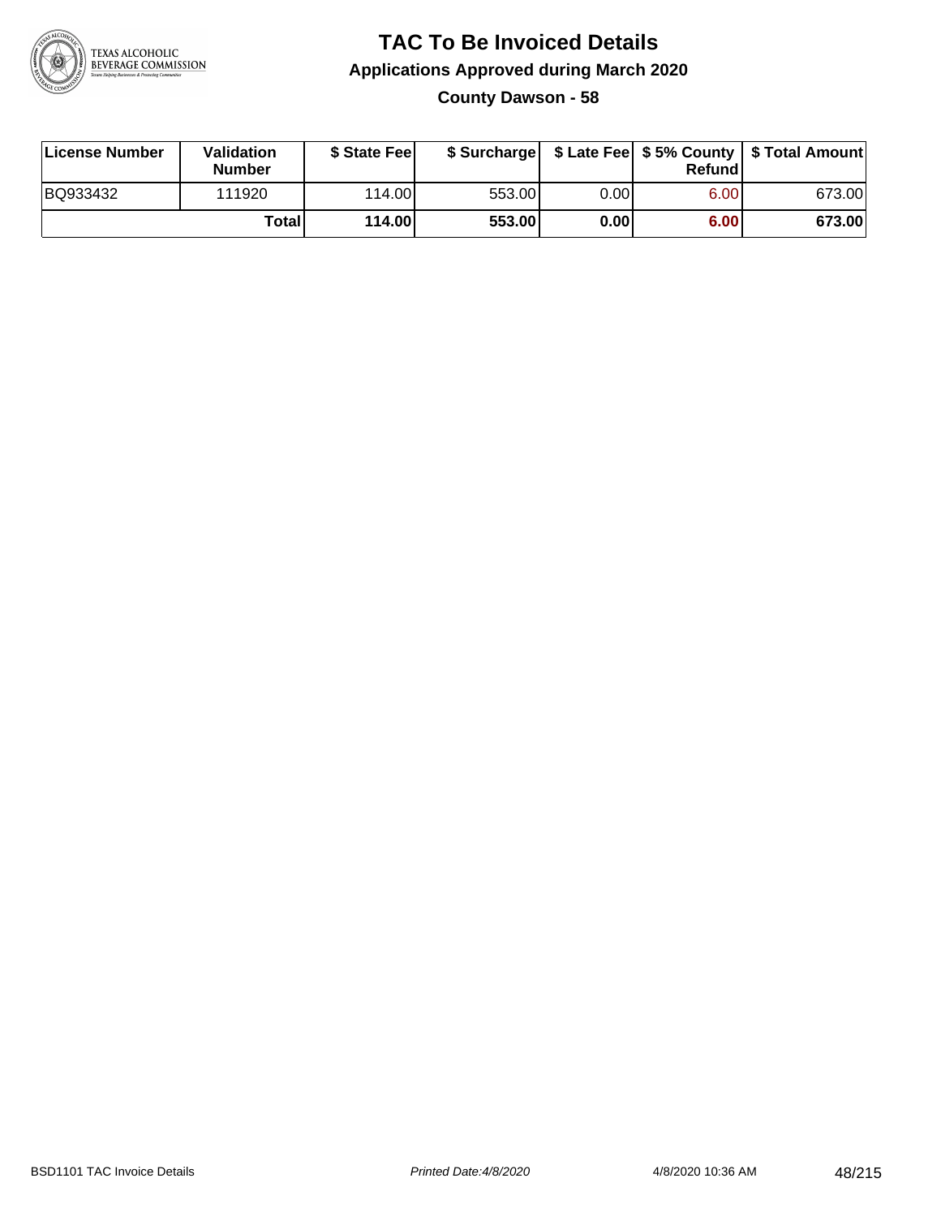# TAC To Be Invoiced Details

## Applications Approved during March 2020

### County Dawson - 58

| License Number | Validation Number | $ State Fee | $ Surcharge | $ Late Fee | $ 5% County Refund | $ Total Amount |
|---|---|---|---|---|---|---|
| BQ933432 | 111920 | 114.00 | 553.00 | 0.00 | 6.00 | 673.00 |
| | **Total** | **114.00** | **553.00** | **0.00** | **6.00** | **673.00** |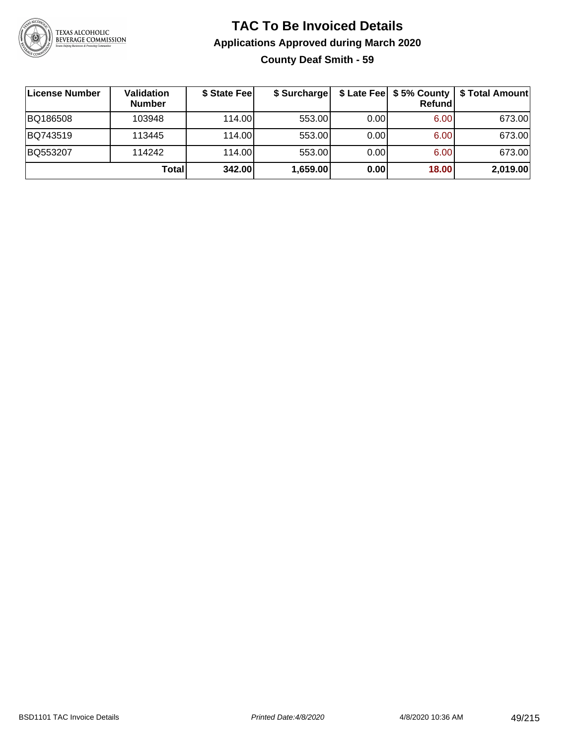# TAC To Be Invoiced Details

## Applications Approved during March 2020

### County Deaf Smith - 59

| License Number | Validation Number | $ State Fee | $ Surcharge | $ Late Fee | $ 5% County Refund | $ Total Amount |
|---|---|---|---|---|---|---|
| BQ186508 | 103948 | 114.00 | 553.00 | 0.00 | 6.00 | 673.00 |
| BQ743519 | 113445 | 114.00 | 553.00 | 0.00 | 6.00 | 673.00 |
| BQ553207 | 114242 | 114.00 | 553.00 | 0.00 | 6.00 | 673.00 |
| | **Total** | **342.00** | **1,659.00** | **0.00** | **18.00** | **2,019.00** |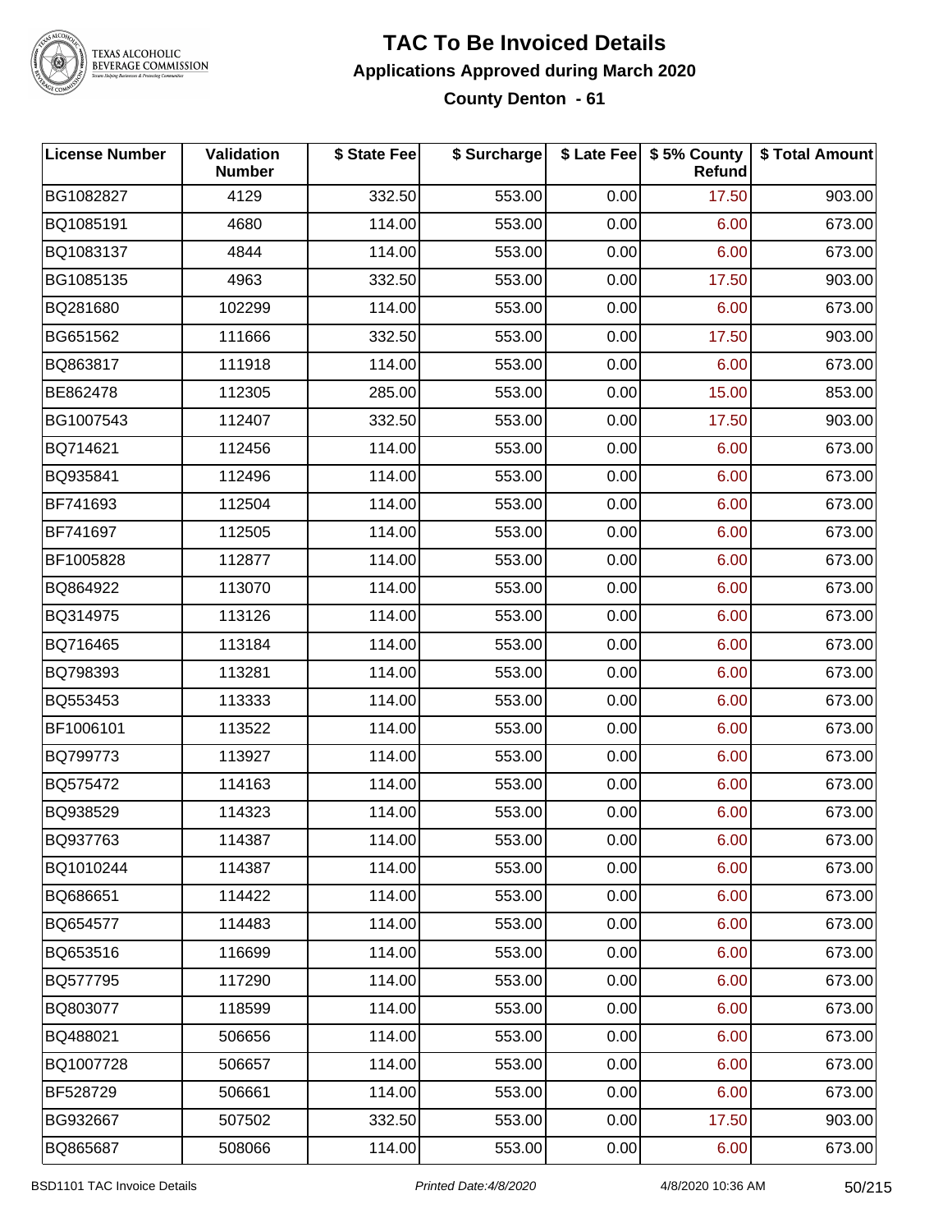# TAC To Be Invoiced Details

## Applications Approved during March 2020

### County Denton - 61

| License Number | Validation Number | $ State Fee | $ Surcharge | $ Late Fee | $ 5% County Refund | $ Total Amount |
|---|---|---|---|---|---|---|
| BG1082827 | 4129 | 332.50 | 553.00 | 0.00 | 17.50 | 903.00 |
| BQ1085191 | 4680 | 114.00 | 553.00 | 0.00 | 6.00 | 673.00 |
| BQ1083137 | 4844 | 114.00 | 553.00 | 0.00 | 6.00 | 673.00 |
| BG1085135 | 4963 | 332.50 | 553.00 | 0.00 | 17.50 | 903.00 |
| BQ281680 | 102299 | 114.00 | 553.00 | 0.00 | 6.00 | 673.00 |
| BG651562 | 111666 | 332.50 | 553.00 | 0.00 | 17.50 | 903.00 |
| BQ863817 | 111918 | 114.00 | 553.00 | 0.00 | 6.00 | 673.00 |
| BE862478 | 112305 | 285.00 | 553.00 | 0.00 | 15.00 | 853.00 |
| BG1007543 | 112407 | 332.50 | 553.00 | 0.00 | 17.50 | 903.00 |
| BQ714621 | 112456 | 114.00 | 553.00 | 0.00 | 6.00 | 673.00 |
| BQ935841 | 112496 | 114.00 | 553.00 | 0.00 | 6.00 | 673.00 |
| BF741693 | 112504 | 114.00 | 553.00 | 0.00 | 6.00 | 673.00 |
| BF741697 | 112505 | 114.00 | 553.00 | 0.00 | 6.00 | 673.00 |
| BF1005828 | 112877 | 114.00 | 553.00 | 0.00 | 6.00 | 673.00 |
| BQ864922 | 113070 | 114.00 | 553.00 | 0.00 | 6.00 | 673.00 |
| BQ314975 | 113126 | 114.00 | 553.00 | 0.00 | 6.00 | 673.00 |
| BQ716465 | 113184 | 114.00 | 553.00 | 0.00 | 6.00 | 673.00 |
| BQ798393 | 113281 | 114.00 | 553.00 | 0.00 | 6.00 | 673.00 |
| BQ553453 | 113333 | 114.00 | 553.00 | 0.00 | 6.00 | 673.00 |
| BF1006101 | 113522 | 114.00 | 553.00 | 0.00 | 6.00 | 673.00 |
| BQ799773 | 113927 | 114.00 | 553.00 | 0.00 | 6.00 | 673.00 |
| BQ575472 | 114163 | 114.00 | 553.00 | 0.00 | 6.00 | 673.00 |
| BQ938529 | 114323 | 114.00 | 553.00 | 0.00 | 6.00 | 673.00 |
| BQ937763 | 114387 | 114.00 | 553.00 | 0.00 | 6.00 | 673.00 |
| BQ1010244 | 114387 | 114.00 | 553.00 | 0.00 | 6.00 | 673.00 |
| BQ686651 | 114422 | 114.00 | 553.00 | 0.00 | 6.00 | 673.00 |
| BQ654577 | 114483 | 114.00 | 553.00 | 0.00 | 6.00 | 673.00 |
| BQ653516 | 116699 | 114.00 | 553.00 | 0.00 | 6.00 | 673.00 |
| BQ577795 | 117290 | 114.00 | 553.00 | 0.00 | 6.00 | 673.00 |
| BQ803077 | 118599 | 114.00 | 553.00 | 0.00 | 6.00 | 673.00 |
| BQ488021 | 506656 | 114.00 | 553.00 | 0.00 | 6.00 | 673.00 |
| BQ1007728 | 506657 | 114.00 | 553.00 | 0.00 | 6.00 | 673.00 |
| BF528729 | 506661 | 114.00 | 553.00 | 0.00 | 6.00 | 673.00 |
| BG932667 | 507502 | 332.50 | 553.00 | 0.00 | 17.50 | 903.00 |
| BQ865687 | 508066 | 114.00 | 553.00 | 0.00 | 6.00 | 673.00 |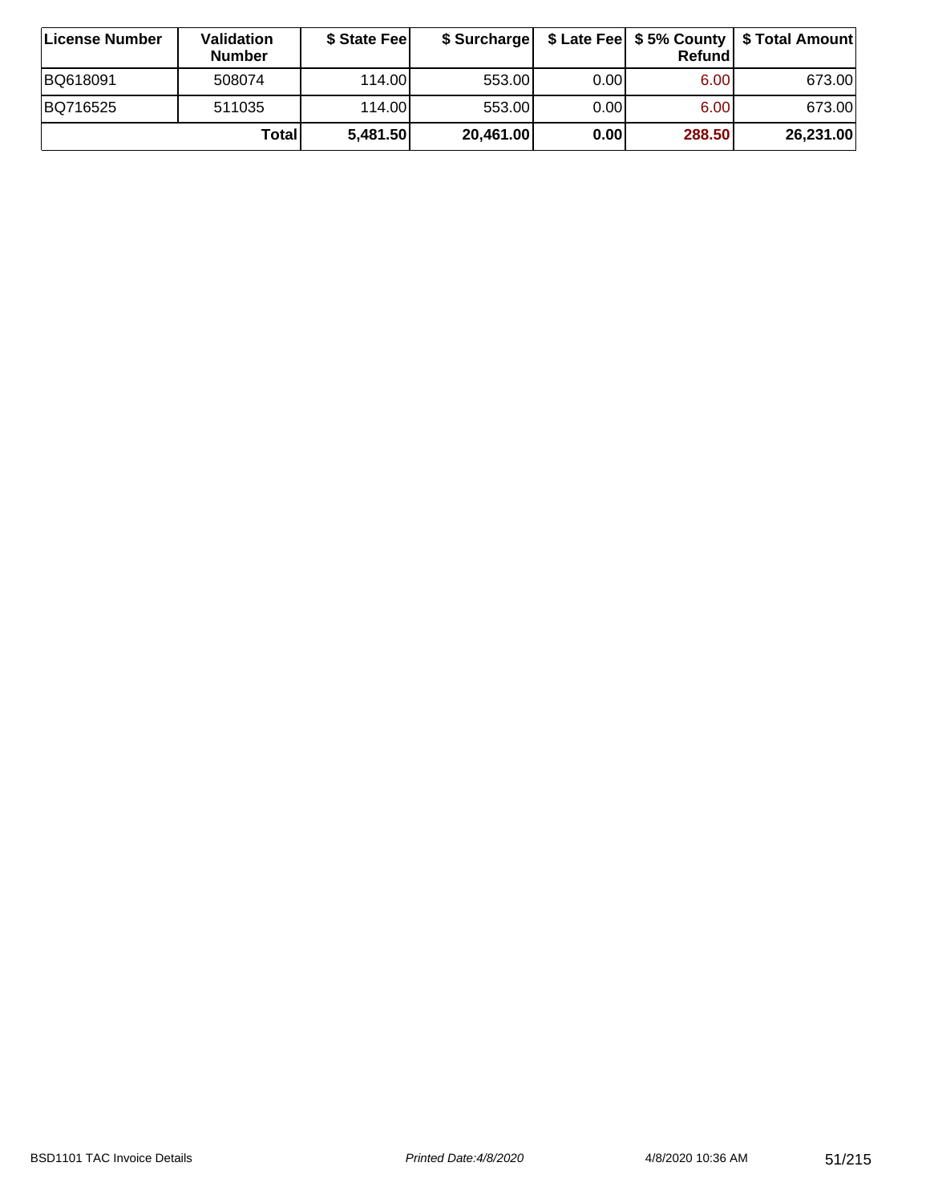| License Number | Validation Number | $ State Fee | $ Surcharge | $ Late Fee | $ 5% County Refund | $ Total Amount |
|---|---|---|---|---|---|---|
| BQ618091 | 508074 | 114.00 | 553.00 | 0.00 | 6.00 | 673.00 |
| BQ716525 | 511035 | 114.00 | 553.00 | 0.00 | 6.00 | 673.00 |
| | **Total** | **5,481.50** | **20,461.00** | **0.00** | **288.50** | **26,231.00** |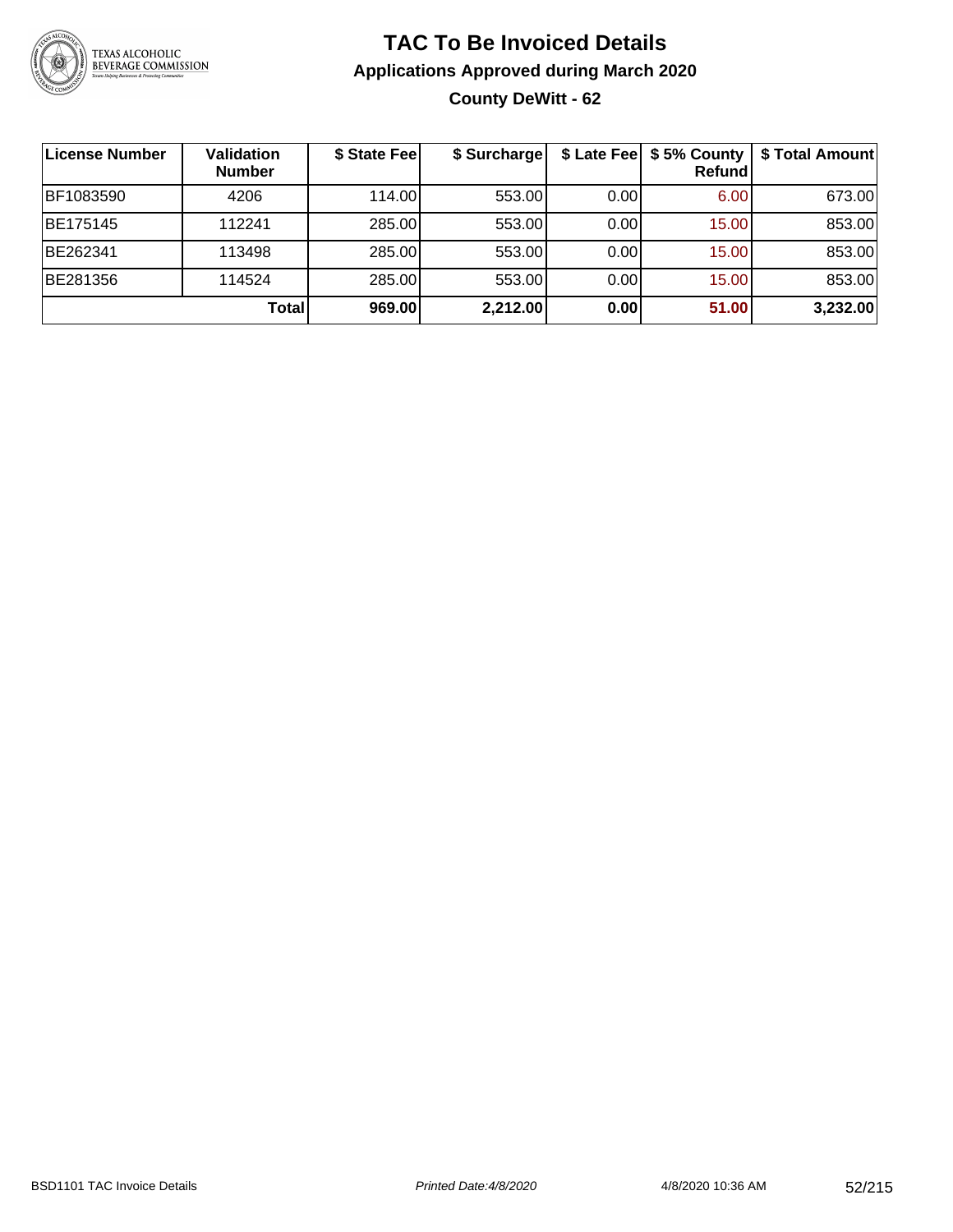# TAC To Be Invoiced Details

## Applications Approved during March 2020

### County DeWitt - 62

| License Number | Validation Number | $ State Fee | $ Surcharge | $ Late Fee | $ 5% County Refund | $ Total Amount |
|---|---|---|---|---|---|---|
| BF1083590 | 4206 | 114.00 | 553.00 | 0.00 | 6.00 | 673.00 |
| BE175145 | 112241 | 285.00 | 553.00 | 0.00 | 15.00 | 853.00 |
| BE262341 | 113498 | 285.00 | 553.00 | 0.00 | 15.00 | 853.00 |
| BE281356 | 114524 | 285.00 | 553.00 | 0.00 | 15.00 | 853.00 |
| | **Total** | **969.00** | **2,212.00** | **0.00** | **51.00** | **3,232.00** |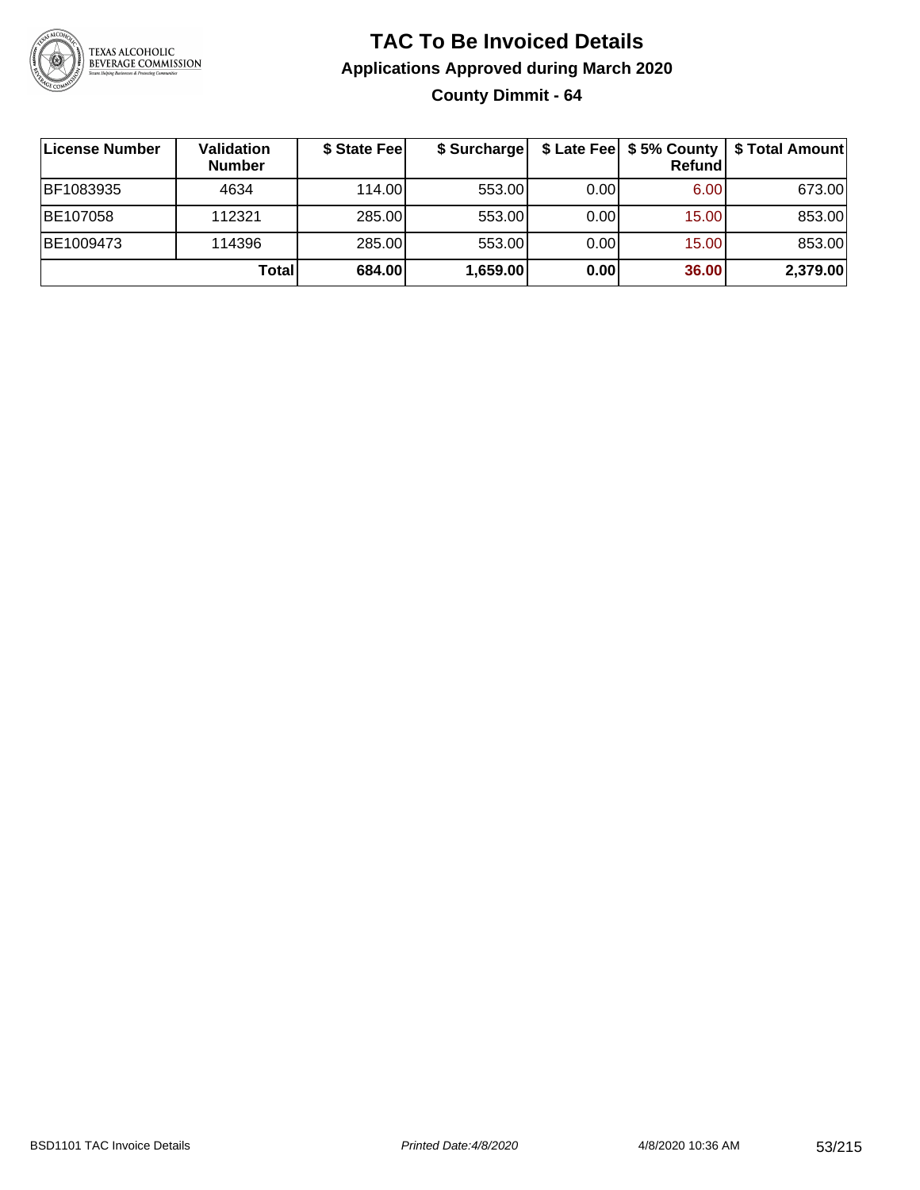# TAC To Be Invoiced Details

## Applications Approved during March 2020

### County Dimmit - 64

| License Number | Validation Number | $ State Fee | $ Surcharge | $ Late Fee | $ 5% County Refund | $ Total Amount |
|---|---|---|---|---|---|---|
| BF1083935 | 4634 | 114.00 | 553.00 | 0.00 | 6.00 | 673.00 |
| BE107058 | 112321 | 285.00 | 553.00 | 0.00 | 15.00 | 853.00 |
| BE1009473 | 114396 | 285.00 | 553.00 | 0.00 | 15.00 | 853.00 |
| | **Total** | **684.00** | **1,659.00** | **0.00** | **36.00** | **2,379.00** |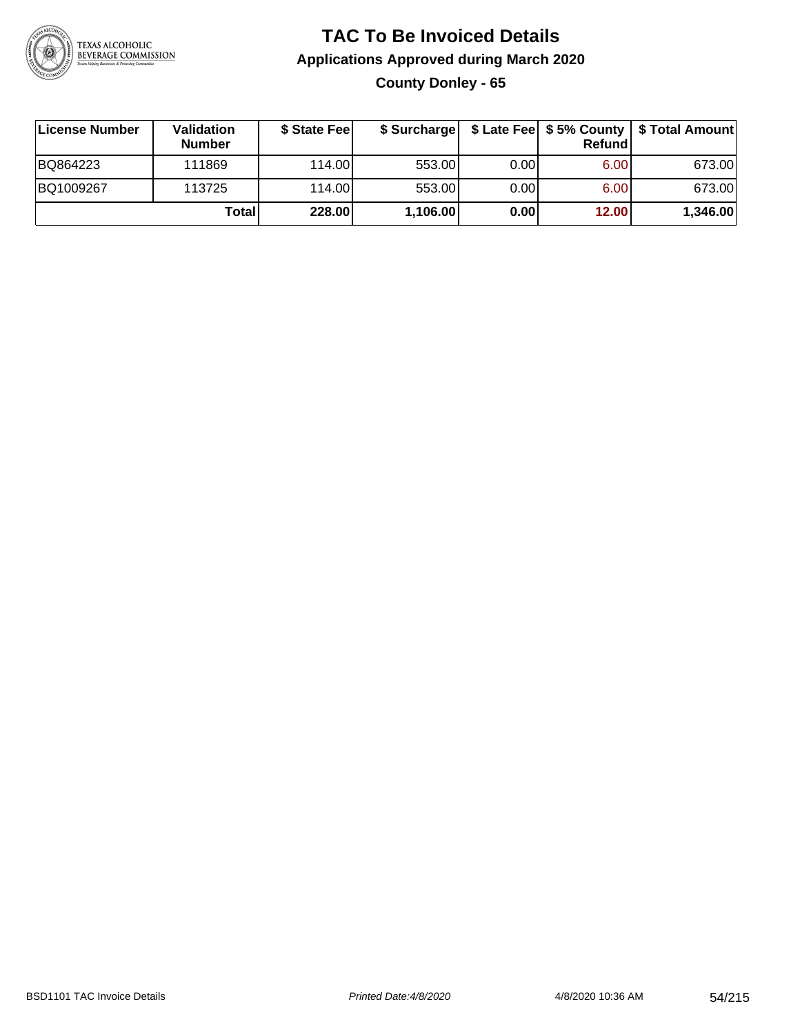# TAC To Be Invoiced Details

## Applications Approved during March 2020

### County Donley - 65

| License Number | Validation Number | $ State Fee | $ Surcharge | $ Late Fee | $ 5% County Refund | $ Total Amount |
|---|---|---|---|---|---|---|
| BQ864223 | 111869 | 114.00 | 553.00 | 0.00 | 6.00 | 673.00 |
| BQ1009267 | 113725 | 114.00 | 553.00 | 0.00 | 6.00 | 673.00 |
| | **Total** | **228.00** | **1,106.00** | **0.00** | **12.00** | **1,346.00** |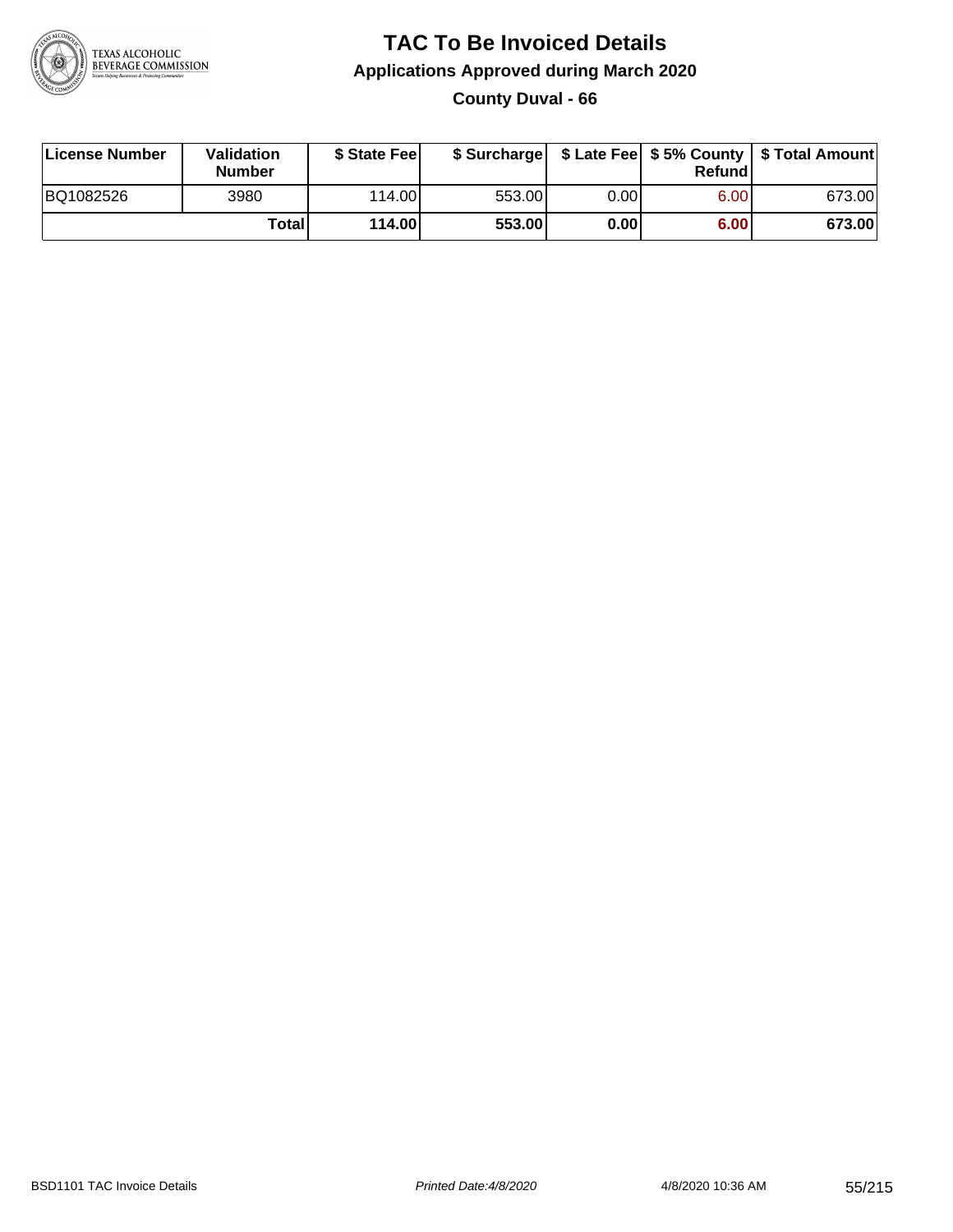# TAC To Be Invoiced Details

## Applications Approved during March 2020

### County Duval - 66

| License Number | Validation Number | $ State Fee | $ Surcharge | $ Late Fee | $ 5% County Refund | $ Total Amount |
|---|---|---|---|---|---|---|
| BQ1082526 | 3980 | 114.00 | 553.00 | 0.00 | 6.00 | 673.00 |
| | **Total** | **114.00** | **553.00** | **0.00** | **6.00** | **673.00** |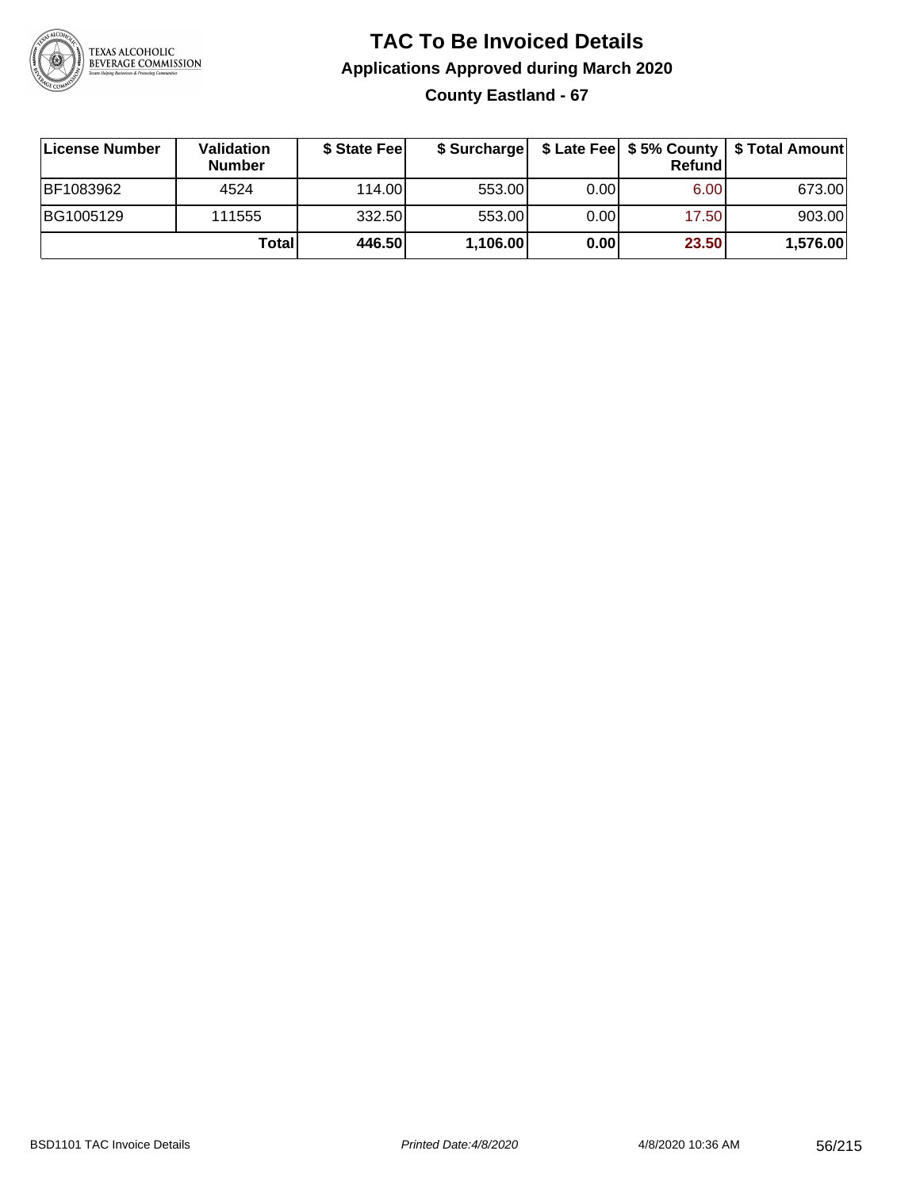# TAC To Be Invoiced Details

## Applications Approved during March 2020

### County Eastland - 67

| License Number | Validation Number | $ State Fee | $ Surcharge | $ Late Fee | $ 5% County Refund | $ Total Amount |
|---|---|---|---|---|---|---|
| BF1083962 | 4524 | 114.00 | 553.00 | 0.00 | 6.00 | 673.00 |
| BG1005129 | 111555 | 332.50 | 553.00 | 0.00 | 17.50 | 903.00 |
| | **Total** | **446.50** | **1,106.00** | **0.00** | **23.50** | **1,576.00** |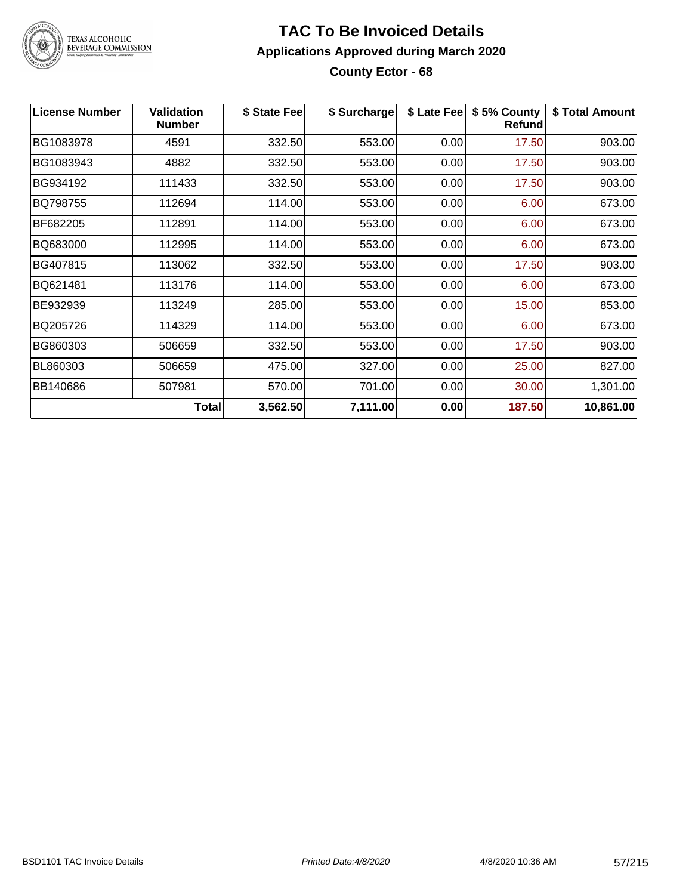# TAC To Be Invoiced Details

## Applications Approved during March 2020

### County Ector - 68

| License Number | Validation Number | $ State Fee | $ Surcharge | $ Late Fee | $ 5% County Refund | $ Total Amount |
|---|---|---|---|---|---|---|
| BG1083978 | 4591 | 332.50 | 553.00 | 0.00 | 17.50 | 903.00 |
| BG1083943 | 4882 | 332.50 | 553.00 | 0.00 | 17.50 | 903.00 |
| BG934192 | 111433 | 332.50 | 553.00 | 0.00 | 17.50 | 903.00 |
| BQ798755 | 112694 | 114.00 | 553.00 | 0.00 | 6.00 | 673.00 |
| BF682205 | 112891 | 114.00 | 553.00 | 0.00 | 6.00 | 673.00 |
| BQ683000 | 112995 | 114.00 | 553.00 | 0.00 | 6.00 | 673.00 |
| BG407815 | 113062 | 332.50 | 553.00 | 0.00 | 17.50 | 903.00 |
| BQ621481 | 113176 | 114.00 | 553.00 | 0.00 | 6.00 | 673.00 |
| BE932939 | 113249 | 285.00 | 553.00 | 0.00 | 15.00 | 853.00 |
| BQ205726 | 114329 | 114.00 | 553.00 | 0.00 | 6.00 | 673.00 |
| BG860303 | 506659 | 332.50 | 553.00 | 0.00 | 17.50 | 903.00 |
| BL860303 | 506659 | 475.00 | 327.00 | 0.00 | 25.00 | 827.00 |
| BB140686 | 507981 | 570.00 | 701.00 | 0.00 | 30.00 | 1,301.00 |
| | **Total** | **3,562.50** | **7,111.00** | **0.00** | **187.50** | **10,861.00** |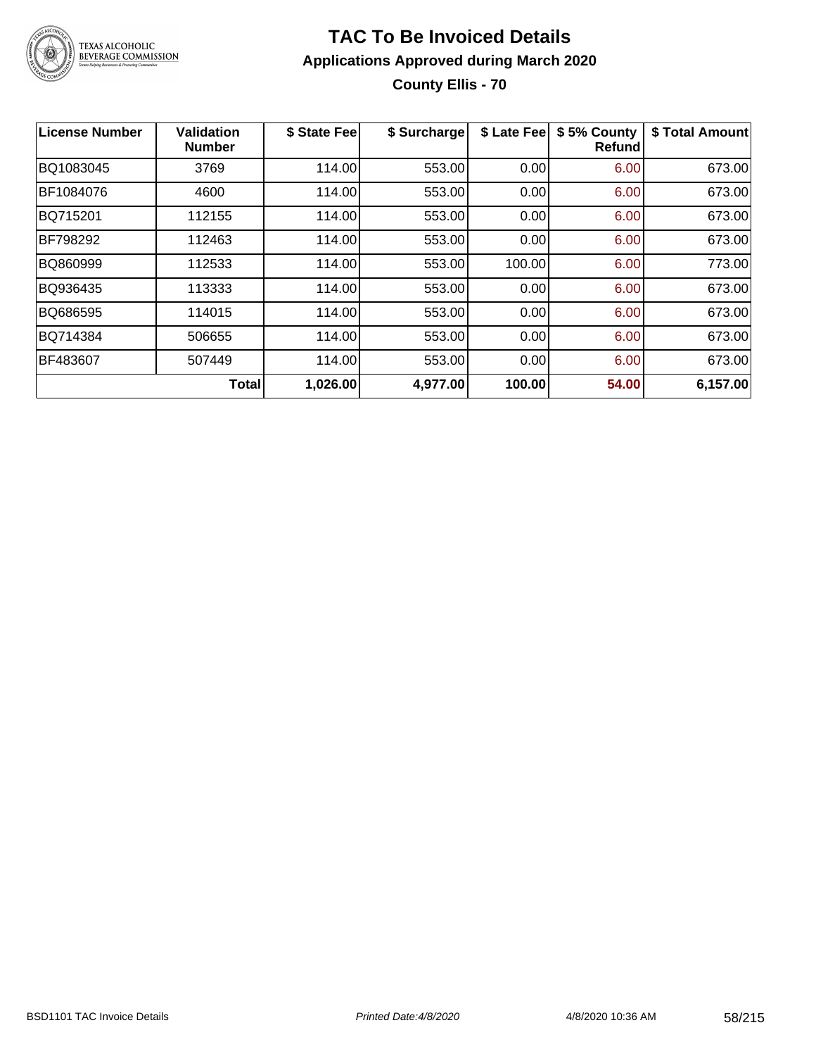# TAC To Be Invoiced Details

## Applications Approved during March 2020

### County Ellis - 70

| License Number | Validation Number | $ State Fee | $ Surcharge | $ Late Fee | $ 5% County Refund | $ Total Amount |
|---|---|---|---|---|---|---|
| BQ1083045 | 3769 | 114.00 | 553.00 | 0.00 | 6.00 | 673.00 |
| BF1084076 | 4600 | 114.00 | 553.00 | 0.00 | 6.00 | 673.00 |
| BQ715201 | 112155 | 114.00 | 553.00 | 0.00 | 6.00 | 673.00 |
| BF798292 | 112463 | 114.00 | 553.00 | 0.00 | 6.00 | 673.00 |
| BQ860999 | 112533 | 114.00 | 553.00 | 100.00 | 6.00 | 773.00 |
| BQ936435 | 113333 | 114.00 | 553.00 | 0.00 | 6.00 | 673.00 |
| BQ686595 | 114015 | 114.00 | 553.00 | 0.00 | 6.00 | 673.00 |
| BQ714384 | 506655 | 114.00 | 553.00 | 0.00 | 6.00 | 673.00 |
| BF483607 | 507449 | 114.00 | 553.00 | 0.00 | 6.00 | 673.00 |
| | **Total** | **1,026.00** | **4,977.00** | **100.00** | **54.00** | **6,157.00** |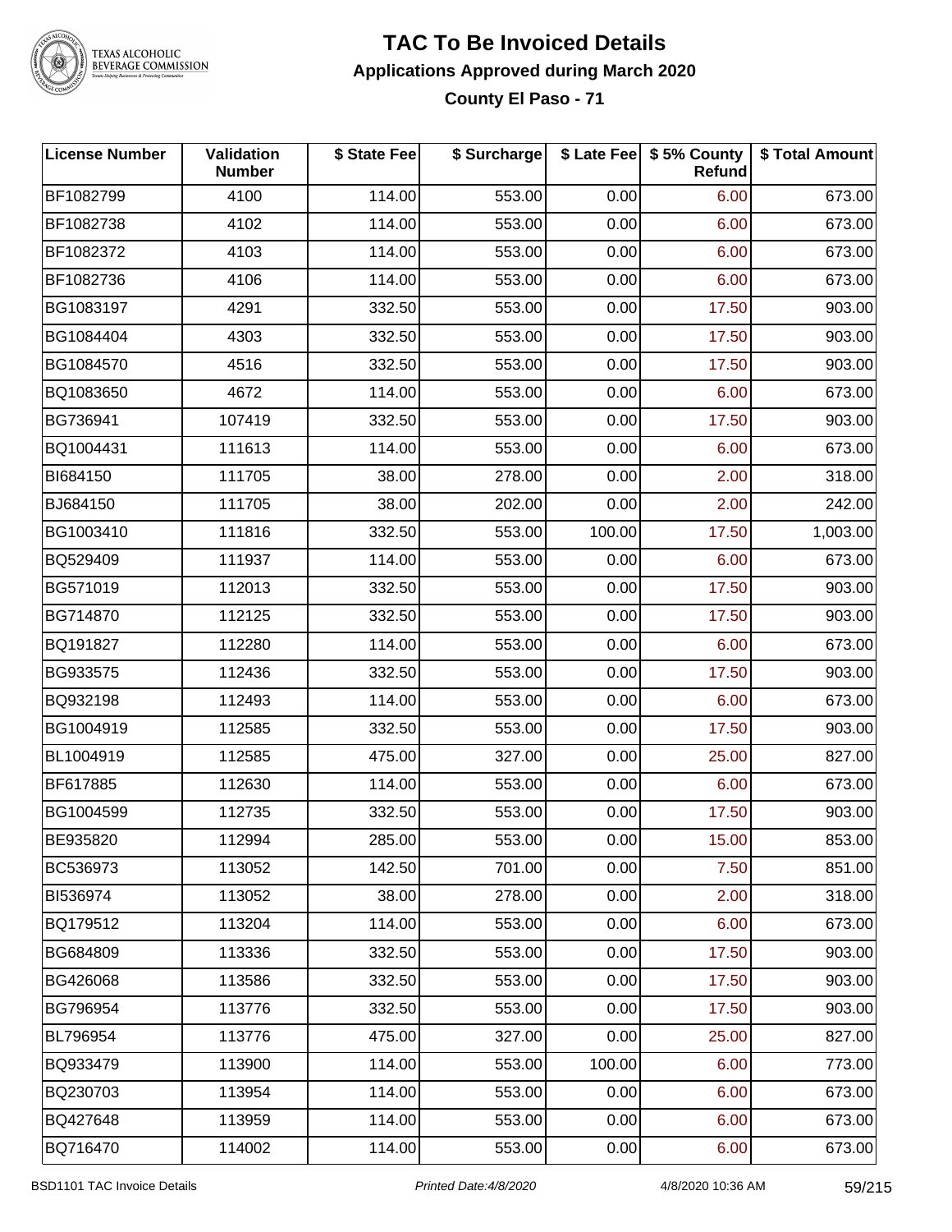# TAC To Be Invoiced Details

## Applications Approved during March 2020

### County El Paso - 71

| License Number | Validation Number | $ State Fee | $ Surcharge | $ Late Fee | $ 5% County Refund | $ Total Amount |
|---|---|---|---|---|---|---|
| BF1082799 | 4100 | 114.00 | 553.00 | 0.00 | 6.00 | 673.00 |
| BF1082738 | 4102 | 114.00 | 553.00 | 0.00 | 6.00 | 673.00 |
| BF1082372 | 4103 | 114.00 | 553.00 | 0.00 | 6.00 | 673.00 |
| BF1082736 | 4106 | 114.00 | 553.00 | 0.00 | 6.00 | 673.00 |
| BG1083197 | 4291 | 332.50 | 553.00 | 0.00 | 17.50 | 903.00 |
| BG1084404 | 4303 | 332.50 | 553.00 | 0.00 | 17.50 | 903.00 |
| BG1084570 | 4516 | 332.50 | 553.00 | 0.00 | 17.50 | 903.00 |
| BQ1083650 | 4672 | 114.00 | 553.00 | 0.00 | 6.00 | 673.00 |
| BG736941 | 107419 | 332.50 | 553.00 | 0.00 | 17.50 | 903.00 |
| BQ1004431 | 111613 | 114.00 | 553.00 | 0.00 | 6.00 | 673.00 |
| BI684150 | 111705 | 38.00 | 278.00 | 0.00 | 2.00 | 318.00 |
| BJ684150 | 111705 | 38.00 | 202.00 | 0.00 | 2.00 | 242.00 |
| BG1003410 | 111816 | 332.50 | 553.00 | 100.00 | 17.50 | 1,003.00 |
| BQ529409 | 111937 | 114.00 | 553.00 | 0.00 | 6.00 | 673.00 |
| BG571019 | 112013 | 332.50 | 553.00 | 0.00 | 17.50 | 903.00 |
| BG714870 | 112125 | 332.50 | 553.00 | 0.00 | 17.50 | 903.00 |
| BQ191827 | 112280 | 114.00 | 553.00 | 0.00 | 6.00 | 673.00 |
| BG933575 | 112436 | 332.50 | 553.00 | 0.00 | 17.50 | 903.00 |
| BQ932198 | 112493 | 114.00 | 553.00 | 0.00 | 6.00 | 673.00 |
| BG1004919 | 112585 | 332.50 | 553.00 | 0.00 | 17.50 | 903.00 |
| BL1004919 | 112585 | 475.00 | 327.00 | 0.00 | 25.00 | 827.00 |
| BF617885 | 112630 | 114.00 | 553.00 | 0.00 | 6.00 | 673.00 |
| BG1004599 | 112735 | 332.50 | 553.00 | 0.00 | 17.50 | 903.00 |
| BE935820 | 112994 | 285.00 | 553.00 | 0.00 | 15.00 | 853.00 |
| BC536973 | 113052 | 142.50 | 701.00 | 0.00 | 7.50 | 851.00 |
| BI536974 | 113052 | 38.00 | 278.00 | 0.00 | 2.00 | 318.00 |
| BQ179512 | 113204 | 114.00 | 553.00 | 0.00 | 6.00 | 673.00 |
| BG684809 | 113336 | 332.50 | 553.00 | 0.00 | 17.50 | 903.00 |
| BG426068 | 113586 | 332.50 | 553.00 | 0.00 | 17.50 | 903.00 |
| BG796954 | 113776 | 332.50 | 553.00 | 0.00 | 17.50 | 903.00 |
| BL796954 | 113776 | 475.00 | 327.00 | 0.00 | 25.00 | 827.00 |
| BQ933479 | 113900 | 114.00 | 553.00 | 100.00 | 6.00 | 773.00 |
| BQ230703 | 113954 | 114.00 | 553.00 | 0.00 | 6.00 | 673.00 |
| BQ427648 | 113959 | 114.00 | 553.00 | 0.00 | 6.00 | 673.00 |
| BQ716470 | 114002 | 114.00 | 553.00 | 0.00 | 6.00 | 673.00 |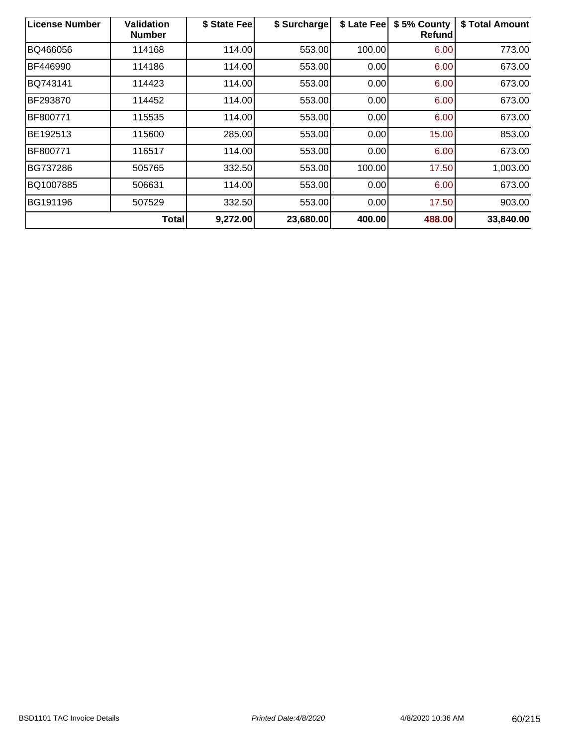| License Number | Validation Number | $ State Fee | $ Surcharge | $ Late Fee | $ 5% County Refund | $ Total Amount |
|---|---|---|---|---|---|---|
| BQ466056 | 114168 | 114.00 | 553.00 | 100.00 | 6.00 | 773.00 |
| BF446990 | 114186 | 114.00 | 553.00 | 0.00 | 6.00 | 673.00 |
| BQ743141 | 114423 | 114.00 | 553.00 | 0.00 | 6.00 | 673.00 |
| BF293870 | 114452 | 114.00 | 553.00 | 0.00 | 6.00 | 673.00 |
| BF800771 | 115535 | 114.00 | 553.00 | 0.00 | 6.00 | 673.00 |
| BE192513 | 115600 | 285.00 | 553.00 | 0.00 | 15.00 | 853.00 |
| BF800771 | 116517 | 114.00 | 553.00 | 0.00 | 6.00 | 673.00 |
| BG737286 | 505765 | 332.50 | 553.00 | 100.00 | 17.50 | 1,003.00 |
| BQ1007885 | 506631 | 114.00 | 553.00 | 0.00 | 6.00 | 673.00 |
| BG191196 | 507529 | 332.50 | 553.00 | 0.00 | 17.50 | 903.00 |
| **Total** | | **9,272.00** | **23,680.00** | **400.00** | **488.00** | **33,840.00** |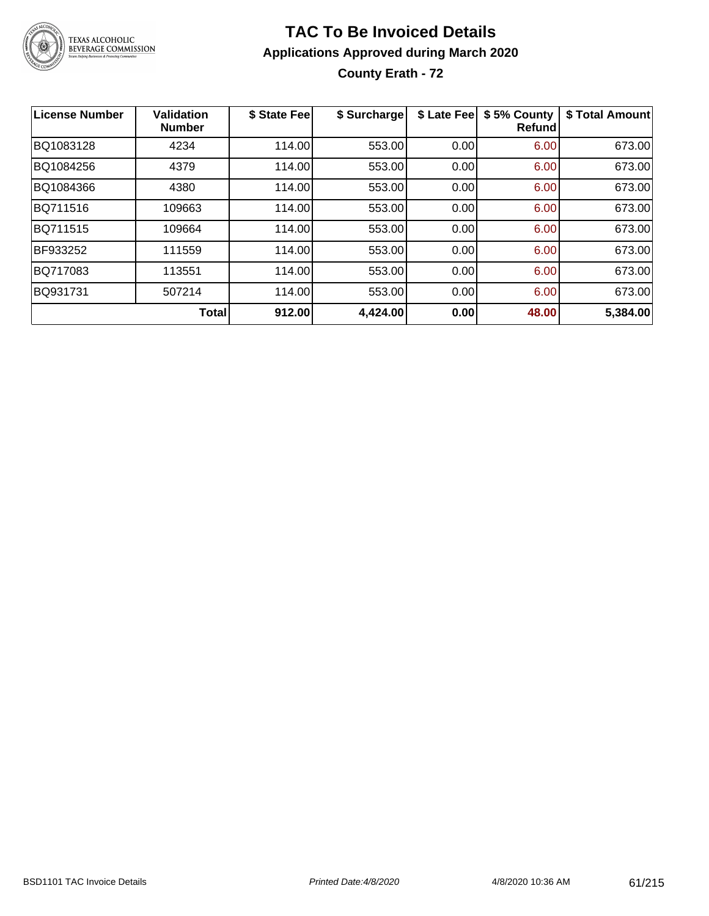# TAC To Be Invoiced Details

## Applications Approved during March 2020

### County Erath - 72

| License Number | Validation Number | $ State Fee | $ Surcharge | $ Late Fee | $ 5% County Refund | $ Total Amount |
|---|---|---|---|---|---|---|
| BQ1083128 | 4234 | 114.00 | 553.00 | 0.00 | 6.00 | 673.00 |
| BQ1084256 | 4379 | 114.00 | 553.00 | 0.00 | 6.00 | 673.00 |
| BQ1084366 | 4380 | 114.00 | 553.00 | 0.00 | 6.00 | 673.00 |
| BQ711516 | 109663 | 114.00 | 553.00 | 0.00 | 6.00 | 673.00 |
| BQ711515 | 109664 | 114.00 | 553.00 | 0.00 | 6.00 | 673.00 |
| BF933252 | 111559 | 114.00 | 553.00 | 0.00 | 6.00 | 673.00 |
| BQ717083 | 113551 | 114.00 | 553.00 | 0.00 | 6.00 | 673.00 |
| BQ931731 | 507214 | 114.00 | 553.00 | 0.00 | 6.00 | 673.00 |
| | **Total** | **912.00** | **4,424.00** | **0.00** | **48.00** | **5,384.00** |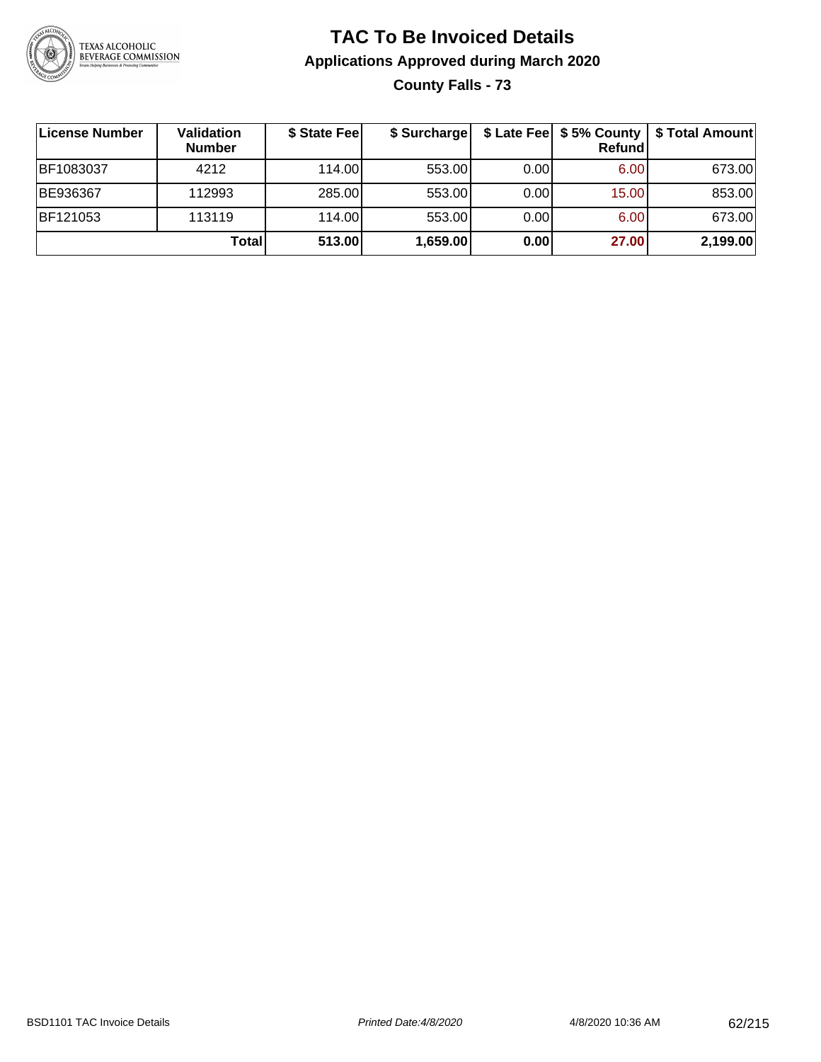# TAC To Be Invoiced Details

## Applications Approved during March 2020

### County Falls - 73

| License Number | Validation Number | $ State Fee | $ Surcharge | $ Late Fee | $ 5% County Refund | $ Total Amount |
|---|---|---|---|---|---|---|
| BF1083037 | 4212 | 114.00 | 553.00 | 0.00 | 6.00 | 673.00 |
| BE936367 | 112993 | 285.00 | 553.00 | 0.00 | 15.00 | 853.00 |
| BF121053 | 113119 | 114.00 | 553.00 | 0.00 | 6.00 | 673.00 |
| | **Total** | **513.00** | **1,659.00** | **0.00** | **27.00** | **2,199.00** |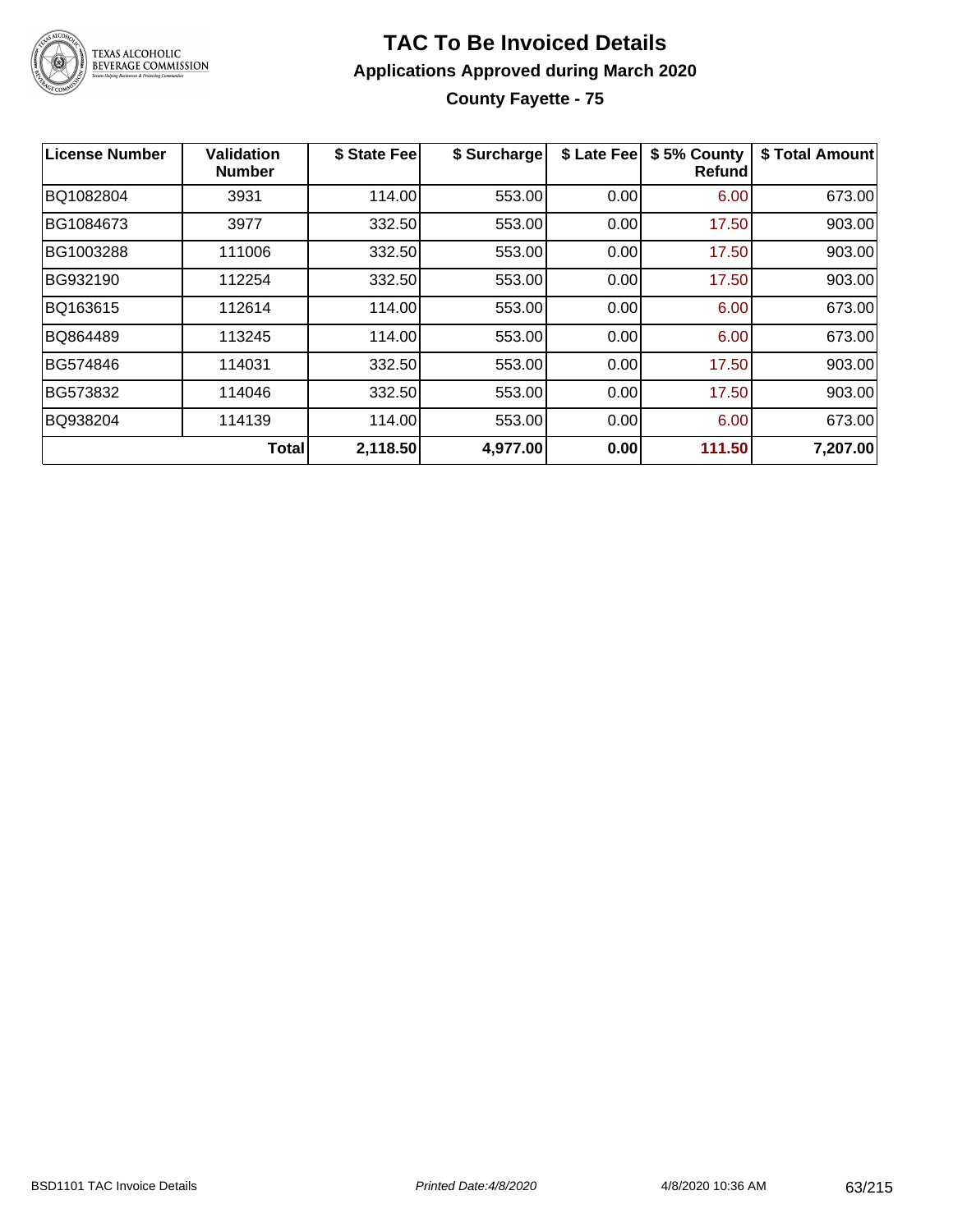# TAC To Be Invoiced Details

## Applications Approved during March 2020

### County Fayette - 75

| License Number | Validation Number | \$ State Fee | \$ Surcharge | \$ Late Fee | \$ 5% County Refund | \$ Total Amount |
|---|---|---|---|---|---|---|
| BQ1082804 | 3931 | 114.00 | 553.00 | 0.00 | 6.00 | 673.00 |
| BG1084673 | 3977 | 332.50 | 553.00 | 0.00 | 17.50 | 903.00 |
| BG1003288 | 111006 | 332.50 | 553.00 | 0.00 | 17.50 | 903.00 |
| BG932190 | 112254 | 332.50 | 553.00 | 0.00 | 17.50 | 903.00 |
| BQ163615 | 112614 | 114.00 | 553.00 | 0.00 | 6.00 | 673.00 |
| BQ864489 | 113245 | 114.00 | 553.00 | 0.00 | 6.00 | 673.00 |
| BG574846 | 114031 | 332.50 | 553.00 | 0.00 | 17.50 | 903.00 |
| BG573832 | 114046 | 332.50 | 553.00 | 0.00 | 17.50 | 903.00 |
| BQ938204 | 114139 | 114.00 | 553.00 | 0.00 | 6.00 | 673.00 |
| | **Total** | **2,118.50** | **4,977.00** | **0.00** | **111.50** | **7,207.00** |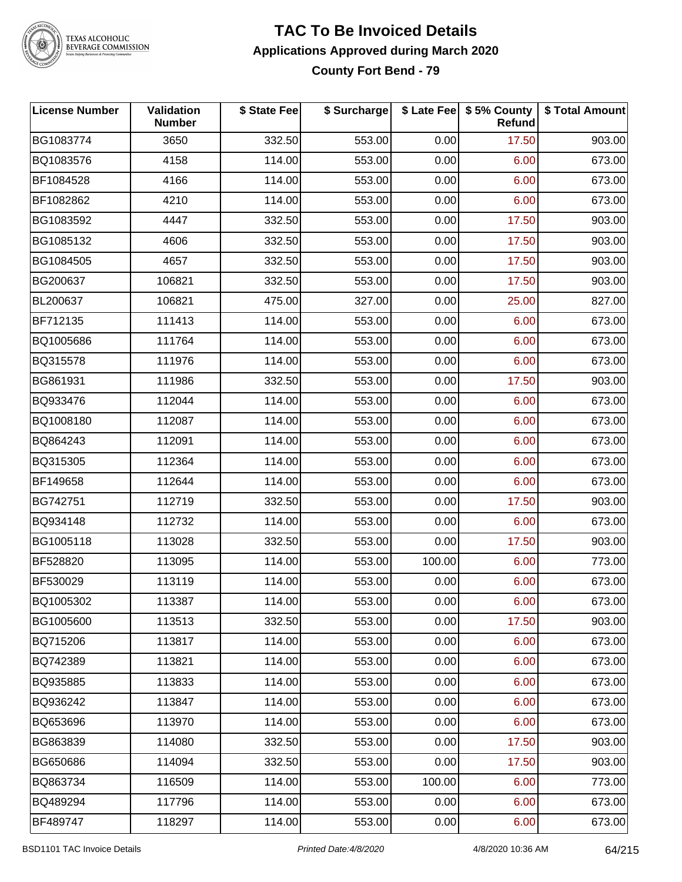# TAC To Be Invoiced Details

## Applications Approved during March 2020

### County Fort Bend - 79

| License Number | Validation Number | $ State Fee | $ Surcharge | $ Late Fee | $ 5% County Refund | $ Total Amount |
|---|---|---|---|---|---|---|
| BG1083774 | 3650 | 332.50 | 553.00 | 0.00 | 17.50 | 903.00 |
| BQ1083576 | 4158 | 114.00 | 553.00 | 0.00 | 6.00 | 673.00 |
| BF1084528 | 4166 | 114.00 | 553.00 | 0.00 | 6.00 | 673.00 |
| BF1082862 | 4210 | 114.00 | 553.00 | 0.00 | 6.00 | 673.00 |
| BG1083592 | 4447 | 332.50 | 553.00 | 0.00 | 17.50 | 903.00 |
| BG1085132 | 4606 | 332.50 | 553.00 | 0.00 | 17.50 | 903.00 |
| BG1084505 | 4657 | 332.50 | 553.00 | 0.00 | 17.50 | 903.00 |
| BG200637 | 106821 | 332.50 | 553.00 | 0.00 | 17.50 | 903.00 |
| BL200637 | 106821 | 475.00 | 327.00 | 0.00 | 25.00 | 827.00 |
| BF712135 | 111413 | 114.00 | 553.00 | 0.00 | 6.00 | 673.00 |
| BQ1005686 | 111764 | 114.00 | 553.00 | 0.00 | 6.00 | 673.00 |
| BQ315578 | 111976 | 114.00 | 553.00 | 0.00 | 6.00 | 673.00 |
| BG861931 | 111986 | 332.50 | 553.00 | 0.00 | 17.50 | 903.00 |
| BQ933476 | 112044 | 114.00 | 553.00 | 0.00 | 6.00 | 673.00 |
| BQ1008180 | 112087 | 114.00 | 553.00 | 0.00 | 6.00 | 673.00 |
| BQ864243 | 112091 | 114.00 | 553.00 | 0.00 | 6.00 | 673.00 |
| BQ315305 | 112364 | 114.00 | 553.00 | 0.00 | 6.00 | 673.00 |
| BF149658 | 112644 | 114.00 | 553.00 | 0.00 | 6.00 | 673.00 |
| BG742751 | 112719 | 332.50 | 553.00 | 0.00 | 17.50 | 903.00 |
| BQ934148 | 112732 | 114.00 | 553.00 | 0.00 | 6.00 | 673.00 |
| BG1005118 | 113028 | 332.50 | 553.00 | 0.00 | 17.50 | 903.00 |
| BF528820 | 113095 | 114.00 | 553.00 | 100.00 | 6.00 | 773.00 |
| BF530029 | 113119 | 114.00 | 553.00 | 0.00 | 6.00 | 673.00 |
| BQ1005302 | 113387 | 114.00 | 553.00 | 0.00 | 6.00 | 673.00 |
| BG1005600 | 113513 | 332.50 | 553.00 | 0.00 | 17.50 | 903.00 |
| BQ715206 | 113817 | 114.00 | 553.00 | 0.00 | 6.00 | 673.00 |
| BQ742389 | 113821 | 114.00 | 553.00 | 0.00 | 6.00 | 673.00 |
| BQ935885 | 113833 | 114.00 | 553.00 | 0.00 | 6.00 | 673.00 |
| BQ936242 | 113847 | 114.00 | 553.00 | 0.00 | 6.00 | 673.00 |
| BQ653696 | 113970 | 114.00 | 553.00 | 0.00 | 6.00 | 673.00 |
| BG863839 | 114080 | 332.50 | 553.00 | 0.00 | 17.50 | 903.00 |
| BG650686 | 114094 | 332.50 | 553.00 | 0.00 | 17.50 | 903.00 |
| BQ863734 | 116509 | 114.00 | 553.00 | 100.00 | 6.00 | 773.00 |
| BQ489294 | 117796 | 114.00 | 553.00 | 0.00 | 6.00 | 673.00 |
| BF489747 | 118297 | 114.00 | 553.00 | 0.00 | 6.00 | 673.00 |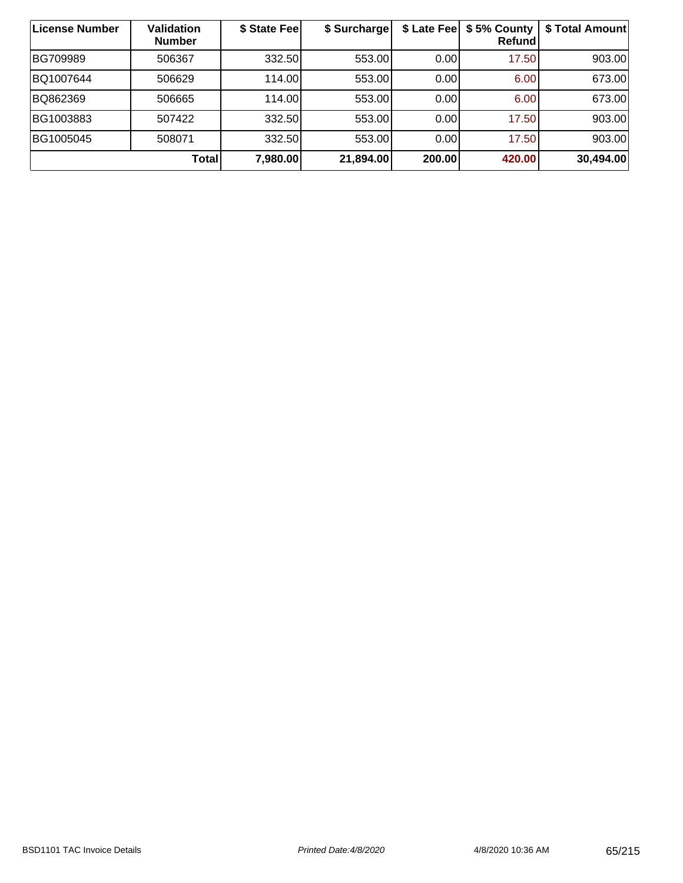| License Number | Validation Number | $ State Fee | $ Surcharge | $ Late Fee | $ 5% County Refund | $ Total Amount |
|---|---|---|---|---|---|---|
| BG709989 | 506367 | 332.50 | 553.00 | 0.00 | 17.50 | 903.00 |
| BQ1007644 | 506629 | 114.00 | 553.00 | 0.00 | 6.00 | 673.00 |
| BQ862369 | 506665 | 114.00 | 553.00 | 0.00 | 6.00 | 673.00 |
| BG1003883 | 507422 | 332.50 | 553.00 | 0.00 | 17.50 | 903.00 |
| BG1005045 | 508071 | 332.50 | 553.00 | 0.00 | 17.50 | 903.00 |
| **Total** | | **7,980.00** | **21,894.00** | **200.00** | **420.00** | **30,494.00** |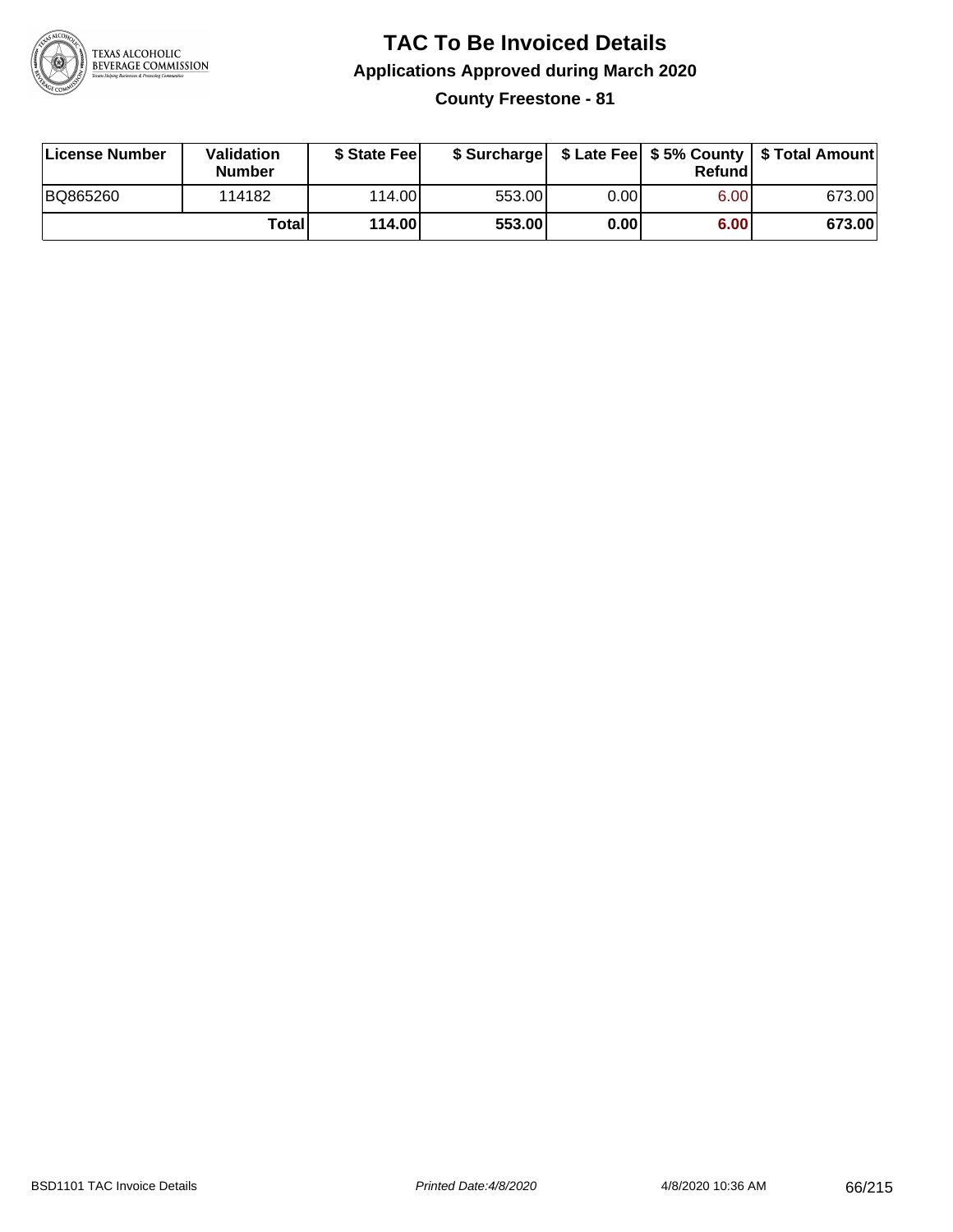# TAC To Be Invoiced Details

## Applications Approved during March 2020

### County Freestone - 81

| License Number | Validation Number | $ State Fee | $ Surcharge | $ Late Fee | $ 5% County Refund | $ Total Amount |
|---|---|---|---|---|---|---|
| BQ865260 | 114182 | 114.00 | 553.00 | 0.00 | 6.00 | 673.00 |
| | **Total** | **114.00** | **553.00** | **0.00** | **6.00** | **673.00** |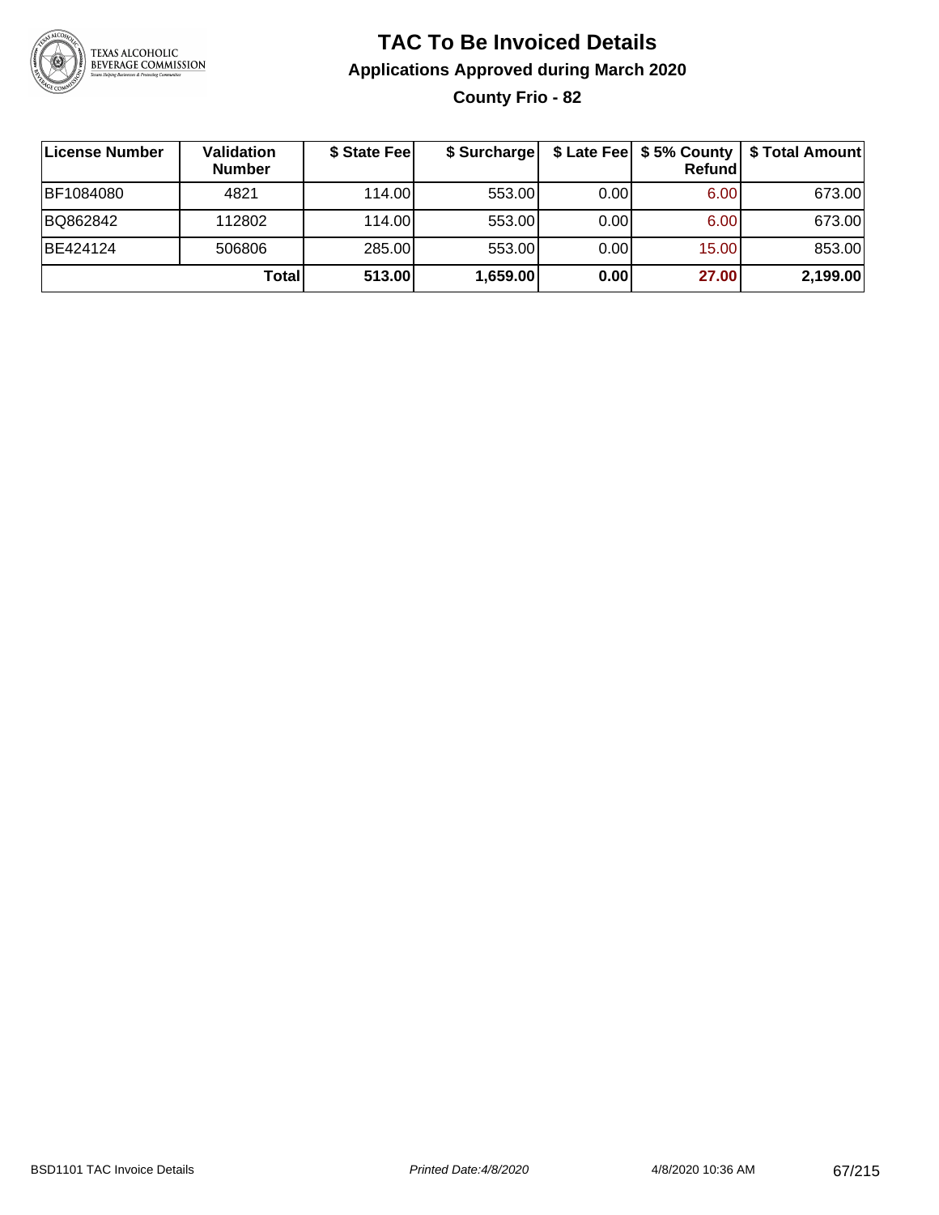# TAC To Be Invoiced Details

## Applications Approved during March 2020

### County Frio - 82

| License Number | Validation Number | $ State Fee | $ Surcharge | $ Late Fee | $ 5% County Refund | $ Total Amount |
|---|---|---|---|---|---|---|
| BF1084080 | 4821 | 114.00 | 553.00 | 0.00 | 6.00 | 673.00 |
| BQ862842 | 112802 | 114.00 | 553.00 | 0.00 | 6.00 | 673.00 |
| BE424124 | 506806 | 285.00 | 553.00 | 0.00 | 15.00 | 853.00 |
| | **Total** | **513.00** | **1,659.00** | **0.00** | **27.00** | **2,199.00** |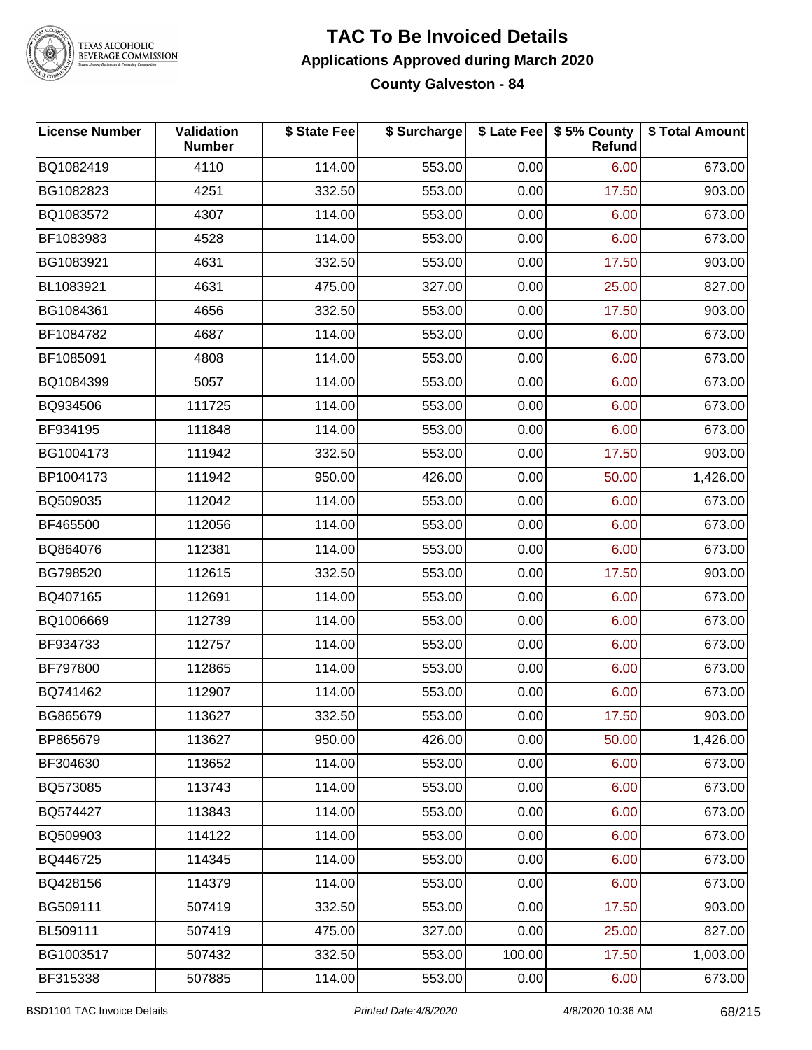# TAC To Be Invoiced Details

## Applications Approved during March 2020

### County Galveston - 84

| License Number | Validation Number | $ State Fee | $ Surcharge | $ Late Fee | $ 5% County Refund | $ Total Amount |
|---|---|---|---|---|---|---|
| BQ1082419 | 4110 | 114.00 | 553.00 | 0.00 | 6.00 | 673.00 |
| BG1082823 | 4251 | 332.50 | 553.00 | 0.00 | 17.50 | 903.00 |
| BQ1083572 | 4307 | 114.00 | 553.00 | 0.00 | 6.00 | 673.00 |
| BF1083983 | 4528 | 114.00 | 553.00 | 0.00 | 6.00 | 673.00 |
| BG1083921 | 4631 | 332.50 | 553.00 | 0.00 | 17.50 | 903.00 |
| BL1083921 | 4631 | 475.00 | 327.00 | 0.00 | 25.00 | 827.00 |
| BG1084361 | 4656 | 332.50 | 553.00 | 0.00 | 17.50 | 903.00 |
| BF1084782 | 4687 | 114.00 | 553.00 | 0.00 | 6.00 | 673.00 |
| BF1085091 | 4808 | 114.00 | 553.00 | 0.00 | 6.00 | 673.00 |
| BQ1084399 | 5057 | 114.00 | 553.00 | 0.00 | 6.00 | 673.00 |
| BQ934506 | 111725 | 114.00 | 553.00 | 0.00 | 6.00 | 673.00 |
| BF934195 | 111848 | 114.00 | 553.00 | 0.00 | 6.00 | 673.00 |
| BG1004173 | 111942 | 332.50 | 553.00 | 0.00 | 17.50 | 903.00 |
| BP1004173 | 111942 | 950.00 | 426.00 | 0.00 | 50.00 | 1,426.00 |
| BQ509035 | 112042 | 114.00 | 553.00 | 0.00 | 6.00 | 673.00 |
| BF465500 | 112056 | 114.00 | 553.00 | 0.00 | 6.00 | 673.00 |
| BQ864076 | 112381 | 114.00 | 553.00 | 0.00 | 6.00 | 673.00 |
| BG798520 | 112615 | 332.50 | 553.00 | 0.00 | 17.50 | 903.00 |
| BQ407165 | 112691 | 114.00 | 553.00 | 0.00 | 6.00 | 673.00 |
| BQ1006669 | 112739 | 114.00 | 553.00 | 0.00 | 6.00 | 673.00 |
| BF934733 | 112757 | 114.00 | 553.00 | 0.00 | 6.00 | 673.00 |
| BF797800 | 112865 | 114.00 | 553.00 | 0.00 | 6.00 | 673.00 |
| BQ741462 | 112907 | 114.00 | 553.00 | 0.00 | 6.00 | 673.00 |
| BG865679 | 113627 | 332.50 | 553.00 | 0.00 | 17.50 | 903.00 |
| BP865679 | 113627 | 950.00 | 426.00 | 0.00 | 50.00 | 1,426.00 |
| BF304630 | 113652 | 114.00 | 553.00 | 0.00 | 6.00 | 673.00 |
| BQ573085 | 113743 | 114.00 | 553.00 | 0.00 | 6.00 | 673.00 |
| BQ574427 | 113843 | 114.00 | 553.00 | 0.00 | 6.00 | 673.00 |
| BQ509903 | 114122 | 114.00 | 553.00 | 0.00 | 6.00 | 673.00 |
| BQ446725 | 114345 | 114.00 | 553.00 | 0.00 | 6.00 | 673.00 |
| BQ428156 | 114379 | 114.00 | 553.00 | 0.00 | 6.00 | 673.00 |
| BG509111 | 507419 | 332.50 | 553.00 | 0.00 | 17.50 | 903.00 |
| BL509111 | 507419 | 475.00 | 327.00 | 0.00 | 25.00 | 827.00 |
| BG1003517 | 507432 | 332.50 | 553.00 | 100.00 | 17.50 | 1,003.00 |
| BF315338 | 507885 | 114.00 | 553.00 | 0.00 | 6.00 | 673.00 |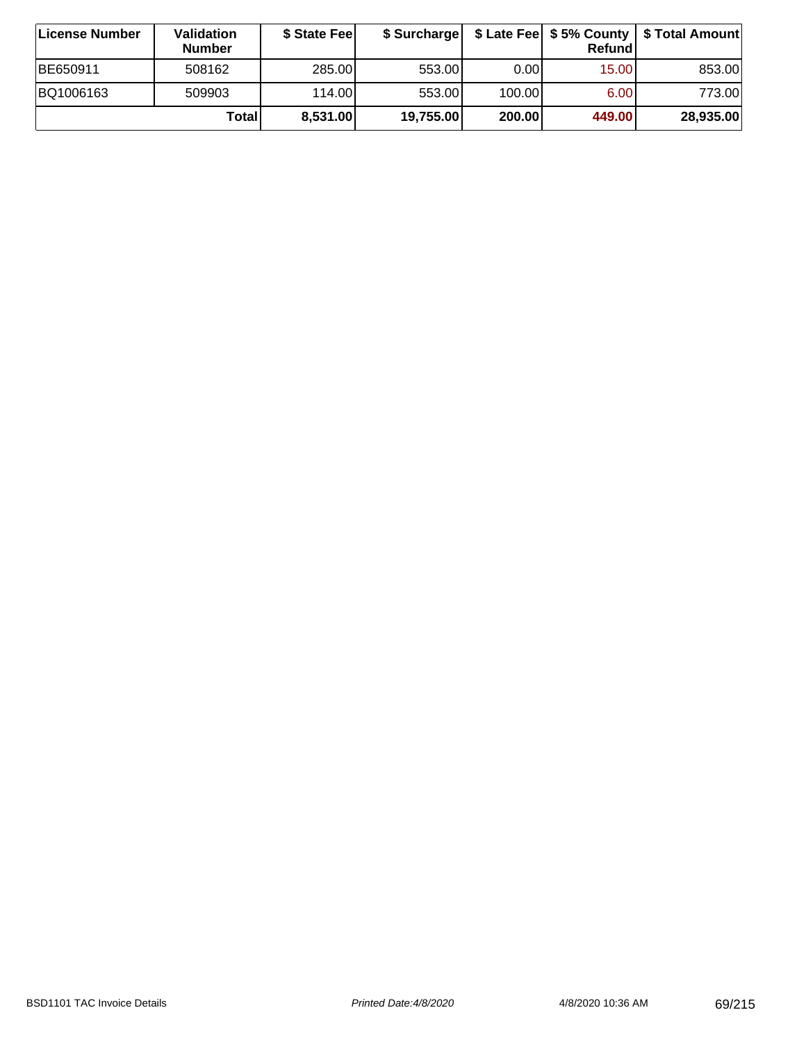| License Number | Validation Number | $ State Fee | $ Surcharge | $ Late Fee | $ 5% County Refund | $ Total Amount |
|---|---|---|---|---|---|---|
| BE650911 | 508162 | 285.00 | 553.00 | 0.00 | 15.00 | 853.00 |
| BQ1006163 | 509903 | 114.00 | 553.00 | 100.00 | 6.00 | 773.00 |
| | **Total** | **8,531.00** | **19,755.00** | **200.00** | **449.00** | **28,935.00** |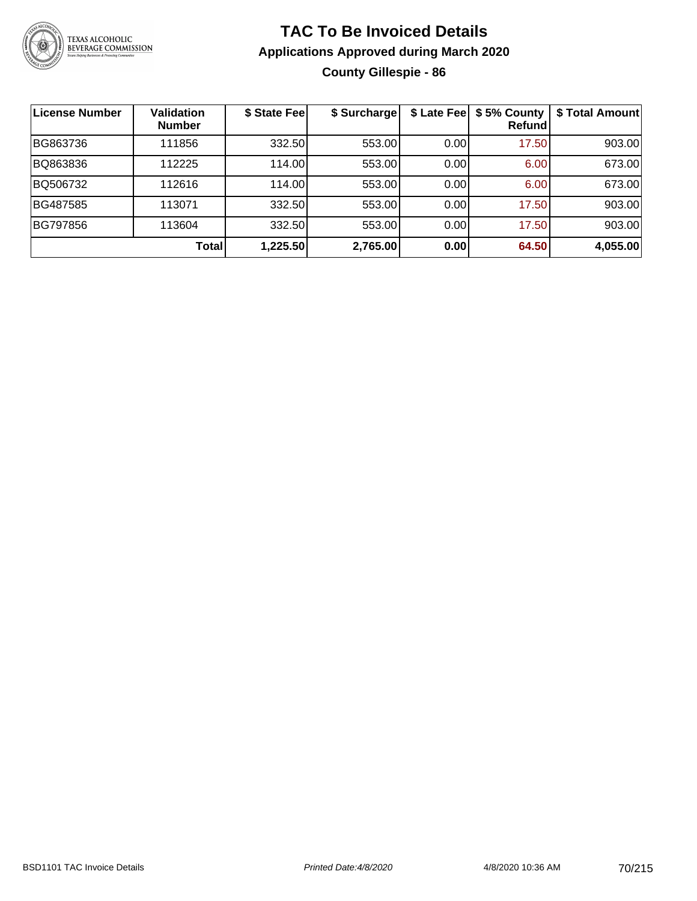# TAC To Be Invoiced Details

## Applications Approved during March 2020

### County Gillespie - 86

| License Number | Validation Number | $ State Fee | $ Surcharge | $ Late Fee | $ 5% County Refund | $ Total Amount |
|---|---|---|---|---|---|---|
| BG863736 | 111856 | 332.50 | 553.00 | 0.00 | 17.50 | 903.00 |
| BQ863836 | 112225 | 114.00 | 553.00 | 0.00 | 6.00 | 673.00 |
| BQ506732 | 112616 | 114.00 | 553.00 | 0.00 | 6.00 | 673.00 |
| BG487585 | 113071 | 332.50 | 553.00 | 0.00 | 17.50 | 903.00 |
| BG797856 | 113604 | 332.50 | 553.00 | 0.00 | 17.50 | 903.00 |
| | **Total** | **1,225.50** | **2,765.00** | **0.00** | **64.50** | **4,055.00** |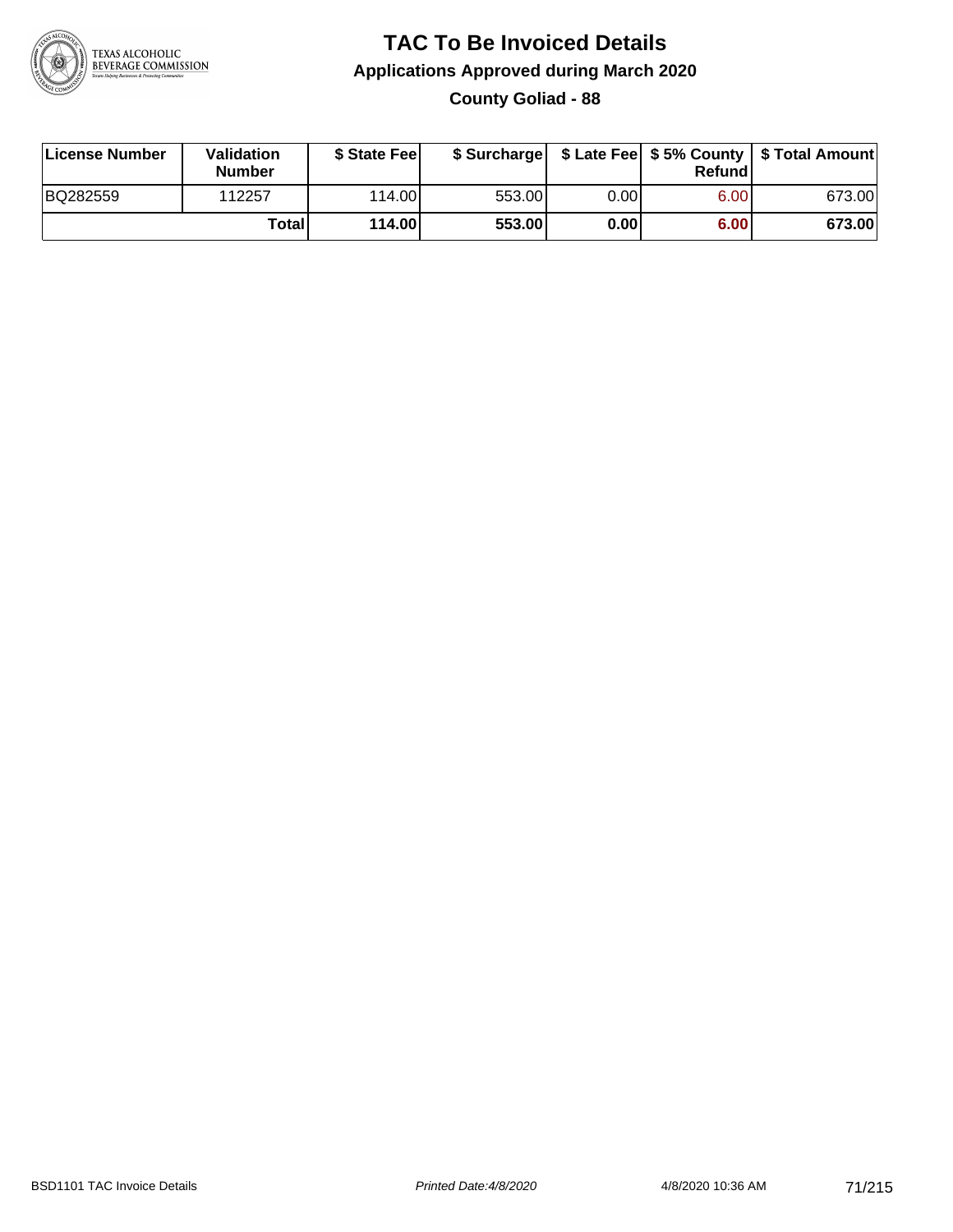# TAC To Be Invoiced Details

## Applications Approved during March 2020

### County Goliad - 88

| License Number | Validation Number | $ State Fee | $ Surcharge | $ Late Fee | $ 5% County Refund | $ Total Amount |
|---|---|---|---|---|---|---|
| BQ282559 | 112257 | 114.00 | 553.00 | 0.00 | 6.00 | 673.00 |
| | **Total** | **114.00** | **553.00** | **0.00** | **6.00** | **673.00** |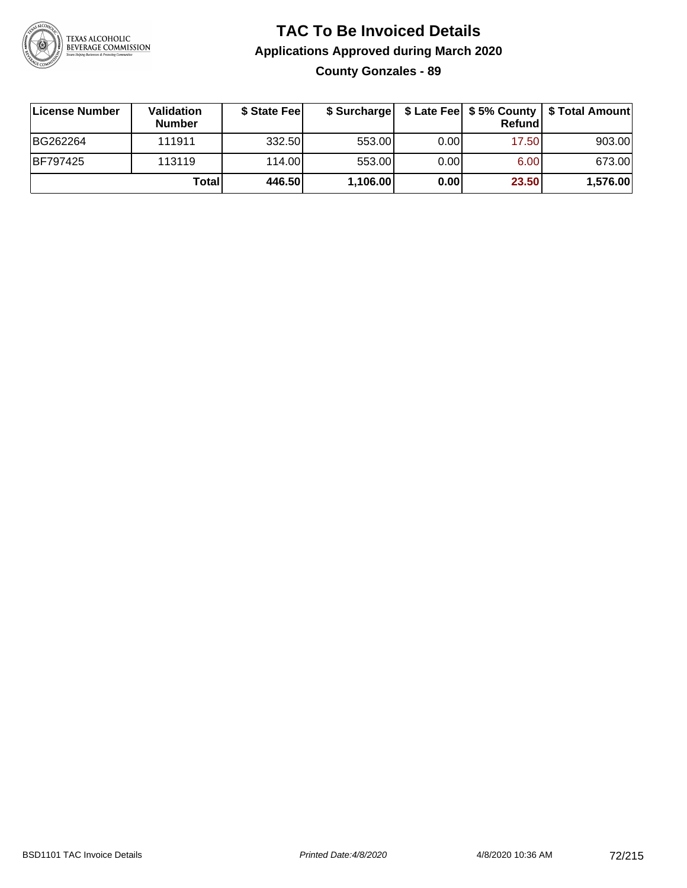# TAC To Be Invoiced Details

## Applications Approved during March 2020

### County Gonzales - 89

| License Number | Validation Number | $ State Fee | $ Surcharge | $ Late Fee | $ 5% County Refund | $ Total Amount |
|---|---|---|---|---|---|---|
| BG262264 | 111911 | 332.50 | 553.00 | 0.00 | 17.50 | 903.00 |
| BF797425 | 113119 | 114.00 | 553.00 | 0.00 | 6.00 | 673.00 |
| | **Total** | **446.50** | **1,106.00** | **0.00** | **23.50** | **1,576.00** |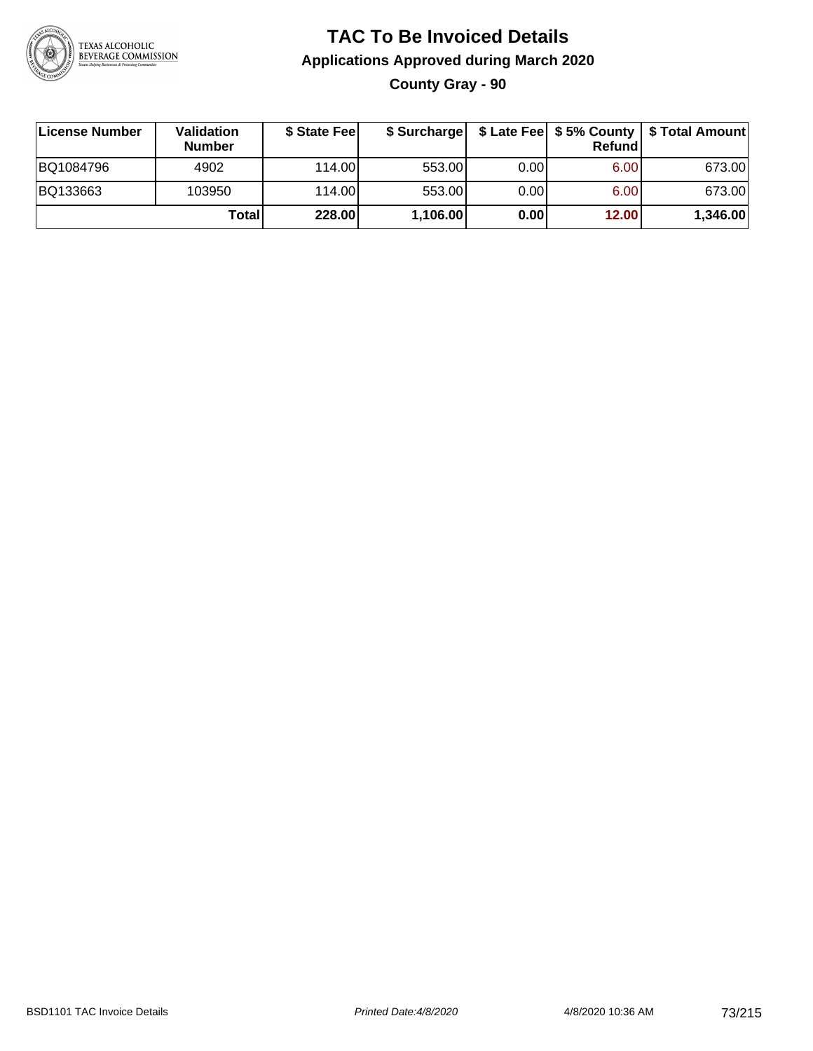# TAC To Be Invoiced Details

## Applications Approved during March 2020

### County Gray - 90

| License Number | Validation Number | $ State Fee | $ Surcharge | $ Late Fee | $ 5% County Refund | $ Total Amount |
|---|---|---|---|---|---|---|
| BQ1084796 | 4902 | 114.00 | 553.00 | 0.00 | 6.00 | 673.00 |
| BQ133663 | 103950 | 114.00 | 553.00 | 0.00 | 6.00 | 673.00 |
| | **Total** | **228.00** | **1,106.00** | **0.00** | **12.00** | **1,346.00** |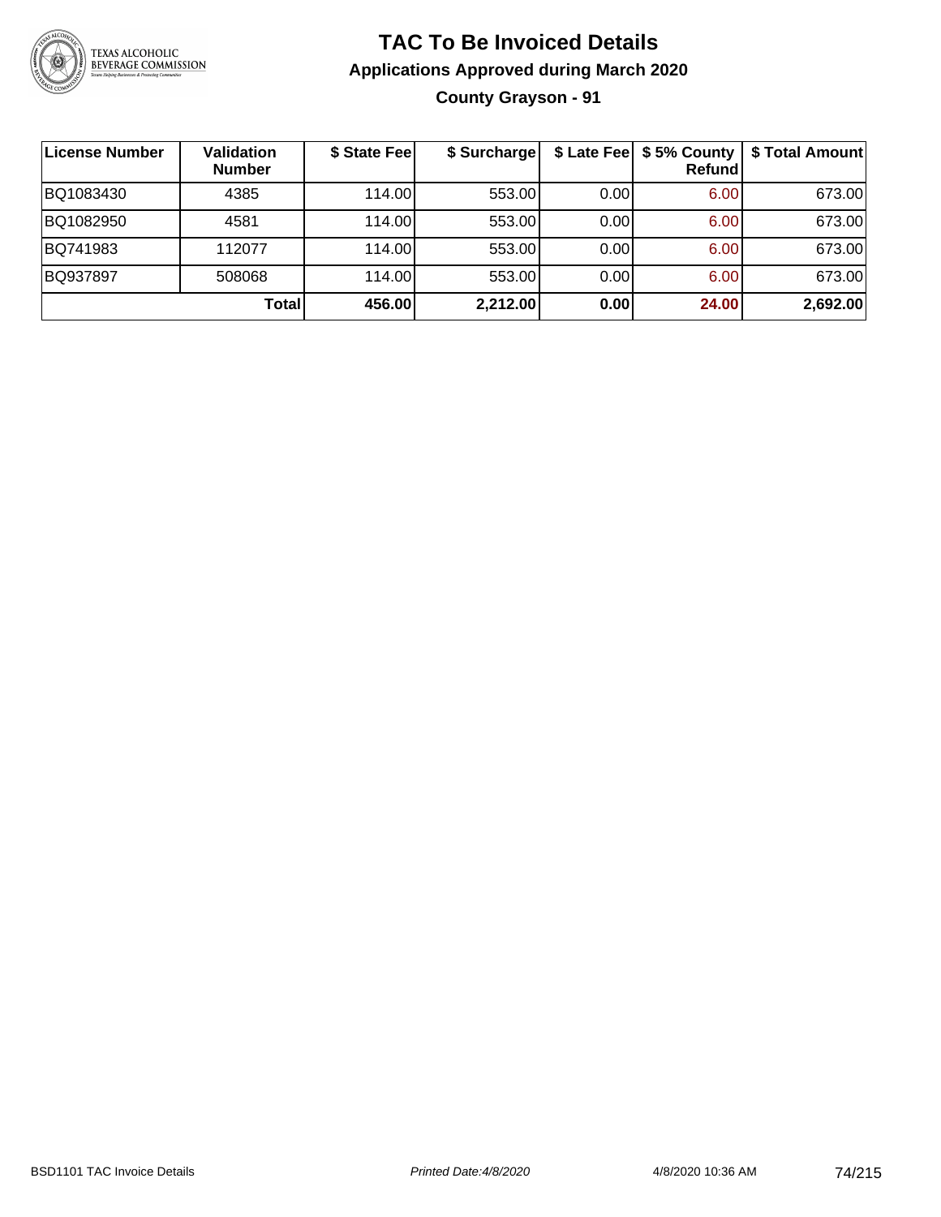# TAC To Be Invoiced Details

## Applications Approved during March 2020

### County Grayson - 91

| License Number | Validation Number | $ State Fee | $ Surcharge | $ Late Fee | $ 5% County Refund | $ Total Amount |
|---|---|---|---|---|---|---|
| BQ1083430 | 4385 | 114.00 | 553.00 | 0.00 | 6.00 | 673.00 |
| BQ1082950 | 4581 | 114.00 | 553.00 | 0.00 | 6.00 | 673.00 |
| BQ741983 | 112077 | 114.00 | 553.00 | 0.00 | 6.00 | 673.00 |
| BQ937897 | 508068 | 114.00 | 553.00 | 0.00 | 6.00 | 673.00 |
| | **Total** | **456.00** | **2,212.00** | **0.00** | **24.00** | **2,692.00** |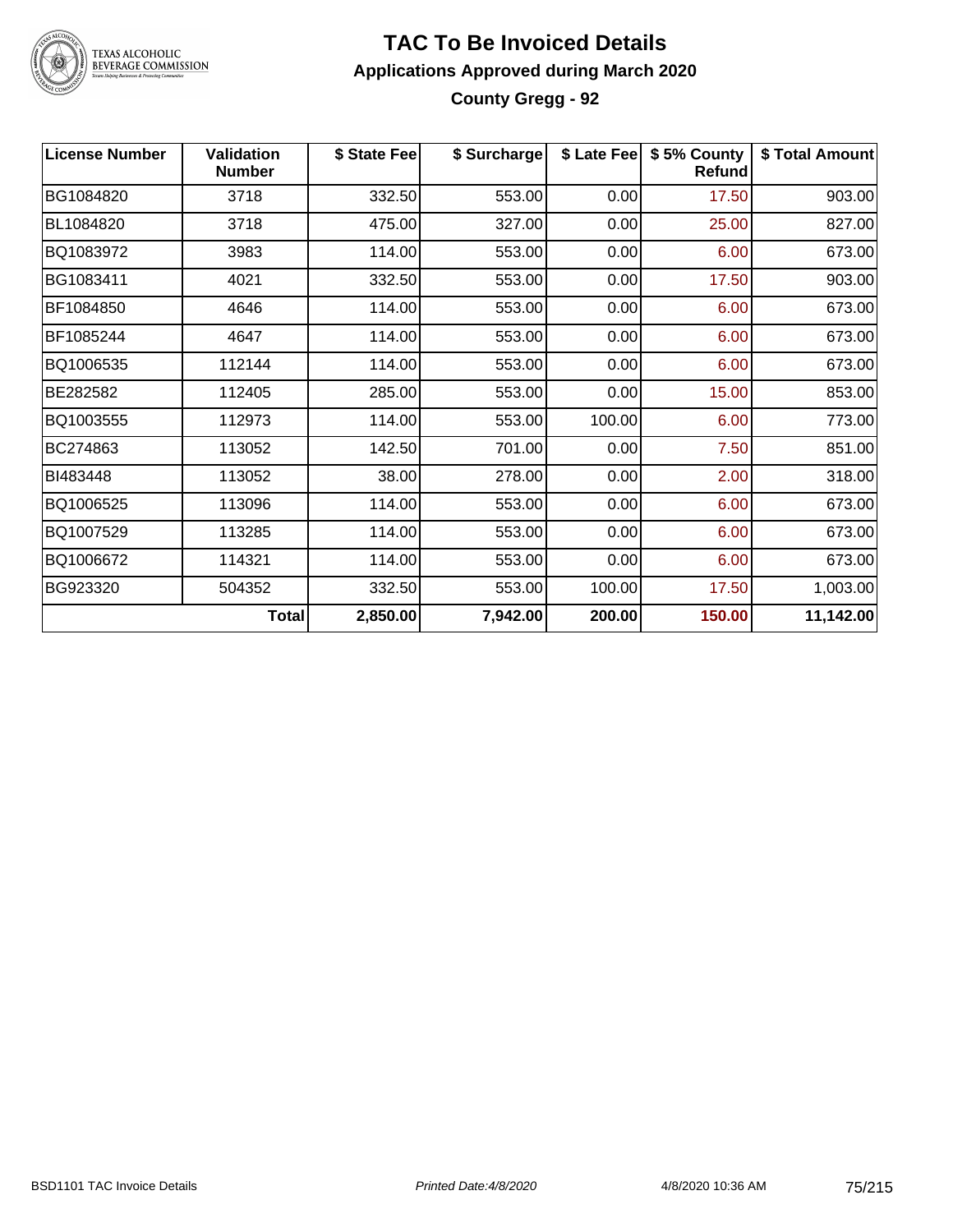# TAC To Be Invoiced Details

## Applications Approved during March 2020

### County Gregg - 92

| License Number | Validation Number | $ State Fee | $ Surcharge | $ Late Fee | $ 5% County Refund | $ Total Amount |
|---|---|---|---|---|---|---|
| BG1084820 | 3718 | 332.50 | 553.00 | 0.00 | 17.50 | 903.00 |
| BL1084820 | 3718 | 475.00 | 327.00 | 0.00 | 25.00 | 827.00 |
| BQ1083972 | 3983 | 114.00 | 553.00 | 0.00 | 6.00 | 673.00 |
| BG1083411 | 4021 | 332.50 | 553.00 | 0.00 | 17.50 | 903.00 |
| BF1084850 | 4646 | 114.00 | 553.00 | 0.00 | 6.00 | 673.00 |
| BF1085244 | 4647 | 114.00 | 553.00 | 0.00 | 6.00 | 673.00 |
| BQ1006535 | 112144 | 114.00 | 553.00 | 0.00 | 6.00 | 673.00 |
| BE282582 | 112405 | 285.00 | 553.00 | 0.00 | 15.00 | 853.00 |
| BQ1003555 | 112973 | 114.00 | 553.00 | 100.00 | 6.00 | 773.00 |
| BC274863 | 113052 | 142.50 | 701.00 | 0.00 | 7.50 | 851.00 |
| BI483448 | 113052 | 38.00 | 278.00 | 0.00 | 2.00 | 318.00 |
| BQ1006525 | 113096 | 114.00 | 553.00 | 0.00 | 6.00 | 673.00 |
| BQ1007529 | 113285 | 114.00 | 553.00 | 0.00 | 6.00 | 673.00 |
| BQ1006672 | 114321 | 114.00 | 553.00 | 0.00 | 6.00 | 673.00 |
| BG923320 | 504352 | 332.50 | 553.00 | 100.00 | 17.50 | 1,003.00 |
| | **Total** | **2,850.00** | **7,942.00** | **200.00** | **150.00** | **11,142.00** |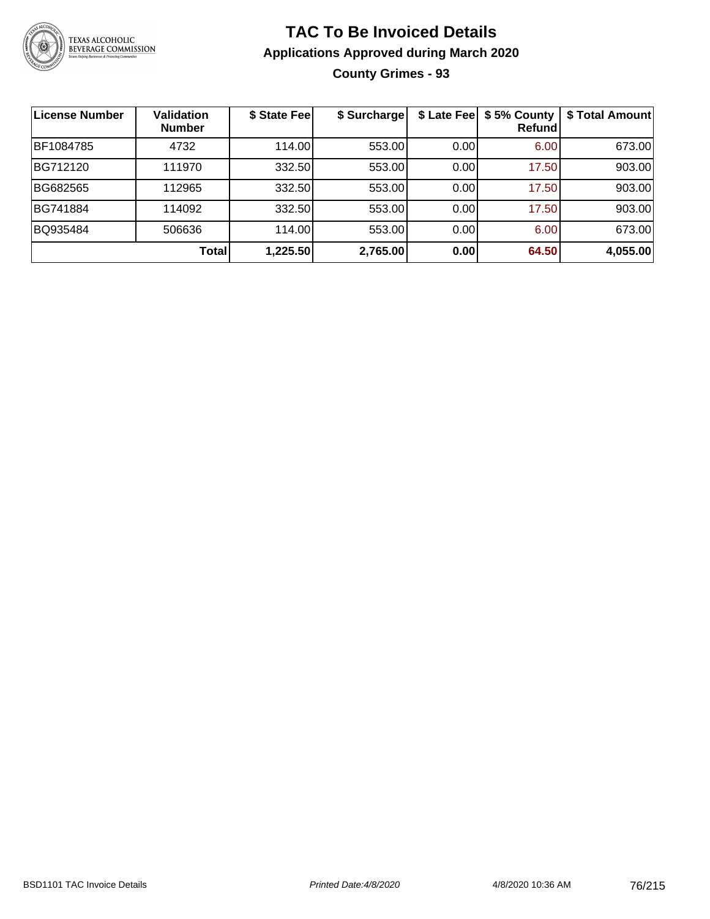# TAC To Be Invoiced Details

## Applications Approved during March 2020

### County Grimes - 93

| License Number | Validation Number | $ State Fee | $ Surcharge | $ Late Fee | $ 5% County Refund | $ Total Amount |
|---|---|---|---|---|---|---|
| BF1084785 | 4732 | 114.00 | 553.00 | 0.00 | 6.00 | 673.00 |
| BG712120 | 111970 | 332.50 | 553.00 | 0.00 | 17.50 | 903.00 |
| BG682565 | 112965 | 332.50 | 553.00 | 0.00 | 17.50 | 903.00 |
| BG741884 | 114092 | 332.50 | 553.00 | 0.00 | 17.50 | 903.00 |
| BQ935484 | 506636 | 114.00 | 553.00 | 0.00 | 6.00 | 673.00 |
| | **Total** | **1,225.50** | **2,765.00** | **0.00** | **64.50** | **4,055.00** |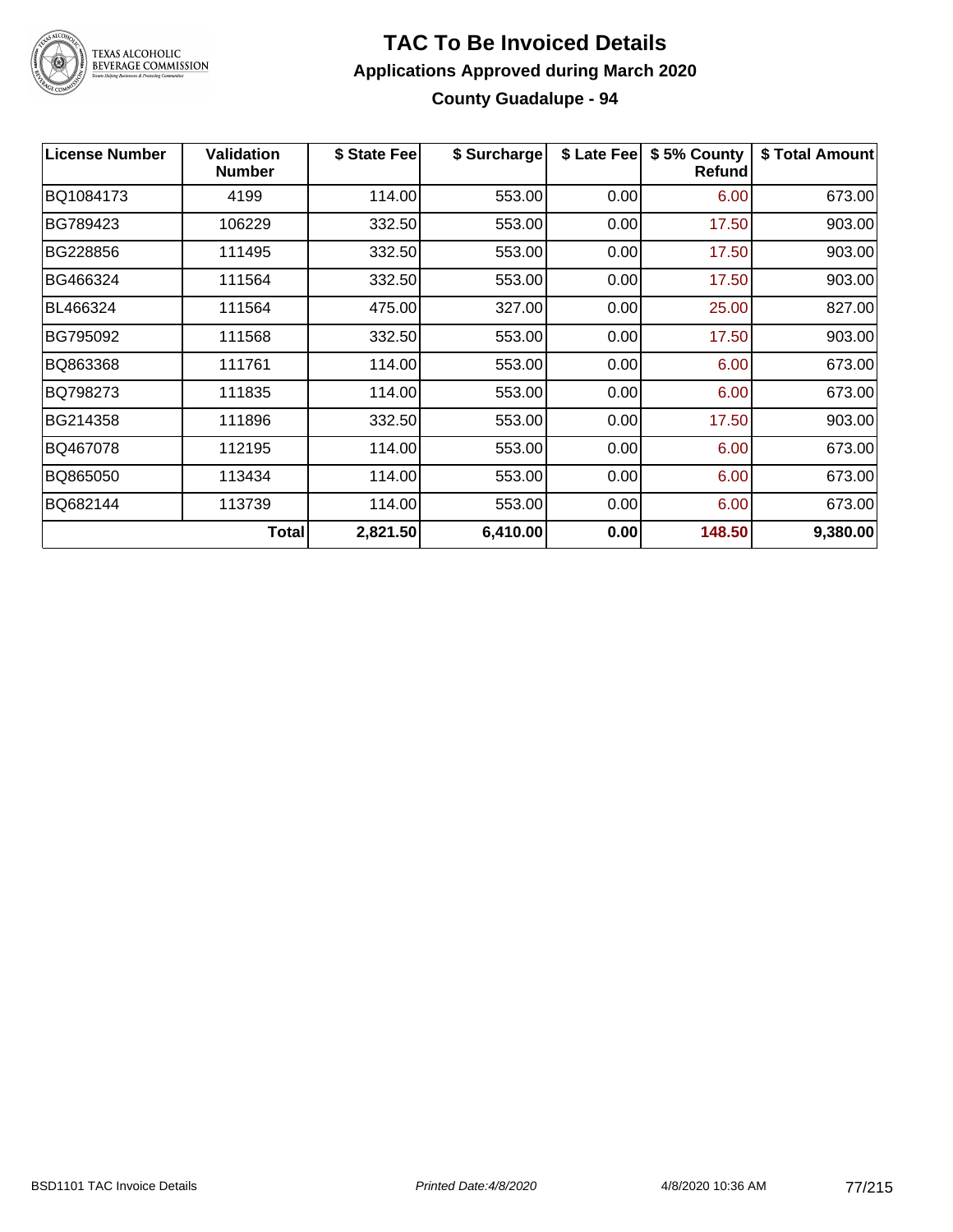# TAC To Be Invoiced Details

## Applications Approved during March 2020

### County Guadalupe - 94

| License Number | Validation Number | $ State Fee | $ Surcharge | $ Late Fee | $ 5% County Refund | $ Total Amount |
|---|---|---|---|---|---|---|
| BQ1084173 | 4199 | 114.00 | 553.00 | 0.00 | 6.00 | 673.00 |
| BG789423 | 106229 | 332.50 | 553.00 | 0.00 | 17.50 | 903.00 |
| BG228856 | 111495 | 332.50 | 553.00 | 0.00 | 17.50 | 903.00 |
| BG466324 | 111564 | 332.50 | 553.00 | 0.00 | 17.50 | 903.00 |
| BL466324 | 111564 | 475.00 | 327.00 | 0.00 | 25.00 | 827.00 |
| BG795092 | 111568 | 332.50 | 553.00 | 0.00 | 17.50 | 903.00 |
| BQ863368 | 111761 | 114.00 | 553.00 | 0.00 | 6.00 | 673.00 |
| BQ798273 | 111835 | 114.00 | 553.00 | 0.00 | 6.00 | 673.00 |
| BG214358 | 111896 | 332.50 | 553.00 | 0.00 | 17.50 | 903.00 |
| BQ467078 | 112195 | 114.00 | 553.00 | 0.00 | 6.00 | 673.00 |
| BQ865050 | 113434 | 114.00 | 553.00 | 0.00 | 6.00 | 673.00 |
| BQ682144 | 113739 | 114.00 | 553.00 | 0.00 | 6.00 | 673.00 |
| | **Total** | **2,821.50** | **6,410.00** | **0.00** | **148.50** | **9,380.00** |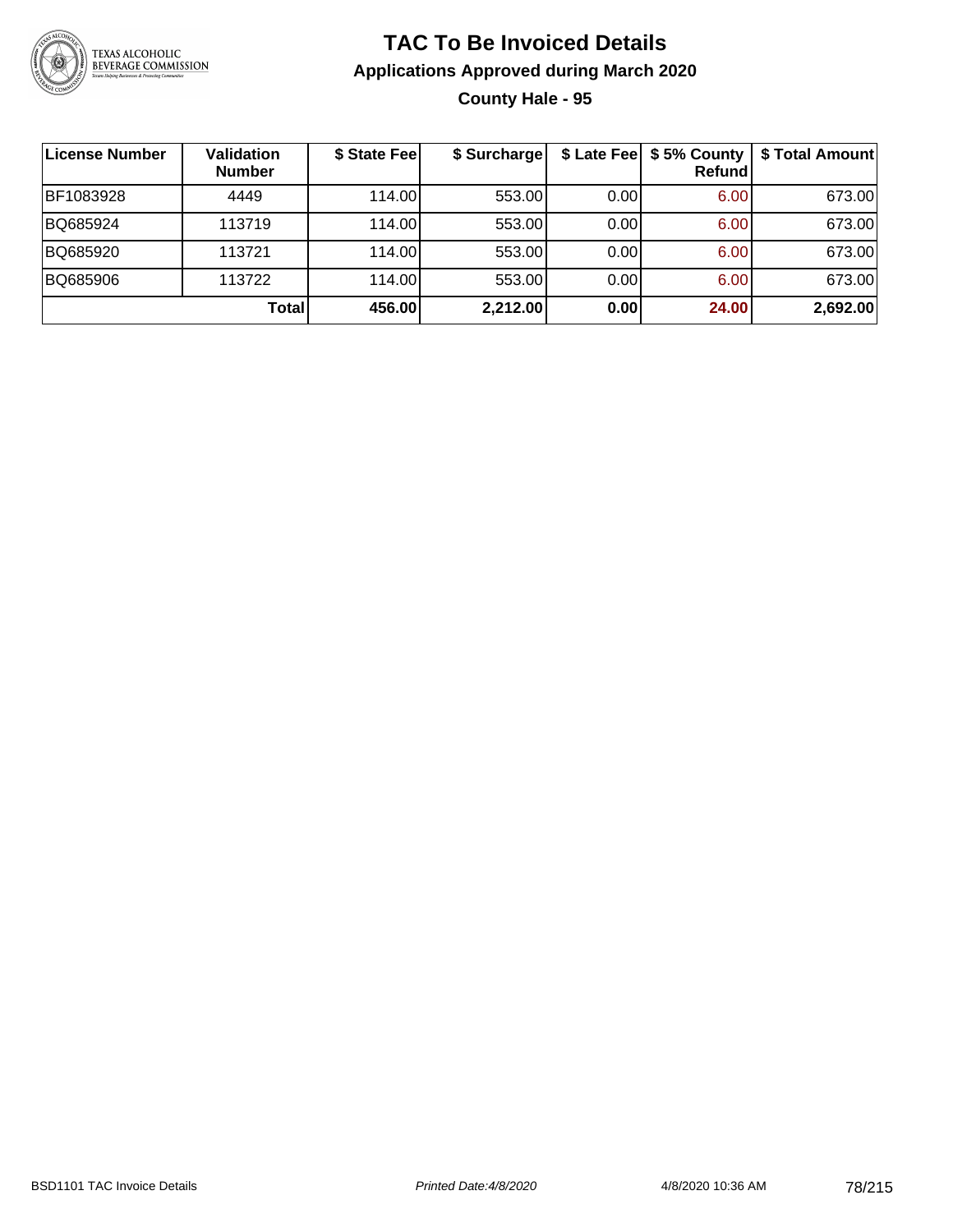# TAC To Be Invoiced Details

## Applications Approved during March 2020

### County Hale - 95

| License Number | Validation Number | $ State Fee | $ Surcharge | $ Late Fee | $ 5% County Refund | $ Total Amount |
|---|---|---|---|---|---|---|
| BF1083928 | 4449 | 114.00 | 553.00 | 0.00 | 6.00 | 673.00 |
| BQ685924 | 113719 | 114.00 | 553.00 | 0.00 | 6.00 | 673.00 |
| BQ685920 | 113721 | 114.00 | 553.00 | 0.00 | 6.00 | 673.00 |
| BQ685906 | 113722 | 114.00 | 553.00 | 0.00 | 6.00 | 673.00 |
| | **Total** | **456.00** | **2,212.00** | **0.00** | **24.00** | **2,692.00** |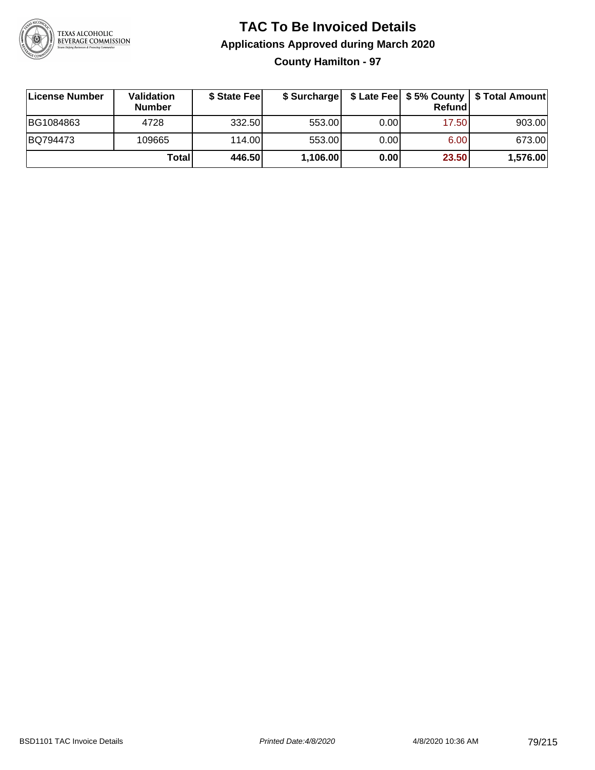# TAC To Be Invoiced Details

## Applications Approved during March 2020

### County Hamilton - 97

| License Number | Validation Number | $ State Fee | $ Surcharge | $ Late Fee | $ 5% County Refund | $ Total Amount |
|---|---|---|---|---|---|---|
| BG1084863 | 4728 | 332.50 | 553.00 | 0.00 | 17.50 | 903.00 |
| BQ794473 | 109665 | 114.00 | 553.00 | 0.00 | 6.00 | 673.00 |
| | **Total** | **446.50** | **1,106.00** | **0.00** | **23.50** | **1,576.00** |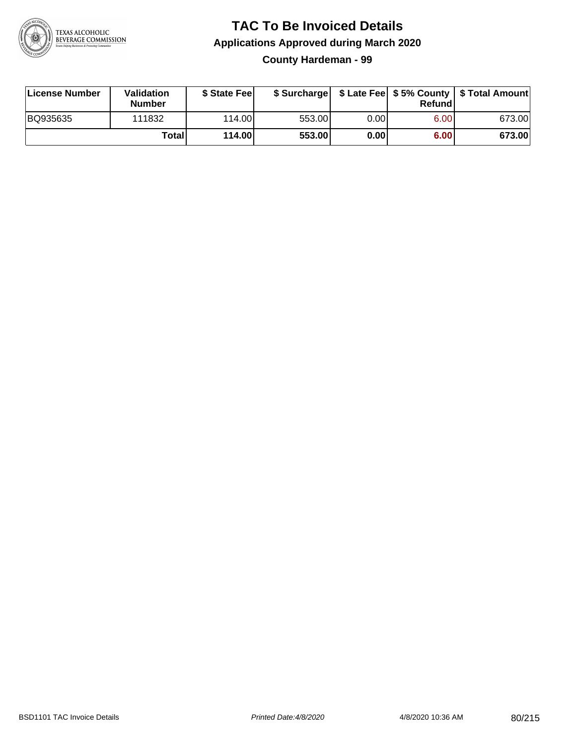# TAC To Be Invoiced Details

## Applications Approved during March 2020

### County Hardeman - 99

| License Number | Validation Number | $ State Fee | $ Surcharge | $ Late Fee | $ 5% County Refund | $ Total Amount |
|---|---|---|---|---|---|---|
| BQ935635 | 111832 | 114.00 | 553.00 | 0.00 | 6.00 | 673.00 |
| | **Total** | **114.00** | **553.00** | **0.00** | **6.00** | **673.00** |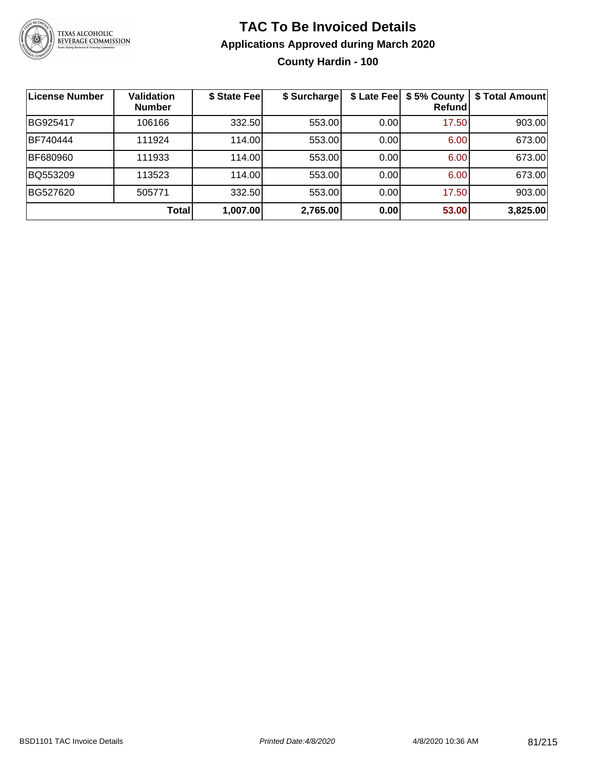# TAC To Be Invoiced Details

## Applications Approved during March 2020

### County Hardin - 100

| License Number | Validation Number | $ State Fee | $ Surcharge | $ Late Fee | $ 5% County Refund | $ Total Amount |
|---|---|---|---|---|---|---|
| BG925417 | 106166 | 332.50 | 553.00 | 0.00 | 17.50 | 903.00 |
| BF740444 | 111924 | 114.00 | 553.00 | 0.00 | 6.00 | 673.00 |
| BF680960 | 111933 | 114.00 | 553.00 | 0.00 | 6.00 | 673.00 |
| BQ553209 | 113523 | 114.00 | 553.00 | 0.00 | 6.00 | 673.00 |
| BG527620 | 505771 | 332.50 | 553.00 | 0.00 | 17.50 | 903.00 |
| | **Total** | **1,007.00** | **2,765.00** | **0.00** | **53.00** | **3,825.00** |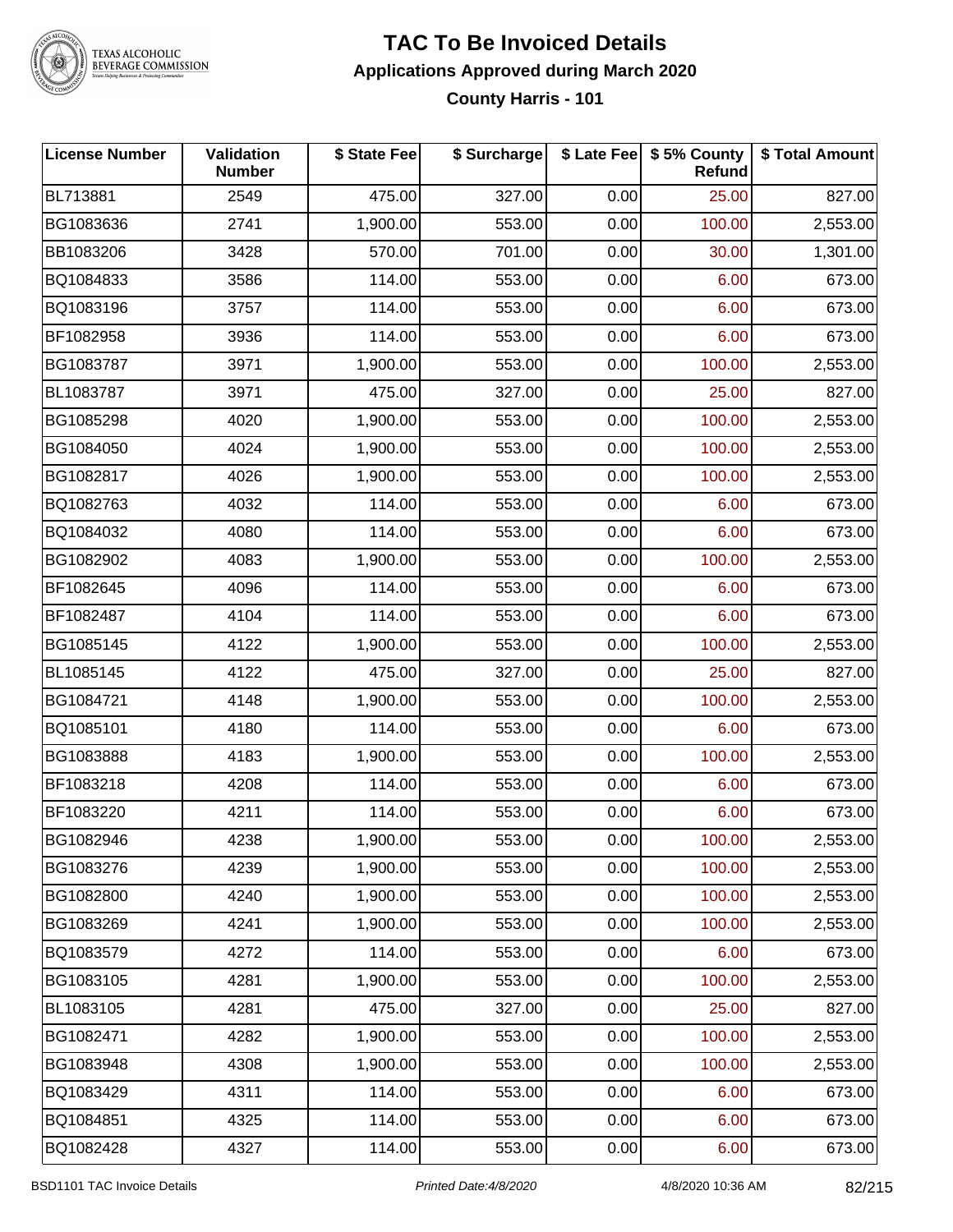# TAC To Be Invoiced Details

## Applications Approved during March 2020

### County Harris - 101

| License Number | Validation Number | $ State Fee | $ Surcharge | $ Late Fee | $ 5% County Refund | $ Total Amount |
|---|---|---|---|---|---|---|
| BL713881 | 2549 | 475.00 | 327.00 | 0.00 | 25.00 | 827.00 |
| BG1083636 | 2741 | 1,900.00 | 553.00 | 0.00 | 100.00 | 2,553.00 |
| BB1083206 | 3428 | 570.00 | 701.00 | 0.00 | 30.00 | 1,301.00 |
| BQ1084833 | 3586 | 114.00 | 553.00 | 0.00 | 6.00 | 673.00 |
| BQ1083196 | 3757 | 114.00 | 553.00 | 0.00 | 6.00 | 673.00 |
| BF1082958 | 3936 | 114.00 | 553.00 | 0.00 | 6.00 | 673.00 |
| BG1083787 | 3971 | 1,900.00 | 553.00 | 0.00 | 100.00 | 2,553.00 |
| BL1083787 | 3971 | 475.00 | 327.00 | 0.00 | 25.00 | 827.00 |
| BG1085298 | 4020 | 1,900.00 | 553.00 | 0.00 | 100.00 | 2,553.00 |
| BG1084050 | 4024 | 1,900.00 | 553.00 | 0.00 | 100.00 | 2,553.00 |
| BG1082817 | 4026 | 1,900.00 | 553.00 | 0.00 | 100.00 | 2,553.00 |
| BQ1082763 | 4032 | 114.00 | 553.00 | 0.00 | 6.00 | 673.00 |
| BQ1084032 | 4080 | 114.00 | 553.00 | 0.00 | 6.00 | 673.00 |
| BG1082902 | 4083 | 1,900.00 | 553.00 | 0.00 | 100.00 | 2,553.00 |
| BF1082645 | 4096 | 114.00 | 553.00 | 0.00 | 6.00 | 673.00 |
| BF1082487 | 4104 | 114.00 | 553.00 | 0.00 | 6.00 | 673.00 |
| BG1085145 | 4122 | 1,900.00 | 553.00 | 0.00 | 100.00 | 2,553.00 |
| BL1085145 | 4122 | 475.00 | 327.00 | 0.00 | 25.00 | 827.00 |
| BG1084721 | 4148 | 1,900.00 | 553.00 | 0.00 | 100.00 | 2,553.00 |
| BQ1085101 | 4180 | 114.00 | 553.00 | 0.00 | 6.00 | 673.00 |
| BG1083888 | 4183 | 1,900.00 | 553.00 | 0.00 | 100.00 | 2,553.00 |
| BF1083218 | 4208 | 114.00 | 553.00 | 0.00 | 6.00 | 673.00 |
| BF1083220 | 4211 | 114.00 | 553.00 | 0.00 | 6.00 | 673.00 |
| BG1082946 | 4238 | 1,900.00 | 553.00 | 0.00 | 100.00 | 2,553.00 |
| BG1083276 | 4239 | 1,900.00 | 553.00 | 0.00 | 100.00 | 2,553.00 |
| BG1082800 | 4240 | 1,900.00 | 553.00 | 0.00 | 100.00 | 2,553.00 |
| BG1083269 | 4241 | 1,900.00 | 553.00 | 0.00 | 100.00 | 2,553.00 |
| BQ1083579 | 4272 | 114.00 | 553.00 | 0.00 | 6.00 | 673.00 |
| BG1083105 | 4281 | 1,900.00 | 553.00 | 0.00 | 100.00 | 2,553.00 |
| BL1083105 | 4281 | 475.00 | 327.00 | 0.00 | 25.00 | 827.00 |
| BG1082471 | 4282 | 1,900.00 | 553.00 | 0.00 | 100.00 | 2,553.00 |
| BG1083948 | 4308 | 1,900.00 | 553.00 | 0.00 | 100.00 | 2,553.00 |
| BQ1083429 | 4311 | 114.00 | 553.00 | 0.00 | 6.00 | 673.00 |
| BQ1084851 | 4325 | 114.00 | 553.00 | 0.00 | 6.00 | 673.00 |
| BQ1082428 | 4327 | 114.00 | 553.00 | 0.00 | 6.00 | 673.00 |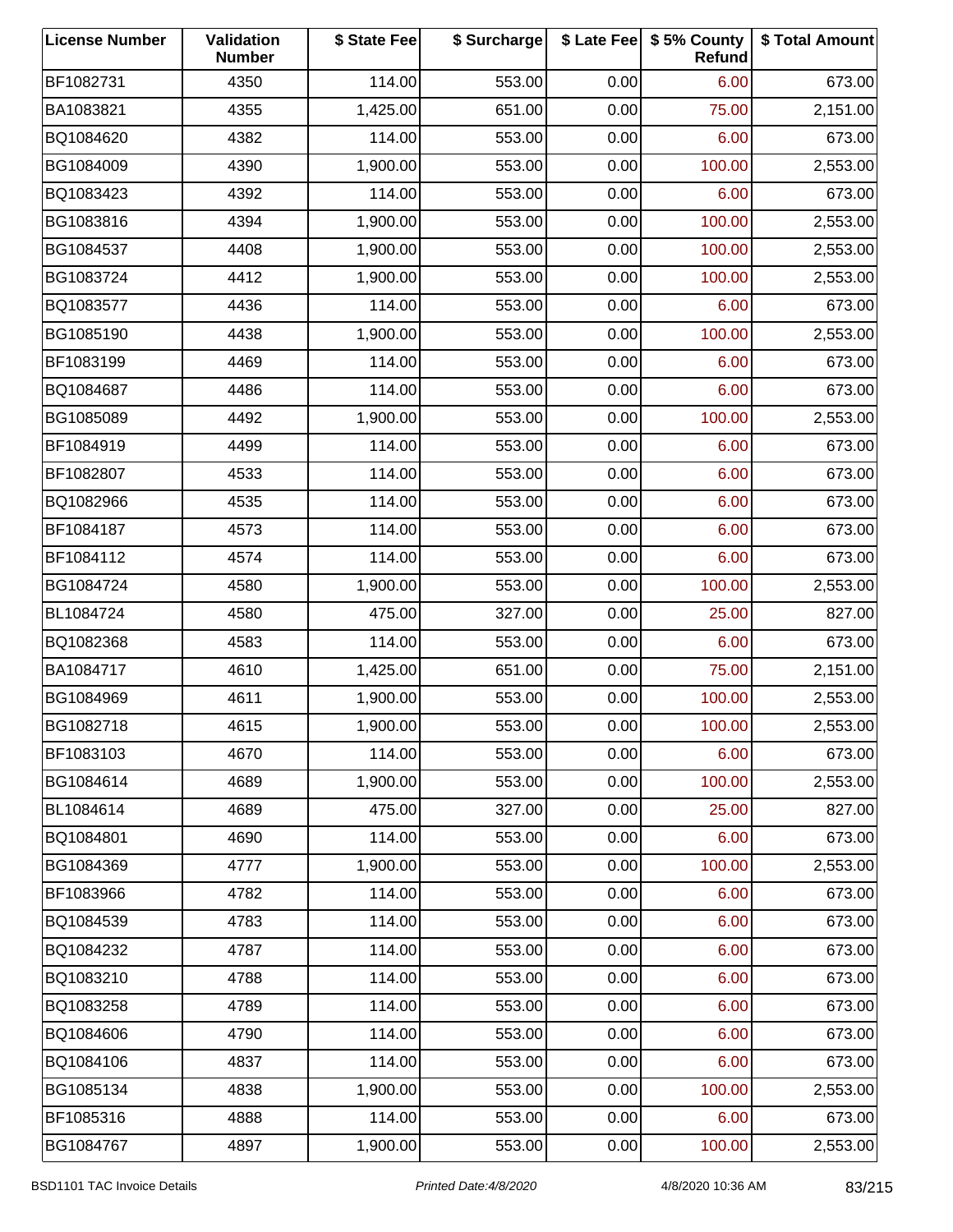| License Number | Validation Number | $ State Fee | $ Surcharge | $ Late Fee | $ 5% County Refund | $ Total Amount |
|---|---|---|---|---|---|---|
| BF1082731 | 4350 | 114.00 | 553.00 | 0.00 | 6.00 | 673.00 |
| BA1083821 | 4355 | 1,425.00 | 651.00 | 0.00 | 75.00 | 2,151.00 |
| BQ1084620 | 4382 | 114.00 | 553.00 | 0.00 | 6.00 | 673.00 |
| BG1084009 | 4390 | 1,900.00 | 553.00 | 0.00 | 100.00 | 2,553.00 |
| BQ1083423 | 4392 | 114.00 | 553.00 | 0.00 | 6.00 | 673.00 |
| BG1083816 | 4394 | 1,900.00 | 553.00 | 0.00 | 100.00 | 2,553.00 |
| BG1084537 | 4408 | 1,900.00 | 553.00 | 0.00 | 100.00 | 2,553.00 |
| BG1083724 | 4412 | 1,900.00 | 553.00 | 0.00 | 100.00 | 2,553.00 |
| BQ1083577 | 4436 | 114.00 | 553.00 | 0.00 | 6.00 | 673.00 |
| BG1085190 | 4438 | 1,900.00 | 553.00 | 0.00 | 100.00 | 2,553.00 |
| BF1083199 | 4469 | 114.00 | 553.00 | 0.00 | 6.00 | 673.00 |
| BQ1084687 | 4486 | 114.00 | 553.00 | 0.00 | 6.00 | 673.00 |
| BG1085089 | 4492 | 1,900.00 | 553.00 | 0.00 | 100.00 | 2,553.00 |
| BF1084919 | 4499 | 114.00 | 553.00 | 0.00 | 6.00 | 673.00 |
| BF1082807 | 4533 | 114.00 | 553.00 | 0.00 | 6.00 | 673.00 |
| BQ1082966 | 4535 | 114.00 | 553.00 | 0.00 | 6.00 | 673.00 |
| BF1084187 | 4573 | 114.00 | 553.00 | 0.00 | 6.00 | 673.00 |
| BF1084112 | 4574 | 114.00 | 553.00 | 0.00 | 6.00 | 673.00 |
| BG1084724 | 4580 | 1,900.00 | 553.00 | 0.00 | 100.00 | 2,553.00 |
| BL1084724 | 4580 | 475.00 | 327.00 | 0.00 | 25.00 | 827.00 |
| BQ1082368 | 4583 | 114.00 | 553.00 | 0.00 | 6.00 | 673.00 |
| BA1084717 | 4610 | 1,425.00 | 651.00 | 0.00 | 75.00 | 2,151.00 |
| BG1084969 | 4611 | 1,900.00 | 553.00 | 0.00 | 100.00 | 2,553.00 |
| BG1082718 | 4615 | 1,900.00 | 553.00 | 0.00 | 100.00 | 2,553.00 |
| BF1083103 | 4670 | 114.00 | 553.00 | 0.00 | 6.00 | 673.00 |
| BG1084614 | 4689 | 1,900.00 | 553.00 | 0.00 | 100.00 | 2,553.00 |
| BL1084614 | 4689 | 475.00 | 327.00 | 0.00 | 25.00 | 827.00 |
| BQ1084801 | 4690 | 114.00 | 553.00 | 0.00 | 6.00 | 673.00 |
| BG1084369 | 4777 | 1,900.00 | 553.00 | 0.00 | 100.00 | 2,553.00 |
| BF1083966 | 4782 | 114.00 | 553.00 | 0.00 | 6.00 | 673.00 |
| BQ1084539 | 4783 | 114.00 | 553.00 | 0.00 | 6.00 | 673.00 |
| BQ1084232 | 4787 | 114.00 | 553.00 | 0.00 | 6.00 | 673.00 |
| BQ1083210 | 4788 | 114.00 | 553.00 | 0.00 | 6.00 | 673.00 |
| BQ1083258 | 4789 | 114.00 | 553.00 | 0.00 | 6.00 | 673.00 |
| BQ1084606 | 4790 | 114.00 | 553.00 | 0.00 | 6.00 | 673.00 |
| BQ1084106 | 4837 | 114.00 | 553.00 | 0.00 | 6.00 | 673.00 |
| BG1085134 | 4838 | 1,900.00 | 553.00 | 0.00 | 100.00 | 2,553.00 |
| BF1085316 | 4888 | 114.00 | 553.00 | 0.00 | 6.00 | 673.00 |
| BG1084767 | 4897 | 1,900.00 | 553.00 | 0.00 | 100.00 | 2,553.00 |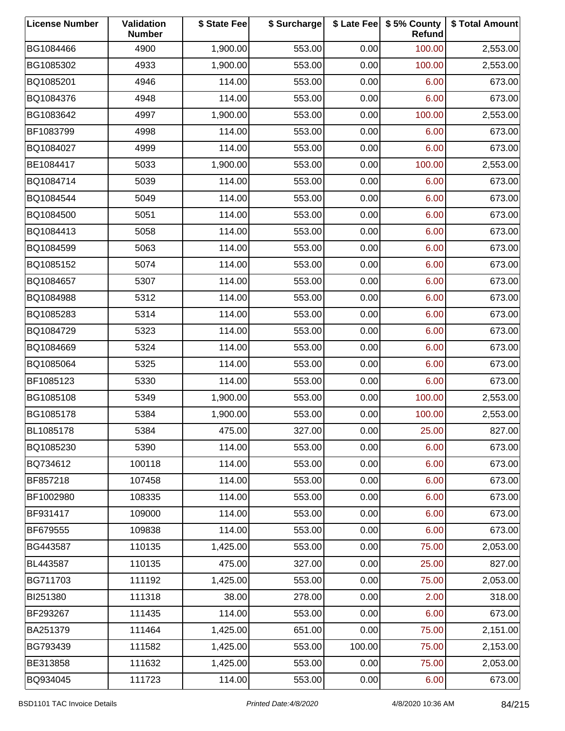| License Number | Validation Number | $ State Fee | $ Surcharge | $ Late Fee | $ 5% County Refund | $ Total Amount |
|---|---|---|---|---|---|---|
| BG1084466 | 4900 | 1,900.00 | 553.00 | 0.00 | 100.00 | 2,553.00 |
| BG1085302 | 4933 | 1,900.00 | 553.00 | 0.00 | 100.00 | 2,553.00 |
| BQ1085201 | 4946 | 114.00 | 553.00 | 0.00 | 6.00 | 673.00 |
| BQ1084376 | 4948 | 114.00 | 553.00 | 0.00 | 6.00 | 673.00 |
| BG1083642 | 4997 | 1,900.00 | 553.00 | 0.00 | 100.00 | 2,553.00 |
| BF1083799 | 4998 | 114.00 | 553.00 | 0.00 | 6.00 | 673.00 |
| BQ1084027 | 4999 | 114.00 | 553.00 | 0.00 | 6.00 | 673.00 |
| BE1084417 | 5033 | 1,900.00 | 553.00 | 0.00 | 100.00 | 2,553.00 |
| BQ1084714 | 5039 | 114.00 | 553.00 | 0.00 | 6.00 | 673.00 |
| BQ1084544 | 5049 | 114.00 | 553.00 | 0.00 | 6.00 | 673.00 |
| BQ1084500 | 5051 | 114.00 | 553.00 | 0.00 | 6.00 | 673.00 |
| BQ1084413 | 5058 | 114.00 | 553.00 | 0.00 | 6.00 | 673.00 |
| BQ1084599 | 5063 | 114.00 | 553.00 | 0.00 | 6.00 | 673.00 |
| BQ1085152 | 5074 | 114.00 | 553.00 | 0.00 | 6.00 | 673.00 |
| BQ1084657 | 5307 | 114.00 | 553.00 | 0.00 | 6.00 | 673.00 |
| BQ1084988 | 5312 | 114.00 | 553.00 | 0.00 | 6.00 | 673.00 |
| BQ1085283 | 5314 | 114.00 | 553.00 | 0.00 | 6.00 | 673.00 |
| BQ1084729 | 5323 | 114.00 | 553.00 | 0.00 | 6.00 | 673.00 |
| BQ1084669 | 5324 | 114.00 | 553.00 | 0.00 | 6.00 | 673.00 |
| BQ1085064 | 5325 | 114.00 | 553.00 | 0.00 | 6.00 | 673.00 |
| BF1085123 | 5330 | 114.00 | 553.00 | 0.00 | 6.00 | 673.00 |
| BG1085108 | 5349 | 1,900.00 | 553.00 | 0.00 | 100.00 | 2,553.00 |
| BG1085178 | 5384 | 1,900.00 | 553.00 | 0.00 | 100.00 | 2,553.00 |
| BL1085178 | 5384 | 475.00 | 327.00 | 0.00 | 25.00 | 827.00 |
| BQ1085230 | 5390 | 114.00 | 553.00 | 0.00 | 6.00 | 673.00 |
| BQ734612 | 100118 | 114.00 | 553.00 | 0.00 | 6.00 | 673.00 |
| BF857218 | 107458 | 114.00 | 553.00 | 0.00 | 6.00 | 673.00 |
| BF1002980 | 108335 | 114.00 | 553.00 | 0.00 | 6.00 | 673.00 |
| BF931417 | 109000 | 114.00 | 553.00 | 0.00 | 6.00 | 673.00 |
| BF679555 | 109838 | 114.00 | 553.00 | 0.00 | 6.00 | 673.00 |
| BG443587 | 110135 | 1,425.00 | 553.00 | 0.00 | 75.00 | 2,053.00 |
| BL443587 | 110135 | 475.00 | 327.00 | 0.00 | 25.00 | 827.00 |
| BG711703 | 111192 | 1,425.00 | 553.00 | 0.00 | 75.00 | 2,053.00 |
| BI251380 | 111318 | 38.00 | 278.00 | 0.00 | 2.00 | 318.00 |
| BF293267 | 111435 | 114.00 | 553.00 | 0.00 | 6.00 | 673.00 |
| BA251379 | 111464 | 1,425.00 | 651.00 | 0.00 | 75.00 | 2,151.00 |
| BG793439 | 111582 | 1,425.00 | 553.00 | 100.00 | 75.00 | 2,153.00 |
| BE313858 | 111632 | 1,425.00 | 553.00 | 0.00 | 75.00 | 2,053.00 |
| BQ934045 | 111723 | 114.00 | 553.00 | 0.00 | 6.00 | 673.00 |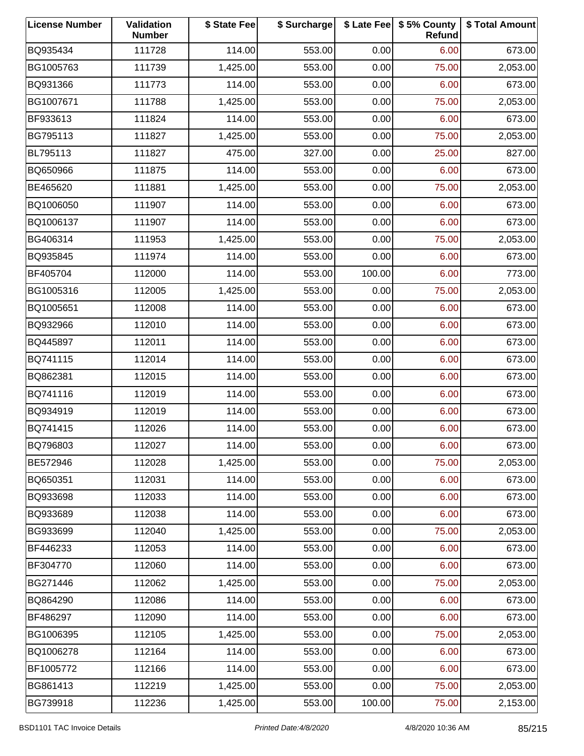| License Number | Validation Number | $ State Fee | $ Surcharge | $ Late Fee | $ 5% County Refund | $ Total Amount |
|---|---|---|---|---|---|---|
| BQ935434 | 111728 | 114.00 | 553.00 | 0.00 | 6.00 | 673.00 |
| BG1005763 | 111739 | 1,425.00 | 553.00 | 0.00 | 75.00 | 2,053.00 |
| BQ931366 | 111773 | 114.00 | 553.00 | 0.00 | 6.00 | 673.00 |
| BG1007671 | 111788 | 1,425.00 | 553.00 | 0.00 | 75.00 | 2,053.00 |
| BF933613 | 111824 | 114.00 | 553.00 | 0.00 | 6.00 | 673.00 |
| BG795113 | 111827 | 1,425.00 | 553.00 | 0.00 | 75.00 | 2,053.00 |
| BL795113 | 111827 | 475.00 | 327.00 | 0.00 | 25.00 | 827.00 |
| BQ650966 | 111875 | 114.00 | 553.00 | 0.00 | 6.00 | 673.00 |
| BE465620 | 111881 | 1,425.00 | 553.00 | 0.00 | 75.00 | 2,053.00 |
| BQ1006050 | 111907 | 114.00 | 553.00 | 0.00 | 6.00 | 673.00 |
| BQ1006137 | 111907 | 114.00 | 553.00 | 0.00 | 6.00 | 673.00 |
| BG406314 | 111953 | 1,425.00 | 553.00 | 0.00 | 75.00 | 2,053.00 |
| BQ935845 | 111974 | 114.00 | 553.00 | 0.00 | 6.00 | 673.00 |
| BF405704 | 112000 | 114.00 | 553.00 | 100.00 | 6.00 | 773.00 |
| BG1005316 | 112005 | 1,425.00 | 553.00 | 0.00 | 75.00 | 2,053.00 |
| BQ1005651 | 112008 | 114.00 | 553.00 | 0.00 | 6.00 | 673.00 |
| BQ932966 | 112010 | 114.00 | 553.00 | 0.00 | 6.00 | 673.00 |
| BQ445897 | 112011 | 114.00 | 553.00 | 0.00 | 6.00 | 673.00 |
| BQ741115 | 112014 | 114.00 | 553.00 | 0.00 | 6.00 | 673.00 |
| BQ862381 | 112015 | 114.00 | 553.00 | 0.00 | 6.00 | 673.00 |
| BQ741116 | 112019 | 114.00 | 553.00 | 0.00 | 6.00 | 673.00 |
| BQ934919 | 112019 | 114.00 | 553.00 | 0.00 | 6.00 | 673.00 |
| BQ741415 | 112026 | 114.00 | 553.00 | 0.00 | 6.00 | 673.00 |
| BQ796803 | 112027 | 114.00 | 553.00 | 0.00 | 6.00 | 673.00 |
| BE572946 | 112028 | 1,425.00 | 553.00 | 0.00 | 75.00 | 2,053.00 |
| BQ650351 | 112031 | 114.00 | 553.00 | 0.00 | 6.00 | 673.00 |
| BQ933698 | 112033 | 114.00 | 553.00 | 0.00 | 6.00 | 673.00 |
| BQ933689 | 112038 | 114.00 | 553.00 | 0.00 | 6.00 | 673.00 |
| BG933699 | 112040 | 1,425.00 | 553.00 | 0.00 | 75.00 | 2,053.00 |
| BF446233 | 112053 | 114.00 | 553.00 | 0.00 | 6.00 | 673.00 |
| BF304770 | 112060 | 114.00 | 553.00 | 0.00 | 6.00 | 673.00 |
| BG271446 | 112062 | 1,425.00 | 553.00 | 0.00 | 75.00 | 2,053.00 |
| BQ864290 | 112086 | 114.00 | 553.00 | 0.00 | 6.00 | 673.00 |
| BF486297 | 112090 | 114.00 | 553.00 | 0.00 | 6.00 | 673.00 |
| BG1006395 | 112105 | 1,425.00 | 553.00 | 0.00 | 75.00 | 2,053.00 |
| BQ1006278 | 112164 | 114.00 | 553.00 | 0.00 | 6.00 | 673.00 |
| BF1005772 | 112166 | 114.00 | 553.00 | 0.00 | 6.00 | 673.00 |
| BG861413 | 112219 | 1,425.00 | 553.00 | 0.00 | 75.00 | 2,053.00 |
| BG739918 | 112236 | 1,425.00 | 553.00 | 100.00 | 75.00 | 2,153.00 |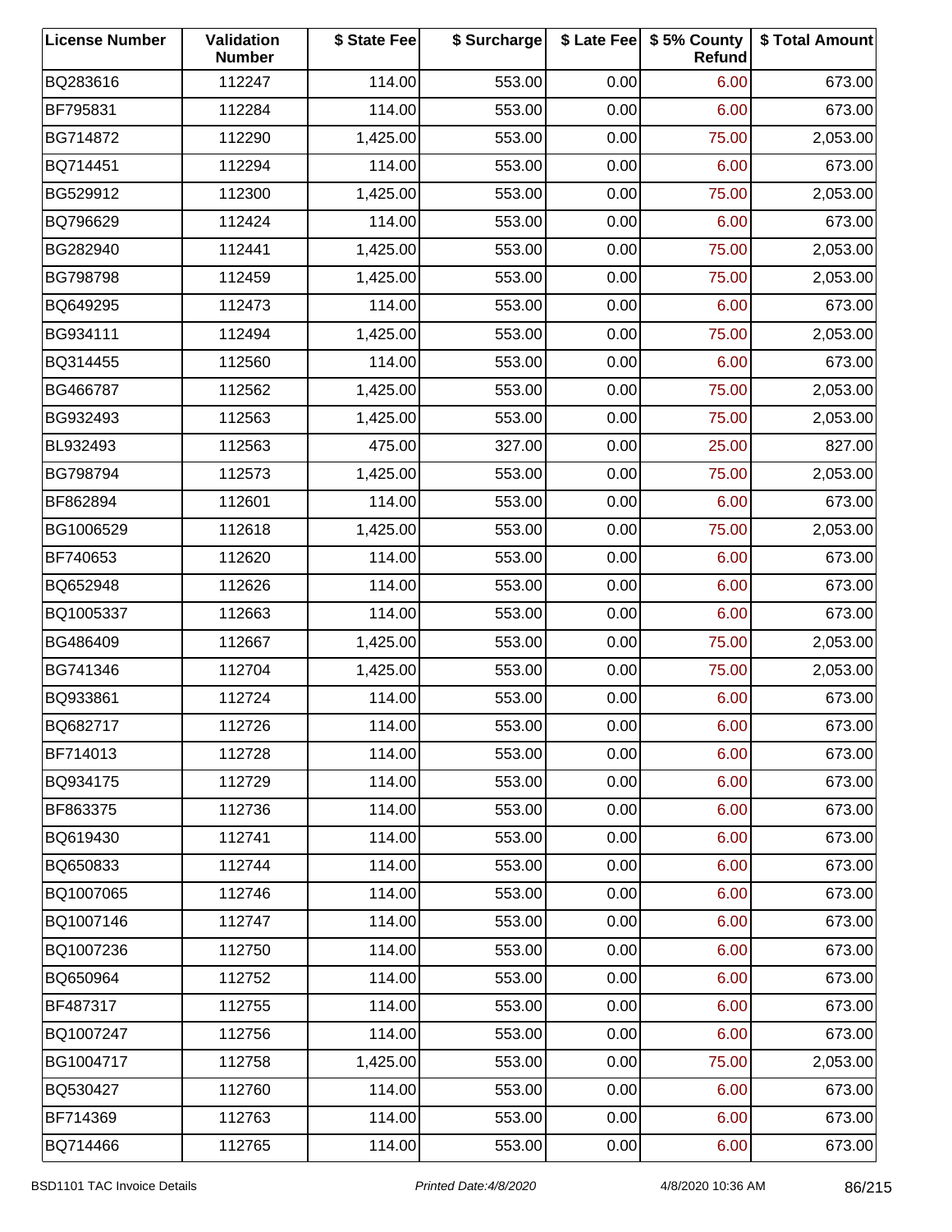| License Number | Validation Number | $ State Fee | $ Surcharge | $ Late Fee | $ 5% County Refund | $ Total Amount |
|---|---|---|---|---|---|---|
| BQ283616 | 112247 | 114.00 | 553.00 | 0.00 | 6.00 | 673.00 |
| BF795831 | 112284 | 114.00 | 553.00 | 0.00 | 6.00 | 673.00 |
| BG714872 | 112290 | 1,425.00 | 553.00 | 0.00 | 75.00 | 2,053.00 |
| BQ714451 | 112294 | 114.00 | 553.00 | 0.00 | 6.00 | 673.00 |
| BG529912 | 112300 | 1,425.00 | 553.00 | 0.00 | 75.00 | 2,053.00 |
| BQ796629 | 112424 | 114.00 | 553.00 | 0.00 | 6.00 | 673.00 |
| BG282940 | 112441 | 1,425.00 | 553.00 | 0.00 | 75.00 | 2,053.00 |
| BG798798 | 112459 | 1,425.00 | 553.00 | 0.00 | 75.00 | 2,053.00 |
| BQ649295 | 112473 | 114.00 | 553.00 | 0.00 | 6.00 | 673.00 |
| BG934111 | 112494 | 1,425.00 | 553.00 | 0.00 | 75.00 | 2,053.00 |
| BQ314455 | 112560 | 114.00 | 553.00 | 0.00 | 6.00 | 673.00 |
| BG466787 | 112562 | 1,425.00 | 553.00 | 0.00 | 75.00 | 2,053.00 |
| BG932493 | 112563 | 1,425.00 | 553.00 | 0.00 | 75.00 | 2,053.00 |
| BL932493 | 112563 | 475.00 | 327.00 | 0.00 | 25.00 | 827.00 |
| BG798794 | 112573 | 1,425.00 | 553.00 | 0.00 | 75.00 | 2,053.00 |
| BF862894 | 112601 | 114.00 | 553.00 | 0.00 | 6.00 | 673.00 |
| BG1006529 | 112618 | 1,425.00 | 553.00 | 0.00 | 75.00 | 2,053.00 |
| BF740653 | 112620 | 114.00 | 553.00 | 0.00 | 6.00 | 673.00 |
| BQ652948 | 112626 | 114.00 | 553.00 | 0.00 | 6.00 | 673.00 |
| BQ1005337 | 112663 | 114.00 | 553.00 | 0.00 | 6.00 | 673.00 |
| BG486409 | 112667 | 1,425.00 | 553.00 | 0.00 | 75.00 | 2,053.00 |
| BG741346 | 112704 | 1,425.00 | 553.00 | 0.00 | 75.00 | 2,053.00 |
| BQ933861 | 112724 | 114.00 | 553.00 | 0.00 | 6.00 | 673.00 |
| BQ682717 | 112726 | 114.00 | 553.00 | 0.00 | 6.00 | 673.00 |
| BF714013 | 112728 | 114.00 | 553.00 | 0.00 | 6.00 | 673.00 |
| BQ934175 | 112729 | 114.00 | 553.00 | 0.00 | 6.00 | 673.00 |
| BF863375 | 112736 | 114.00 | 553.00 | 0.00 | 6.00 | 673.00 |
| BQ619430 | 112741 | 114.00 | 553.00 | 0.00 | 6.00 | 673.00 |
| BQ650833 | 112744 | 114.00 | 553.00 | 0.00 | 6.00 | 673.00 |
| BQ1007065 | 112746 | 114.00 | 553.00 | 0.00 | 6.00 | 673.00 |
| BQ1007146 | 112747 | 114.00 | 553.00 | 0.00 | 6.00 | 673.00 |
| BQ1007236 | 112750 | 114.00 | 553.00 | 0.00 | 6.00 | 673.00 |
| BQ650964 | 112752 | 114.00 | 553.00 | 0.00 | 6.00 | 673.00 |
| BF487317 | 112755 | 114.00 | 553.00 | 0.00 | 6.00 | 673.00 |
| BQ1007247 | 112756 | 114.00 | 553.00 | 0.00 | 6.00 | 673.00 |
| BG1004717 | 112758 | 1,425.00 | 553.00 | 0.00 | 75.00 | 2,053.00 |
| BQ530427 | 112760 | 114.00 | 553.00 | 0.00 | 6.00 | 673.00 |
| BF714369 | 112763 | 114.00 | 553.00 | 0.00 | 6.00 | 673.00 |
| BQ714466 | 112765 | 114.00 | 553.00 | 0.00 | 6.00 | 673.00 |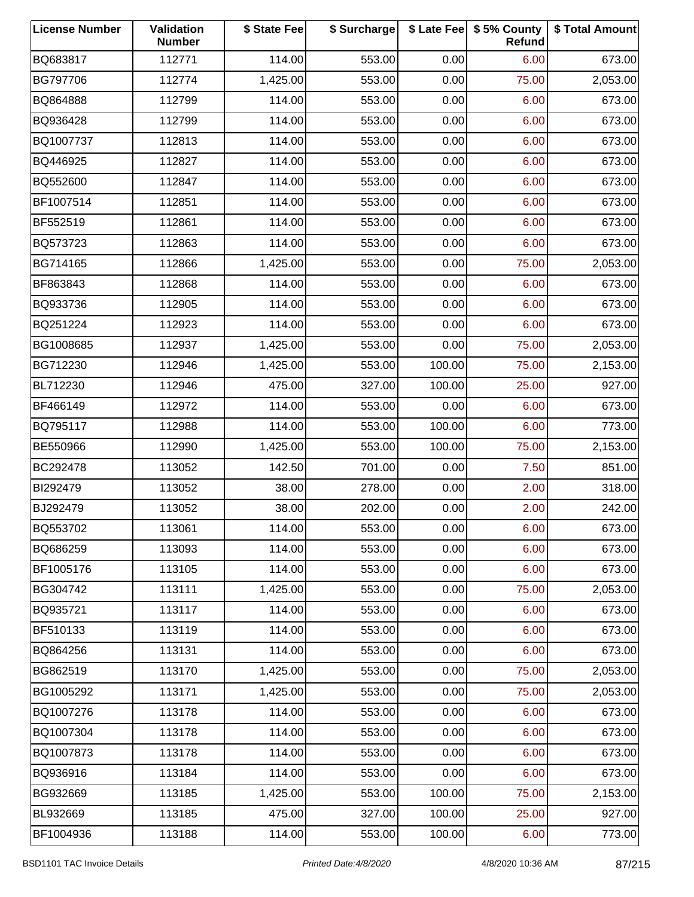| License Number | Validation Number | $ State Fee | $ Surcharge | $ Late Fee | $ 5% County Refund | $ Total Amount |
|---|---|---|---|---|---|---|
| BQ683817 | 112771 | 114.00 | 553.00 | 0.00 | 6.00 | 673.00 |
| BG797706 | 112774 | 1,425.00 | 553.00 | 0.00 | 75.00 | 2,053.00 |
| BQ864888 | 112799 | 114.00 | 553.00 | 0.00 | 6.00 | 673.00 |
| BQ936428 | 112799 | 114.00 | 553.00 | 0.00 | 6.00 | 673.00 |
| BQ1007737 | 112813 | 114.00 | 553.00 | 0.00 | 6.00 | 673.00 |
| BQ446925 | 112827 | 114.00 | 553.00 | 0.00 | 6.00 | 673.00 |
| BQ552600 | 112847 | 114.00 | 553.00 | 0.00 | 6.00 | 673.00 |
| BF1007514 | 112851 | 114.00 | 553.00 | 0.00 | 6.00 | 673.00 |
| BF552519 | 112861 | 114.00 | 553.00 | 0.00 | 6.00 | 673.00 |
| BQ573723 | 112863 | 114.00 | 553.00 | 0.00 | 6.00 | 673.00 |
| BG714165 | 112866 | 1,425.00 | 553.00 | 0.00 | 75.00 | 2,053.00 |
| BF863843 | 112868 | 114.00 | 553.00 | 0.00 | 6.00 | 673.00 |
| BQ933736 | 112905 | 114.00 | 553.00 | 0.00 | 6.00 | 673.00 |
| BQ251224 | 112923 | 114.00 | 553.00 | 0.00 | 6.00 | 673.00 |
| BG1008685 | 112937 | 1,425.00 | 553.00 | 0.00 | 75.00 | 2,053.00 |
| BG712230 | 112946 | 1,425.00 | 553.00 | 100.00 | 75.00 | 2,153.00 |
| BL712230 | 112946 | 475.00 | 327.00 | 100.00 | 25.00 | 927.00 |
| BF466149 | 112972 | 114.00 | 553.00 | 0.00 | 6.00 | 673.00 |
| BQ795117 | 112988 | 114.00 | 553.00 | 100.00 | 6.00 | 773.00 |
| BE550966 | 112990 | 1,425.00 | 553.00 | 100.00 | 75.00 | 2,153.00 |
| BC292478 | 113052 | 142.50 | 701.00 | 0.00 | 7.50 | 851.00 |
| BI292479 | 113052 | 38.00 | 278.00 | 0.00 | 2.00 | 318.00 |
| BJ292479 | 113052 | 38.00 | 202.00 | 0.00 | 2.00 | 242.00 |
| BQ553702 | 113061 | 114.00 | 553.00 | 0.00 | 6.00 | 673.00 |
| BQ686259 | 113093 | 114.00 | 553.00 | 0.00 | 6.00 | 673.00 |
| BF1005176 | 113105 | 114.00 | 553.00 | 0.00 | 6.00 | 673.00 |
| BG304742 | 113111 | 1,425.00 | 553.00 | 0.00 | 75.00 | 2,053.00 |
| BQ935721 | 113117 | 114.00 | 553.00 | 0.00 | 6.00 | 673.00 |
| BF510133 | 113119 | 114.00 | 553.00 | 0.00 | 6.00 | 673.00 |
| BQ864256 | 113131 | 114.00 | 553.00 | 0.00 | 6.00 | 673.00 |
| BG862519 | 113170 | 1,425.00 | 553.00 | 0.00 | 75.00 | 2,053.00 |
| BG1005292 | 113171 | 1,425.00 | 553.00 | 0.00 | 75.00 | 2,053.00 |
| BQ1007276 | 113178 | 114.00 | 553.00 | 0.00 | 6.00 | 673.00 |
| BQ1007304 | 113178 | 114.00 | 553.00 | 0.00 | 6.00 | 673.00 |
| BQ1007873 | 113178 | 114.00 | 553.00 | 0.00 | 6.00 | 673.00 |
| BQ936916 | 113184 | 114.00 | 553.00 | 0.00 | 6.00 | 673.00 |
| BG932669 | 113185 | 1,425.00 | 553.00 | 100.00 | 75.00 | 2,153.00 |
| BL932669 | 113185 | 475.00 | 327.00 | 100.00 | 25.00 | 927.00 |
| BF1004936 | 113188 | 114.00 | 553.00 | 100.00 | 6.00 | 773.00 |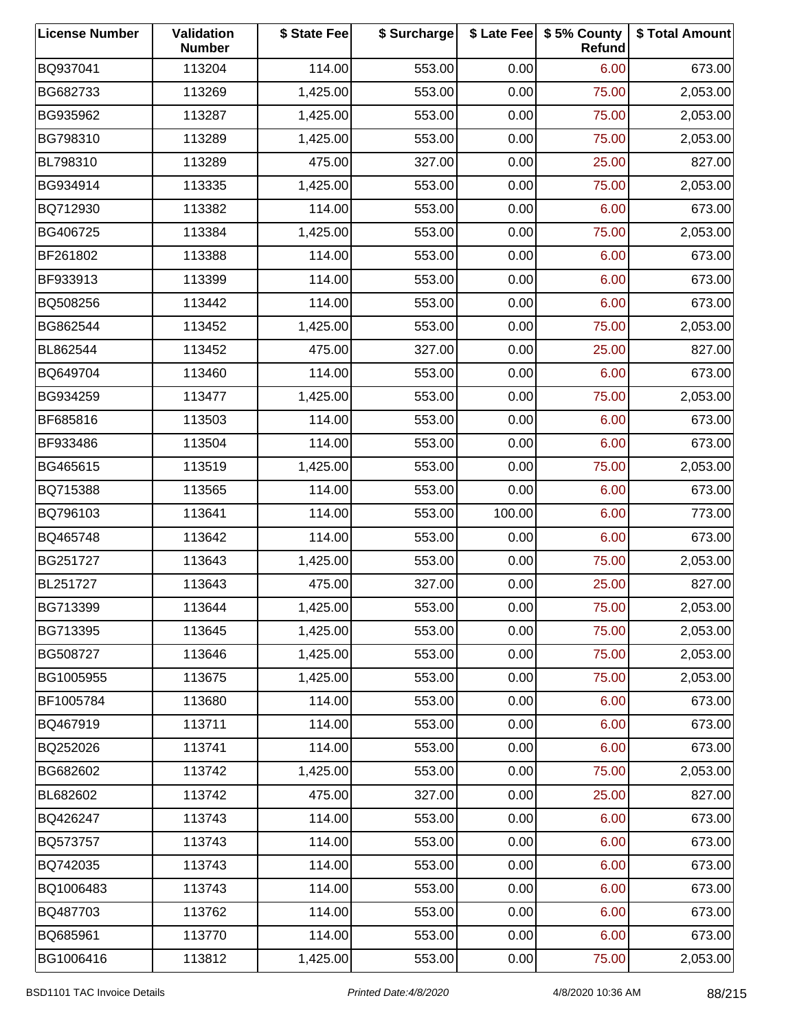| License Number | Validation Number | $ State Fee | $ Surcharge | $ Late Fee | $ 5% County Refund | $ Total Amount |
|---|---|---|---|---|---|---|
| BQ937041 | 113204 | 114.00 | 553.00 | 0.00 | 6.00 | 673.00 |
| BG682733 | 113269 | 1,425.00 | 553.00 | 0.00 | 75.00 | 2,053.00 |
| BG935962 | 113287 | 1,425.00 | 553.00 | 0.00 | 75.00 | 2,053.00 |
| BG798310 | 113289 | 1,425.00 | 553.00 | 0.00 | 75.00 | 2,053.00 |
| BL798310 | 113289 | 475.00 | 327.00 | 0.00 | 25.00 | 827.00 |
| BG934914 | 113335 | 1,425.00 | 553.00 | 0.00 | 75.00 | 2,053.00 |
| BQ712930 | 113382 | 114.00 | 553.00 | 0.00 | 6.00 | 673.00 |
| BG406725 | 113384 | 1,425.00 | 553.00 | 0.00 | 75.00 | 2,053.00 |
| BF261802 | 113388 | 114.00 | 553.00 | 0.00 | 6.00 | 673.00 |
| BF933913 | 113399 | 114.00 | 553.00 | 0.00 | 6.00 | 673.00 |
| BQ508256 | 113442 | 114.00 | 553.00 | 0.00 | 6.00 | 673.00 |
| BG862544 | 113452 | 1,425.00 | 553.00 | 0.00 | 75.00 | 2,053.00 |
| BL862544 | 113452 | 475.00 | 327.00 | 0.00 | 25.00 | 827.00 |
| BQ649704 | 113460 | 114.00 | 553.00 | 0.00 | 6.00 | 673.00 |
| BG934259 | 113477 | 1,425.00 | 553.00 | 0.00 | 75.00 | 2,053.00 |
| BF685816 | 113503 | 114.00 | 553.00 | 0.00 | 6.00 | 673.00 |
| BF933486 | 113504 | 114.00 | 553.00 | 0.00 | 6.00 | 673.00 |
| BG465615 | 113519 | 1,425.00 | 553.00 | 0.00 | 75.00 | 2,053.00 |
| BQ715388 | 113565 | 114.00 | 553.00 | 0.00 | 6.00 | 673.00 |
| BQ796103 | 113641 | 114.00 | 553.00 | 100.00 | 6.00 | 773.00 |
| BQ465748 | 113642 | 114.00 | 553.00 | 0.00 | 6.00 | 673.00 |
| BG251727 | 113643 | 1,425.00 | 553.00 | 0.00 | 75.00 | 2,053.00 |
| BL251727 | 113643 | 475.00 | 327.00 | 0.00 | 25.00 | 827.00 |
| BG713399 | 113644 | 1,425.00 | 553.00 | 0.00 | 75.00 | 2,053.00 |
| BG713395 | 113645 | 1,425.00 | 553.00 | 0.00 | 75.00 | 2,053.00 |
| BG508727 | 113646 | 1,425.00 | 553.00 | 0.00 | 75.00 | 2,053.00 |
| BG1005955 | 113675 | 1,425.00 | 553.00 | 0.00 | 75.00 | 2,053.00 |
| BF1005784 | 113680 | 114.00 | 553.00 | 0.00 | 6.00 | 673.00 |
| BQ467919 | 113711 | 114.00 | 553.00 | 0.00 | 6.00 | 673.00 |
| BQ252026 | 113741 | 114.00 | 553.00 | 0.00 | 6.00 | 673.00 |
| BG682602 | 113742 | 1,425.00 | 553.00 | 0.00 | 75.00 | 2,053.00 |
| BL682602 | 113742 | 475.00 | 327.00 | 0.00 | 25.00 | 827.00 |
| BQ426247 | 113743 | 114.00 | 553.00 | 0.00 | 6.00 | 673.00 |
| BQ573757 | 113743 | 114.00 | 553.00 | 0.00 | 6.00 | 673.00 |
| BQ742035 | 113743 | 114.00 | 553.00 | 0.00 | 6.00 | 673.00 |
| BQ1006483 | 113743 | 114.00 | 553.00 | 0.00 | 6.00 | 673.00 |
| BQ487703 | 113762 | 114.00 | 553.00 | 0.00 | 6.00 | 673.00 |
| BQ685961 | 113770 | 114.00 | 553.00 | 0.00 | 6.00 | 673.00 |
| BG1006416 | 113812 | 1,425.00 | 553.00 | 0.00 | 75.00 | 2,053.00 |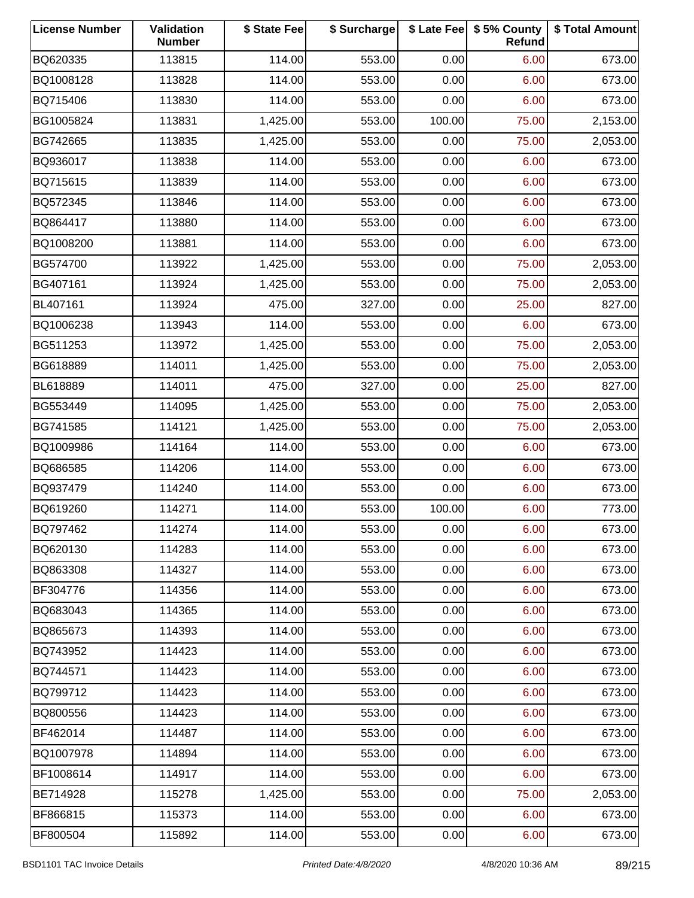| License Number | Validation Number | $ State Fee | $ Surcharge | $ Late Fee | $ 5% County Refund | $ Total Amount |
|---|---|---|---|---|---|---|
| BQ620335 | 113815 | 114.00 | 553.00 | 0.00 | 6.00 | 673.00 |
| BQ1008128 | 113828 | 114.00 | 553.00 | 0.00 | 6.00 | 673.00 |
| BQ715406 | 113830 | 114.00 | 553.00 | 0.00 | 6.00 | 673.00 |
| BG1005824 | 113831 | 1,425.00 | 553.00 | 100.00 | 75.00 | 2,153.00 |
| BG742665 | 113835 | 1,425.00 | 553.00 | 0.00 | 75.00 | 2,053.00 |
| BQ936017 | 113838 | 114.00 | 553.00 | 0.00 | 6.00 | 673.00 |
| BQ715615 | 113839 | 114.00 | 553.00 | 0.00 | 6.00 | 673.00 |
| BQ572345 | 113846 | 114.00 | 553.00 | 0.00 | 6.00 | 673.00 |
| BQ864417 | 113880 | 114.00 | 553.00 | 0.00 | 6.00 | 673.00 |
| BQ1008200 | 113881 | 114.00 | 553.00 | 0.00 | 6.00 | 673.00 |
| BG574700 | 113922 | 1,425.00 | 553.00 | 0.00 | 75.00 | 2,053.00 |
| BG407161 | 113924 | 1,425.00 | 553.00 | 0.00 | 75.00 | 2,053.00 |
| BL407161 | 113924 | 475.00 | 327.00 | 0.00 | 25.00 | 827.00 |
| BQ1006238 | 113943 | 114.00 | 553.00 | 0.00 | 6.00 | 673.00 |
| BG511253 | 113972 | 1,425.00 | 553.00 | 0.00 | 75.00 | 2,053.00 |
| BG618889 | 114011 | 1,425.00 | 553.00 | 0.00 | 75.00 | 2,053.00 |
| BL618889 | 114011 | 475.00 | 327.00 | 0.00 | 25.00 | 827.00 |
| BG553449 | 114095 | 1,425.00 | 553.00 | 0.00 | 75.00 | 2,053.00 |
| BG741585 | 114121 | 1,425.00 | 553.00 | 0.00 | 75.00 | 2,053.00 |
| BQ1009986 | 114164 | 114.00 | 553.00 | 0.00 | 6.00 | 673.00 |
| BQ686585 | 114206 | 114.00 | 553.00 | 0.00 | 6.00 | 673.00 |
| BQ937479 | 114240 | 114.00 | 553.00 | 0.00 | 6.00 | 673.00 |
| BQ619260 | 114271 | 114.00 | 553.00 | 100.00 | 6.00 | 773.00 |
| BQ797462 | 114274 | 114.00 | 553.00 | 0.00 | 6.00 | 673.00 |
| BQ620130 | 114283 | 114.00 | 553.00 | 0.00 | 6.00 | 673.00 |
| BQ863308 | 114327 | 114.00 | 553.00 | 0.00 | 6.00 | 673.00 |
| BF304776 | 114356 | 114.00 | 553.00 | 0.00 | 6.00 | 673.00 |
| BQ683043 | 114365 | 114.00 | 553.00 | 0.00 | 6.00 | 673.00 |
| BQ865673 | 114393 | 114.00 | 553.00 | 0.00 | 6.00 | 673.00 |
| BQ743952 | 114423 | 114.00 | 553.00 | 0.00 | 6.00 | 673.00 |
| BQ744571 | 114423 | 114.00 | 553.00 | 0.00 | 6.00 | 673.00 |
| BQ799712 | 114423 | 114.00 | 553.00 | 0.00 | 6.00 | 673.00 |
| BQ800556 | 114423 | 114.00 | 553.00 | 0.00 | 6.00 | 673.00 |
| BF462014 | 114487 | 114.00 | 553.00 | 0.00 | 6.00 | 673.00 |
| BQ1007978 | 114894 | 114.00 | 553.00 | 0.00 | 6.00 | 673.00 |
| BF1008614 | 114917 | 114.00 | 553.00 | 0.00 | 6.00 | 673.00 |
| BE714928 | 115278 | 1,425.00 | 553.00 | 0.00 | 75.00 | 2,053.00 |
| BF866815 | 115373 | 114.00 | 553.00 | 0.00 | 6.00 | 673.00 |
| BF800504 | 115892 | 114.00 | 553.00 | 0.00 | 6.00 | 673.00 |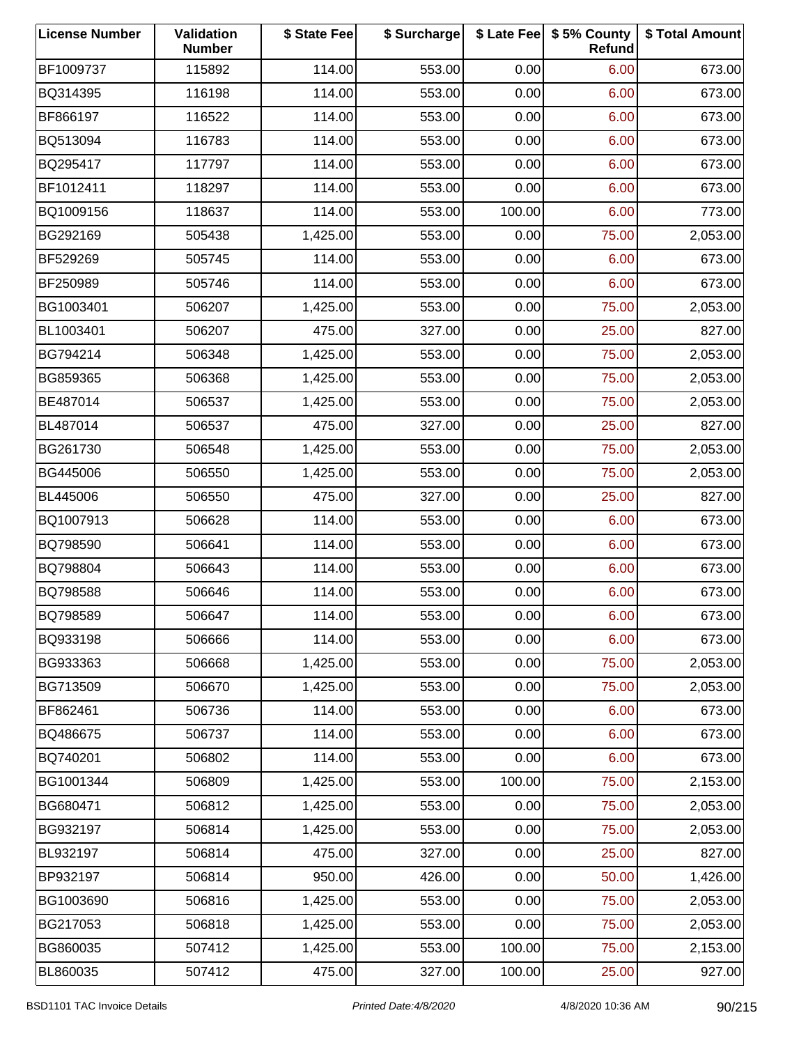| License Number | Validation Number | $ State Fee | $ Surcharge | $ Late Fee | $ 5% County Refund | $ Total Amount |
|---|---|---|---|---|---|---|
| BF1009737 | 115892 | 114.00 | 553.00 | 0.00 | 6.00 | 673.00 |
| BQ314395 | 116198 | 114.00 | 553.00 | 0.00 | 6.00 | 673.00 |
| BF866197 | 116522 | 114.00 | 553.00 | 0.00 | 6.00 | 673.00 |
| BQ513094 | 116783 | 114.00 | 553.00 | 0.00 | 6.00 | 673.00 |
| BQ295417 | 117797 | 114.00 | 553.00 | 0.00 | 6.00 | 673.00 |
| BF1012411 | 118297 | 114.00 | 553.00 | 0.00 | 6.00 | 673.00 |
| BQ1009156 | 118637 | 114.00 | 553.00 | 100.00 | 6.00 | 773.00 |
| BG292169 | 505438 | 1,425.00 | 553.00 | 0.00 | 75.00 | 2,053.00 |
| BF529269 | 505745 | 114.00 | 553.00 | 0.00 | 6.00 | 673.00 |
| BF250989 | 505746 | 114.00 | 553.00 | 0.00 | 6.00 | 673.00 |
| BG1003401 | 506207 | 1,425.00 | 553.00 | 0.00 | 75.00 | 2,053.00 |
| BL1003401 | 506207 | 475.00 | 327.00 | 0.00 | 25.00 | 827.00 |
| BG794214 | 506348 | 1,425.00 | 553.00 | 0.00 | 75.00 | 2,053.00 |
| BG859365 | 506368 | 1,425.00 | 553.00 | 0.00 | 75.00 | 2,053.00 |
| BE487014 | 506537 | 1,425.00 | 553.00 | 0.00 | 75.00 | 2,053.00 |
| BL487014 | 506537 | 475.00 | 327.00 | 0.00 | 25.00 | 827.00 |
| BG261730 | 506548 | 1,425.00 | 553.00 | 0.00 | 75.00 | 2,053.00 |
| BG445006 | 506550 | 1,425.00 | 553.00 | 0.00 | 75.00 | 2,053.00 |
| BL445006 | 506550 | 475.00 | 327.00 | 0.00 | 25.00 | 827.00 |
| BQ1007913 | 506628 | 114.00 | 553.00 | 0.00 | 6.00 | 673.00 |
| BQ798590 | 506641 | 114.00 | 553.00 | 0.00 | 6.00 | 673.00 |
| BQ798804 | 506643 | 114.00 | 553.00 | 0.00 | 6.00 | 673.00 |
| BQ798588 | 506646 | 114.00 | 553.00 | 0.00 | 6.00 | 673.00 |
| BQ798589 | 506647 | 114.00 | 553.00 | 0.00 | 6.00 | 673.00 |
| BQ933198 | 506666 | 114.00 | 553.00 | 0.00 | 6.00 | 673.00 |
| BG933363 | 506668 | 1,425.00 | 553.00 | 0.00 | 75.00 | 2,053.00 |
| BG713509 | 506670 | 1,425.00 | 553.00 | 0.00 | 75.00 | 2,053.00 |
| BF862461 | 506736 | 114.00 | 553.00 | 0.00 | 6.00 | 673.00 |
| BQ486675 | 506737 | 114.00 | 553.00 | 0.00 | 6.00 | 673.00 |
| BQ740201 | 506802 | 114.00 | 553.00 | 0.00 | 6.00 | 673.00 |
| BG1001344 | 506809 | 1,425.00 | 553.00 | 100.00 | 75.00 | 2,153.00 |
| BG680471 | 506812 | 1,425.00 | 553.00 | 0.00 | 75.00 | 2,053.00 |
| BG932197 | 506814 | 1,425.00 | 553.00 | 0.00 | 75.00 | 2,053.00 |
| BL932197 | 506814 | 475.00 | 327.00 | 0.00 | 25.00 | 827.00 |
| BP932197 | 506814 | 950.00 | 426.00 | 0.00 | 50.00 | 1,426.00 |
| BG1003690 | 506816 | 1,425.00 | 553.00 | 0.00 | 75.00 | 2,053.00 |
| BG217053 | 506818 | 1,425.00 | 553.00 | 0.00 | 75.00 | 2,053.00 |
| BG860035 | 507412 | 1,425.00 | 553.00 | 100.00 | 75.00 | 2,153.00 |
| BL860035 | 507412 | 475.00 | 327.00 | 100.00 | 25.00 | 927.00 |

BSD1101 TAC Invoice Details *Printed Date:4/8/2020* 4/8/2020 10:36 AM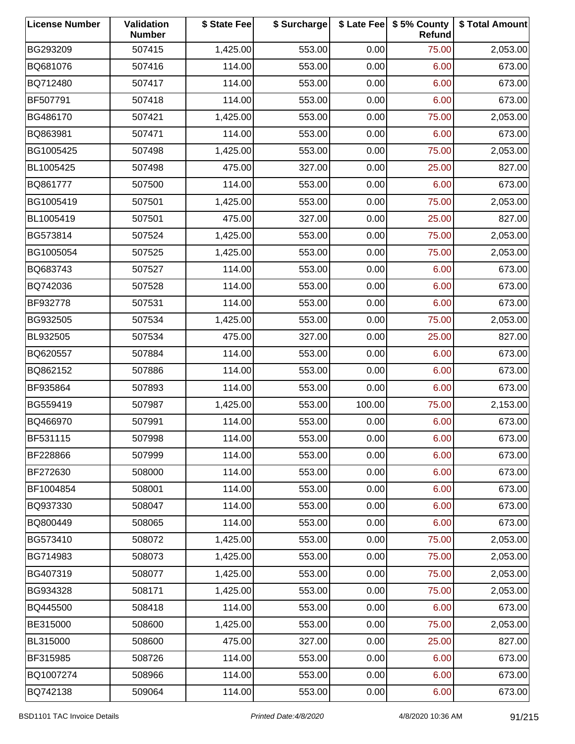| License Number | Validation Number | $ State Fee | $ Surcharge | $ Late Fee | $ 5% County Refund | $ Total Amount |
|---|---|---|---|---|---|---|
| BG293209 | 507415 | 1,425.00 | 553.00 | 0.00 | 75.00 | 2,053.00 |
| BQ681076 | 507416 | 114.00 | 553.00 | 0.00 | 6.00 | 673.00 |
| BQ712480 | 507417 | 114.00 | 553.00 | 0.00 | 6.00 | 673.00 |
| BF507791 | 507418 | 114.00 | 553.00 | 0.00 | 6.00 | 673.00 |
| BG486170 | 507421 | 1,425.00 | 553.00 | 0.00 | 75.00 | 2,053.00 |
| BQ863981 | 507471 | 114.00 | 553.00 | 0.00 | 6.00 | 673.00 |
| BG1005425 | 507498 | 1,425.00 | 553.00 | 0.00 | 75.00 | 2,053.00 |
| BL1005425 | 507498 | 475.00 | 327.00 | 0.00 | 25.00 | 827.00 |
| BQ861777 | 507500 | 114.00 | 553.00 | 0.00 | 6.00 | 673.00 |
| BG1005419 | 507501 | 1,425.00 | 553.00 | 0.00 | 75.00 | 2,053.00 |
| BL1005419 | 507501 | 475.00 | 327.00 | 0.00 | 25.00 | 827.00 |
| BG573814 | 507524 | 1,425.00 | 553.00 | 0.00 | 75.00 | 2,053.00 |
| BG1005054 | 507525 | 1,425.00 | 553.00 | 0.00 | 75.00 | 2,053.00 |
| BQ683743 | 507527 | 114.00 | 553.00 | 0.00 | 6.00 | 673.00 |
| BQ742036 | 507528 | 114.00 | 553.00 | 0.00 | 6.00 | 673.00 |
| BF932778 | 507531 | 114.00 | 553.00 | 0.00 | 6.00 | 673.00 |
| BG932505 | 507534 | 1,425.00 | 553.00 | 0.00 | 75.00 | 2,053.00 |
| BL932505 | 507534 | 475.00 | 327.00 | 0.00 | 25.00 | 827.00 |
| BQ620557 | 507884 | 114.00 | 553.00 | 0.00 | 6.00 | 673.00 |
| BQ862152 | 507886 | 114.00 | 553.00 | 0.00 | 6.00 | 673.00 |
| BF935864 | 507893 | 114.00 | 553.00 | 0.00 | 6.00 | 673.00 |
| BG559419 | 507987 | 1,425.00 | 553.00 | 100.00 | 75.00 | 2,153.00 |
| BQ466970 | 507991 | 114.00 | 553.00 | 0.00 | 6.00 | 673.00 |
| BF531115 | 507998 | 114.00 | 553.00 | 0.00 | 6.00 | 673.00 |
| BF228866 | 507999 | 114.00 | 553.00 | 0.00 | 6.00 | 673.00 |
| BF272630 | 508000 | 114.00 | 553.00 | 0.00 | 6.00 | 673.00 |
| BF1004854 | 508001 | 114.00 | 553.00 | 0.00 | 6.00 | 673.00 |
| BQ937330 | 508047 | 114.00 | 553.00 | 0.00 | 6.00 | 673.00 |
| BQ800449 | 508065 | 114.00 | 553.00 | 0.00 | 6.00 | 673.00 |
| BG573410 | 508072 | 1,425.00 | 553.00 | 0.00 | 75.00 | 2,053.00 |
| BG714983 | 508073 | 1,425.00 | 553.00 | 0.00 | 75.00 | 2,053.00 |
| BG407319 | 508077 | 1,425.00 | 553.00 | 0.00 | 75.00 | 2,053.00 |
| BG934328 | 508171 | 1,425.00 | 553.00 | 0.00 | 75.00 | 2,053.00 |
| BQ445500 | 508418 | 114.00 | 553.00 | 0.00 | 6.00 | 673.00 |
| BE315000 | 508600 | 1,425.00 | 553.00 | 0.00 | 75.00 | 2,053.00 |
| BL315000 | 508600 | 475.00 | 327.00 | 0.00 | 25.00 | 827.00 |
| BF315985 | 508726 | 114.00 | 553.00 | 0.00 | 6.00 | 673.00 |
| BQ1007274 | 508966 | 114.00 | 553.00 | 0.00 | 6.00 | 673.00 |
| BQ742138 | 509064 | 114.00 | 553.00 | 0.00 | 6.00 | 673.00 |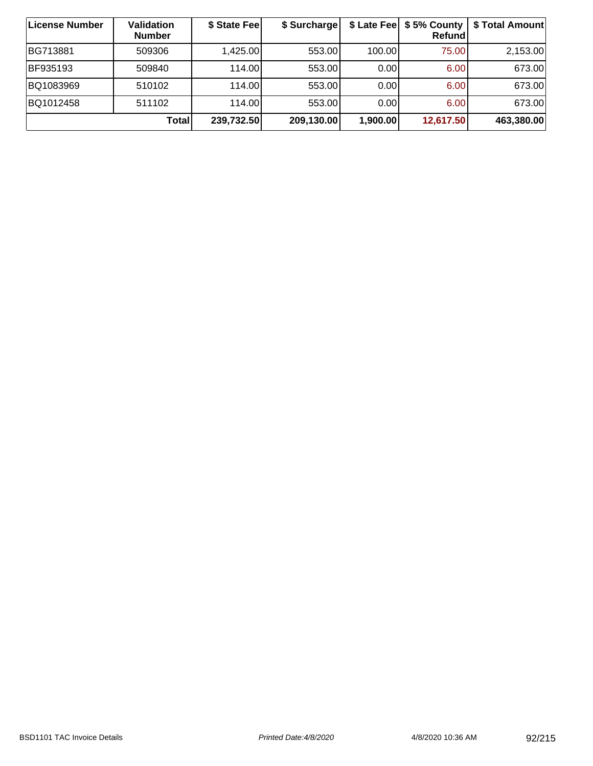| License Number | Validation Number | $ State Fee | $ Surcharge | $ Late Fee | $ 5% County Refund | $ Total Amount |
|---|---|---|---|---|---|---|
| BG713881 | 509306 | 1,425.00 | 553.00 | 100.00 | 75.00 | 2,153.00 |
| BF935193 | 509840 | 114.00 | 553.00 | 0.00 | 6.00 | 673.00 |
| BQ1083969 | 510102 | 114.00 | 553.00 | 0.00 | 6.00 | 673.00 |
| BQ1012458 | 511102 | 114.00 | 553.00 | 0.00 | 6.00 | 673.00 |
| | **Total** | **239,732.50** | **209,130.00** | **1,900.00** | **12,617.50** | **463,380.00** |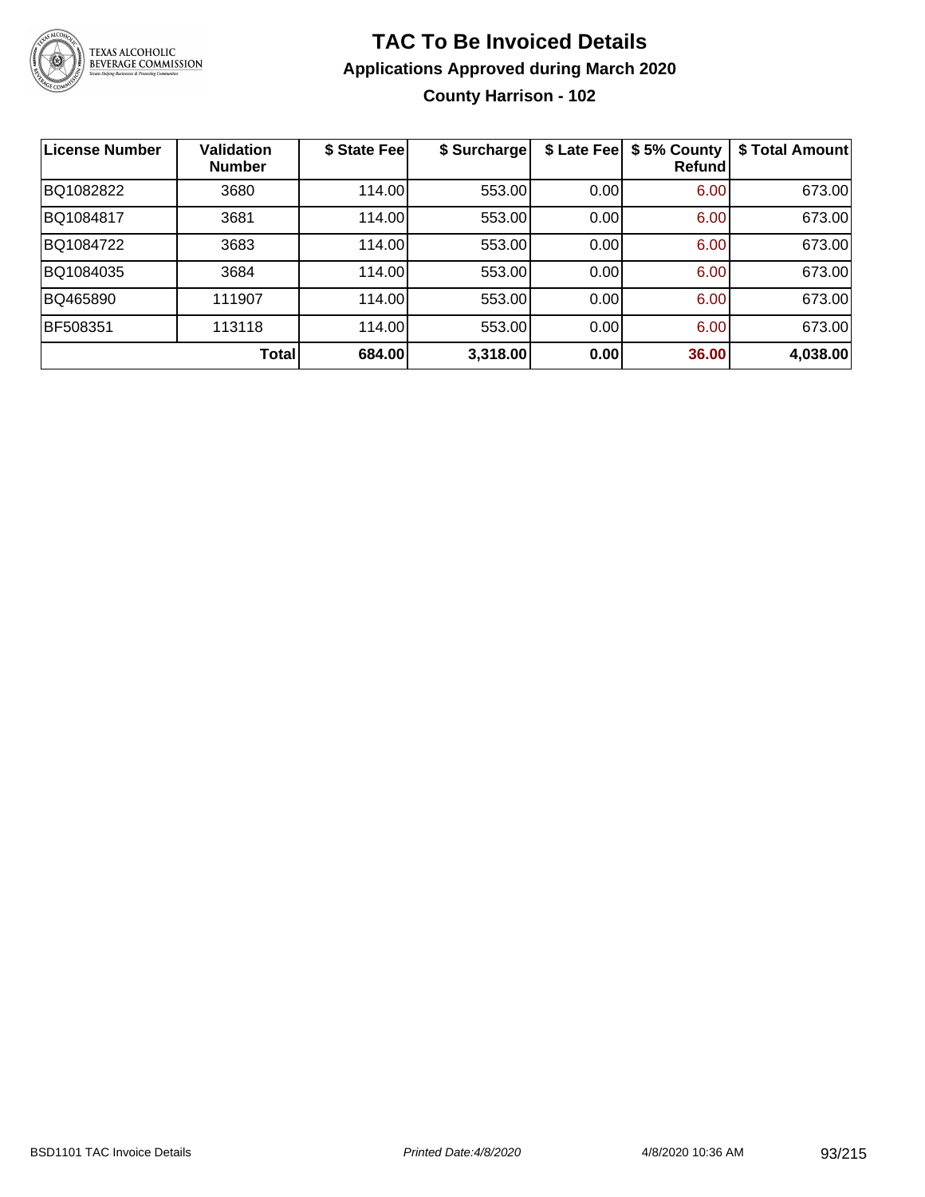# TAC To Be Invoiced Details

## Applications Approved during March 2020

### County Harrison - 102

| License Number | Validation Number | \$ State Fee | \$ Surcharge | \$ Late Fee | \$ 5% County Refund | \$ Total Amount |
|---|---|---|---|---|---|---|
| BQ1082822 | 3680 | 114.00 | 553.00 | 0.00 | 6.00 | 673.00 |
| BQ1084817 | 3681 | 114.00 | 553.00 | 0.00 | 6.00 | 673.00 |
| BQ1084722 | 3683 | 114.00 | 553.00 | 0.00 | 6.00 | 673.00 |
| BQ1084035 | 3684 | 114.00 | 553.00 | 0.00 | 6.00 | 673.00 |
| BQ465890 | 111907 | 114.00 | 553.00 | 0.00 | 6.00 | 673.00 |
| BF508351 | 113118 | 114.00 | 553.00 | 0.00 | 6.00 | 673.00 |
| | **Total** | **684.00** | **3,318.00** | **0.00** | **36.00** | **4,038.00** |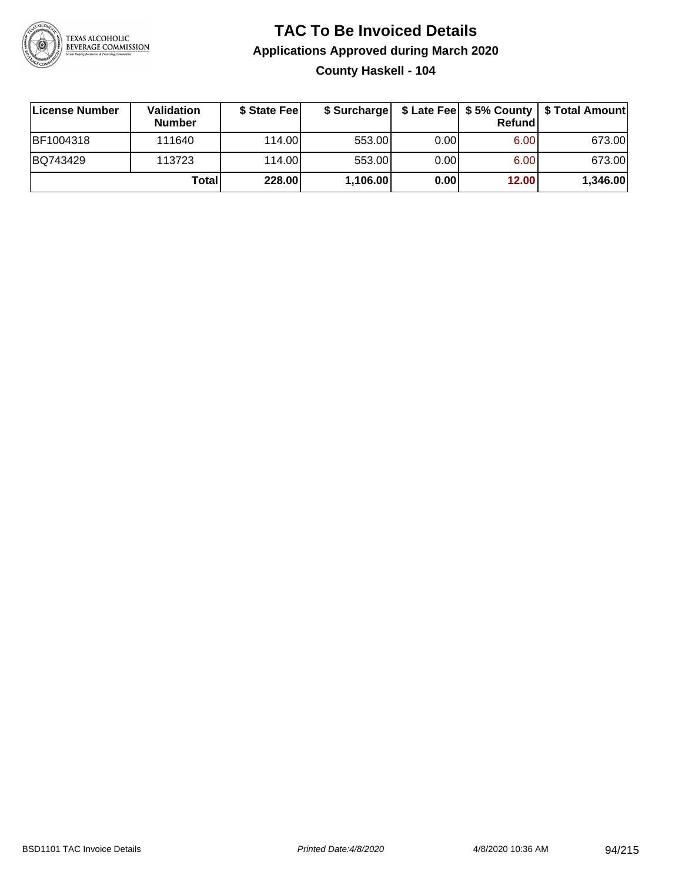# TAC To Be Invoiced Details

## Applications Approved during March 2020

### County Haskell - 104

| License Number | Validation Number | $ State Fee | $ Surcharge | $ Late Fee | $ 5% County Refund | $ Total Amount |
|---|---|---|---|---|---|---|
| BF1004318 | 111640 | 114.00 | 553.00 | 0.00 | 6.00 | 673.00 |
| BQ743429 | 113723 | 114.00 | 553.00 | 0.00 | 6.00 | 673.00 |
| | **Total** | **228.00** | **1,106.00** | **0.00** | **12.00** | **1,346.00** |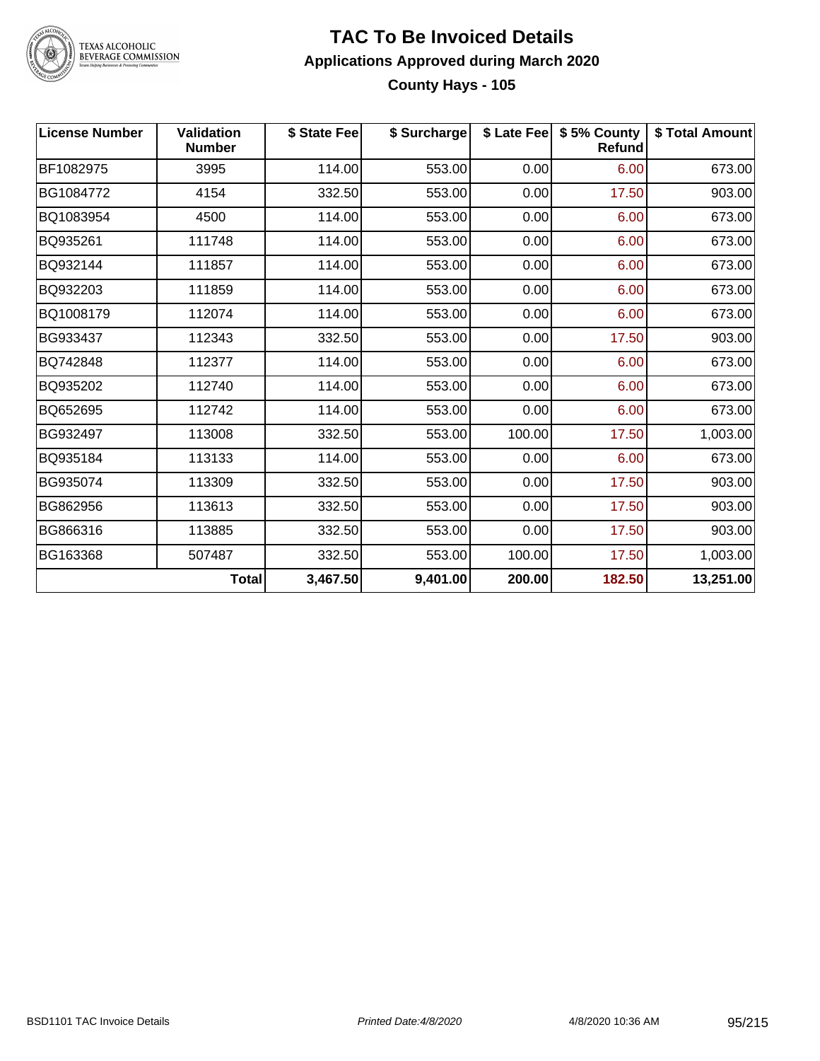# TAC To Be Invoiced Details

## Applications Approved during March 2020

### County Hays - 105

| License Number | Validation Number | $ State Fee | $ Surcharge | $ Late Fee | $ 5% County Refund | $ Total Amount |
|---|---|---|---|---|---|---|
| BF1082975 | 3995 | 114.00 | 553.00 | 0.00 | 6.00 | 673.00 |
| BG1084772 | 4154 | 332.50 | 553.00 | 0.00 | 17.50 | 903.00 |
| BQ1083954 | 4500 | 114.00 | 553.00 | 0.00 | 6.00 | 673.00 |
| BQ935261 | 111748 | 114.00 | 553.00 | 0.00 | 6.00 | 673.00 |
| BQ932144 | 111857 | 114.00 | 553.00 | 0.00 | 6.00 | 673.00 |
| BQ932203 | 111859 | 114.00 | 553.00 | 0.00 | 6.00 | 673.00 |
| BQ1008179 | 112074 | 114.00 | 553.00 | 0.00 | 6.00 | 673.00 |
| BG933437 | 112343 | 332.50 | 553.00 | 0.00 | 17.50 | 903.00 |
| BQ742848 | 112377 | 114.00 | 553.00 | 0.00 | 6.00 | 673.00 |
| BQ935202 | 112740 | 114.00 | 553.00 | 0.00 | 6.00 | 673.00 |
| BQ652695 | 112742 | 114.00 | 553.00 | 0.00 | 6.00 | 673.00 |
| BG932497 | 113008 | 332.50 | 553.00 | 100.00 | 17.50 | 1,003.00 |
| BQ935184 | 113133 | 114.00 | 553.00 | 0.00 | 6.00 | 673.00 |
| BG935074 | 113309 | 332.50 | 553.00 | 0.00 | 17.50 | 903.00 |
| BG862956 | 113613 | 332.50 | 553.00 | 0.00 | 17.50 | 903.00 |
| BG866316 | 113885 | 332.50 | 553.00 | 0.00 | 17.50 | 903.00 |
| BG163368 | 507487 | 332.50 | 553.00 | 100.00 | 17.50 | 1,003.00 |
| | **Total** | **3,467.50** | **9,401.00** | **200.00** | **182.50** | **13,251.00** |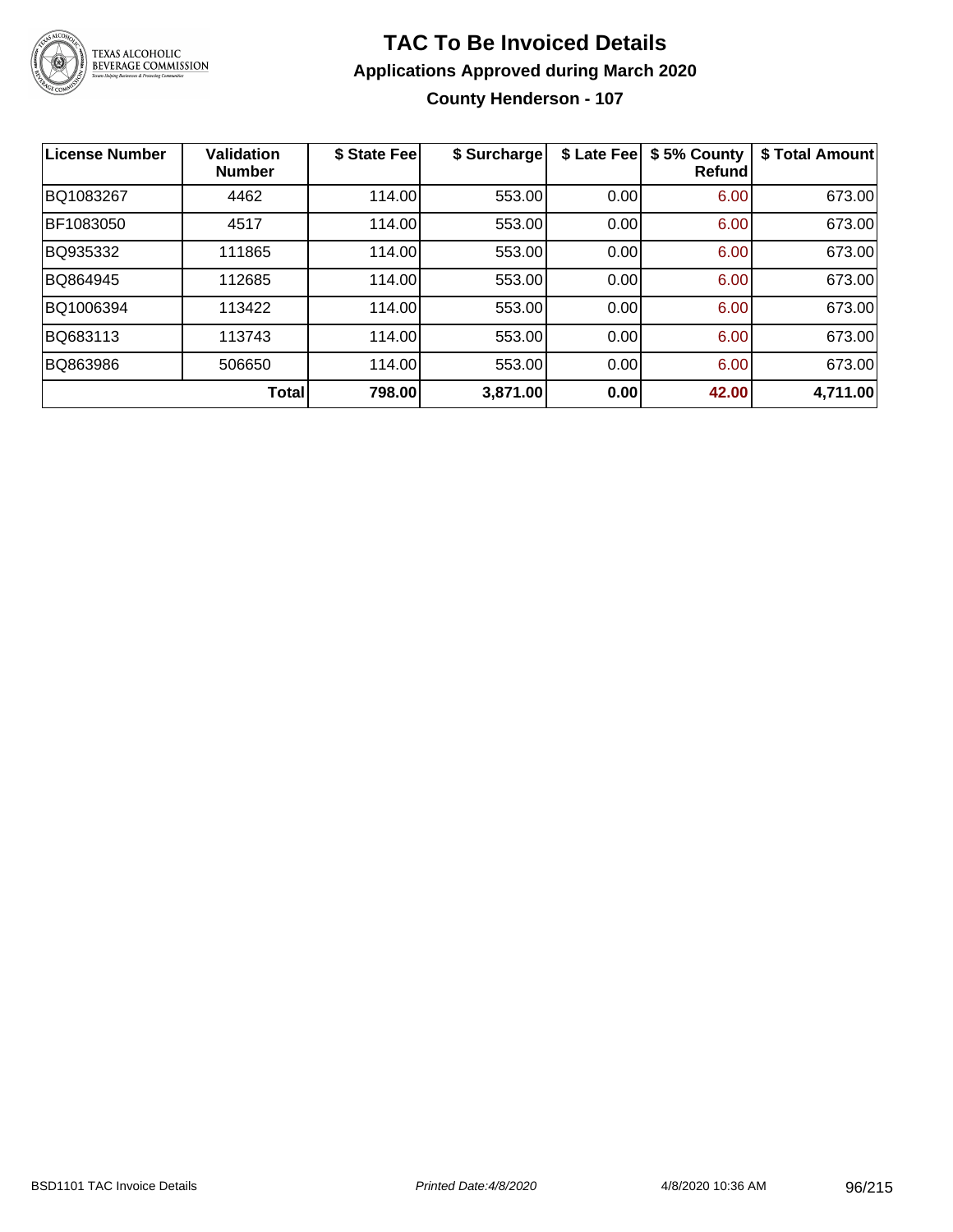# TAC To Be Invoiced Details

## Applications Approved during March 2020

### County Henderson - 107

| License Number | Validation Number | $ State Fee | $ Surcharge | $ Late Fee | $ 5% County Refund | $ Total Amount |
|---|---|---|---|---|---|---|
| BQ1083267 | 4462 | 114.00 | 553.00 | 0.00 | 6.00 | 673.00 |
| BF1083050 | 4517 | 114.00 | 553.00 | 0.00 | 6.00 | 673.00 |
| BQ935332 | 111865 | 114.00 | 553.00 | 0.00 | 6.00 | 673.00 |
| BQ864945 | 112685 | 114.00 | 553.00 | 0.00 | 6.00 | 673.00 |
| BQ1006394 | 113422 | 114.00 | 553.00 | 0.00 | 6.00 | 673.00 |
| BQ683113 | 113743 | 114.00 | 553.00 | 0.00 | 6.00 | 673.00 |
| BQ863986 | 506650 | 114.00 | 553.00 | 0.00 | 6.00 | 673.00 |
| | **Total** | **798.00** | **3,871.00** | **0.00** | **42.00** | **4,711.00** |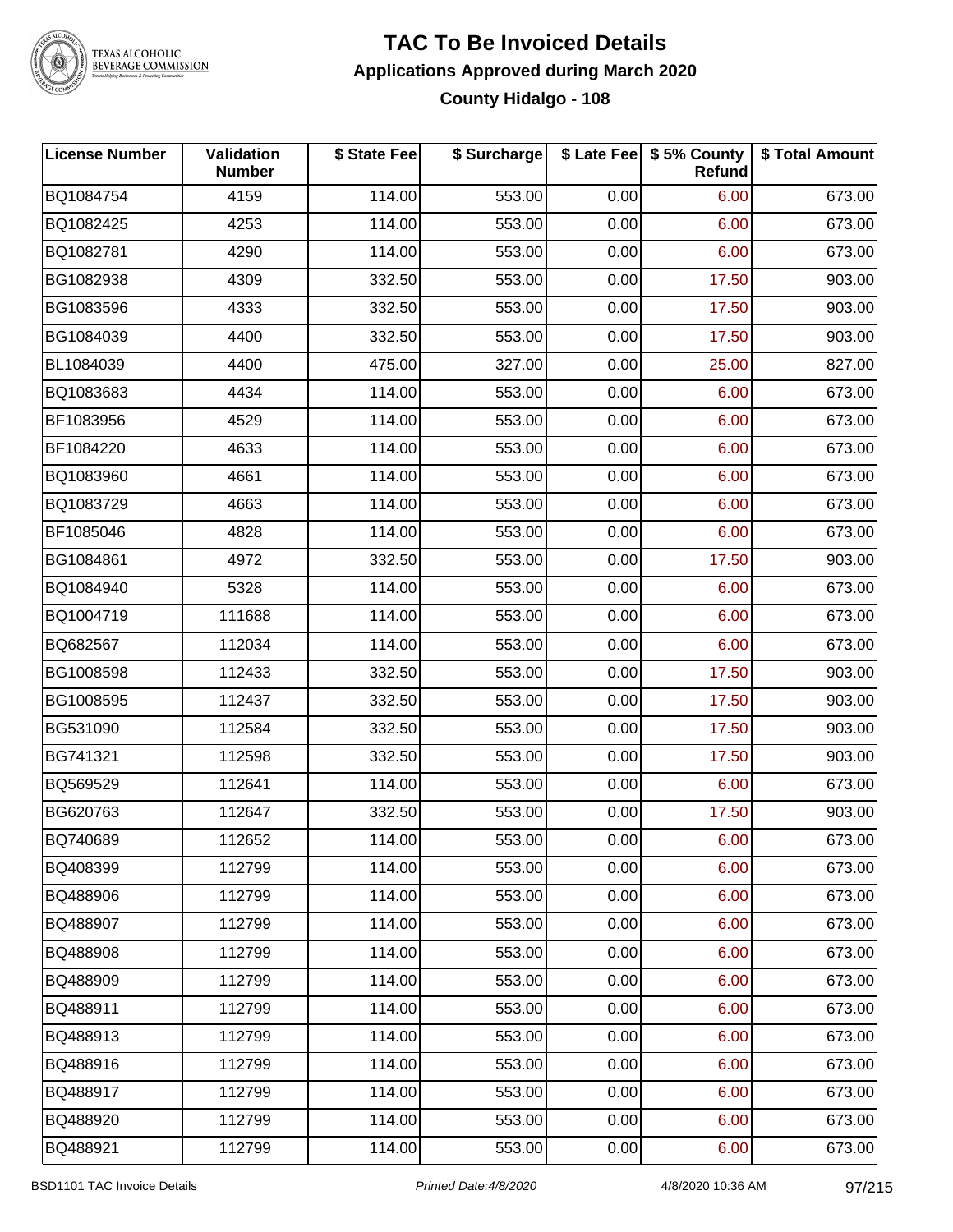# TAC To Be Invoiced Details

## Applications Approved during March 2020

### County Hidalgo - 108

| License Number | Validation Number | \$ State Fee | \$ Surcharge | \$ Late Fee | \$ 5% County Refund | \$ Total Amount |
|---|---|---|---|---|---|---|
| BQ1084754 | 4159 | 114.00 | 553.00 | 0.00 | 6.00 | 673.00 |
| BQ1082425 | 4253 | 114.00 | 553.00 | 0.00 | 6.00 | 673.00 |
| BQ1082781 | 4290 | 114.00 | 553.00 | 0.00 | 6.00 | 673.00 |
| BG1082938 | 4309 | 332.50 | 553.00 | 0.00 | 17.50 | 903.00 |
| BG1083596 | 4333 | 332.50 | 553.00 | 0.00 | 17.50 | 903.00 |
| BG1084039 | 4400 | 332.50 | 553.00 | 0.00 | 17.50 | 903.00 |
| BL1084039 | 4400 | 475.00 | 327.00 | 0.00 | 25.00 | 827.00 |
| BQ1083683 | 4434 | 114.00 | 553.00 | 0.00 | 6.00 | 673.00 |
| BF1083956 | 4529 | 114.00 | 553.00 | 0.00 | 6.00 | 673.00 |
| BF1084220 | 4633 | 114.00 | 553.00 | 0.00 | 6.00 | 673.00 |
| BQ1083960 | 4661 | 114.00 | 553.00 | 0.00 | 6.00 | 673.00 |
| BQ1083729 | 4663 | 114.00 | 553.00 | 0.00 | 6.00 | 673.00 |
| BF1085046 | 4828 | 114.00 | 553.00 | 0.00 | 6.00 | 673.00 |
| BG1084861 | 4972 | 332.50 | 553.00 | 0.00 | 17.50 | 903.00 |
| BQ1084940 | 5328 | 114.00 | 553.00 | 0.00 | 6.00 | 673.00 |
| BQ1004719 | 111688 | 114.00 | 553.00 | 0.00 | 6.00 | 673.00 |
| BQ682567 | 112034 | 114.00 | 553.00 | 0.00 | 6.00 | 673.00 |
| BG1008598 | 112433 | 332.50 | 553.00 | 0.00 | 17.50 | 903.00 |
| BG1008595 | 112437 | 332.50 | 553.00 | 0.00 | 17.50 | 903.00 |
| BG531090 | 112584 | 332.50 | 553.00 | 0.00 | 17.50 | 903.00 |
| BG741321 | 112598 | 332.50 | 553.00 | 0.00 | 17.50 | 903.00 |
| BQ569529 | 112641 | 114.00 | 553.00 | 0.00 | 6.00 | 673.00 |
| BG620763 | 112647 | 332.50 | 553.00 | 0.00 | 17.50 | 903.00 |
| BQ740689 | 112652 | 114.00 | 553.00 | 0.00 | 6.00 | 673.00 |
| BQ408399 | 112799 | 114.00 | 553.00 | 0.00 | 6.00 | 673.00 |
| BQ488906 | 112799 | 114.00 | 553.00 | 0.00 | 6.00 | 673.00 |
| BQ488907 | 112799 | 114.00 | 553.00 | 0.00 | 6.00 | 673.00 |
| BQ488908 | 112799 | 114.00 | 553.00 | 0.00 | 6.00 | 673.00 |
| BQ488909 | 112799 | 114.00 | 553.00 | 0.00 | 6.00 | 673.00 |
| BQ488911 | 112799 | 114.00 | 553.00 | 0.00 | 6.00 | 673.00 |
| BQ488913 | 112799 | 114.00 | 553.00 | 0.00 | 6.00 | 673.00 |
| BQ488916 | 112799 | 114.00 | 553.00 | 0.00 | 6.00 | 673.00 |
| BQ488917 | 112799 | 114.00 | 553.00 | 0.00 | 6.00 | 673.00 |
| BQ488920 | 112799 | 114.00 | 553.00 | 0.00 | 6.00 | 673.00 |
| BQ488921 | 112799 | 114.00 | 553.00 | 0.00 | 6.00 | 673.00 |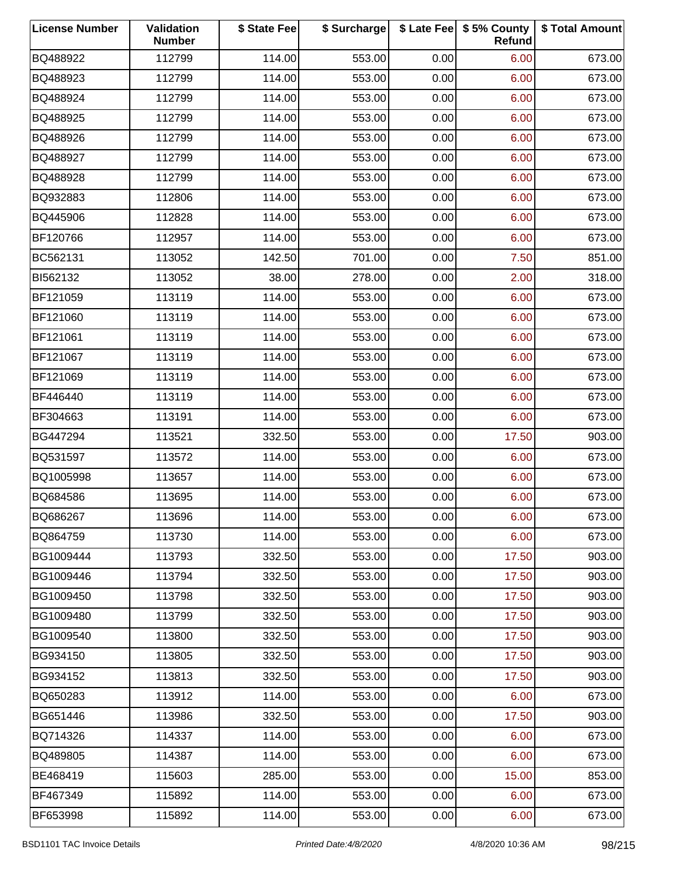| License Number | Validation Number | $ State Fee | $ Surcharge | $ Late Fee | $ 5% County Refund | $ Total Amount |
|---|---|---|---|---|---|---|
| BQ488922 | 112799 | 114.00 | 553.00 | 0.00 | 6.00 | 673.00 |
| BQ488923 | 112799 | 114.00 | 553.00 | 0.00 | 6.00 | 673.00 |
| BQ488924 | 112799 | 114.00 | 553.00 | 0.00 | 6.00 | 673.00 |
| BQ488925 | 112799 | 114.00 | 553.00 | 0.00 | 6.00 | 673.00 |
| BQ488926 | 112799 | 114.00 | 553.00 | 0.00 | 6.00 | 673.00 |
| BQ488927 | 112799 | 114.00 | 553.00 | 0.00 | 6.00 | 673.00 |
| BQ488928 | 112799 | 114.00 | 553.00 | 0.00 | 6.00 | 673.00 |
| BQ932883 | 112806 | 114.00 | 553.00 | 0.00 | 6.00 | 673.00 |
| BQ445906 | 112828 | 114.00 | 553.00 | 0.00 | 6.00 | 673.00 |
| BF120766 | 112957 | 114.00 | 553.00 | 0.00 | 6.00 | 673.00 |
| BC562131 | 113052 | 142.50 | 701.00 | 0.00 | 7.50 | 851.00 |
| BI562132 | 113052 | 38.00 | 278.00 | 0.00 | 2.00 | 318.00 |
| BF121059 | 113119 | 114.00 | 553.00 | 0.00 | 6.00 | 673.00 |
| BF121060 | 113119 | 114.00 | 553.00 | 0.00 | 6.00 | 673.00 |
| BF121061 | 113119 | 114.00 | 553.00 | 0.00 | 6.00 | 673.00 |
| BF121067 | 113119 | 114.00 | 553.00 | 0.00 | 6.00 | 673.00 |
| BF121069 | 113119 | 114.00 | 553.00 | 0.00 | 6.00 | 673.00 |
| BF446440 | 113119 | 114.00 | 553.00 | 0.00 | 6.00 | 673.00 |
| BF304663 | 113191 | 114.00 | 553.00 | 0.00 | 6.00 | 673.00 |
| BG447294 | 113521 | 332.50 | 553.00 | 0.00 | 17.50 | 903.00 |
| BQ531597 | 113572 | 114.00 | 553.00 | 0.00 | 6.00 | 673.00 |
| BQ1005998 | 113657 | 114.00 | 553.00 | 0.00 | 6.00 | 673.00 |
| BQ684586 | 113695 | 114.00 | 553.00 | 0.00 | 6.00 | 673.00 |
| BQ686267 | 113696 | 114.00 | 553.00 | 0.00 | 6.00 | 673.00 |
| BQ864759 | 113730 | 114.00 | 553.00 | 0.00 | 6.00 | 673.00 |
| BG1009444 | 113793 | 332.50 | 553.00 | 0.00 | 17.50 | 903.00 |
| BG1009446 | 113794 | 332.50 | 553.00 | 0.00 | 17.50 | 903.00 |
| BG1009450 | 113798 | 332.50 | 553.00 | 0.00 | 17.50 | 903.00 |
| BG1009480 | 113799 | 332.50 | 553.00 | 0.00 | 17.50 | 903.00 |
| BG1009540 | 113800 | 332.50 | 553.00 | 0.00 | 17.50 | 903.00 |
| BG934150 | 113805 | 332.50 | 553.00 | 0.00 | 17.50 | 903.00 |
| BG934152 | 113813 | 332.50 | 553.00 | 0.00 | 17.50 | 903.00 |
| BQ650283 | 113912 | 114.00 | 553.00 | 0.00 | 6.00 | 673.00 |
| BG651446 | 113986 | 332.50 | 553.00 | 0.00 | 17.50 | 903.00 |
| BQ714326 | 114337 | 114.00 | 553.00 | 0.00 | 6.00 | 673.00 |
| BQ489805 | 114387 | 114.00 | 553.00 | 0.00 | 6.00 | 673.00 |
| BE468419 | 115603 | 285.00 | 553.00 | 0.00 | 15.00 | 853.00 |
| BF467349 | 115892 | 114.00 | 553.00 | 0.00 | 6.00 | 673.00 |
| BF653998 | 115892 | 114.00 | 553.00 | 0.00 | 6.00 | 673.00 |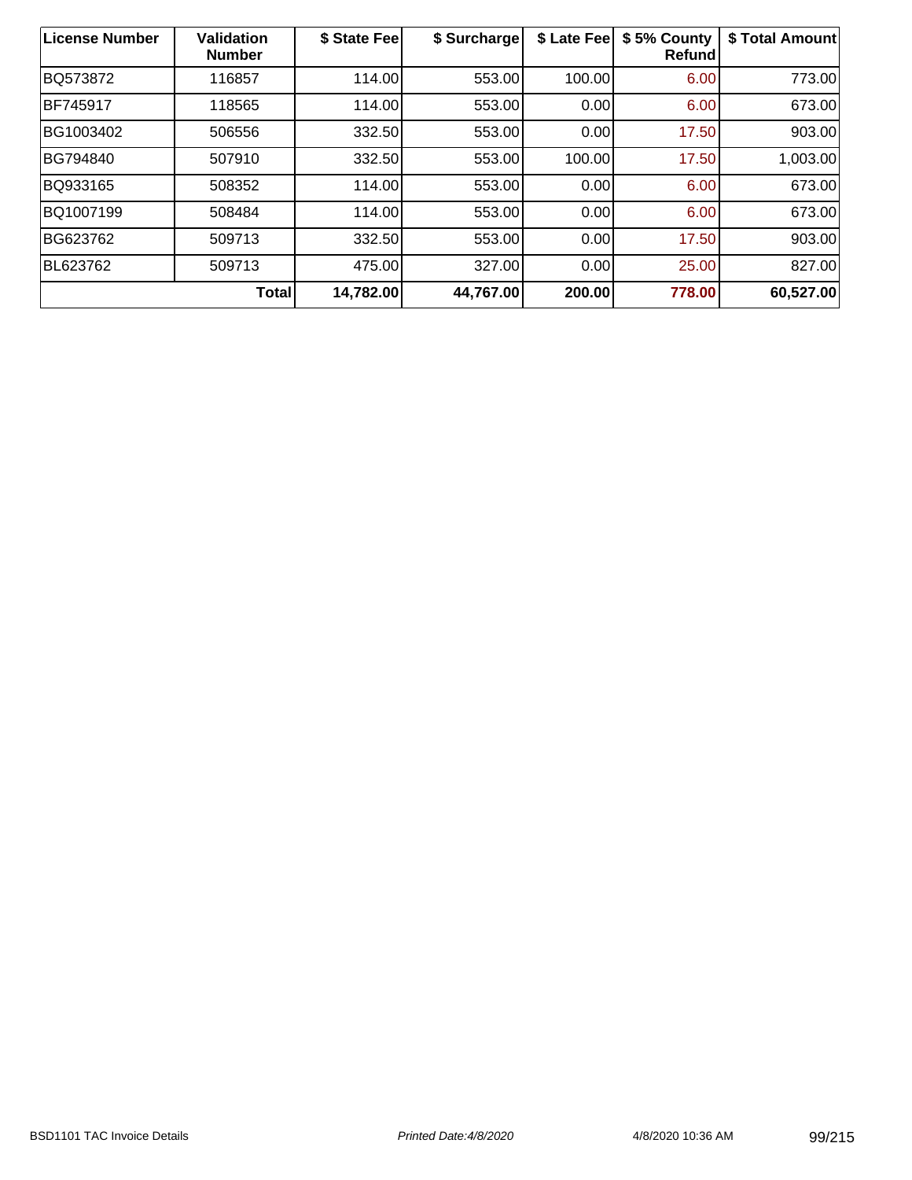| License Number | Validation Number | $ State Fee | $ Surcharge | $ Late Fee | $ 5% County Refund | $ Total Amount |
|---|---|---|---|---|---|---|
| BQ573872 | 116857 | 114.00 | 553.00 | 100.00 | 6.00 | 773.00 |
| BF745917 | 118565 | 114.00 | 553.00 | 0.00 | 6.00 | 673.00 |
| BG1003402 | 506556 | 332.50 | 553.00 | 0.00 | 17.50 | 903.00 |
| BG794840 | 507910 | 332.50 | 553.00 | 100.00 | 17.50 | 1,003.00 |
| BQ933165 | 508352 | 114.00 | 553.00 | 0.00 | 6.00 | 673.00 |
| BQ1007199 | 508484 | 114.00 | 553.00 | 0.00 | 6.00 | 673.00 |
| BG623762 | 509713 | 332.50 | 553.00 | 0.00 | 17.50 | 903.00 |
| BL623762 | 509713 | 475.00 | 327.00 | 0.00 | 25.00 | 827.00 |
| | **Total** | **14,782.00** | **44,767.00** | **200.00** | **778.00** | **60,527.00** |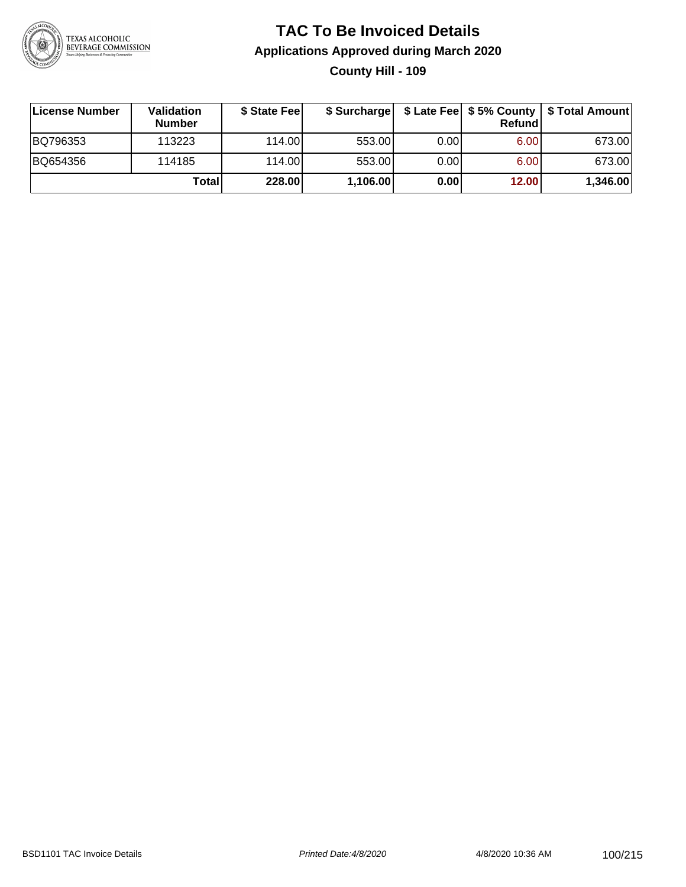# TAC To Be Invoiced Details

## Applications Approved during March 2020

### County Hill - 109

| License Number | Validation Number | $ State Fee | $ Surcharge | $ Late Fee | $ 5% County Refund | $ Total Amount |
|---|---|---|---|---|---|---|
| BQ796353 | 113223 | 114.00 | 553.00 | 0.00 | 6.00 | 673.00 |
| BQ654356 | 114185 | 114.00 | 553.00 | 0.00 | 6.00 | 673.00 |
| | **Total** | **228.00** | **1,106.00** | **0.00** | **12.00** | **1,346.00** |

BSD1101 TAC Invoice Details    *Printed Date:4/8/2020*    4/8/2020 10:36 AM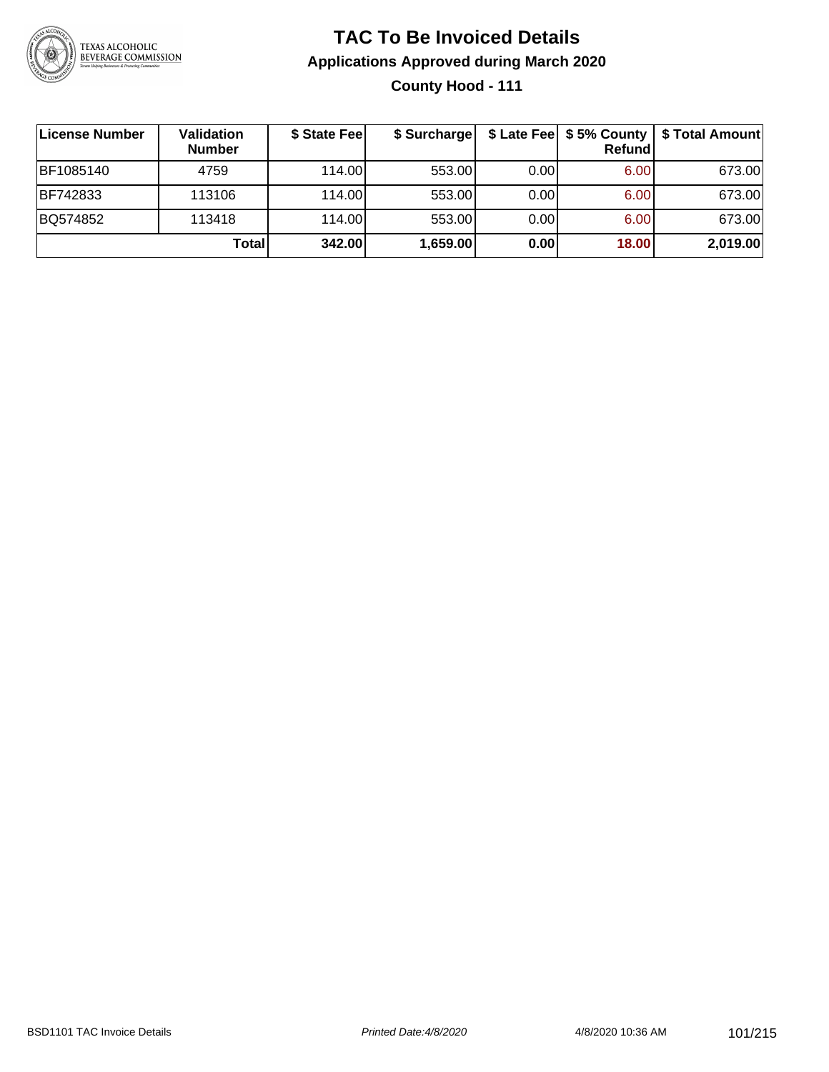# TAC To Be Invoiced Details

## Applications Approved during March 2020

### County Hood - 111

| License Number | Validation Number | $ State Fee | $ Surcharge | $ Late Fee | $ 5% County Refund | $ Total Amount |
|---|---|---|---|---|---|---|
| BF1085140 | 4759 | 114.00 | 553.00 | 0.00 | 6.00 | 673.00 |
| BF742833 | 113106 | 114.00 | 553.00 | 0.00 | 6.00 | 673.00 |
| BQ574852 | 113418 | 114.00 | 553.00 | 0.00 | 6.00 | 673.00 |
| | **Total** | **342.00** | **1,659.00** | **0.00** | **18.00** | **2,019.00** |

BSD1101 TAC Invoice Details — *Printed Date: 4/8/2020* — 4/8/2020 10:36 AM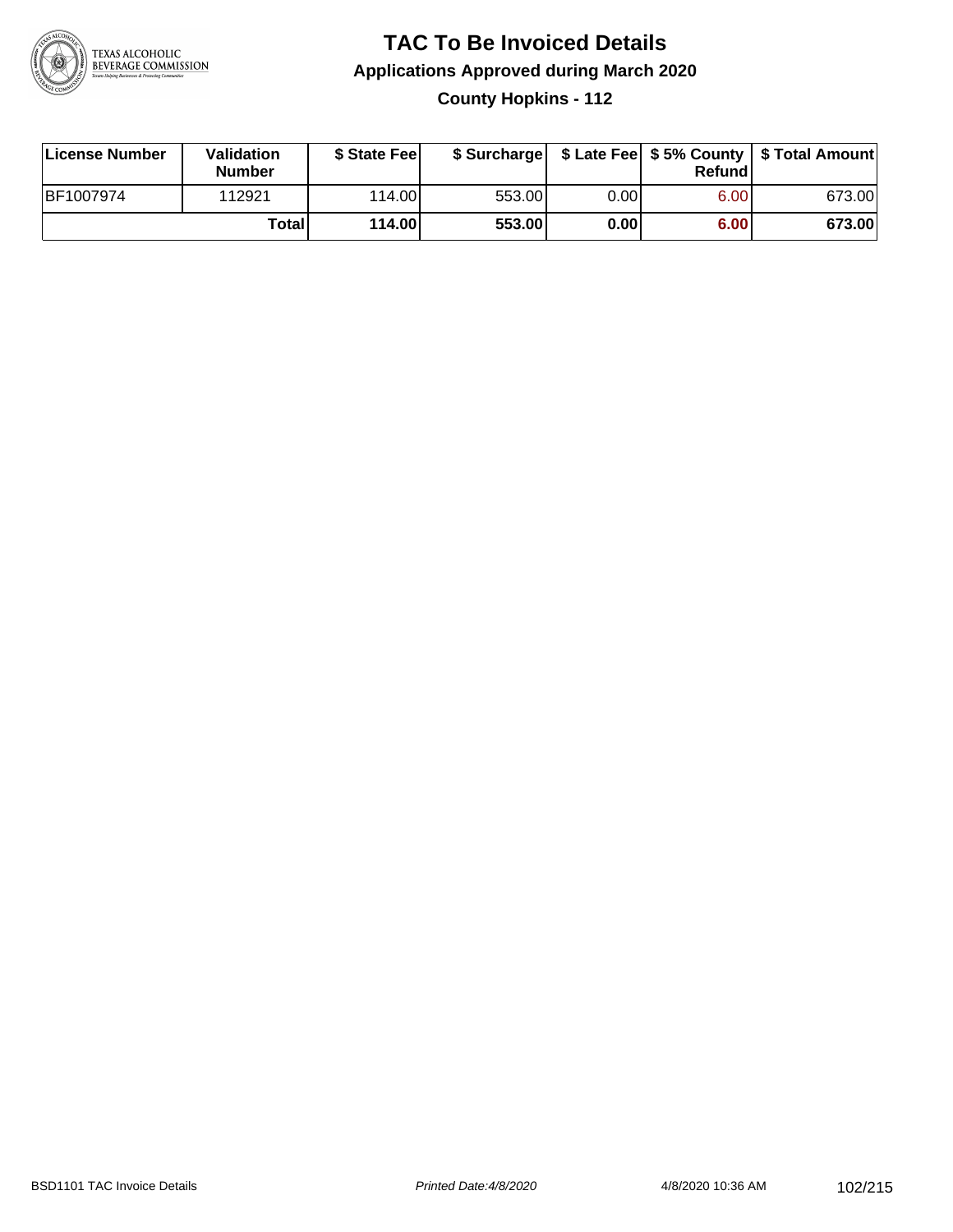# TAC To Be Invoiced Details

## Applications Approved during March 2020

### County Hopkins - 112

| License Number | Validation Number | $ State Fee | $ Surcharge | $ Late Fee | $ 5% County Refund | $ Total Amount |
|---|---|---|---|---|---|---|
| BF1007974 | 112921 | 114.00 | 553.00 | 0.00 | 6.00 | 673.00 |
| | **Total** | **114.00** | **553.00** | **0.00** | **6.00** | **673.00** |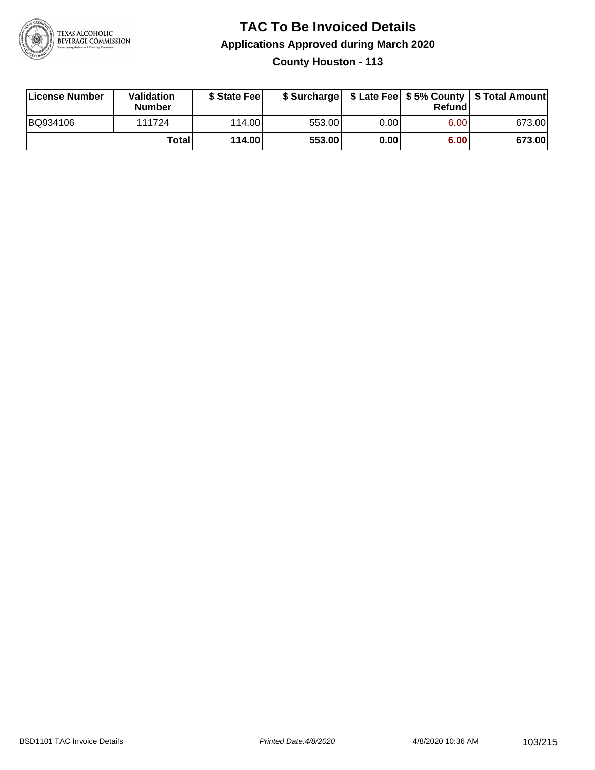# TAC To Be Invoiced Details

## Applications Approved during March 2020

### County Houston - 113

| License Number | Validation Number | $ State Fee | $ Surcharge | $ Late Fee | $ 5% County Refund | $ Total Amount |
|---|---|---|---|---|---|---|
| BQ934106 | 111724 | 114.00 | 553.00 | 0.00 | 6.00 | 673.00 |
| | **Total** | **114.00** | **553.00** | **0.00** | **6.00** | **673.00** |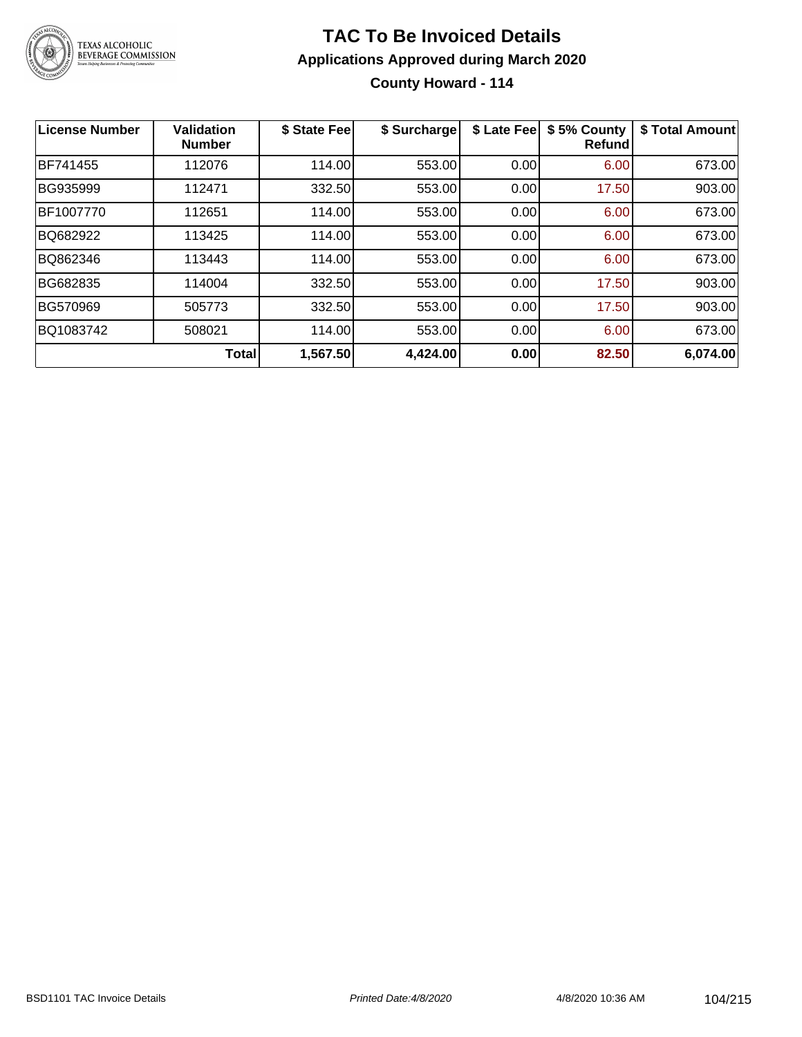# TAC To Be Invoiced Details

## Applications Approved during March 2020

### County Howard - 114

| License Number | Validation Number | $ State Fee | $ Surcharge | $ Late Fee | $ 5% County Refund | $ Total Amount |
|---|---|---|---|---|---|---|
| BF741455 | 112076 | 114.00 | 553.00 | 0.00 | 6.00 | 673.00 |
| BG935999 | 112471 | 332.50 | 553.00 | 0.00 | 17.50 | 903.00 |
| BF1007770 | 112651 | 114.00 | 553.00 | 0.00 | 6.00 | 673.00 |
| BQ682922 | 113425 | 114.00 | 553.00 | 0.00 | 6.00 | 673.00 |
| BQ862346 | 113443 | 114.00 | 553.00 | 0.00 | 6.00 | 673.00 |
| BG682835 | 114004 | 332.50 | 553.00 | 0.00 | 17.50 | 903.00 |
| BG570969 | 505773 | 332.50 | 553.00 | 0.00 | 17.50 | 903.00 |
| BQ1083742 | 508021 | 114.00 | 553.00 | 0.00 | 6.00 | 673.00 |
| | **Total** | **1,567.50** | **4,424.00** | **0.00** | **82.50** | **6,074.00** |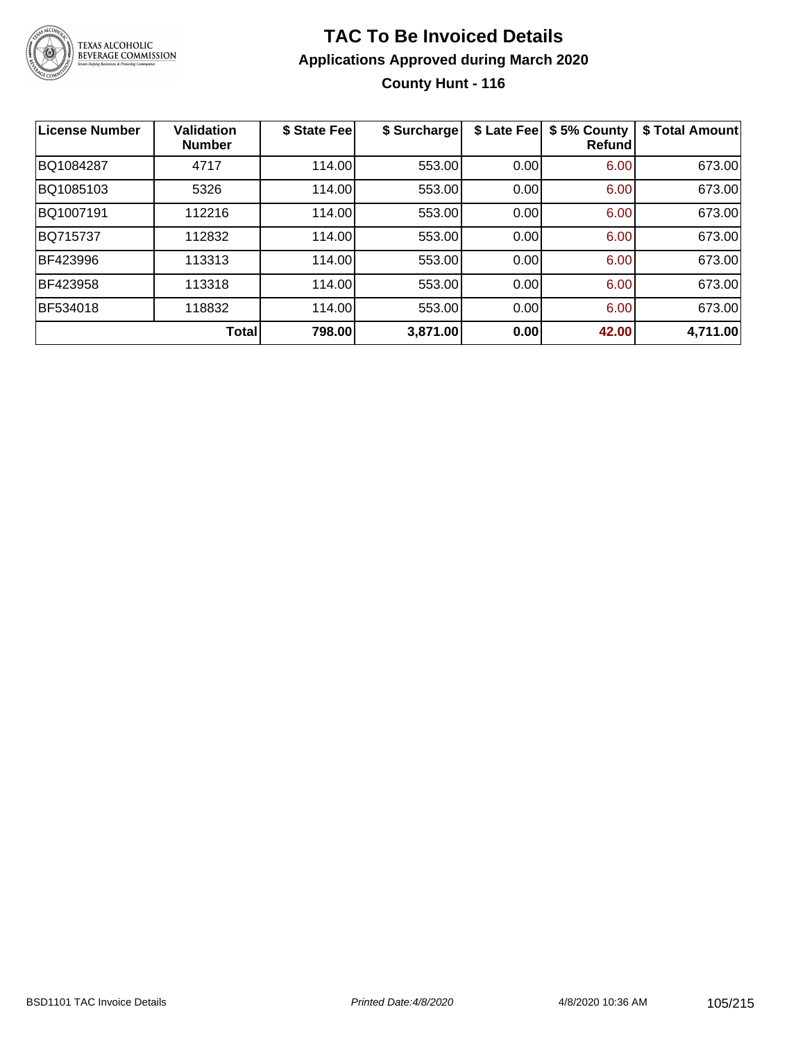# TAC To Be Invoiced Details

## Applications Approved during March 2020

### County Hunt - 116

| License Number | Validation Number | $ State Fee | $ Surcharge | $ Late Fee | $ 5% County Refund | $ Total Amount |
|---|---|---|---|---|---|---|
| BQ1084287 | 4717 | 114.00 | 553.00 | 0.00 | 6.00 | 673.00 |
| BQ1085103 | 5326 | 114.00 | 553.00 | 0.00 | 6.00 | 673.00 |
| BQ1007191 | 112216 | 114.00 | 553.00 | 0.00 | 6.00 | 673.00 |
| BQ715737 | 112832 | 114.00 | 553.00 | 0.00 | 6.00 | 673.00 |
| BF423996 | 113313 | 114.00 | 553.00 | 0.00 | 6.00 | 673.00 |
| BF423958 | 113318 | 114.00 | 553.00 | 0.00 | 6.00 | 673.00 |
| BF534018 | 118832 | 114.00 | 553.00 | 0.00 | 6.00 | 673.00 |
| | **Total** | **798.00** | **3,871.00** | **0.00** | **42.00** | **4,711.00** |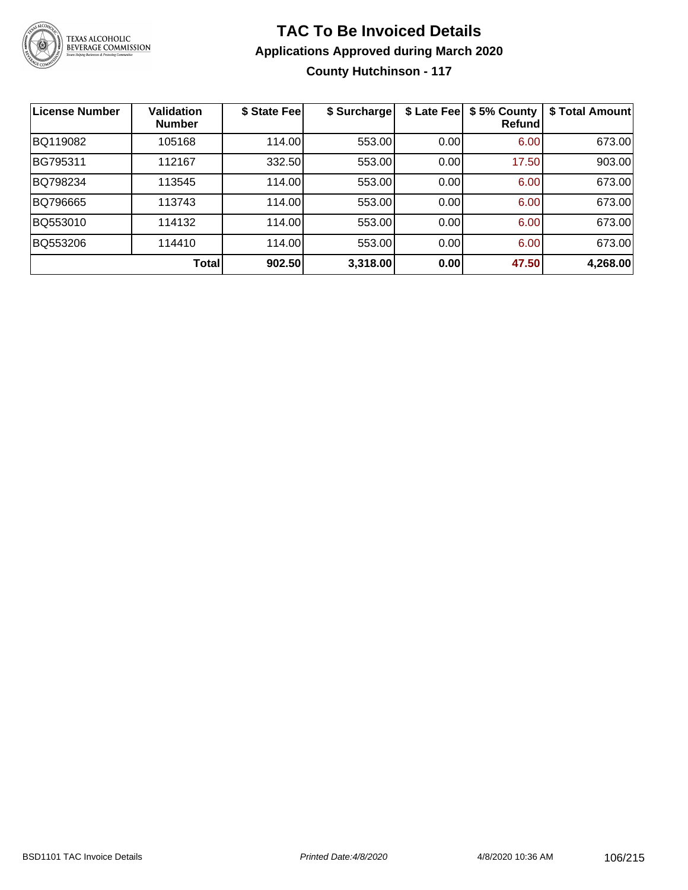# TAC To Be Invoiced Details

## Applications Approved during March 2020

### County Hutchinson - 117

| License Number | Validation Number | $ State Fee | $ Surcharge | $ Late Fee | $ 5% County Refund | $ Total Amount |
|---|---|---|---|---|---|---|
| BQ119082 | 105168 | 114.00 | 553.00 | 0.00 | 6.00 | 673.00 |
| BG795311 | 112167 | 332.50 | 553.00 | 0.00 | 17.50 | 903.00 |
| BQ798234 | 113545 | 114.00 | 553.00 | 0.00 | 6.00 | 673.00 |
| BQ796665 | 113743 | 114.00 | 553.00 | 0.00 | 6.00 | 673.00 |
| BQ553010 | 114132 | 114.00 | 553.00 | 0.00 | 6.00 | 673.00 |
| BQ553206 | 114410 | 114.00 | 553.00 | 0.00 | 6.00 | 673.00 |
| | **Total** | **902.50** | **3,318.00** | **0.00** | **47.50** | **4,268.00** |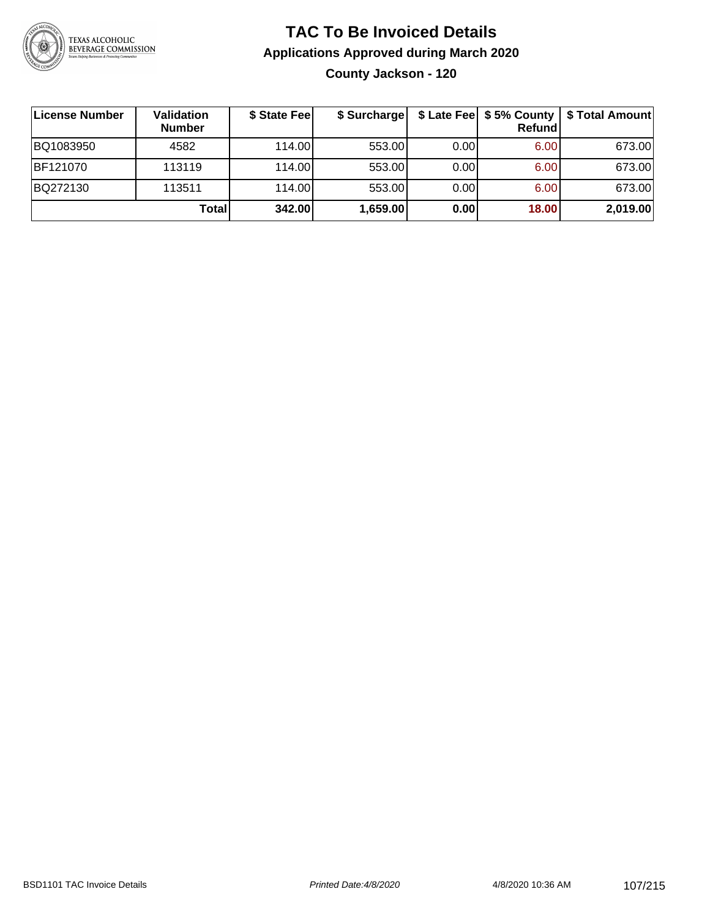# TAC To Be Invoiced Details

## Applications Approved during March 2020

### County Jackson - 120

| License Number | Validation Number | $ State Fee | $ Surcharge | $ Late Fee | $ 5% County Refund | $ Total Amount |
|---|---|---|---|---|---|---|
| BQ1083950 | 4582 | 114.00 | 553.00 | 0.00 | 6.00 | 673.00 |
| BF121070 | 113119 | 114.00 | 553.00 | 0.00 | 6.00 | 673.00 |
| BQ272130 | 113511 | 114.00 | 553.00 | 0.00 | 6.00 | 673.00 |
| | **Total** | **342.00** | **1,659.00** | **0.00** | **18.00** | **2,019.00** |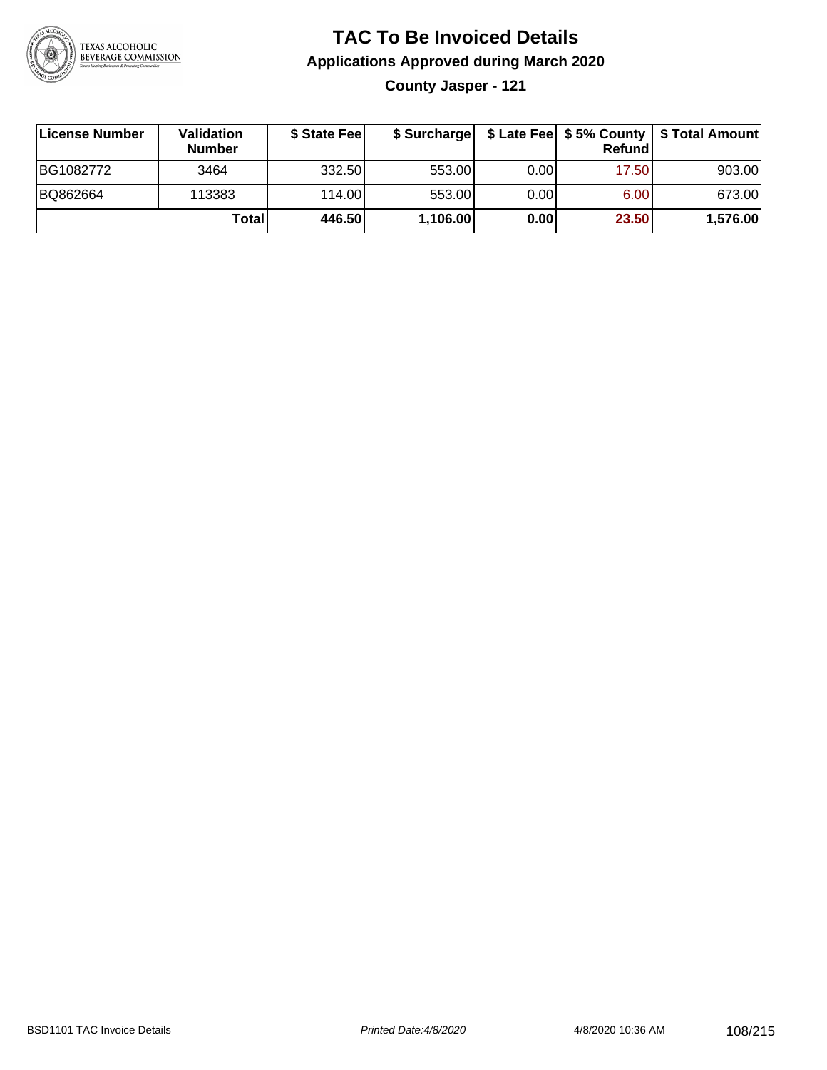# TAC To Be Invoiced Details

## Applications Approved during March 2020

### County Jasper - 121

| License Number | Validation Number | $ State Fee | $ Surcharge | $ Late Fee | $ 5% County Refund | $ Total Amount |
|---|---|---|---|---|---|---|
| BG1082772 | 3464 | 332.50 | 553.00 | 0.00 | 17.50 | 903.00 |
| BQ862664 | 113383 | 114.00 | 553.00 | 0.00 | 6.00 | 673.00 |
| | **Total** | **446.50** | **1,106.00** | **0.00** | **23.50** | **1,576.00** |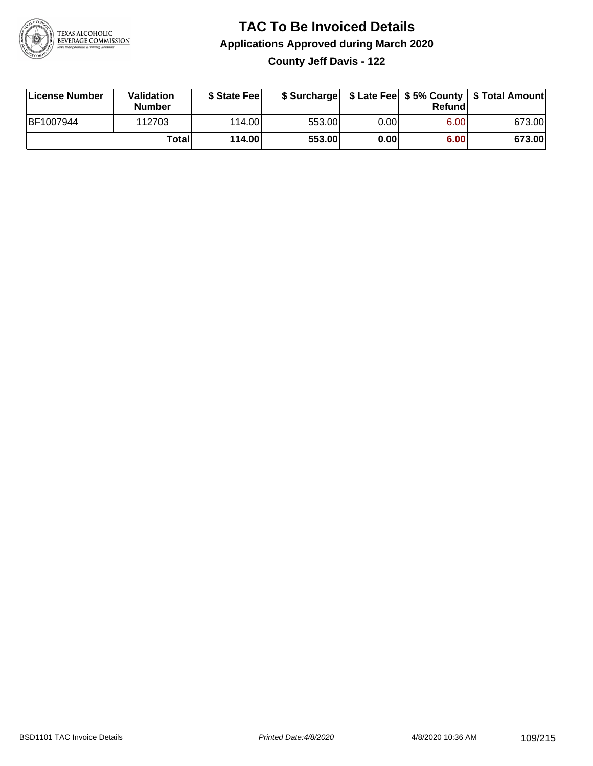# TAC To Be Invoiced Details

## Applications Approved during March 2020

### County Jeff Davis - 122

| License Number | Validation Number | $ State Fee | $ Surcharge | $ Late Fee | $ 5% County Refund | $ Total Amount |
|---|---|---|---|---|---|---|
| BF1007944 | 112703 | 114.00 | 553.00 | 0.00 | 6.00 | 673.00 |
| | **Total** | **114.00** | **553.00** | **0.00** | **6.00** | **673.00** |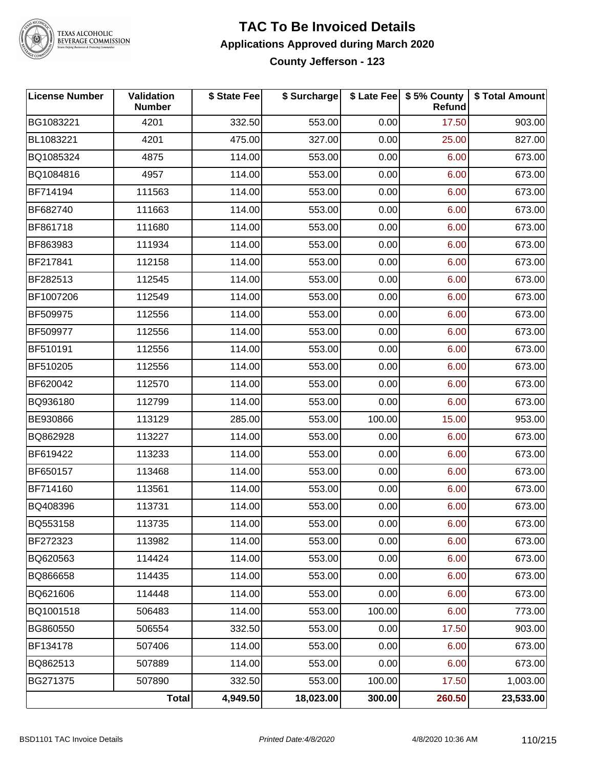# TAC To Be Invoiced Details

## Applications Approved during March 2020

### County Jefferson - 123

| License Number | Validation Number | $ State Fee | $ Surcharge | $ Late Fee | $ 5% County Refund | $ Total Amount |
|---|---|---|---|---|---|---|
| BG1083221 | 4201 | 332.50 | 553.00 | 0.00 | 17.50 | 903.00 |
| BL1083221 | 4201 | 475.00 | 327.00 | 0.00 | 25.00 | 827.00 |
| BQ1085324 | 4875 | 114.00 | 553.00 | 0.00 | 6.00 | 673.00 |
| BQ1084816 | 4957 | 114.00 | 553.00 | 0.00 | 6.00 | 673.00 |
| BF714194 | 111563 | 114.00 | 553.00 | 0.00 | 6.00 | 673.00 |
| BF682740 | 111663 | 114.00 | 553.00 | 0.00 | 6.00 | 673.00 |
| BF861718 | 111680 | 114.00 | 553.00 | 0.00 | 6.00 | 673.00 |
| BF863983 | 111934 | 114.00 | 553.00 | 0.00 | 6.00 | 673.00 |
| BF217841 | 112158 | 114.00 | 553.00 | 0.00 | 6.00 | 673.00 |
| BF282513 | 112545 | 114.00 | 553.00 | 0.00 | 6.00 | 673.00 |
| BF1007206 | 112549 | 114.00 | 553.00 | 0.00 | 6.00 | 673.00 |
| BF509975 | 112556 | 114.00 | 553.00 | 0.00 | 6.00 | 673.00 |
| BF509977 | 112556 | 114.00 | 553.00 | 0.00 | 6.00 | 673.00 |
| BF510191 | 112556 | 114.00 | 553.00 | 0.00 | 6.00 | 673.00 |
| BF510205 | 112556 | 114.00 | 553.00 | 0.00 | 6.00 | 673.00 |
| BF620042 | 112570 | 114.00 | 553.00 | 0.00 | 6.00 | 673.00 |
| BQ936180 | 112799 | 114.00 | 553.00 | 0.00 | 6.00 | 673.00 |
| BE930866 | 113129 | 285.00 | 553.00 | 100.00 | 15.00 | 953.00 |
| BQ862928 | 113227 | 114.00 | 553.00 | 0.00 | 6.00 | 673.00 |
| BF619422 | 113233 | 114.00 | 553.00 | 0.00 | 6.00 | 673.00 |
| BF650157 | 113468 | 114.00 | 553.00 | 0.00 | 6.00 | 673.00 |
| BF714160 | 113561 | 114.00 | 553.00 | 0.00 | 6.00 | 673.00 |
| BQ408396 | 113731 | 114.00 | 553.00 | 0.00 | 6.00 | 673.00 |
| BQ553158 | 113735 | 114.00 | 553.00 | 0.00 | 6.00 | 673.00 |
| BF272323 | 113982 | 114.00 | 553.00 | 0.00 | 6.00 | 673.00 |
| BQ620563 | 114424 | 114.00 | 553.00 | 0.00 | 6.00 | 673.00 |
| BQ866658 | 114435 | 114.00 | 553.00 | 0.00 | 6.00 | 673.00 |
| BQ621606 | 114448 | 114.00 | 553.00 | 0.00 | 6.00 | 673.00 |
| BQ1001518 | 506483 | 114.00 | 553.00 | 100.00 | 6.00 | 773.00 |
| BG860550 | 506554 | 332.50 | 553.00 | 0.00 | 17.50 | 903.00 |
| BF134178 | 507406 | 114.00 | 553.00 | 0.00 | 6.00 | 673.00 |
| BQ862513 | 507889 | 114.00 | 553.00 | 0.00 | 6.00 | 673.00 |
| BG271375 | 507890 | 332.50 | 553.00 | 100.00 | 17.50 | 1,003.00 |
| | **Total** | **4,949.50** | **18,023.00** | **300.00** | **260.50** | **23,533.00** |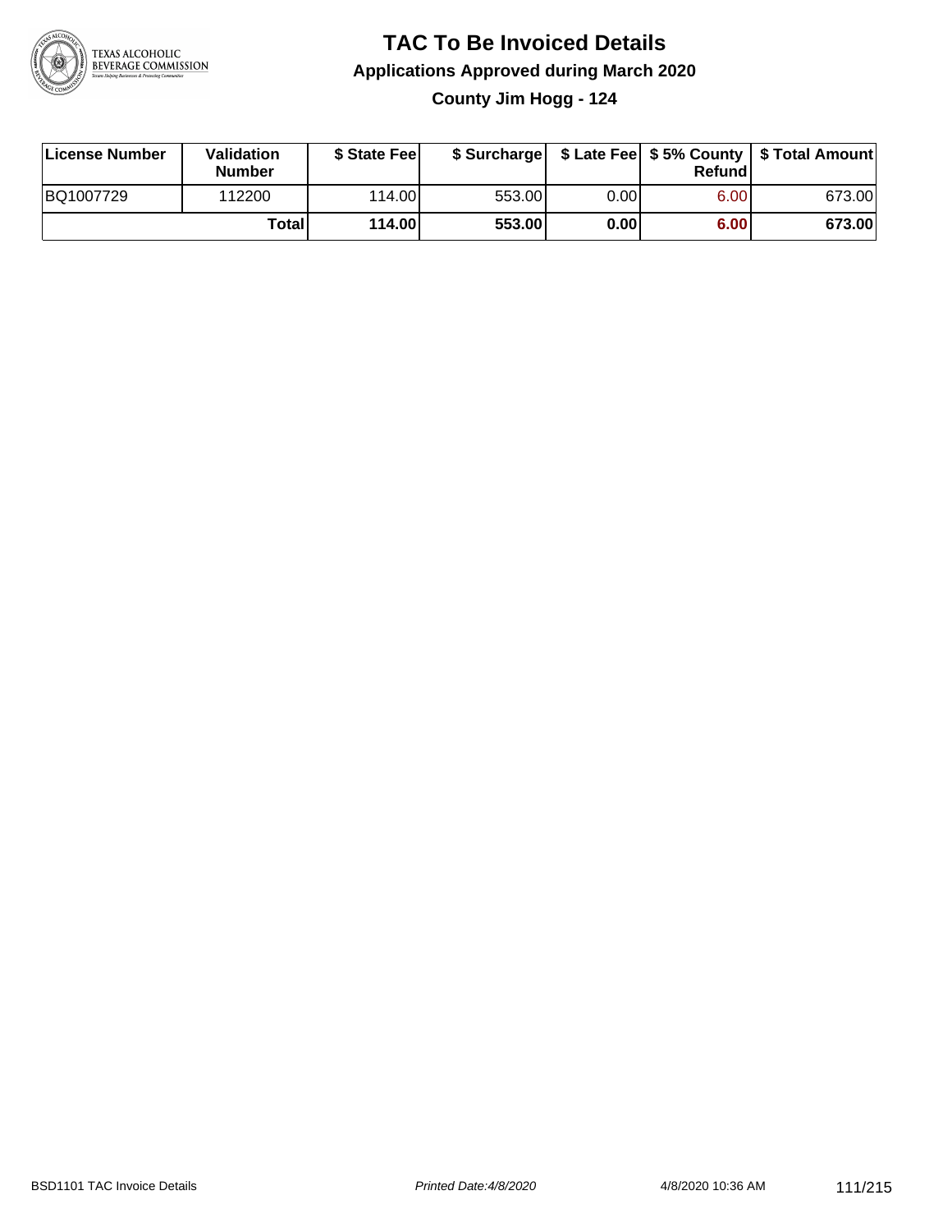# TAC To Be Invoiced Details

## Applications Approved during March 2020

### County Jim Hogg - 124

| License Number | Validation Number | $ State Fee | $ Surcharge | $ Late Fee | $ 5% County Refund | $ Total Amount |
|---|---|---|---|---|---|---|
| BQ1007729 | 112200 | 114.00 | 553.00 | 0.00 | 6.00 | 673.00 |
| | **Total** | **114.00** | **553.00** | **0.00** | **6.00** | **673.00** |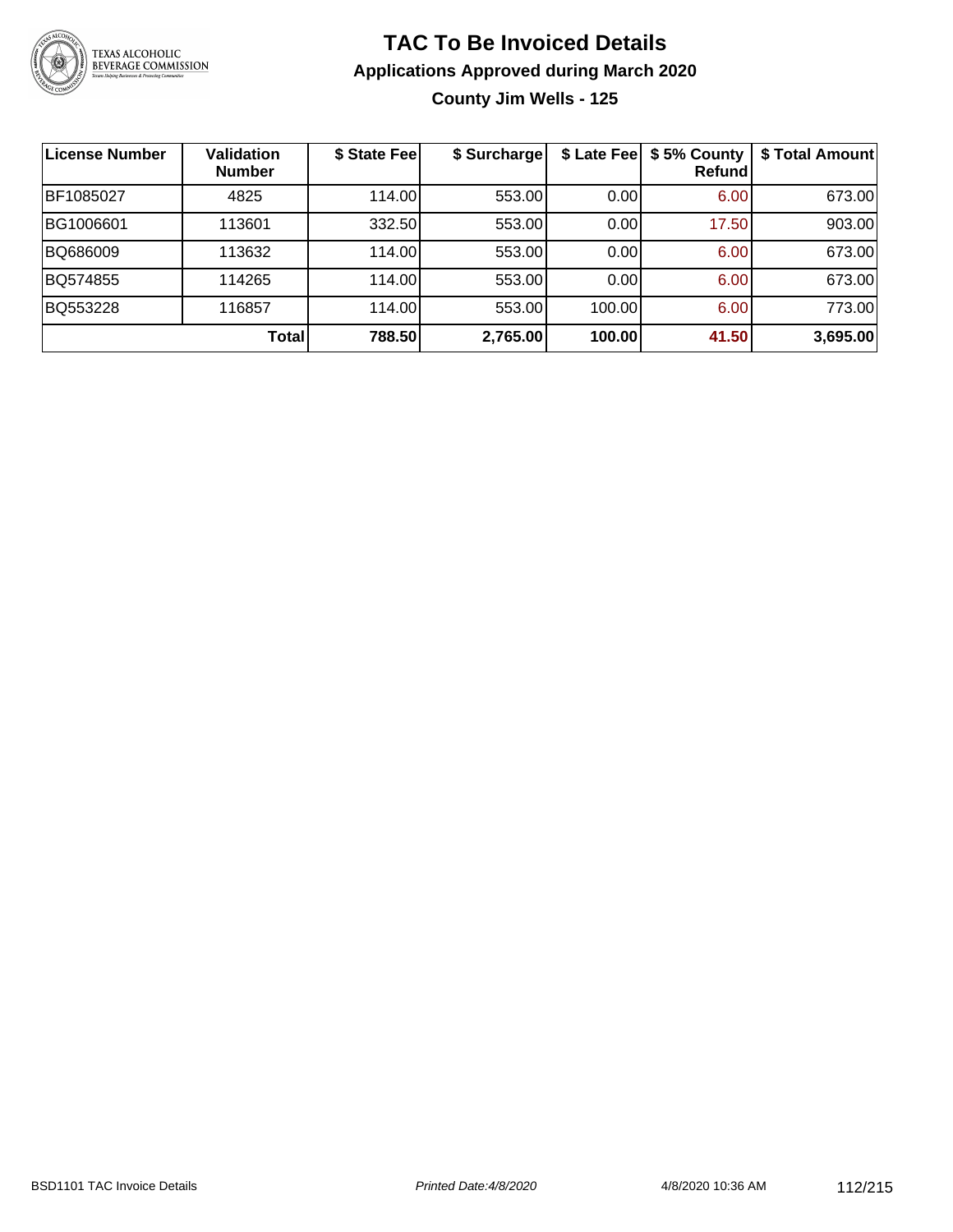# TAC To Be Invoiced Details

## Applications Approved during March 2020

### County Jim Wells - 125

| License Number | Validation Number | $ State Fee | $ Surcharge | $ Late Fee | $ 5% County Refund | $ Total Amount |
|---|---|---|---|---|---|---|
| BF1085027 | 4825 | 114.00 | 553.00 | 0.00 | 6.00 | 673.00 |
| BG1006601 | 113601 | 332.50 | 553.00 | 0.00 | 17.50 | 903.00 |
| BQ686009 | 113632 | 114.00 | 553.00 | 0.00 | 6.00 | 673.00 |
| BQ574855 | 114265 | 114.00 | 553.00 | 0.00 | 6.00 | 673.00 |
| BQ553228 | 116857 | 114.00 | 553.00 | 100.00 | 6.00 | 773.00 |
| | **Total** | **788.50** | **2,765.00** | **100.00** | **41.50** | **3,695.00** |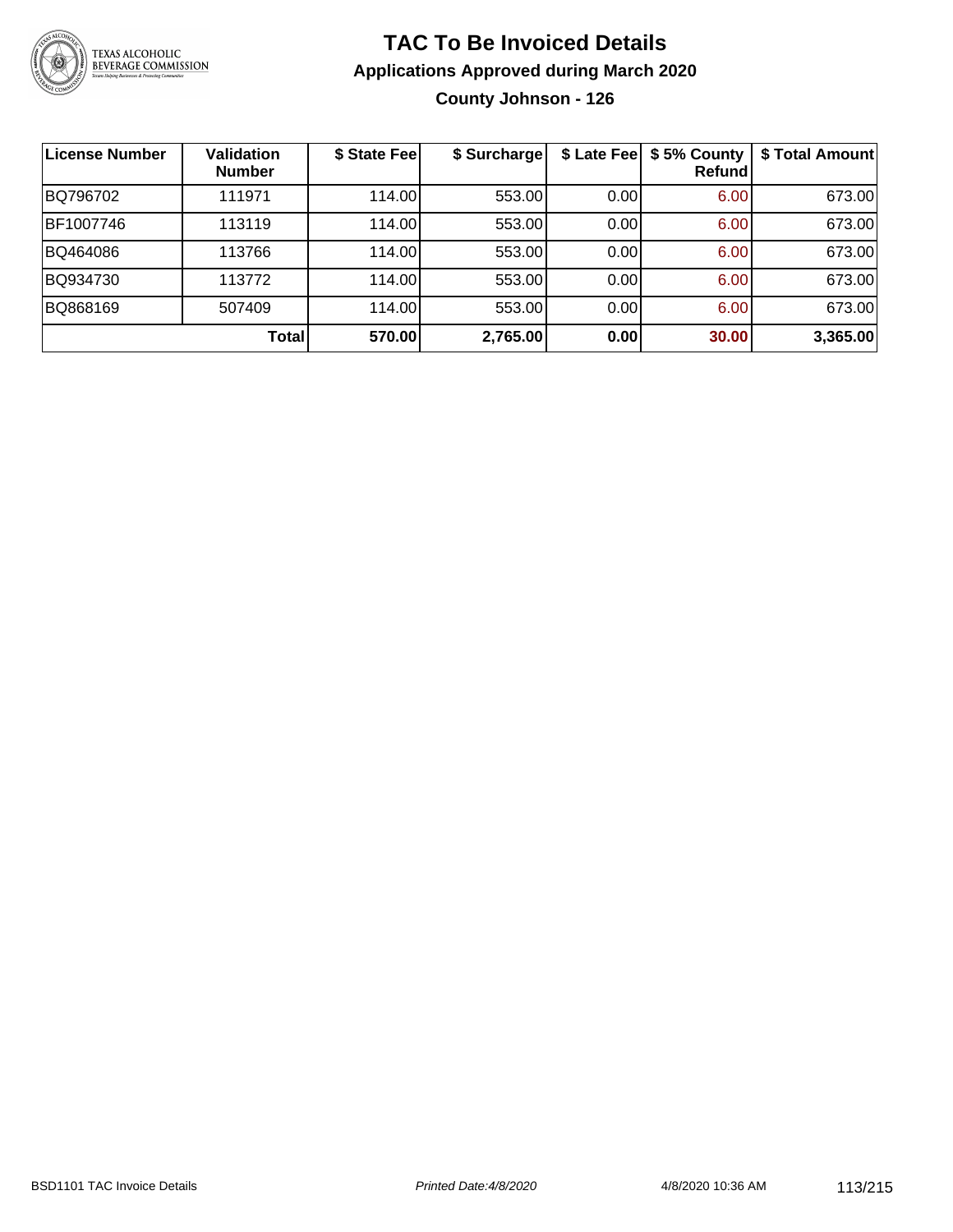# TAC To Be Invoiced Details

## Applications Approved during March 2020

### County Johnson - 126

| License Number | Validation Number | $ State Fee | $ Surcharge | $ Late Fee | $ 5% County Refund | $ Total Amount |
|---|---|---|---|---|---|---|
| BQ796702 | 111971 | 114.00 | 553.00 | 0.00 | 6.00 | 673.00 |
| BF1007746 | 113119 | 114.00 | 553.00 | 0.00 | 6.00 | 673.00 |
| BQ464086 | 113766 | 114.00 | 553.00 | 0.00 | 6.00 | 673.00 |
| BQ934730 | 113772 | 114.00 | 553.00 | 0.00 | 6.00 | 673.00 |
| BQ868169 | 507409 | 114.00 | 553.00 | 0.00 | 6.00 | 673.00 |
| | **Total** | **570.00** | **2,765.00** | **0.00** | **30.00** | **3,365.00** |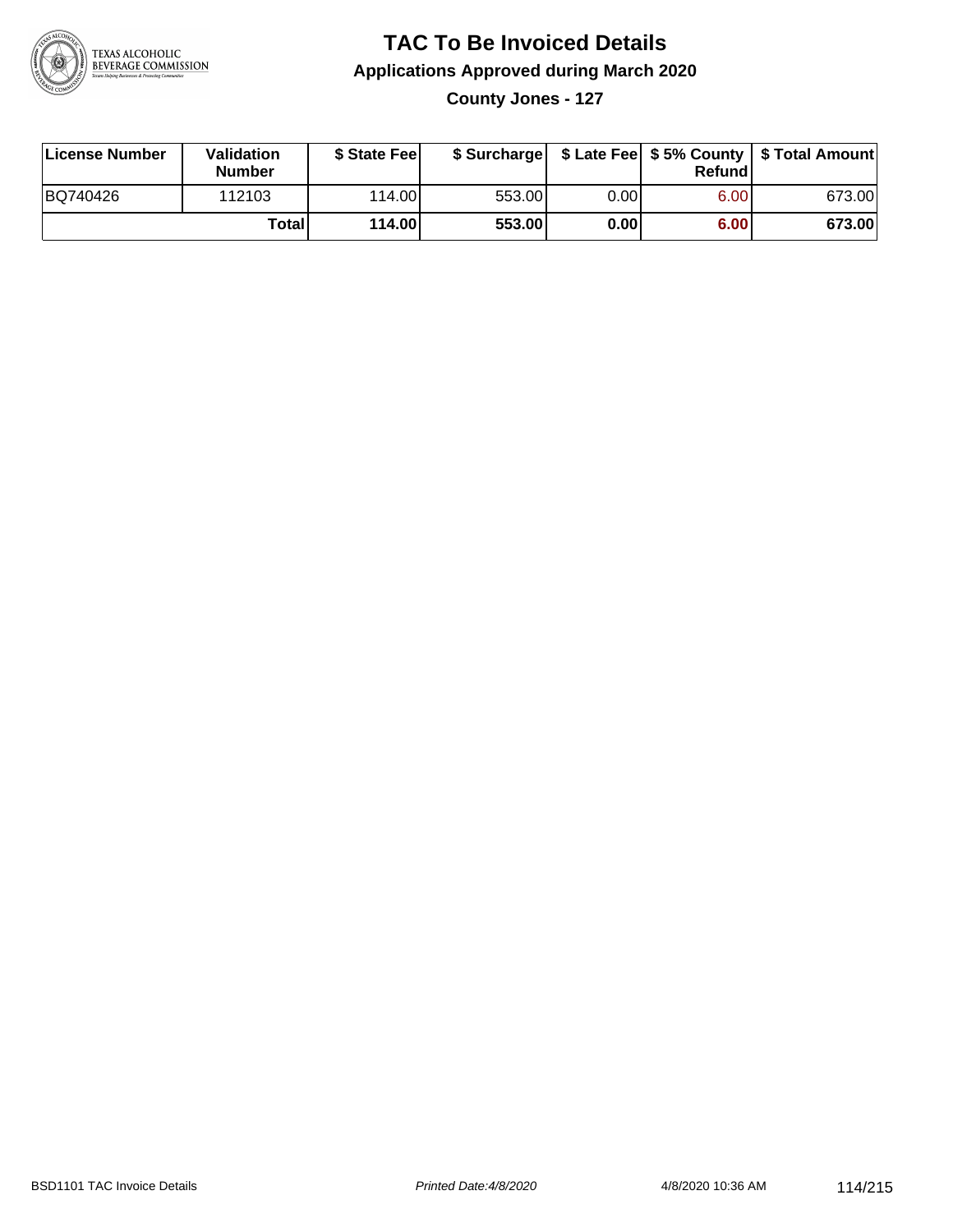# TAC To Be Invoiced Details

## Applications Approved during March 2020

### County Jones - 127

| License Number | Validation Number | $ State Fee | $ Surcharge | $ Late Fee | $ 5% County Refund | $ Total Amount |
|---|---|---|---|---|---|---|
| BQ740426 | 112103 | 114.00 | 553.00 | 0.00 | 6.00 | 673.00 |
| | **Total** | **114.00** | **553.00** | **0.00** | **6.00** | **673.00** |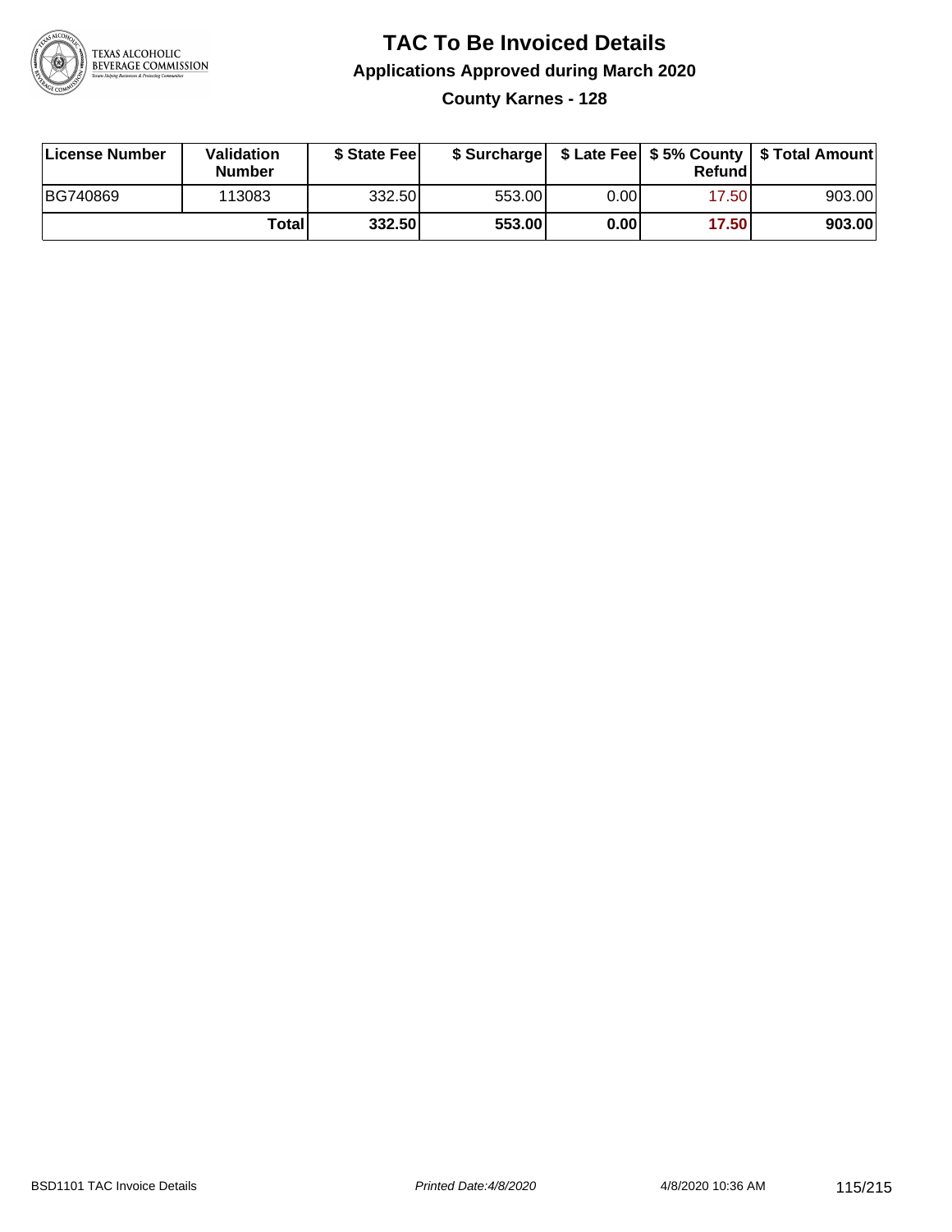# TAC To Be Invoiced Details

## Applications Approved during March 2020

### County Karnes - 128

| License Number | Validation Number | $ State Fee | $ Surcharge | $ Late Fee | $ 5% County Refund | $ Total Amount |
|---|---|---|---|---|---|---|
| BG740869 | 113083 | 332.50 | 553.00 | 0.00 | 17.50 | 903.00 |
| | **Total** | **332.50** | **553.00** | **0.00** | **17.50** | **903.00** |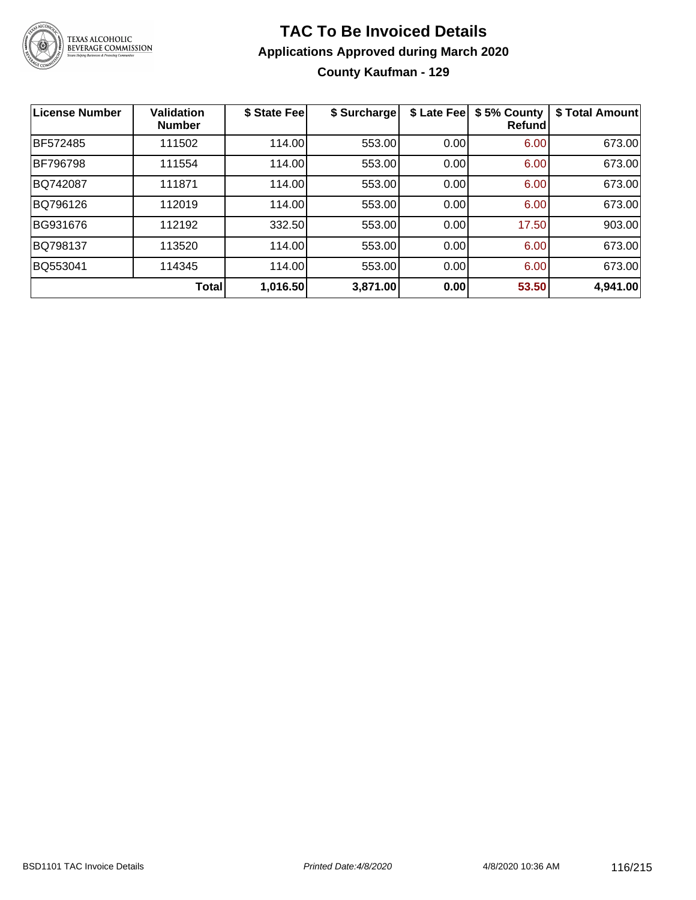# TAC To Be Invoiced Details

## Applications Approved during March 2020

### County Kaufman - 129

| License Number | Validation Number | $ State Fee | $ Surcharge | $ Late Fee | $ 5% County Refund | $ Total Amount |
|---|---|---|---|---|---|---|
| BF572485 | 111502 | 114.00 | 553.00 | 0.00 | 6.00 | 673.00 |
| BF796798 | 111554 | 114.00 | 553.00 | 0.00 | 6.00 | 673.00 |
| BQ742087 | 111871 | 114.00 | 553.00 | 0.00 | 6.00 | 673.00 |
| BQ796126 | 112019 | 114.00 | 553.00 | 0.00 | 6.00 | 673.00 |
| BG931676 | 112192 | 332.50 | 553.00 | 0.00 | 17.50 | 903.00 |
| BQ798137 | 113520 | 114.00 | 553.00 | 0.00 | 6.00 | 673.00 |
| BQ553041 | 114345 | 114.00 | 553.00 | 0.00 | 6.00 | 673.00 |
| | **Total** | **1,016.50** | **3,871.00** | **0.00** | **53.50** | **4,941.00** |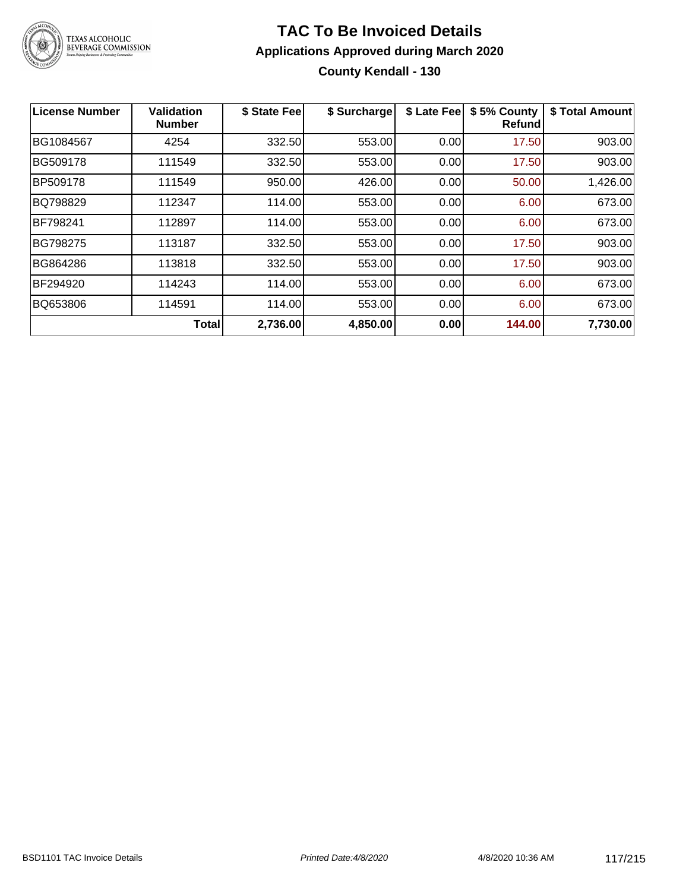# TAC To Be Invoiced Details

## Applications Approved during March 2020

### County Kendall - 130

| License Number | Validation Number | $ State Fee | $ Surcharge | $ Late Fee | $ 5% County Refund | $ Total Amount |
|---|---|---|---|---|---|---|
| BG1084567 | 4254 | 332.50 | 553.00 | 0.00 | 17.50 | 903.00 |
| BG509178 | 111549 | 332.50 | 553.00 | 0.00 | 17.50 | 903.00 |
| BP509178 | 111549 | 950.00 | 426.00 | 0.00 | 50.00 | 1,426.00 |
| BQ798829 | 112347 | 114.00 | 553.00 | 0.00 | 6.00 | 673.00 |
| BF798241 | 112897 | 114.00 | 553.00 | 0.00 | 6.00 | 673.00 |
| BG798275 | 113187 | 332.50 | 553.00 | 0.00 | 17.50 | 903.00 |
| BG864286 | 113818 | 332.50 | 553.00 | 0.00 | 17.50 | 903.00 |
| BF294920 | 114243 | 114.00 | 553.00 | 0.00 | 6.00 | 673.00 |
| BQ653806 | 114591 | 114.00 | 553.00 | 0.00 | 6.00 | 673.00 |
| | **Total** | **2,736.00** | **4,850.00** | **0.00** | **144.00** | **7,730.00** |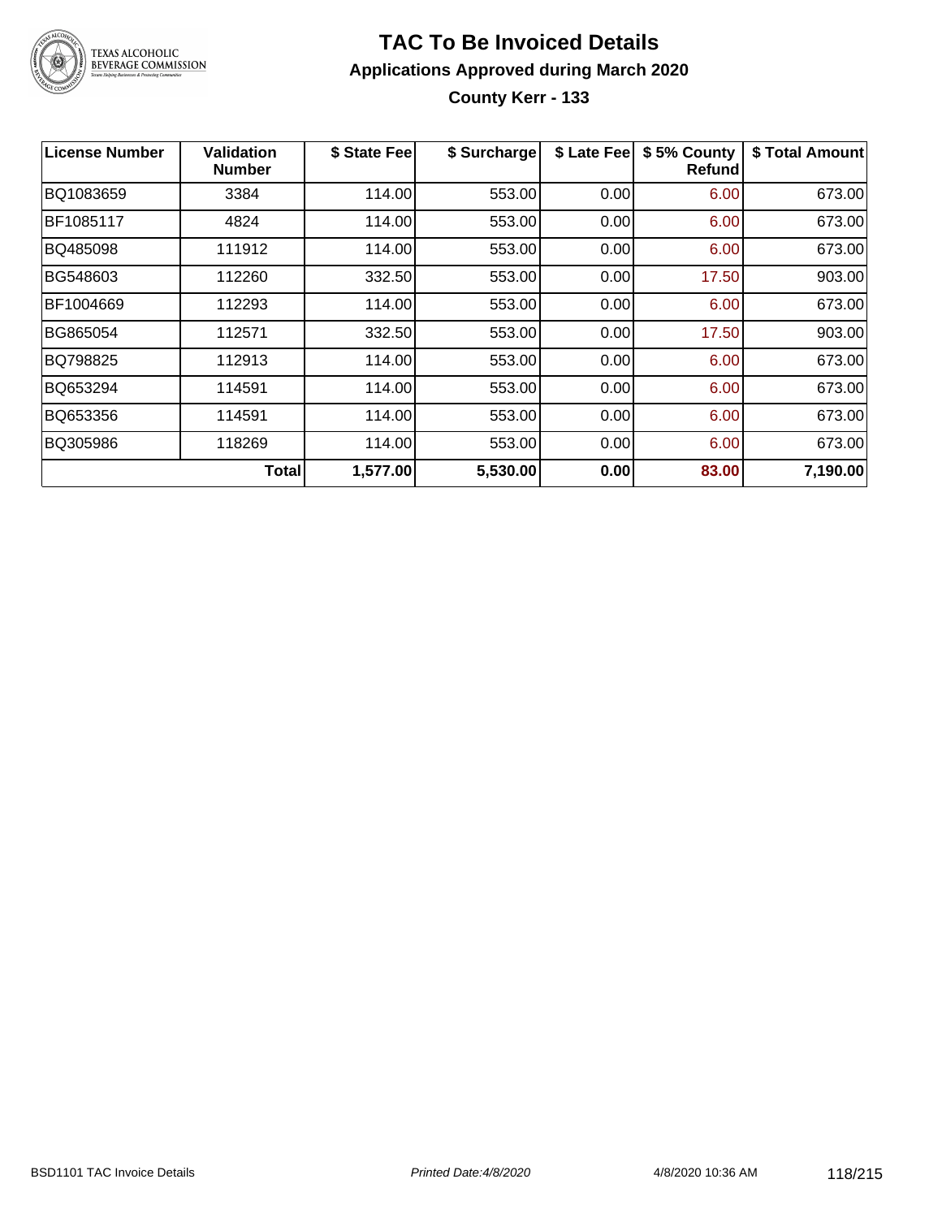# TAC To Be Invoiced Details

## Applications Approved during March 2020

### County Kerr - 133

| License Number | Validation Number | $ State Fee | $ Surcharge | $ Late Fee | $ 5% County Refund | $ Total Amount |
|---|---|---|---|---|---|---|
| BQ1083659 | 3384 | 114.00 | 553.00 | 0.00 | 6.00 | 673.00 |
| BF1085117 | 4824 | 114.00 | 553.00 | 0.00 | 6.00 | 673.00 |
| BQ485098 | 111912 | 114.00 | 553.00 | 0.00 | 6.00 | 673.00 |
| BG548603 | 112260 | 332.50 | 553.00 | 0.00 | 17.50 | 903.00 |
| BF1004669 | 112293 | 114.00 | 553.00 | 0.00 | 6.00 | 673.00 |
| BG865054 | 112571 | 332.50 | 553.00 | 0.00 | 17.50 | 903.00 |
| BQ798825 | 112913 | 114.00 | 553.00 | 0.00 | 6.00 | 673.00 |
| BQ653294 | 114591 | 114.00 | 553.00 | 0.00 | 6.00 | 673.00 |
| BQ653356 | 114591 | 114.00 | 553.00 | 0.00 | 6.00 | 673.00 |
| BQ305986 | 118269 | 114.00 | 553.00 | 0.00 | 6.00 | 673.00 |
| | **Total** | **1,577.00** | **5,530.00** | **0.00** | **83.00** | **7,190.00** |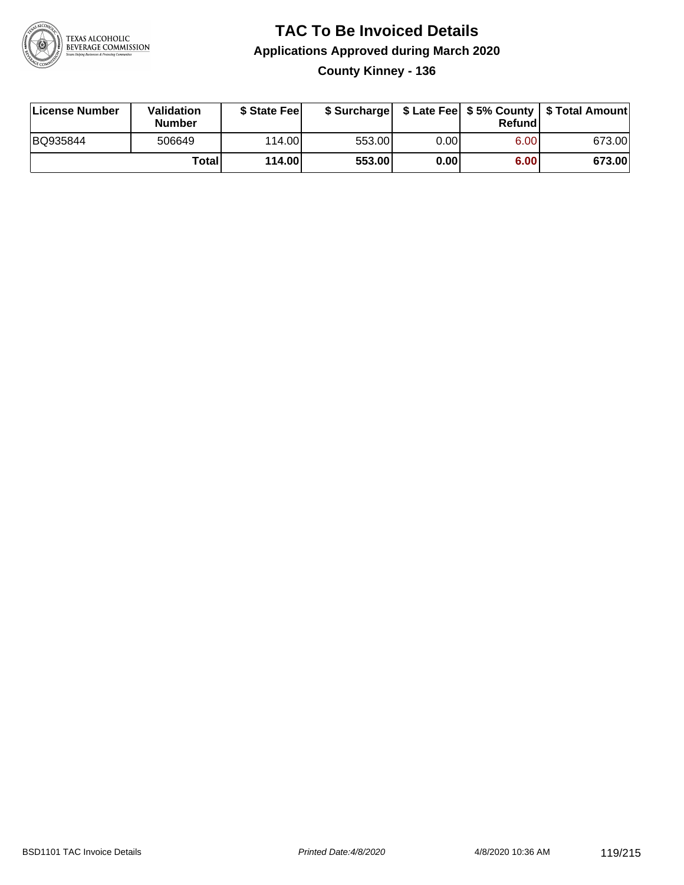# TAC To Be Invoiced Details

## Applications Approved during March 2020

### County Kinney - 136

| License Number | Validation Number | $ State Fee | $ Surcharge | $ Late Fee | $ 5% County Refund | $ Total Amount |
|---|---|---|---|---|---|---|
| BQ935844 | 506649 | 114.00 | 553.00 | 0.00 | 6.00 | 673.00 |
| | **Total** | **114.00** | **553.00** | **0.00** | **6.00** | **673.00** |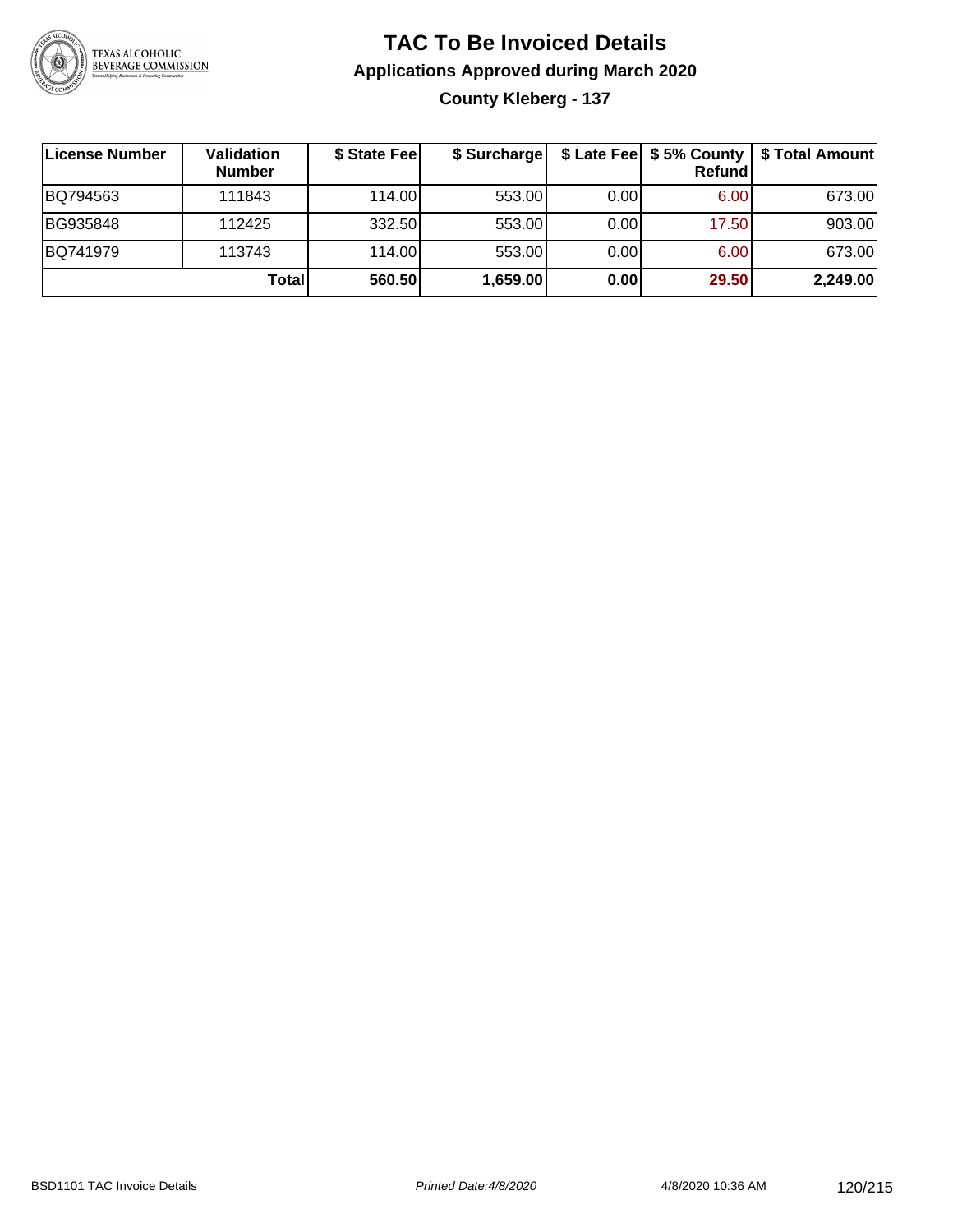# TAC To Be Invoiced Details

## Applications Approved during March 2020

### County Kleberg - 137

| License Number | Validation Number | $ State Fee | $ Surcharge | $ Late Fee | $ 5% County Refund | $ Total Amount |
|---|---|---|---|---|---|---|
| BQ794563 | 111843 | 114.00 | 553.00 | 0.00 | 6.00 | 673.00 |
| BG935848 | 112425 | 332.50 | 553.00 | 0.00 | 17.50 | 903.00 |
| BQ741979 | 113743 | 114.00 | 553.00 | 0.00 | 6.00 | 673.00 |
| | **Total** | **560.50** | **1,659.00** | **0.00** | **29.50** | **2,249.00** |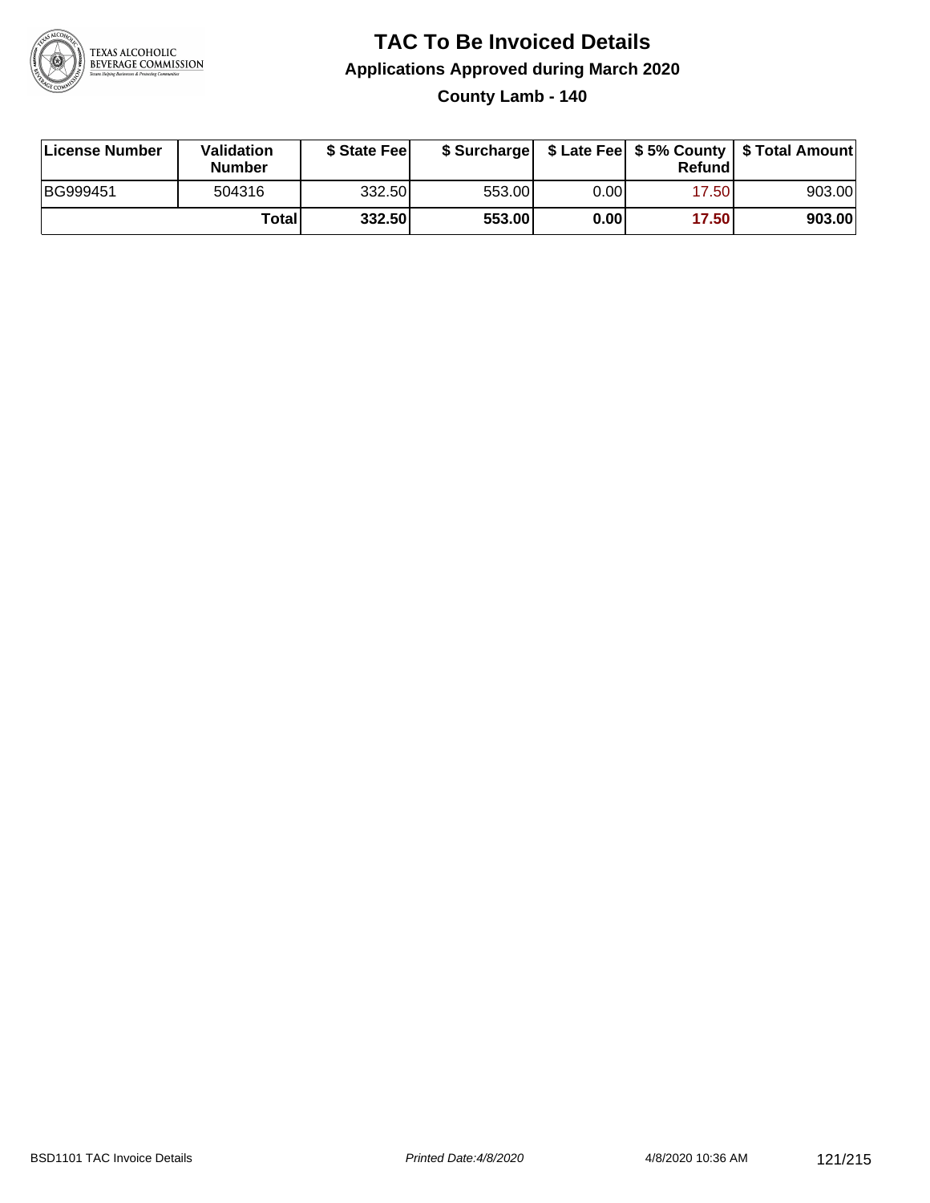# TAC To Be Invoiced Details

## Applications Approved during March 2020

### County Lamb - 140

| License Number | Validation Number | $ State Fee | $ Surcharge | $ Late Fee | $ 5% County Refund | $ Total Amount |
|---|---|---|---|---|---|---|
| BG999451 | 504316 | 332.50 | 553.00 | 0.00 | 17.50 | 903.00 |
| | **Total** | **332.50** | **553.00** | **0.00** | **17.50** | **903.00** |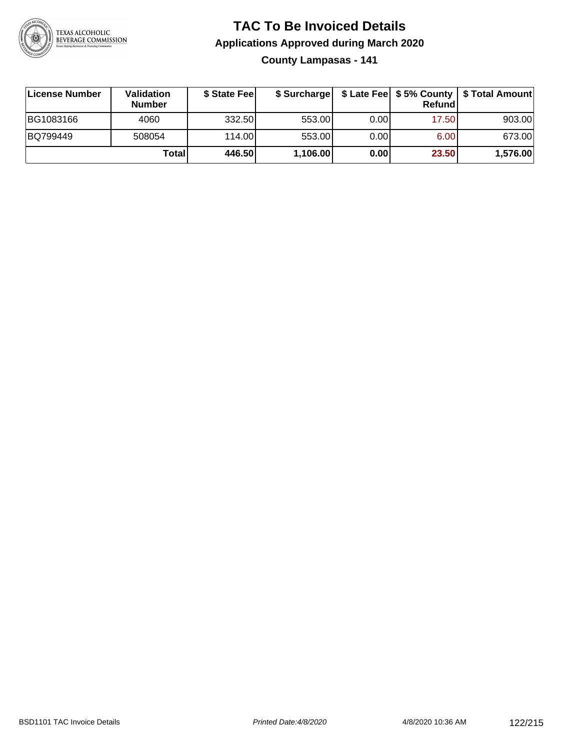# TAC To Be Invoiced Details

## Applications Approved during March 2020

### County Lampasas - 141

| License Number | Validation Number | $ State Fee | $ Surcharge | $ Late Fee | $ 5% County Refund | $ Total Amount |
|---|---|---|---|---|---|---|
| BG1083166 | 4060 | 332.50 | 553.00 | 0.00 | 17.50 | 903.00 |
| BQ799449 | 508054 | 114.00 | 553.00 | 0.00 | 6.00 | 673.00 |
| | **Total** | **446.50** | **1,106.00** | **0.00** | **23.50** | **1,576.00** |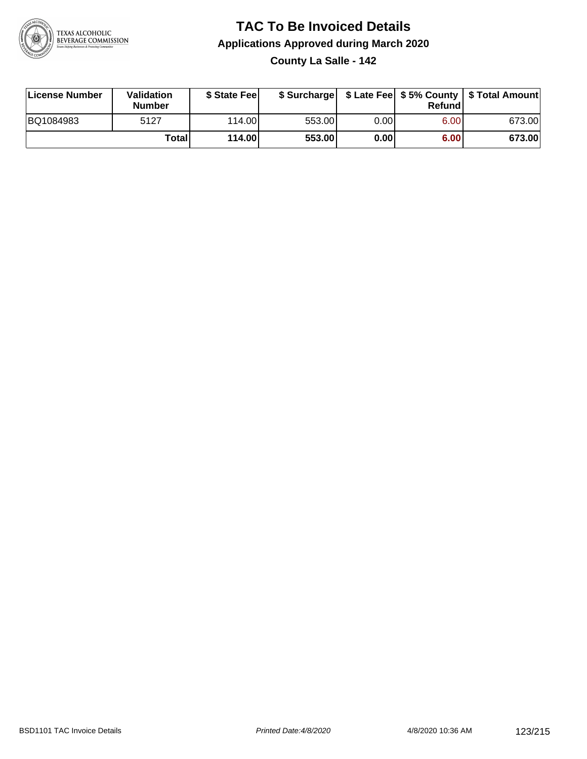# TAC To Be Invoiced Details

## Applications Approved during March 2020

### County La Salle - 142

| License Number | Validation Number | $ State Fee | $ Surcharge | $ Late Fee | $ 5% County Refund | $ Total Amount |
|---|---|---|---|---|---|---|
| BQ1084983 | 5127 | 114.00 | 553.00 | 0.00 | 6.00 | 673.00 |
| | **Total** | **114.00** | **553.00** | **0.00** | **6.00** | **673.00** |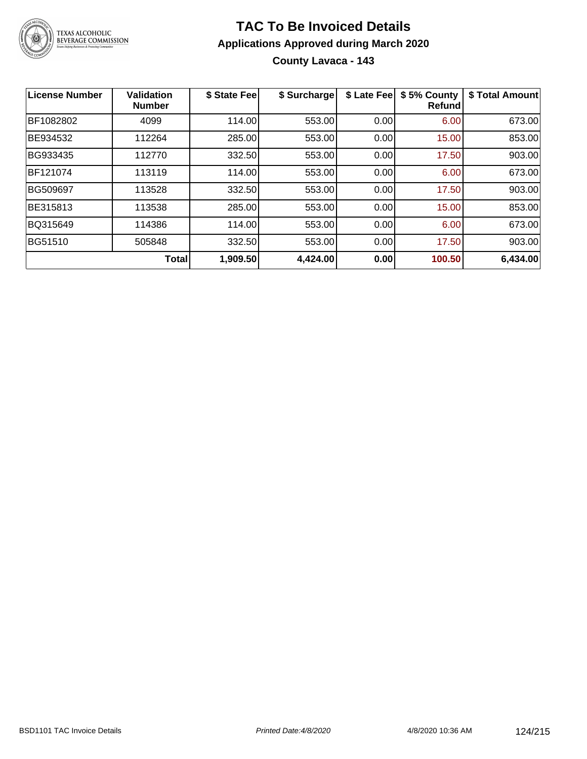# TAC To Be Invoiced Details

## Applications Approved during March 2020

### County Lavaca - 143

| License Number | Validation Number | $ State Fee | $ Surcharge | $ Late Fee | $ 5% County Refund | $ Total Amount |
|---|---|---|---|---|---|---|
| BF1082802 | 4099 | 114.00 | 553.00 | 0.00 | 6.00 | 673.00 |
| BE934532 | 112264 | 285.00 | 553.00 | 0.00 | 15.00 | 853.00 |
| BG933435 | 112770 | 332.50 | 553.00 | 0.00 | 17.50 | 903.00 |
| BF121074 | 113119 | 114.00 | 553.00 | 0.00 | 6.00 | 673.00 |
| BG509697 | 113528 | 332.50 | 553.00 | 0.00 | 17.50 | 903.00 |
| BE315813 | 113538 | 285.00 | 553.00 | 0.00 | 15.00 | 853.00 |
| BQ315649 | 114386 | 114.00 | 553.00 | 0.00 | 6.00 | 673.00 |
| BG51510 | 505848 | 332.50 | 553.00 | 0.00 | 17.50 | 903.00 |
| | **Total** | **1,909.50** | **4,424.00** | **0.00** | **100.50** | **6,434.00** |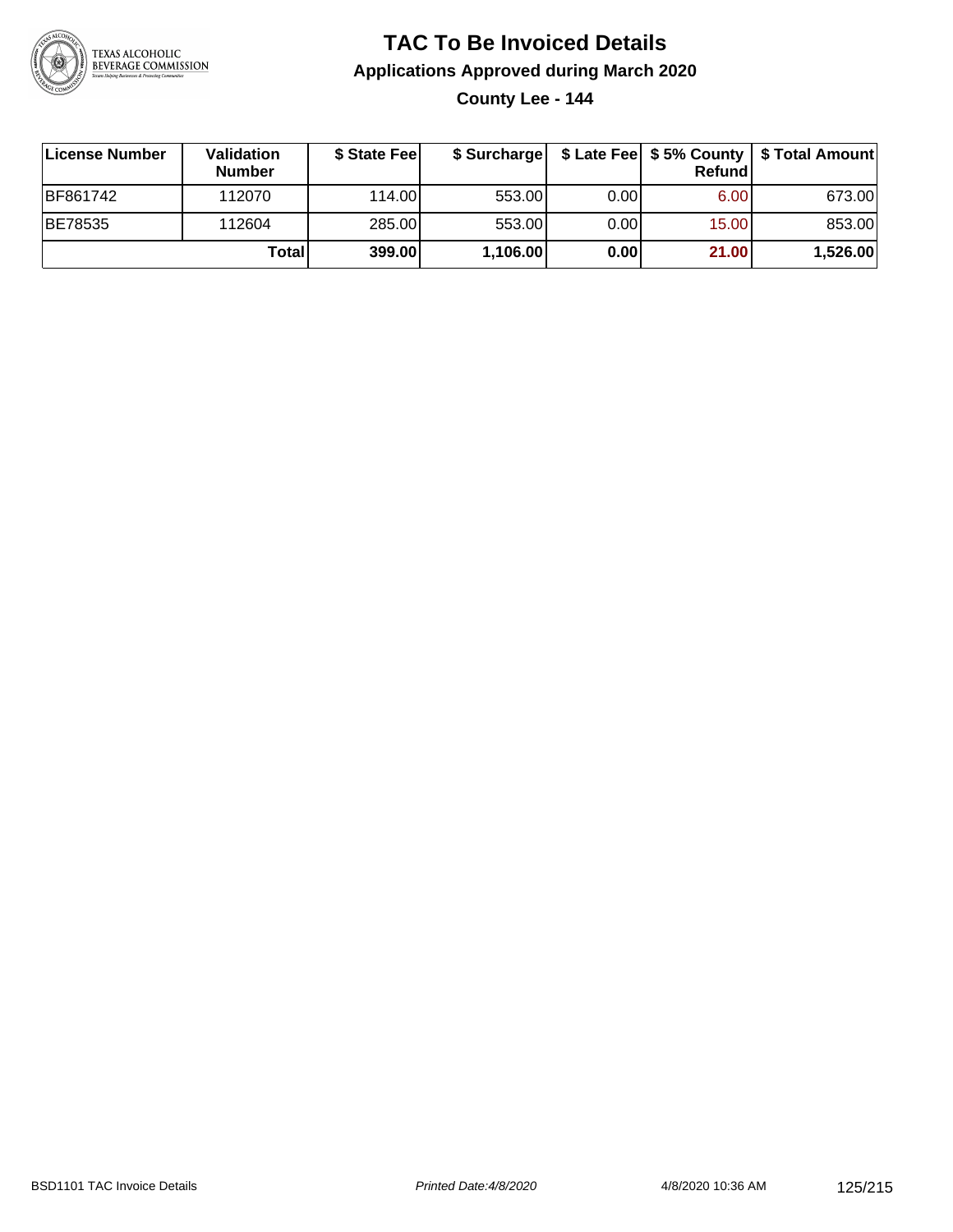# TAC To Be Invoiced Details

## Applications Approved during March 2020

### County Lee - 144

| License Number | Validation Number | $ State Fee | $ Surcharge | $ Late Fee | $ 5% County Refund | $ Total Amount |
|---|---|---|---|---|---|---|
| BF861742 | 112070 | 114.00 | 553.00 | 0.00 | 6.00 | 673.00 |
| BE78535 | 112604 | 285.00 | 553.00 | 0.00 | 15.00 | 853.00 |
| | **Total** | **399.00** | **1,106.00** | **0.00** | **21.00** | **1,526.00** |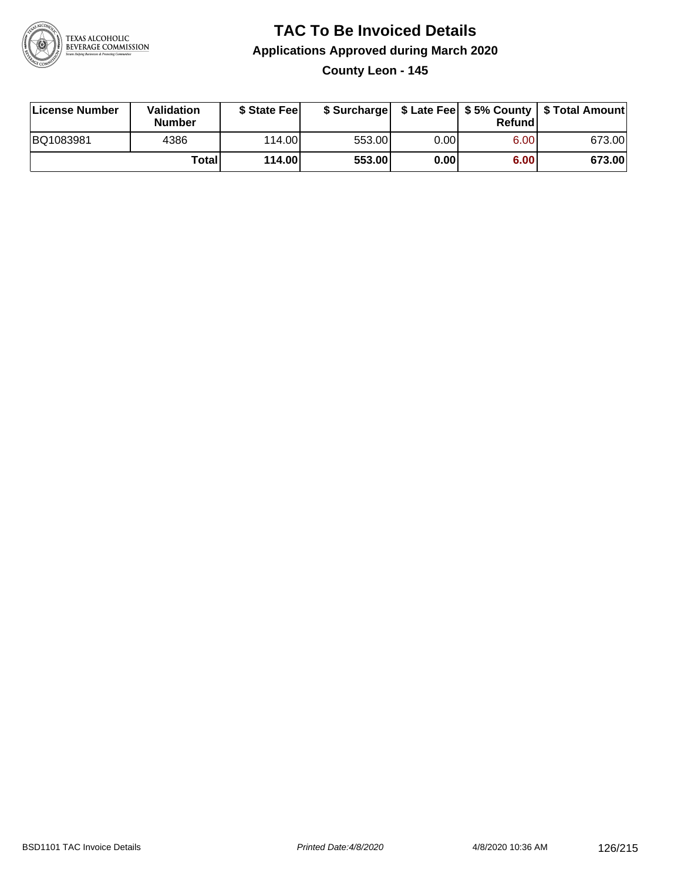# TAC To Be Invoiced Details

## Applications Approved during March 2020

### County Leon - 145

| License Number | Validation Number | $ State Fee | $ Surcharge | $ Late Fee | $ 5% County Refund | $ Total Amount |
|---|---|---|---|---|---|---|
| BQ1083981 | 4386 | 114.00 | 553.00 | 0.00 | 6.00 | 673.00 |
| | **Total** | **114.00** | **553.00** | **0.00** | **6.00** | **673.00** |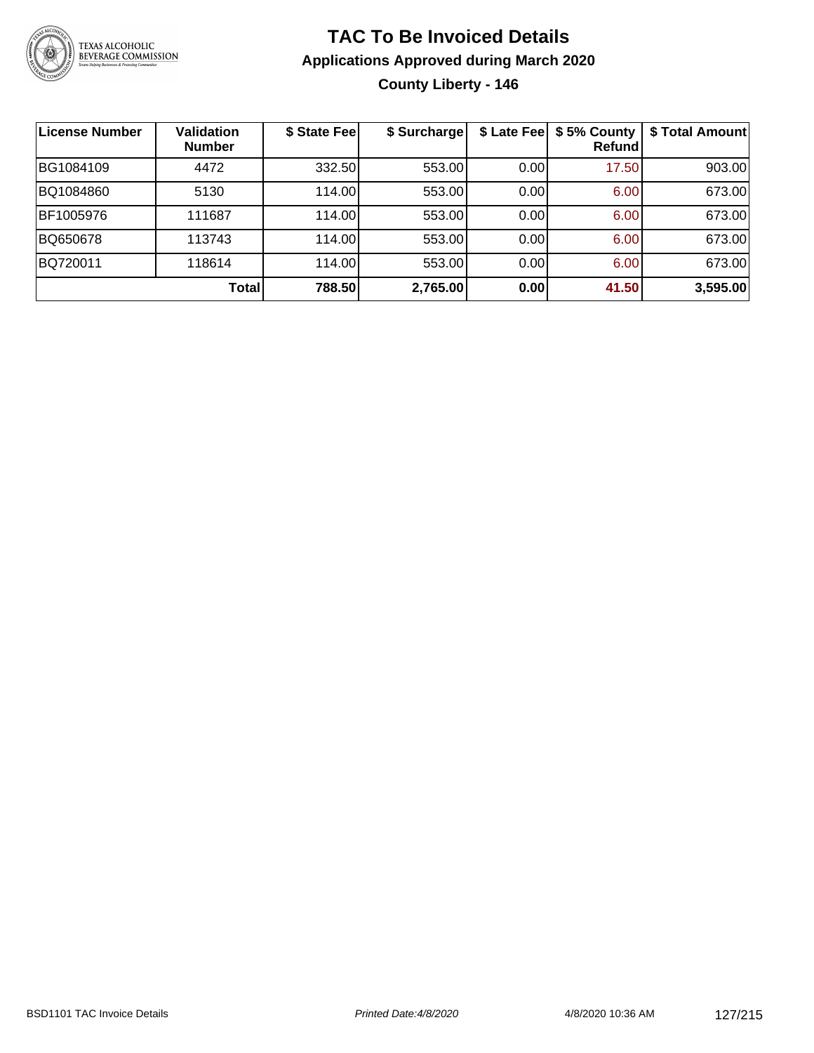# TAC To Be Invoiced Details

## Applications Approved during March 2020

### County Liberty - 146

| License Number | Validation Number | $ State Fee | $ Surcharge | $ Late Fee | $ 5% County Refund | $ Total Amount |
|---|---|---|---|---|---|---|
| BG1084109 | 4472 | 332.50 | 553.00 | 0.00 | 17.50 | 903.00 |
| BQ1084860 | 5130 | 114.00 | 553.00 | 0.00 | 6.00 | 673.00 |
| BF1005976 | 111687 | 114.00 | 553.00 | 0.00 | 6.00 | 673.00 |
| BQ650678 | 113743 | 114.00 | 553.00 | 0.00 | 6.00 | 673.00 |
| BQ720011 | 118614 | 114.00 | 553.00 | 0.00 | 6.00 | 673.00 |
| | **Total** | **788.50** | **2,765.00** | **0.00** | **41.50** | **3,595.00** |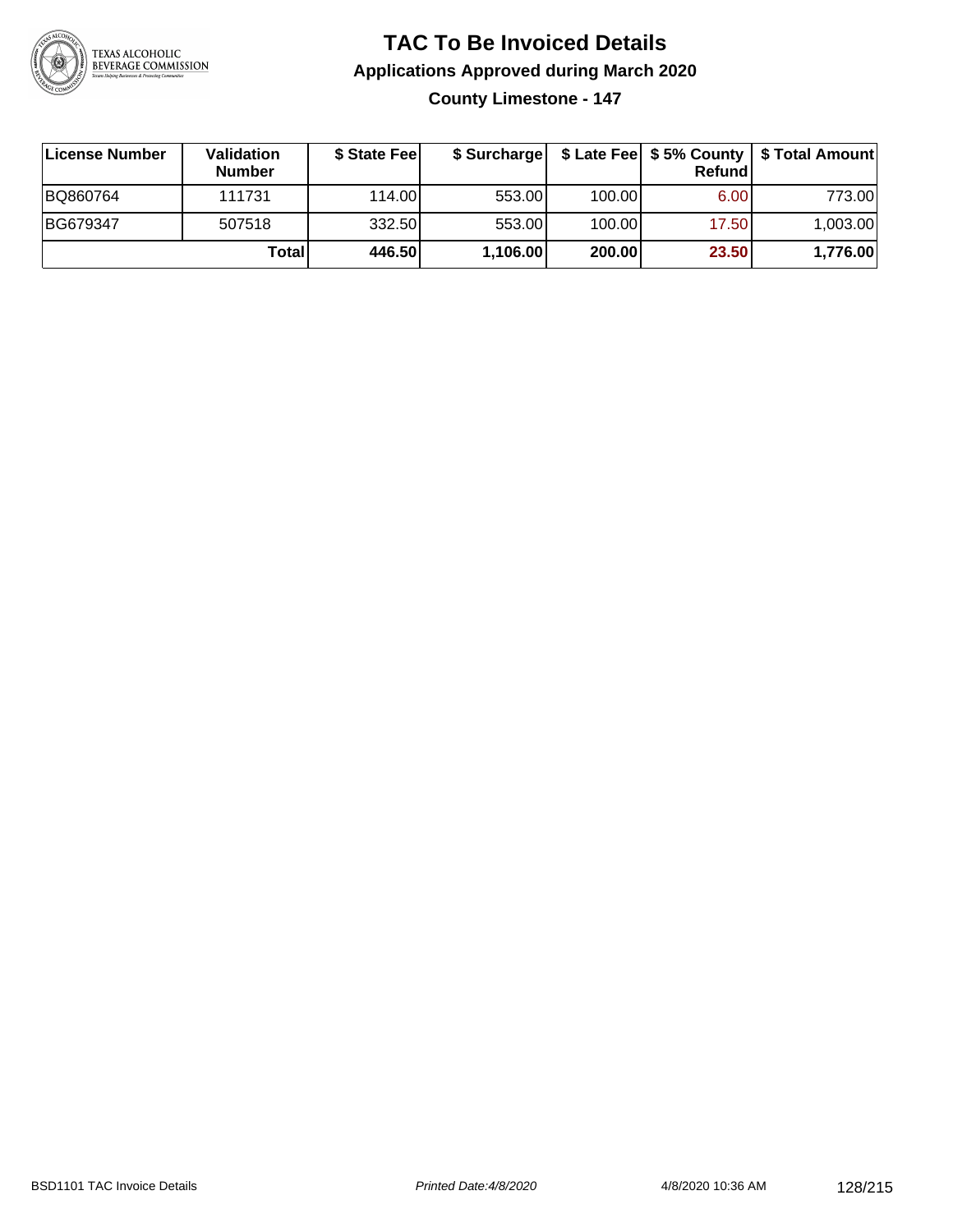# TAC To Be Invoiced Details

## Applications Approved during March 2020

### County Limestone - 147

| License Number | Validation Number | $ State Fee | $ Surcharge | $ Late Fee | $ 5% County Refund | $ Total Amount |
|---|---|---|---|---|---|---|
| BQ860764 | 111731 | 114.00 | 553.00 | 100.00 | 6.00 | 773.00 |
| BG679347 | 507518 | 332.50 | 553.00 | 100.00 | 17.50 | 1,003.00 |
| | **Total** | **446.50** | **1,106.00** | **200.00** | **23.50** | **1,776.00** |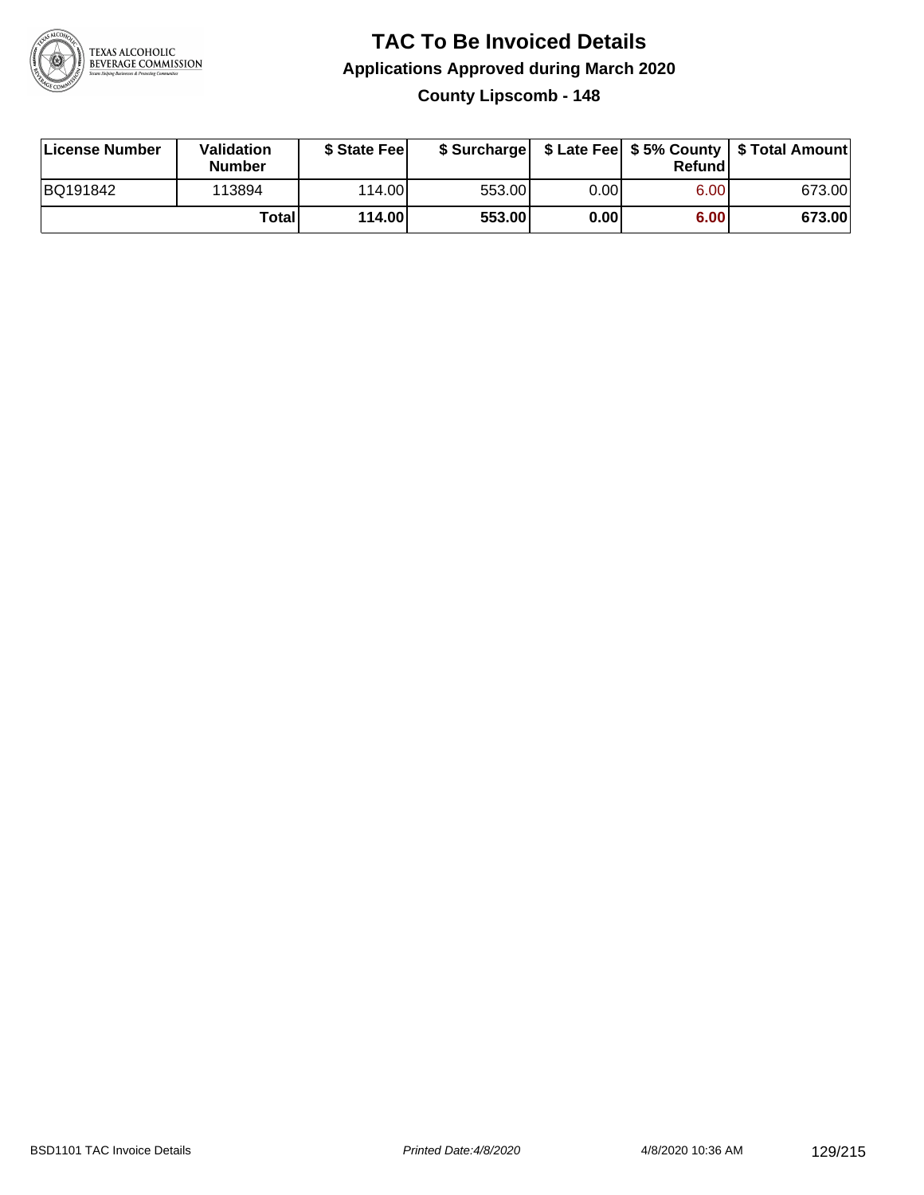# TAC To Be Invoiced Details

## Applications Approved during March 2020

### County Lipscomb - 148

| License Number | Validation Number | $ State Fee | $ Surcharge | $ Late Fee | $ 5% County Refund | $ Total Amount |
|---|---|---|---|---|---|---|
| BQ191842 | 113894 | 114.00 | 553.00 | 0.00 | 6.00 | 673.00 |
| | **Total** | **114.00** | **553.00** | **0.00** | **6.00** | **673.00** |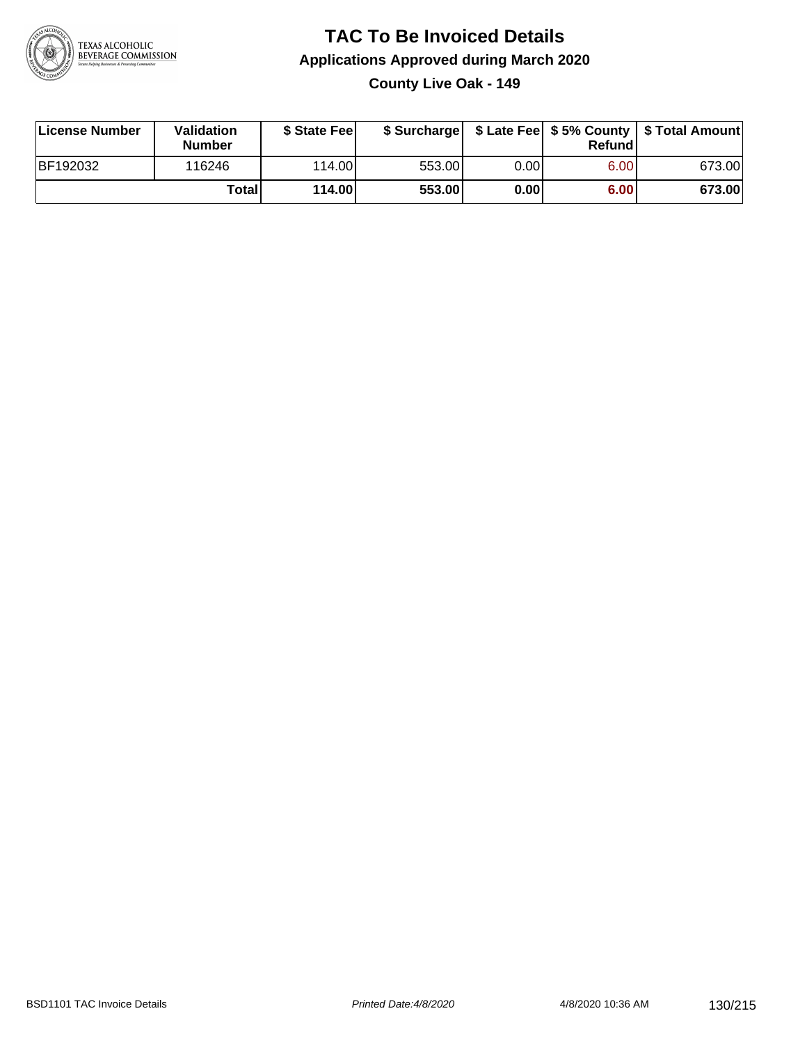# TAC To Be Invoiced Details

## Applications Approved during March 2020

### County Live Oak - 149

| License Number | Validation Number | $ State Fee | $ Surcharge | $ Late Fee | $ 5% County Refund | $ Total Amount |
|---|---|---|---|---|---|---|
| BF192032 | 116246 | 114.00 | 553.00 | 0.00 | 6.00 | 673.00 |
| | **Total** | **114.00** | **553.00** | **0.00** | **6.00** | **673.00** |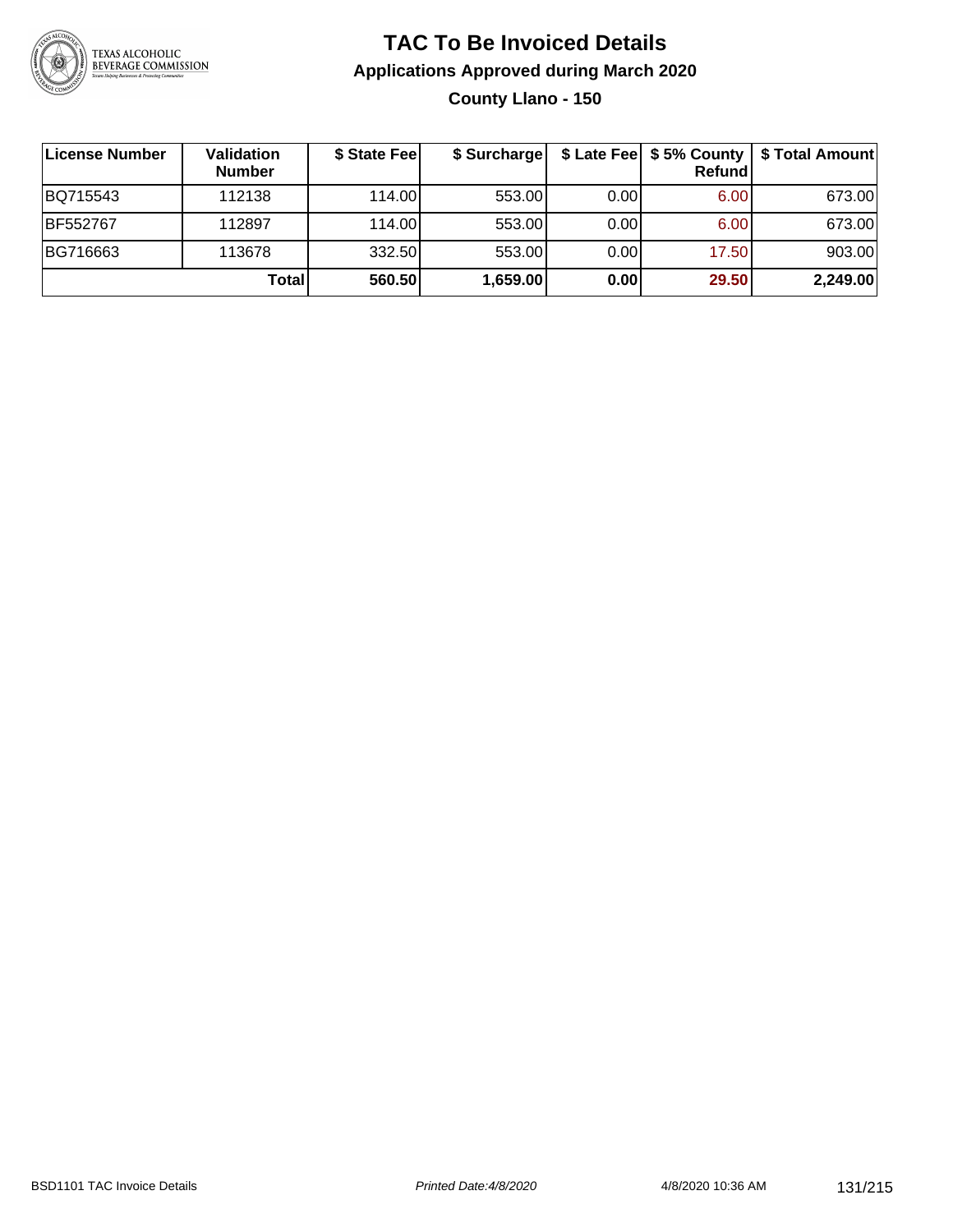# TAC To Be Invoiced Details

## Applications Approved during March 2020

### County Llano - 150

| License Number | Validation Number | $ State Fee | $ Surcharge | $ Late Fee | $ 5% County Refund | $ Total Amount |
|---|---|---|---|---|---|---|
| BQ715543 | 112138 | 114.00 | 553.00 | 0.00 | 6.00 | 673.00 |
| BF552767 | 112897 | 114.00 | 553.00 | 0.00 | 6.00 | 673.00 |
| BG716663 | 113678 | 332.50 | 553.00 | 0.00 | 17.50 | 903.00 |
| | **Total** | **560.50** | **1,659.00** | **0.00** | **29.50** | **2,249.00** |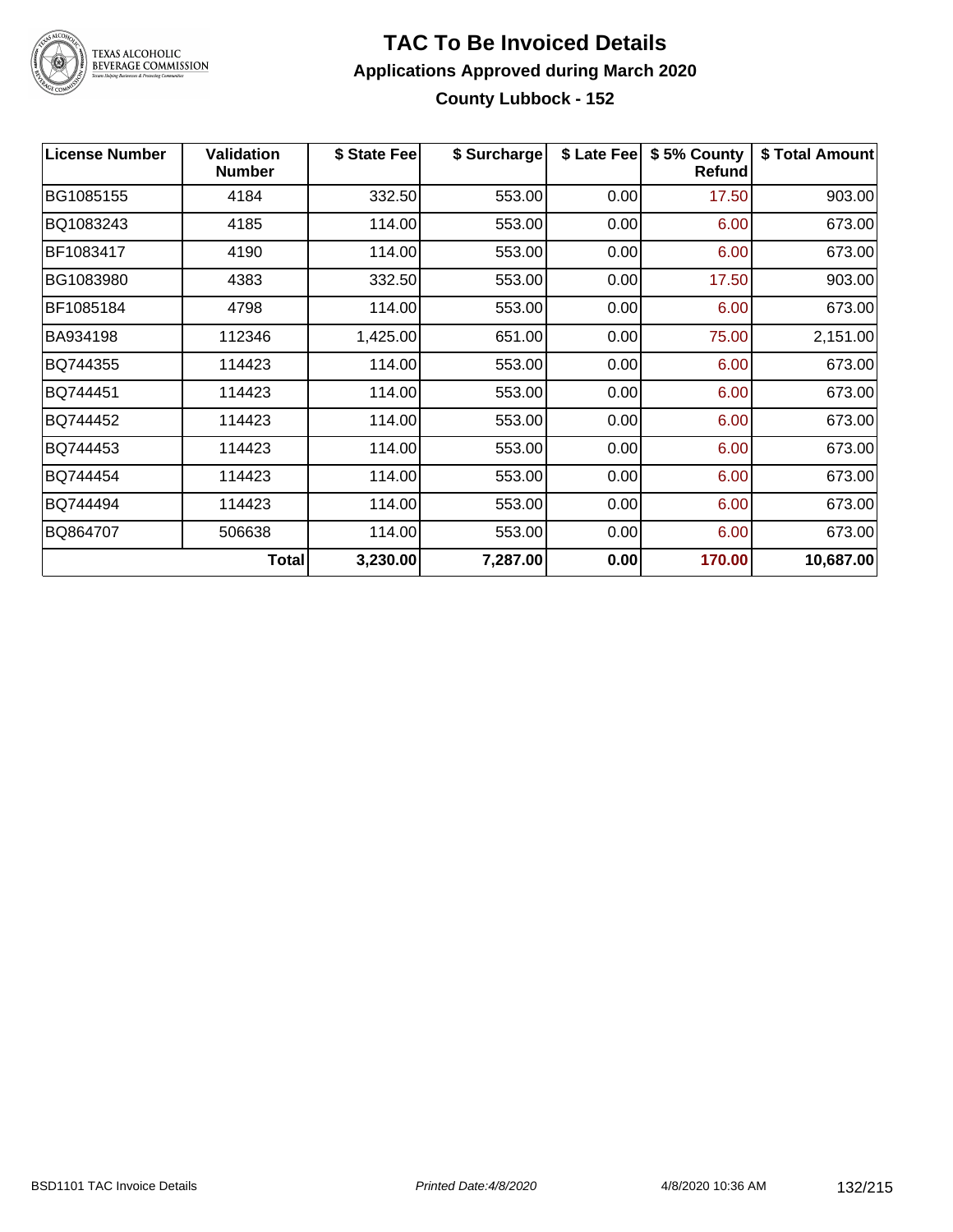# TAC To Be Invoiced Details

## Applications Approved during March 2020

### County Lubbock - 152

| License Number | Validation Number | $ State Fee | $ Surcharge | $ Late Fee | $ 5% County Refund | $ Total Amount |
|---|---|---|---|---|---|---|
| BG1085155 | 4184 | 332.50 | 553.00 | 0.00 | 17.50 | 903.00 |
| BQ1083243 | 4185 | 114.00 | 553.00 | 0.00 | 6.00 | 673.00 |
| BF1083417 | 4190 | 114.00 | 553.00 | 0.00 | 6.00 | 673.00 |
| BG1083980 | 4383 | 332.50 | 553.00 | 0.00 | 17.50 | 903.00 |
| BF1085184 | 4798 | 114.00 | 553.00 | 0.00 | 6.00 | 673.00 |
| BA934198 | 112346 | 1,425.00 | 651.00 | 0.00 | 75.00 | 2,151.00 |
| BQ744355 | 114423 | 114.00 | 553.00 | 0.00 | 6.00 | 673.00 |
| BQ744451 | 114423 | 114.00 | 553.00 | 0.00 | 6.00 | 673.00 |
| BQ744452 | 114423 | 114.00 | 553.00 | 0.00 | 6.00 | 673.00 |
| BQ744453 | 114423 | 114.00 | 553.00 | 0.00 | 6.00 | 673.00 |
| BQ744454 | 114423 | 114.00 | 553.00 | 0.00 | 6.00 | 673.00 |
| BQ744494 | 114423 | 114.00 | 553.00 | 0.00 | 6.00 | 673.00 |
| BQ864707 | 506638 | 114.00 | 553.00 | 0.00 | 6.00 | 673.00 |
| | **Total** | **3,230.00** | **7,287.00** | **0.00** | **170.00** | **10,687.00** |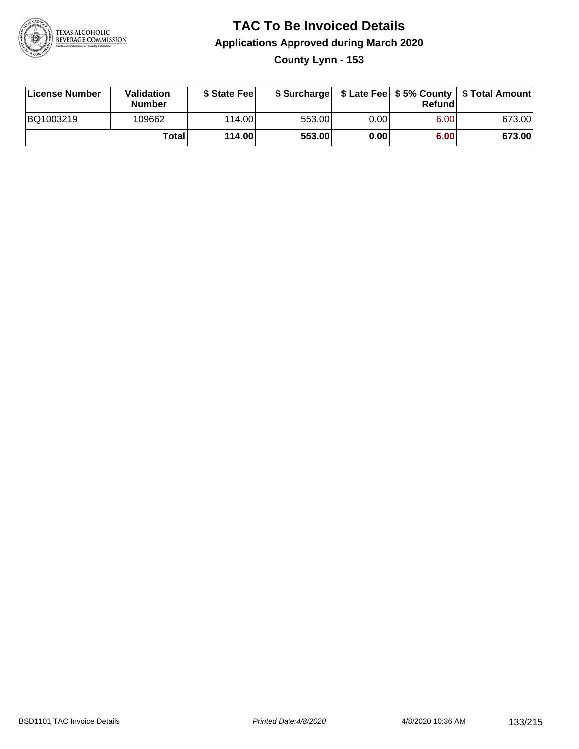# TAC To Be Invoiced Details

## Applications Approved during March 2020

### County Lynn - 153

| License Number | Validation Number | $ State Fee | $ Surcharge | $ Late Fee | $ 5% County Refund | $ Total Amount |
|---|---|---|---|---|---|---|
| BQ1003219 | 109662 | 114.00 | 553.00 | 0.00 | 6.00 | 673.00 |
| | **Total** | **114.00** | **553.00** | **0.00** | **6.00** | **673.00** |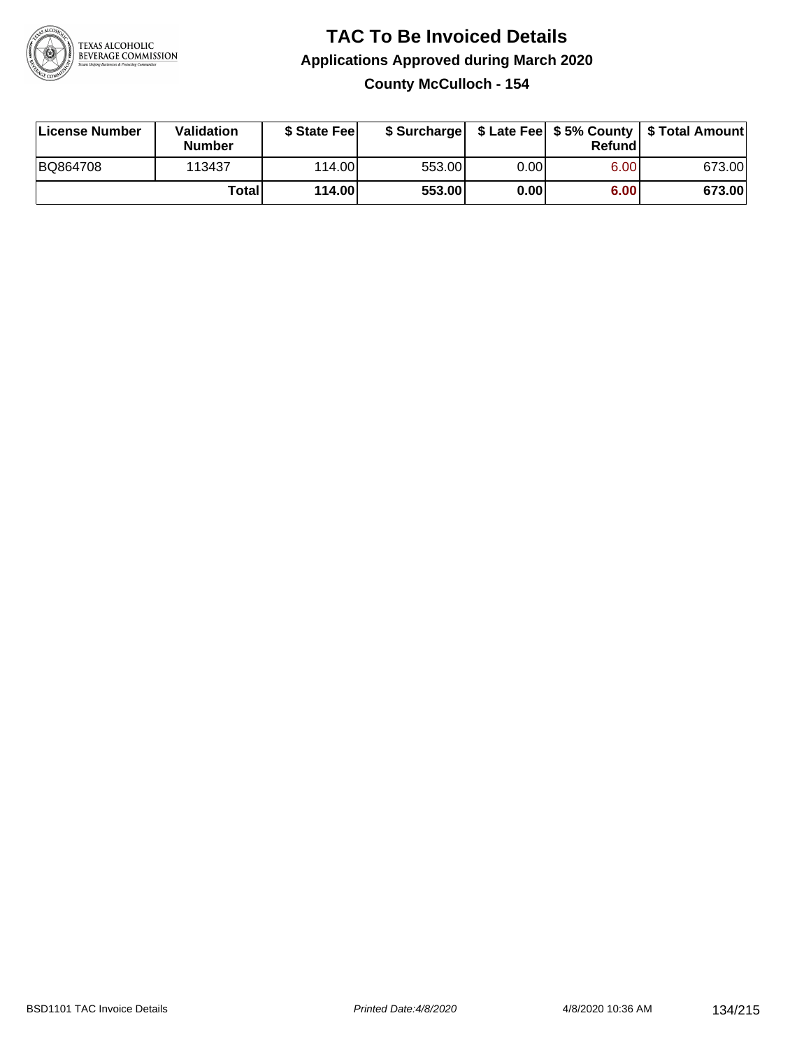# TAC To Be Invoiced Details

## Applications Approved during March 2020

### County McCulloch - 154

| License Number | Validation Number | $ State Fee | $ Surcharge | $ Late Fee | $ 5% County Refund | $ Total Amount |
|---|---|---|---|---|---|---|
| BQ864708 | 113437 | 114.00 | 553.00 | 0.00 | 6.00 | 673.00 |
| | **Total** | **114.00** | **553.00** | **0.00** | **6.00** | **673.00** |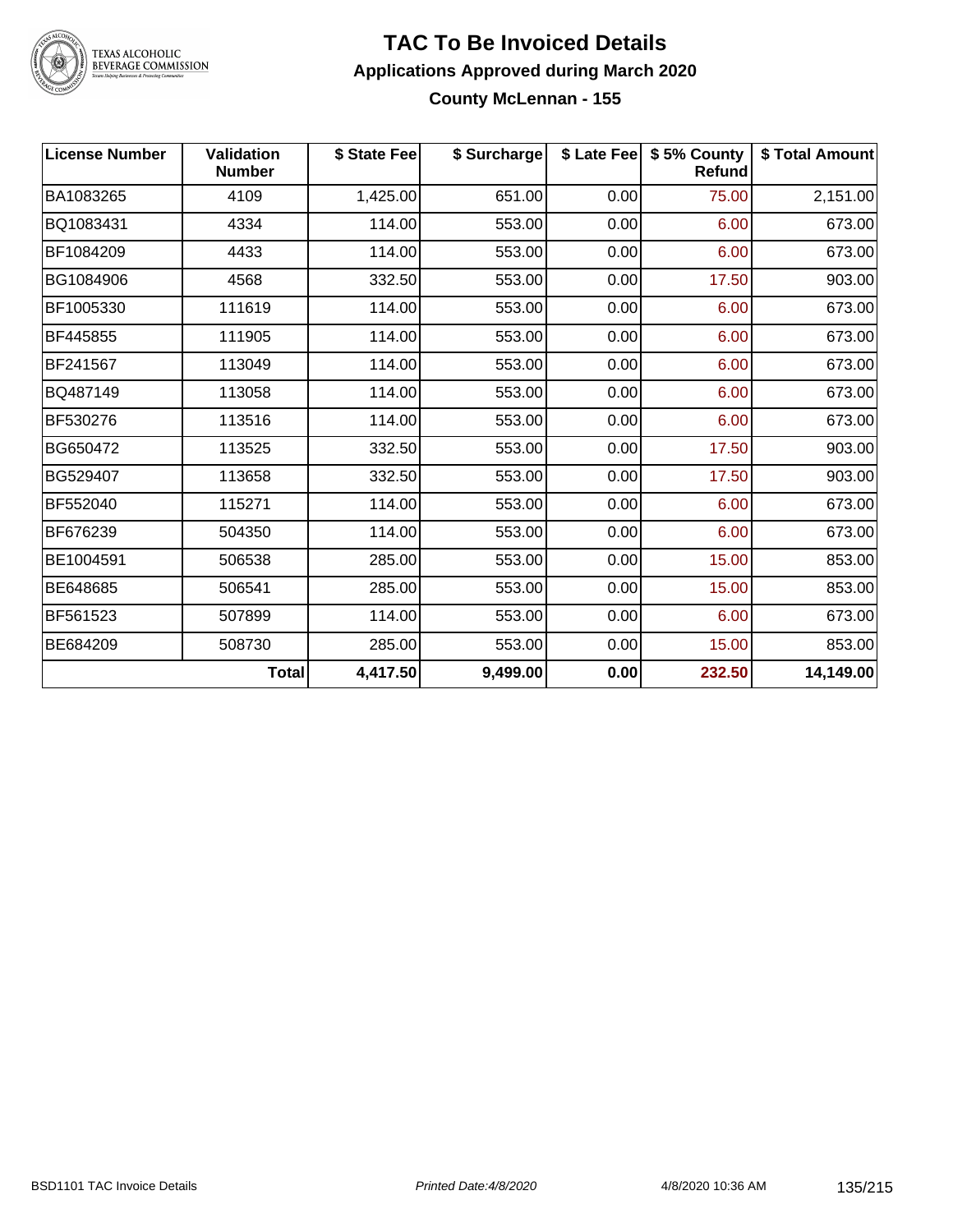# TAC To Be Invoiced Details

## Applications Approved during March 2020

### County McLennan - 155

| License Number | Validation Number | $ State Fee | $ Surcharge | $ Late Fee | $ 5% County Refund | $ Total Amount |
|---|---|---|---|---|---|---|
| BA1083265 | 4109 | 1,425.00 | 651.00 | 0.00 | 75.00 | 2,151.00 |
| BQ1083431 | 4334 | 114.00 | 553.00 | 0.00 | 6.00 | 673.00 |
| BF1084209 | 4433 | 114.00 | 553.00 | 0.00 | 6.00 | 673.00 |
| BG1084906 | 4568 | 332.50 | 553.00 | 0.00 | 17.50 | 903.00 |
| BF1005330 | 111619 | 114.00 | 553.00 | 0.00 | 6.00 | 673.00 |
| BF445855 | 111905 | 114.00 | 553.00 | 0.00 | 6.00 | 673.00 |
| BF241567 | 113049 | 114.00 | 553.00 | 0.00 | 6.00 | 673.00 |
| BQ487149 | 113058 | 114.00 | 553.00 | 0.00 | 6.00 | 673.00 |
| BF530276 | 113516 | 114.00 | 553.00 | 0.00 | 6.00 | 673.00 |
| BG650472 | 113525 | 332.50 | 553.00 | 0.00 | 17.50 | 903.00 |
| BG529407 | 113658 | 332.50 | 553.00 | 0.00 | 17.50 | 903.00 |
| BF552040 | 115271 | 114.00 | 553.00 | 0.00 | 6.00 | 673.00 |
| BF676239 | 504350 | 114.00 | 553.00 | 0.00 | 6.00 | 673.00 |
| BE1004591 | 506538 | 285.00 | 553.00 | 0.00 | 15.00 | 853.00 |
| BE648685 | 506541 | 285.00 | 553.00 | 0.00 | 15.00 | 853.00 |
| BF561523 | 507899 | 114.00 | 553.00 | 0.00 | 6.00 | 673.00 |
| BE684209 | 508730 | 285.00 | 553.00 | 0.00 | 15.00 | 853.00 |
| | **Total** | **4,417.50** | **9,499.00** | **0.00** | **232.50** | **14,149.00** |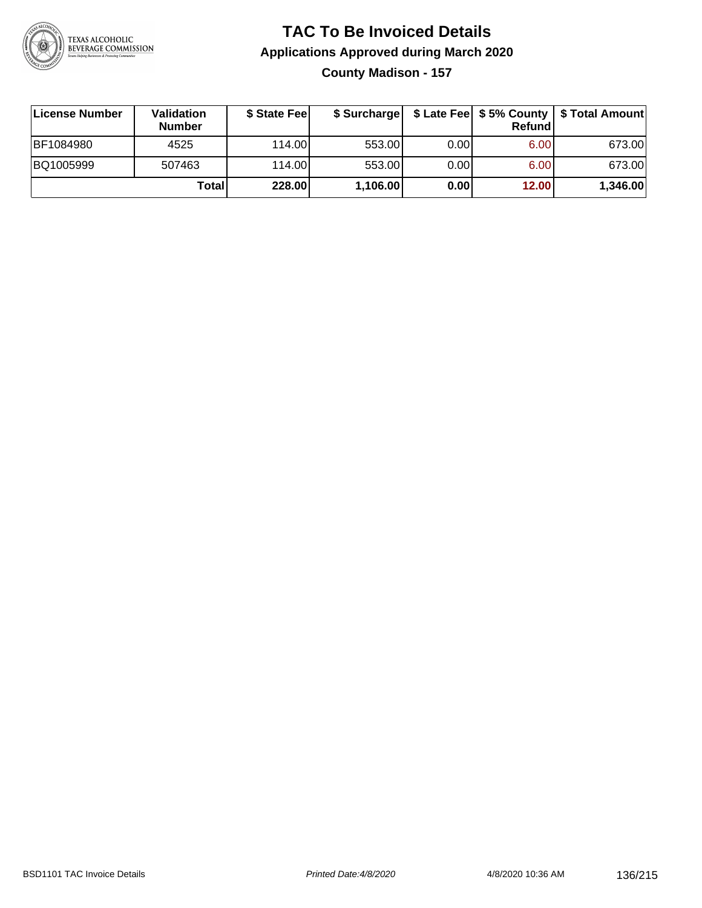# TAC To Be Invoiced Details

## Applications Approved during March 2020

### County Madison - 157

| License Number | Validation Number | $ State Fee | $ Surcharge | $ Late Fee | $ 5% County Refund | $ Total Amount |
|---|---|---|---|---|---|---|
| BF1084980 | 4525 | 114.00 | 553.00 | 0.00 | 6.00 | 673.00 |
| BQ1005999 | 507463 | 114.00 | 553.00 | 0.00 | 6.00 | 673.00 |
| | **Total** | **228.00** | **1,106.00** | **0.00** | **12.00** | **1,346.00** |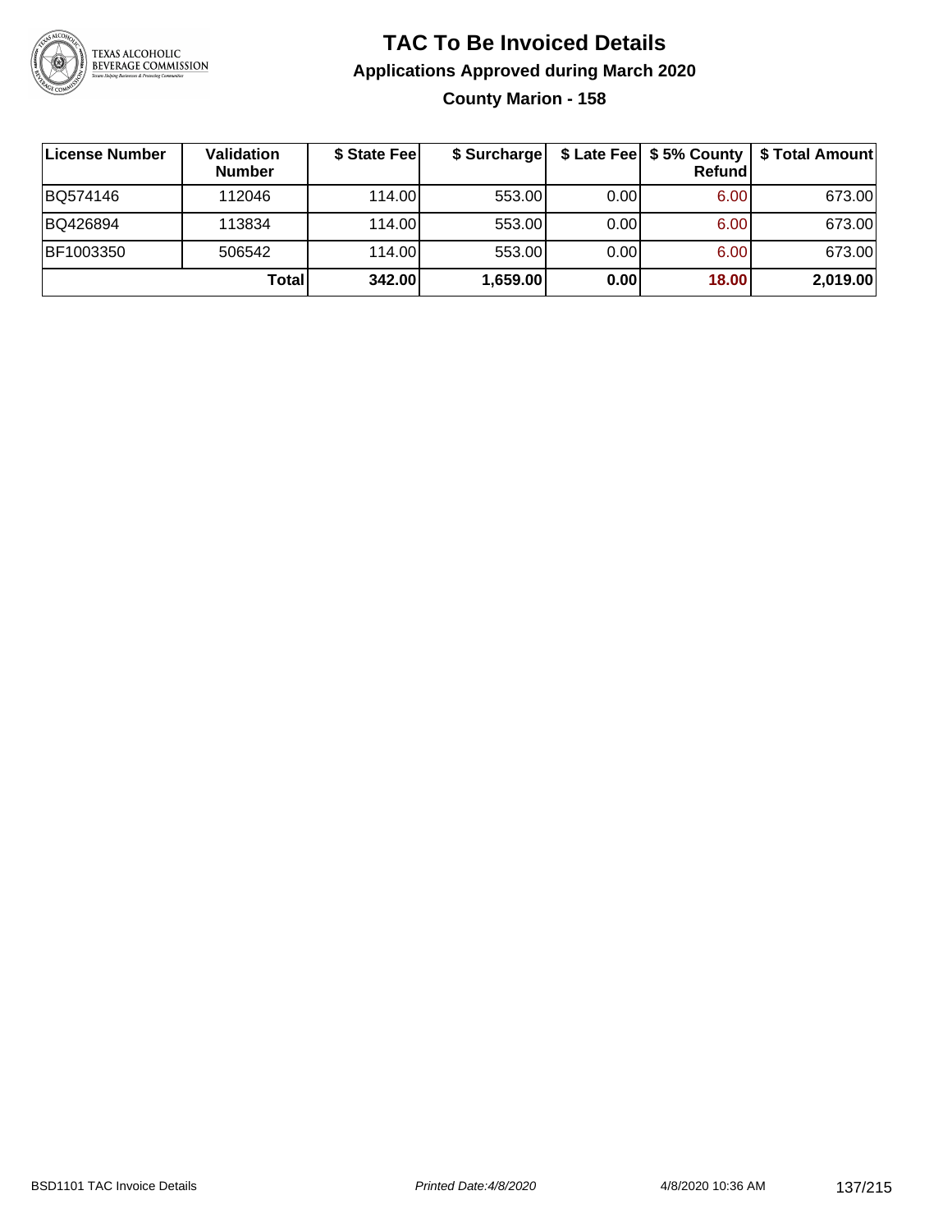# TAC To Be Invoiced Details

## Applications Approved during March 2020

### County Marion - 158

| License Number | Validation Number | $ State Fee | $ Surcharge | $ Late Fee | $ 5% County Refund | $ Total Amount |
|---|---|---|---|---|---|---|
| BQ574146 | 112046 | 114.00 | 553.00 | 0.00 | 6.00 | 673.00 |
| BQ426894 | 113834 | 114.00 | 553.00 | 0.00 | 6.00 | 673.00 |
| BF1003350 | 506542 | 114.00 | 553.00 | 0.00 | 6.00 | 673.00 |
| | **Total** | **342.00** | **1,659.00** | **0.00** | **18.00** | **2,019.00** |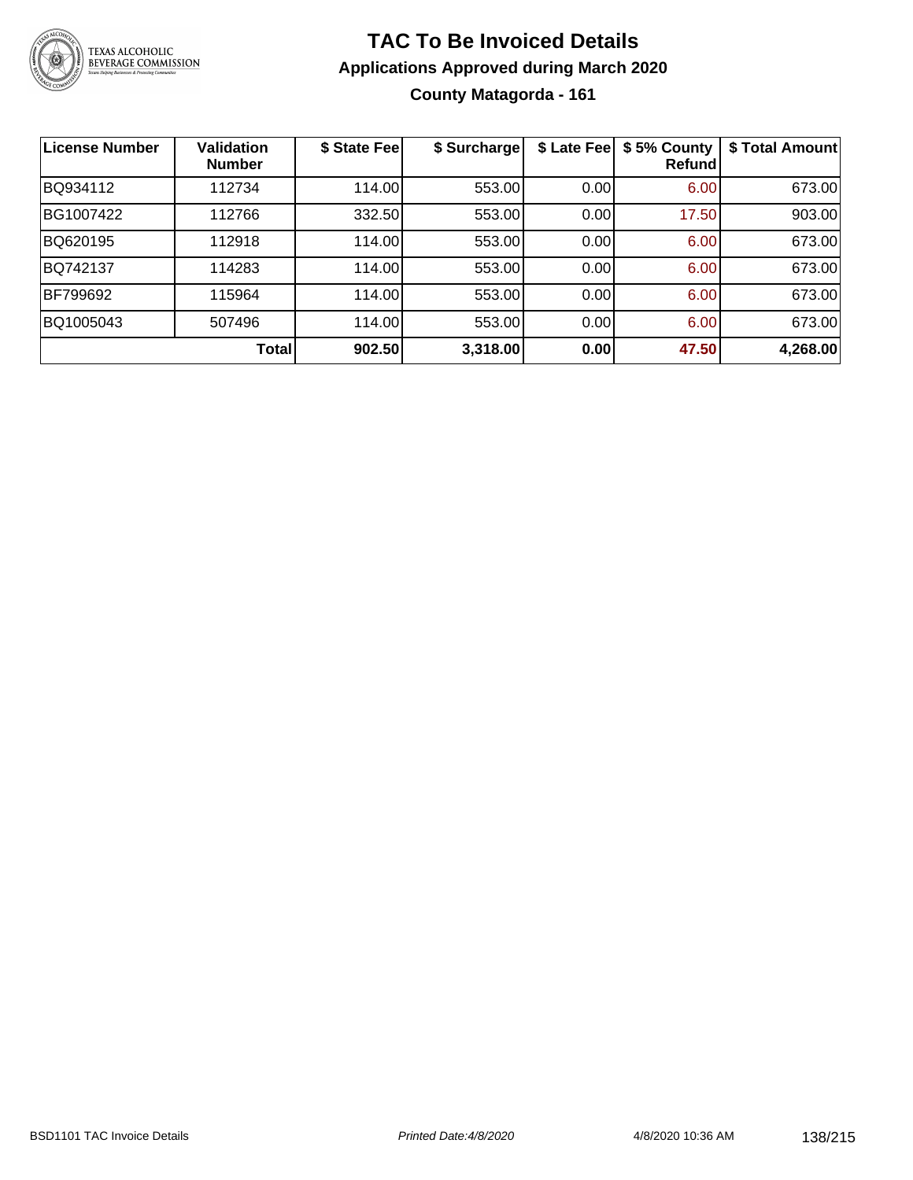# TAC To Be Invoiced Details

## Applications Approved during March 2020

### County Matagorda - 161

| License Number | Validation Number | $ State Fee | $ Surcharge | $ Late Fee | $ 5% County Refund | $ Total Amount |
|---|---|---|---|---|---|---|
| BQ934112 | 112734 | 114.00 | 553.00 | 0.00 | 6.00 | 673.00 |
| BG1007422 | 112766 | 332.50 | 553.00 | 0.00 | 17.50 | 903.00 |
| BQ620195 | 112918 | 114.00 | 553.00 | 0.00 | 6.00 | 673.00 |
| BQ742137 | 114283 | 114.00 | 553.00 | 0.00 | 6.00 | 673.00 |
| BF799692 | 115964 | 114.00 | 553.00 | 0.00 | 6.00 | 673.00 |
| BQ1005043 | 507496 | 114.00 | 553.00 | 0.00 | 6.00 | 673.00 |
| | **Total** | **902.50** | **3,318.00** | **0.00** | **47.50** | **4,268.00** |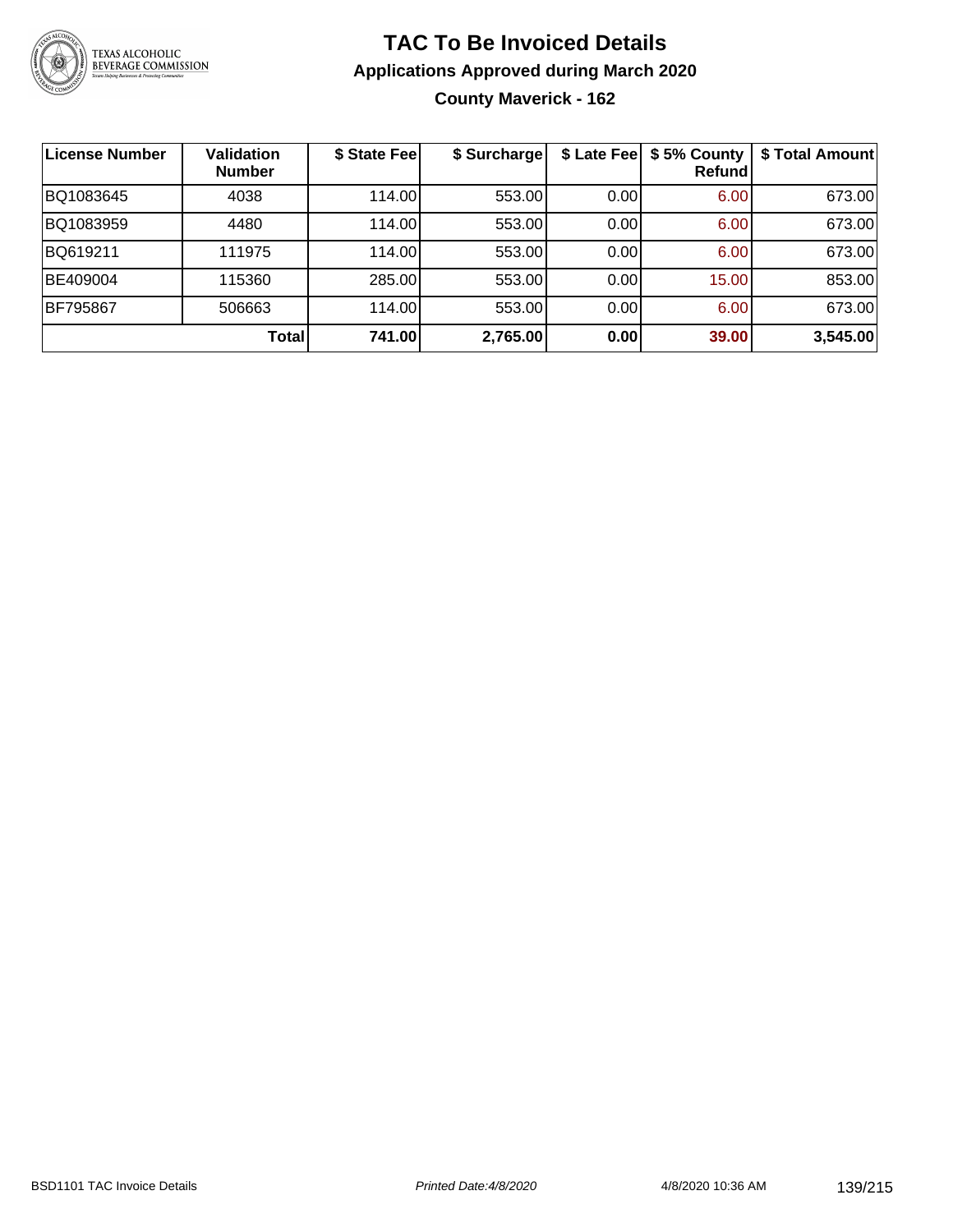# TAC To Be Invoiced Details

## Applications Approved during March 2020

### County Maverick - 162

| License Number | Validation Number | $ State Fee | $ Surcharge | $ Late Fee | $ 5% County Refund | $ Total Amount |
|---|---|---|---|---|---|---|
| BQ1083645 | 4038 | 114.00 | 553.00 | 0.00 | 6.00 | 673.00 |
| BQ1083959 | 4480 | 114.00 | 553.00 | 0.00 | 6.00 | 673.00 |
| BQ619211 | 111975 | 114.00 | 553.00 | 0.00 | 6.00 | 673.00 |
| BE409004 | 115360 | 285.00 | 553.00 | 0.00 | 15.00 | 853.00 |
| BF795867 | 506663 | 114.00 | 553.00 | 0.00 | 6.00 | 673.00 |
| | **Total** | **741.00** | **2,765.00** | **0.00** | **39.00** | **3,545.00** |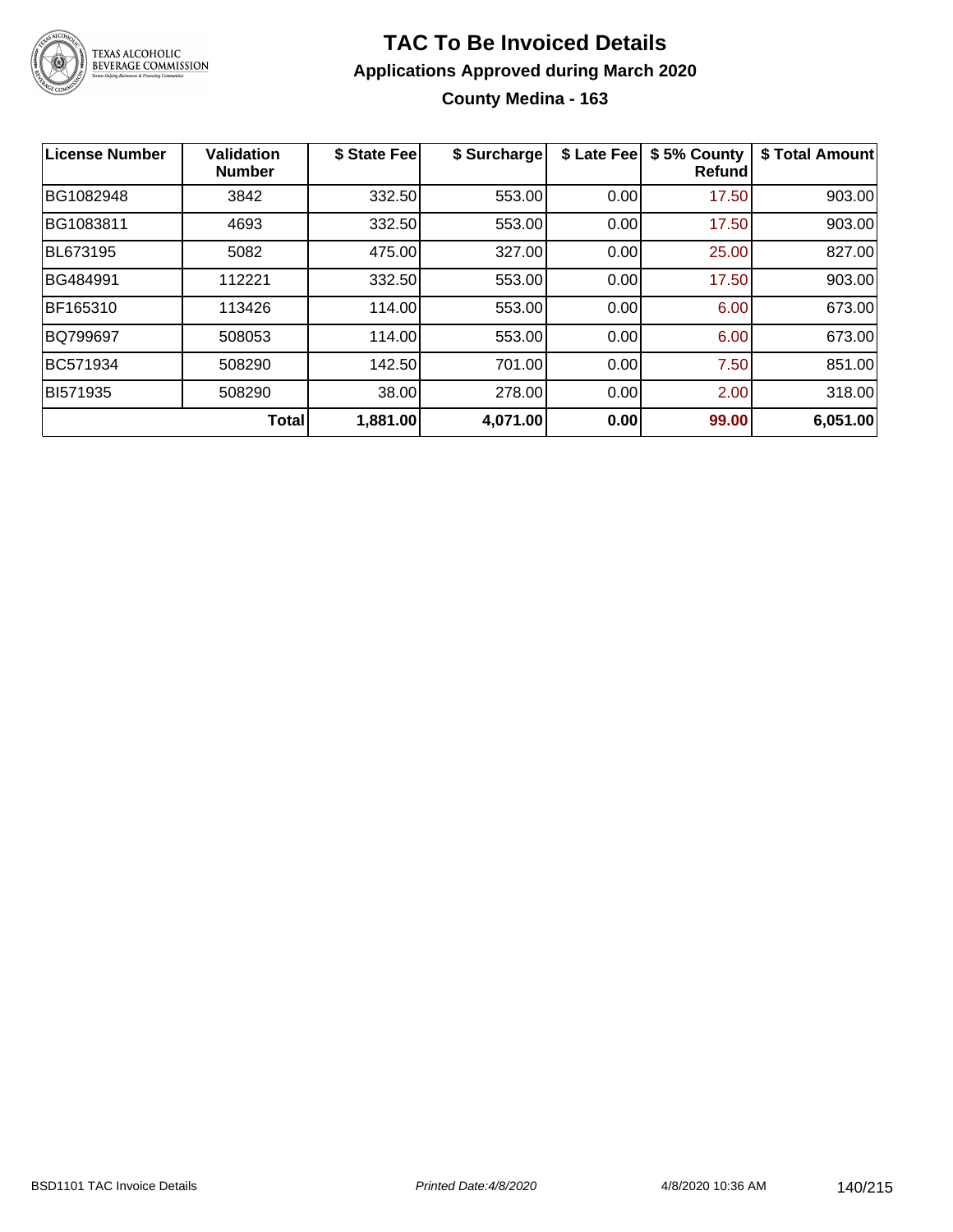# TAC To Be Invoiced Details

## Applications Approved during March 2020

### County Medina - 163

| License Number | Validation Number | $ State Fee | $ Surcharge | $ Late Fee | $ 5% County Refund | $ Total Amount |
|---|---|---|---|---|---|---|
| BG1082948 | 3842 | 332.50 | 553.00 | 0.00 | 17.50 | 903.00 |
| BG1083811 | 4693 | 332.50 | 553.00 | 0.00 | 17.50 | 903.00 |
| BL673195 | 5082 | 475.00 | 327.00 | 0.00 | 25.00 | 827.00 |
| BG484991 | 112221 | 332.50 | 553.00 | 0.00 | 17.50 | 903.00 |
| BF165310 | 113426 | 114.00 | 553.00 | 0.00 | 6.00 | 673.00 |
| BQ799697 | 508053 | 114.00 | 553.00 | 0.00 | 6.00 | 673.00 |
| BC571934 | 508290 | 142.50 | 701.00 | 0.00 | 7.50 | 851.00 |
| BI571935 | 508290 | 38.00 | 278.00 | 0.00 | 2.00 | 318.00 |
| | **Total** | **1,881.00** | **4,071.00** | **0.00** | **99.00** | **6,051.00** |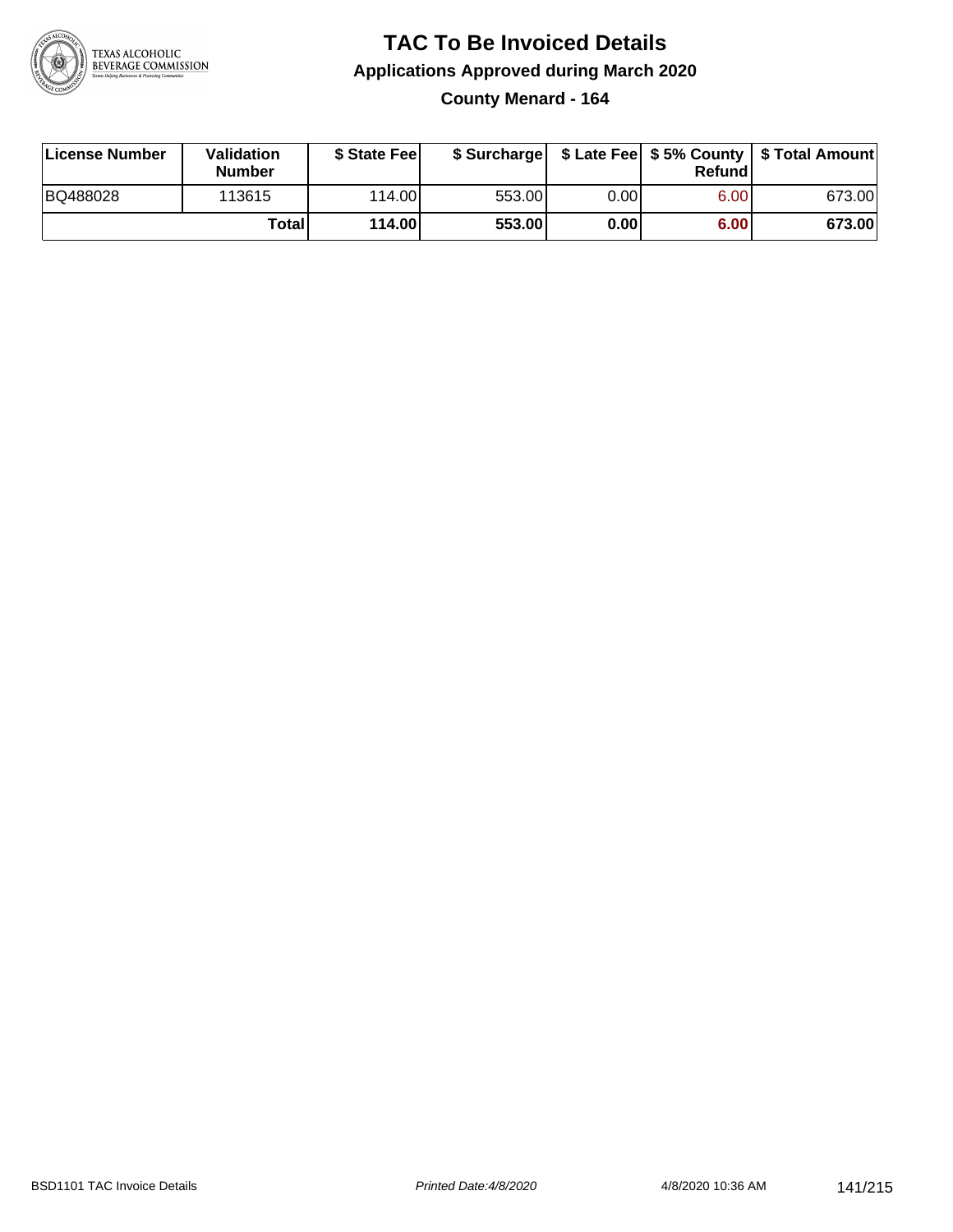# TAC To Be Invoiced Details

## Applications Approved during March 2020

### County Menard - 164

| License Number | Validation Number | $ State Fee | $ Surcharge | $ Late Fee | $ 5% County Refund | $ Total Amount |
|---|---|---|---|---|---|---|
| BQ488028 | 113615 | 114.00 | 553.00 | 0.00 | 6.00 | 673.00 |
| | **Total** | **114.00** | **553.00** | **0.00** | **6.00** | **673.00** |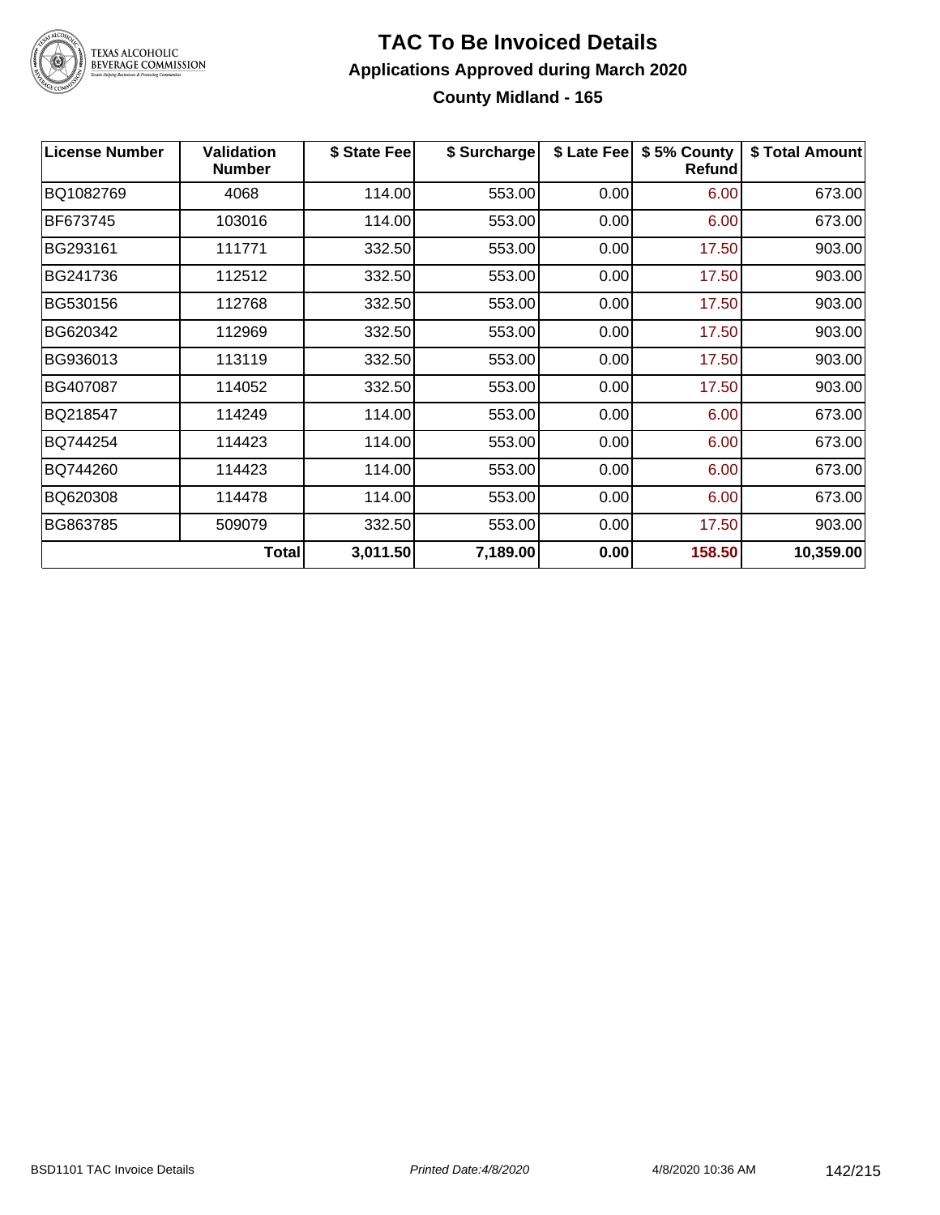# TAC To Be Invoiced Details

## Applications Approved during March 2020

### County Midland - 165

| License Number | Validation Number | $ State Fee | $ Surcharge | $ Late Fee | $ 5% County Refund | $ Total Amount |
|---|---|---|---|---|---|---|
| BQ1082769 | 4068 | 114.00 | 553.00 | 0.00 | 6.00 | 673.00 |
| BF673745 | 103016 | 114.00 | 553.00 | 0.00 | 6.00 | 673.00 |
| BG293161 | 111771 | 332.50 | 553.00 | 0.00 | 17.50 | 903.00 |
| BG241736 | 112512 | 332.50 | 553.00 | 0.00 | 17.50 | 903.00 |
| BG530156 | 112768 | 332.50 | 553.00 | 0.00 | 17.50 | 903.00 |
| BG620342 | 112969 | 332.50 | 553.00 | 0.00 | 17.50 | 903.00 |
| BG936013 | 113119 | 332.50 | 553.00 | 0.00 | 17.50 | 903.00 |
| BG407087 | 114052 | 332.50 | 553.00 | 0.00 | 17.50 | 903.00 |
| BQ218547 | 114249 | 114.00 | 553.00 | 0.00 | 6.00 | 673.00 |
| BQ744254 | 114423 | 114.00 | 553.00 | 0.00 | 6.00 | 673.00 |
| BQ744260 | 114423 | 114.00 | 553.00 | 0.00 | 6.00 | 673.00 |
| BQ620308 | 114478 | 114.00 | 553.00 | 0.00 | 6.00 | 673.00 |
| BG863785 | 509079 | 332.50 | 553.00 | 0.00 | 17.50 | 903.00 |
| | **Total** | **3,011.50** | **7,189.00** | **0.00** | **158.50** | **10,359.00** |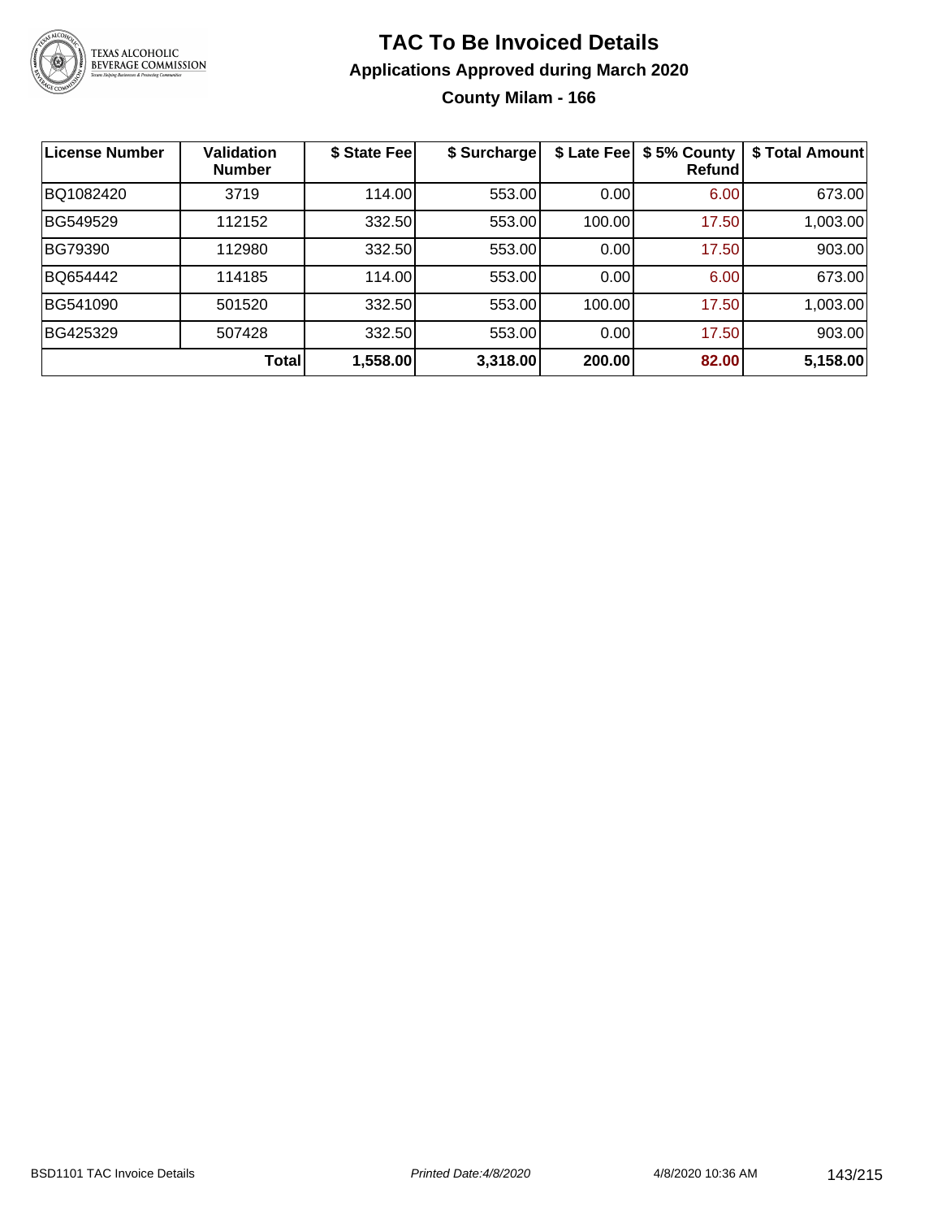# TAC To Be Invoiced Details

## Applications Approved during March 2020

### County Milam - 166

| License Number | Validation Number | $ State Fee | $ Surcharge | $ Late Fee | $ 5% County Refund | $ Total Amount |
|---|---|---|---|---|---|---|
| BQ1082420 | 3719 | 114.00 | 553.00 | 0.00 | 6.00 | 673.00 |
| BG549529 | 112152 | 332.50 | 553.00 | 100.00 | 17.50 | 1,003.00 |
| BG79390 | 112980 | 332.50 | 553.00 | 0.00 | 17.50 | 903.00 |
| BQ654442 | 114185 | 114.00 | 553.00 | 0.00 | 6.00 | 673.00 |
| BG541090 | 501520 | 332.50 | 553.00 | 100.00 | 17.50 | 1,003.00 |
| BG425329 | 507428 | 332.50 | 553.00 | 0.00 | 17.50 | 903.00 |
| | **Total** | **1,558.00** | **3,318.00** | **200.00** | **82.00** | **5,158.00** |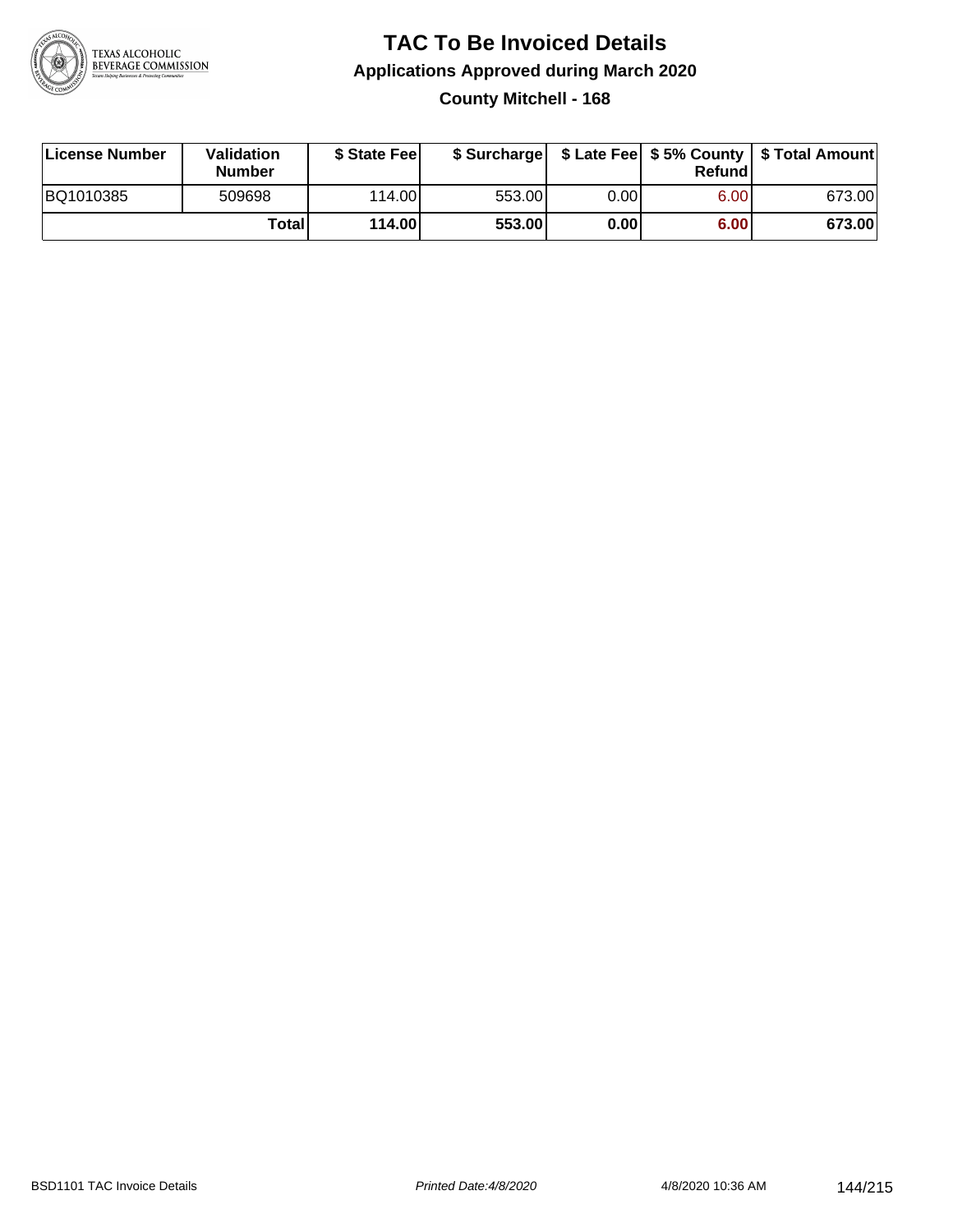# TAC To Be Invoiced Details

## Applications Approved during March 2020

### County Mitchell - 168

| License Number | Validation Number | $ State Fee | $ Surcharge | $ Late Fee | $ 5% County Refund | $ Total Amount |
|---|---|---|---|---|---|---|
| BQ1010385 | 509698 | 114.00 | 553.00 | 0.00 | 6.00 | 673.00 |
| | **Total** | **114.00** | **553.00** | **0.00** | **6.00** | **673.00** |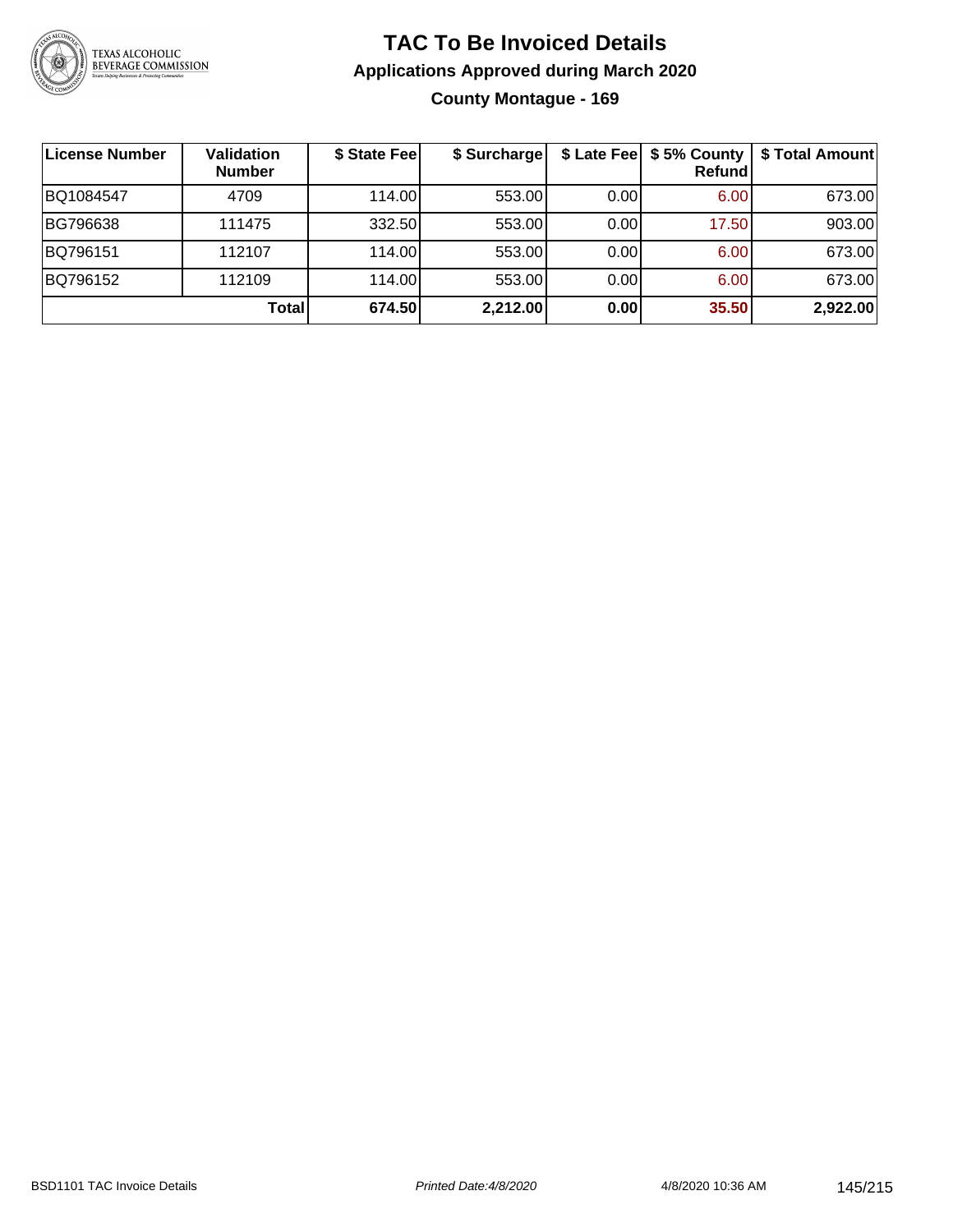# TAC To Be Invoiced Details

## Applications Approved during March 2020

### County Montague - 169

| License Number | Validation Number | $ State Fee | $ Surcharge | $ Late Fee | $ 5% County Refund | $ Total Amount |
|---|---|---|---|---|---|---|
| BQ1084547 | 4709 | 114.00 | 553.00 | 0.00 | 6.00 | 673.00 |
| BG796638 | 111475 | 332.50 | 553.00 | 0.00 | 17.50 | 903.00 |
| BQ796151 | 112107 | 114.00 | 553.00 | 0.00 | 6.00 | 673.00 |
| BQ796152 | 112109 | 114.00 | 553.00 | 0.00 | 6.00 | 673.00 |
| | **Total** | **674.50** | **2,212.00** | **0.00** | **35.50** | **2,922.00** |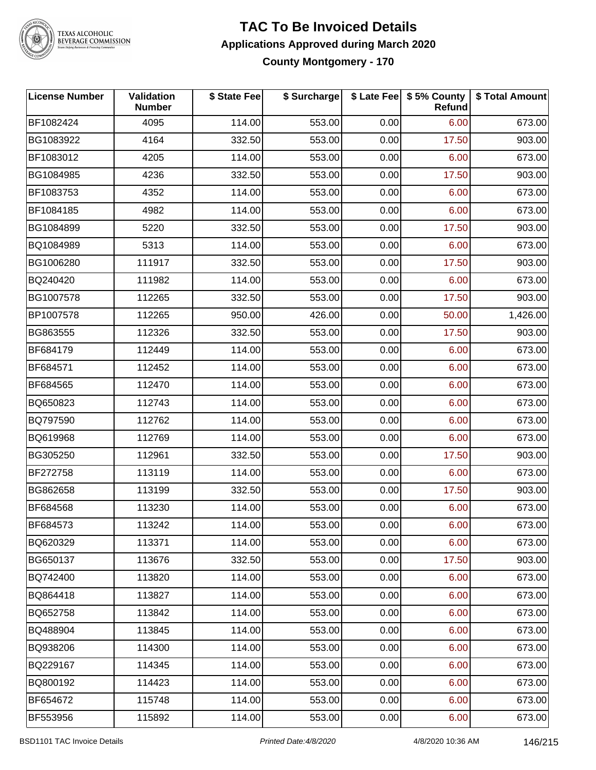# TAC To Be Invoiced Details

## Applications Approved during March 2020

### County Montgomery - 170

| License Number | Validation Number | $ State Fee | $ Surcharge | $ Late Fee | $ 5% County Refund | $ Total Amount |
|---|---|---|---|---|---|---|
| BF1082424 | 4095 | 114.00 | 553.00 | 0.00 | 6.00 | 673.00 |
| BG1083922 | 4164 | 332.50 | 553.00 | 0.00 | 17.50 | 903.00 |
| BF1083012 | 4205 | 114.00 | 553.00 | 0.00 | 6.00 | 673.00 |
| BG1084985 | 4236 | 332.50 | 553.00 | 0.00 | 17.50 | 903.00 |
| BF1083753 | 4352 | 114.00 | 553.00 | 0.00 | 6.00 | 673.00 |
| BF1084185 | 4982 | 114.00 | 553.00 | 0.00 | 6.00 | 673.00 |
| BG1084899 | 5220 | 332.50 | 553.00 | 0.00 | 17.50 | 903.00 |
| BQ1084989 | 5313 | 114.00 | 553.00 | 0.00 | 6.00 | 673.00 |
| BG1006280 | 111917 | 332.50 | 553.00 | 0.00 | 17.50 | 903.00 |
| BQ240420 | 111982 | 114.00 | 553.00 | 0.00 | 6.00 | 673.00 |
| BG1007578 | 112265 | 332.50 | 553.00 | 0.00 | 17.50 | 903.00 |
| BP1007578 | 112265 | 950.00 | 426.00 | 0.00 | 50.00 | 1,426.00 |
| BG863555 | 112326 | 332.50 | 553.00 | 0.00 | 17.50 | 903.00 |
| BF684179 | 112449 | 114.00 | 553.00 | 0.00 | 6.00 | 673.00 |
| BF684571 | 112452 | 114.00 | 553.00 | 0.00 | 6.00 | 673.00 |
| BF684565 | 112470 | 114.00 | 553.00 | 0.00 | 6.00 | 673.00 |
| BQ650823 | 112743 | 114.00 | 553.00 | 0.00 | 6.00 | 673.00 |
| BQ797590 | 112762 | 114.00 | 553.00 | 0.00 | 6.00 | 673.00 |
| BQ619968 | 112769 | 114.00 | 553.00 | 0.00 | 6.00 | 673.00 |
| BG305250 | 112961 | 332.50 | 553.00 | 0.00 | 17.50 | 903.00 |
| BF272758 | 113119 | 114.00 | 553.00 | 0.00 | 6.00 | 673.00 |
| BG862658 | 113199 | 332.50 | 553.00 | 0.00 | 17.50 | 903.00 |
| BF684568 | 113230 | 114.00 | 553.00 | 0.00 | 6.00 | 673.00 |
| BF684573 | 113242 | 114.00 | 553.00 | 0.00 | 6.00 | 673.00 |
| BQ620329 | 113371 | 114.00 | 553.00 | 0.00 | 6.00 | 673.00 |
| BG650137 | 113676 | 332.50 | 553.00 | 0.00 | 17.50 | 903.00 |
| BQ742400 | 113820 | 114.00 | 553.00 | 0.00 | 6.00 | 673.00 |
| BQ864418 | 113827 | 114.00 | 553.00 | 0.00 | 6.00 | 673.00 |
| BQ652758 | 113842 | 114.00 | 553.00 | 0.00 | 6.00 | 673.00 |
| BQ488904 | 113845 | 114.00 | 553.00 | 0.00 | 6.00 | 673.00 |
| BQ938206 | 114300 | 114.00 | 553.00 | 0.00 | 6.00 | 673.00 |
| BQ229167 | 114345 | 114.00 | 553.00 | 0.00 | 6.00 | 673.00 |
| BQ800192 | 114423 | 114.00 | 553.00 | 0.00 | 6.00 | 673.00 |
| BF654672 | 115748 | 114.00 | 553.00 | 0.00 | 6.00 | 673.00 |
| BF553956 | 115892 | 114.00 | 553.00 | 0.00 | 6.00 | 673.00 |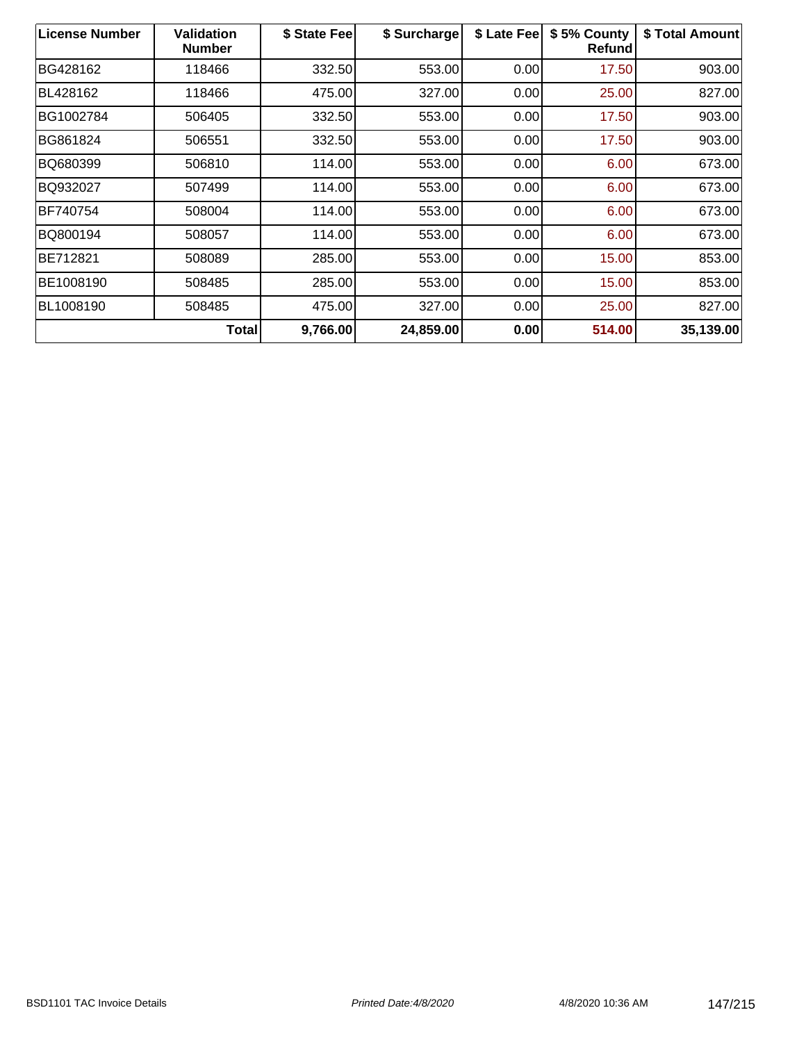| License Number | Validation Number | $ State Fee | $ Surcharge | $ Late Fee | $ 5% County Refund | $ Total Amount |
|---|---|---|---|---|---|---|
| BG428162 | 118466 | 332.50 | 553.00 | 0.00 | 17.50 | 903.00 |
| BL428162 | 118466 | 475.00 | 327.00 | 0.00 | 25.00 | 827.00 |
| BG1002784 | 506405 | 332.50 | 553.00 | 0.00 | 17.50 | 903.00 |
| BG861824 | 506551 | 332.50 | 553.00 | 0.00 | 17.50 | 903.00 |
| BQ680399 | 506810 | 114.00 | 553.00 | 0.00 | 6.00 | 673.00 |
| BQ932027 | 507499 | 114.00 | 553.00 | 0.00 | 6.00 | 673.00 |
| BF740754 | 508004 | 114.00 | 553.00 | 0.00 | 6.00 | 673.00 |
| BQ800194 | 508057 | 114.00 | 553.00 | 0.00 | 6.00 | 673.00 |
| BE712821 | 508089 | 285.00 | 553.00 | 0.00 | 15.00 | 853.00 |
| BE1008190 | 508485 | 285.00 | 553.00 | 0.00 | 15.00 | 853.00 |
| BL1008190 | 508485 | 475.00 | 327.00 | 0.00 | 25.00 | 827.00 |
| **Total** | | **9,766.00** | **24,859.00** | **0.00** | **514.00** | **35,139.00** |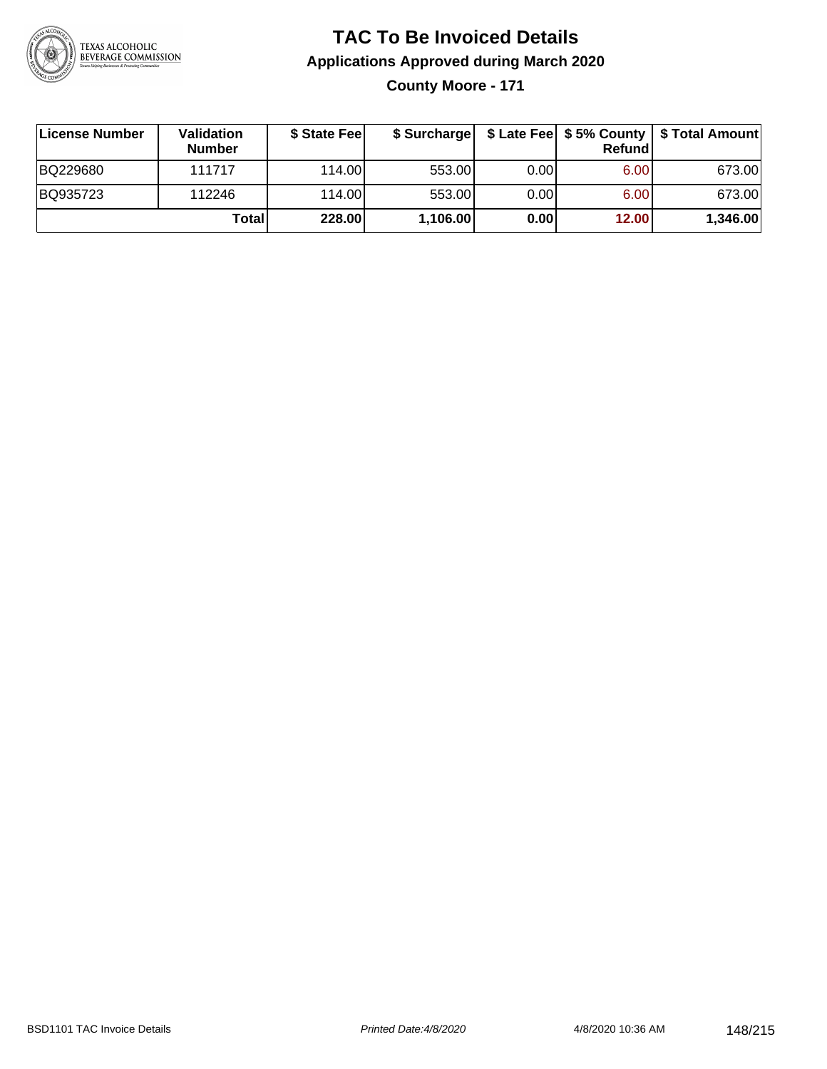# TAC To Be Invoiced Details

## Applications Approved during March 2020

### County Moore - 171

| License Number | Validation Number | $ State Fee | $ Surcharge | $ Late Fee | $ 5% County Refund | $ Total Amount |
|---|---|---|---|---|---|---|
| BQ229680 | 111717 | 114.00 | 553.00 | 0.00 | 6.00 | 673.00 |
| BQ935723 | 112246 | 114.00 | 553.00 | 0.00 | 6.00 | 673.00 |
| | **Total** | **228.00** | **1,106.00** | **0.00** | **12.00** | **1,346.00** |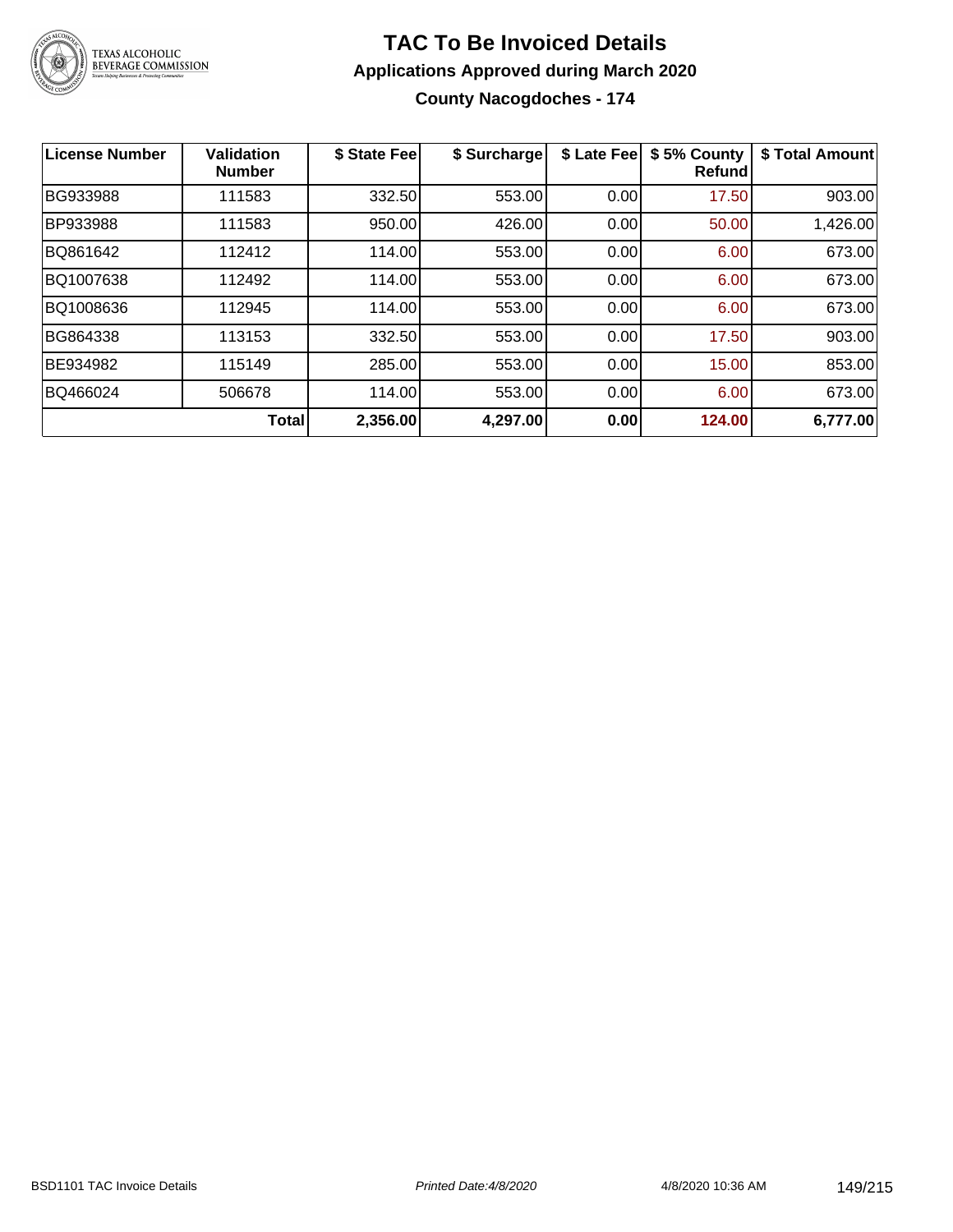# TAC To Be Invoiced Details

## Applications Approved during March 2020

### County Nacogdoches - 174

| License Number | Validation Number | $ State Fee | $ Surcharge | $ Late Fee | $ 5% County Refund | $ Total Amount |
|---|---|---|---|---|---|---|
| BG933988 | 111583 | 332.50 | 553.00 | 0.00 | 17.50 | 903.00 |
| BP933988 | 111583 | 950.00 | 426.00 | 0.00 | 50.00 | 1,426.00 |
| BQ861642 | 112412 | 114.00 | 553.00 | 0.00 | 6.00 | 673.00 |
| BQ1007638 | 112492 | 114.00 | 553.00 | 0.00 | 6.00 | 673.00 |
| BQ1008636 | 112945 | 114.00 | 553.00 | 0.00 | 6.00 | 673.00 |
| BG864338 | 113153 | 332.50 | 553.00 | 0.00 | 17.50 | 903.00 |
| BE934982 | 115149 | 285.00 | 553.00 | 0.00 | 15.00 | 853.00 |
| BQ466024 | 506678 | 114.00 | 553.00 | 0.00 | 6.00 | 673.00 |
| | **Total** | **2,356.00** | **4,297.00** | **0.00** | **124.00** | **6,777.00** |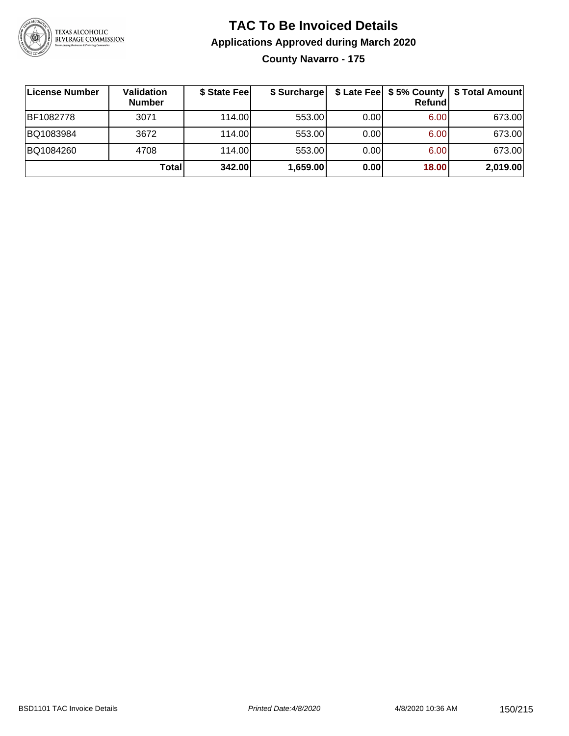# TAC To Be Invoiced Details

## Applications Approved during March 2020

### County Navarro - 175

| License Number | Validation Number | $ State Fee | $ Surcharge | $ Late Fee | $ 5% County Refund | $ Total Amount |
|---|---|---|---|---|---|---|
| BF1082778 | 3071 | 114.00 | 553.00 | 0.00 | 6.00 | 673.00 |
| BQ1083984 | 3672 | 114.00 | 553.00 | 0.00 | 6.00 | 673.00 |
| BQ1084260 | 4708 | 114.00 | 553.00 | 0.00 | 6.00 | 673.00 |
| | **Total** | **342.00** | **1,659.00** | **0.00** | **18.00** | **2,019.00** |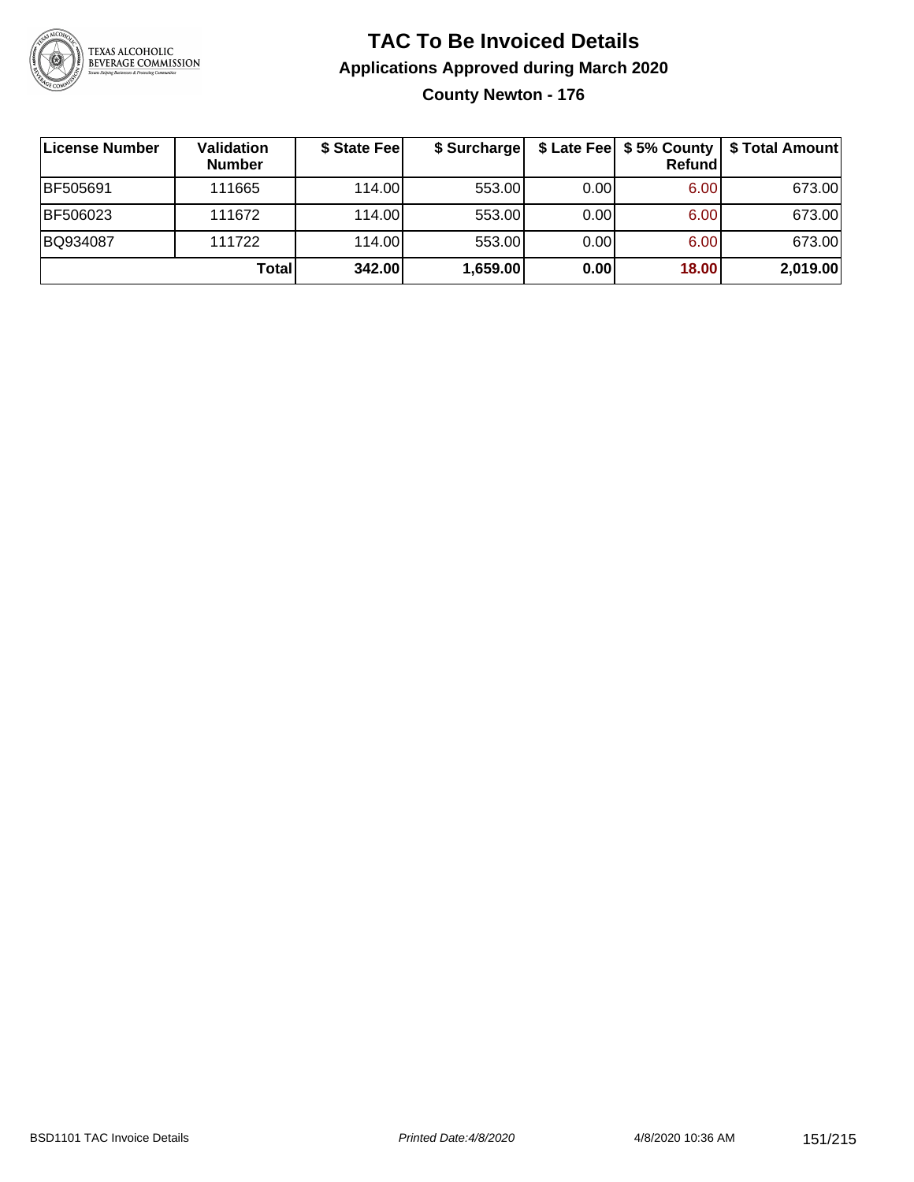# TAC To Be Invoiced Details

## Applications Approved during March 2020

### County Newton - 176

| License Number | Validation Number | $ State Fee | $ Surcharge | $ Late Fee | $ 5% County Refund | $ Total Amount |
|---|---|---|---|---|---|---|
| BF505691 | 111665 | 114.00 | 553.00 | 0.00 | 6.00 | 673.00 |
| BF506023 | 111672 | 114.00 | 553.00 | 0.00 | 6.00 | 673.00 |
| BQ934087 | 111722 | 114.00 | 553.00 | 0.00 | 6.00 | 673.00 |
| | **Total** | **342.00** | **1,659.00** | **0.00** | **18.00** | **2,019.00** |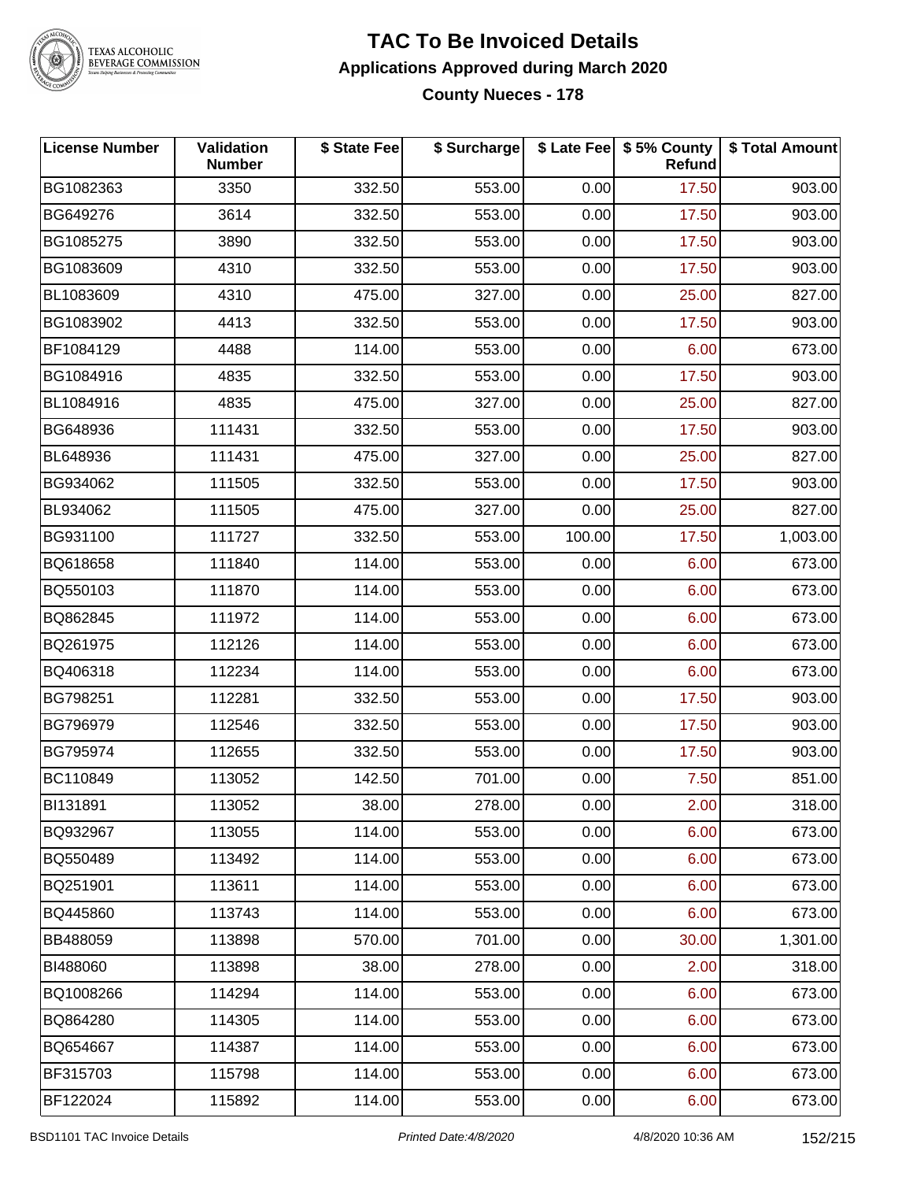# TAC To Be Invoiced Details

## Applications Approved during March 2020

### County Nueces - 178

| License Number | Validation Number | $ State Fee | $ Surcharge | $ Late Fee | $ 5% County Refund | $ Total Amount |
|---|---|---|---|---|---|---|
| BG1082363 | 3350 | 332.50 | 553.00 | 0.00 | 17.50 | 903.00 |
| BG649276 | 3614 | 332.50 | 553.00 | 0.00 | 17.50 | 903.00 |
| BG1085275 | 3890 | 332.50 | 553.00 | 0.00 | 17.50 | 903.00 |
| BG1083609 | 4310 | 332.50 | 553.00 | 0.00 | 17.50 | 903.00 |
| BL1083609 | 4310 | 475.00 | 327.00 | 0.00 | 25.00 | 827.00 |
| BG1083902 | 4413 | 332.50 | 553.00 | 0.00 | 17.50 | 903.00 |
| BF1084129 | 4488 | 114.00 | 553.00 | 0.00 | 6.00 | 673.00 |
| BG1084916 | 4835 | 332.50 | 553.00 | 0.00 | 17.50 | 903.00 |
| BL1084916 | 4835 | 475.00 | 327.00 | 0.00 | 25.00 | 827.00 |
| BG648936 | 111431 | 332.50 | 553.00 | 0.00 | 17.50 | 903.00 |
| BL648936 | 111431 | 475.00 | 327.00 | 0.00 | 25.00 | 827.00 |
| BG934062 | 111505 | 332.50 | 553.00 | 0.00 | 17.50 | 903.00 |
| BL934062 | 111505 | 475.00 | 327.00 | 0.00 | 25.00 | 827.00 |
| BG931100 | 111727 | 332.50 | 553.00 | 100.00 | 17.50 | 1,003.00 |
| BQ618658 | 111840 | 114.00 | 553.00 | 0.00 | 6.00 | 673.00 |
| BQ550103 | 111870 | 114.00 | 553.00 | 0.00 | 6.00 | 673.00 |
| BQ862845 | 111972 | 114.00 | 553.00 | 0.00 | 6.00 | 673.00 |
| BQ261975 | 112126 | 114.00 | 553.00 | 0.00 | 6.00 | 673.00 |
| BQ406318 | 112234 | 114.00 | 553.00 | 0.00 | 6.00 | 673.00 |
| BG798251 | 112281 | 332.50 | 553.00 | 0.00 | 17.50 | 903.00 |
| BG796979 | 112546 | 332.50 | 553.00 | 0.00 | 17.50 | 903.00 |
| BG795974 | 112655 | 332.50 | 553.00 | 0.00 | 17.50 | 903.00 |
| BC110849 | 113052 | 142.50 | 701.00 | 0.00 | 7.50 | 851.00 |
| BI131891 | 113052 | 38.00 | 278.00 | 0.00 | 2.00 | 318.00 |
| BQ932967 | 113055 | 114.00 | 553.00 | 0.00 | 6.00 | 673.00 |
| BQ550489 | 113492 | 114.00 | 553.00 | 0.00 | 6.00 | 673.00 |
| BQ251901 | 113611 | 114.00 | 553.00 | 0.00 | 6.00 | 673.00 |
| BQ445860 | 113743 | 114.00 | 553.00 | 0.00 | 6.00 | 673.00 |
| BB488059 | 113898 | 570.00 | 701.00 | 0.00 | 30.00 | 1,301.00 |
| BI488060 | 113898 | 38.00 | 278.00 | 0.00 | 2.00 | 318.00 |
| BQ1008266 | 114294 | 114.00 | 553.00 | 0.00 | 6.00 | 673.00 |
| BQ864280 | 114305 | 114.00 | 553.00 | 0.00 | 6.00 | 673.00 |
| BQ654667 | 114387 | 114.00 | 553.00 | 0.00 | 6.00 | 673.00 |
| BF315703 | 115798 | 114.00 | 553.00 | 0.00 | 6.00 | 673.00 |
| BF122024 | 115892 | 114.00 | 553.00 | 0.00 | 6.00 | 673.00 |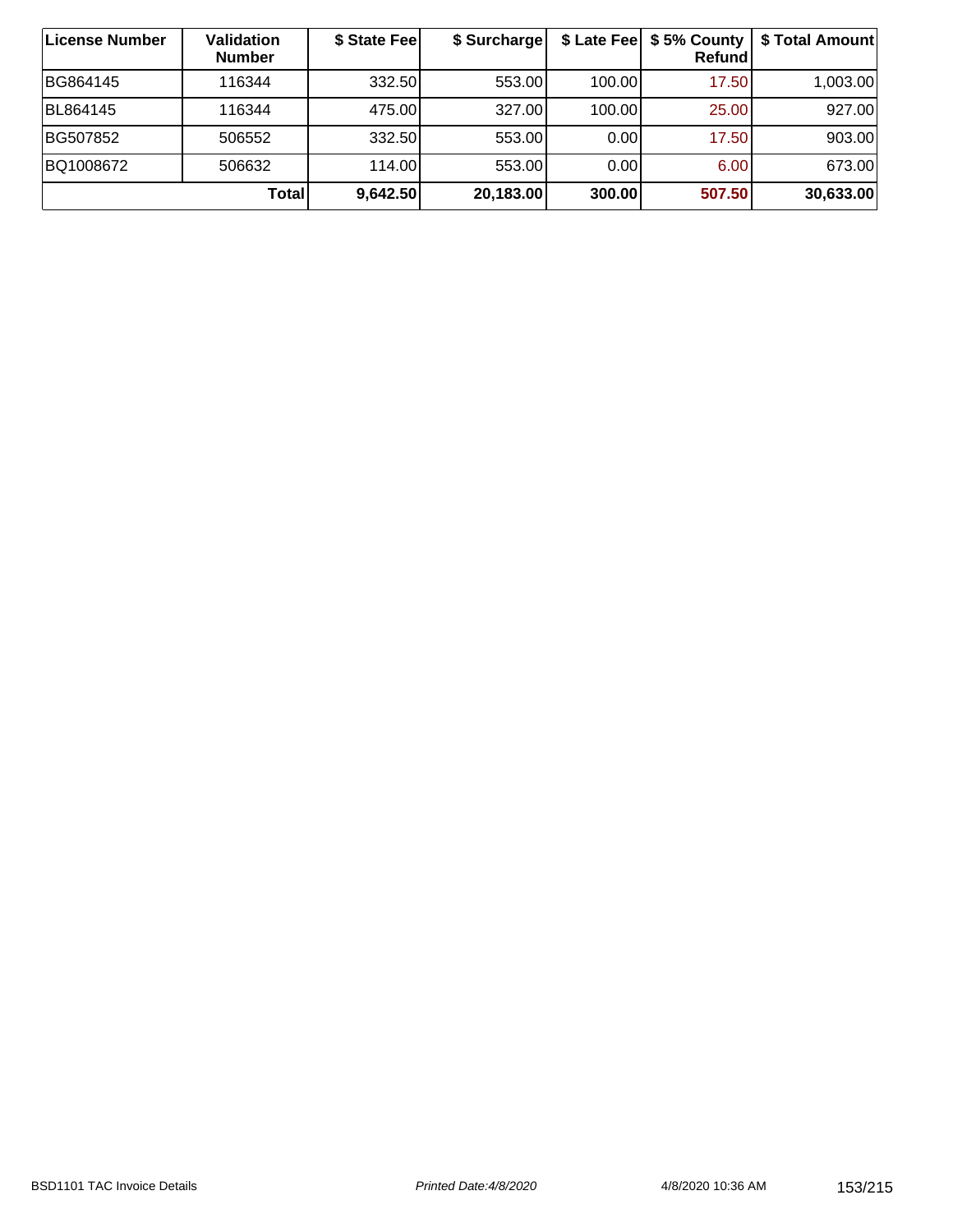| License Number | Validation Number | $ State Fee | $ Surcharge | $ Late Fee | $ 5% County Refund | $ Total Amount |
| --- | --- | --- | --- | --- | --- | --- |
| BG864145 | 116344 | 332.50 | 553.00 | 100.00 | 17.50 | 1,003.00 |
| BL864145 | 116344 | 475.00 | 327.00 | 100.00 | 25.00 | 927.00 |
| BG507852 | 506552 | 332.50 | 553.00 | 0.00 | 17.50 | 903.00 |
| BQ1008672 | 506632 | 114.00 | 553.00 | 0.00 | 6.00 | 673.00 |
| | **Total** | **9,642.50** | **20,183.00** | **300.00** | **507.50** | **30,633.00** |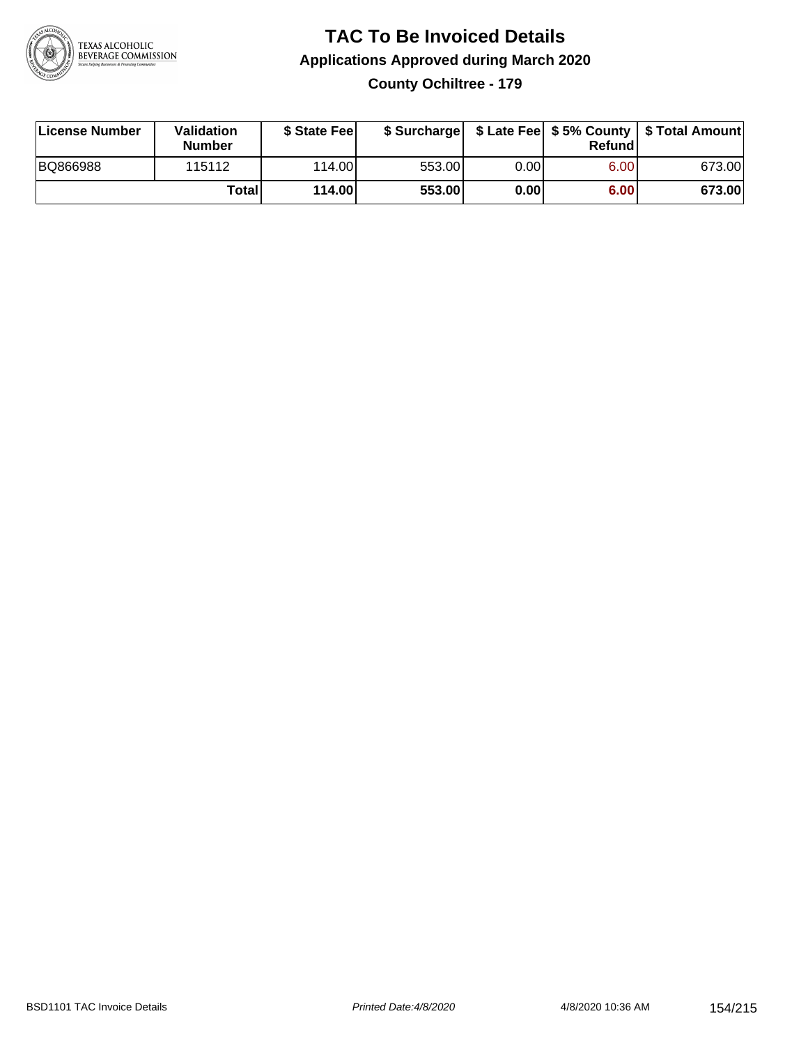# TAC To Be Invoiced Details

## Applications Approved during March 2020

### County Ochiltree - 179

| License Number | Validation Number | $ State Fee | $ Surcharge | $ Late Fee | $ 5% County Refund | $ Total Amount |
|---|---|---|---|---|---|---|
| BQ866988 | 115112 | 114.00 | 553.00 | 0.00 | 6.00 | 673.00 |
| | **Total** | **114.00** | **553.00** | **0.00** | **6.00** | **673.00** |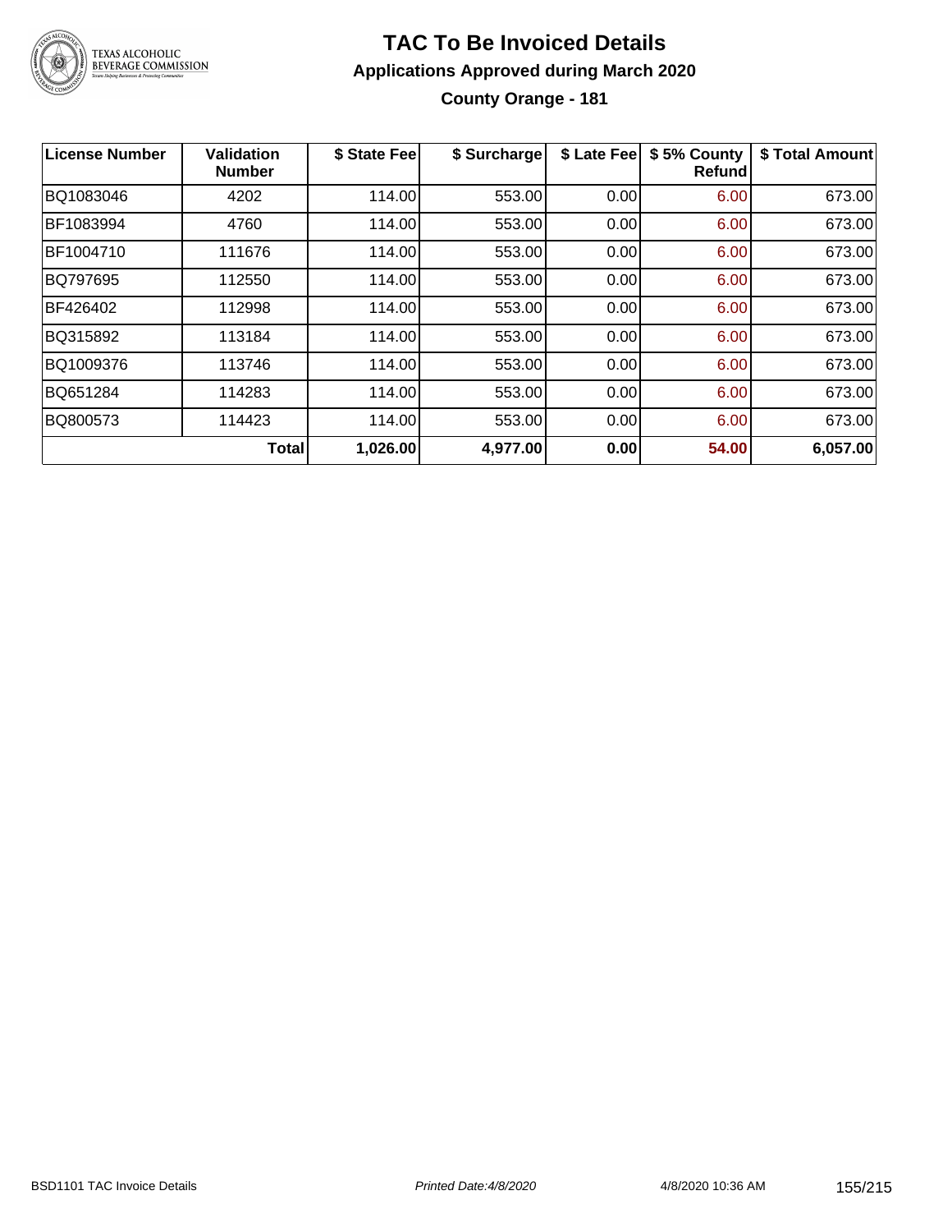# TAC To Be Invoiced Details

## Applications Approved during March 2020

### County Orange - 181

| License Number | Validation Number | $ State Fee | $ Surcharge | $ Late Fee | $ 5% County Refund | $ Total Amount |
|---|---|---|---|---|---|---|
| BQ1083046 | 4202 | 114.00 | 553.00 | 0.00 | 6.00 | 673.00 |
| BF1083994 | 4760 | 114.00 | 553.00 | 0.00 | 6.00 | 673.00 |
| BF1004710 | 111676 | 114.00 | 553.00 | 0.00 | 6.00 | 673.00 |
| BQ797695 | 112550 | 114.00 | 553.00 | 0.00 | 6.00 | 673.00 |
| BF426402 | 112998 | 114.00 | 553.00 | 0.00 | 6.00 | 673.00 |
| BQ315892 | 113184 | 114.00 | 553.00 | 0.00 | 6.00 | 673.00 |
| BQ1009376 | 113746 | 114.00 | 553.00 | 0.00 | 6.00 | 673.00 |
| BQ651284 | 114283 | 114.00 | 553.00 | 0.00 | 6.00 | 673.00 |
| BQ800573 | 114423 | 114.00 | 553.00 | 0.00 | 6.00 | 673.00 |
| | **Total** | **1,026.00** | **4,977.00** | **0.00** | **54.00** | **6,057.00** |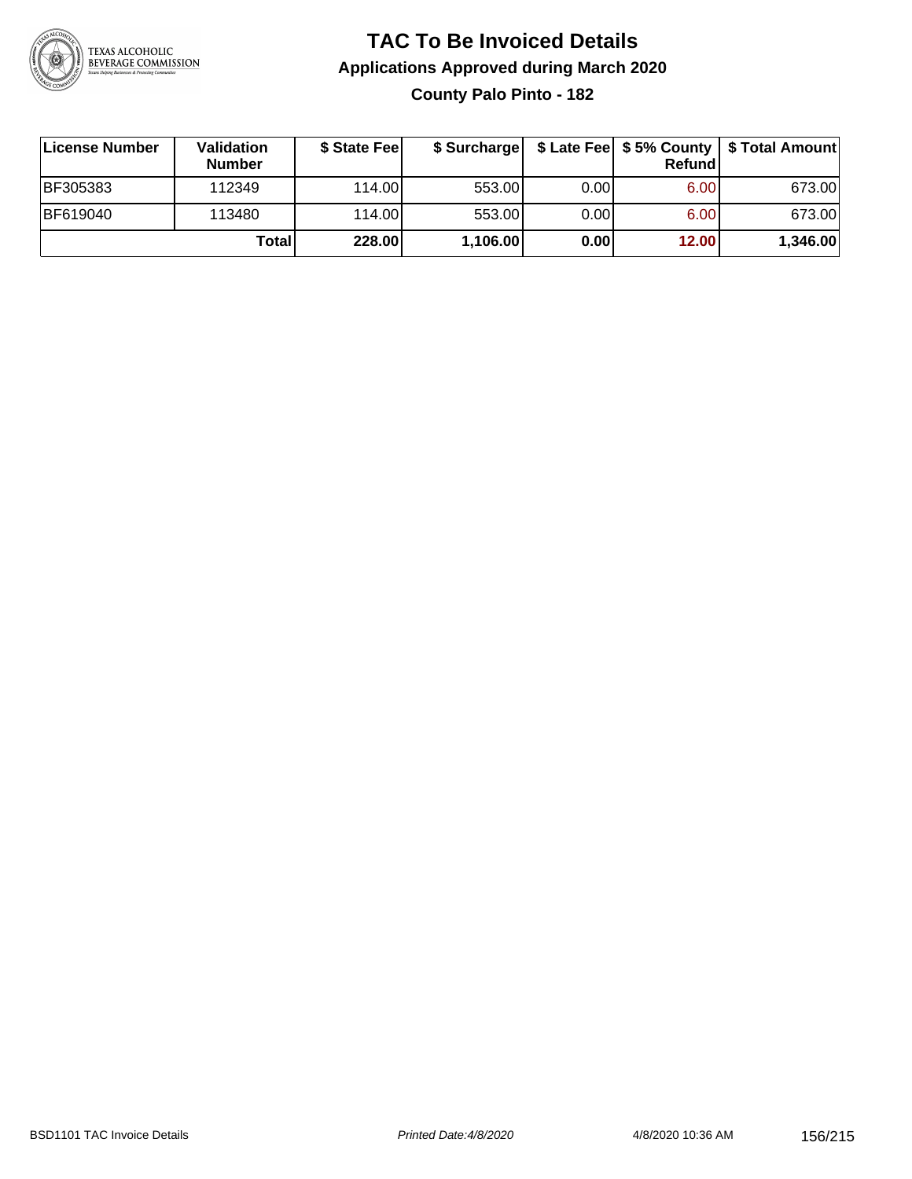# TAC To Be Invoiced Details

## Applications Approved during March 2020

### County Palo Pinto - 182

| License Number | Validation Number | $ State Fee | $ Surcharge | $ Late Fee | $ 5% County Refund | $ Total Amount |
|---|---|---|---|---|---|---|
| BF305383 | 112349 | 114.00 | 553.00 | 0.00 | 6.00 | 673.00 |
| BF619040 | 113480 | 114.00 | 553.00 | 0.00 | 6.00 | 673.00 |
| | **Total** | **228.00** | **1,106.00** | **0.00** | **12.00** | **1,346.00** |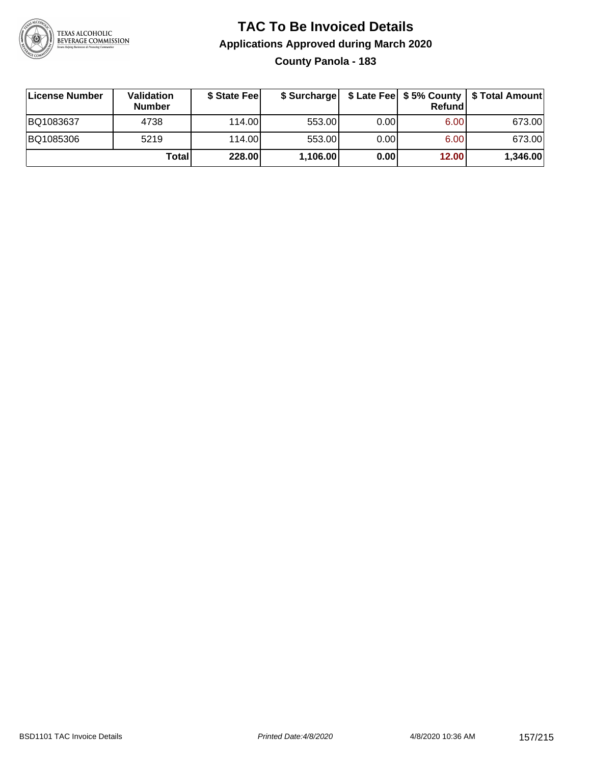# TAC To Be Invoiced Details

## Applications Approved during March 2020

### County Panola - 183

| License Number | Validation Number | $ State Fee | $ Surcharge | $ Late Fee | $ 5% County Refund | $ Total Amount |
|---|---|---|---|---|---|---|
| BQ1083637 | 4738 | 114.00 | 553.00 | 0.00 | 6.00 | 673.00 |
| BQ1085306 | 5219 | 114.00 | 553.00 | 0.00 | 6.00 | 673.00 |
| | **Total** | **228.00** | **1,106.00** | **0.00** | **12.00** | **1,346.00** |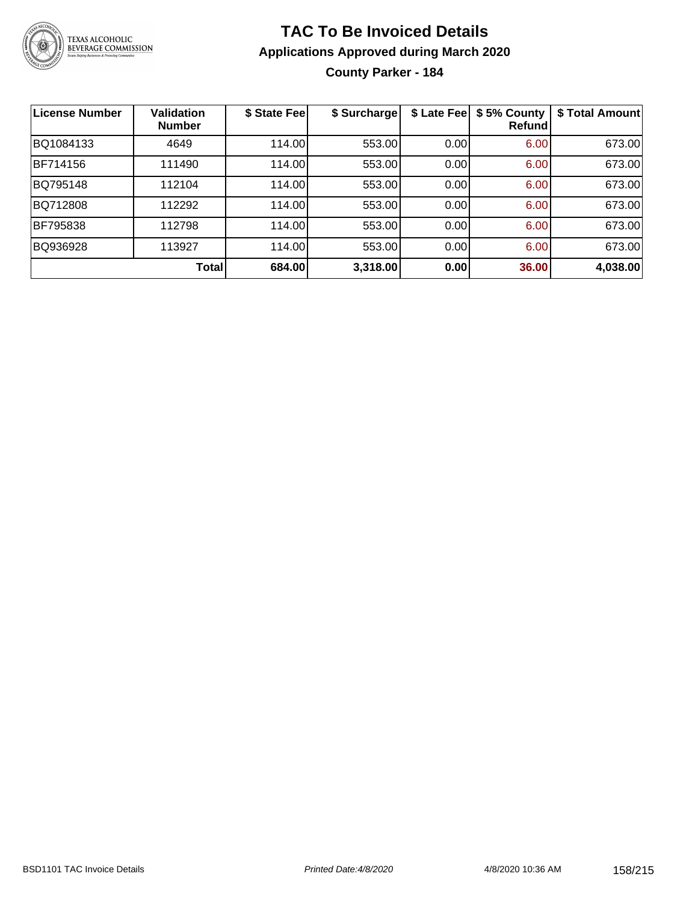# TAC To Be Invoiced Details

## Applications Approved during March 2020

### County Parker - 184

| License Number | Validation Number | \$ State Fee | \$ Surcharge | \$ Late Fee | \$ 5% County Refund | \$ Total Amount |
|---|---|---|---|---|---|---|
| BQ1084133 | 4649 | 114.00 | 553.00 | 0.00 | 6.00 | 673.00 |
| BF714156 | 111490 | 114.00 | 553.00 | 0.00 | 6.00 | 673.00 |
| BQ795148 | 112104 | 114.00 | 553.00 | 0.00 | 6.00 | 673.00 |
| BQ712808 | 112292 | 114.00 | 553.00 | 0.00 | 6.00 | 673.00 |
| BF795838 | 112798 | 114.00 | 553.00 | 0.00 | 6.00 | 673.00 |
| BQ936928 | 113927 | 114.00 | 553.00 | 0.00 | 6.00 | 673.00 |
| | **Total** | **684.00** | **3,318.00** | **0.00** | **36.00** | **4,038.00** |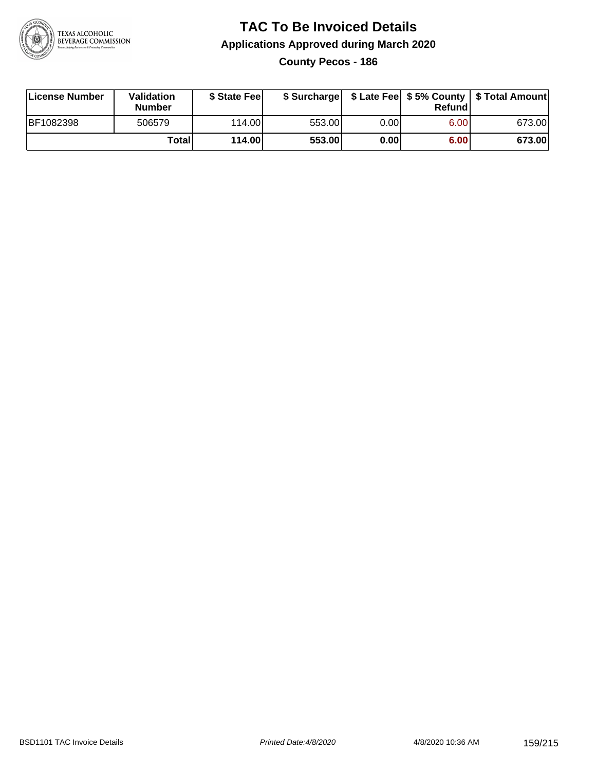# TAC To Be Invoiced Details

## Applications Approved during March 2020

### County Pecos - 186

| License Number | Validation Number | $ State Fee | $ Surcharge | $ Late Fee | $ 5% County Refund | $ Total Amount |
|---|---|---|---|---|---|---|
| BF1082398 | 506579 | 114.00 | 553.00 | 0.00 | 6.00 | 673.00 |
| | **Total** | **114.00** | **553.00** | **0.00** | **6.00** | **673.00** |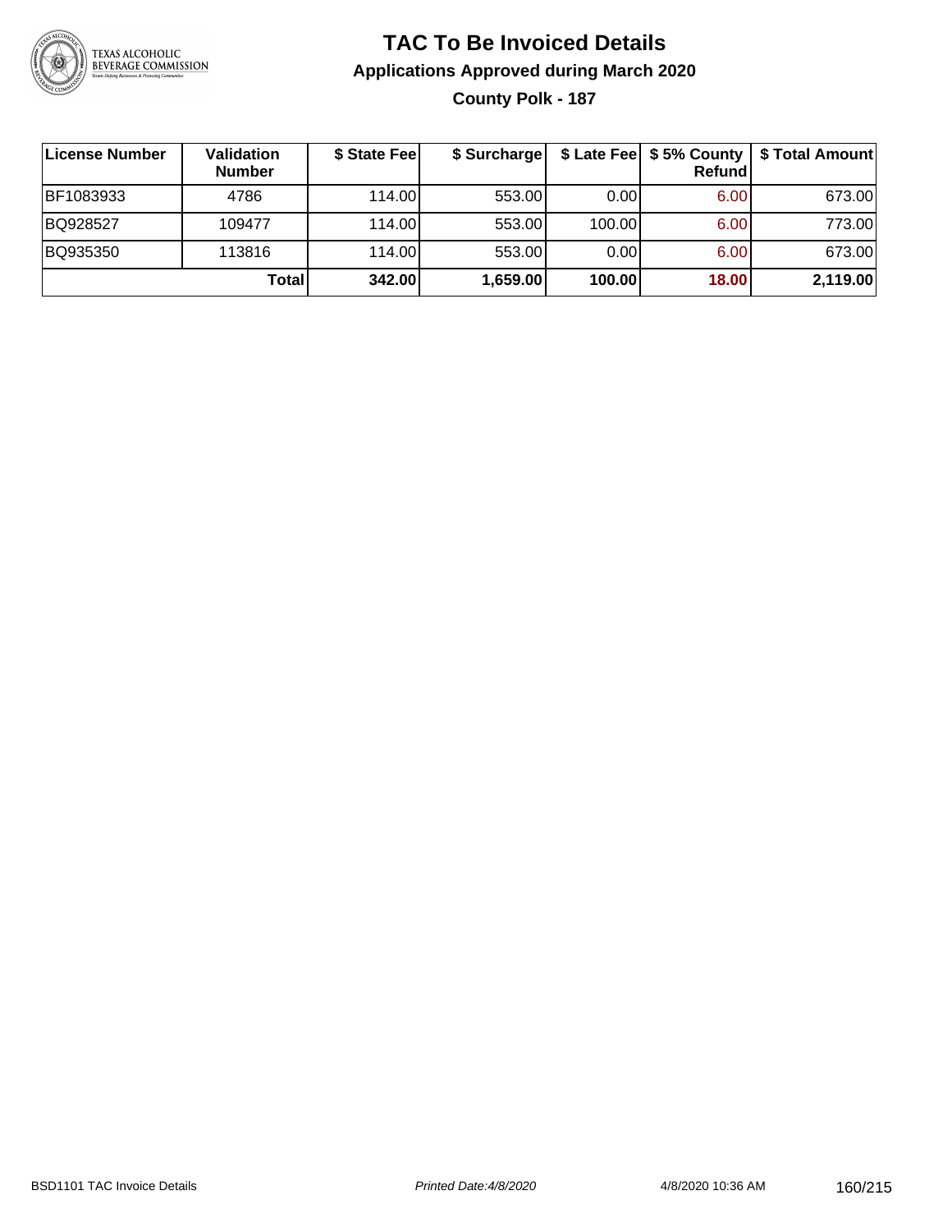# TAC To Be Invoiced Details

## Applications Approved during March 2020

### County Polk - 187

| License Number | Validation Number | $ State Fee | $ Surcharge | $ Late Fee | $ 5% County Refund | $ Total Amount |
|---|---|---|---|---|---|---|
| BF1083933 | 4786 | 114.00 | 553.00 | 0.00 | 6.00 | 673.00 |
| BQ928527 | 109477 | 114.00 | 553.00 | 100.00 | 6.00 | 773.00 |
| BQ935350 | 113816 | 114.00 | 553.00 | 0.00 | 6.00 | 673.00 |
| | **Total** | **342.00** | **1,659.00** | **100.00** | **18.00** | **2,119.00** |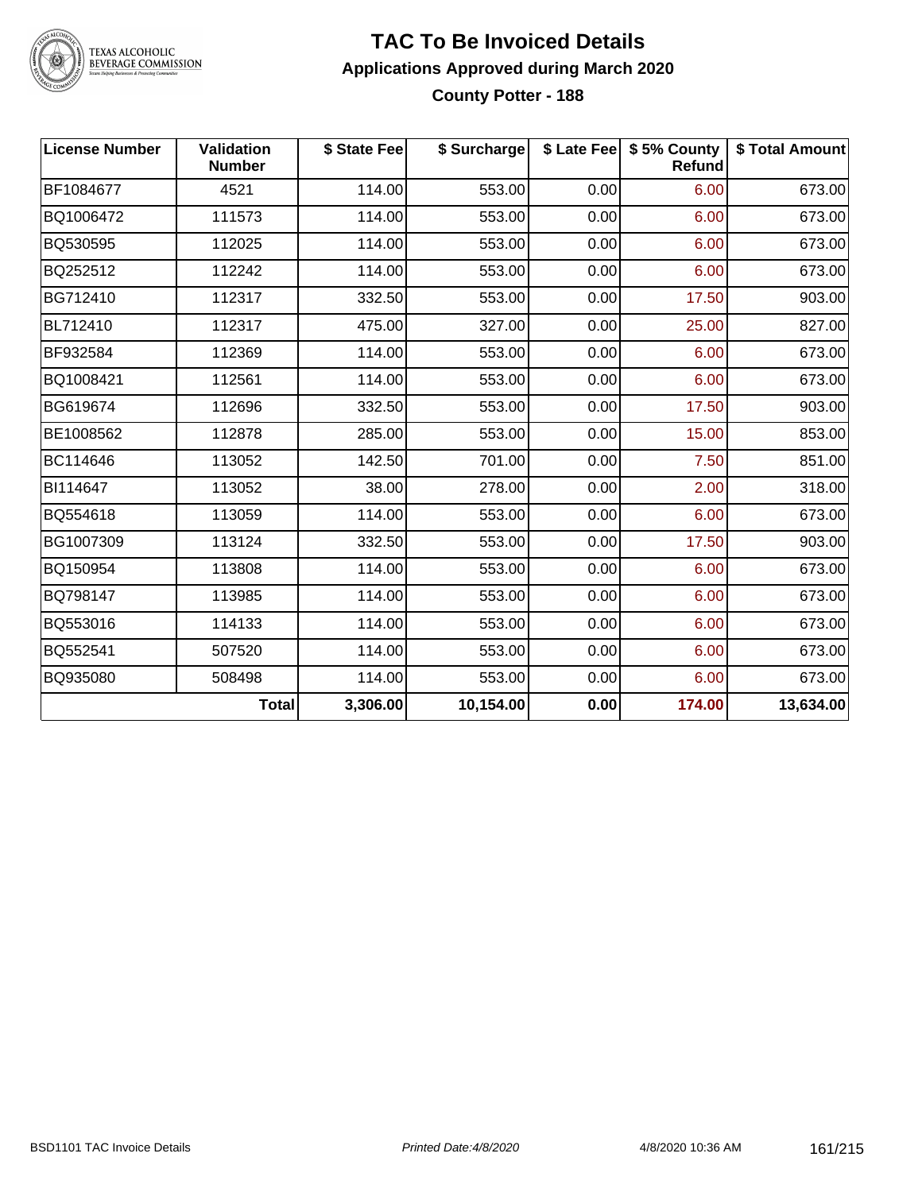# TAC To Be Invoiced Details

## Applications Approved during March 2020

### County Potter - 188

| License Number | Validation Number | $ State Fee | $ Surcharge | $ Late Fee | $ 5% County Refund | $ Total Amount |
|---|---|---|---|---|---|---|
| BF1084677 | 4521 | 114.00 | 553.00 | 0.00 | 6.00 | 673.00 |
| BQ1006472 | 111573 | 114.00 | 553.00 | 0.00 | 6.00 | 673.00 |
| BQ530595 | 112025 | 114.00 | 553.00 | 0.00 | 6.00 | 673.00 |
| BQ252512 | 112242 | 114.00 | 553.00 | 0.00 | 6.00 | 673.00 |
| BG712410 | 112317 | 332.50 | 553.00 | 0.00 | 17.50 | 903.00 |
| BL712410 | 112317 | 475.00 | 327.00 | 0.00 | 25.00 | 827.00 |
| BF932584 | 112369 | 114.00 | 553.00 | 0.00 | 6.00 | 673.00 |
| BQ1008421 | 112561 | 114.00 | 553.00 | 0.00 | 6.00 | 673.00 |
| BG619674 | 112696 | 332.50 | 553.00 | 0.00 | 17.50 | 903.00 |
| BE1008562 | 112878 | 285.00 | 553.00 | 0.00 | 15.00 | 853.00 |
| BC114646 | 113052 | 142.50 | 701.00 | 0.00 | 7.50 | 851.00 |
| BI114647 | 113052 | 38.00 | 278.00 | 0.00 | 2.00 | 318.00 |
| BQ554618 | 113059 | 114.00 | 553.00 | 0.00 | 6.00 | 673.00 |
| BG1007309 | 113124 | 332.50 | 553.00 | 0.00 | 17.50 | 903.00 |
| BQ150954 | 113808 | 114.00 | 553.00 | 0.00 | 6.00 | 673.00 |
| BQ798147 | 113985 | 114.00 | 553.00 | 0.00 | 6.00 | 673.00 |
| BQ553016 | 114133 | 114.00 | 553.00 | 0.00 | 6.00 | 673.00 |
| BQ552541 | 507520 | 114.00 | 553.00 | 0.00 | 6.00 | 673.00 |
| BQ935080 | 508498 | 114.00 | 553.00 | 0.00 | 6.00 | 673.00 |
| | **Total** | **3,306.00** | **10,154.00** | **0.00** | **174.00** | **13,634.00** |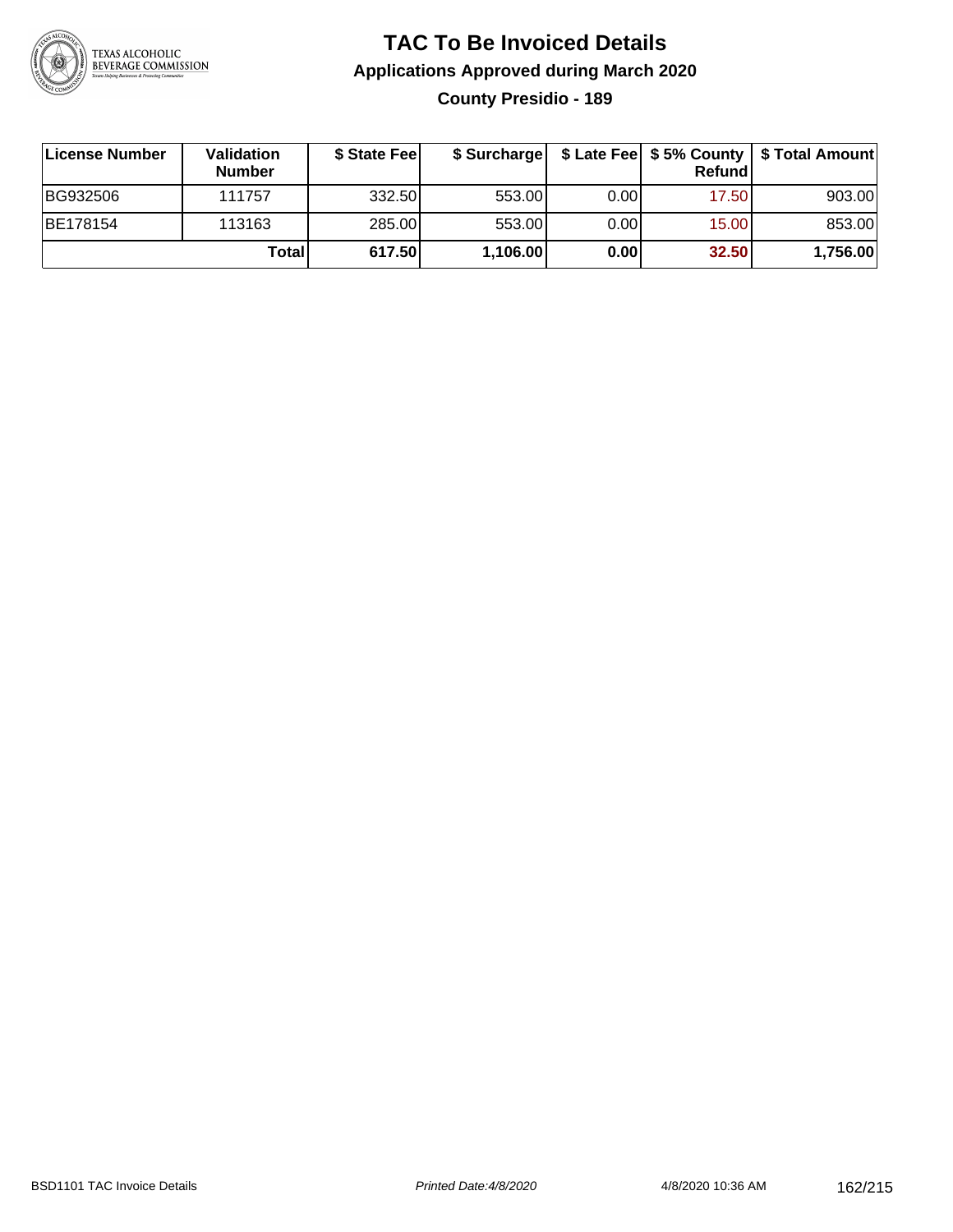# TAC To Be Invoiced Details

## Applications Approved during March 2020

### County Presidio - 189

| License Number | Validation Number | $ State Fee | $ Surcharge | $ Late Fee | $ 5% County Refund | $ Total Amount |
|---|---|---|---|---|---|---|
| BG932506 | 111757 | 332.50 | 553.00 | 0.00 | 17.50 | 903.00 |
| BE178154 | 113163 | 285.00 | 553.00 | 0.00 | 15.00 | 853.00 |
| | **Total** | **617.50** | **1,106.00** | **0.00** | **32.50** | **1,756.00** |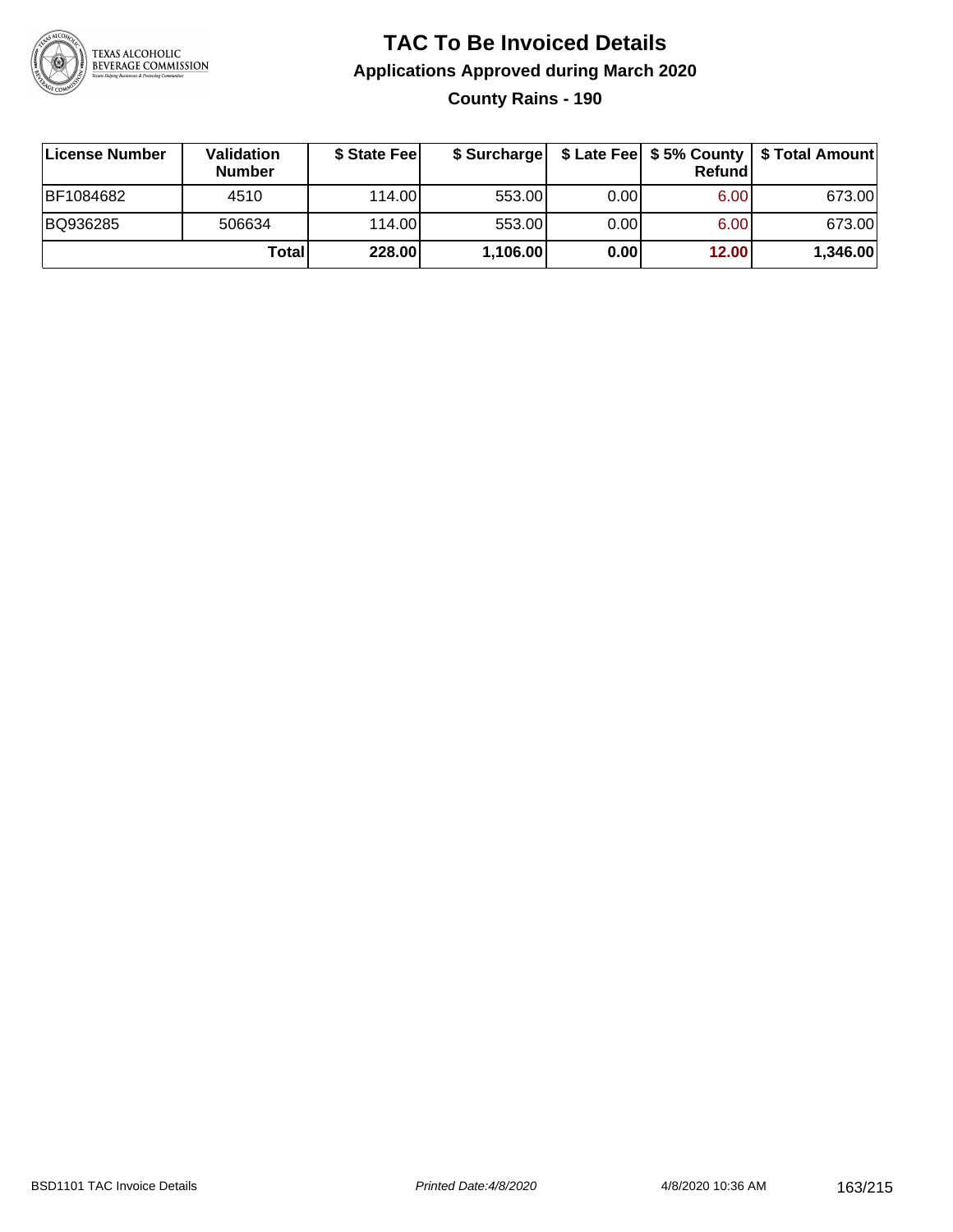# TAC To Be Invoiced Details

## Applications Approved during March 2020

### County Rains - 190

| License Number | Validation Number | $ State Fee | $ Surcharge | $ Late Fee | $ 5% County Refund | $ Total Amount |
|---|---|---|---|---|---|---|
| BF1084682 | 4510 | 114.00 | 553.00 | 0.00 | 6.00 | 673.00 |
| BQ936285 | 506634 | 114.00 | 553.00 | 0.00 | 6.00 | 673.00 |
| | **Total** | **228.00** | **1,106.00** | **0.00** | **12.00** | **1,346.00** |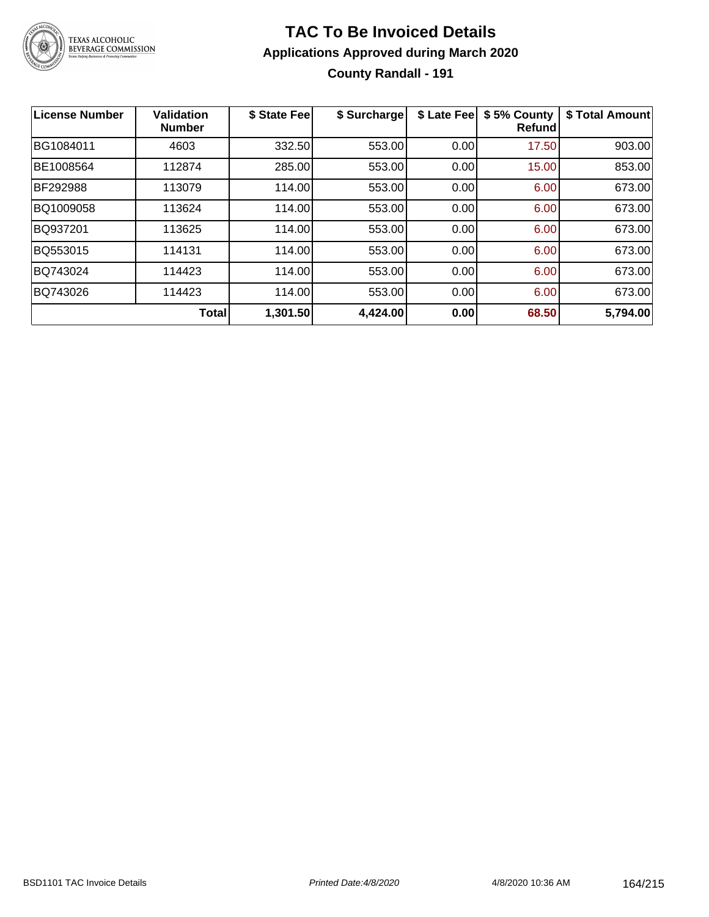# TAC To Be Invoiced Details

## Applications Approved during March 2020

### County Randall - 191

| License Number | Validation Number | $ State Fee | $ Surcharge | $ Late Fee | $ 5% County Refund | $ Total Amount |
|---|---|---|---|---|---|---|
| BG1084011 | 4603 | 332.50 | 553.00 | 0.00 | 17.50 | 903.00 |
| BE1008564 | 112874 | 285.00 | 553.00 | 0.00 | 15.00 | 853.00 |
| BF292988 | 113079 | 114.00 | 553.00 | 0.00 | 6.00 | 673.00 |
| BQ1009058 | 113624 | 114.00 | 553.00 | 0.00 | 6.00 | 673.00 |
| BQ937201 | 113625 | 114.00 | 553.00 | 0.00 | 6.00 | 673.00 |
| BQ553015 | 114131 | 114.00 | 553.00 | 0.00 | 6.00 | 673.00 |
| BQ743024 | 114423 | 114.00 | 553.00 | 0.00 | 6.00 | 673.00 |
| BQ743026 | 114423 | 114.00 | 553.00 | 0.00 | 6.00 | 673.00 |
| | **Total** | **1,301.50** | **4,424.00** | **0.00** | **68.50** | **5,794.00** |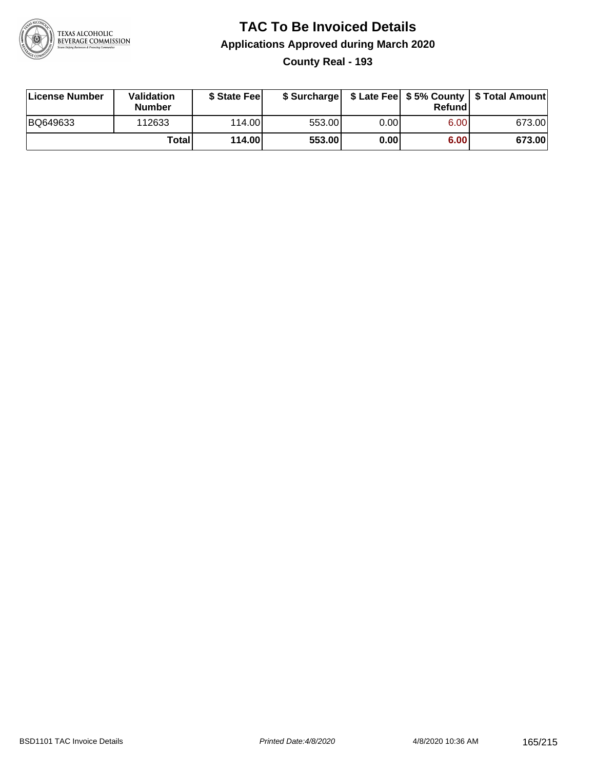# TAC To Be Invoiced Details

## Applications Approved during March 2020

### County Real - 193

| License Number | Validation Number | $ State Fee | $ Surcharge | $ Late Fee | $ 5% County Refund | $ Total Amount |
|---|---|---|---|---|---|---|
| BQ649633 | 112633 | 114.00 | 553.00 | 0.00 | 6.00 | 673.00 |
| | **Total** | **114.00** | **553.00** | **0.00** | **6.00** | **673.00** |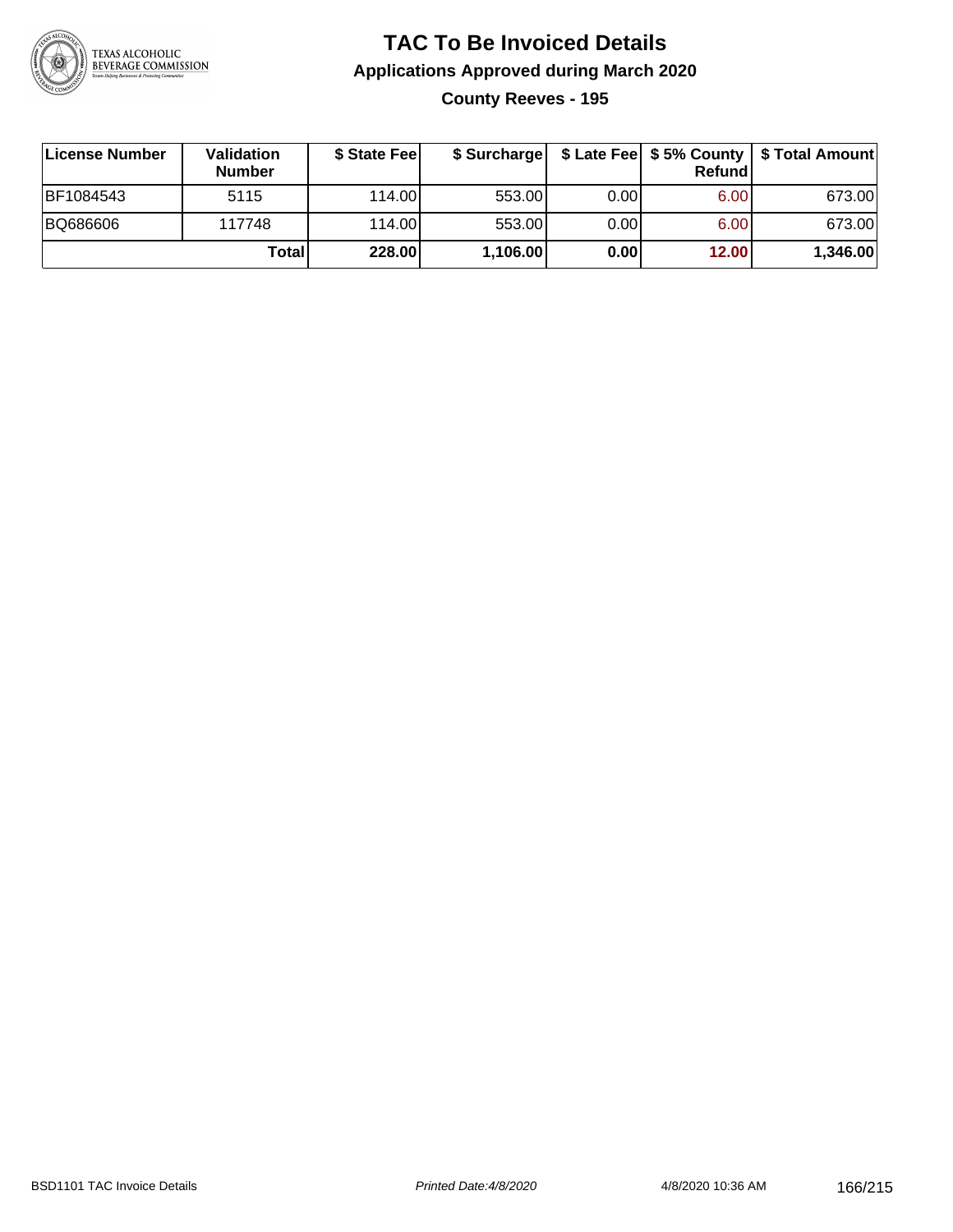# TAC To Be Invoiced Details

## Applications Approved during March 2020

### County Reeves - 195

| License Number | Validation Number | $ State Fee | $ Surcharge | $ Late Fee | $ 5% County Refund | $ Total Amount |
|---|---|---|---|---|---|---|
| BF1084543 | 5115 | 114.00 | 553.00 | 0.00 | 6.00 | 673.00 |
| BQ686606 | 117748 | 114.00 | 553.00 | 0.00 | 6.00 | 673.00 |
| | **Total** | **228.00** | **1,106.00** | **0.00** | **12.00** | **1,346.00** |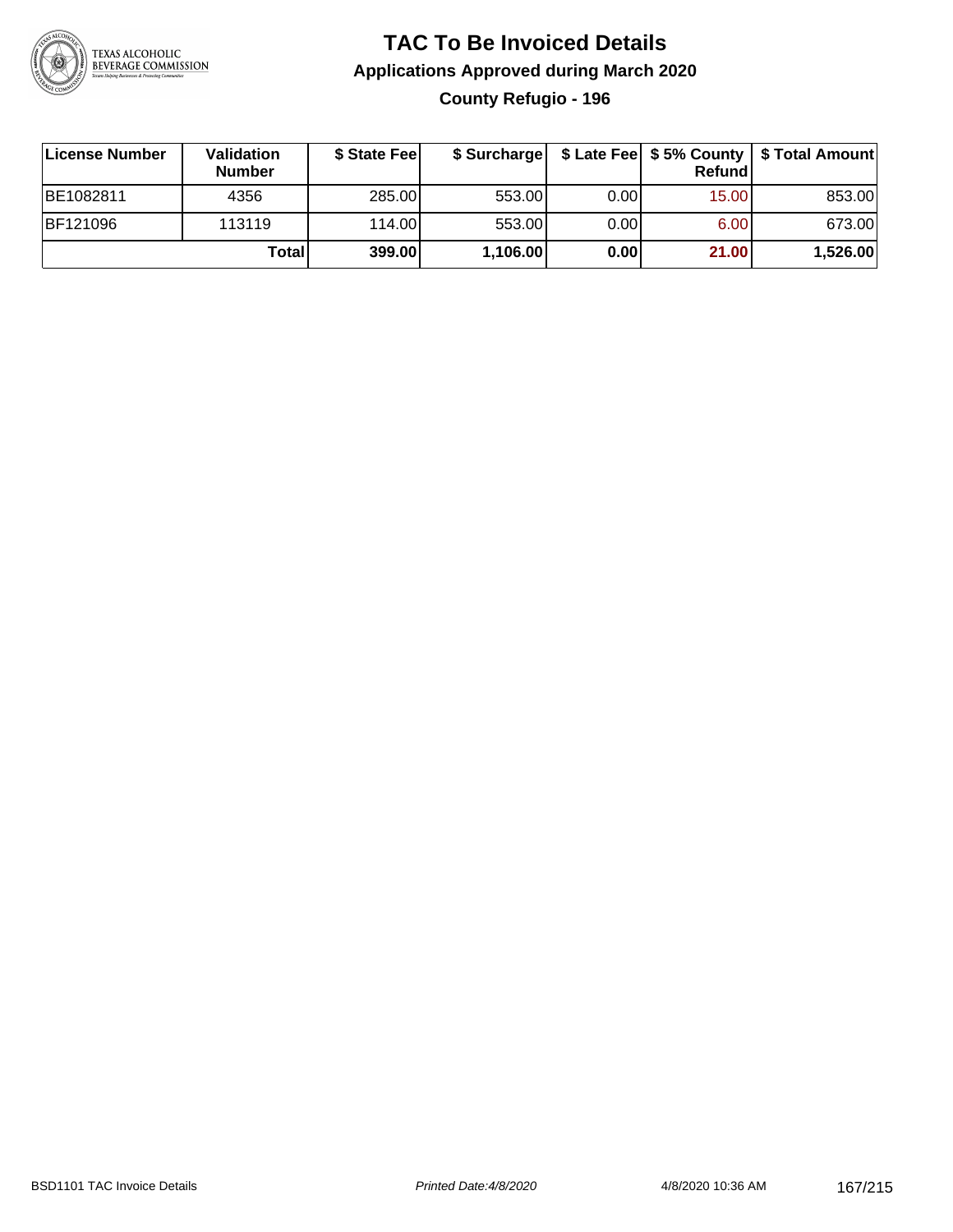# TAC To Be Invoiced Details

## Applications Approved during March 2020

### County Refugio - 196

| License Number | Validation Number | $ State Fee | $ Surcharge | $ Late Fee | $ 5% County Refund | $ Total Amount |
|---|---|---|---|---|---|---|
| BE1082811 | 4356 | 285.00 | 553.00 | 0.00 | 15.00 | 853.00 |
| BF121096 | 113119 | 114.00 | 553.00 | 0.00 | 6.00 | 673.00 |
| | **Total** | **399.00** | **1,106.00** | **0.00** | **21.00** | **1,526.00** |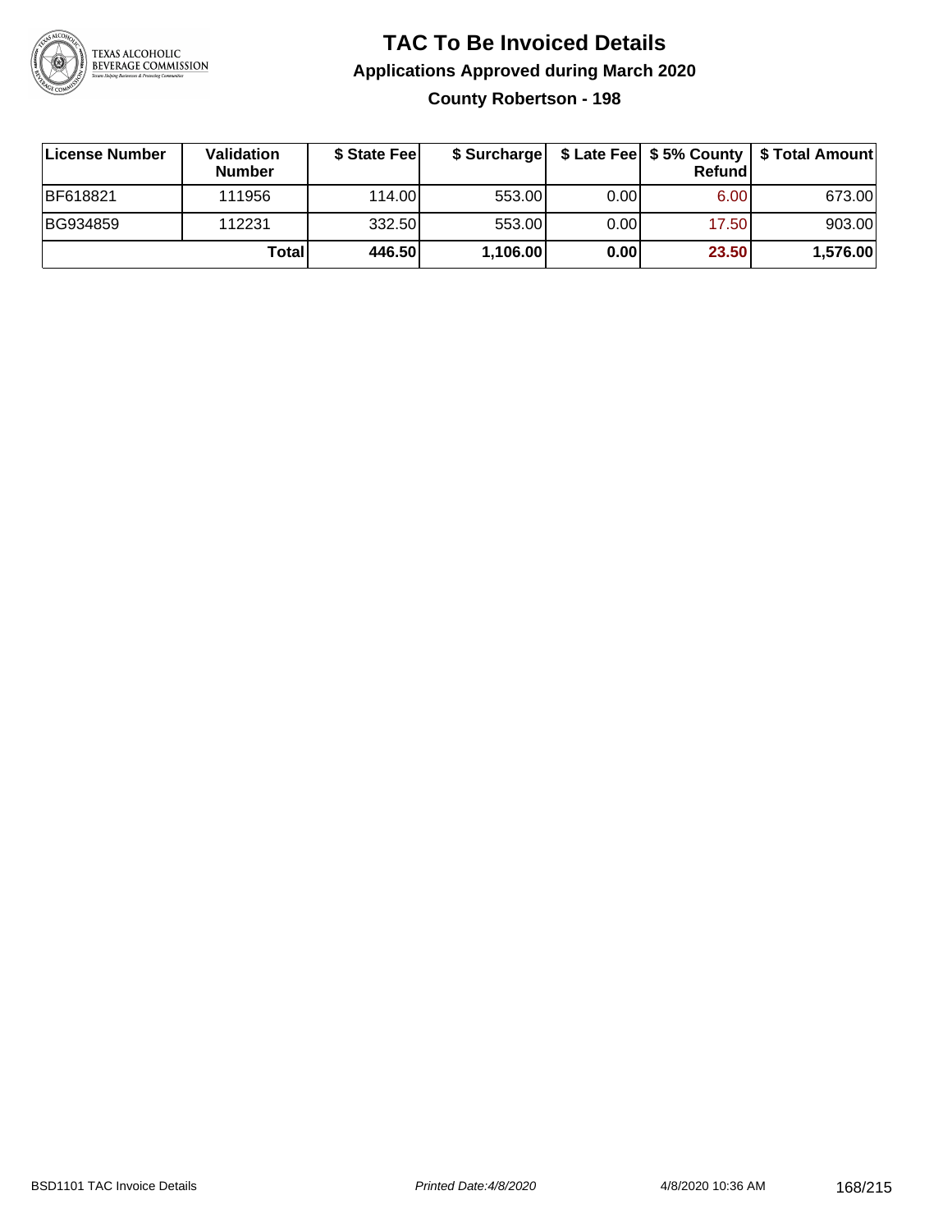# TAC To Be Invoiced Details

## Applications Approved during March 2020

### County Robertson - 198

| License Number | Validation Number | $ State Fee | $ Surcharge | $ Late Fee | $ 5% County Refund | $ Total Amount |
|---|---|---|---|---|---|---|
| BF618821 | 111956 | 114.00 | 553.00 | 0.00 | 6.00 | 673.00 |
| BG934859 | 112231 | 332.50 | 553.00 | 0.00 | 17.50 | 903.00 |
| | **Total** | **446.50** | **1,106.00** | **0.00** | **23.50** | **1,576.00** |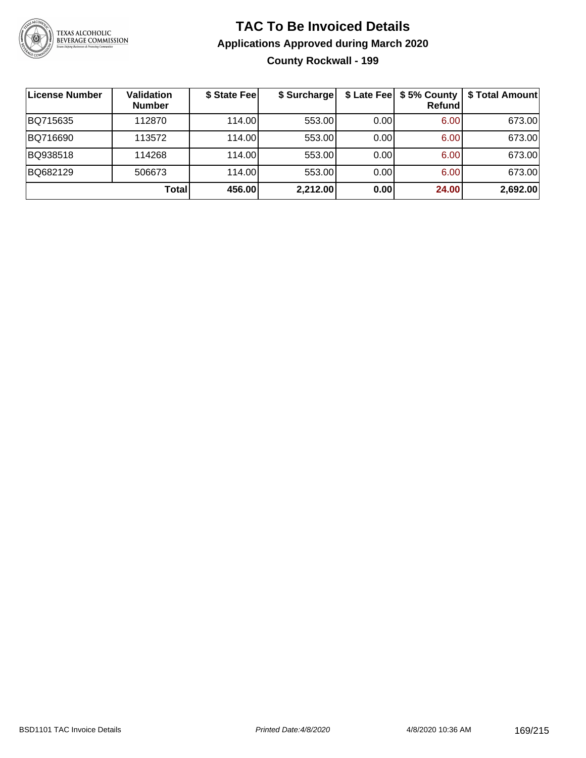# TAC To Be Invoiced Details

## Applications Approved during March 2020

### County Rockwall - 199

| License Number | Validation Number | $ State Fee | $ Surcharge | $ Late Fee | $ 5% County Refund | $ Total Amount |
|---|---|---|---|---|---|---|
| BQ715635 | 112870 | 114.00 | 553.00 | 0.00 | 6.00 | 673.00 |
| BQ716690 | 113572 | 114.00 | 553.00 | 0.00 | 6.00 | 673.00 |
| BQ938518 | 114268 | 114.00 | 553.00 | 0.00 | 6.00 | 673.00 |
| BQ682129 | 506673 | 114.00 | 553.00 | 0.00 | 6.00 | 673.00 |
| | **Total** | **456.00** | **2,212.00** | **0.00** | **24.00** | **2,692.00** |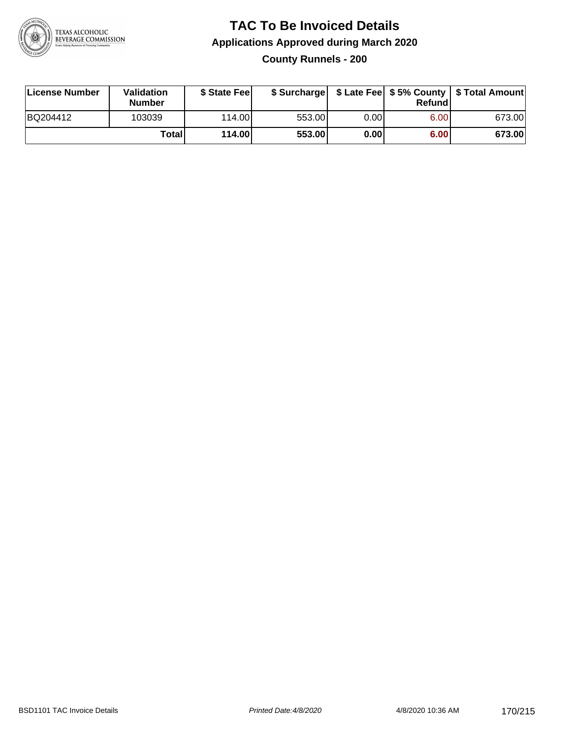# TAC To Be Invoiced Details

## Applications Approved during March 2020

### County Runnels - 200

| License Number | Validation Number | $ State Fee | $ Surcharge | $ Late Fee | $ 5% County Refund | $ Total Amount |
|---|---|---|---|---|---|---|
| BQ204412 | 103039 | 114.00 | 553.00 | 0.00 | 6.00 | 673.00 |
| | **Total** | **114.00** | **553.00** | **0.00** | **6.00** | **673.00** |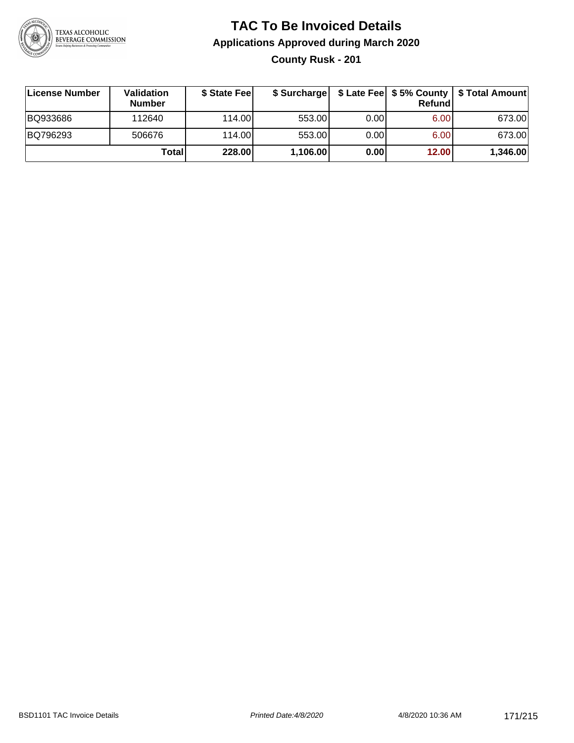# TAC To Be Invoiced Details

## Applications Approved during March 2020

### County Rusk - 201

| License Number | Validation Number | $ State Fee | $ Surcharge | $ Late Fee | $ 5% County Refund | $ Total Amount |
|---|---|---|---|---|---|---|
| BQ933686 | 112640 | 114.00 | 553.00 | 0.00 | 6.00 | 673.00 |
| BQ796293 | 506676 | 114.00 | 553.00 | 0.00 | 6.00 | 673.00 |
| | **Total** | **228.00** | **1,106.00** | **0.00** | **12.00** | **1,346.00** |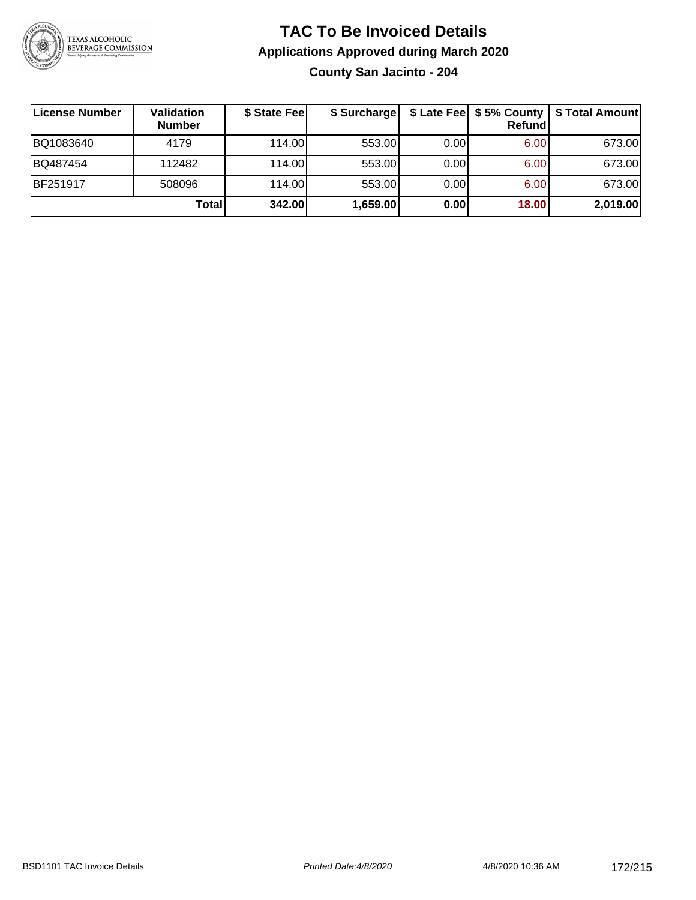# TAC To Be Invoiced Details

## Applications Approved during March 2020

### County San Jacinto - 204

| License Number | Validation Number | $ State Fee | $ Surcharge | $ Late Fee | $ 5% County Refund | $ Total Amount |
|---|---|---|---|---|---|---|
| BQ1083640 | 4179 | 114.00 | 553.00 | 0.00 | 6.00 | 673.00 |
| BQ487454 | 112482 | 114.00 | 553.00 | 0.00 | 6.00 | 673.00 |
| BF251917 | 508096 | 114.00 | 553.00 | 0.00 | 6.00 | 673.00 |
| | **Total** | **342.00** | **1,659.00** | **0.00** | **18.00** | **2,019.00** |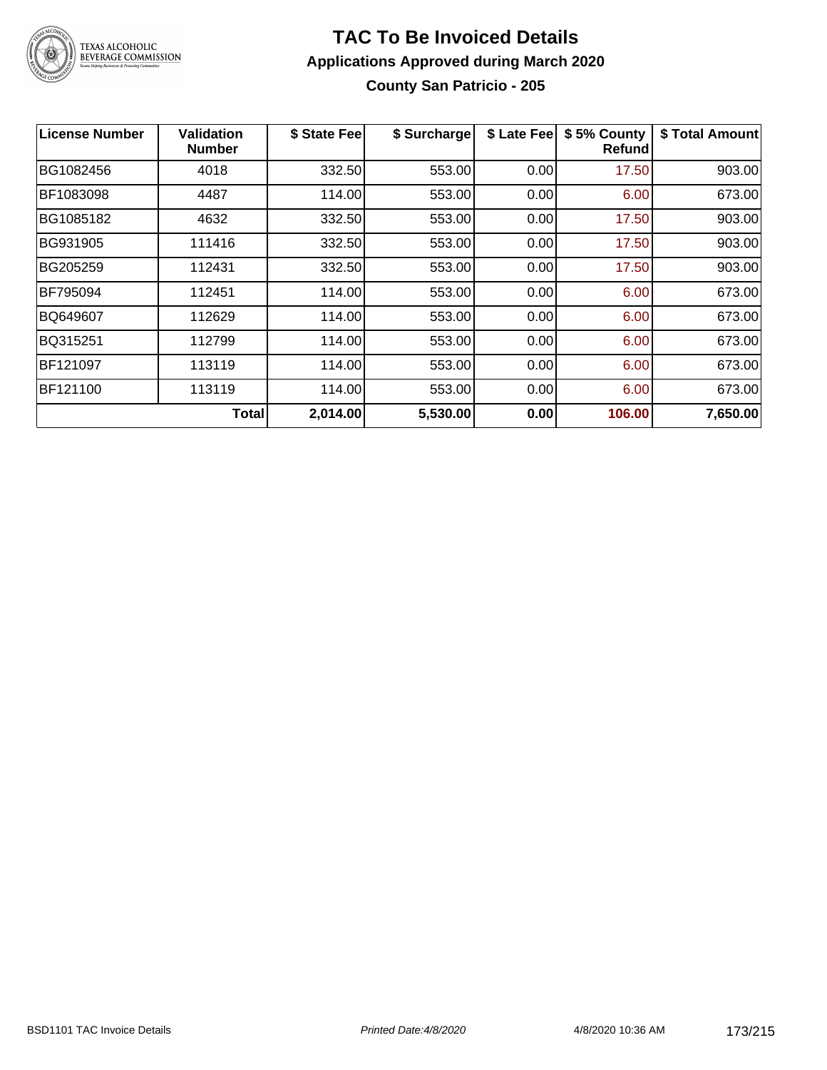# TAC To Be Invoiced Details

## Applications Approved during March 2020

### County San Patricio - 205

| License Number | Validation Number | $ State Fee | $ Surcharge | $ Late Fee | $ 5% County Refund | $ Total Amount |
|---|---|---|---|---|---|---|
| BG1082456 | 4018 | 332.50 | 553.00 | 0.00 | 17.50 | 903.00 |
| BF1083098 | 4487 | 114.00 | 553.00 | 0.00 | 6.00 | 673.00 |
| BG1085182 | 4632 | 332.50 | 553.00 | 0.00 | 17.50 | 903.00 |
| BG931905 | 111416 | 332.50 | 553.00 | 0.00 | 17.50 | 903.00 |
| BG205259 | 112431 | 332.50 | 553.00 | 0.00 | 17.50 | 903.00 |
| BF795094 | 112451 | 114.00 | 553.00 | 0.00 | 6.00 | 673.00 |
| BQ649607 | 112629 | 114.00 | 553.00 | 0.00 | 6.00 | 673.00 |
| BQ315251 | 112799 | 114.00 | 553.00 | 0.00 | 6.00 | 673.00 |
| BF121097 | 113119 | 114.00 | 553.00 | 0.00 | 6.00 | 673.00 |
| BF121100 | 113119 | 114.00 | 553.00 | 0.00 | 6.00 | 673.00 |
| | **Total** | **2,014.00** | **5,530.00** | **0.00** | **106.00** | **7,650.00** |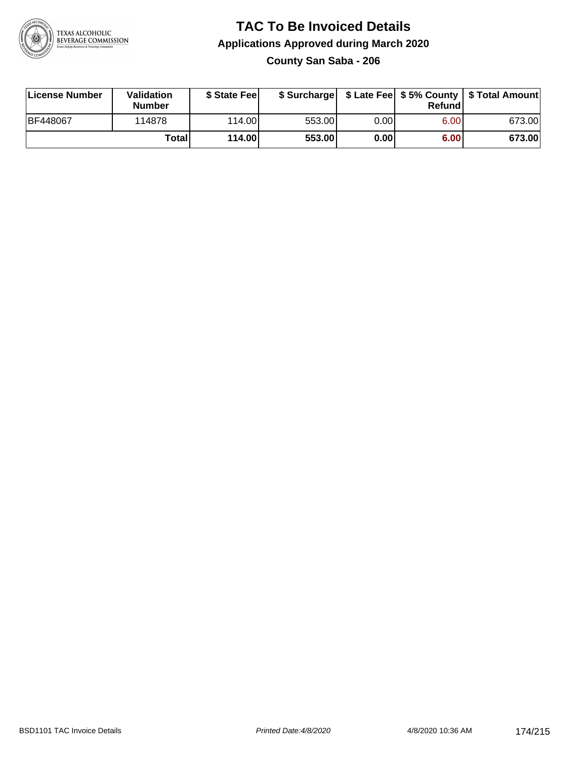# TAC To Be Invoiced Details

## Applications Approved during March 2020

### County San Saba - 206

| License Number | Validation Number | $ State Fee | $ Surcharge | $ Late Fee | $ 5% County Refund | $ Total Amount |
|---|---|---|---|---|---|---|
| BF448067 | 114878 | 114.00 | 553.00 | 0.00 | 6.00 | 673.00 |
| | **Total** | **114.00** | **553.00** | **0.00** | **6.00** | **673.00** |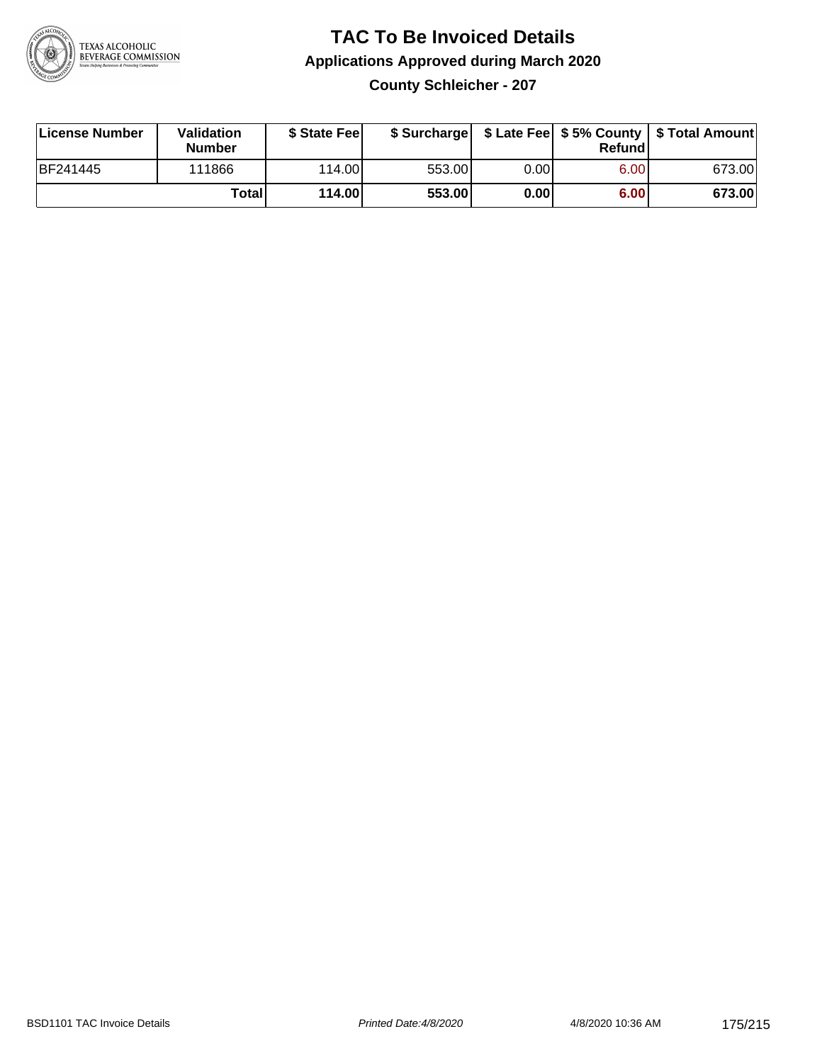# TAC To Be Invoiced Details

## Applications Approved during March 2020

### County Schleicher - 207

| License Number | Validation Number | $ State Fee | $ Surcharge | $ Late Fee | $ 5% County Refund | $ Total Amount |
|---|---|---|---|---|---|---|
| BF241445 | 111866 | 114.00 | 553.00 | 0.00 | 6.00 | 673.00 |
| | **Total** | **114.00** | **553.00** | **0.00** | **6.00** | **673.00** |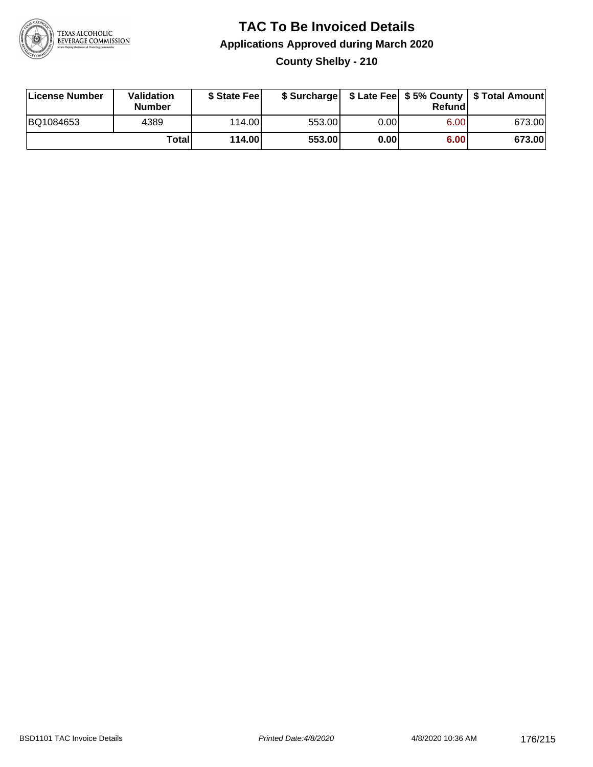# TAC To Be Invoiced Details

## Applications Approved during March 2020

### County Shelby - 210

| License Number | Validation Number | $ State Fee | $ Surcharge | $ Late Fee | $ 5% County Refund | $ Total Amount |
|---|---|---|---|---|---|---|
| BQ1084653 | 4389 | 114.00 | 553.00 | 0.00 | 6.00 | 673.00 |
| | **Total** | **114.00** | **553.00** | **0.00** | **6.00** | **673.00** |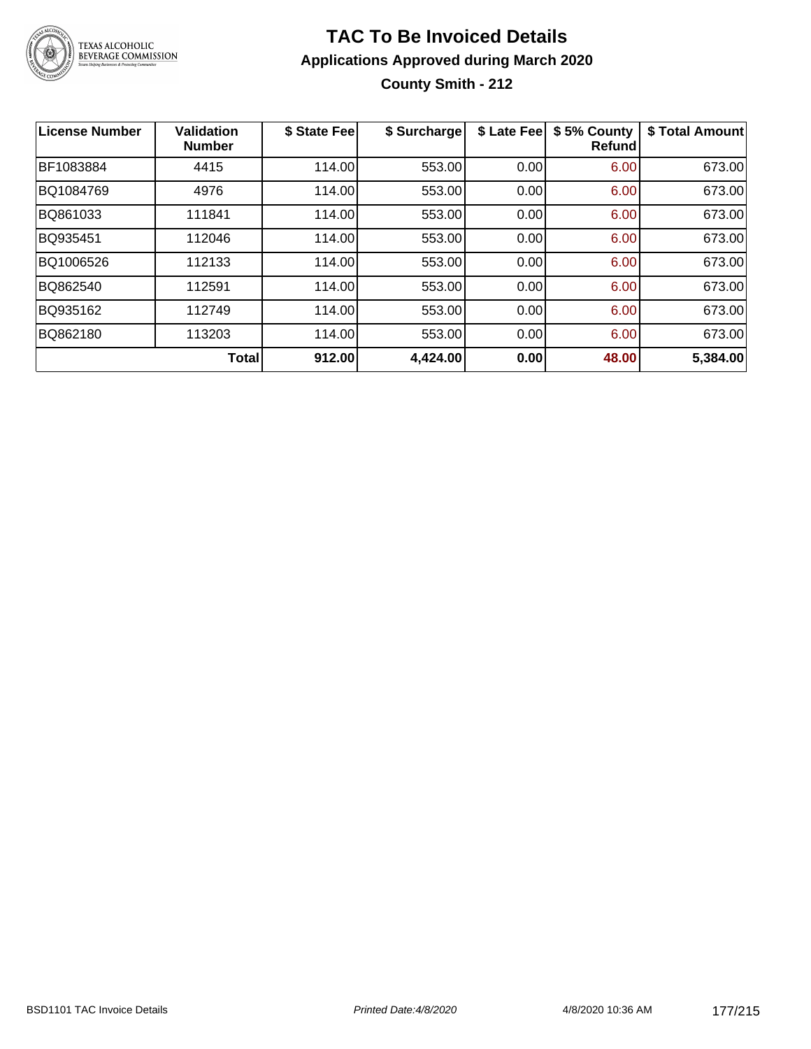# TAC To Be Invoiced Details

## Applications Approved during March 2020

### County Smith - 212

| License Number | Validation Number | $ State Fee | $ Surcharge | $ Late Fee | $ 5% County Refund | $ Total Amount |
|---|---|---|---|---|---|---|
| BF1083884 | 4415 | 114.00 | 553.00 | 0.00 | 6.00 | 673.00 |
| BQ1084769 | 4976 | 114.00 | 553.00 | 0.00 | 6.00 | 673.00 |
| BQ861033 | 111841 | 114.00 | 553.00 | 0.00 | 6.00 | 673.00 |
| BQ935451 | 112046 | 114.00 | 553.00 | 0.00 | 6.00 | 673.00 |
| BQ1006526 | 112133 | 114.00 | 553.00 | 0.00 | 6.00 | 673.00 |
| BQ862540 | 112591 | 114.00 | 553.00 | 0.00 | 6.00 | 673.00 |
| BQ935162 | 112749 | 114.00 | 553.00 | 0.00 | 6.00 | 673.00 |
| BQ862180 | 113203 | 114.00 | 553.00 | 0.00 | 6.00 | 673.00 |
| | **Total** | **912.00** | **4,424.00** | **0.00** | **48.00** | **5,384.00** |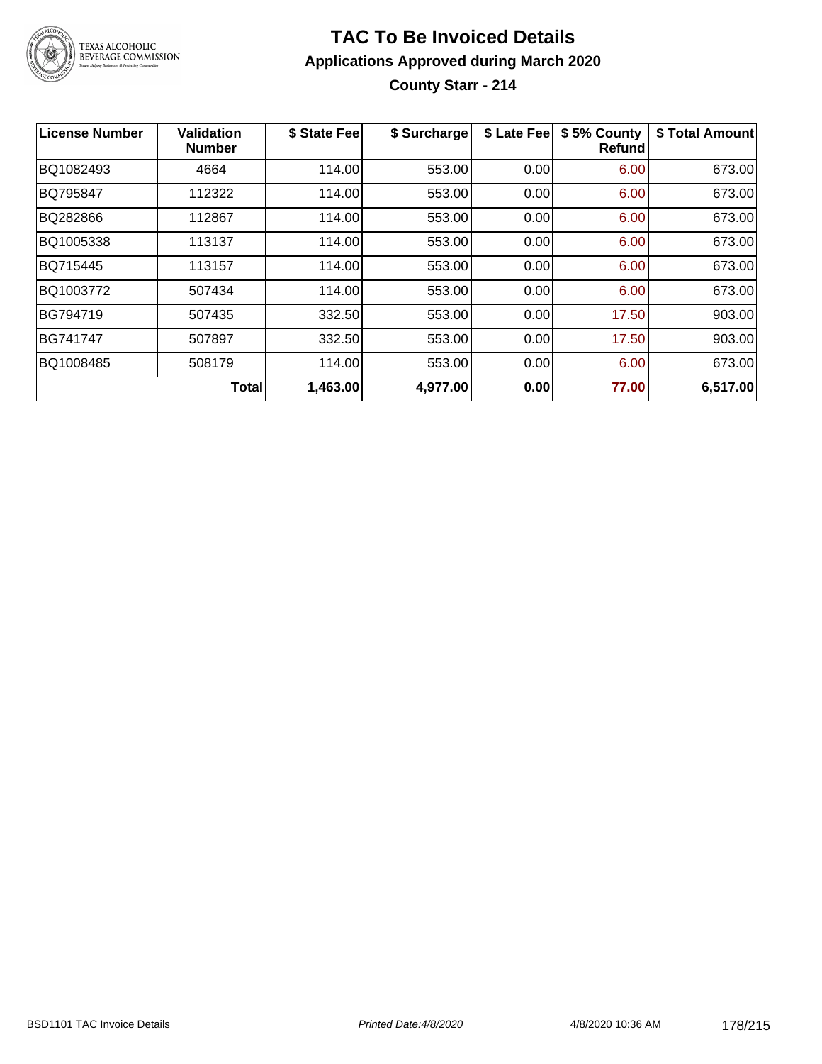# TAC To Be Invoiced Details

## Applications Approved during March 2020

### County Starr - 214

| License Number | Validation Number | $ State Fee | $ Surcharge | $ Late Fee | $ 5% County Refund | $ Total Amount |
|---|---|---|---|---|---|---|
| BQ1082493 | 4664 | 114.00 | 553.00 | 0.00 | 6.00 | 673.00 |
| BQ795847 | 112322 | 114.00 | 553.00 | 0.00 | 6.00 | 673.00 |
| BQ282866 | 112867 | 114.00 | 553.00 | 0.00 | 6.00 | 673.00 |
| BQ1005338 | 113137 | 114.00 | 553.00 | 0.00 | 6.00 | 673.00 |
| BQ715445 | 113157 | 114.00 | 553.00 | 0.00 | 6.00 | 673.00 |
| BQ1003772 | 507434 | 114.00 | 553.00 | 0.00 | 6.00 | 673.00 |
| BG794719 | 507435 | 332.50 | 553.00 | 0.00 | 17.50 | 903.00 |
| BG741747 | 507897 | 332.50 | 553.00 | 0.00 | 17.50 | 903.00 |
| BQ1008485 | 508179 | 114.00 | 553.00 | 0.00 | 6.00 | 673.00 |
| | **Total** | **1,463.00** | **4,977.00** | **0.00** | **77.00** | **6,517.00** |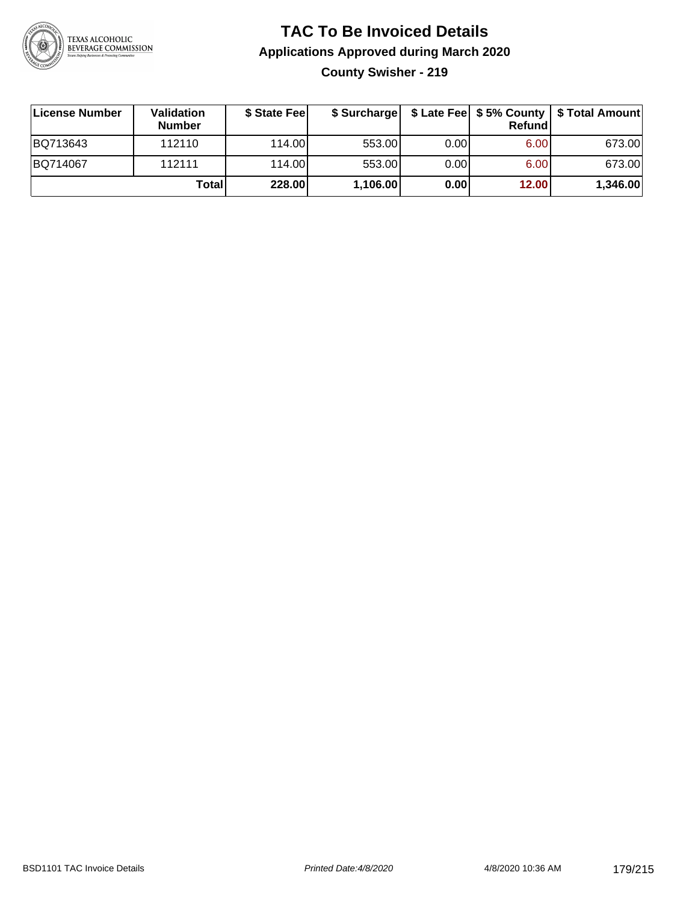# TAC To Be Invoiced Details

## Applications Approved during March 2020

### County Swisher - 219

| License Number | Validation Number | $ State Fee | $ Surcharge | $ Late Fee | $ 5% County Refund | $ Total Amount |
|---|---|---|---|---|---|---|
| BQ713643 | 112110 | 114.00 | 553.00 | 0.00 | 6.00 | 673.00 |
| BQ714067 | 112111 | 114.00 | 553.00 | 0.00 | 6.00 | 673.00 |
| | **Total** | **228.00** | **1,106.00** | **0.00** | **12.00** | **1,346.00** |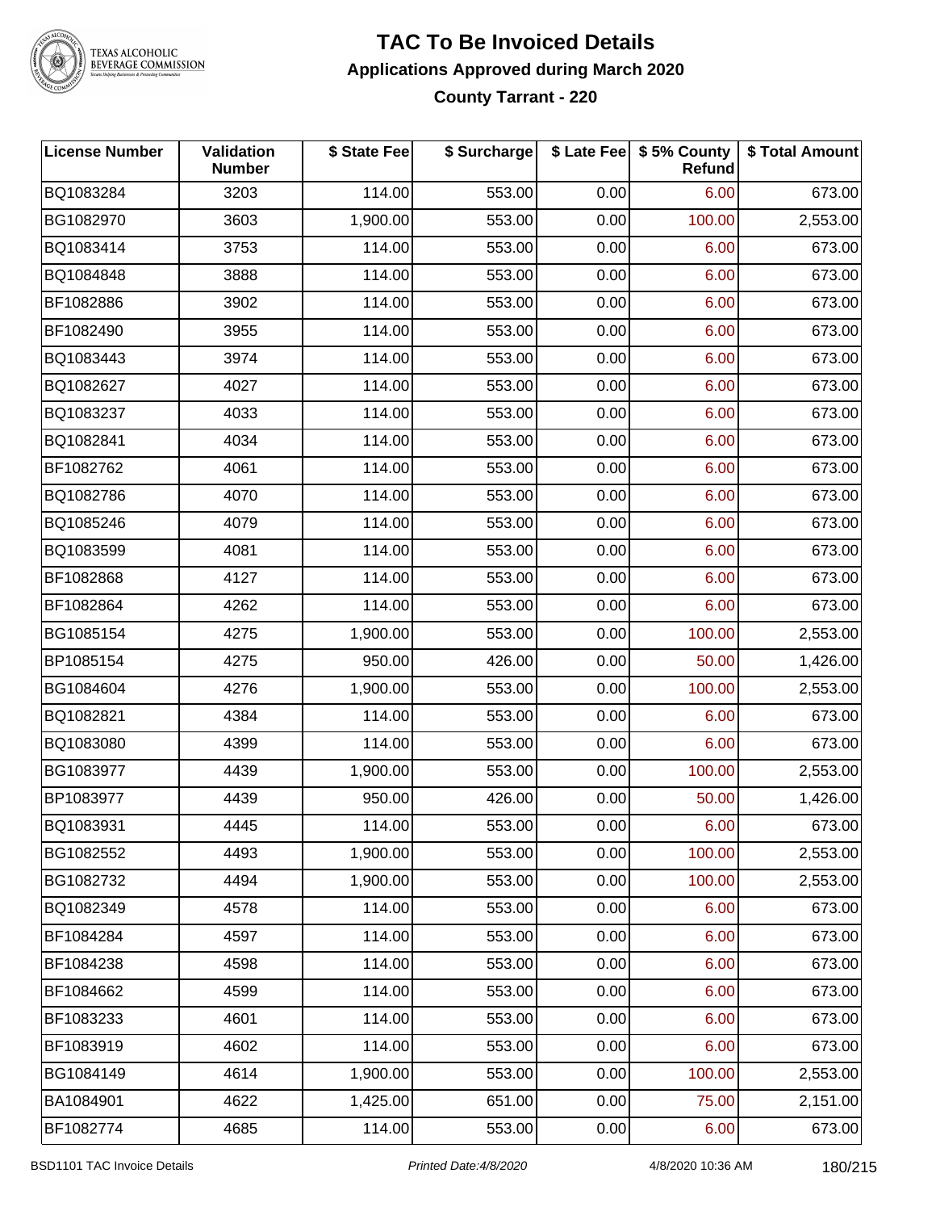# TAC To Be Invoiced Details

## Applications Approved during March 2020

### County Tarrant - 220

| License Number | Validation Number | $ State Fee | $ Surcharge | $ Late Fee | $ 5% County Refund | $ Total Amount |
|---|---|---|---|---|---|---|
| BQ1083284 | 3203 | 114.00 | 553.00 | 0.00 | 6.00 | 673.00 |
| BG1082970 | 3603 | 1,900.00 | 553.00 | 0.00 | 100.00 | 2,553.00 |
| BQ1083414 | 3753 | 114.00 | 553.00 | 0.00 | 6.00 | 673.00 |
| BQ1084848 | 3888 | 114.00 | 553.00 | 0.00 | 6.00 | 673.00 |
| BF1082886 | 3902 | 114.00 | 553.00 | 0.00 | 6.00 | 673.00 |
| BF1082490 | 3955 | 114.00 | 553.00 | 0.00 | 6.00 | 673.00 |
| BQ1083443 | 3974 | 114.00 | 553.00 | 0.00 | 6.00 | 673.00 |
| BQ1082627 | 4027 | 114.00 | 553.00 | 0.00 | 6.00 | 673.00 |
| BQ1083237 | 4033 | 114.00 | 553.00 | 0.00 | 6.00 | 673.00 |
| BQ1082841 | 4034 | 114.00 | 553.00 | 0.00 | 6.00 | 673.00 |
| BF1082762 | 4061 | 114.00 | 553.00 | 0.00 | 6.00 | 673.00 |
| BQ1082786 | 4070 | 114.00 | 553.00 | 0.00 | 6.00 | 673.00 |
| BQ1085246 | 4079 | 114.00 | 553.00 | 0.00 | 6.00 | 673.00 |
| BQ1083599 | 4081 | 114.00 | 553.00 | 0.00 | 6.00 | 673.00 |
| BF1082868 | 4127 | 114.00 | 553.00 | 0.00 | 6.00 | 673.00 |
| BF1082864 | 4262 | 114.00 | 553.00 | 0.00 | 6.00 | 673.00 |
| BG1085154 | 4275 | 1,900.00 | 553.00 | 0.00 | 100.00 | 2,553.00 |
| BP1085154 | 4275 | 950.00 | 426.00 | 0.00 | 50.00 | 1,426.00 |
| BG1084604 | 4276 | 1,900.00 | 553.00 | 0.00 | 100.00 | 2,553.00 |
| BQ1082821 | 4384 | 114.00 | 553.00 | 0.00 | 6.00 | 673.00 |
| BQ1083080 | 4399 | 114.00 | 553.00 | 0.00 | 6.00 | 673.00 |
| BG1083977 | 4439 | 1,900.00 | 553.00 | 0.00 | 100.00 | 2,553.00 |
| BP1083977 | 4439 | 950.00 | 426.00 | 0.00 | 50.00 | 1,426.00 |
| BQ1083931 | 4445 | 114.00 | 553.00 | 0.00 | 6.00 | 673.00 |
| BG1082552 | 4493 | 1,900.00 | 553.00 | 0.00 | 100.00 | 2,553.00 |
| BG1082732 | 4494 | 1,900.00 | 553.00 | 0.00 | 100.00 | 2,553.00 |
| BQ1082349 | 4578 | 114.00 | 553.00 | 0.00 | 6.00 | 673.00 |
| BF1084284 | 4597 | 114.00 | 553.00 | 0.00 | 6.00 | 673.00 |
| BF1084238 | 4598 | 114.00 | 553.00 | 0.00 | 6.00 | 673.00 |
| BF1084662 | 4599 | 114.00 | 553.00 | 0.00 | 6.00 | 673.00 |
| BF1083233 | 4601 | 114.00 | 553.00 | 0.00 | 6.00 | 673.00 |
| BF1083919 | 4602 | 114.00 | 553.00 | 0.00 | 6.00 | 673.00 |
| BG1084149 | 4614 | 1,900.00 | 553.00 | 0.00 | 100.00 | 2,553.00 |
| BA1084901 | 4622 | 1,425.00 | 651.00 | 0.00 | 75.00 | 2,151.00 |
| BF1082774 | 4685 | 114.00 | 553.00 | 0.00 | 6.00 | 673.00 |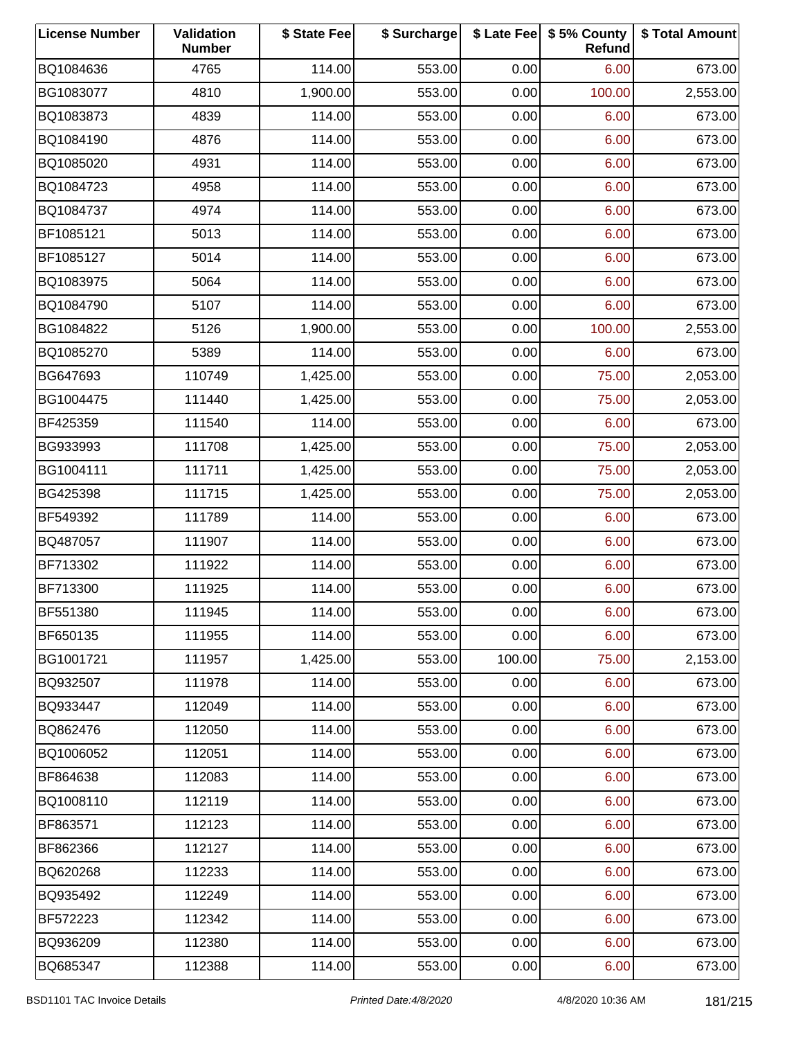| License Number | Validation Number | $ State Fee | $ Surcharge | $ Late Fee | $ 5% County Refund | $ Total Amount |
|---|---|---|---|---|---|---|
| BQ1084636 | 4765 | 114.00 | 553.00 | 0.00 | 6.00 | 673.00 |
| BG1083077 | 4810 | 1,900.00 | 553.00 | 0.00 | 100.00 | 2,553.00 |
| BQ1083873 | 4839 | 114.00 | 553.00 | 0.00 | 6.00 | 673.00 |
| BQ1084190 | 4876 | 114.00 | 553.00 | 0.00 | 6.00 | 673.00 |
| BQ1085020 | 4931 | 114.00 | 553.00 | 0.00 | 6.00 | 673.00 |
| BQ1084723 | 4958 | 114.00 | 553.00 | 0.00 | 6.00 | 673.00 |
| BQ1084737 | 4974 | 114.00 | 553.00 | 0.00 | 6.00 | 673.00 |
| BF1085121 | 5013 | 114.00 | 553.00 | 0.00 | 6.00 | 673.00 |
| BF1085127 | 5014 | 114.00 | 553.00 | 0.00 | 6.00 | 673.00 |
| BQ1083975 | 5064 | 114.00 | 553.00 | 0.00 | 6.00 | 673.00 |
| BQ1084790 | 5107 | 114.00 | 553.00 | 0.00 | 6.00 | 673.00 |
| BG1084822 | 5126 | 1,900.00 | 553.00 | 0.00 | 100.00 | 2,553.00 |
| BQ1085270 | 5389 | 114.00 | 553.00 | 0.00 | 6.00 | 673.00 |
| BG647693 | 110749 | 1,425.00 | 553.00 | 0.00 | 75.00 | 2,053.00 |
| BG1004475 | 111440 | 1,425.00 | 553.00 | 0.00 | 75.00 | 2,053.00 |
| BF425359 | 111540 | 114.00 | 553.00 | 0.00 | 6.00 | 673.00 |
| BG933993 | 111708 | 1,425.00 | 553.00 | 0.00 | 75.00 | 2,053.00 |
| BG1004111 | 111711 | 1,425.00 | 553.00 | 0.00 | 75.00 | 2,053.00 |
| BG425398 | 111715 | 1,425.00 | 553.00 | 0.00 | 75.00 | 2,053.00 |
| BF549392 | 111789 | 114.00 | 553.00 | 0.00 | 6.00 | 673.00 |
| BQ487057 | 111907 | 114.00 | 553.00 | 0.00 | 6.00 | 673.00 |
| BF713302 | 111922 | 114.00 | 553.00 | 0.00 | 6.00 | 673.00 |
| BF713300 | 111925 | 114.00 | 553.00 | 0.00 | 6.00 | 673.00 |
| BF551380 | 111945 | 114.00 | 553.00 | 0.00 | 6.00 | 673.00 |
| BF650135 | 111955 | 114.00 | 553.00 | 0.00 | 6.00 | 673.00 |
| BG1001721 | 111957 | 1,425.00 | 553.00 | 100.00 | 75.00 | 2,153.00 |
| BQ932507 | 111978 | 114.00 | 553.00 | 0.00 | 6.00 | 673.00 |
| BQ933447 | 112049 | 114.00 | 553.00 | 0.00 | 6.00 | 673.00 |
| BQ862476 | 112050 | 114.00 | 553.00 | 0.00 | 6.00 | 673.00 |
| BQ1006052 | 112051 | 114.00 | 553.00 | 0.00 | 6.00 | 673.00 |
| BF864638 | 112083 | 114.00 | 553.00 | 0.00 | 6.00 | 673.00 |
| BQ1008110 | 112119 | 114.00 | 553.00 | 0.00 | 6.00 | 673.00 |
| BF863571 | 112123 | 114.00 | 553.00 | 0.00 | 6.00 | 673.00 |
| BF862366 | 112127 | 114.00 | 553.00 | 0.00 | 6.00 | 673.00 |
| BQ620268 | 112233 | 114.00 | 553.00 | 0.00 | 6.00 | 673.00 |
| BQ935492 | 112249 | 114.00 | 553.00 | 0.00 | 6.00 | 673.00 |
| BF572223 | 112342 | 114.00 | 553.00 | 0.00 | 6.00 | 673.00 |
| BQ936209 | 112380 | 114.00 | 553.00 | 0.00 | 6.00 | 673.00 |
| BQ685347 | 112388 | 114.00 | 553.00 | 0.00 | 6.00 | 673.00 |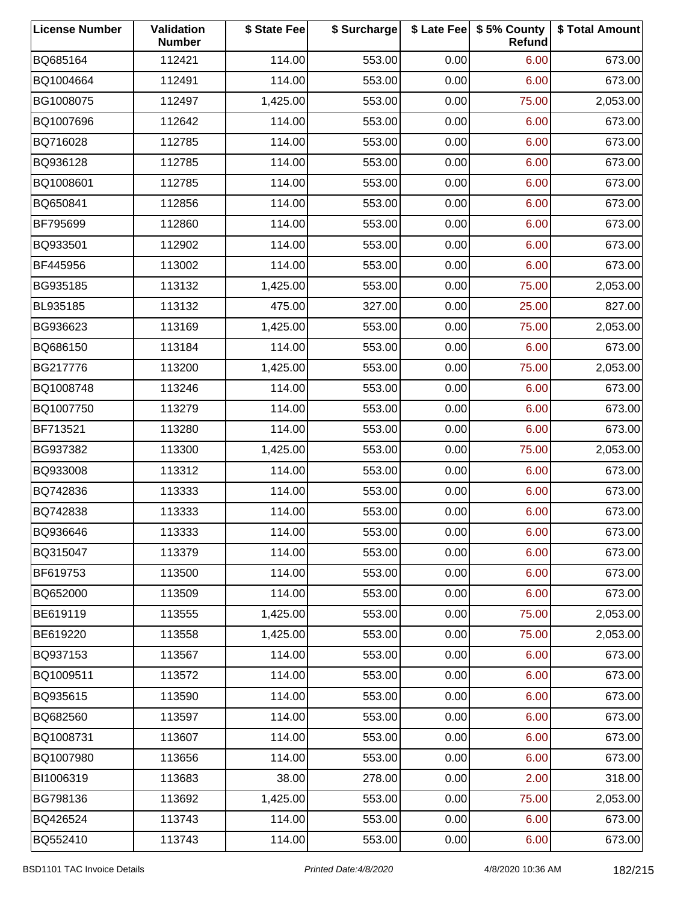| License Number | Validation Number | $ State Fee | $ Surcharge | $ Late Fee | $ 5% County Refund | $ Total Amount |
|---|---|---|---|---|---|---|
| BQ685164 | 112421 | 114.00 | 553.00 | 0.00 | 6.00 | 673.00 |
| BQ1004664 | 112491 | 114.00 | 553.00 | 0.00 | 6.00 | 673.00 |
| BG1008075 | 112497 | 1,425.00 | 553.00 | 0.00 | 75.00 | 2,053.00 |
| BQ1007696 | 112642 | 114.00 | 553.00 | 0.00 | 6.00 | 673.00 |
| BQ716028 | 112785 | 114.00 | 553.00 | 0.00 | 6.00 | 673.00 |
| BQ936128 | 112785 | 114.00 | 553.00 | 0.00 | 6.00 | 673.00 |
| BQ1008601 | 112785 | 114.00 | 553.00 | 0.00 | 6.00 | 673.00 |
| BQ650841 | 112856 | 114.00 | 553.00 | 0.00 | 6.00 | 673.00 |
| BF795699 | 112860 | 114.00 | 553.00 | 0.00 | 6.00 | 673.00 |
| BQ933501 | 112902 | 114.00 | 553.00 | 0.00 | 6.00 | 673.00 |
| BF445956 | 113002 | 114.00 | 553.00 | 0.00 | 6.00 | 673.00 |
| BG935185 | 113132 | 1,425.00 | 553.00 | 0.00 | 75.00 | 2,053.00 |
| BL935185 | 113132 | 475.00 | 327.00 | 0.00 | 25.00 | 827.00 |
| BG936623 | 113169 | 1,425.00 | 553.00 | 0.00 | 75.00 | 2,053.00 |
| BQ686150 | 113184 | 114.00 | 553.00 | 0.00 | 6.00 | 673.00 |
| BG217776 | 113200 | 1,425.00 | 553.00 | 0.00 | 75.00 | 2,053.00 |
| BQ1008748 | 113246 | 114.00 | 553.00 | 0.00 | 6.00 | 673.00 |
| BQ1007750 | 113279 | 114.00 | 553.00 | 0.00 | 6.00 | 673.00 |
| BF713521 | 113280 | 114.00 | 553.00 | 0.00 | 6.00 | 673.00 |
| BG937382 | 113300 | 1,425.00 | 553.00 | 0.00 | 75.00 | 2,053.00 |
| BQ933008 | 113312 | 114.00 | 553.00 | 0.00 | 6.00 | 673.00 |
| BQ742836 | 113333 | 114.00 | 553.00 | 0.00 | 6.00 | 673.00 |
| BQ742838 | 113333 | 114.00 | 553.00 | 0.00 | 6.00 | 673.00 |
| BQ936646 | 113333 | 114.00 | 553.00 | 0.00 | 6.00 | 673.00 |
| BQ315047 | 113379 | 114.00 | 553.00 | 0.00 | 6.00 | 673.00 |
| BF619753 | 113500 | 114.00 | 553.00 | 0.00 | 6.00 | 673.00 |
| BQ652000 | 113509 | 114.00 | 553.00 | 0.00 | 6.00 | 673.00 |
| BE619119 | 113555 | 1,425.00 | 553.00 | 0.00 | 75.00 | 2,053.00 |
| BE619220 | 113558 | 1,425.00 | 553.00 | 0.00 | 75.00 | 2,053.00 |
| BQ937153 | 113567 | 114.00 | 553.00 | 0.00 | 6.00 | 673.00 |
| BQ1009511 | 113572 | 114.00 | 553.00 | 0.00 | 6.00 | 673.00 |
| BQ935615 | 113590 | 114.00 | 553.00 | 0.00 | 6.00 | 673.00 |
| BQ682560 | 113597 | 114.00 | 553.00 | 0.00 | 6.00 | 673.00 |
| BQ1008731 | 113607 | 114.00 | 553.00 | 0.00 | 6.00 | 673.00 |
| BQ1007980 | 113656 | 114.00 | 553.00 | 0.00 | 6.00 | 673.00 |
| BI1006319 | 113683 | 38.00 | 278.00 | 0.00 | 2.00 | 318.00 |
| BG798136 | 113692 | 1,425.00 | 553.00 | 0.00 | 75.00 | 2,053.00 |
| BQ426524 | 113743 | 114.00 | 553.00 | 0.00 | 6.00 | 673.00 |
| BQ552410 | 113743 | 114.00 | 553.00 | 0.00 | 6.00 | 673.00 |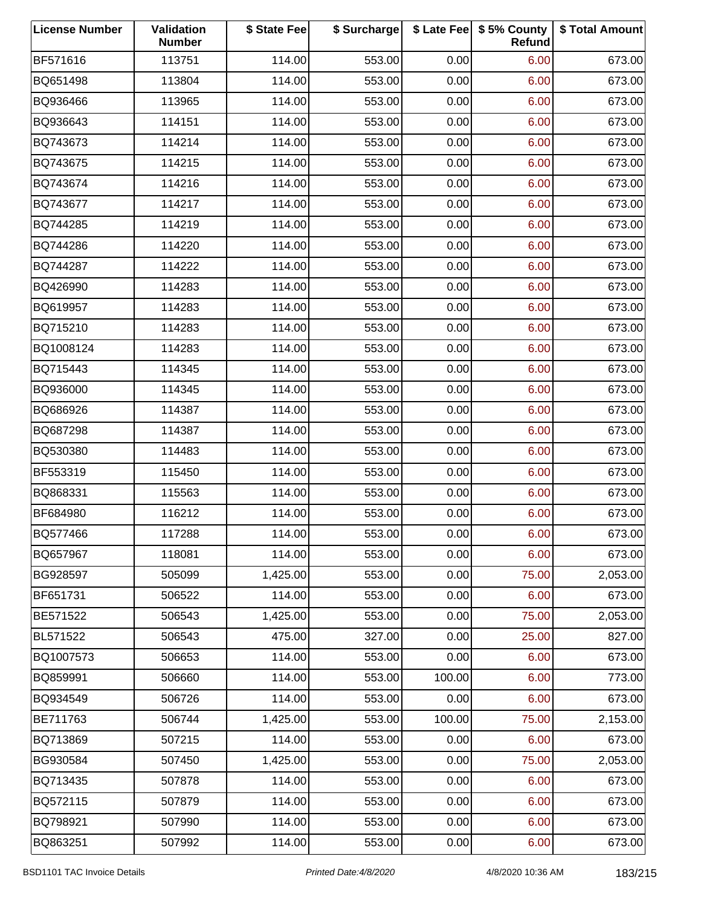| License Number | Validation Number | $ State Fee | $ Surcharge | $ Late Fee | $ 5% County Refund | $ Total Amount |
|---|---|---|---|---|---|---|
| BF571616 | 113751 | 114.00 | 553.00 | 0.00 | 6.00 | 673.00 |
| BQ651498 | 113804 | 114.00 | 553.00 | 0.00 | 6.00 | 673.00 |
| BQ936466 | 113965 | 114.00 | 553.00 | 0.00 | 6.00 | 673.00 |
| BQ936643 | 114151 | 114.00 | 553.00 | 0.00 | 6.00 | 673.00 |
| BQ743673 | 114214 | 114.00 | 553.00 | 0.00 | 6.00 | 673.00 |
| BQ743675 | 114215 | 114.00 | 553.00 | 0.00 | 6.00 | 673.00 |
| BQ743674 | 114216 | 114.00 | 553.00 | 0.00 | 6.00 | 673.00 |
| BQ743677 | 114217 | 114.00 | 553.00 | 0.00 | 6.00 | 673.00 |
| BQ744285 | 114219 | 114.00 | 553.00 | 0.00 | 6.00 | 673.00 |
| BQ744286 | 114220 | 114.00 | 553.00 | 0.00 | 6.00 | 673.00 |
| BQ744287 | 114222 | 114.00 | 553.00 | 0.00 | 6.00 | 673.00 |
| BQ426990 | 114283 | 114.00 | 553.00 | 0.00 | 6.00 | 673.00 |
| BQ619957 | 114283 | 114.00 | 553.00 | 0.00 | 6.00 | 673.00 |
| BQ715210 | 114283 | 114.00 | 553.00 | 0.00 | 6.00 | 673.00 |
| BQ1008124 | 114283 | 114.00 | 553.00 | 0.00 | 6.00 | 673.00 |
| BQ715443 | 114345 | 114.00 | 553.00 | 0.00 | 6.00 | 673.00 |
| BQ936000 | 114345 | 114.00 | 553.00 | 0.00 | 6.00 | 673.00 |
| BQ686926 | 114387 | 114.00 | 553.00 | 0.00 | 6.00 | 673.00 |
| BQ687298 | 114387 | 114.00 | 553.00 | 0.00 | 6.00 | 673.00 |
| BQ530380 | 114483 | 114.00 | 553.00 | 0.00 | 6.00 | 673.00 |
| BF553319 | 115450 | 114.00 | 553.00 | 0.00 | 6.00 | 673.00 |
| BQ868331 | 115563 | 114.00 | 553.00 | 0.00 | 6.00 | 673.00 |
| BF684980 | 116212 | 114.00 | 553.00 | 0.00 | 6.00 | 673.00 |
| BQ577466 | 117288 | 114.00 | 553.00 | 0.00 | 6.00 | 673.00 |
| BQ657967 | 118081 | 114.00 | 553.00 | 0.00 | 6.00 | 673.00 |
| BG928597 | 505099 | 1,425.00 | 553.00 | 0.00 | 75.00 | 2,053.00 |
| BF651731 | 506522 | 114.00 | 553.00 | 0.00 | 6.00 | 673.00 |
| BE571522 | 506543 | 1,425.00 | 553.00 | 0.00 | 75.00 | 2,053.00 |
| BL571522 | 506543 | 475.00 | 327.00 | 0.00 | 25.00 | 827.00 |
| BQ1007573 | 506653 | 114.00 | 553.00 | 0.00 | 6.00 | 673.00 |
| BQ859991 | 506660 | 114.00 | 553.00 | 100.00 | 6.00 | 773.00 |
| BQ934549 | 506726 | 114.00 | 553.00 | 0.00 | 6.00 | 673.00 |
| BE711763 | 506744 | 1,425.00 | 553.00 | 100.00 | 75.00 | 2,153.00 |
| BQ713869 | 507215 | 114.00 | 553.00 | 0.00 | 6.00 | 673.00 |
| BG930584 | 507450 | 1,425.00 | 553.00 | 0.00 | 75.00 | 2,053.00 |
| BQ713435 | 507878 | 114.00 | 553.00 | 0.00 | 6.00 | 673.00 |
| BQ572115 | 507879 | 114.00 | 553.00 | 0.00 | 6.00 | 673.00 |
| BQ798921 | 507990 | 114.00 | 553.00 | 0.00 | 6.00 | 673.00 |
| BQ863251 | 507992 | 114.00 | 553.00 | 0.00 | 6.00 | 673.00 |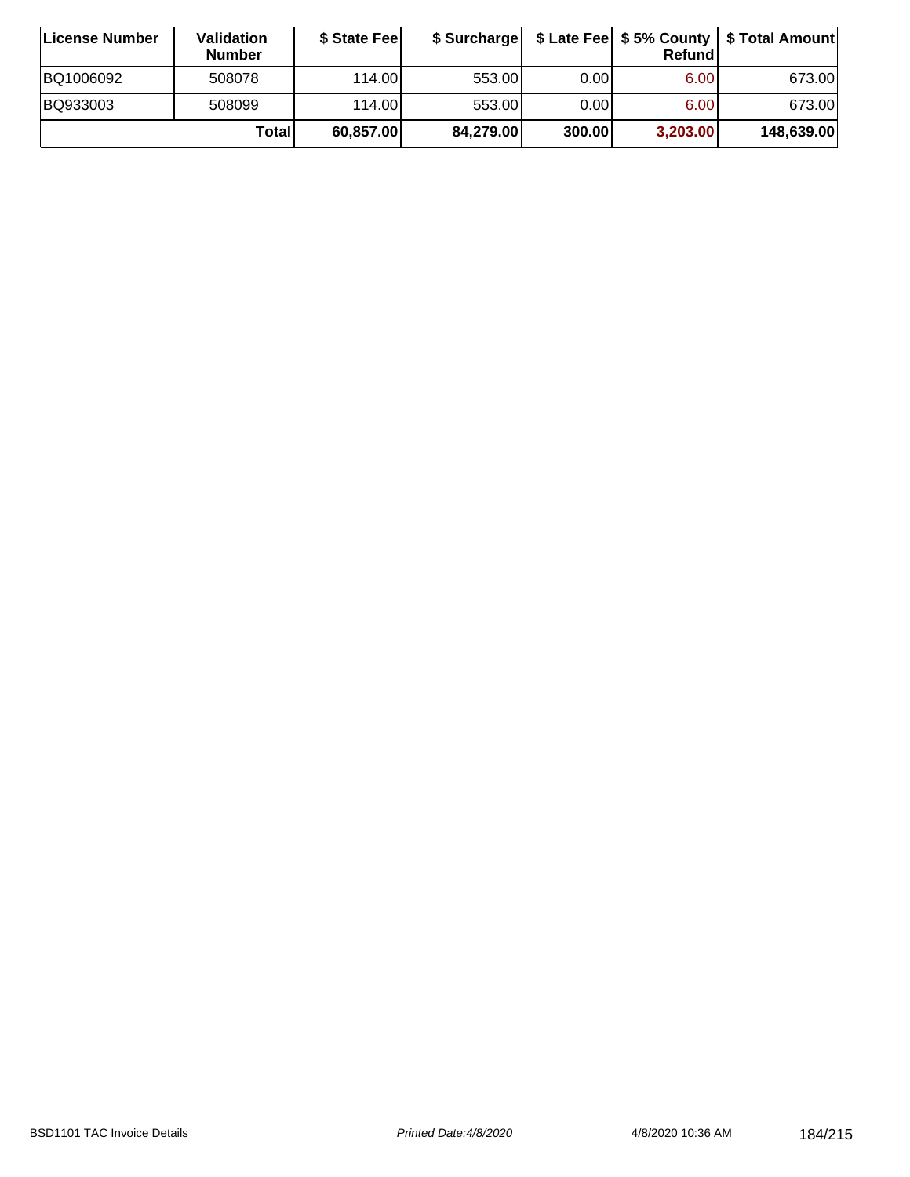| License Number | Validation Number | $ State Fee | $ Surcharge | $ Late Fee | $ 5% County Refund | $ Total Amount |
|---|---|---|---|---|---|---|
| BQ1006092 | 508078 | 114.00 | 553.00 | 0.00 | 6.00 | 673.00 |
| BQ933003 | 508099 | 114.00 | 553.00 | 0.00 | 6.00 | 673.00 |
| | **Total** | **60,857.00** | **84,279.00** | **300.00** | **3,203.00** | **148,639.00** |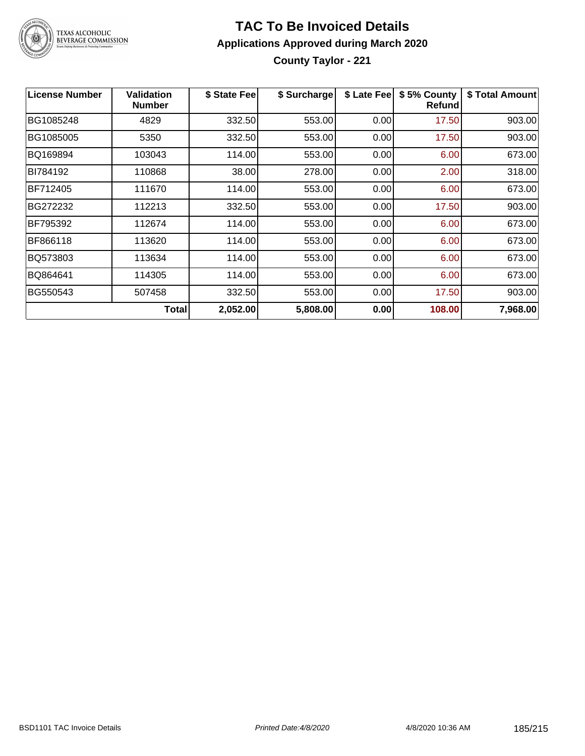# TAC To Be Invoiced Details

## Applications Approved during March 2020

### County Taylor - 221

| License Number | Validation Number | $ State Fee | $ Surcharge | $ Late Fee | $ 5% County Refund | $ Total Amount |
|---|---|---|---|---|---|---|
| BG1085248 | 4829 | 332.50 | 553.00 | 0.00 | 17.50 | 903.00 |
| BG1085005 | 5350 | 332.50 | 553.00 | 0.00 | 17.50 | 903.00 |
| BQ169894 | 103043 | 114.00 | 553.00 | 0.00 | 6.00 | 673.00 |
| BI784192 | 110868 | 38.00 | 278.00 | 0.00 | 2.00 | 318.00 |
| BF712405 | 111670 | 114.00 | 553.00 | 0.00 | 6.00 | 673.00 |
| BG272232 | 112213 | 332.50 | 553.00 | 0.00 | 17.50 | 903.00 |
| BF795392 | 112674 | 114.00 | 553.00 | 0.00 | 6.00 | 673.00 |
| BF866118 | 113620 | 114.00 | 553.00 | 0.00 | 6.00 | 673.00 |
| BQ573803 | 113634 | 114.00 | 553.00 | 0.00 | 6.00 | 673.00 |
| BQ864641 | 114305 | 114.00 | 553.00 | 0.00 | 6.00 | 673.00 |
| BG550543 | 507458 | 332.50 | 553.00 | 0.00 | 17.50 | 903.00 |
| | **Total** | **2,052.00** | **5,808.00** | **0.00** | **108.00** | **7,968.00** |

BSD1101 TAC Invoice Details | *Printed Date:4/8/2020* | 4/8/2020 10:36 AM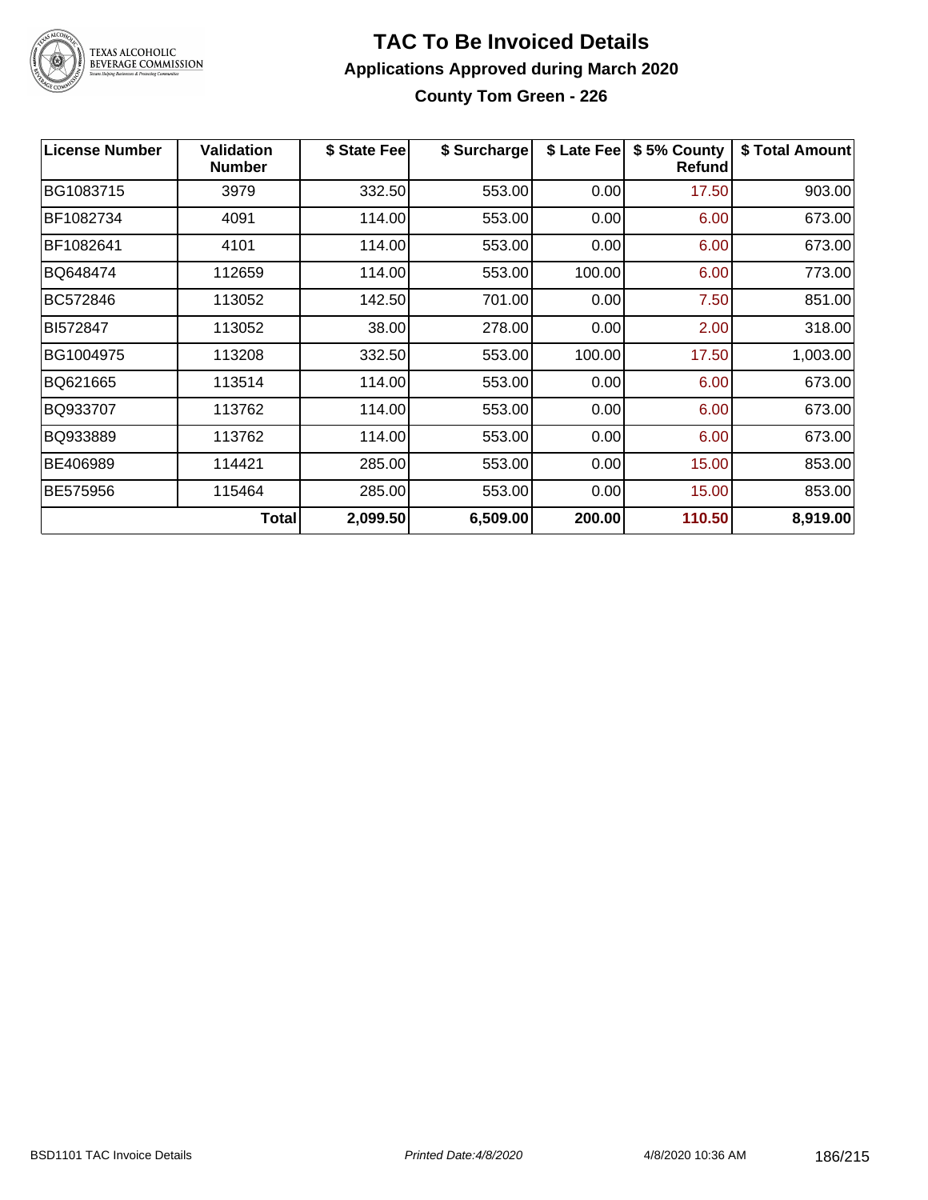# TAC To Be Invoiced Details

## Applications Approved during March 2020

### County Tom Green - 226

| License Number | Validation Number | $ State Fee | $ Surcharge | $ Late Fee | $ 5% County Refund | $ Total Amount |
|---|---|---|---|---|---|---|
| BG1083715 | 3979 | 332.50 | 553.00 | 0.00 | 17.50 | 903.00 |
| BF1082734 | 4091 | 114.00 | 553.00 | 0.00 | 6.00 | 673.00 |
| BF1082641 | 4101 | 114.00 | 553.00 | 0.00 | 6.00 | 673.00 |
| BQ648474 | 112659 | 114.00 | 553.00 | 100.00 | 6.00 | 773.00 |
| BC572846 | 113052 | 142.50 | 701.00 | 0.00 | 7.50 | 851.00 |
| BI572847 | 113052 | 38.00 | 278.00 | 0.00 | 2.00 | 318.00 |
| BG1004975 | 113208 | 332.50 | 553.00 | 100.00 | 17.50 | 1,003.00 |
| BQ621665 | 113514 | 114.00 | 553.00 | 0.00 | 6.00 | 673.00 |
| BQ933707 | 113762 | 114.00 | 553.00 | 0.00 | 6.00 | 673.00 |
| BQ933889 | 113762 | 114.00 | 553.00 | 0.00 | 6.00 | 673.00 |
| BE406989 | 114421 | 285.00 | 553.00 | 0.00 | 15.00 | 853.00 |
| BE575956 | 115464 | 285.00 | 553.00 | 0.00 | 15.00 | 853.00 |
| | **Total** | **2,099.50** | **6,509.00** | **200.00** | **110.50** | **8,919.00** |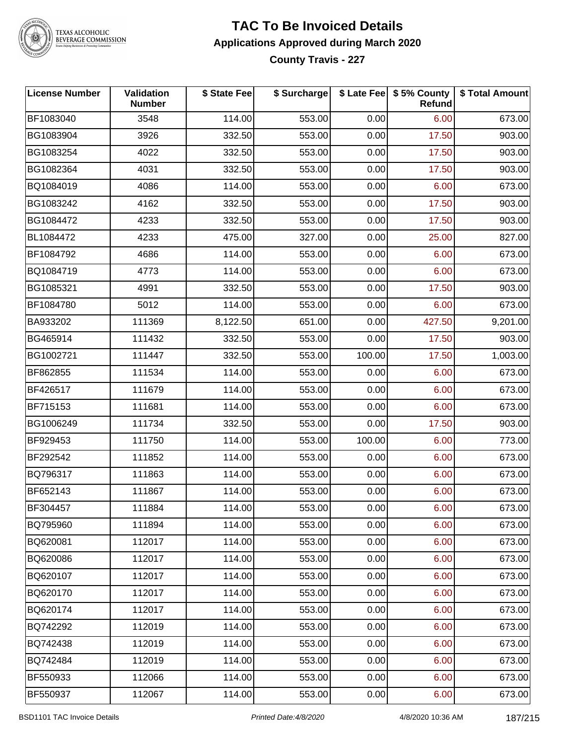# TAC To Be Invoiced Details

## Applications Approved during March 2020

### County Travis - 227

| License Number | Validation Number | $ State Fee | $ Surcharge | $ Late Fee | $ 5% County Refund | $ Total Amount |
|---|---|---|---|---|---|---|
| BF1083040 | 3548 | 114.00 | 553.00 | 0.00 | 6.00 | 673.00 |
| BG1083904 | 3926 | 332.50 | 553.00 | 0.00 | 17.50 | 903.00 |
| BG1083254 | 4022 | 332.50 | 553.00 | 0.00 | 17.50 | 903.00 |
| BG1082364 | 4031 | 332.50 | 553.00 | 0.00 | 17.50 | 903.00 |
| BQ1084019 | 4086 | 114.00 | 553.00 | 0.00 | 6.00 | 673.00 |
| BG1083242 | 4162 | 332.50 | 553.00 | 0.00 | 17.50 | 903.00 |
| BG1084472 | 4233 | 332.50 | 553.00 | 0.00 | 17.50 | 903.00 |
| BL1084472 | 4233 | 475.00 | 327.00 | 0.00 | 25.00 | 827.00 |
| BF1084792 | 4686 | 114.00 | 553.00 | 0.00 | 6.00 | 673.00 |
| BQ1084719 | 4773 | 114.00 | 553.00 | 0.00 | 6.00 | 673.00 |
| BG1085321 | 4991 | 332.50 | 553.00 | 0.00 | 17.50 | 903.00 |
| BF1084780 | 5012 | 114.00 | 553.00 | 0.00 | 6.00 | 673.00 |
| BA933202 | 111369 | 8,122.50 | 651.00 | 0.00 | 427.50 | 9,201.00 |
| BG465914 | 111432 | 332.50 | 553.00 | 0.00 | 17.50 | 903.00 |
| BG1002721 | 111447 | 332.50 | 553.00 | 100.00 | 17.50 | 1,003.00 |
| BF862855 | 111534 | 114.00 | 553.00 | 0.00 | 6.00 | 673.00 |
| BF426517 | 111679 | 114.00 | 553.00 | 0.00 | 6.00 | 673.00 |
| BF715153 | 111681 | 114.00 | 553.00 | 0.00 | 6.00 | 673.00 |
| BG1006249 | 111734 | 332.50 | 553.00 | 0.00 | 17.50 | 903.00 |
| BF929453 | 111750 | 114.00 | 553.00 | 100.00 | 6.00 | 773.00 |
| BF292542 | 111852 | 114.00 | 553.00 | 0.00 | 6.00 | 673.00 |
| BQ796317 | 111863 | 114.00 | 553.00 | 0.00 | 6.00 | 673.00 |
| BF652143 | 111867 | 114.00 | 553.00 | 0.00 | 6.00 | 673.00 |
| BF304457 | 111884 | 114.00 | 553.00 | 0.00 | 6.00 | 673.00 |
| BQ795960 | 111894 | 114.00 | 553.00 | 0.00 | 6.00 | 673.00 |
| BQ620081 | 112017 | 114.00 | 553.00 | 0.00 | 6.00 | 673.00 |
| BQ620086 | 112017 | 114.00 | 553.00 | 0.00 | 6.00 | 673.00 |
| BQ620107 | 112017 | 114.00 | 553.00 | 0.00 | 6.00 | 673.00 |
| BQ620170 | 112017 | 114.00 | 553.00 | 0.00 | 6.00 | 673.00 |
| BQ620174 | 112017 | 114.00 | 553.00 | 0.00 | 6.00 | 673.00 |
| BQ742292 | 112019 | 114.00 | 553.00 | 0.00 | 6.00 | 673.00 |
| BQ742438 | 112019 | 114.00 | 553.00 | 0.00 | 6.00 | 673.00 |
| BQ742484 | 112019 | 114.00 | 553.00 | 0.00 | 6.00 | 673.00 |
| BF550933 | 112066 | 114.00 | 553.00 | 0.00 | 6.00 | 673.00 |
| BF550937 | 112067 | 114.00 | 553.00 | 0.00 | 6.00 | 673.00 |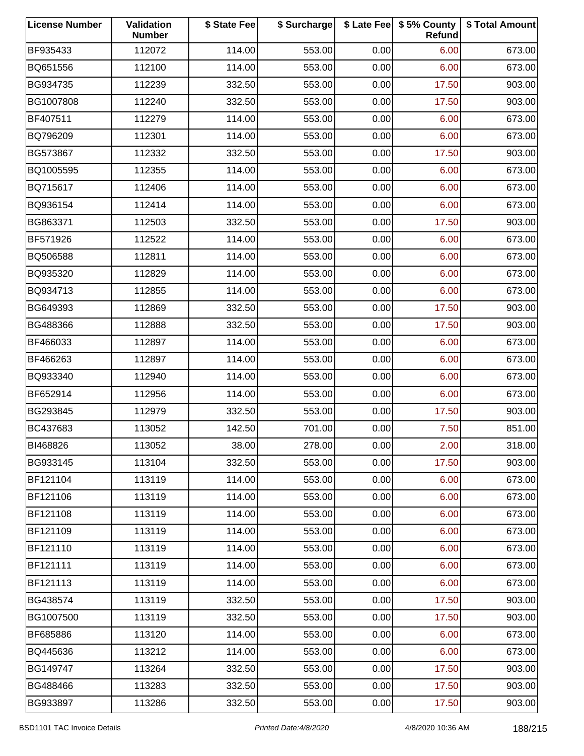| License Number | Validation Number | $ State Fee | $ Surcharge | $ Late Fee | $ 5% County Refund | $ Total Amount |
|---|---|---|---|---|---|---|
| BF935433 | 112072 | 114.00 | 553.00 | 0.00 | 6.00 | 673.00 |
| BQ651556 | 112100 | 114.00 | 553.00 | 0.00 | 6.00 | 673.00 |
| BG934735 | 112239 | 332.50 | 553.00 | 0.00 | 17.50 | 903.00 |
| BG1007808 | 112240 | 332.50 | 553.00 | 0.00 | 17.50 | 903.00 |
| BF407511 | 112279 | 114.00 | 553.00 | 0.00 | 6.00 | 673.00 |
| BQ796209 | 112301 | 114.00 | 553.00 | 0.00 | 6.00 | 673.00 |
| BG573867 | 112332 | 332.50 | 553.00 | 0.00 | 17.50 | 903.00 |
| BQ1005595 | 112355 | 114.00 | 553.00 | 0.00 | 6.00 | 673.00 |
| BQ715617 | 112406 | 114.00 | 553.00 | 0.00 | 6.00 | 673.00 |
| BQ936154 | 112414 | 114.00 | 553.00 | 0.00 | 6.00 | 673.00 |
| BG863371 | 112503 | 332.50 | 553.00 | 0.00 | 17.50 | 903.00 |
| BF571926 | 112522 | 114.00 | 553.00 | 0.00 | 6.00 | 673.00 |
| BQ506588 | 112811 | 114.00 | 553.00 | 0.00 | 6.00 | 673.00 |
| BQ935320 | 112829 | 114.00 | 553.00 | 0.00 | 6.00 | 673.00 |
| BQ934713 | 112855 | 114.00 | 553.00 | 0.00 | 6.00 | 673.00 |
| BG649393 | 112869 | 332.50 | 553.00 | 0.00 | 17.50 | 903.00 |
| BG488366 | 112888 | 332.50 | 553.00 | 0.00 | 17.50 | 903.00 |
| BF466033 | 112897 | 114.00 | 553.00 | 0.00 | 6.00 | 673.00 |
| BF466263 | 112897 | 114.00 | 553.00 | 0.00 | 6.00 | 673.00 |
| BQ933340 | 112940 | 114.00 | 553.00 | 0.00 | 6.00 | 673.00 |
| BF652914 | 112956 | 114.00 | 553.00 | 0.00 | 6.00 | 673.00 |
| BG293845 | 112979 | 332.50 | 553.00 | 0.00 | 17.50 | 903.00 |
| BC437683 | 113052 | 142.50 | 701.00 | 0.00 | 7.50 | 851.00 |
| BI468826 | 113052 | 38.00 | 278.00 | 0.00 | 2.00 | 318.00 |
| BG933145 | 113104 | 332.50 | 553.00 | 0.00 | 17.50 | 903.00 |
| BF121104 | 113119 | 114.00 | 553.00 | 0.00 | 6.00 | 673.00 |
| BF121106 | 113119 | 114.00 | 553.00 | 0.00 | 6.00 | 673.00 |
| BF121108 | 113119 | 114.00 | 553.00 | 0.00 | 6.00 | 673.00 |
| BF121109 | 113119 | 114.00 | 553.00 | 0.00 | 6.00 | 673.00 |
| BF121110 | 113119 | 114.00 | 553.00 | 0.00 | 6.00 | 673.00 |
| BF121111 | 113119 | 114.00 | 553.00 | 0.00 | 6.00 | 673.00 |
| BF121113 | 113119 | 114.00 | 553.00 | 0.00 | 6.00 | 673.00 |
| BG438574 | 113119 | 332.50 | 553.00 | 0.00 | 17.50 | 903.00 |
| BG1007500 | 113119 | 332.50 | 553.00 | 0.00 | 17.50 | 903.00 |
| BF685886 | 113120 | 114.00 | 553.00 | 0.00 | 6.00 | 673.00 |
| BQ445636 | 113212 | 114.00 | 553.00 | 0.00 | 6.00 | 673.00 |
| BG149747 | 113264 | 332.50 | 553.00 | 0.00 | 17.50 | 903.00 |
| BG488466 | 113283 | 332.50 | 553.00 | 0.00 | 17.50 | 903.00 |
| BG933897 | 113286 | 332.50 | 553.00 | 0.00 | 17.50 | 903.00 |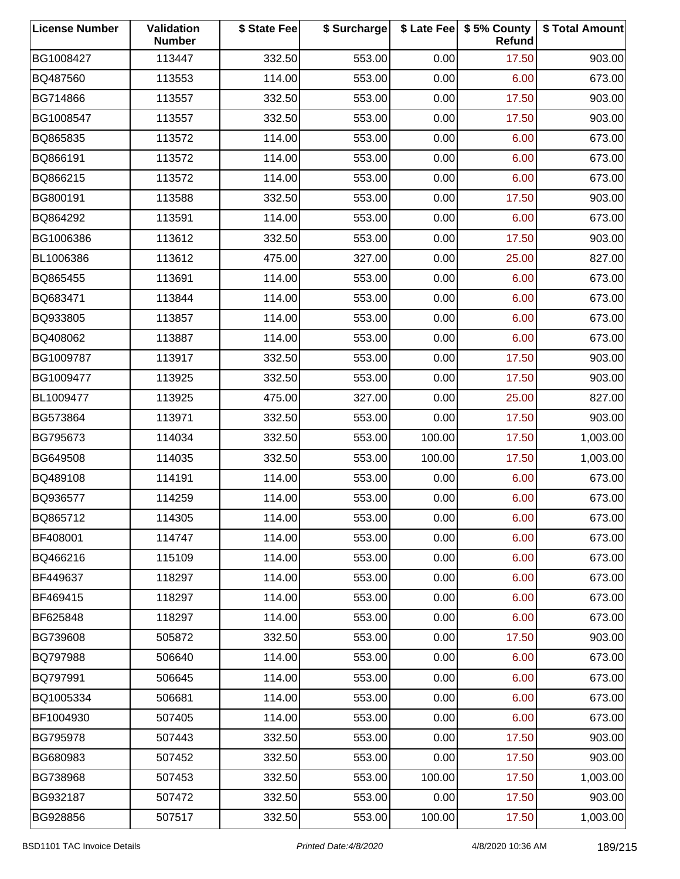| License Number | Validation Number | $ State Fee | $ Surcharge | $ Late Fee | $ 5% County Refund | $ Total Amount |
|---|---|---|---|---|---|---|
| BG1008427 | 113447 | 332.50 | 553.00 | 0.00 | 17.50 | 903.00 |
| BQ487560 | 113553 | 114.00 | 553.00 | 0.00 | 6.00 | 673.00 |
| BG714866 | 113557 | 332.50 | 553.00 | 0.00 | 17.50 | 903.00 |
| BG1008547 | 113557 | 332.50 | 553.00 | 0.00 | 17.50 | 903.00 |
| BQ865835 | 113572 | 114.00 | 553.00 | 0.00 | 6.00 | 673.00 |
| BQ866191 | 113572 | 114.00 | 553.00 | 0.00 | 6.00 | 673.00 |
| BQ866215 | 113572 | 114.00 | 553.00 | 0.00 | 6.00 | 673.00 |
| BG800191 | 113588 | 332.50 | 553.00 | 0.00 | 17.50 | 903.00 |
| BQ864292 | 113591 | 114.00 | 553.00 | 0.00 | 6.00 | 673.00 |
| BG1006386 | 113612 | 332.50 | 553.00 | 0.00 | 17.50 | 903.00 |
| BL1006386 | 113612 | 475.00 | 327.00 | 0.00 | 25.00 | 827.00 |
| BQ865455 | 113691 | 114.00 | 553.00 | 0.00 | 6.00 | 673.00 |
| BQ683471 | 113844 | 114.00 | 553.00 | 0.00 | 6.00 | 673.00 |
| BQ933805 | 113857 | 114.00 | 553.00 | 0.00 | 6.00 | 673.00 |
| BQ408062 | 113887 | 114.00 | 553.00 | 0.00 | 6.00 | 673.00 |
| BG1009787 | 113917 | 332.50 | 553.00 | 0.00 | 17.50 | 903.00 |
| BG1009477 | 113925 | 332.50 | 553.00 | 0.00 | 17.50 | 903.00 |
| BL1009477 | 113925 | 475.00 | 327.00 | 0.00 | 25.00 | 827.00 |
| BG573864 | 113971 | 332.50 | 553.00 | 0.00 | 17.50 | 903.00 |
| BG795673 | 114034 | 332.50 | 553.00 | 100.00 | 17.50 | 1,003.00 |
| BG649508 | 114035 | 332.50 | 553.00 | 100.00 | 17.50 | 1,003.00 |
| BQ489108 | 114191 | 114.00 | 553.00 | 0.00 | 6.00 | 673.00 |
| BQ936577 | 114259 | 114.00 | 553.00 | 0.00 | 6.00 | 673.00 |
| BQ865712 | 114305 | 114.00 | 553.00 | 0.00 | 6.00 | 673.00 |
| BF408001 | 114747 | 114.00 | 553.00 | 0.00 | 6.00 | 673.00 |
| BQ466216 | 115109 | 114.00 | 553.00 | 0.00 | 6.00 | 673.00 |
| BF449637 | 118297 | 114.00 | 553.00 | 0.00 | 6.00 | 673.00 |
| BF469415 | 118297 | 114.00 | 553.00 | 0.00 | 6.00 | 673.00 |
| BF625848 | 118297 | 114.00 | 553.00 | 0.00 | 6.00 | 673.00 |
| BG739608 | 505872 | 332.50 | 553.00 | 0.00 | 17.50 | 903.00 |
| BQ797988 | 506640 | 114.00 | 553.00 | 0.00 | 6.00 | 673.00 |
| BQ797991 | 506645 | 114.00 | 553.00 | 0.00 | 6.00 | 673.00 |
| BQ1005334 | 506681 | 114.00 | 553.00 | 0.00 | 6.00 | 673.00 |
| BF1004930 | 507405 | 114.00 | 553.00 | 0.00 | 6.00 | 673.00 |
| BG795978 | 507443 | 332.50 | 553.00 | 0.00 | 17.50 | 903.00 |
| BG680983 | 507452 | 332.50 | 553.00 | 0.00 | 17.50 | 903.00 |
| BG738968 | 507453 | 332.50 | 553.00 | 100.00 | 17.50 | 1,003.00 |
| BG932187 | 507472 | 332.50 | 553.00 | 0.00 | 17.50 | 903.00 |
| BG928856 | 507517 | 332.50 | 553.00 | 100.00 | 17.50 | 1,003.00 |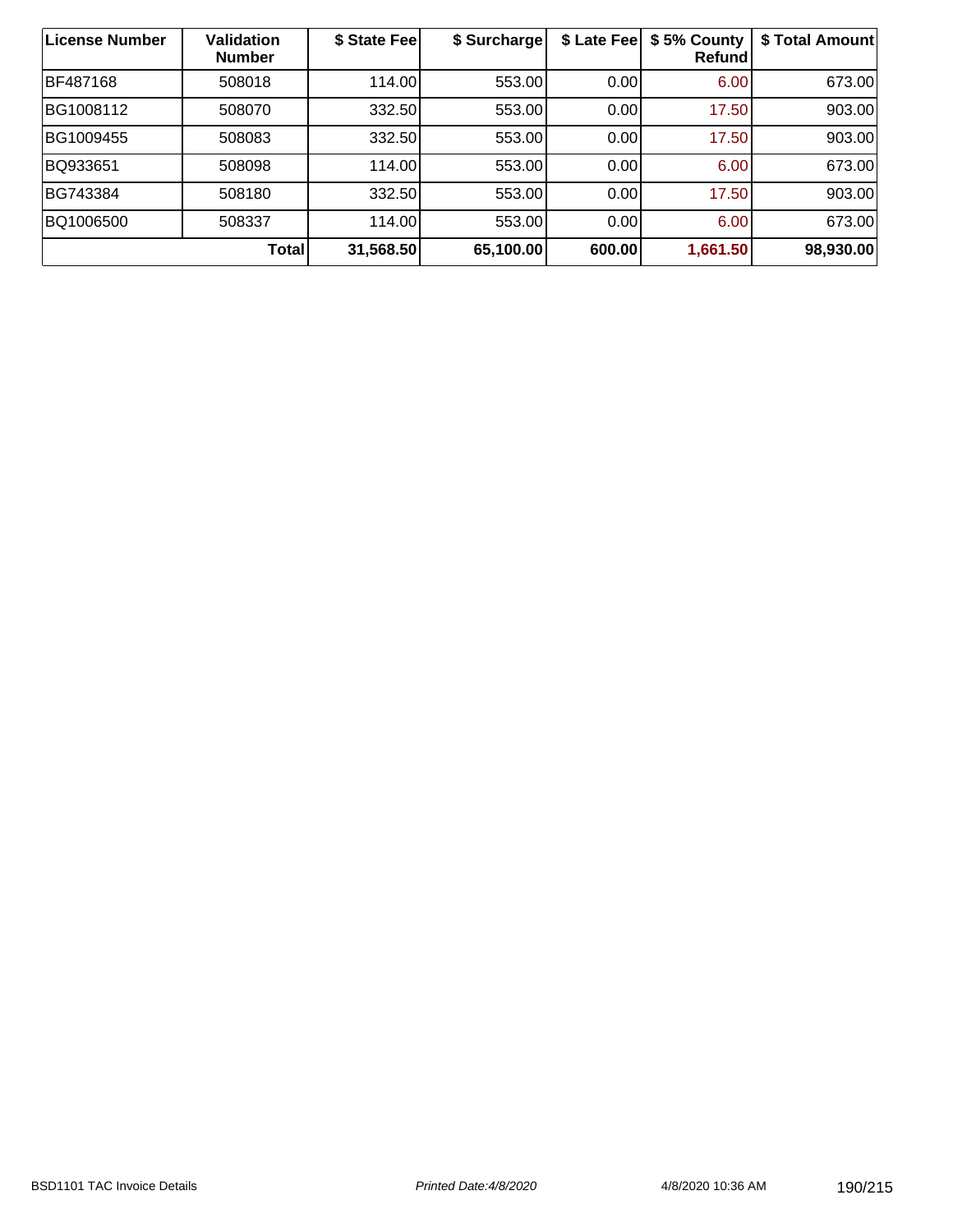| License Number | Validation Number | $ State Fee | $ Surcharge | $ Late Fee | $ 5% County Refund | $ Total Amount |
|---|---|---|---|---|---|---|
| BF487168 | 508018 | 114.00 | 553.00 | 0.00 | 6.00 | 673.00 |
| BG1008112 | 508070 | 332.50 | 553.00 | 0.00 | 17.50 | 903.00 |
| BG1009455 | 508083 | 332.50 | 553.00 | 0.00 | 17.50 | 903.00 |
| BQ933651 | 508098 | 114.00 | 553.00 | 0.00 | 6.00 | 673.00 |
| BG743384 | 508180 | 332.50 | 553.00 | 0.00 | 17.50 | 903.00 |
| BQ1006500 | 508337 | 114.00 | 553.00 | 0.00 | 6.00 | 673.00 |
| | **Total** | **31,568.50** | **65,100.00** | **600.00** | **1,661.50** | **98,930.00** |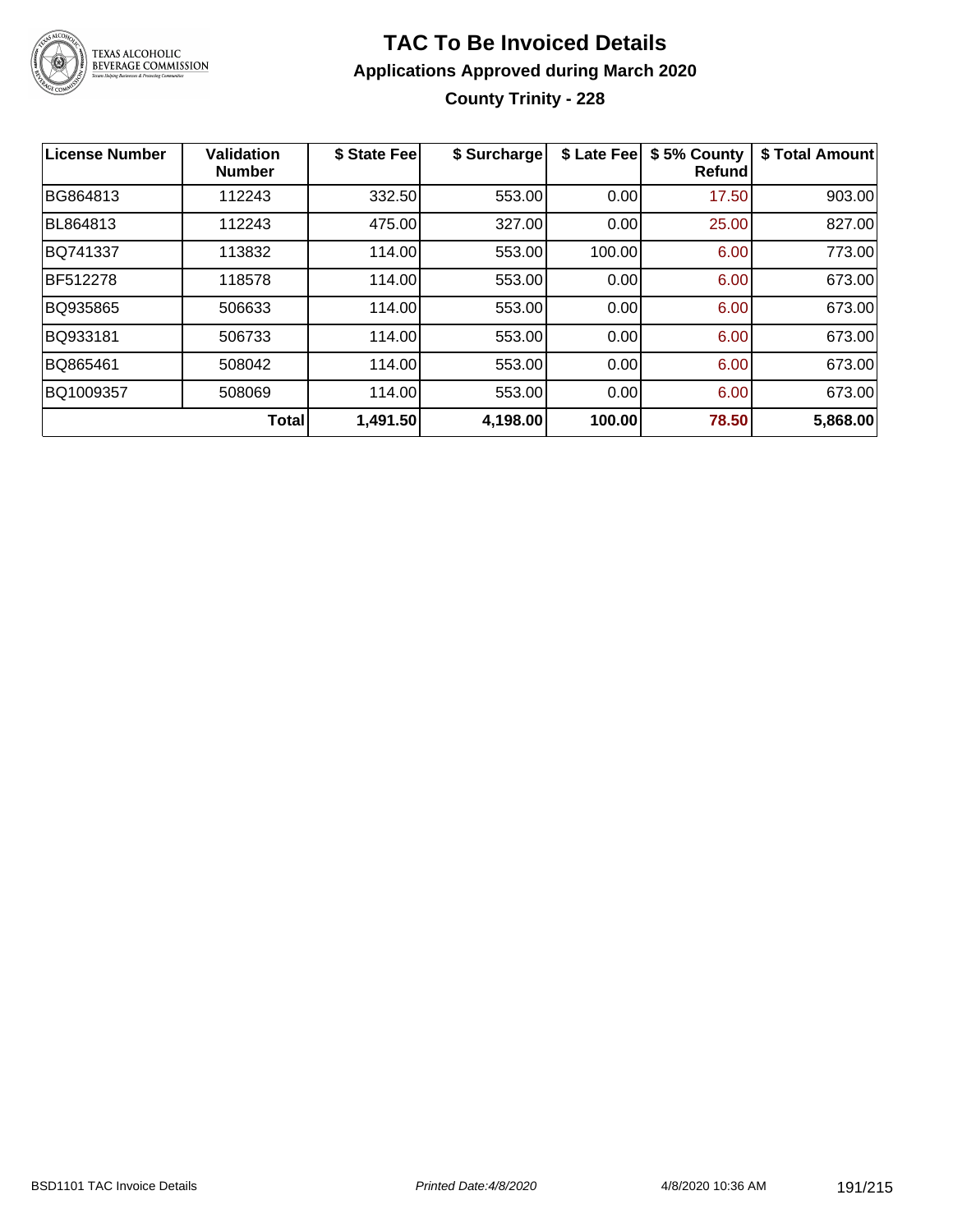# TAC To Be Invoiced Details

## Applications Approved during March 2020

### County Trinity - 228

| License Number | Validation Number | $ State Fee | $ Surcharge | $ Late Fee | $ 5% County Refund | $ Total Amount |
|---|---|---|---|---|---|---|
| BG864813 | 112243 | 332.50 | 553.00 | 0.00 | 17.50 | 903.00 |
| BL864813 | 112243 | 475.00 | 327.00 | 0.00 | 25.00 | 827.00 |
| BQ741337 | 113832 | 114.00 | 553.00 | 100.00 | 6.00 | 773.00 |
| BF512278 | 118578 | 114.00 | 553.00 | 0.00 | 6.00 | 673.00 |
| BQ935865 | 506633 | 114.00 | 553.00 | 0.00 | 6.00 | 673.00 |
| BQ933181 | 506733 | 114.00 | 553.00 | 0.00 | 6.00 | 673.00 |
| BQ865461 | 508042 | 114.00 | 553.00 | 0.00 | 6.00 | 673.00 |
| BQ1009357 | 508069 | 114.00 | 553.00 | 0.00 | 6.00 | 673.00 |
| | **Total** | **1,491.50** | **4,198.00** | **100.00** | **78.50** | **5,868.00** |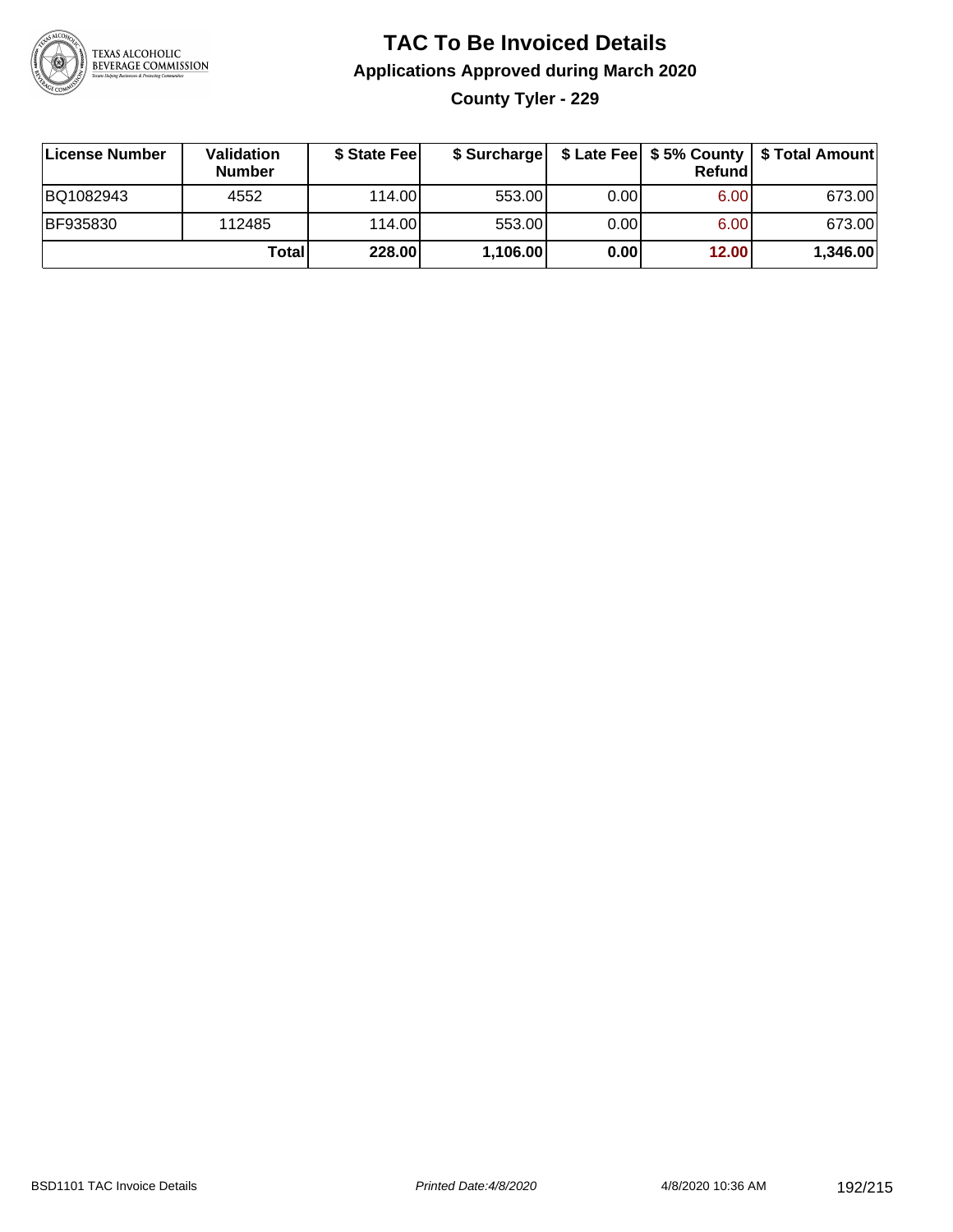# TAC To Be Invoiced Details

## Applications Approved during March 2020

### County Tyler - 229

| License Number | Validation Number | $ State Fee | $ Surcharge | $ Late Fee | $ 5% County Refund | $ Total Amount |
|---|---|---|---|---|---|---|
| BQ1082943 | 4552 | 114.00 | 553.00 | 0.00 | 6.00 | 673.00 |
| BF935830 | 112485 | 114.00 | 553.00 | 0.00 | 6.00 | 673.00 |
| | **Total** | **228.00** | **1,106.00** | **0.00** | **12.00** | **1,346.00** |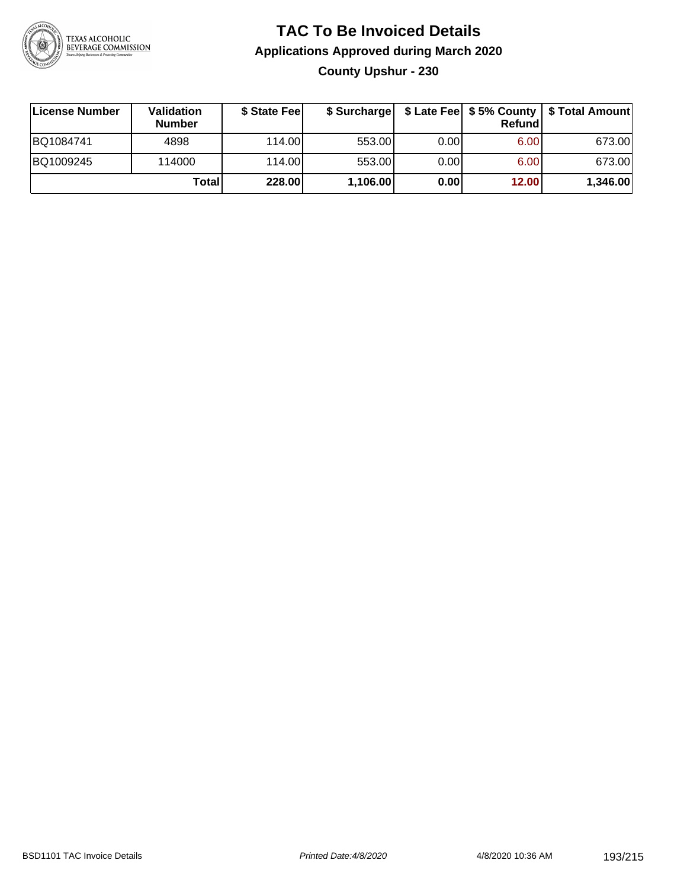# TAC To Be Invoiced Details

## Applications Approved during March 2020

### County Upshur - 230

| License Number | Validation Number | $ State Fee | $ Surcharge | $ Late Fee | $ 5% County Refund | $ Total Amount |
|---|---|---|---|---|---|---|
| BQ1084741 | 4898 | 114.00 | 553.00 | 0.00 | 6.00 | 673.00 |
| BQ1009245 | 114000 | 114.00 | 553.00 | 0.00 | 6.00 | 673.00 |
| | **Total** | **228.00** | **1,106.00** | **0.00** | **12.00** | **1,346.00** |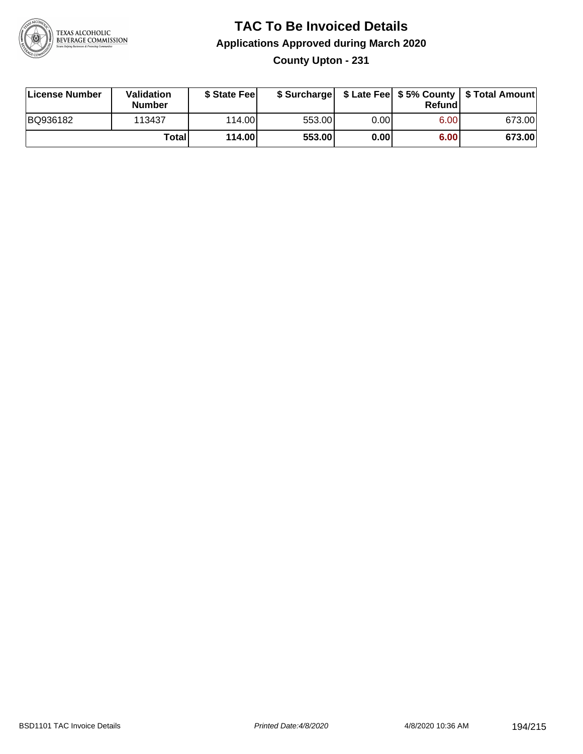# TAC To Be Invoiced Details

## Applications Approved during March 2020

### County Upton - 231

| License Number | Validation Number | $ State Fee | $ Surcharge | $ Late Fee | $ 5% County Refund | $ Total Amount |
|---|---|---|---|---|---|---|
| BQ936182 | 113437 | 114.00 | 553.00 | 0.00 | 6.00 | 673.00 |
| | **Total** | **114.00** | **553.00** | **0.00** | **6.00** | **673.00** |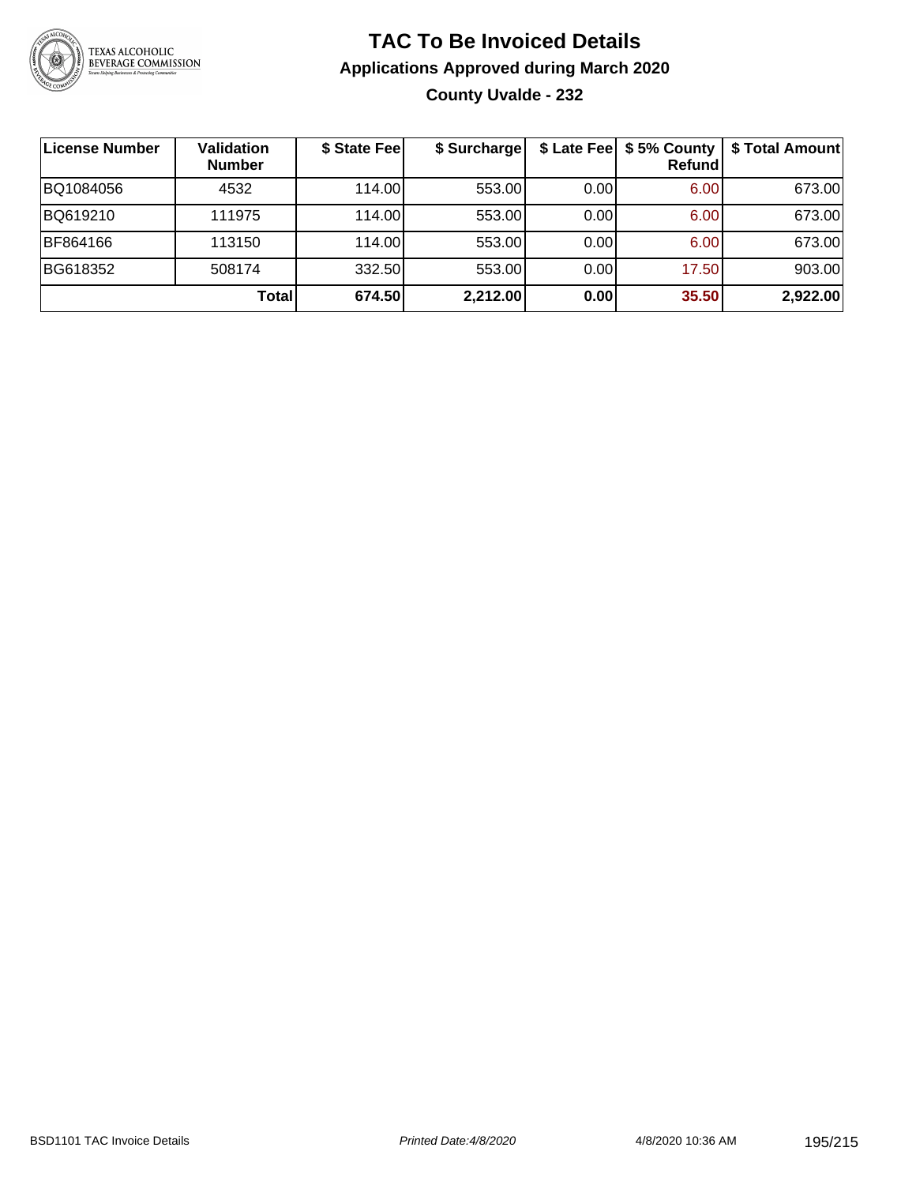# TAC To Be Invoiced Details

## Applications Approved during March 2020

### County Uvalde - 232

| License Number | Validation Number | $ State Fee | $ Surcharge | $ Late Fee | $ 5% County Refund | $ Total Amount |
|---|---|---|---|---|---|---|
| BQ1084056 | 4532 | 114.00 | 553.00 | 0.00 | 6.00 | 673.00 |
| BQ619210 | 111975 | 114.00 | 553.00 | 0.00 | 6.00 | 673.00 |
| BF864166 | 113150 | 114.00 | 553.00 | 0.00 | 6.00 | 673.00 |
| BG618352 | 508174 | 332.50 | 553.00 | 0.00 | 17.50 | 903.00 |
| | **Total** | **674.50** | **2,212.00** | **0.00** | **35.50** | **2,922.00** |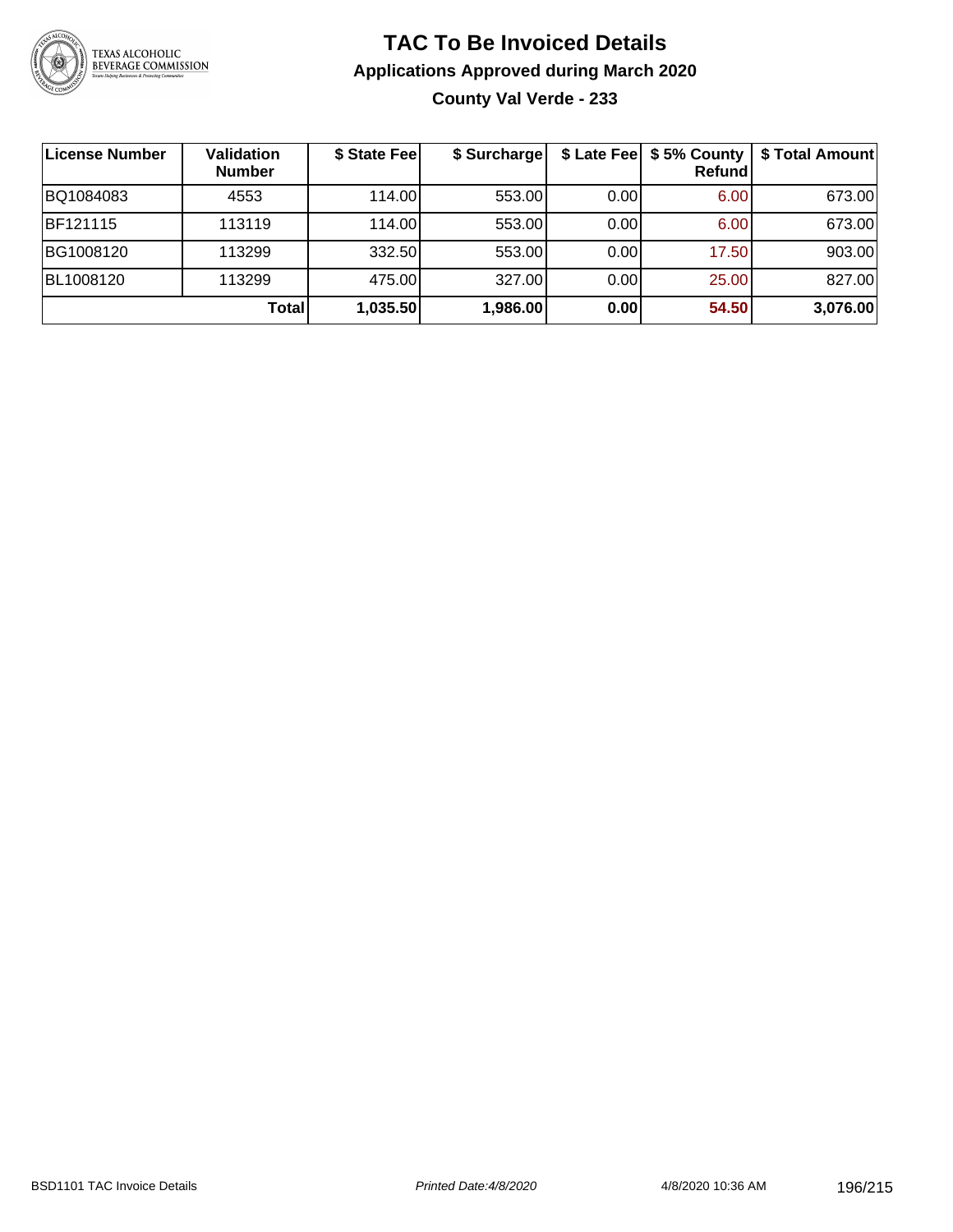# TAC To Be Invoiced Details

## Applications Approved during March 2020

### County Val Verde - 233

| License Number | Validation Number | $ State Fee | $ Surcharge | $ Late Fee | $ 5% County Refund | $ Total Amount |
|---|---|---|---|---|---|---|
| BQ1084083 | 4553 | 114.00 | 553.00 | 0.00 | 6.00 | 673.00 |
| BF121115 | 113119 | 114.00 | 553.00 | 0.00 | 6.00 | 673.00 |
| BG1008120 | 113299 | 332.50 | 553.00 | 0.00 | 17.50 | 903.00 |
| BL1008120 | 113299 | 475.00 | 327.00 | 0.00 | 25.00 | 827.00 |
| | **Total** | **1,035.50** | **1,986.00** | **0.00** | **54.50** | **3,076.00** |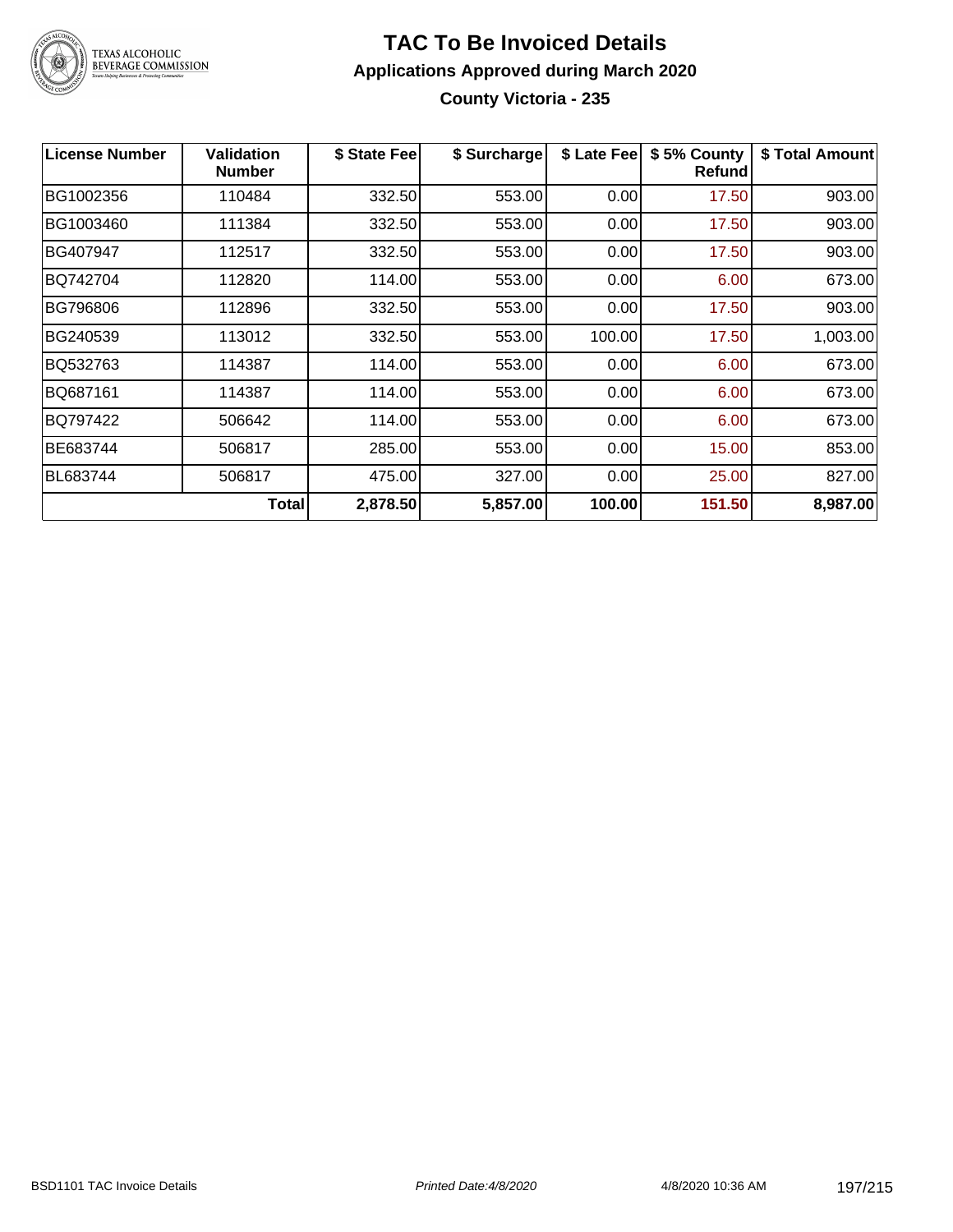# TAC To Be Invoiced Details

## Applications Approved during March 2020

### County Victoria - 235

| License Number | Validation Number | $ State Fee | $ Surcharge | $ Late Fee | $ 5% County Refund | $ Total Amount |
|---|---|---|---|---|---|---|
| BG1002356 | 110484 | 332.50 | 553.00 | 0.00 | 17.50 | 903.00 |
| BG1003460 | 111384 | 332.50 | 553.00 | 0.00 | 17.50 | 903.00 |
| BG407947 | 112517 | 332.50 | 553.00 | 0.00 | 17.50 | 903.00 |
| BQ742704 | 112820 | 114.00 | 553.00 | 0.00 | 6.00 | 673.00 |
| BG796806 | 112896 | 332.50 | 553.00 | 0.00 | 17.50 | 903.00 |
| BG240539 | 113012 | 332.50 | 553.00 | 100.00 | 17.50 | 1,003.00 |
| BQ532763 | 114387 | 114.00 | 553.00 | 0.00 | 6.00 | 673.00 |
| BQ687161 | 114387 | 114.00 | 553.00 | 0.00 | 6.00 | 673.00 |
| BQ797422 | 506642 | 114.00 | 553.00 | 0.00 | 6.00 | 673.00 |
| BE683744 | 506817 | 285.00 | 553.00 | 0.00 | 15.00 | 853.00 |
| BL683744 | 506817 | 475.00 | 327.00 | 0.00 | 25.00 | 827.00 |
| | **Total** | **2,878.50** | **5,857.00** | **100.00** | **151.50** | **8,987.00** |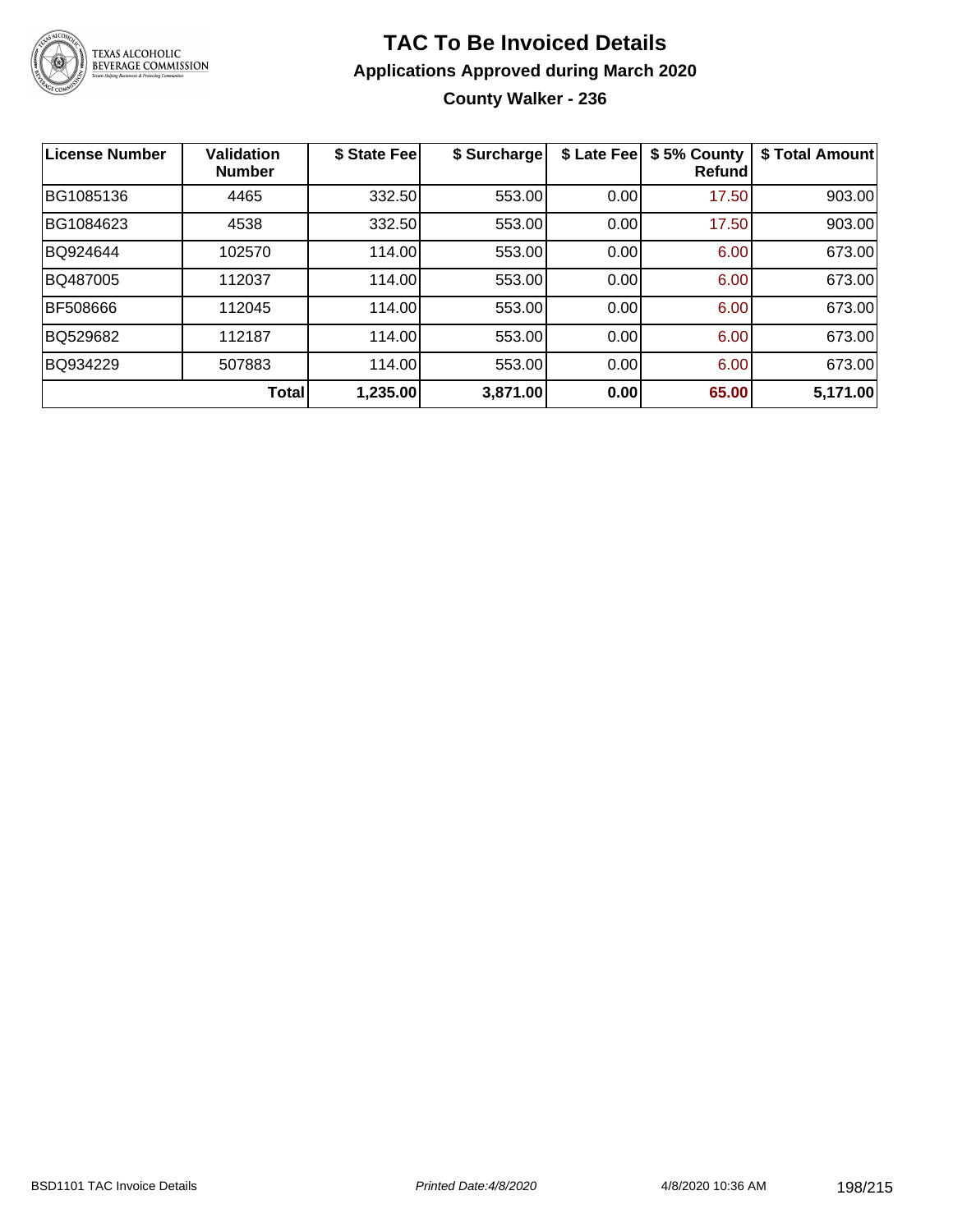# TAC To Be Invoiced Details

## Applications Approved during March 2020

### County Walker - 236

| License Number | Validation Number | $ State Fee | $ Surcharge | $ Late Fee | $ 5% County Refund | $ Total Amount |
|---|---|---|---|---|---|---|
| BG1085136 | 4465 | 332.50 | 553.00 | 0.00 | 17.50 | 903.00 |
| BG1084623 | 4538 | 332.50 | 553.00 | 0.00 | 17.50 | 903.00 |
| BQ924644 | 102570 | 114.00 | 553.00 | 0.00 | 6.00 | 673.00 |
| BQ487005 | 112037 | 114.00 | 553.00 | 0.00 | 6.00 | 673.00 |
| BF508666 | 112045 | 114.00 | 553.00 | 0.00 | 6.00 | 673.00 |
| BQ529682 | 112187 | 114.00 | 553.00 | 0.00 | 6.00 | 673.00 |
| BQ934229 | 507883 | 114.00 | 553.00 | 0.00 | 6.00 | 673.00 |
| | **Total** | **1,235.00** | **3,871.00** | **0.00** | **65.00** | **5,171.00** |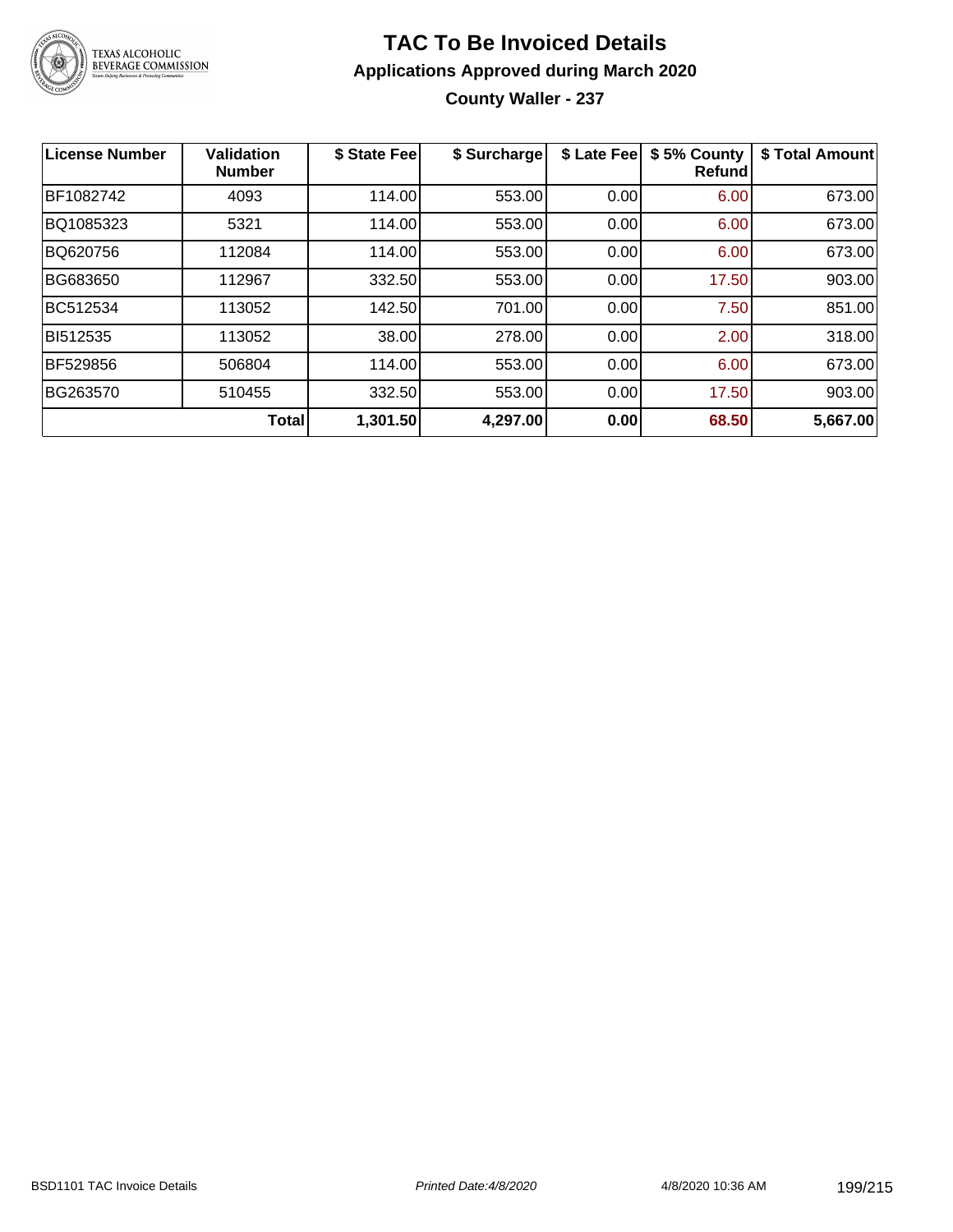# TAC To Be Invoiced Details

## Applications Approved during March 2020

### County Waller - 237

| License Number | Validation Number | $ State Fee | $ Surcharge | $ Late Fee | $ 5% County Refund | $ Total Amount |
|---|---|---|---|---|---|---|
| BF1082742 | 4093 | 114.00 | 553.00 | 0.00 | 6.00 | 673.00 |
| BQ1085323 | 5321 | 114.00 | 553.00 | 0.00 | 6.00 | 673.00 |
| BQ620756 | 112084 | 114.00 | 553.00 | 0.00 | 6.00 | 673.00 |
| BG683650 | 112967 | 332.50 | 553.00 | 0.00 | 17.50 | 903.00 |
| BC512534 | 113052 | 142.50 | 701.00 | 0.00 | 7.50 | 851.00 |
| BI512535 | 113052 | 38.00 | 278.00 | 0.00 | 2.00 | 318.00 |
| BF529856 | 506804 | 114.00 | 553.00 | 0.00 | 6.00 | 673.00 |
| BG263570 | 510455 | 332.50 | 553.00 | 0.00 | 17.50 | 903.00 |
| | **Total** | **1,301.50** | **4,297.00** | **0.00** | **68.50** | **5,667.00** |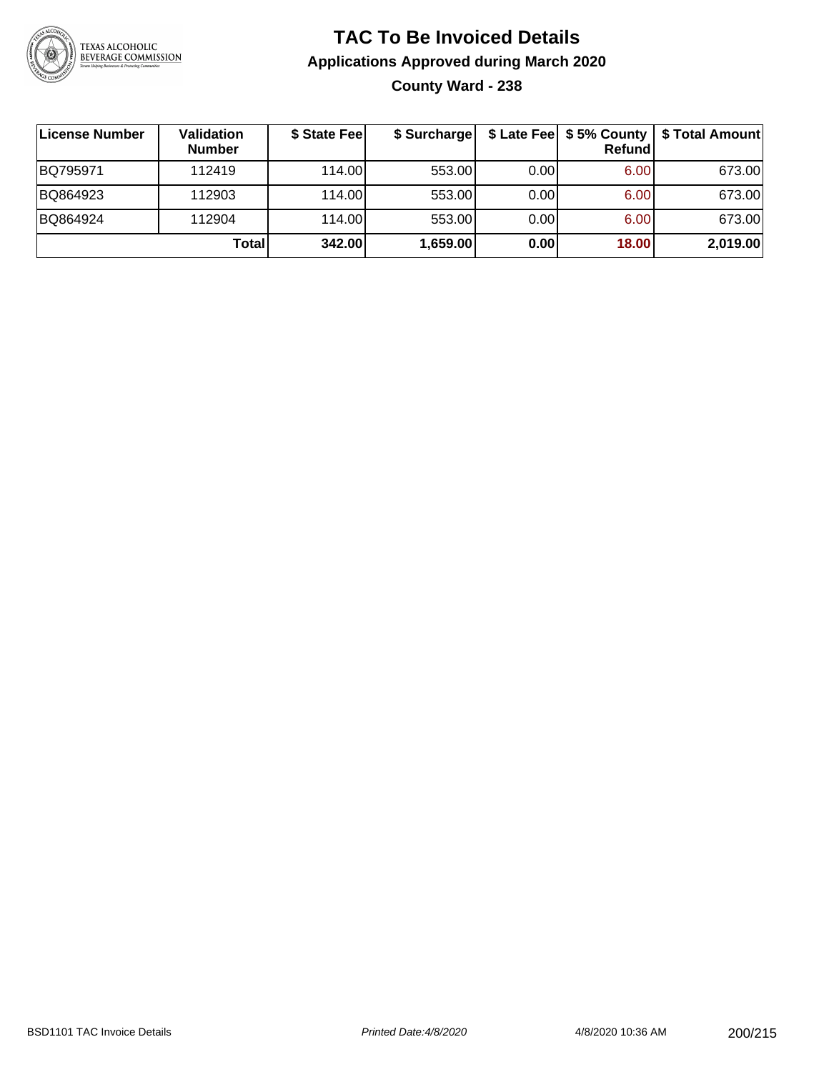# TAC To Be Invoiced Details

## Applications Approved during March 2020

### County Ward - 238

| License Number | Validation Number | $ State Fee | $ Surcharge | $ Late Fee | $ 5% County Refund | $ Total Amount |
|---|---|---|---|---|---|---|
| BQ795971 | 112419 | 114.00 | 553.00 | 0.00 | 6.00 | 673.00 |
| BQ864923 | 112903 | 114.00 | 553.00 | 0.00 | 6.00 | 673.00 |
| BQ864924 | 112904 | 114.00 | 553.00 | 0.00 | 6.00 | 673.00 |
| | **Total** | **342.00** | **1,659.00** | **0.00** | **18.00** | **2,019.00** |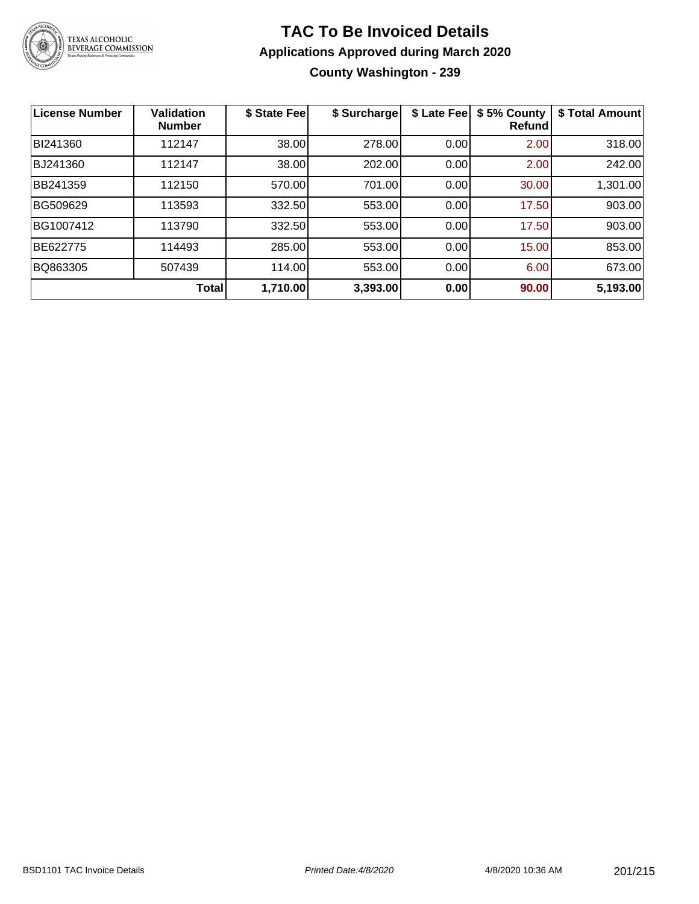# TAC To Be Invoiced Details

## Applications Approved during March 2020

### County Washington - 239

| License Number | Validation Number | $ State Fee | $ Surcharge | $ Late Fee | $ 5% County Refund | $ Total Amount |
|---|---|---|---|---|---|---|
| BI241360 | 112147 | 38.00 | 278.00 | 0.00 | 2.00 | 318.00 |
| BJ241360 | 112147 | 38.00 | 202.00 | 0.00 | 2.00 | 242.00 |
| BB241359 | 112150 | 570.00 | 701.00 | 0.00 | 30.00 | 1,301.00 |
| BG509629 | 113593 | 332.50 | 553.00 | 0.00 | 17.50 | 903.00 |
| BG1007412 | 113790 | 332.50 | 553.00 | 0.00 | 17.50 | 903.00 |
| BE622775 | 114493 | 285.00 | 553.00 | 0.00 | 15.00 | 853.00 |
| BQ863305 | 507439 | 114.00 | 553.00 | 0.00 | 6.00 | 673.00 |
| | **Total** | **1,710.00** | **3,393.00** | **0.00** | **90.00** | **5,193.00** |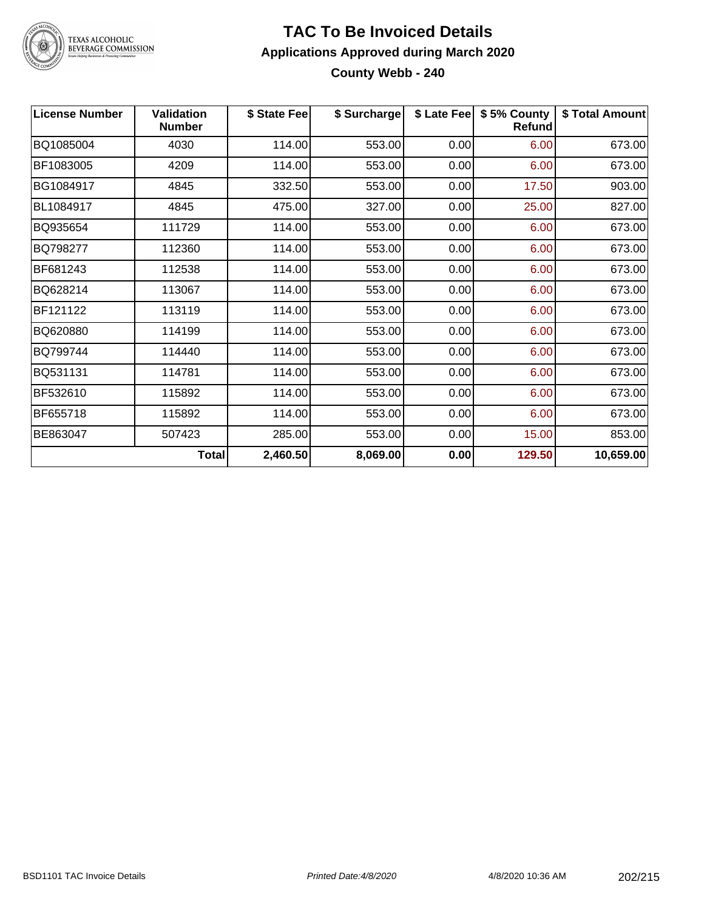# TAC To Be Invoiced Details

## Applications Approved during March 2020

### County Webb - 240

| License Number | Validation Number | $ State Fee | $ Surcharge | $ Late Fee | $ 5% County Refund | $ Total Amount |
|---|---|---|---|---|---|---|
| BQ1085004 | 4030 | 114.00 | 553.00 | 0.00 | 6.00 | 673.00 |
| BF1083005 | 4209 | 114.00 | 553.00 | 0.00 | 6.00 | 673.00 |
| BG1084917 | 4845 | 332.50 | 553.00 | 0.00 | 17.50 | 903.00 |
| BL1084917 | 4845 | 475.00 | 327.00 | 0.00 | 25.00 | 827.00 |
| BQ935654 | 111729 | 114.00 | 553.00 | 0.00 | 6.00 | 673.00 |
| BQ798277 | 112360 | 114.00 | 553.00 | 0.00 | 6.00 | 673.00 |
| BF681243 | 112538 | 114.00 | 553.00 | 0.00 | 6.00 | 673.00 |
| BQ628214 | 113067 | 114.00 | 553.00 | 0.00 | 6.00 | 673.00 |
| BF121122 | 113119 | 114.00 | 553.00 | 0.00 | 6.00 | 673.00 |
| BQ620880 | 114199 | 114.00 | 553.00 | 0.00 | 6.00 | 673.00 |
| BQ799744 | 114440 | 114.00 | 553.00 | 0.00 | 6.00 | 673.00 |
| BQ531131 | 114781 | 114.00 | 553.00 | 0.00 | 6.00 | 673.00 |
| BF532610 | 115892 | 114.00 | 553.00 | 0.00 | 6.00 | 673.00 |
| BF655718 | 115892 | 114.00 | 553.00 | 0.00 | 6.00 | 673.00 |
| BE863047 | 507423 | 285.00 | 553.00 | 0.00 | 15.00 | 853.00 |
| | **Total** | **2,460.50** | **8,069.00** | **0.00** | **129.50** | **10,659.00** |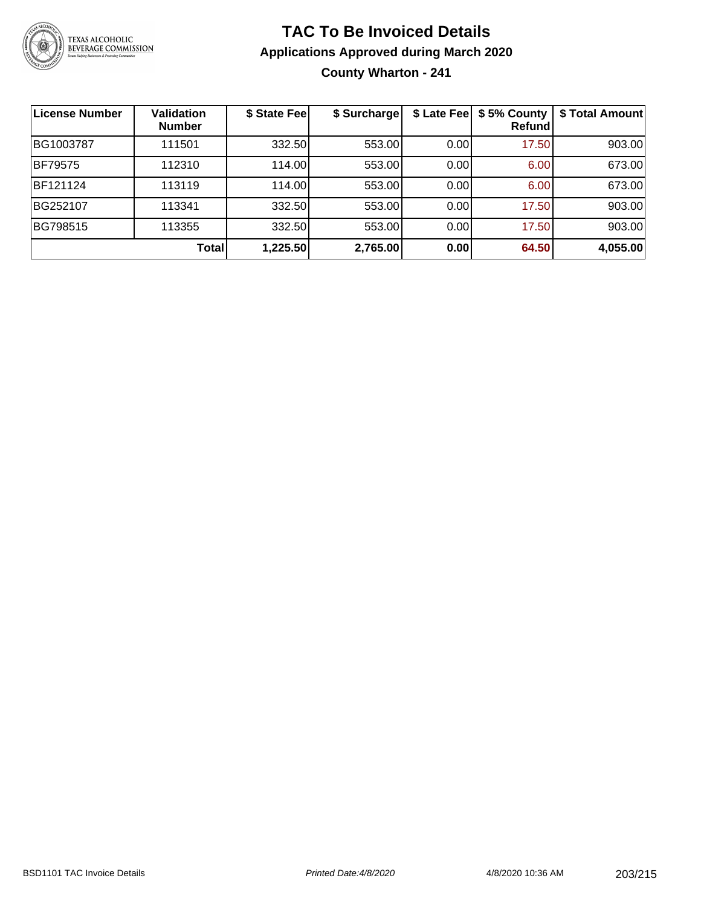# TAC To Be Invoiced Details

## Applications Approved during March 2020

### County Wharton - 241

| License Number | Validation Number | $ State Fee | $ Surcharge | $ Late Fee | $ 5% County Refund | $ Total Amount |
|---|---|---|---|---|---|---|
| BG1003787 | 111501 | 332.50 | 553.00 | 0.00 | 17.50 | 903.00 |
| BF79575 | 112310 | 114.00 | 553.00 | 0.00 | 6.00 | 673.00 |
| BF121124 | 113119 | 114.00 | 553.00 | 0.00 | 6.00 | 673.00 |
| BG252107 | 113341 | 332.50 | 553.00 | 0.00 | 17.50 | 903.00 |
| BG798515 | 113355 | 332.50 | 553.00 | 0.00 | 17.50 | 903.00 |
| | **Total** | **1,225.50** | **2,765.00** | **0.00** | **64.50** | **4,055.00** |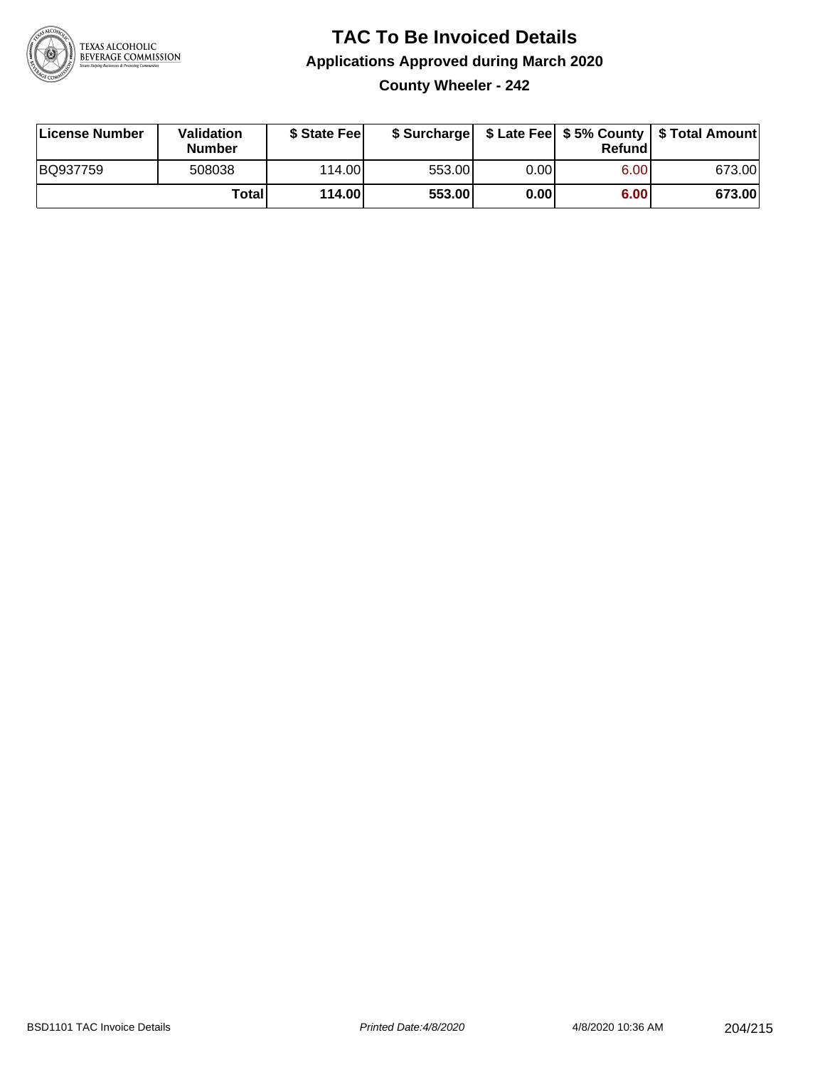# TAC To Be Invoiced Details

## Applications Approved during March 2020

### County Wheeler - 242

| License Number | Validation Number | $ State Fee | $ Surcharge | $ Late Fee | $ 5% County Refund | $ Total Amount |
|---|---|---|---|---|---|---|
| BQ937759 | 508038 | 114.00 | 553.00 | 0.00 | 6.00 | 673.00 |
| | **Total** | **114.00** | **553.00** | **0.00** | **6.00** | **673.00** |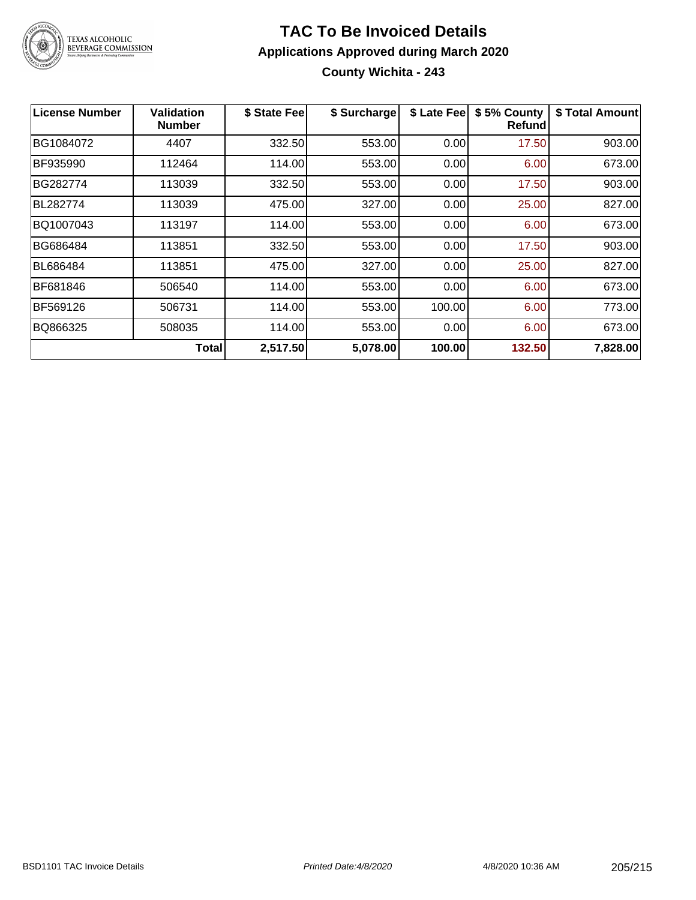# TAC To Be Invoiced Details

## Applications Approved during March 2020

### County Wichita - 243

| License Number | Validation Number | $ State Fee | $ Surcharge | $ Late Fee | $ 5% County Refund | $ Total Amount |
|---|---|---|---|---|---|---|
| BG1084072 | 4407 | 332.50 | 553.00 | 0.00 | 17.50 | 903.00 |
| BF935990 | 112464 | 114.00 | 553.00 | 0.00 | 6.00 | 673.00 |
| BG282774 | 113039 | 332.50 | 553.00 | 0.00 | 17.50 | 903.00 |
| BL282774 | 113039 | 475.00 | 327.00 | 0.00 | 25.00 | 827.00 |
| BQ1007043 | 113197 | 114.00 | 553.00 | 0.00 | 6.00 | 673.00 |
| BG686484 | 113851 | 332.50 | 553.00 | 0.00 | 17.50 | 903.00 |
| BL686484 | 113851 | 475.00 | 327.00 | 0.00 | 25.00 | 827.00 |
| BF681846 | 506540 | 114.00 | 553.00 | 0.00 | 6.00 | 673.00 |
| BF569126 | 506731 | 114.00 | 553.00 | 100.00 | 6.00 | 773.00 |
| BQ866325 | 508035 | 114.00 | 553.00 | 0.00 | 6.00 | 673.00 |
| | **Total** | **2,517.50** | **5,078.00** | **100.00** | **132.50** | **7,828.00** |

BSD1101 TAC Invoice Details | *Printed Date:4/8/2020* | 4/8/2020 10:36 AM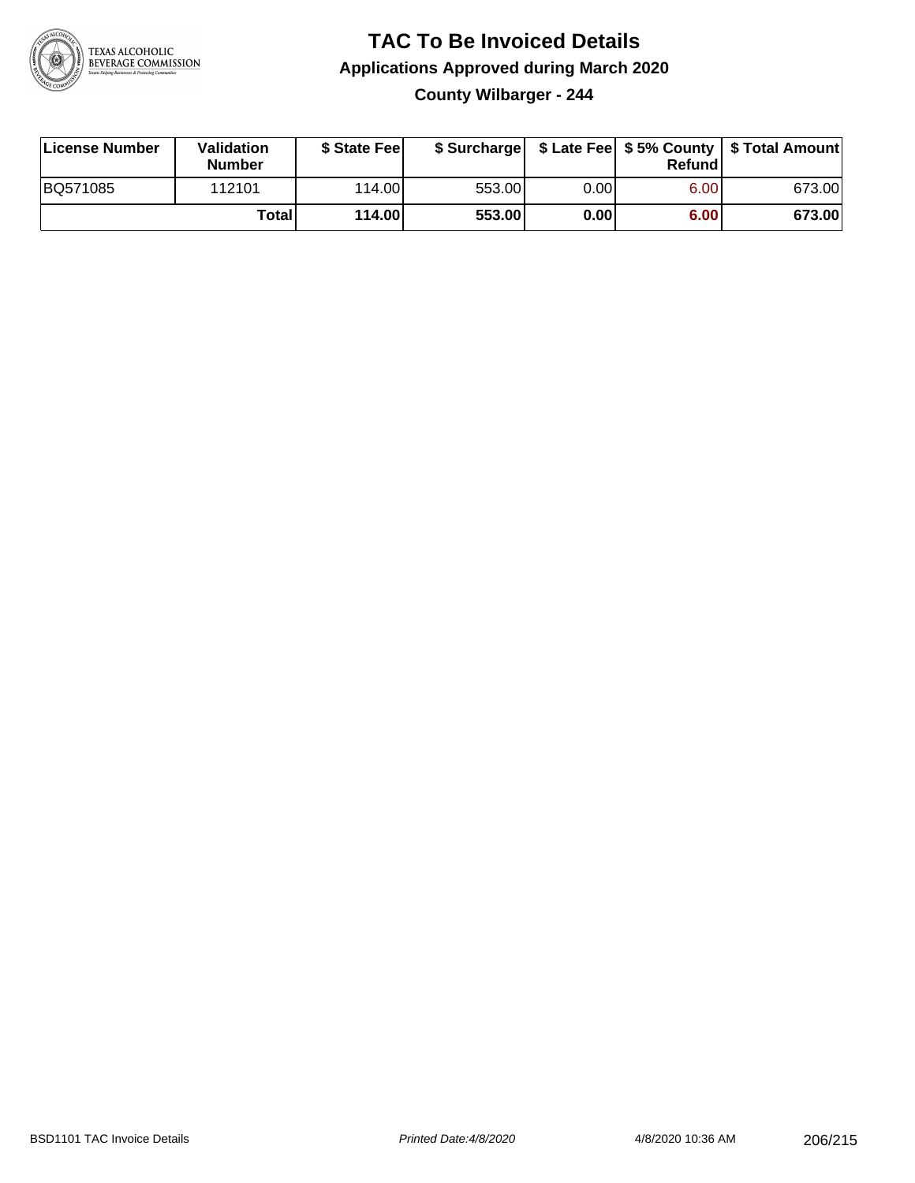# TAC To Be Invoiced Details

## Applications Approved during March 2020

### County Wilbarger - 244

| License Number | Validation Number | $ State Fee | $ Surcharge | $ Late Fee | $ 5% County Refund | $ Total Amount |
|---|---|---|---|---|---|---|
| BQ571085 | 112101 | 114.00 | 553.00 | 0.00 | 6.00 | 673.00 |
| | **Total** | **114.00** | **553.00** | **0.00** | **6.00** | **673.00** |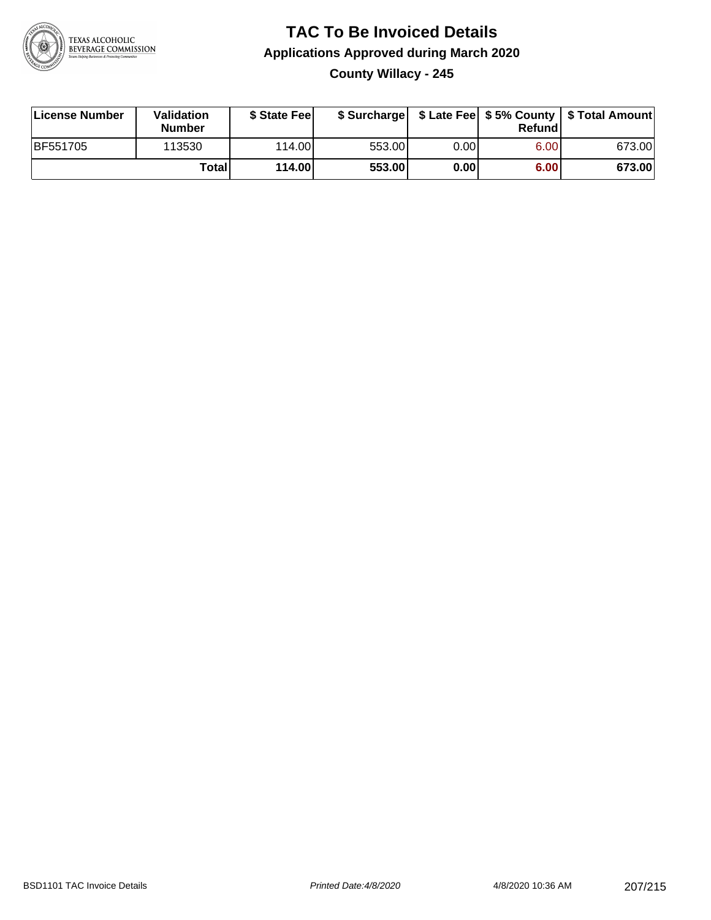# TAC To Be Invoiced Details

## Applications Approved during March 2020

### County Willacy - 245

| License Number | Validation Number | $ State Fee | $ Surcharge | $ Late Fee | $ 5% County Refund | $ Total Amount |
|---|---|---|---|---|---|---|
| BF551705 | 113530 | 114.00 | 553.00 | 0.00 | 6.00 | 673.00 |
| | **Total** | **114.00** | **553.00** | **0.00** | **6.00** | **673.00** |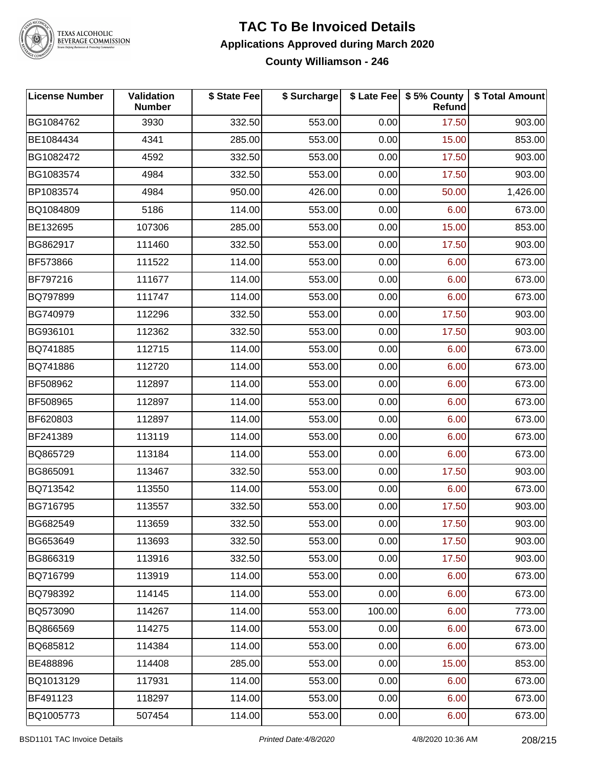# TAC To Be Invoiced Details

## Applications Approved during March 2020

### County Williamson - 246

| License Number | Validation Number | $ State Fee | $ Surcharge | $ Late Fee | $ 5% County Refund | $ Total Amount |
|---|---|---|---|---|---|---|
| BG1084762 | 3930 | 332.50 | 553.00 | 0.00 | 17.50 | 903.00 |
| BE1084434 | 4341 | 285.00 | 553.00 | 0.00 | 15.00 | 853.00 |
| BG1082472 | 4592 | 332.50 | 553.00 | 0.00 | 17.50 | 903.00 |
| BG1083574 | 4984 | 332.50 | 553.00 | 0.00 | 17.50 | 903.00 |
| BP1083574 | 4984 | 950.00 | 426.00 | 0.00 | 50.00 | 1,426.00 |
| BQ1084809 | 5186 | 114.00 | 553.00 | 0.00 | 6.00 | 673.00 |
| BE132695 | 107306 | 285.00 | 553.00 | 0.00 | 15.00 | 853.00 |
| BG862917 | 111460 | 332.50 | 553.00 | 0.00 | 17.50 | 903.00 |
| BF573866 | 111522 | 114.00 | 553.00 | 0.00 | 6.00 | 673.00 |
| BF797216 | 111677 | 114.00 | 553.00 | 0.00 | 6.00 | 673.00 |
| BQ797899 | 111747 | 114.00 | 553.00 | 0.00 | 6.00 | 673.00 |
| BG740979 | 112296 | 332.50 | 553.00 | 0.00 | 17.50 | 903.00 |
| BG936101 | 112362 | 332.50 | 553.00 | 0.00 | 17.50 | 903.00 |
| BQ741885 | 112715 | 114.00 | 553.00 | 0.00 | 6.00 | 673.00 |
| BQ741886 | 112720 | 114.00 | 553.00 | 0.00 | 6.00 | 673.00 |
| BF508962 | 112897 | 114.00 | 553.00 | 0.00 | 6.00 | 673.00 |
| BF508965 | 112897 | 114.00 | 553.00 | 0.00 | 6.00 | 673.00 |
| BF620803 | 112897 | 114.00 | 553.00 | 0.00 | 6.00 | 673.00 |
| BF241389 | 113119 | 114.00 | 553.00 | 0.00 | 6.00 | 673.00 |
| BQ865729 | 113184 | 114.00 | 553.00 | 0.00 | 6.00 | 673.00 |
| BG865091 | 113467 | 332.50 | 553.00 | 0.00 | 17.50 | 903.00 |
| BQ713542 | 113550 | 114.00 | 553.00 | 0.00 | 6.00 | 673.00 |
| BG716795 | 113557 | 332.50 | 553.00 | 0.00 | 17.50 | 903.00 |
| BG682549 | 113659 | 332.50 | 553.00 | 0.00 | 17.50 | 903.00 |
| BG653649 | 113693 | 332.50 | 553.00 | 0.00 | 17.50 | 903.00 |
| BG866319 | 113916 | 332.50 | 553.00 | 0.00 | 17.50 | 903.00 |
| BQ716799 | 113919 | 114.00 | 553.00 | 0.00 | 6.00 | 673.00 |
| BQ798392 | 114145 | 114.00 | 553.00 | 0.00 | 6.00 | 673.00 |
| BQ573090 | 114267 | 114.00 | 553.00 | 100.00 | 6.00 | 773.00 |
| BQ866569 | 114275 | 114.00 | 553.00 | 0.00 | 6.00 | 673.00 |
| BQ685812 | 114384 | 114.00 | 553.00 | 0.00 | 6.00 | 673.00 |
| BE488896 | 114408 | 285.00 | 553.00 | 0.00 | 15.00 | 853.00 |
| BQ1013129 | 117931 | 114.00 | 553.00 | 0.00 | 6.00 | 673.00 |
| BF491123 | 118297 | 114.00 | 553.00 | 0.00 | 6.00 | 673.00 |
| BQ1005773 | 507454 | 114.00 | 553.00 | 0.00 | 6.00 | 673.00 |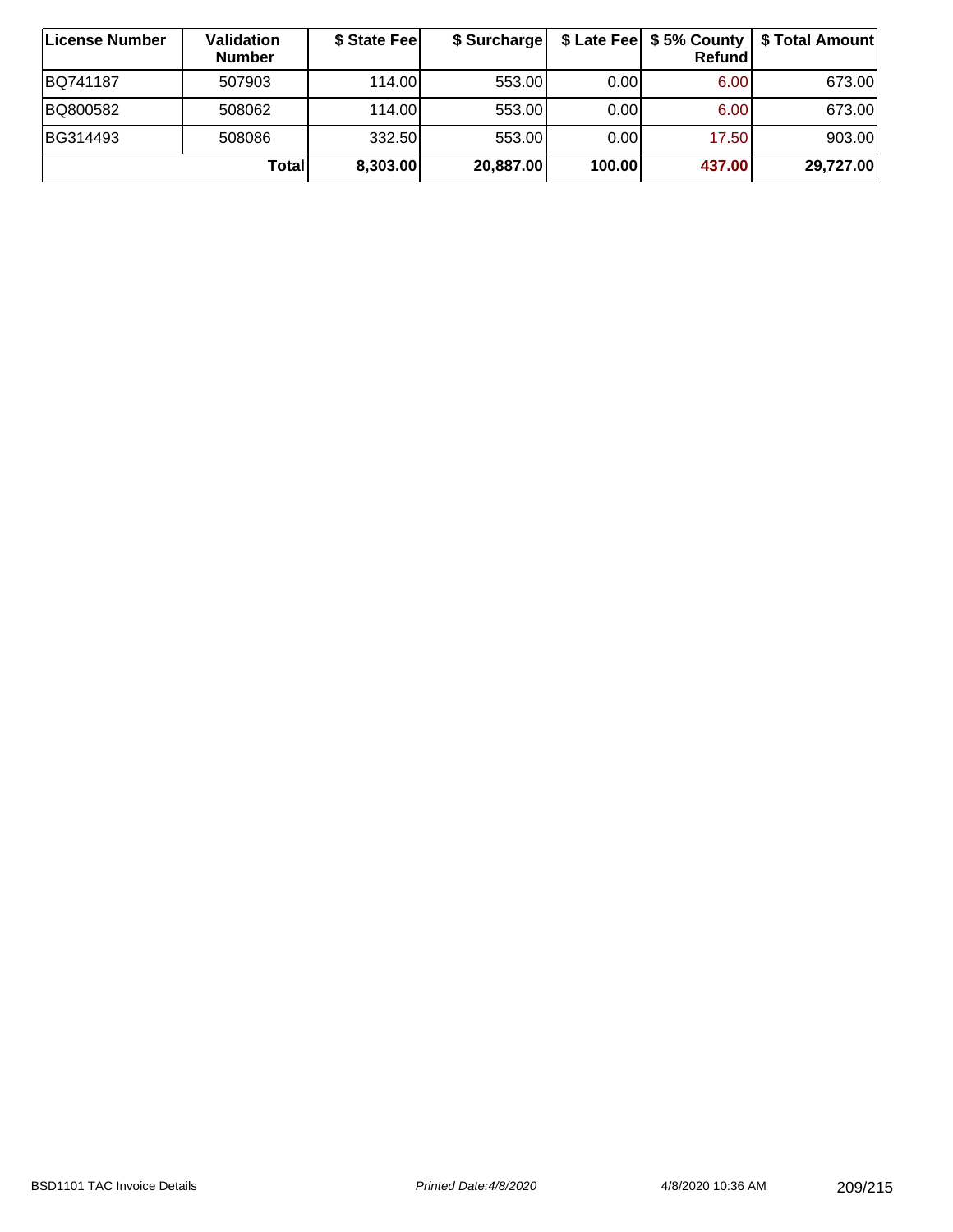| License Number | Validation Number | $ State Fee | $ Surcharge | $ Late Fee | $ 5% County Refund | $ Total Amount |
|---|---|---|---|---|---|---|
| BQ741187 | 507903 | 114.00 | 553.00 | 0.00 | 6.00 | 673.00 |
| BQ800582 | 508062 | 114.00 | 553.00 | 0.00 | 6.00 | 673.00 |
| BG314493 | 508086 | 332.50 | 553.00 | 0.00 | 17.50 | 903.00 |
| | **Total** | **8,303.00** | **20,887.00** | **100.00** | **437.00** | **29,727.00** |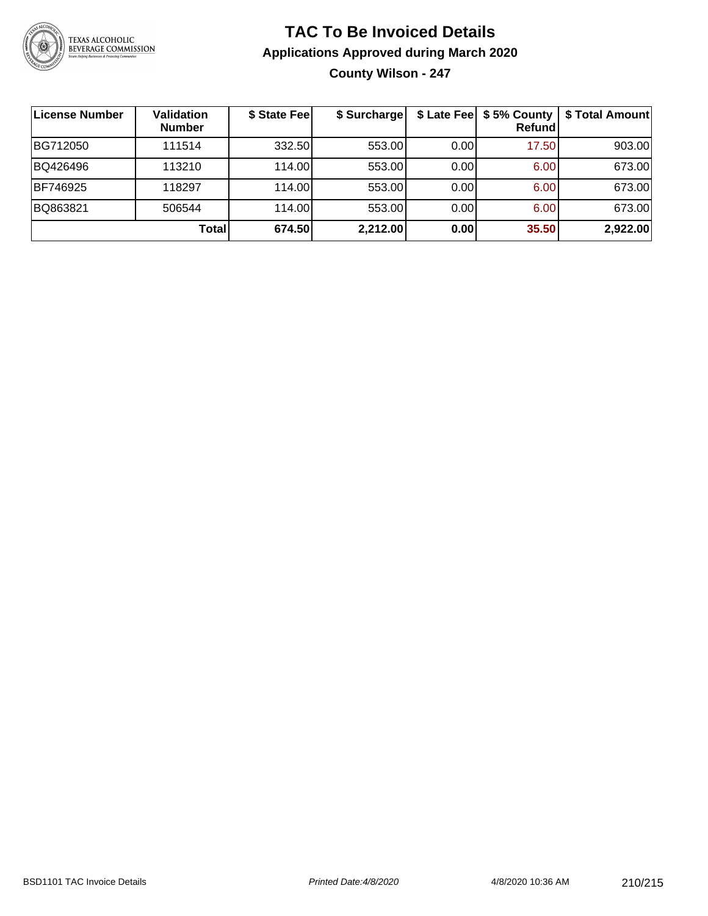# TAC To Be Invoiced Details

## Applications Approved during March 2020

### County Wilson - 247

| License Number | Validation Number | $ State Fee | $ Surcharge | $ Late Fee | $ 5% County Refund | $ Total Amount |
|---|---|---|---|---|---|---|
| BG712050 | 111514 | 332.50 | 553.00 | 0.00 | 17.50 | 903.00 |
| BQ426496 | 113210 | 114.00 | 553.00 | 0.00 | 6.00 | 673.00 |
| BF746925 | 118297 | 114.00 | 553.00 | 0.00 | 6.00 | 673.00 |
| BQ863821 | 506544 | 114.00 | 553.00 | 0.00 | 6.00 | 673.00 |
| | **Total** | **674.50** | **2,212.00** | **0.00** | **35.50** | **2,922.00** |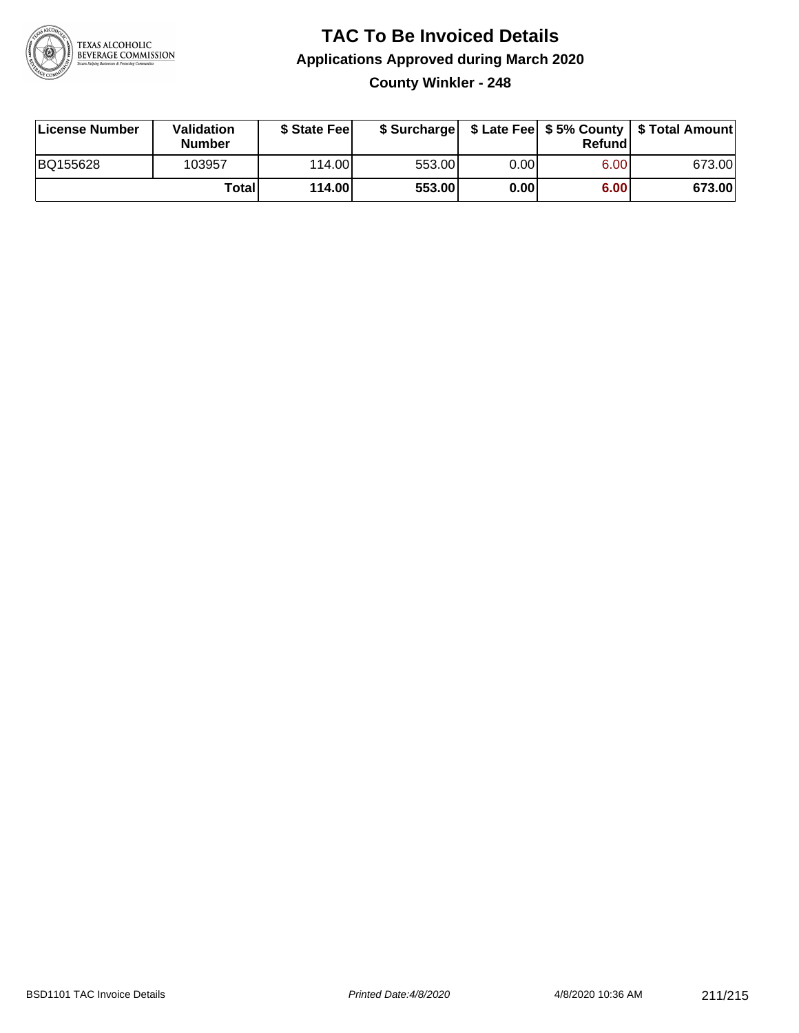# TAC To Be Invoiced Details

## Applications Approved during March 2020

### County Winkler - 248

| License Number | Validation Number | $ State Fee | $ Surcharge | $ Late Fee | $ 5% County Refund | $ Total Amount |
|---|---|---|---|---|---|---|
| BQ155628 | 103957 | 114.00 | 553.00 | 0.00 | 6.00 | 673.00 |
| | **Total** | **114.00** | **553.00** | **0.00** | **6.00** | **673.00** |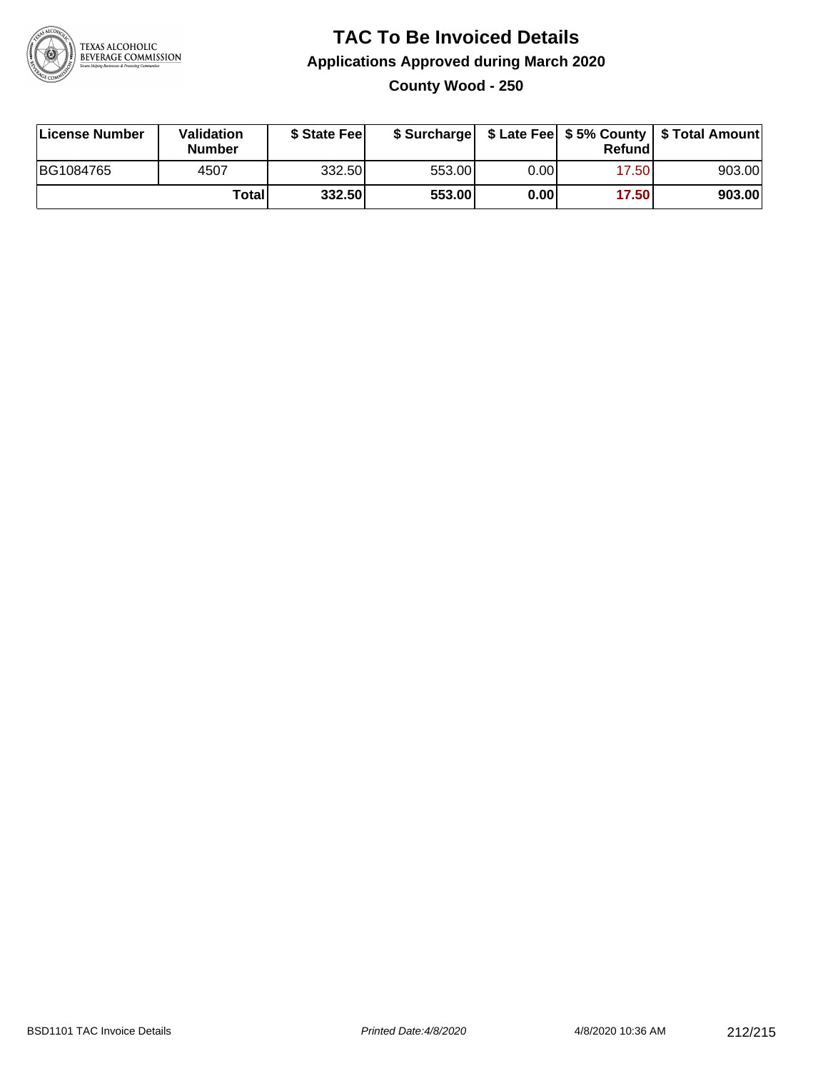# TAC To Be Invoiced Details

## Applications Approved during March 2020

### County Wood - 250

| License Number | Validation Number | $ State Fee | $ Surcharge | $ Late Fee | $ 5% County Refund | $ Total Amount |
|---|---|---|---|---|---|---|
| BG1084765 | 4507 | 332.50 | 553.00 | 0.00 | 17.50 | 903.00 |
| | **Total** | **332.50** | **553.00** | **0.00** | **17.50** | **903.00** |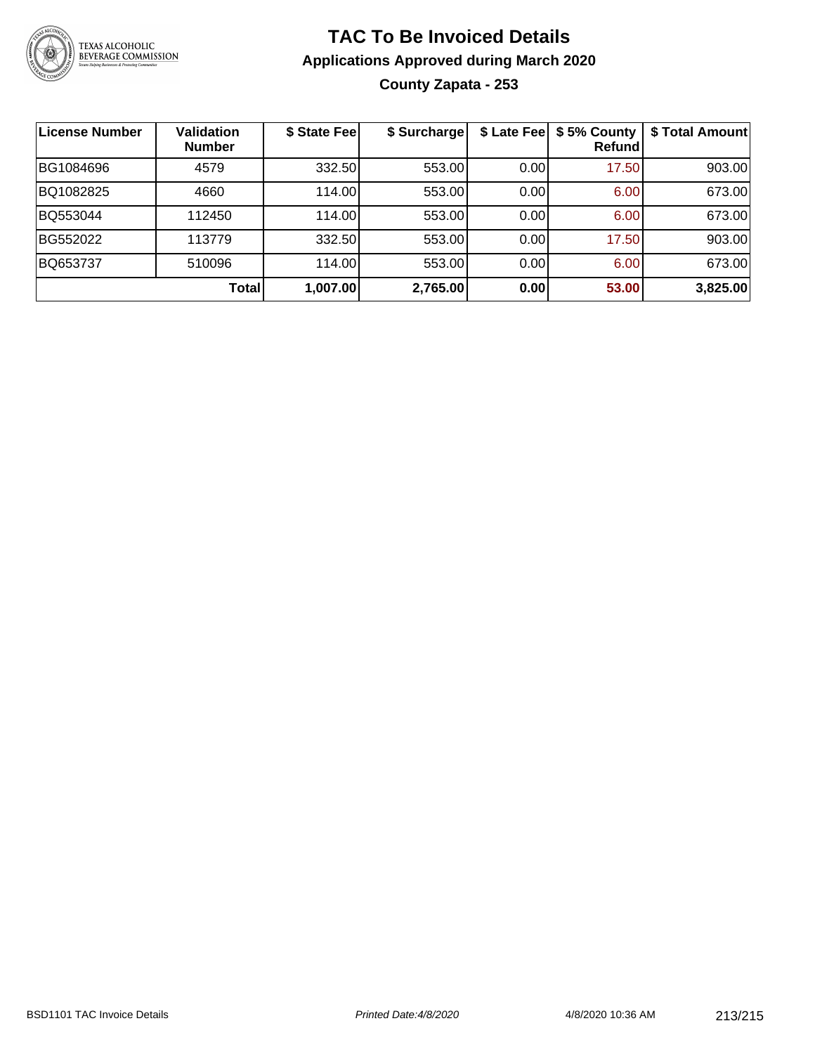# TAC To Be Invoiced Details

## Applications Approved during March 2020

### County Zapata - 253

| License Number | Validation Number | $ State Fee | $ Surcharge | $ Late Fee | $ 5% County Refund | $ Total Amount |
|---|---|---|---|---|---|---|
| BG1084696 | 4579 | 332.50 | 553.00 | 0.00 | 17.50 | 903.00 |
| BQ1082825 | 4660 | 114.00 | 553.00 | 0.00 | 6.00 | 673.00 |
| BQ553044 | 112450 | 114.00 | 553.00 | 0.00 | 6.00 | 673.00 |
| BG552022 | 113779 | 332.50 | 553.00 | 0.00 | 17.50 | 903.00 |
| BQ653737 | 510096 | 114.00 | 553.00 | 0.00 | 6.00 | 673.00 |
| | **Total** | **1,007.00** | **2,765.00** | **0.00** | **53.00** | **3,825.00** |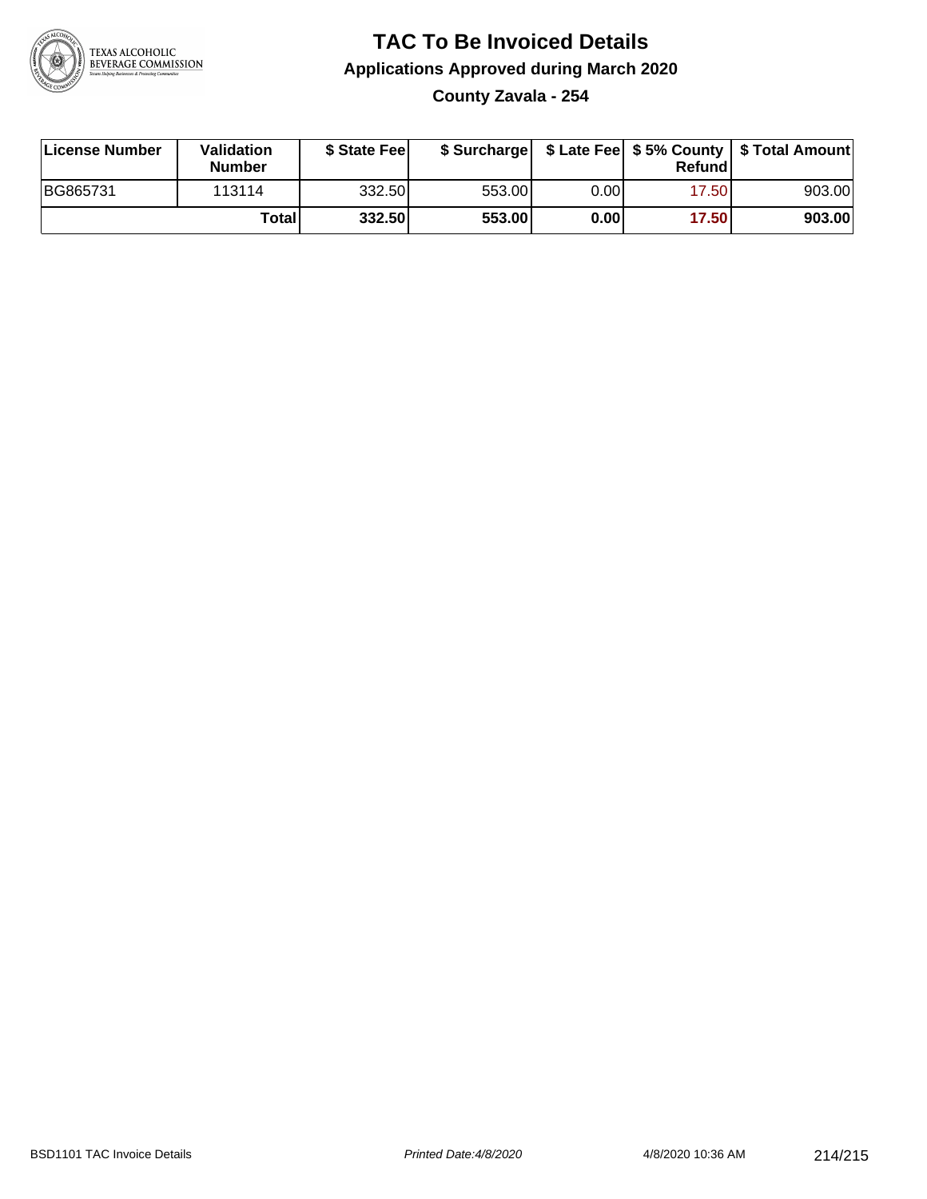# TAC To Be Invoiced Details

## Applications Approved during March 2020

### County Zavala - 254

| License Number | Validation Number | $ State Fee | $ Surcharge | $ Late Fee | $ 5% County Refund | $ Total Amount |
|---|---|---|---|---|---|---|
| BG865731 | 113114 | 332.50 | 553.00 | 0.00 | 17.50 | 903.00 |
| | **Total** | **332.50** | **553.00** | **0.00** | **17.50** | **903.00** |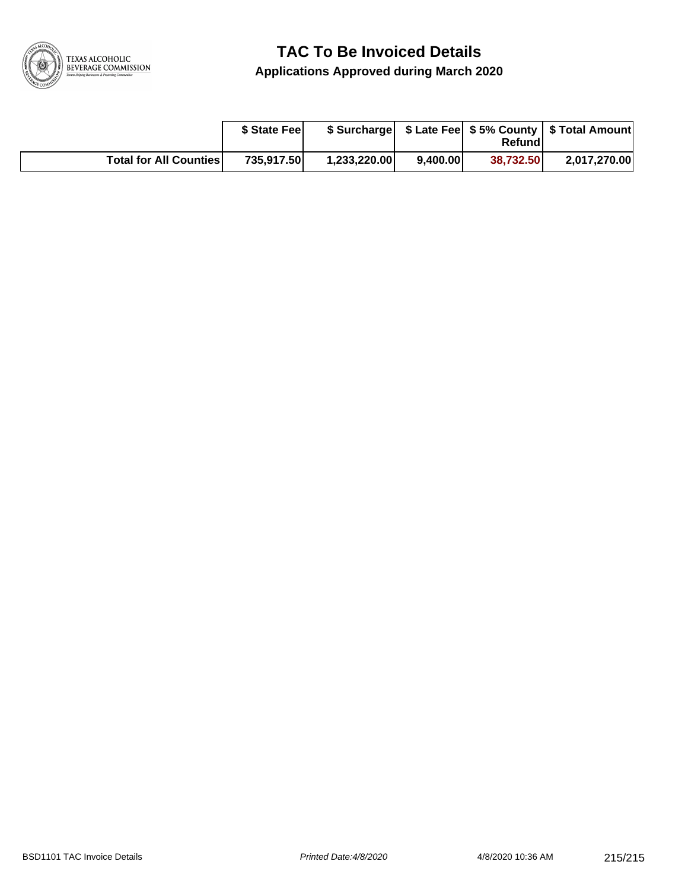# TAC To Be Invoiced Details

## Applications Approved during March 2020

| | \$ State Fee | \$ Surcharge | \$ Late Fee | \$ 5% County Refund | \$ Total Amount |
|---|---|---|---|---|---|
| **Total for All Counties** | 735,917.50 | 1,233,220.00 | 9,400.00 | 38,732.50 | 2,017,270.00 |